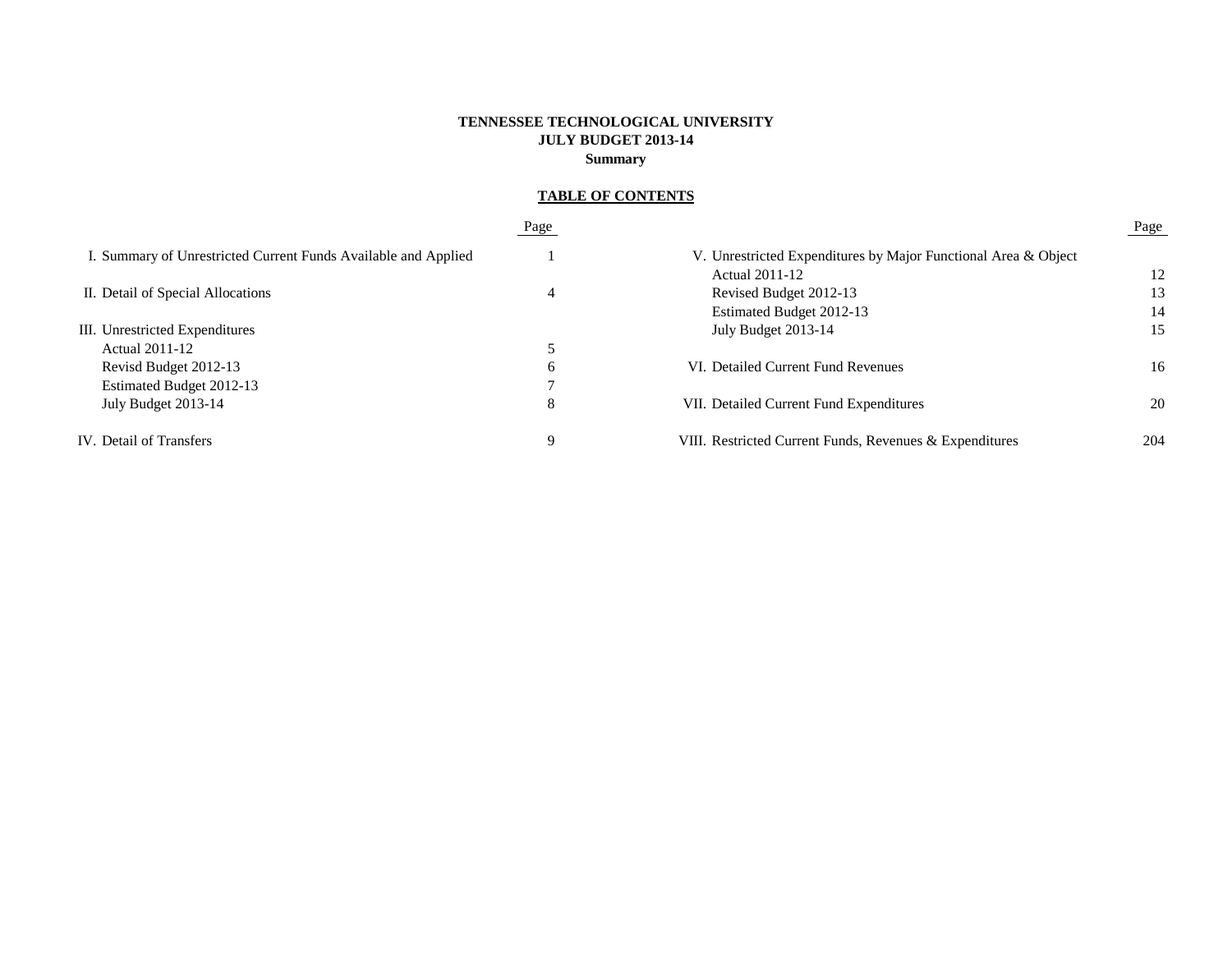**TENNESSEE TECHNOLOGICAL UNIVERSITY**
**JULY BUDGET 2013-14**
**Summary**

**TABLE OF CONTENTS**

| | Page |
|---|---|
| I. Summary of Unrestricted Current Funds Available and Applied | 1 |
| II. Detail of Special Allocations | 4 |
| III. Unrestricted Expenditures | |
| Actual 2011-12 | 5 |
| Revisd Budget 2012-13 | 6 |
| Estimated Budget 2012-13 | 7 |
| July Budget 2013-14 | 8 |
| IV. Detail of Transfers | 9 |
| V. Unrestricted Expenditures by Major Functional Area & Object | |
| Actual 2011-12 | 12 |
| Revised Budget 2012-13 | 13 |
| Estimated Budget 2012-13 | 14 |
| July Budget 2013-14 | 15 |
| VI. Detailed Current Fund Revenues | 16 |
| VII. Detailed Current Fund Expenditures | 20 |
| VIII. Restricted Current Funds, Revenues & Expenditures | 204 |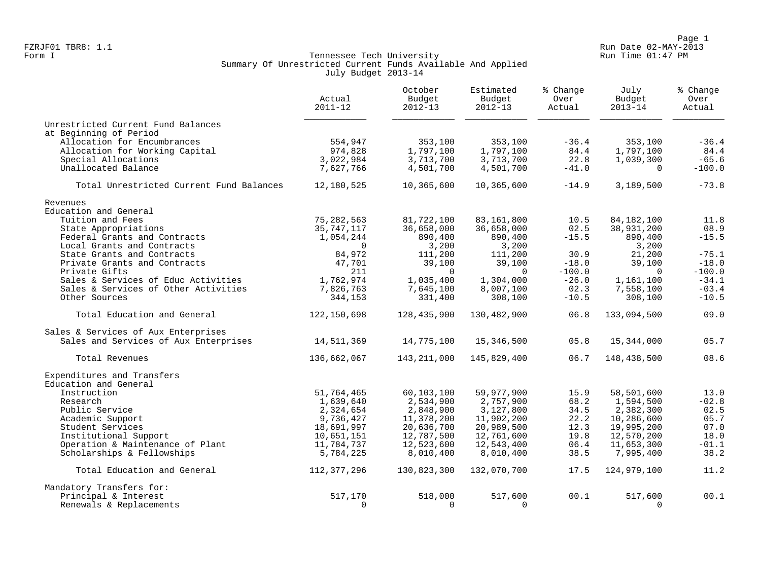FZRJF01 TBR8: 1.1
Form I

Run Date 02-MAY-2013
Run Time 01:47 PM

# Tennessee Tech University
## Summary Of Unrestricted Current Funds Available And Applied
### July Budget 2013-14

| | Actual 2011-12 | October Budget 2012-13 | Estimated Budget 2012-13 | % Change Over Actual | July Budget 2013-14 | % Change Over Actual |
|---|---|---|---|---|---|---|
| Unrestricted Current Fund Balances at Beginning of Period | | | | | | |
| Allocation for Encumbrances | 554,947 | 353,100 | 353,100 | -36.4 | 353,100 | -36.4 |
| Allocation for Working Capital | 974,828 | 1,797,100 | 1,797,100 | 84.4 | 1,797,100 | 84.4 |
| Special Allocations | 3,022,984 | 3,713,700 | 3,713,700 | 22.8 | 1,039,300 | -65.6 |
| Unallocated Balance | 7,627,766 | 4,501,700 | 4,501,700 | -41.0 | 0 | -100.0 |
| Total Unrestricted Current Fund Balances | 12,180,525 | 10,365,600 | 10,365,600 | -14.9 | 3,189,500 | -73.8 |
| Revenues | | | | | | |
| Education and General | | | | | | |
| Tuition and Fees | 75,282,563 | 81,722,100 | 83,161,800 | 10.5 | 84,182,100 | 11.8 |
| State Appropriations | 35,747,117 | 36,658,000 | 36,658,000 | 02.5 | 38,931,200 | 08.9 |
| Federal Grants and Contracts | 1,054,244 | 890,400 | 890,400 | -15.5 | 890,400 | -15.5 |
| Local Grants and Contracts | 0 | 3,200 | 3,200 | | 3,200 | |
| State Grants and Contracts | 84,972 | 111,200 | 111,200 | 30.9 | 21,200 | -75.1 |
| Private Grants and Contracts | 47,701 | 39,100 | 39,100 | -18.0 | 39,100 | -18.0 |
| Private Gifts | 211 | 0 | 0 | -100.0 | 0 | -100.0 |
| Sales & Services of Educ Activities | 1,762,974 | 1,035,400 | 1,304,000 | -26.0 | 1,161,100 | -34.1 |
| Sales & Services of Other Activities | 7,826,763 | 7,645,100 | 8,007,100 | 02.3 | 7,558,100 | -03.4 |
| Other Sources | 344,153 | 331,400 | 308,100 | -10.5 | 308,100 | -10.5 |
| Total Education and General | 122,150,698 | 128,435,900 | 130,482,900 | 06.8 | 133,094,500 | 09.0 |
| Sales & Services of Aux Enterprises | | | | | | |
| Sales and Services of Aux Enterprises | 14,511,369 | 14,775,100 | 15,346,500 | 05.8 | 15,344,000 | 05.7 |
| Total Revenues | 136,662,067 | 143,211,000 | 145,829,400 | 06.7 | 148,438,500 | 08.6 |
| Expenditures and Transfers | | | | | | |
| Education and General | | | | | | |
| Instruction | 51,764,465 | 60,103,100 | 59,977,900 | 15.9 | 58,501,600 | 13.0 |
| Research | 1,639,640 | 2,534,900 | 2,757,900 | 68.2 | 1,594,500 | -02.8 |
| Public Service | 2,324,654 | 2,848,900 | 3,127,800 | 34.5 | 2,382,300 | 02.5 |
| Academic Support | 9,736,427 | 11,378,200 | 11,902,200 | 22.2 | 10,286,600 | 05.7 |
| Student Services | 18,691,997 | 20,636,700 | 20,989,500 | 12.3 | 19,995,200 | 07.0 |
| Institutional Support | 10,651,151 | 12,787,500 | 12,761,600 | 19.8 | 12,570,200 | 18.0 |
| Operation & Maintenance of Plant | 11,784,737 | 12,523,600 | 12,543,400 | 06.4 | 11,653,300 | -01.1 |
| Scholarships & Fellowships | 5,784,225 | 8,010,400 | 8,010,400 | 38.5 | 7,995,400 | 38.2 |
| Total Education and General | 112,377,296 | 130,823,300 | 132,070,700 | 17.5 | 124,979,100 | 11.2 |
| Mandatory Transfers for: | | | | | | |
| Principal & Interest | 517,170 | 518,000 | 517,600 | 00.1 | 517,600 | 00.1 |
| Renewals & Replacements | 0 | 0 | 0 | | 0 | |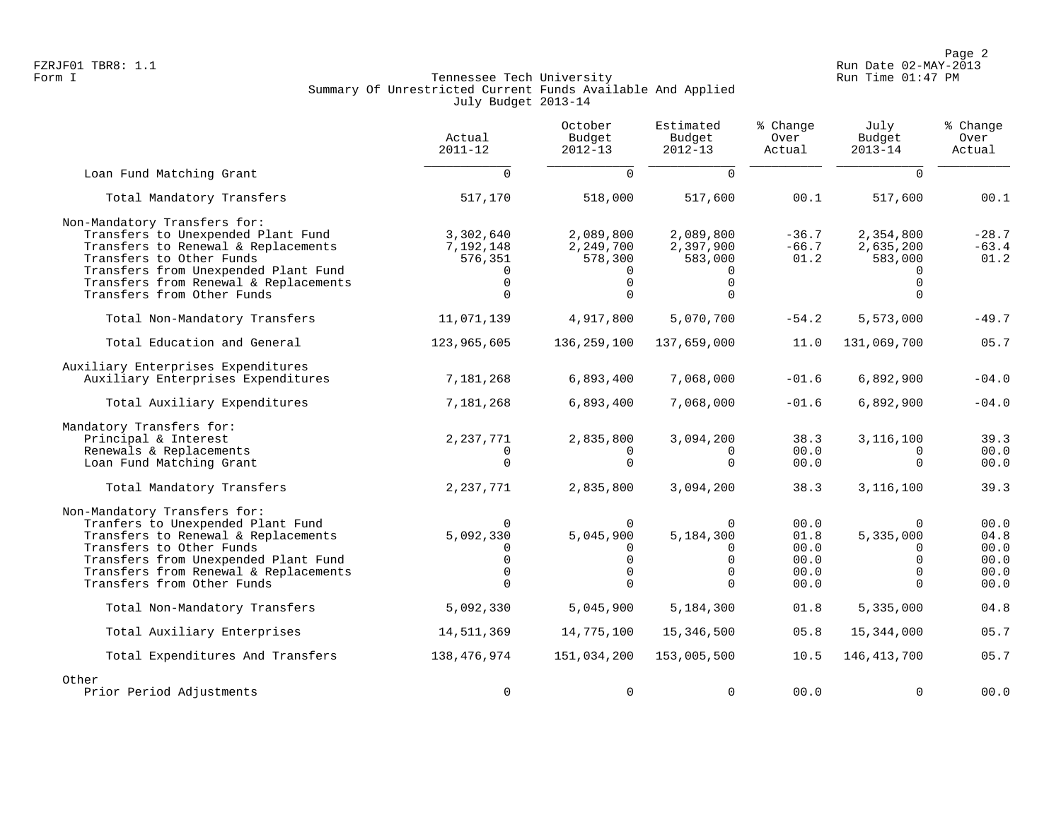FZRJF01 TBR8: 1.1
Form I

Tennessee Tech University
Summary Of Unrestricted Current Funds Available And Applied
July Budget 2013-14

Run Date 02-MAY-2013
Run Time 01:47 PM

| | Actual 2011-12 | October Budget 2012-13 | Estimated Budget 2012-13 | % Change Over Actual | July Budget 2013-14 | % Change Over Actual |
|---|---|---|---|---|---|---|
| Loan Fund Matching Grant | 0 | 0 | 0 | | 0 | |
| Total Mandatory Transfers | 517,170 | 518,000 | 517,600 | 00.1 | 517,600 | 00.1 |
| Non-Mandatory Transfers for: | | | | | | |
| Transfers to Unexpended Plant Fund | 3,302,640 | 2,089,800 | 2,089,800 | -36.7 | 2,354,800 | -28.7 |
| Transfers to Renewal & Replacements | 7,192,148 | 2,249,700 | 2,397,900 | -66.7 | 2,635,200 | -63.4 |
| Transfers to Other Funds | 576,351 | 578,300 | 583,000 | 01.2 | 583,000 | 01.2 |
| Transfers from Unexpended Plant Fund | 0 | 0 | 0 | | 0 | |
| Transfers from Renewal & Replacements | 0 | 0 | 0 | | 0 | |
| Transfers from Other Funds | 0 | 0 | 0 | | 0 | |
| Total Non-Mandatory Transfers | 11,071,139 | 4,917,800 | 5,070,700 | -54.2 | 5,573,000 | -49.7 |
| Total Education and General | 123,965,605 | 136,259,100 | 137,659,000 | 11.0 | 131,069,700 | 05.7 |
| Auxiliary Enterprises Expenditures | | | | | | |
| Auxiliary Enterprises Expenditures | 7,181,268 | 6,893,400 | 7,068,000 | -01.6 | 6,892,900 | -04.0 |
| Total Auxiliary Expenditures | 7,181,268 | 6,893,400 | 7,068,000 | -01.6 | 6,892,900 | -04.0 |
| Mandatory Transfers for: | | | | | | |
| Principal & Interest | 2,237,771 | 2,835,800 | 3,094,200 | 38.3 | 3,116,100 | 39.3 |
| Renewals & Replacements | 0 | 0 | 0 | 00.0 | 0 | 00.0 |
| Loan Fund Matching Grant | 0 | 0 | 0 | 00.0 | 0 | 00.0 |
| Total Mandatory Transfers | 2,237,771 | 2,835,800 | 3,094,200 | 38.3 | 3,116,100 | 39.3 |
| Non-Mandatory Transfers for: | | | | | | |
| Tranfers to Unexpended Plant Fund | 0 | 0 | 0 | 00.0 | 0 | 00.0 |
| Transfers to Renewal & Replacements | 5,092,330 | 5,045,900 | 5,184,300 | 01.8 | 5,335,000 | 04.8 |
| Transfers to Other Funds | 0 | 0 | 0 | 00.0 | 0 | 00.0 |
| Transfers from Unexpended Plant Fund | 0 | 0 | 0 | 00.0 | 0 | 00.0 |
| Transfers from Renewal & Replacements | 0 | 0 | 0 | 00.0 | 0 | 00.0 |
| Transfers from Other Funds | 0 | 0 | 0 | 00.0 | 0 | 00.0 |
| Total Non-Mandatory Transfers | 5,092,330 | 5,045,900 | 5,184,300 | 01.8 | 5,335,000 | 04.8 |
| Total Auxiliary Enterprises | 14,511,369 | 14,775,100 | 15,346,500 | 05.8 | 15,344,000 | 05.7 |
| Total Expenditures And Transfers | 138,476,974 | 151,034,200 | 153,005,500 | 10.5 | 146,413,700 | 05.7 |
| Other | | | | | | |
| Prior Period Adjustments | 0 | 0 | 0 | 00.0 | 0 | 00.0 |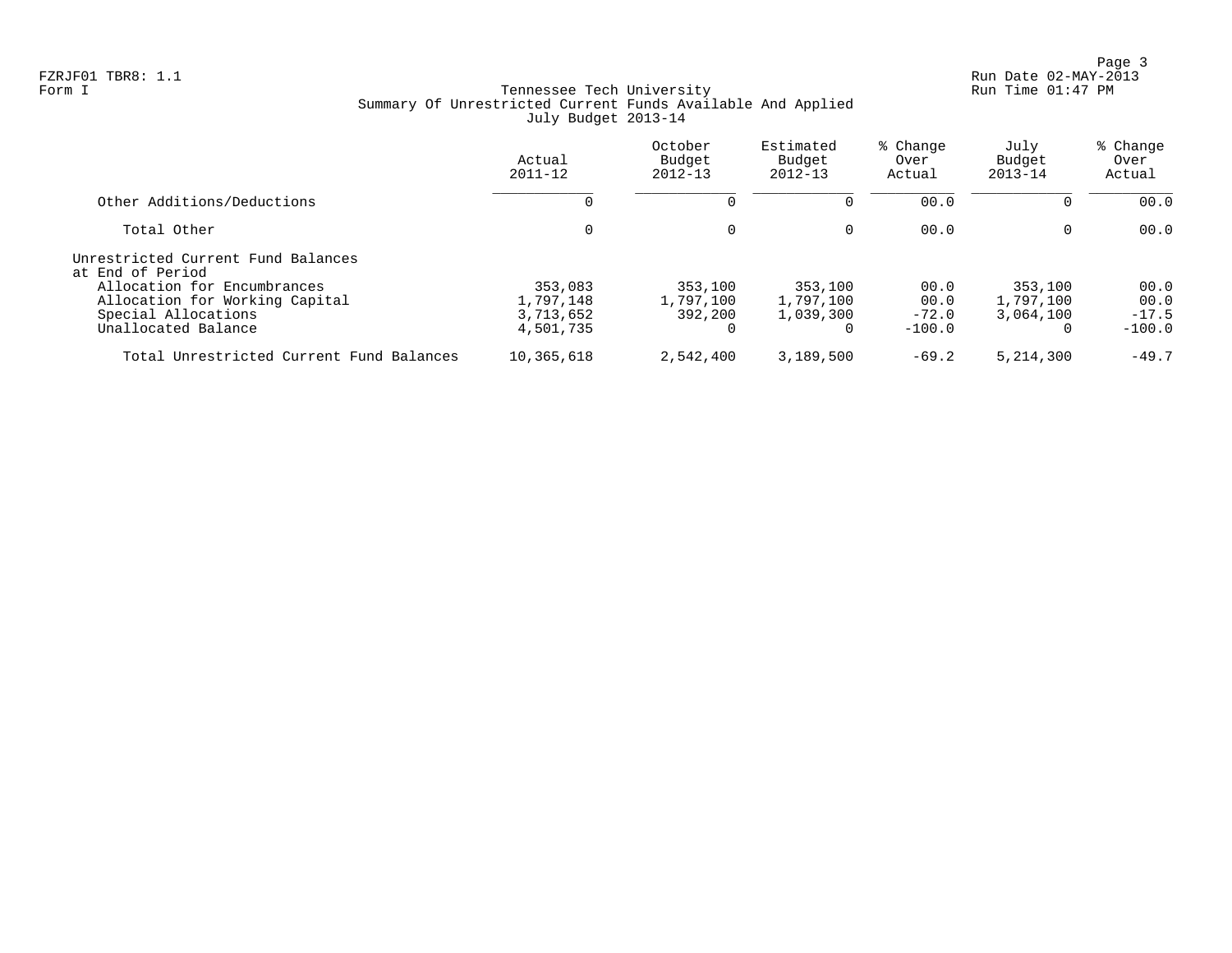FZRJF01 TBR8: 1.1
Form I

Tennessee Tech University
Summary Of Unrestricted Current Funds Available And Applied
July Budget 2013-14

Run Date 02-MAY-2013
Run Time 01:47 PM

| | Actual 2011-12 | October Budget 2012-13 | Estimated Budget 2012-13 | % Change Over Actual | July Budget 2013-14 | % Change Over Actual |
|---|---|---|---|---|---|---|
| Other Additions/Deductions | 0 | 0 | 0 | 00.0 | 0 | 00.0 |
| Total Other | 0 | 0 | 0 | 00.0 | 0 | 00.0 |
| Unrestricted Current Fund Balances at End of Period | | | | | | |
| Allocation for Encumbrances | 353,083 | 353,100 | 353,100 | 00.0 | 353,100 | 00.0 |
| Allocation for Working Capital | 1,797,148 | 1,797,100 | 1,797,100 | 00.0 | 1,797,100 | 00.0 |
| Special Allocations | 3,713,652 | 392,200 | 1,039,300 | -72.0 | 3,064,100 | -17.5 |
| Unallocated Balance | 4,501,735 | 0 | 0 | -100.0 | 0 | -100.0 |
| Total Unrestricted Current Fund Balances | 10,365,618 | 2,542,400 | 3,189,500 | -69.2 | 5,214,300 | -49.7 |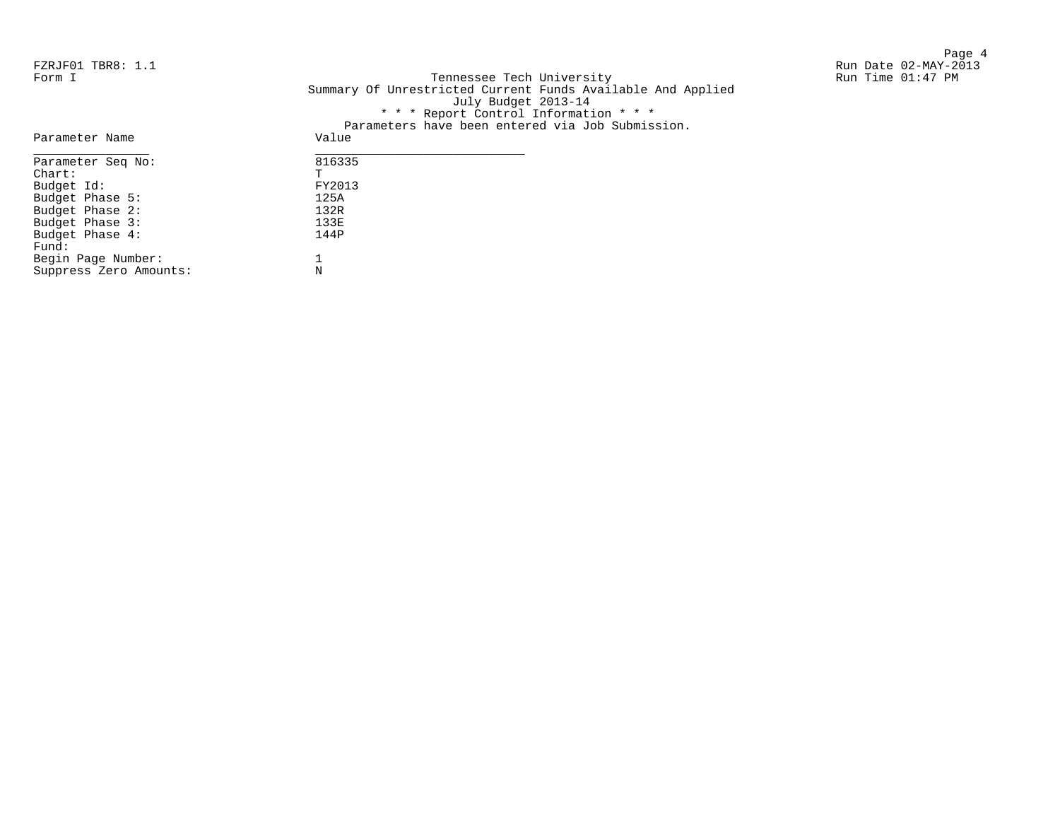FZRJF01 TBR8: 1.1
Form I

Tennessee Tech University
Summary Of Unrestricted Current Funds Available And Applied
July Budget 2013-14

Run Date 02-MAY-2013
Run Time 01:47 PM

* * * Report Control Information * * *

Parameters have been entered via Job Submission.

| Parameter Name | Value |
|---|---|
| Parameter Seq No: | 816335 |
| Chart: | T |
| Budget Id: | FY2013 |
| Budget Phase 5: | 125A |
| Budget Phase 2: | 132R |
| Budget Phase 3: | 133E |
| Budget Phase 4: | 144P |
| Fund: | |
| Begin Page Number: | 1 |
| Suppress Zero Amounts: | N |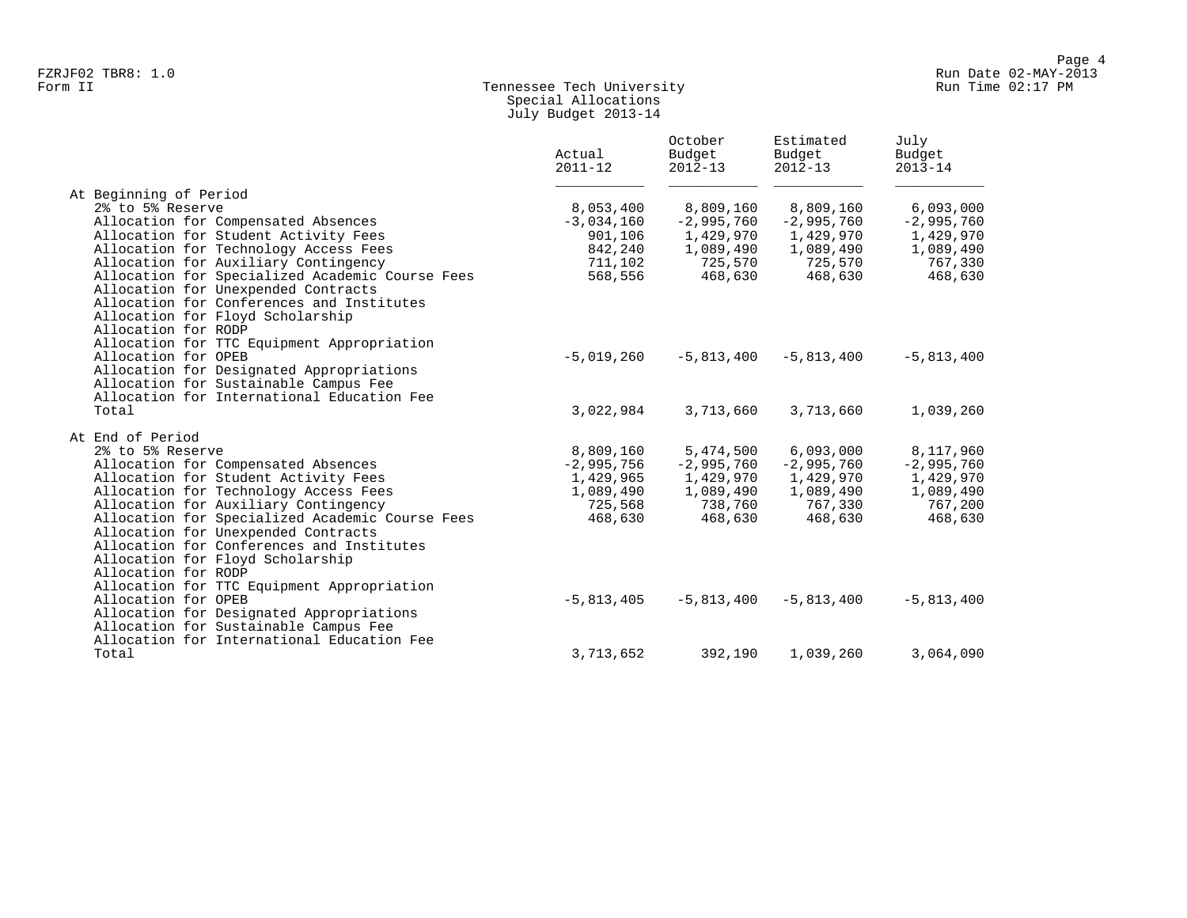FZRJF02 TBR8: 1.0
Form II

# Tennessee Tech University
## Special Allocations
## July Budget 2013-14

| | Actual 2011-12 | October Budget 2012-13 | Estimated Budget 2012-13 | July Budget 2013-14 |
|---|---|---|---|---|
| **At Beginning of Period** | | | | |
| 2% to 5% Reserve | 8,053,400 | 8,809,160 | 8,809,160 | 6,093,000 |
| Allocation for Compensated Absences | -3,034,160 | -2,995,760 | -2,995,760 | -2,995,760 |
| Allocation for Student Activity Fees | 901,106 | 1,429,970 | 1,429,970 | 1,429,970 |
| Allocation for Technology Access Fees | 842,240 | 1,089,490 | 1,089,490 | 1,089,490 |
| Allocation for Auxiliary Contingency | 711,102 | 725,570 | 725,570 | 767,330 |
| Allocation for Specialized Academic Course Fees | 568,556 | 468,630 | 468,630 | 468,630 |
| Allocation for Unexpended Contracts | | | | |
| Allocation for Conferences and Institutes | | | | |
| Allocation for Floyd Scholarship | | | | |
| Allocation for RODP | | | | |
| Allocation for TTC Equipment Appropriation | | | | |
| Allocation for OPEB | -5,019,260 | -5,813,400 | -5,813,400 | -5,813,400 |
| Allocation for Designated Appropriations | | | | |
| Allocation for Sustainable Campus Fee | | | | |
| Allocation for International Education Fee | | | | |
| Total | 3,022,984 | 3,713,660 | 3,713,660 | 1,039,260 |
| **At End of Period** | | | | |
| 2% to 5% Reserve | 8,809,160 | 5,474,500 | 6,093,000 | 8,117,960 |
| Allocation for Compensated Absences | -2,995,756 | -2,995,760 | -2,995,760 | -2,995,760 |
| Allocation for Student Activity Fees | 1,429,965 | 1,429,970 | 1,429,970 | 1,429,970 |
| Allocation for Technology Access Fees | 1,089,490 | 1,089,490 | 1,089,490 | 1,089,490 |
| Allocation for Auxiliary Contingency | 725,568 | 738,760 | 767,330 | 767,200 |
| Allocation for Specialized Academic Course Fees | 468,630 | 468,630 | 468,630 | 468,630 |
| Allocation for Unexpended Contracts | | | | |
| Allocation for Conferences and Institutes | | | | |
| Allocation for Floyd Scholarship | | | | |
| Allocation for RODP | | | | |
| Allocation for TTC Equipment Appropriation | | | | |
| Allocation for OPEB | -5,813,405 | -5,813,400 | -5,813,400 | -5,813,400 |
| Allocation for Designated Appropriations | | | | |
| Allocation for Sustainable Campus Fee | | | | |
| Allocation for International Education Fee | | | | |
| Total | 3,713,652 | 392,190 | 1,039,260 | 3,064,090 |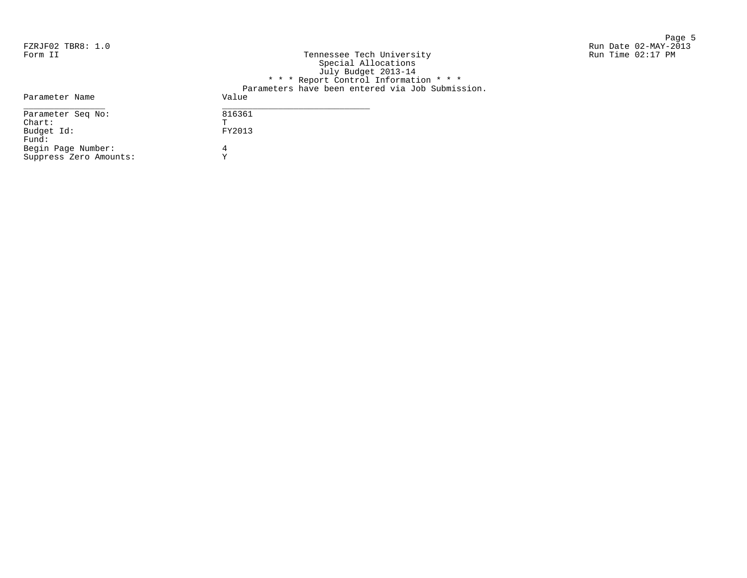FZRJF02 TBR8: 1.0
Form II

Run Date 02-MAY-2013
Run Time 02:17 PM

Tennessee Tech University
Special Allocations
July Budget 2013-14

* * * Report Control Information * * *

Parameters have been entered via Job Submission.

| Parameter Name | Value |
|---|---|
| Parameter Seq No: | 816361 |
| Chart: | T |
| Budget Id: | FY2013 |
| Fund: | |
| Begin Page Number: | 4 |
| Suppress Zero Amounts: | Y |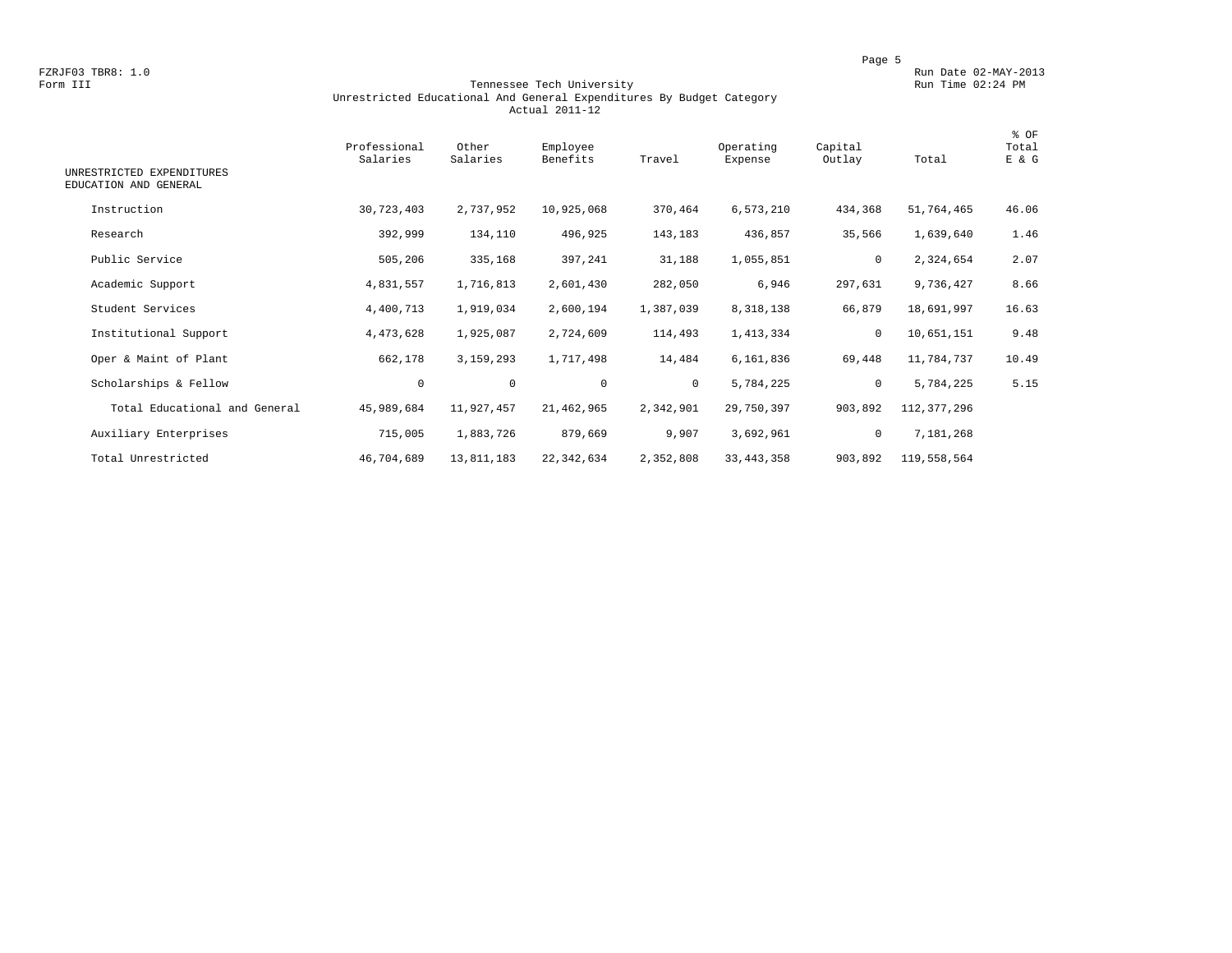FZRJF03 TBR8: 1.0
Form III

Run Date 02-MAY-2013
Run Time 02:24 PM

Tennessee Tech University
Unrestricted Educational And General Expenditures By Budget Category
Actual 2011-12

| UNRESTRICTED EXPENDITURES<br>EDUCATION AND GENERAL | Professional Salaries | Other Salaries | Employee Benefits | Travel | Operating Expense | Capital Outlay | Total | % OF Total E & G |
|---|---|---|---|---|---|---|---|---|
| Instruction | 30,723,403 | 2,737,952 | 10,925,068 | 370,464 | 6,573,210 | 434,368 | 51,764,465 | 46.06 |
| Research | 392,999 | 134,110 | 496,925 | 143,183 | 436,857 | 35,566 | 1,639,640 | 1.46 |
| Public Service | 505,206 | 335,168 | 397,241 | 31,188 | 1,055,851 | 0 | 2,324,654 | 2.07 |
| Academic Support | 4,831,557 | 1,716,813 | 2,601,430 | 282,050 | 6,946 | 297,631 | 9,736,427 | 8.66 |
| Student Services | 4,400,713 | 1,919,034 | 2,600,194 | 1,387,039 | 8,318,138 | 66,879 | 18,691,997 | 16.63 |
| Institutional Support | 4,473,628 | 1,925,087 | 2,724,609 | 114,493 | 1,413,334 | 0 | 10,651,151 | 9.48 |
| Oper & Maint of Plant | 662,178 | 3,159,293 | 1,717,498 | 14,484 | 6,161,836 | 69,448 | 11,784,737 | 10.49 |
| Scholarships & Fellow | 0 | 0 | 0 | 0 | 5,784,225 | 0 | 5,784,225 | 5.15 |
| Total Educational and General | 45,989,684 | 11,927,457 | 21,462,965 | 2,342,901 | 29,750,397 | 903,892 | 112,377,296 | |
| Auxiliary Enterprises | 715,005 | 1,883,726 | 879,669 | 9,907 | 3,692,961 | 0 | 7,181,268 | |
| Total Unrestricted | 46,704,689 | 13,811,183 | 22,342,634 | 2,352,808 | 33,443,358 | 903,892 | 119,558,564 | |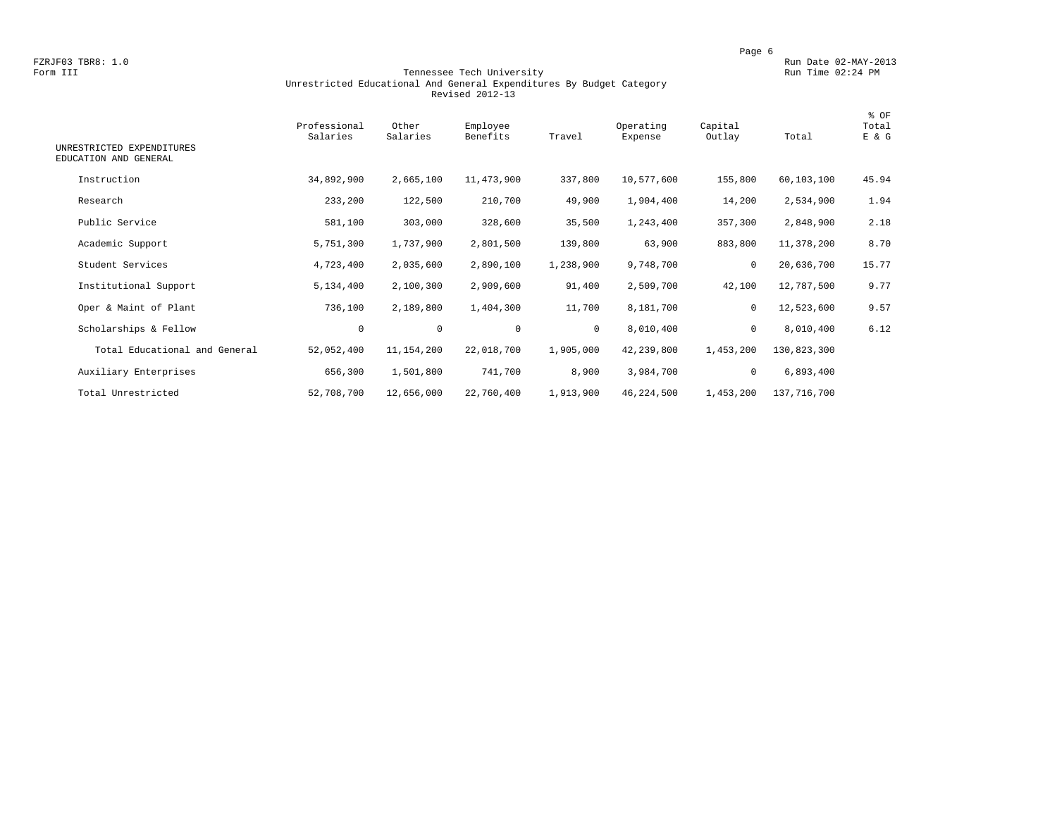FZRJF03 TBR8: 1.0
Form III

Run Date 02-MAY-2013
Run Time 02:24 PM

# Tennessee Tech University
## Unrestricted Educational And General Expenditures By Budget Category
### Revised 2012-13

| UNRESTRICTED EXPENDITURES EDUCATION AND GENERAL | Professional Salaries | Other Salaries | Employee Benefits | Travel | Operating Expense | Capital Outlay | Total | % OF Total E & G |
|---|---|---|---|---|---|---|---|---|
| Instruction | 34,892,900 | 2,665,100 | 11,473,900 | 337,800 | 10,577,600 | 155,800 | 60,103,100 | 45.94 |
| Research | 233,200 | 122,500 | 210,700 | 49,900 | 1,904,400 | 14,200 | 2,534,900 | 1.94 |
| Public Service | 581,100 | 303,000 | 328,600 | 35,500 | 1,243,400 | 357,300 | 2,848,900 | 2.18 |
| Academic Support | 5,751,300 | 1,737,900 | 2,801,500 | 139,800 | 63,900 | 883,800 | 11,378,200 | 8.70 |
| Student Services | 4,723,400 | 2,035,600 | 2,890,100 | 1,238,900 | 9,748,700 | 0 | 20,636,700 | 15.77 |
| Institutional Support | 5,134,400 | 2,100,300 | 2,909,600 | 91,400 | 2,509,700 | 42,100 | 12,787,500 | 9.77 |
| Oper & Maint of Plant | 736,100 | 2,189,800 | 1,404,300 | 11,700 | 8,181,700 | 0 | 12,523,600 | 9.57 |
| Scholarships & Fellow | 0 | 0 | 0 | 0 | 8,010,400 | 0 | 8,010,400 | 6.12 |
| Total Educational and General | 52,052,400 | 11,154,200 | 22,018,700 | 1,905,000 | 42,239,800 | 1,453,200 | 130,823,300 | |
| Auxiliary Enterprises | 656,300 | 1,501,800 | 741,700 | 8,900 | 3,984,700 | 0 | 6,893,400 | |
| Total Unrestricted | 52,708,700 | 12,656,000 | 22,760,400 | 1,913,900 | 46,224,500 | 1,453,200 | 137,716,700 | |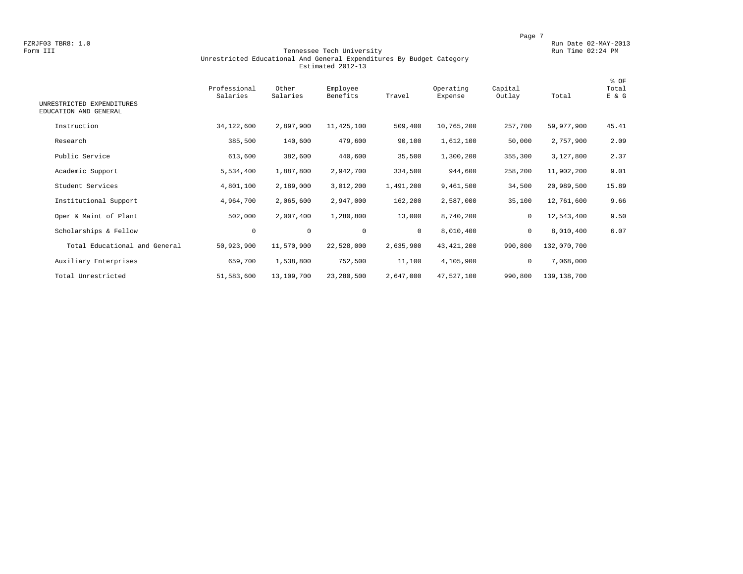FZRJF03 TBR8: 1.0
Form III

Run Date 02-MAY-2013
Run Time 02:24 PM

# Tennessee Tech University
## Unrestricted Educational And General Expenditures By Budget Category
### Estimated 2012-13

| UNRESTRICTED EXPENDITURES EDUCATION AND GENERAL | Professional Salaries | Other Salaries | Employee Benefits | Travel | Operating Expense | Capital Outlay | Total | % OF Total E & G |
|---|---|---|---|---|---|---|---|---|
| Instruction | 34,122,600 | 2,897,900 | 11,425,100 | 509,400 | 10,765,200 | 257,700 | 59,977,900 | 45.41 |
| Research | 385,500 | 140,600 | 479,600 | 90,100 | 1,612,100 | 50,000 | 2,757,900 | 2.09 |
| Public Service | 613,600 | 382,600 | 440,600 | 35,500 | 1,300,200 | 355,300 | 3,127,800 | 2.37 |
| Academic Support | 5,534,400 | 1,887,800 | 2,942,700 | 334,500 | 944,600 | 258,200 | 11,902,200 | 9.01 |
| Student Services | 4,801,100 | 2,189,000 | 3,012,200 | 1,491,200 | 9,461,500 | 34,500 | 20,989,500 | 15.89 |
| Institutional Support | 4,964,700 | 2,065,600 | 2,947,000 | 162,200 | 2,587,000 | 35,100 | 12,761,600 | 9.66 |
| Oper & Maint of Plant | 502,000 | 2,007,400 | 1,280,800 | 13,000 | 8,740,200 | 0 | 12,543,400 | 9.50 |
| Scholarships & Fellow | 0 | 0 | 0 | 0 | 8,010,400 | 0 | 8,010,400 | 6.07 |
| Total Educational and General | 50,923,900 | 11,570,900 | 22,528,000 | 2,635,900 | 43,421,200 | 990,800 | 132,070,700 | |
| Auxiliary Enterprises | 659,700 | 1,538,800 | 752,500 | 11,100 | 4,105,900 | 0 | 7,068,000 | |
| Total Unrestricted | 51,583,600 | 13,109,700 | 23,280,500 | 2,647,000 | 47,527,100 | 990,800 | 139,138,700 | |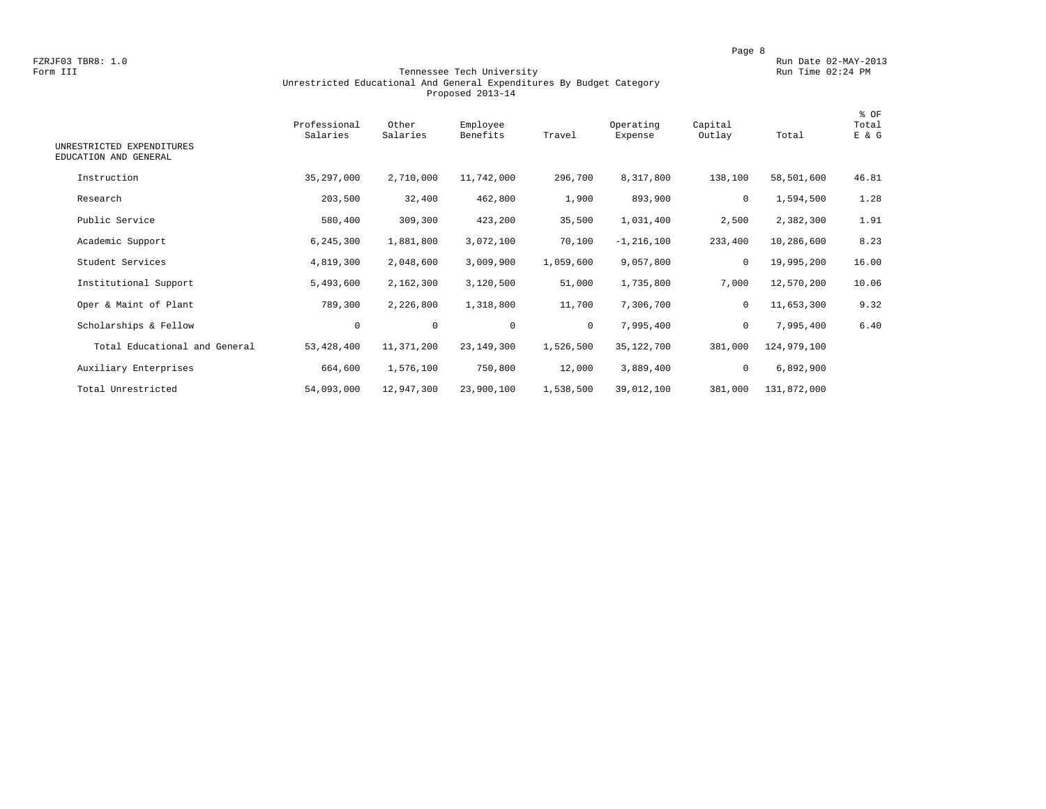FZRJF03 TBR8: 1.0
Form III

Run Date 02-MAY-2013
Run Time 02:24 PM

# Tennessee Tech University
## Unrestricted Educational And General Expenditures By Budget Category
### Proposed 2013-14

| UNRESTRICTED EXPENDITURES EDUCATION AND GENERAL | Professional Salaries | Other Salaries | Employee Benefits | Travel | Operating Expense | Capital Outlay | Total | % OF Total E & G |
|---|---|---|---|---|---|---|---|---|
| Instruction | 35,297,000 | 2,710,000 | 11,742,000 | 296,700 | 8,317,800 | 138,100 | 58,501,600 | 46.81 |
| Research | 203,500 | 32,400 | 462,800 | 1,900 | 893,900 | 0 | 1,594,500 | 1.28 |
| Public Service | 580,400 | 309,300 | 423,200 | 35,500 | 1,031,400 | 2,500 | 2,382,300 | 1.91 |
| Academic Support | 6,245,300 | 1,881,800 | 3,072,100 | 70,100 | -1,216,100 | 233,400 | 10,286,600 | 8.23 |
| Student Services | 4,819,300 | 2,048,600 | 3,009,900 | 1,059,600 | 9,057,800 | 0 | 19,995,200 | 16.00 |
| Institutional Support | 5,493,600 | 2,162,300 | 3,120,500 | 51,000 | 1,735,800 | 7,000 | 12,570,200 | 10.06 |
| Oper & Maint of Plant | 789,300 | 2,226,800 | 1,318,800 | 11,700 | 7,306,700 | 0 | 11,653,300 | 9.32 |
| Scholarships & Fellow | 0 | 0 | 0 | 0 | 7,995,400 | 0 | 7,995,400 | 6.40 |
| Total Educational and General | 53,428,400 | 11,371,200 | 23,149,300 | 1,526,500 | 35,122,700 | 381,000 | 124,979,100 | |
| Auxiliary Enterprises | 664,600 | 1,576,100 | 750,800 | 12,000 | 3,889,400 | 0 | 6,892,900 | |
| Total Unrestricted | 54,093,000 | 12,947,300 | 23,900,100 | 1,538,500 | 39,012,100 | 381,000 | 131,872,000 | |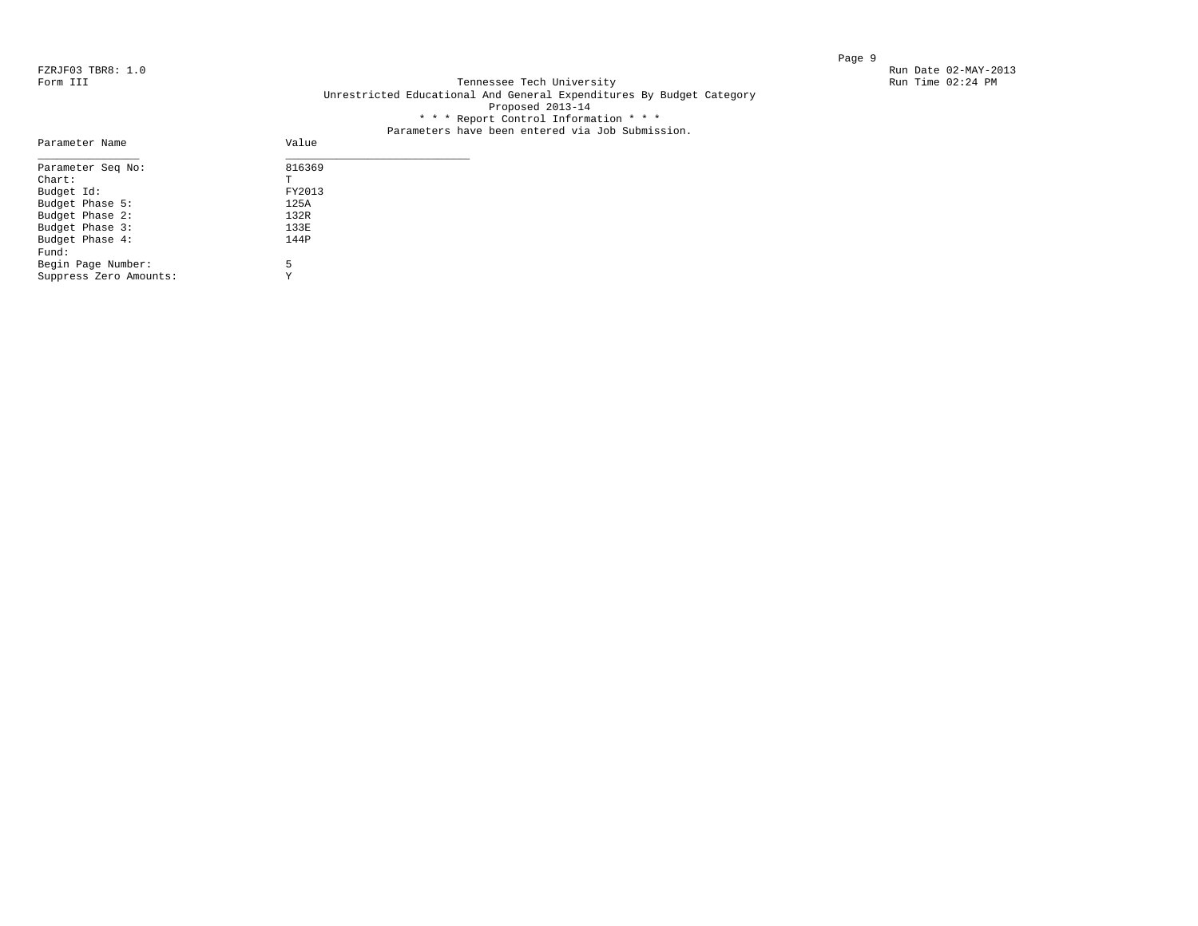FZRJF03 TBR8: 1.0
Form III

Run Date 02-MAY-2013
Run Time 02:24 PM

Tennessee Tech University
Unrestricted Educational And General Expenditures By Budget Category
Proposed 2013-14
* * * Report Control Information * * *
Parameters have been entered via Job Submission.

| Parameter Name | Value |
|---|---|
| Parameter Seq No: | 816369 |
| Chart: | T |
| Budget Id: | FY2013 |
| Budget Phase 5: | 125A |
| Budget Phase 2: | 132R |
| Budget Phase 3: | 133E |
| Budget Phase 4: | 144P |
| Fund: | |
| Begin Page Number: | 5 |
| Suppress Zero Amounts: | Y |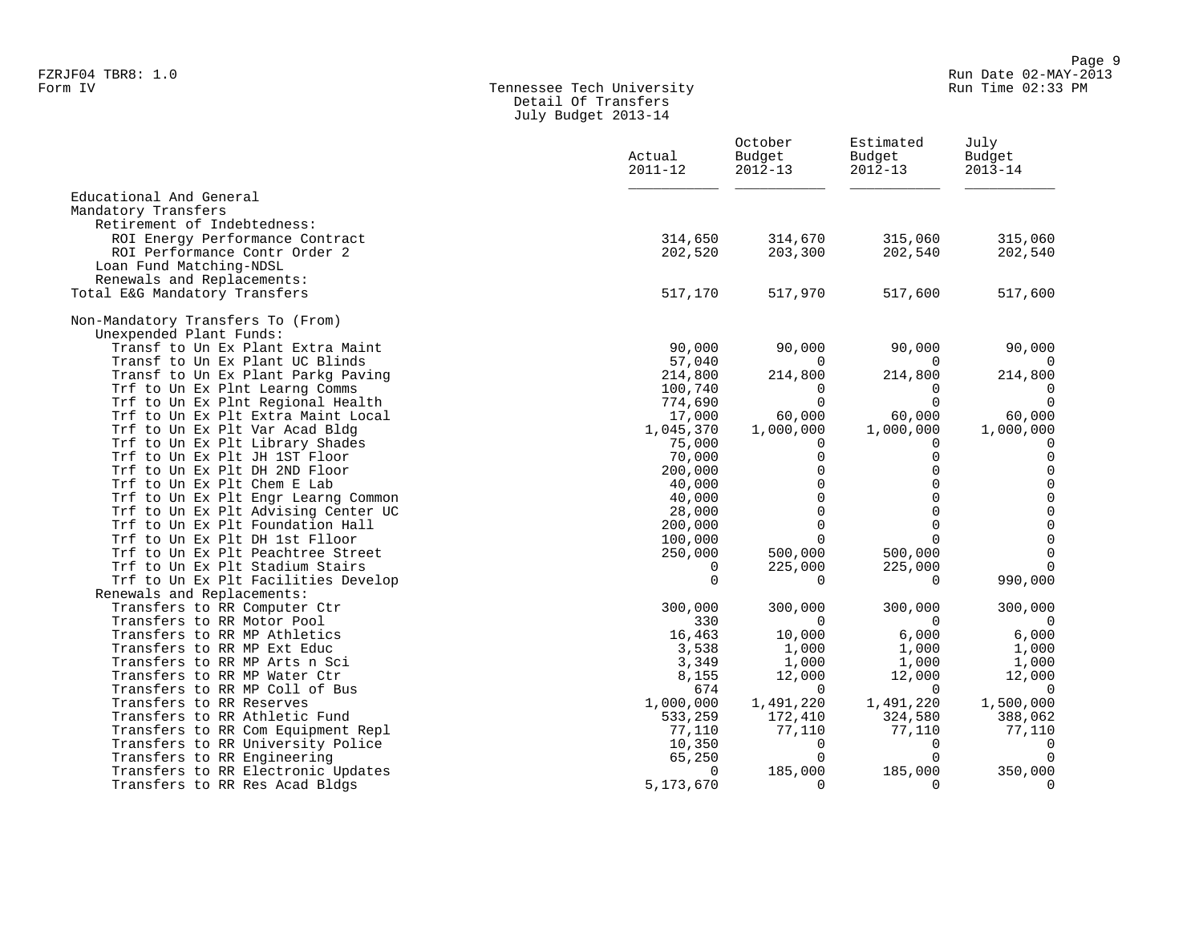FZRJF04 TBR8: 1.0
Form IV

Run Date 02-MAY-2013
Run Time 02:33 PM

# Tennessee Tech University
## Detail Of Transfers
### July Budget 2013-14

| | Actual 2011-12 | October Budget 2012-13 | Estimated Budget 2012-13 | July Budget 2013-14 |
|---|---|---|---|---|
| Educational And General | | | | |
| Mandatory Transfers | | | | |
| Retirement of Indebtedness: | | | | |
| ROI Energy Performance Contract | 314,650 | 314,670 | 315,060 | 315,060 |
| ROI Performance Contr Order 2 | 202,520 | 203,300 | 202,540 | 202,540 |
| Loan Fund Matching-NDSL | | | | |
| Renewals and Replacements: | | | | |
| Total E&G Mandatory Transfers | 517,170 | 517,970 | 517,600 | 517,600 |
| | | | | |
| Non-Mandatory Transfers To (From) | | | | |
| Unexpended Plant Funds: | | | | |
| Transf to Un Ex Plant Extra Maint | 90,000 | 90,000 | 90,000 | 90,000 |
| Transf to Un Ex Plant UC Blinds | 57,040 | 0 | 0 | 0 |
| Transf to Un Ex Plant Parkg Paving | 214,800 | 214,800 | 214,800 | 214,800 |
| Trf to Un Ex Plnt Learng Comms | 100,740 | 0 | 0 | 0 |
| Trf to Un Ex Plnt Regional Health | 774,690 | 0 | 0 | 0 |
| Trf to Un Ex Plt Extra Maint Local | 17,000 | 60,000 | 60,000 | 60,000 |
| Trf to Un Ex Plt Var Acad Bldg | 1,045,370 | 1,000,000 | 1,000,000 | 1,000,000 |
| Trf to Un Ex Plt Library Shades | 75,000 | 0 | 0 | 0 |
| Trf to Un Ex Plt JH 1ST Floor | 70,000 | 0 | 0 | 0 |
| Trf to Un Ex Plt DH 2ND Floor | 200,000 | 0 | 0 | 0 |
| Trf to Un Ex Plt Chem E Lab | 40,000 | 0 | 0 | 0 |
| Trf to Un Ex Plt Engr Learng Common | 40,000 | 0 | 0 | 0 |
| Trf to Un Ex Plt Advising Center UC | 28,000 | 0 | 0 | 0 |
| Trf to Un Ex Plt Foundation Hall | 200,000 | 0 | 0 | 0 |
| Trf to Un Ex Plt DH 1st Flloor | 100,000 | 0 | 0 | 0 |
| Trf to Un Ex Plt Peachtree Street | 250,000 | 500,000 | 500,000 | 0 |
| Trf to Un Ex Plt Stadium Stairs | 0 | 225,000 | 225,000 | 0 |
| Trf to Un Ex Plt Facilities Develop | 0 | 0 | 0 | 990,000 |
| Renewals and Replacements: | | | | |
| Transfers to RR Computer Ctr | 300,000 | 300,000 | 300,000 | 300,000 |
| Transfers to RR Motor Pool | 330 | 0 | 0 | 0 |
| Transfers to RR MP Athletics | 16,463 | 10,000 | 6,000 | 6,000 |
| Transfers to RR MP Ext Educ | 3,538 | 1,000 | 1,000 | 1,000 |
| Transfers to RR MP Arts n Sci | 3,349 | 1,000 | 1,000 | 1,000 |
| Transfers to RR MP Water Ctr | 8,155 | 12,000 | 12,000 | 12,000 |
| Transfers to RR MP Coll of Bus | 674 | 0 | 0 | 0 |
| Transfers to RR Reserves | 1,000,000 | 1,491,220 | 1,491,220 | 1,500,000 |
| Transfers to RR Athletic Fund | 533,259 | 172,410 | 324,580 | 388,062 |
| Transfers to RR Com Equipment Repl | 77,110 | 77,110 | 77,110 | 77,110 |
| Transfers to RR University Police | 10,350 | 0 | 0 | 0 |
| Transfers to RR Engineering | 65,250 | 0 | 0 | 0 |
| Transfers to RR Electronic Updates | 0 | 185,000 | 185,000 | 350,000 |
| Transfers to RR Res Acad Bldgs | 5,173,670 | 0 | 0 | 0 |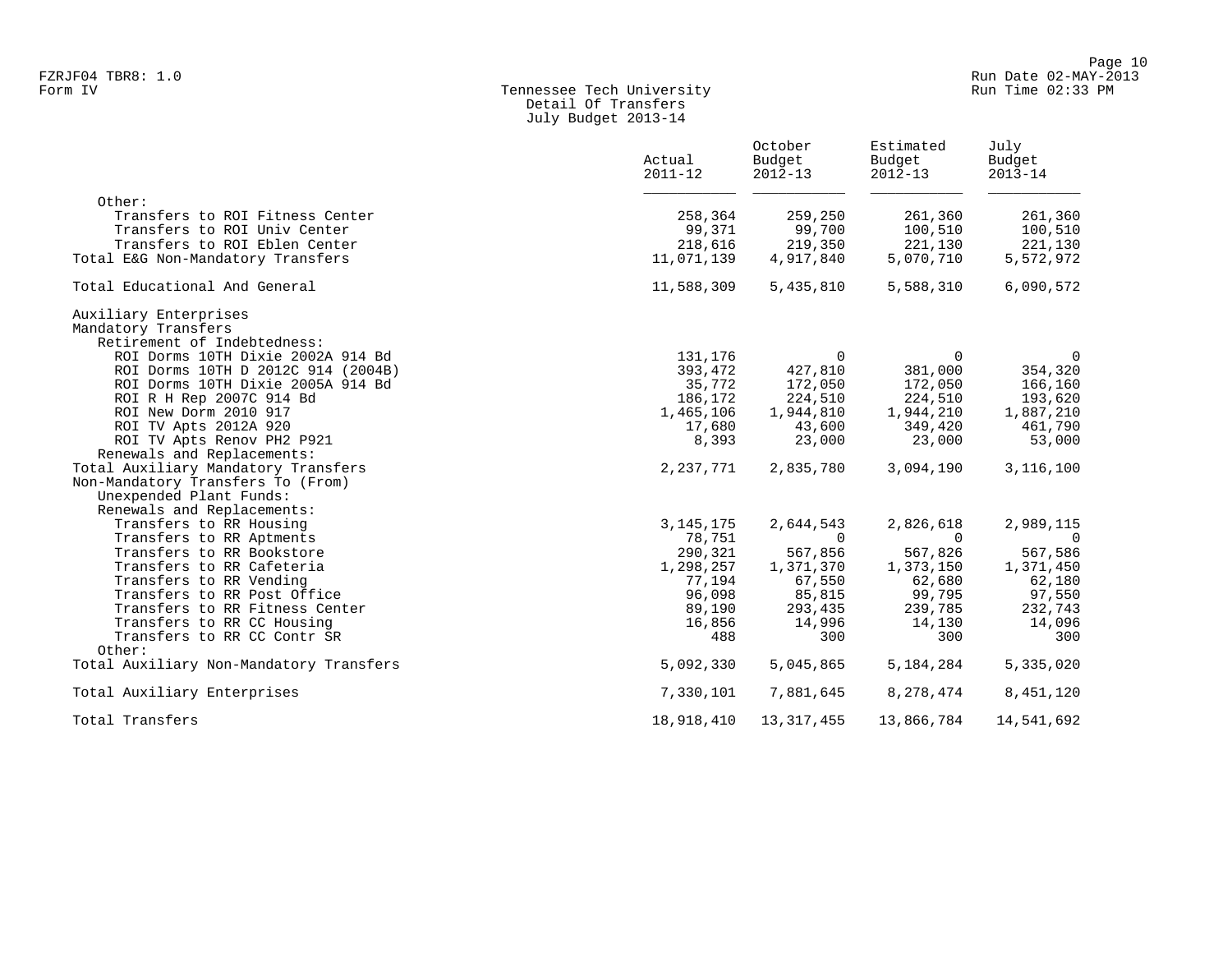FZRJF04 TBR8: 1.0
Form IV

Tennessee Tech University
Detail Of Transfers
July Budget 2013-14

Run Date 02-MAY-2013
Run Time 02:33 PM

| | Actual 2011-12 | October Budget 2012-13 | Estimated Budget 2012-13 | July Budget 2013-14 |
|---|---|---|---|---|
| Other: | | | | |
| Transfers to ROI Fitness Center | 258,364 | 259,250 | 261,360 | 261,360 |
| Transfers to ROI Univ Center | 99,371 | 99,700 | 100,510 | 100,510 |
| Transfers to ROI Eblen Center | 218,616 | 219,350 | 221,130 | 221,130 |
| Total E&G Non-Mandatory Transfers | 11,071,139 | 4,917,840 | 5,070,710 | 5,572,972 |
| Total Educational And General | 11,588,309 | 5,435,810 | 5,588,310 | 6,090,572 |
| Auxiliary Enterprises | | | | |
| Mandatory Transfers | | | | |
| Retirement of Indebtedness: | | | | |
| ROI Dorms 10TH Dixie 2002A 914 Bd | 131,176 | 0 | 0 | 0 |
| ROI Dorms 10TH D 2012C 914 (2004B) | 393,472 | 427,810 | 381,000 | 354,320 |
| ROI Dorms 10TH Dixie 2005A 914 Bd | 35,772 | 172,050 | 172,050 | 166,160 |
| ROI R H Rep 2007C 914 Bd | 186,172 | 224,510 | 224,510 | 193,620 |
| ROI New Dorm 2010 917 | 1,465,106 | 1,944,810 | 1,944,210 | 1,887,210 |
| ROI TV Apts 2012A 920 | 17,680 | 43,600 | 349,420 | 461,790 |
| ROI TV Apts Renov PH2 P921 | 8,393 | 23,000 | 23,000 | 53,000 |
| Renewals and Replacements: | | | | |
| Total Auxiliary Mandatory Transfers | 2,237,771 | 2,835,780 | 3,094,190 | 3,116,100 |
| Non-Mandatory Transfers To (From) | | | | |
| Unexpended Plant Funds: | | | | |
| Renewals and Replacements: | | | | |
| Transfers to RR Housing | 3,145,175 | 2,644,543 | 2,826,618 | 2,989,115 |
| Transfers to RR Aptments | 78,751 | 0 | 0 | 0 |
| Transfers to RR Bookstore | 290,321 | 567,856 | 567,826 | 567,586 |
| Transfers to RR Cafeteria | 1,298,257 | 1,371,370 | 1,373,150 | 1,371,450 |
| Transfers to RR Vending | 77,194 | 67,550 | 62,680 | 62,180 |
| Transfers to RR Post Office | 96,098 | 85,815 | 99,795 | 97,550 |
| Transfers to RR Fitness Center | 89,190 | 293,435 | 239,785 | 232,743 |
| Transfers to RR CC Housing | 16,856 | 14,996 | 14,130 | 14,096 |
| Transfers to RR CC Contr SR | 488 | 300 | 300 | 300 |
| Other: | | | | |
| Total Auxiliary Non-Mandatory Transfers | 5,092,330 | 5,045,865 | 5,184,284 | 5,335,020 |
| Total Auxiliary Enterprises | 7,330,101 | 7,881,645 | 8,278,474 | 8,451,120 |
| Total Transfers | 18,918,410 | 13,317,455 | 13,866,784 | 14,541,692 |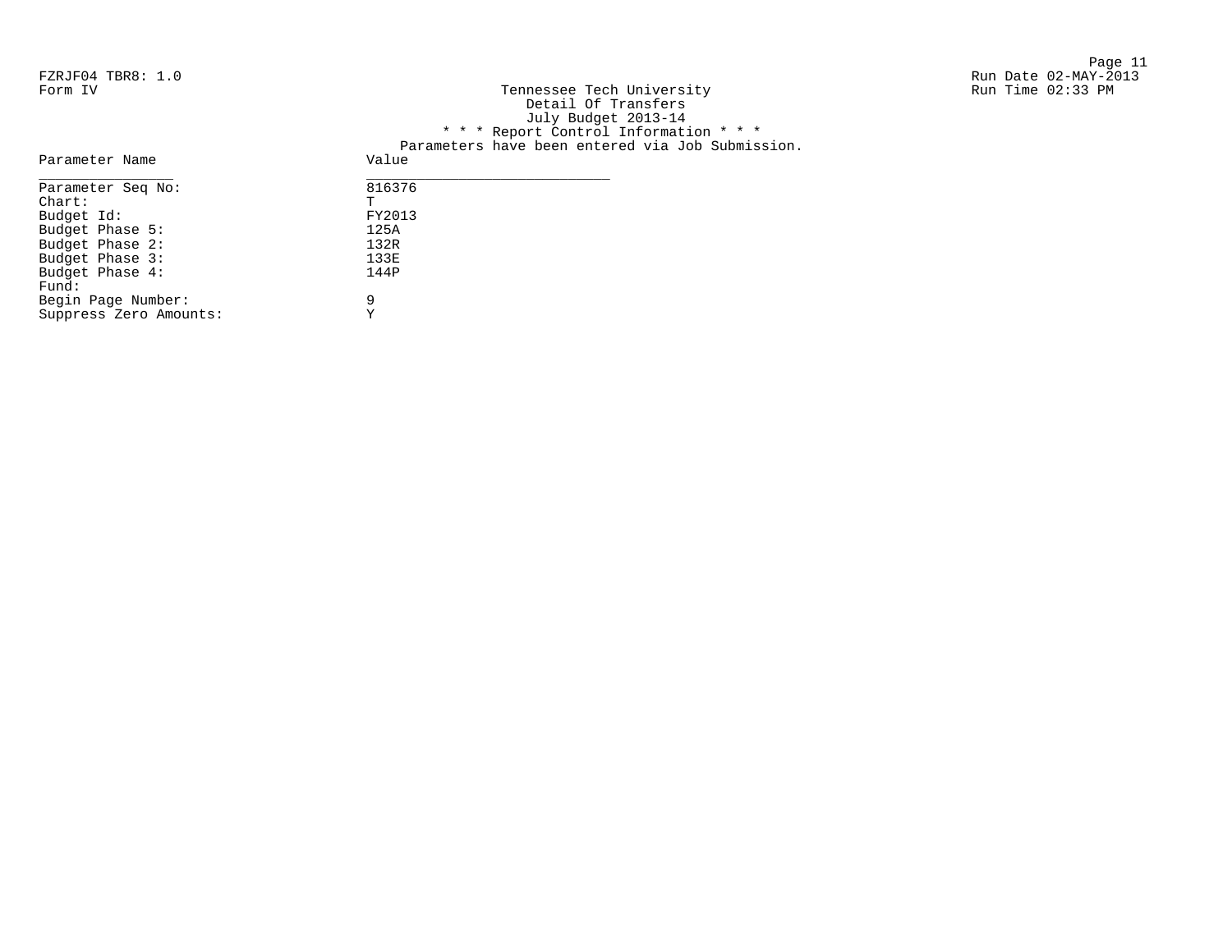FZRJF04 TBR8: 1.0
Form IV

Run Date 02-MAY-2013
Run Time 02:33 PM

Tennessee Tech University
Detail Of Transfers
July Budget 2013-14
* * * Report Control Information * * *
Parameters have been entered via Job Submission.

| Parameter Name | Value |
|---|---|
| Parameter Seq No: | 816376 |
| Chart: | T |
| Budget Id: | FY2013 |
| Budget Phase 5: | 125A |
| Budget Phase 2: | 132R |
| Budget Phase 3: | 133E |
| Budget Phase 4: | 144P |
| Fund: | |
| Begin Page Number: | 9 |
| Suppress Zero Amounts: | Y |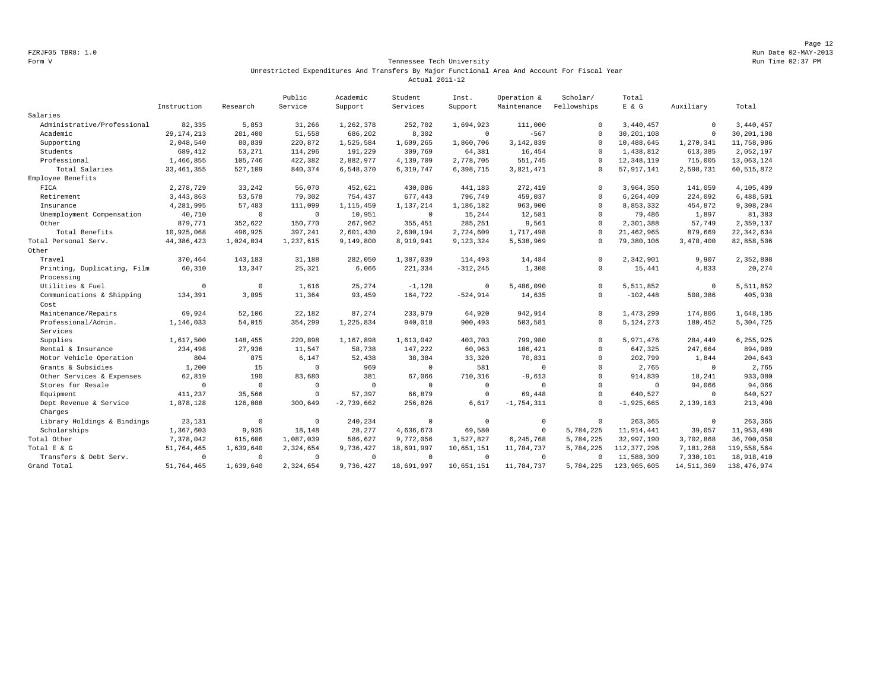FZRJF05 TBR8: 1.0

Form V

Tennessee Tech University

Unrestricted Expenditures And Transfers By Major Functional Area And Account For Fiscal Year

Actual 2011-12

Run Date 02-MAY-2013

Run Time 02:37 PM

| | Instruction | Research | Public Service | Academic Support | Student Services | Inst. Support | Operation & Maintenance | Scholar/ Fellowships | Total E & G | Auxiliary | Total |
|---|---|---|---|---|---|---|---|---|---|---|---|
| Salaries | | | | | | | | | | | |
| Administrative/Professional | 82,335 | 5,853 | 31,266 | 1,262,378 | 252,702 | 1,694,923 | 111,000 | 0 | 3,440,457 | 0 | 3,440,457 |
| Academic | 29,174,213 | 281,400 | 51,558 | 686,202 | 8,302 | 0 | -567 | 0 | 30,201,108 | 0 | 30,201,108 |
| Supporting | 2,048,540 | 80,839 | 220,872 | 1,525,584 | 1,609,265 | 1,860,706 | 3,142,839 | 0 | 10,488,645 | 1,270,341 | 11,758,986 |
| Students | 689,412 | 53,271 | 114,296 | 191,229 | 309,769 | 64,381 | 16,454 | 0 | 1,438,812 | 613,385 | 2,052,197 |
| Professional | 1,466,855 | 105,746 | 422,382 | 2,882,977 | 4,139,709 | 2,778,705 | 551,745 | 0 | 12,348,119 | 715,005 | 13,063,124 |
| Total Salaries | 33,461,355 | 527,109 | 840,374 | 6,548,370 | 6,319,747 | 6,398,715 | 3,821,471 | 0 | 57,917,141 | 2,598,731 | 60,515,872 |
| Employee Benefits | | | | | | | | | | | |
| FICA | 2,278,729 | 33,242 | 56,070 | 452,621 | 430,086 | 441,183 | 272,419 | 0 | 3,964,350 | 141,059 | 4,105,409 |
| Retirement | 3,443,863 | 53,578 | 79,302 | 754,437 | 677,443 | 796,749 | 459,037 | 0 | 6,264,409 | 224,092 | 6,488,501 |
| Insurance | 4,281,995 | 57,483 | 111,099 | 1,115,459 | 1,137,214 | 1,186,182 | 963,900 | 0 | 8,853,332 | 454,872 | 9,308,204 |
| Unemployment Compensation | 40,710 | 0 | 0 | 10,951 | 0 | 15,244 | 12,581 | 0 | 79,486 | 1,897 | 81,383 |
| Other | 879,771 | 352,622 | 150,770 | 267,962 | 355,451 | 285,251 | 9,561 | 0 | 2,301,388 | 57,749 | 2,359,137 |
| Total Benefits | 10,925,068 | 496,925 | 397,241 | 2,601,430 | 2,600,194 | 2,724,609 | 1,717,498 | 0 | 21,462,965 | 879,669 | 22,342,634 |
| Total Personal Serv. | 44,386,423 | 1,024,034 | 1,237,615 | 9,149,800 | 8,919,941 | 9,123,324 | 5,538,969 | 0 | 79,380,106 | 3,478,400 | 82,858,506 |
| Other | | | | | | | | | | | |
| Travel | 370,464 | 143,183 | 31,188 | 282,050 | 1,387,039 | 114,493 | 14,484 | 0 | 2,342,901 | 9,907 | 2,352,808 |
| Printing, Duplicating, Film Processing | 60,310 | 13,347 | 25,321 | 6,066 | 221,334 | -312,245 | 1,308 | 0 | 15,441 | 4,833 | 20,274 |
| Utilities & Fuel | 0 | 0 | 1,616 | 25,274 | -1,128 | 0 | 5,486,090 | 0 | 5,511,852 | 0 | 5,511,852 |
| Communications & Shipping Cost | 134,391 | 3,895 | 11,364 | 93,459 | 164,722 | -524,914 | 14,635 | 0 | -102,448 | 508,386 | 405,938 |
| Maintenance/Repairs | 69,924 | 52,106 | 22,182 | 87,274 | 233,979 | 64,920 | 942,914 | 0 | 1,473,299 | 174,806 | 1,648,105 |
| Professional/Admin. Services | 1,146,033 | 54,015 | 354,299 | 1,225,834 | 940,018 | 900,493 | 503,581 | 0 | 5,124,273 | 180,452 | 5,304,725 |
| Supplies | 1,617,500 | 148,455 | 220,898 | 1,167,898 | 1,613,042 | 403,703 | 799,980 | 0 | 5,971,476 | 284,449 | 6,255,925 |
| Rental & Insurance | 234,498 | 27,936 | 11,547 | 58,738 | 147,222 | 60,963 | 106,421 | 0 | 647,325 | 247,664 | 894,989 |
| Motor Vehicle Operation | 804 | 875 | 6,147 | 52,438 | 38,384 | 33,320 | 70,831 | 0 | 202,799 | 1,844 | 204,643 |
| Grants & Subsidies | 1,200 | 15 | 0 | 969 | 0 | 581 | 0 | 0 | 2,765 | 0 | 2,765 |
| Other Services & Expenses | 62,819 | 190 | 83,680 | 381 | 67,066 | 710,316 | -9,613 | 0 | 914,839 | 18,241 | 933,080 |
| Stores for Resale | 0 | 0 | 0 | 0 | 0 | 0 | 0 | 0 | 0 | 94,066 | 94,066 |
| Equipment | 411,237 | 35,566 | 0 | 57,397 | 66,879 | 0 | 69,448 | 0 | 640,527 | 0 | 640,527 |
| Dept Revenue & Service Charges | 1,878,128 | 126,088 | 300,649 | -2,739,662 | 256,826 | 6,617 | -1,754,311 | 0 | -1,925,665 | 2,139,163 | 213,498 |
| Library Holdings & Bindings | 23,131 | 0 | 0 | 240,234 | 0 | 0 | 0 | 0 | 263,365 | 0 | 263,365 |
| Scholarships | 1,367,603 | 9,935 | 18,148 | 28,277 | 4,636,673 | 69,580 | 0 | 5,784,225 | 11,914,441 | 39,057 | 11,953,498 |
| Total Other | 7,378,042 | 615,606 | 1,087,039 | 586,627 | 9,772,056 | 1,527,827 | 6,245,768 | 5,784,225 | 32,997,190 | 3,702,868 | 36,700,058 |
| Total E & G | 51,764,465 | 1,639,640 | 2,324,654 | 9,736,427 | 18,691,997 | 10,651,151 | 11,784,737 | 5,784,225 | 112,377,296 | 7,181,268 | 119,558,564 |
| Transfers & Debt Serv. | 0 | 0 | 0 | 0 | 0 | 0 | 0 | 0 | 11,588,309 | 7,330,101 | 18,918,410 |
| Grand Total | 51,764,465 | 1,639,640 | 2,324,654 | 9,736,427 | 18,691,997 | 10,651,151 | 11,784,737 | 5,784,225 | 123,965,605 | 14,511,369 | 138,476,974 |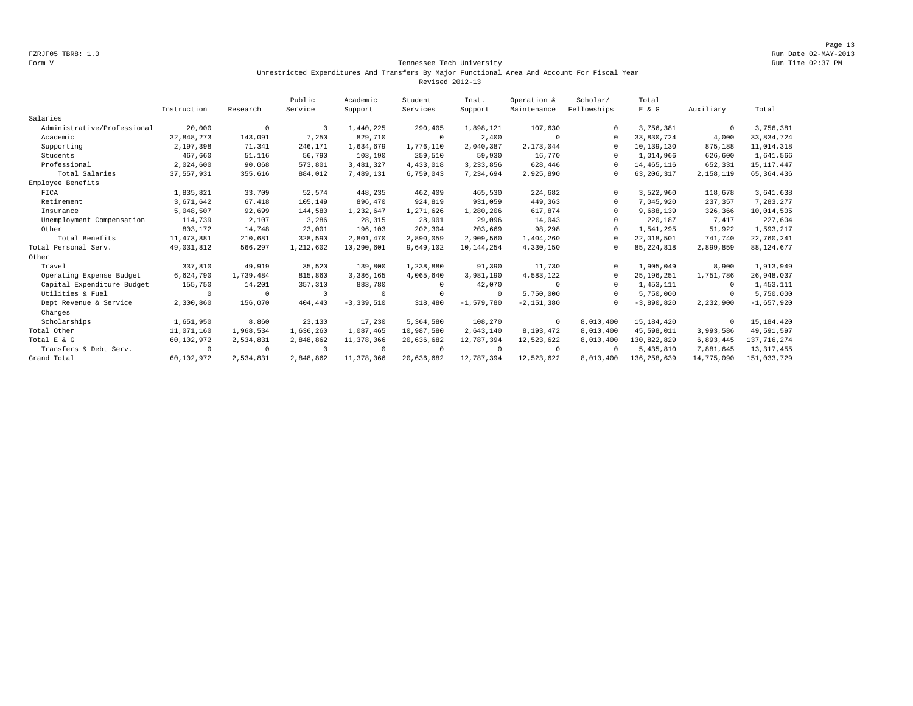FZRJF05 TBR8: 1.0
Run Date 02-MAY-2013
Form V
Run Time 02:37 PM

Tennessee Tech University

Unrestricted Expenditures And Transfers By Major Functional Area And Account For Fiscal Year

Revised 2012-13

| | Instruction | Research | Public Service | Academic Support | Student Services | Inst. Support | Operation & Maintenance | Scholar/ Fellowships | Total E & G | Auxiliary | Total |
|---|---|---|---|---|---|---|---|---|---|---|---|
| Salaries | | | | | | | | | | | |
| Administrative/Professional | 20,000 | 0 | 0 | 1,440,225 | 290,405 | 1,898,121 | 107,630 | 0 | 3,756,381 | 0 | 3,756,381 |
| Academic | 32,848,273 | 143,091 | 7,250 | 829,710 | 0 | 2,400 | 0 | 0 | 33,830,724 | 4,000 | 33,834,724 |
| Supporting | 2,197,398 | 71,341 | 246,171 | 1,634,679 | 1,776,110 | 2,040,387 | 2,173,044 | 0 | 10,139,130 | 875,188 | 11,014,318 |
| Students | 467,660 | 51,116 | 56,790 | 103,190 | 259,510 | 59,930 | 16,770 | 0 | 1,014,966 | 626,600 | 1,641,566 |
| Professional | 2,024,600 | 90,068 | 573,801 | 3,481,327 | 4,433,018 | 3,233,856 | 628,446 | 0 | 14,465,116 | 652,331 | 15,117,447 |
| Total Salaries | 37,557,931 | 355,616 | 884,012 | 7,489,131 | 6,759,043 | 7,234,694 | 2,925,890 | 0 | 63,206,317 | 2,158,119 | 65,364,436 |
| Employee Benefits | | | | | | | | | | | |
| FICA | 1,835,821 | 33,709 | 52,574 | 448,235 | 462,409 | 465,530 | 224,682 | 0 | 3,522,960 | 118,678 | 3,641,638 |
| Retirement | 3,671,642 | 67,418 | 105,149 | 896,470 | 924,819 | 931,059 | 449,363 | 0 | 7,045,920 | 237,357 | 7,283,277 |
| Insurance | 5,048,507 | 92,699 | 144,580 | 1,232,647 | 1,271,626 | 1,280,206 | 617,874 | 0 | 9,688,139 | 326,366 | 10,014,505 |
| Unemployment Compensation | 114,739 | 2,107 | 3,286 | 28,015 | 28,901 | 29,096 | 14,043 | 0 | 220,187 | 7,417 | 227,604 |
| Other | 803,172 | 14,748 | 23,001 | 196,103 | 202,304 | 203,669 | 98,298 | 0 | 1,541,295 | 51,922 | 1,593,217 |
| Total Benefits | 11,473,881 | 210,681 | 328,590 | 2,801,470 | 2,890,059 | 2,909,560 | 1,404,260 | 0 | 22,018,501 | 741,740 | 22,760,241 |
| Total Personal Serv. | 49,031,812 | 566,297 | 1,212,602 | 10,290,601 | 9,649,102 | 10,144,254 | 4,330,150 | 0 | 85,224,818 | 2,899,859 | 88,124,677 |
| Other | | | | | | | | | | | |
| Travel | 337,810 | 49,919 | 35,520 | 139,800 | 1,238,880 | 91,390 | 11,730 | 0 | 1,905,049 | 8,900 | 1,913,949 |
| Operating Expense Budget | 6,624,790 | 1,739,484 | 815,860 | 3,386,165 | 4,065,640 | 3,981,190 | 4,583,122 | 0 | 25,196,251 | 1,751,786 | 26,948,037 |
| Capital Expenditure Budget | 155,750 | 14,201 | 357,310 | 883,780 | 0 | 42,070 | 0 | 0 | 1,453,111 | 0 | 1,453,111 |
| Utilities & Fuel | 0 | 0 | 0 | 0 | 0 | 0 | 5,750,000 | 0 | 5,750,000 | 0 | 5,750,000 |
| Dept Revenue & Service Charges | 2,300,860 | 156,070 | 404,440 | -3,339,510 | 318,480 | -1,579,780 | -2,151,380 | 0 | -3,890,820 | 2,232,900 | -1,657,920 |
| Scholarships | 1,651,950 | 8,860 | 23,130 | 17,230 | 5,364,580 | 108,270 | 0 | 8,010,400 | 15,184,420 | 0 | 15,184,420 |
| Total Other | 11,071,160 | 1,968,534 | 1,636,260 | 1,087,465 | 10,987,580 | 2,643,140 | 8,193,472 | 8,010,400 | 45,598,011 | 3,993,586 | 49,591,597 |
| Total E & G | 60,102,972 | 2,534,831 | 2,848,862 | 11,378,066 | 20,636,682 | 12,787,394 | 12,523,622 | 8,010,400 | 130,822,829 | 6,893,445 | 137,716,274 |
| Transfers & Debt Serv. | 0 | 0 | 0 | 0 | 0 | 0 | 0 | 0 | 5,435,810 | 7,881,645 | 13,317,455 |
| Grand Total | 60,102,972 | 2,534,831 | 2,848,862 | 11,378,066 | 20,636,682 | 12,787,394 | 12,523,622 | 8,010,400 | 136,258,639 | 14,775,090 | 151,033,729 |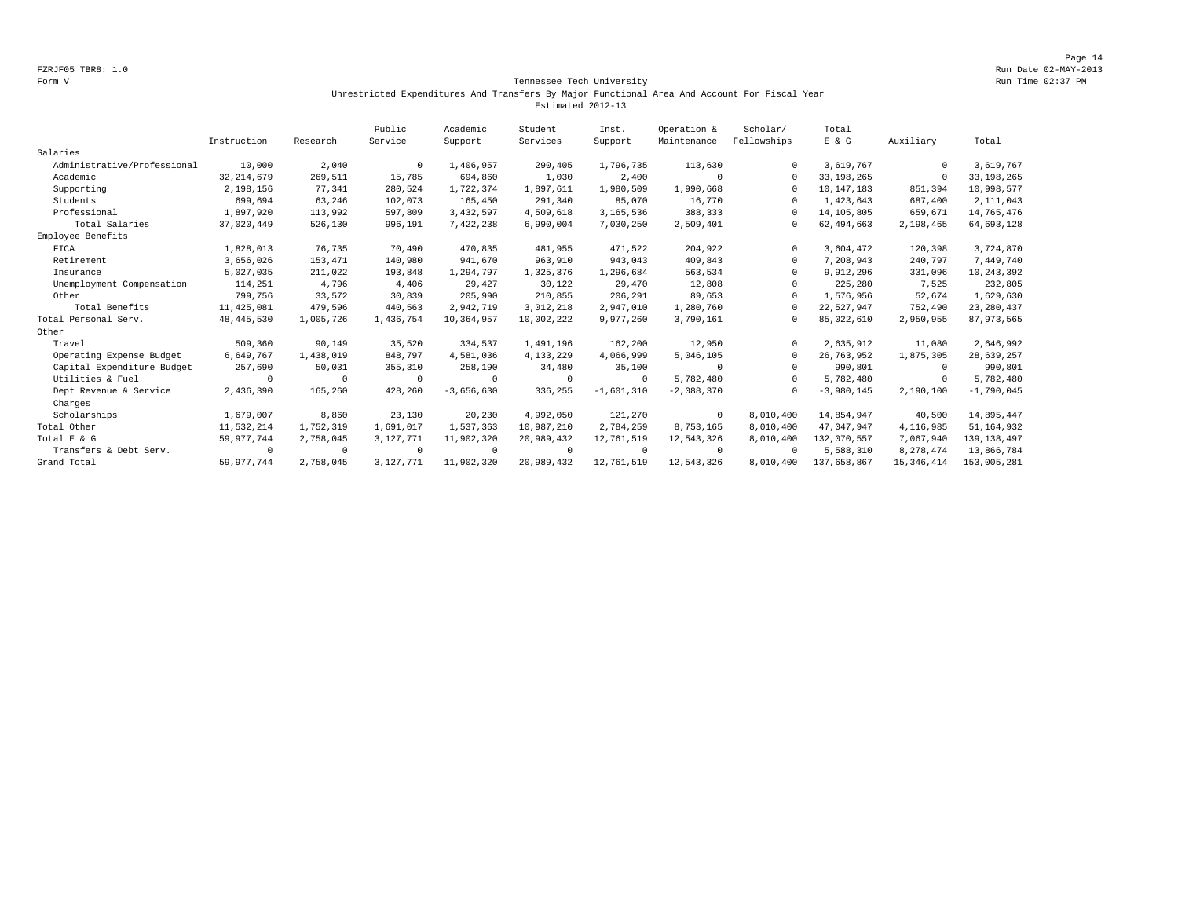FZRJF05 TBR8: 1.0
Form V

Run Date 02-MAY-2013
Run Time 02:37 PM

Tennessee Tech University
Unrestricted Expenditures And Transfers By Major Functional Area And Account For Fiscal Year
Estimated 2012-13

| | Instruction | Research | Public Service | Academic Support | Student Services | Inst. Support | Operation & Maintenance | Scholar/ Fellowships | Total E & G | Auxiliary | Total |
|---|---|---|---|---|---|---|---|---|---|---|---|
| Salaries | | | | | | | | | | | |
| Administrative/Professional | 10,000 | 2,040 | 0 | 1,406,957 | 290,405 | 1,796,735 | 113,630 | 0 | 3,619,767 | 0 | 3,619,767 |
| Academic | 32,214,679 | 269,511 | 15,785 | 694,860 | 1,030 | 2,400 | 0 | 0 | 33,198,265 | 0 | 33,198,265 |
| Supporting | 2,198,156 | 77,341 | 280,524 | 1,722,374 | 1,897,611 | 1,980,509 | 1,990,668 | 0 | 10,147,183 | 851,394 | 10,998,577 |
| Students | 699,694 | 63,246 | 102,073 | 165,450 | 291,340 | 85,070 | 16,770 | 0 | 1,423,643 | 687,400 | 2,111,043 |
| Professional | 1,897,920 | 113,992 | 597,809 | 3,432,597 | 4,509,618 | 3,165,536 | 388,333 | 0 | 14,105,805 | 659,671 | 14,765,476 |
| Total Salaries | 37,020,449 | 526,130 | 996,191 | 7,422,238 | 6,990,004 | 7,030,250 | 2,509,401 | 0 | 62,494,663 | 2,198,465 | 64,693,128 |
| Employee Benefits | | | | | | | | | | | |
| FICA | 1,828,013 | 76,735 | 70,490 | 470,835 | 481,955 | 471,522 | 204,922 | 0 | 3,604,472 | 120,398 | 3,724,870 |
| Retirement | 3,656,026 | 153,471 | 140,980 | 941,670 | 963,910 | 943,043 | 409,843 | 0 | 7,208,943 | 240,797 | 7,449,740 |
| Insurance | 5,027,035 | 211,022 | 193,848 | 1,294,797 | 1,325,376 | 1,296,684 | 563,534 | 0 | 9,912,296 | 331,096 | 10,243,392 |
| Unemployment Compensation | 114,251 | 4,796 | 4,406 | 29,427 | 30,122 | 29,470 | 12,808 | 0 | 225,280 | 7,525 | 232,805 |
| Other | 799,756 | 33,572 | 30,839 | 205,990 | 210,855 | 206,291 | 89,653 | 0 | 1,576,956 | 52,674 | 1,629,630 |
| Total Benefits | 11,425,081 | 479,596 | 440,563 | 2,942,719 | 3,012,218 | 2,947,010 | 1,280,760 | 0 | 22,527,947 | 752,490 | 23,280,437 |
| Total Personal Serv. | 48,445,530 | 1,005,726 | 1,436,754 | 10,364,957 | 10,002,222 | 9,977,260 | 3,790,161 | 0 | 85,022,610 | 2,950,955 | 87,973,565 |
| Other | | | | | | | | | | | |
| Travel | 509,360 | 90,149 | 35,520 | 334,537 | 1,491,196 | 162,200 | 12,950 | 0 | 2,635,912 | 11,080 | 2,646,992 |
| Operating Expense Budget | 6,649,767 | 1,438,019 | 848,797 | 4,581,036 | 4,133,229 | 4,066,999 | 5,046,105 | 0 | 26,763,952 | 1,875,305 | 28,639,257 |
| Capital Expenditure Budget | 257,690 | 50,031 | 355,310 | 258,190 | 34,480 | 35,100 | 0 | 0 | 990,801 | 0 | 990,801 |
| Utilities & Fuel | 0 | 0 | 0 | 0 | 0 | 0 | 5,782,480 | 0 | 5,782,480 | 0 | 5,782,480 |
| Dept Revenue & Service Charges | 2,436,390 | 165,260 | 428,260 | -3,656,630 | 336,255 | -1,601,310 | -2,088,370 | 0 | -3,980,145 | 2,190,100 | -1,790,045 |
| Scholarships | 1,679,007 | 8,860 | 23,130 | 20,230 | 4,992,050 | 121,270 | 0 | 8,010,400 | 14,854,947 | 40,500 | 14,895,447 |
| Total Other | 11,532,214 | 1,752,319 | 1,691,017 | 1,537,363 | 10,987,210 | 2,784,259 | 8,753,165 | 8,010,400 | 47,047,947 | 4,116,985 | 51,164,932 |
| Total E & G | 59,977,744 | 2,758,045 | 3,127,771 | 11,902,320 | 20,989,432 | 12,761,519 | 12,543,326 | 8,010,400 | 132,070,557 | 7,067,940 | 139,138,497 |
| Transfers & Debt Serv. | 0 | 0 | 0 | 0 | 0 | 0 | 0 | 0 | 5,588,310 | 8,278,474 | 13,866,784 |
| Grand Total | 59,977,744 | 2,758,045 | 3,127,771 | 11,902,320 | 20,989,432 | 12,761,519 | 12,543,326 | 8,010,400 | 137,658,867 | 15,346,414 | 153,005,281 |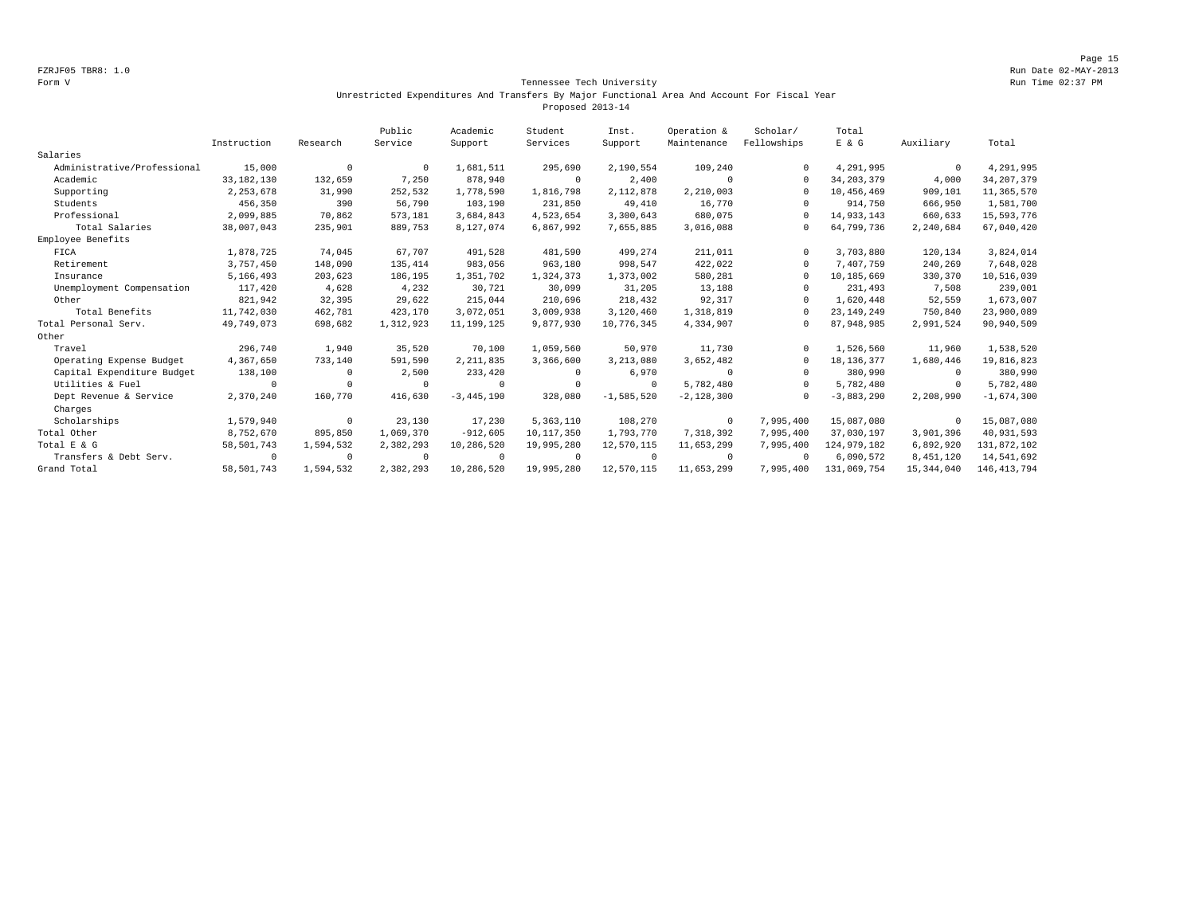FZRJF05 TBR8: 1.0
Form V

Run Date 02-MAY-2013
Run Time 02:37 PM

## Tennessee Tech University
### Unrestricted Expenditures And Transfers By Major Functional Area And Account For Fiscal Year
### Proposed 2013-14

| | Instruction | Research | Public Service | Academic Support | Student Services | Inst. Support | Operation & Maintenance | Scholar/ Fellowships | Total E & G | Auxiliary | Total |
|---|---|---|---|---|---|---|---|---|---|---|---|
| Salaries | | | | | | | | | | | |
| Administrative/Professional | 15,000 | 0 | 0 | 1,681,511 | 295,690 | 2,190,554 | 109,240 | 0 | 4,291,995 | 0 | 4,291,995 |
| Academic | 33,182,130 | 132,659 | 7,250 | 878,940 | 0 | 2,400 | 0 | 0 | 34,203,379 | 4,000 | 34,207,379 |
| Supporting | 2,253,678 | 31,990 | 252,532 | 1,778,590 | 1,816,798 | 2,112,878 | 2,210,003 | 0 | 10,456,469 | 909,101 | 11,365,570 |
| Students | 456,350 | 390 | 56,790 | 103,190 | 231,850 | 49,410 | 16,770 | 0 | 914,750 | 666,950 | 1,581,700 |
| Professional | 2,099,885 | 70,862 | 573,181 | 3,684,843 | 4,523,654 | 3,300,643 | 680,075 | 0 | 14,933,143 | 660,633 | 15,593,776 |
| Total Salaries | 38,007,043 | 235,901 | 889,753 | 8,127,074 | 6,867,992 | 7,655,885 | 3,016,088 | 0 | 64,799,736 | 2,240,684 | 67,040,420 |
| Employee Benefits | | | | | | | | | | | |
| FICA | 1,878,725 | 74,045 | 67,707 | 491,528 | 481,590 | 499,274 | 211,011 | 0 | 3,703,880 | 120,134 | 3,824,014 |
| Retirement | 3,757,450 | 148,090 | 135,414 | 983,056 | 963,180 | 998,547 | 422,022 | 0 | 7,407,759 | 240,269 | 7,648,028 |
| Insurance | 5,166,493 | 203,623 | 186,195 | 1,351,702 | 1,324,373 | 1,373,002 | 580,281 | 0 | 10,185,669 | 330,370 | 10,516,039 |
| Unemployment Compensation | 117,420 | 4,628 | 4,232 | 30,721 | 30,099 | 31,205 | 13,188 | 0 | 231,493 | 7,508 | 239,001 |
| Other | 821,942 | 32,395 | 29,622 | 215,044 | 210,696 | 218,432 | 92,317 | 0 | 1,620,448 | 52,559 | 1,673,007 |
| Total Benefits | 11,742,030 | 462,781 | 423,170 | 3,072,051 | 3,009,938 | 3,120,460 | 1,318,819 | 0 | 23,149,249 | 750,840 | 23,900,089 |
| Total Personal Serv. | 49,749,073 | 698,682 | 1,312,923 | 11,199,125 | 9,877,930 | 10,776,345 | 4,334,907 | 0 | 87,948,985 | 2,991,524 | 90,940,509 |
| Other | | | | | | | | | | | |
| Travel | 296,740 | 1,940 | 35,520 | 70,100 | 1,059,560 | 50,970 | 11,730 | 0 | 1,526,560 | 11,960 | 1,538,520 |
| Operating Expense Budget | 4,367,650 | 733,140 | 591,590 | 2,211,835 | 3,366,600 | 3,213,080 | 3,652,482 | 0 | 18,136,377 | 1,680,446 | 19,816,823 |
| Capital Expenditure Budget | 138,100 | 0 | 2,500 | 233,420 | 0 | 6,970 | 0 | 0 | 380,990 | 0 | 380,990 |
| Utilities & Fuel | 0 | 0 | 0 | 0 | 0 | 0 | 5,782,480 | 0 | 5,782,480 | 0 | 5,782,480 |
| Dept Revenue & Service Charges | 2,370,240 | 160,770 | 416,630 | -3,445,190 | 328,080 | -1,585,520 | -2,128,300 | 0 | -3,883,290 | 2,208,990 | -1,674,300 |
| Scholarships | 1,579,940 | 0 | 23,130 | 17,230 | 5,363,110 | 108,270 | 0 | 7,995,400 | 15,087,080 | 0 | 15,087,080 |
| Total Other | 8,752,670 | 895,850 | 1,069,370 | -912,605 | 10,117,350 | 1,793,770 | 7,318,392 | 7,995,400 | 37,030,197 | 3,901,396 | 40,931,593 |
| Total E & G | 58,501,743 | 1,594,532 | 2,382,293 | 10,286,520 | 19,995,280 | 12,570,115 | 11,653,299 | 7,995,400 | 124,979,182 | 6,892,920 | 131,872,102 |
| Transfers & Debt Serv. | 0 | 0 | 0 | 0 | 0 | 0 | 0 | 0 | 6,090,572 | 8,451,120 | 14,541,692 |
| Grand Total | 58,501,743 | 1,594,532 | 2,382,293 | 10,286,520 | 19,995,280 | 12,570,115 | 11,653,299 | 7,995,400 | 131,069,754 | 15,344,040 | 146,413,794 |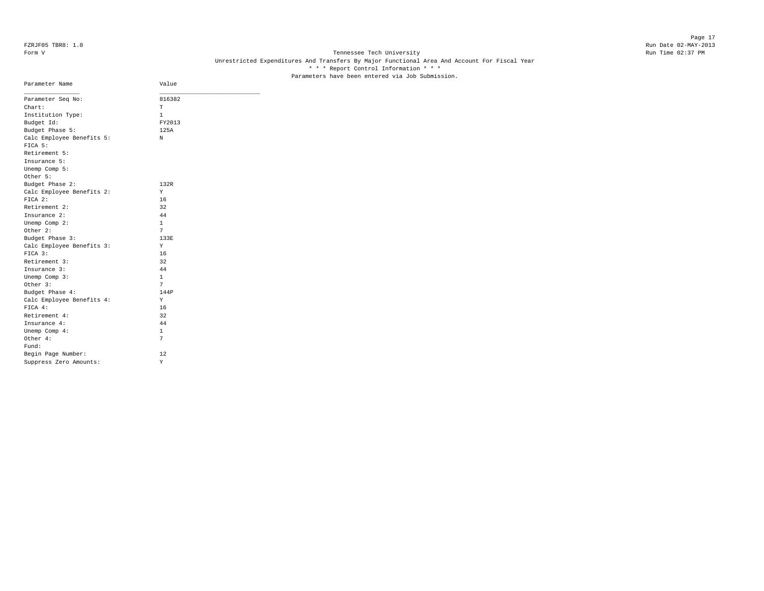FZRJF05 TBR8: 1.0

Form V

Tennessee Tech University

Unrestricted Expenditures And Transfers By Major Functional Area And Account For Fiscal Year

\* \* \* Report Control Information \* \* \*

Parameters have been entered via Job Submission.

Run Date 02-MAY-2013

Run Time 02:37 PM

| Parameter Name | Value |
|---|---|
| Parameter Seq No: | 816382 |
| Chart: | T |
| Institution Type: | 1 |
| Budget Id: | FY2013 |
| Budget Phase 5: | 125A |
| Calc Employee Benefits 5: | N |
| FICA 5: | |
| Retirement 5: | |
| Insurance 5: | |
| Unemp Comp 5: | |
| Other 5: | |
| Budget Phase 2: | 132R |
| Calc Employee Benefits 2: | Y |
| FICA 2: | 16 |
| Retirement 2: | 32 |
| Insurance 2: | 44 |
| Unemp Comp 2: | 1 |
| Other 2: | 7 |
| Budget Phase 3: | 133E |
| Calc Employee Benefits 3: | Y |
| FICA 3: | 16 |
| Retirement 3: | 32 |
| Insurance 3: | 44 |
| Unemp Comp 3: | 1 |
| Other 3: | 7 |
| Budget Phase 4: | 144P |
| Calc Employee Benefits 4: | Y |
| FICA 4: | 16 |
| Retirement 4: | 32 |
| Insurance 4: | 44 |
| Unemp Comp 4: | 1 |
| Other 4: | 7 |
| Fund: | |
| Begin Page Number: | 12 |
| Suppress Zero Amounts: | Y |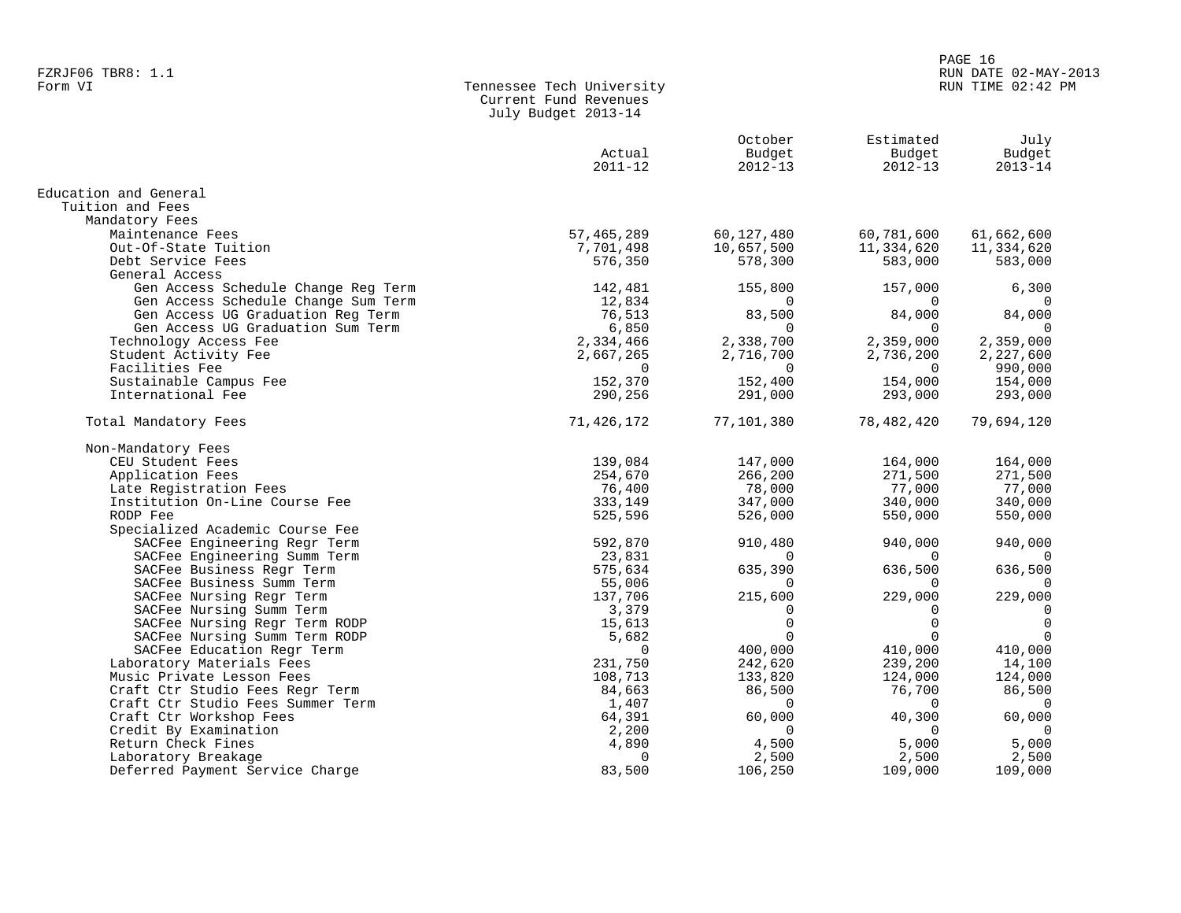FZRJF06 TBR8: 1.1
Form VI

# Tennessee Tech University
## Current Fund Revenues
### July Budget 2013-14

| | Actual 2011-12 | October Budget 2012-13 | Estimated Budget 2012-13 | July Budget 2013-14 |
|---|---|---|---|---|
| Education and General | | | | |
| Tuition and Fees | | | | |
| Mandatory Fees | | | | |
| Maintenance Fees | 57,465,289 | 60,127,480 | 60,781,600 | 61,662,600 |
| Out-Of-State Tuition | 7,701,498 | 10,657,500 | 11,334,620 | 11,334,620 |
| Debt Service Fees | 576,350 | 578,300 | 583,000 | 583,000 |
| General Access | | | | |
| Gen Access Schedule Change Reg Term | 142,481 | 155,800 | 157,000 | 6,300 |
| Gen Access Schedule Change Sum Term | 12,834 | 0 | 0 | 0 |
| Gen Access UG Graduation Reg Term | 76,513 | 83,500 | 84,000 | 84,000 |
| Gen Access UG Graduation Sum Term | 6,850 | 0 | 0 | 0 |
| Technology Access Fee | 2,334,466 | 2,338,700 | 2,359,000 | 2,359,000 |
| Student Activity Fee | 2,667,265 | 2,716,700 | 2,736,200 | 2,227,600 |
| Facilities Fee | 0 | 0 | 0 | 990,000 |
| Sustainable Campus Fee | 152,370 | 152,400 | 154,000 | 154,000 |
| International Fee | 290,256 | 291,000 | 293,000 | 293,000 |
| Total Mandatory Fees | 71,426,172 | 77,101,380 | 78,482,420 | 79,694,120 |
| Non-Mandatory Fees | | | | |
| CEU Student Fees | 139,084 | 147,000 | 164,000 | 164,000 |
| Application Fees | 254,670 | 266,200 | 271,500 | 271,500 |
| Late Registration Fees | 76,400 | 78,000 | 77,000 | 77,000 |
| Institution On-Line Course Fee | 333,149 | 347,000 | 340,000 | 340,000 |
| RODP Fee | 525,596 | 526,000 | 550,000 | 550,000 |
| Specialized Academic Course Fee | | | | |
| SACFee Engineering Regr Term | 592,870 | 910,480 | 940,000 | 940,000 |
| SACFee Engineering Summ Term | 23,831 | 0 | 0 | 0 |
| SACFee Business Regr Term | 575,634 | 635,390 | 636,500 | 636,500 |
| SACFee Business Summ Term | 55,006 | 0 | 0 | 0 |
| SACFee Nursing Regr Term | 137,706 | 215,600 | 229,000 | 229,000 |
| SACFee Nursing Summ Term | 3,379 | 0 | 0 | 0 |
| SACFee Nursing Regr Term RODP | 15,613 | 0 | 0 | 0 |
| SACFee Nursing Summ Term RODP | 5,682 | 0 | 0 | 0 |
| SACFee Education Regr Term | 0 | 400,000 | 410,000 | 410,000 |
| Laboratory Materials Fees | 231,750 | 242,620 | 239,200 | 14,100 |
| Music Private Lesson Fees | 108,713 | 133,820 | 124,000 | 124,000 |
| Craft Ctr Studio Fees Regr Term | 84,663 | 86,500 | 76,700 | 86,500 |
| Craft Ctr Studio Fees Summer Term | 1,407 | 0 | 0 | 0 |
| Craft Ctr Workshop Fees | 64,391 | 60,000 | 40,300 | 60,000 |
| Credit By Examination | 2,200 | 0 | 0 | 0 |
| Return Check Fines | 4,890 | 4,500 | 5,000 | 5,000 |
| Laboratory Breakage | 0 | 2,500 | 2,500 | 2,500 |
| Deferred Payment Service Charge | 83,500 | 106,250 | 109,000 | 109,000 |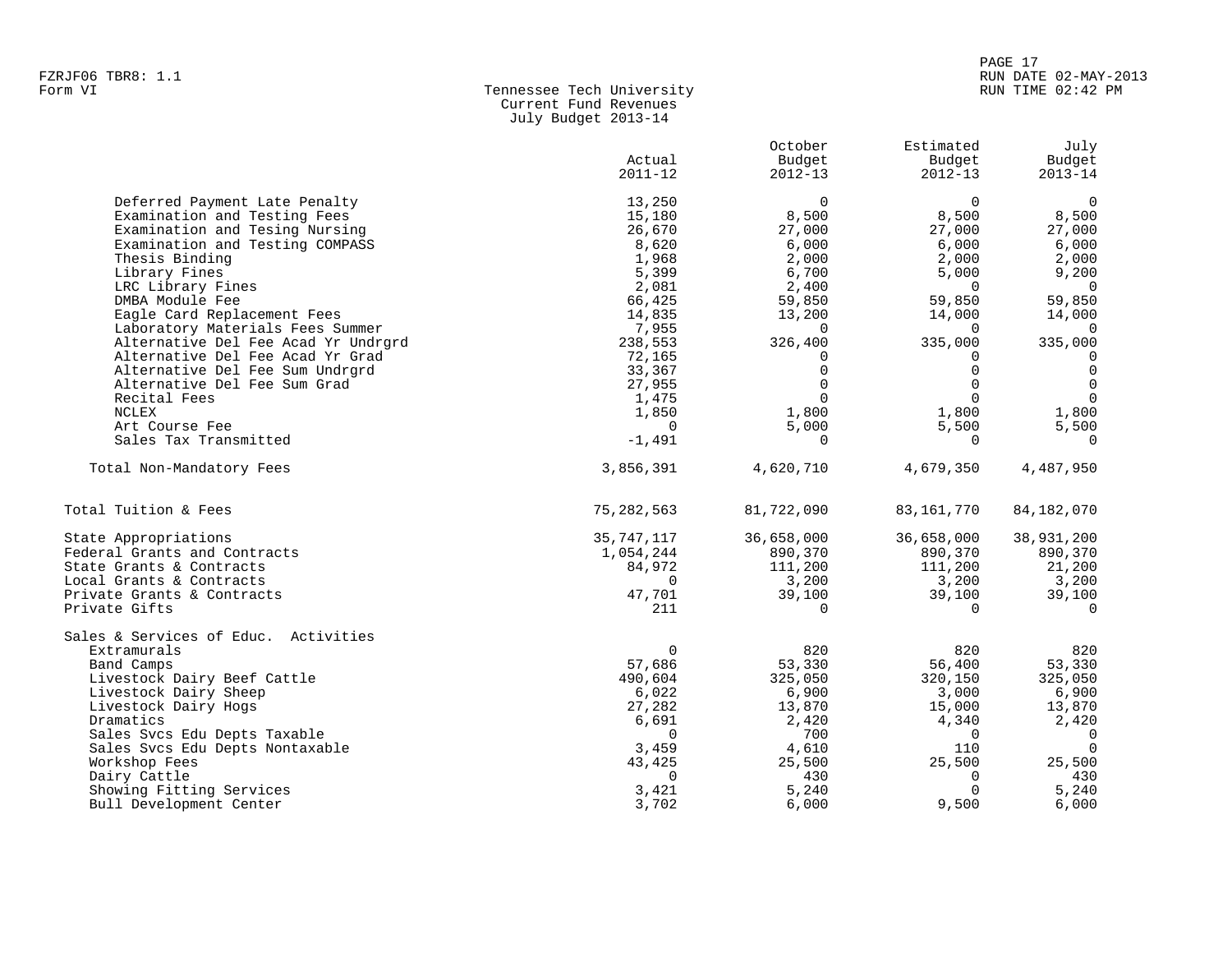FZRJF06 TBR8: 1.1
Form VI

Tennessee Tech University
Current Fund Revenues
July Budget 2013-14

| | Actual 2011-12 | October Budget 2012-13 | Estimated Budget 2012-13 | July Budget 2013-14 |
|---|---|---|---|---|
| Deferred Payment Late Penalty | 13,250 | 0 | 0 | 0 |
| Examination and Testing Fees | 15,180 | 8,500 | 8,500 | 8,500 |
| Examination and Tesing Nursing | 26,670 | 27,000 | 27,000 | 27,000 |
| Examination and Testing COMPASS | 8,620 | 6,000 | 6,000 | 6,000 |
| Thesis Binding | 1,968 | 2,000 | 2,000 | 2,000 |
| Library Fines | 5,399 | 6,700 | 5,000 | 9,200 |
| LRC Library Fines | 2,081 | 2,400 | 0 | 0 |
| DMBA Module Fee | 66,425 | 59,850 | 59,850 | 59,850 |
| Eagle Card Replacement Fees | 14,835 | 13,200 | 14,000 | 14,000 |
| Laboratory Materials Fees Summer | 7,955 | 0 | 0 | 0 |
| Alternative Del Fee Acad Yr Undrgrd | 238,553 | 326,400 | 335,000 | 335,000 |
| Alternative Del Fee Acad Yr Grad | 72,165 | 0 | 0 | 0 |
| Alternative Del Fee Sum Undrgrd | 33,367 | 0 | 0 | 0 |
| Alternative Del Fee Sum Grad | 27,955 | 0 | 0 | 0 |
| Recital Fees | 1,475 | 0 | 0 | 0 |
| NCLEX | 1,850 | 1,800 | 1,800 | 1,800 |
| Art Course Fee | 0 | 5,000 | 5,500 | 5,500 |
| Sales Tax Transmitted | -1,491 | 0 | 0 | 0 |
| Total Non-Mandatory Fees | 3,856,391 | 4,620,710 | 4,679,350 | 4,487,950 |
| Total Tuition & Fees | 75,282,563 | 81,722,090 | 83,161,770 | 84,182,070 |
| State Appropriations | 35,747,117 | 36,658,000 | 36,658,000 | 38,931,200 |
| Federal Grants and Contracts | 1,054,244 | 890,370 | 890,370 | 890,370 |
| State Grants & Contracts | 84,972 | 111,200 | 111,200 | 21,200 |
| Local Grants & Contracts | 0 | 3,200 | 3,200 | 3,200 |
| Private Grants & Contracts | 47,701 | 39,100 | 39,100 | 39,100 |
| Private Gifts | 211 | 0 | 0 | 0 |
| Sales & Services of Educ. Activities | | | | |
| Extramurals | 0 | 820 | 820 | 820 |
| Band Camps | 57,686 | 53,330 | 56,400 | 53,330 |
| Livestock Dairy Beef Cattle | 490,604 | 325,050 | 320,150 | 325,050 |
| Livestock Dairy Sheep | 6,022 | 6,900 | 3,000 | 6,900 |
| Livestock Dairy Hogs | 27,282 | 13,870 | 15,000 | 13,870 |
| Dramatics | 6,691 | 2,420 | 4,340 | 2,420 |
| Sales Svcs Edu Depts Taxable | 0 | 700 | 0 | 0 |
| Sales Svcs Edu Depts Nontaxable | 3,459 | 4,610 | 110 | 0 |
| Workshop Fees | 43,425 | 25,500 | 25,500 | 25,500 |
| Dairy Cattle | 0 | 430 | 0 | 430 |
| Showing Fitting Services | 3,421 | 5,240 | 0 | 5,240 |
| Bull Development Center | 3,702 | 6,000 | 9,500 | 6,000 |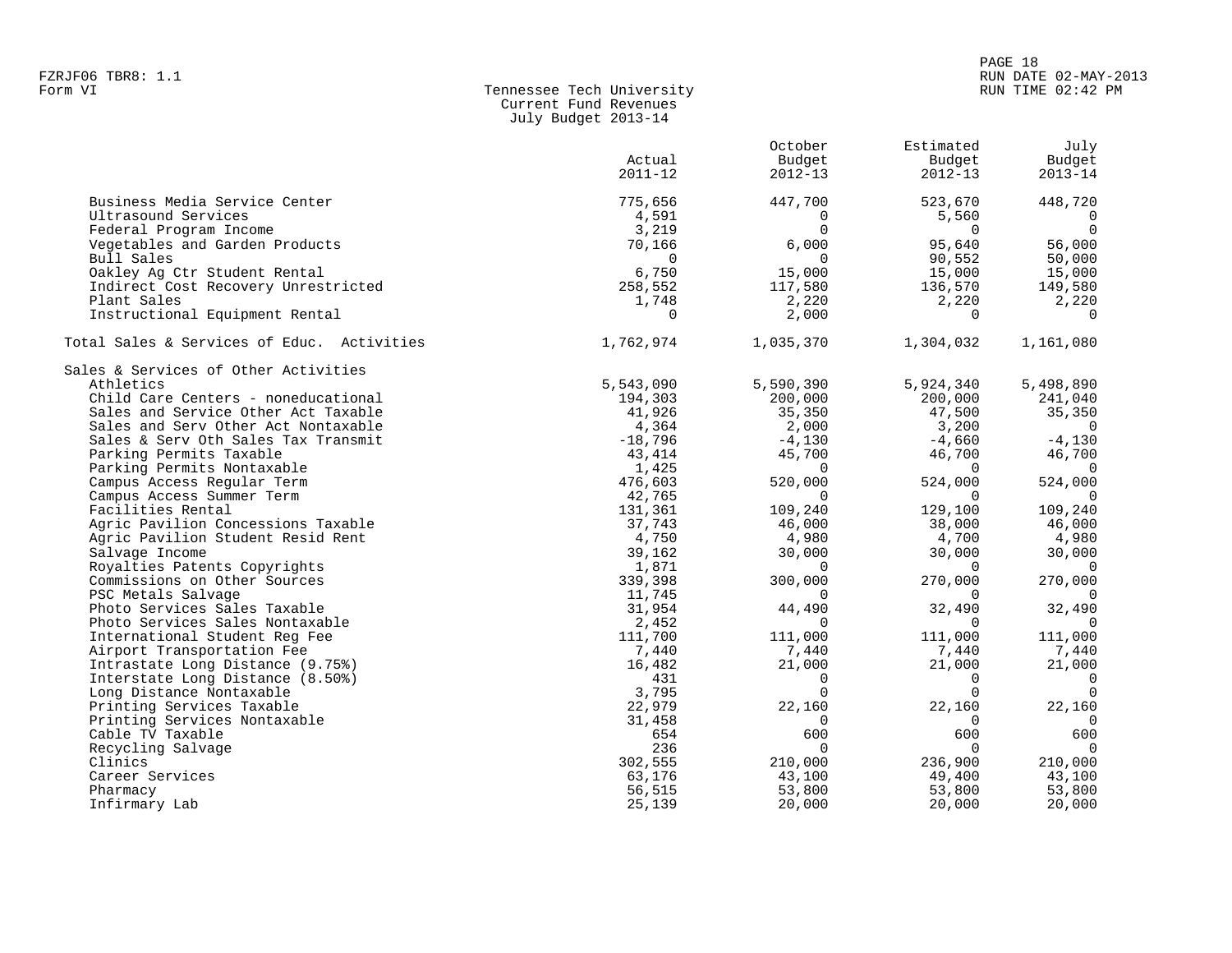Form VI

# Tennessee Tech University
## Current Fund Revenues
### July Budget 2013-14

| | Actual 2011-12 | October Budget 2012-13 | Estimated Budget 2012-13 | July Budget 2013-14 |
|---|---|---|---|---|
| Business Media Service Center | 775,656 | 447,700 | 523,670 | 448,720 |
| Ultrasound Services | 4,591 | 0 | 5,560 | 0 |
| Federal Program Income | 3,219 | 0 | 0 | 0 |
| Vegetables and Garden Products | 70,166 | 6,000 | 95,640 | 56,000 |
| Bull Sales | 0 | 0 | 90,552 | 50,000 |
| Oakley Ag Ctr Student Rental | 6,750 | 15,000 | 15,000 | 15,000 |
| Indirect Cost Recovery Unrestricted | 258,552 | 117,580 | 136,570 | 149,580 |
| Plant Sales | 1,748 | 2,220 | 2,220 | 2,220 |
| Instructional Equipment Rental | 0 | 2,000 | 0 | 0 |
| Total Sales & Services of Educ. Activities | 1,762,974 | 1,035,370 | 1,304,032 | 1,161,080 |
| Sales & Services of Other Activities | | | | |
| Athletics | 5,543,090 | 5,590,390 | 5,924,340 | 5,498,890 |
| Child Care Centers - noneducational | 194,303 | 200,000 | 200,000 | 241,040 |
| Sales and Service Other Act Taxable | 41,926 | 35,350 | 47,500 | 35,350 |
| Sales and Serv Other Act Nontaxable | 4,364 | 2,000 | 3,200 | 0 |
| Sales & Serv Oth Sales Tax Transmit | -18,796 | -4,130 | -4,660 | -4,130 |
| Parking Permits Taxable | 43,414 | 45,700 | 46,700 | 46,700 |
| Parking Permits Nontaxable | 1,425 | 0 | 0 | 0 |
| Campus Access Regular Term | 476,603 | 520,000 | 524,000 | 524,000 |
| Campus Access Summer Term | 42,765 | 0 | 0 | 0 |
| Facilities Rental | 131,361 | 109,240 | 129,100 | 109,240 |
| Agric Pavilion Concessions Taxable | 37,743 | 46,000 | 38,000 | 46,000 |
| Agric Pavilion Student Resid Rent | 4,750 | 4,980 | 4,700 | 4,980 |
| Salvage Income | 39,162 | 30,000 | 30,000 | 30,000 |
| Royalties Patents Copyrights | 1,871 | 0 | 0 | 0 |
| Commissions on Other Sources | 339,398 | 300,000 | 270,000 | 270,000 |
| PSC Metals Salvage | 11,745 | 0 | 0 | 0 |
| Photo Services Sales Taxable | 31,954 | 44,490 | 32,490 | 32,490 |
| Photo Services Sales Nontaxable | 2,452 | 0 | 0 | 0 |
| International Student Reg Fee | 111,700 | 111,000 | 111,000 | 111,000 |
| Airport Transportation Fee | 7,440 | 7,440 | 7,440 | 7,440 |
| Intrastate Long Distance (9.75%) | 16,482 | 21,000 | 21,000 | 21,000 |
| Interstate Long Distance (8.50%) | 431 | 0 | 0 | 0 |
| Long Distance Nontaxable | 3,795 | 0 | 0 | 0 |
| Printing Services Taxable | 22,979 | 22,160 | 22,160 | 22,160 |
| Printing Services Nontaxable | 31,458 | 0 | 0 | 0 |
| Cable TV Taxable | 654 | 600 | 600 | 600 |
| Recycling Salvage | 236 | 0 | 0 | 0 |
| Clinics | 302,555 | 210,000 | 236,900 | 210,000 |
| Career Services | 63,176 | 43,100 | 49,400 | 43,100 |
| Pharmacy | 56,515 | 53,800 | 53,800 | 53,800 |
| Infirmary Lab | 25,139 | 20,000 | 20,000 | 20,000 |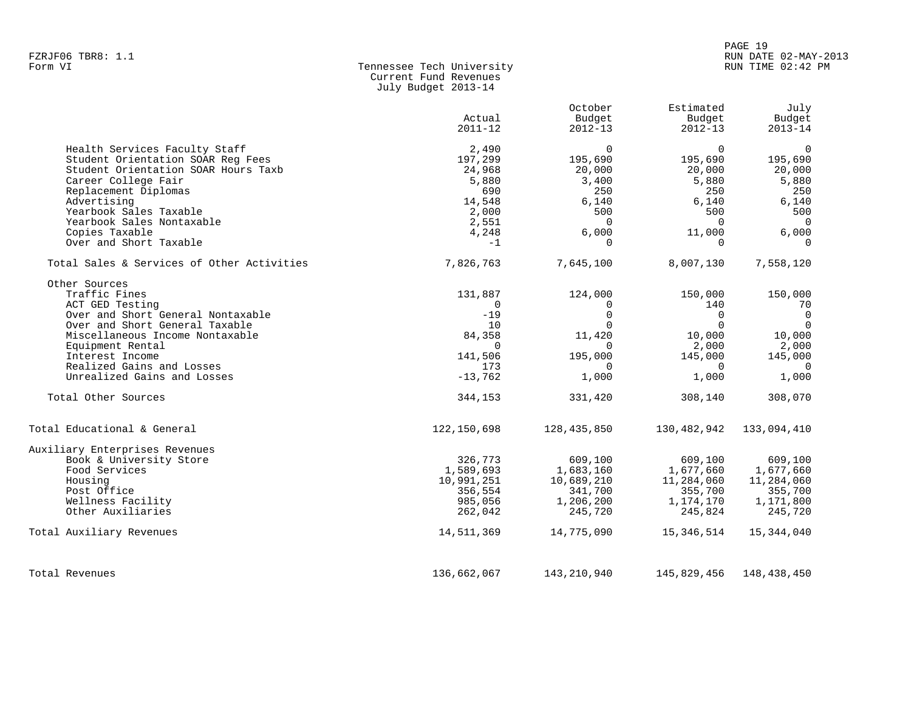FZRJF06 TBR8: 1.1
Form VI

Tennessee Tech University
Current Fund Revenues
July Budget 2013-14

| | Actual 2011-12 | October Budget 2012-13 | Estimated Budget 2012-13 | July Budget 2013-14 |
|---|---|---|---|---|
| Health Services Faculty Staff | 2,490 | 0 | 0 | 0 |
| Student Orientation SOAR Reg Fees | 197,299 | 195,690 | 195,690 | 195,690 |
| Student Orientation SOAR Hours Taxb | 24,968 | 20,000 | 20,000 | 20,000 |
| Career College Fair | 5,880 | 3,400 | 5,880 | 5,880 |
| Replacement Diplomas | 690 | 250 | 250 | 250 |
| Advertising | 14,548 | 6,140 | 6,140 | 6,140 |
| Yearbook Sales Taxable | 2,000 | 500 | 500 | 500 |
| Yearbook Sales Nontaxable | 2,551 | 0 | 0 | 0 |
| Copies Taxable | 4,248 | 6,000 | 11,000 | 6,000 |
| Over and Short Taxable | -1 | 0 | 0 | 0 |
| Total Sales & Services of Other Activities | 7,826,763 | 7,645,100 | 8,007,130 | 7,558,120 |
| Other Sources | | | | |
| Traffic Fines | 131,887 | 124,000 | 150,000 | 150,000 |
| ACT GED Testing | 0 | 0 | 140 | 70 |
| Over and Short General Nontaxable | -19 | 0 | 0 | 0 |
| Over and Short General Taxable | 10 | 0 | 0 | 0 |
| Miscellaneous Income Nontaxable | 84,358 | 11,420 | 10,000 | 10,000 |
| Equipment Rental | 0 | 0 | 2,000 | 2,000 |
| Interest Income | 141,506 | 195,000 | 145,000 | 145,000 |
| Realized Gains and Losses | 173 | 0 | 0 | 0 |
| Unrealized Gains and Losses | -13,762 | 1,000 | 1,000 | 1,000 |
| Total Other Sources | 344,153 | 331,420 | 308,140 | 308,070 |
| Total Educational & General | 122,150,698 | 128,435,850 | 130,482,942 | 133,094,410 |
| Auxiliary Enterprises Revenues | | | | |
| Book & University Store | 326,773 | 609,100 | 609,100 | 609,100 |
| Food Services | 1,589,693 | 1,683,160 | 1,677,660 | 1,677,660 |
| Housing | 10,991,251 | 10,689,210 | 11,284,060 | 11,284,060 |
| Post Office | 356,554 | 341,700 | 355,700 | 355,700 |
| Wellness Facility | 985,056 | 1,206,200 | 1,174,170 | 1,171,800 |
| Other Auxiliaries | 262,042 | 245,720 | 245,824 | 245,720 |
| Total Auxiliary Revenues | 14,511,369 | 14,775,090 | 15,346,514 | 15,344,040 |
| Total Revenues | 136,662,067 | 143,210,940 | 145,829,456 | 148,438,450 |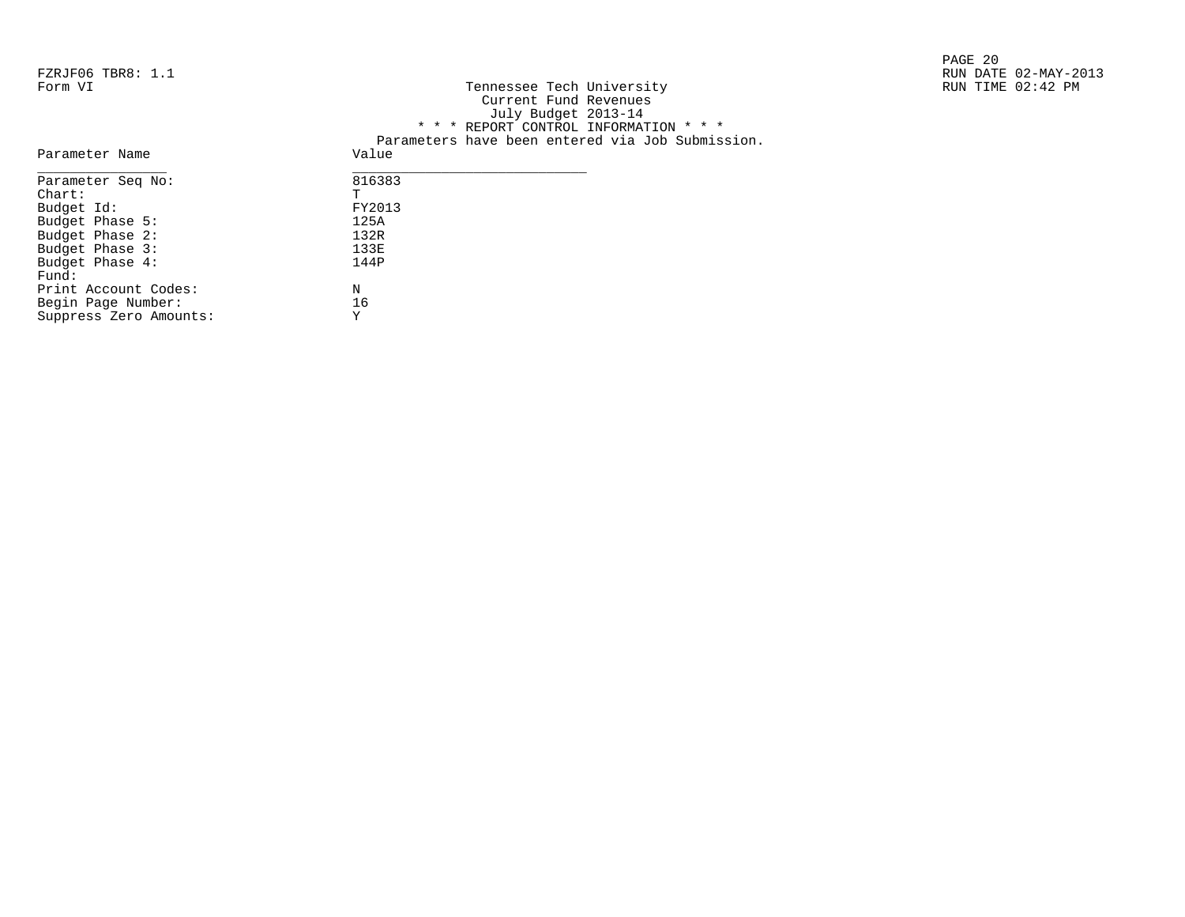FZRJF06 TBR8: 1.1
Form VI

Tennessee Tech University
Current Fund Revenues
July Budget 2013-14

RUN DATE 02-MAY-2013
RUN TIME 02:42 PM

* * * REPORT CONTROL INFORMATION * * *

Parameters have been entered via Job Submission.

| Parameter Name | Value |
|---|---|
| Parameter Seq No: | 816383 |
| Chart: | T |
| Budget Id: | FY2013 |
| Budget Phase 5: | 125A |
| Budget Phase 2: | 132R |
| Budget Phase 3: | 133E |
| Budget Phase 4: | 144P |
| Fund: | |
| Print Account Codes: | N |
| Begin Page Number: | 16 |
| Suppress Zero Amounts: | Y |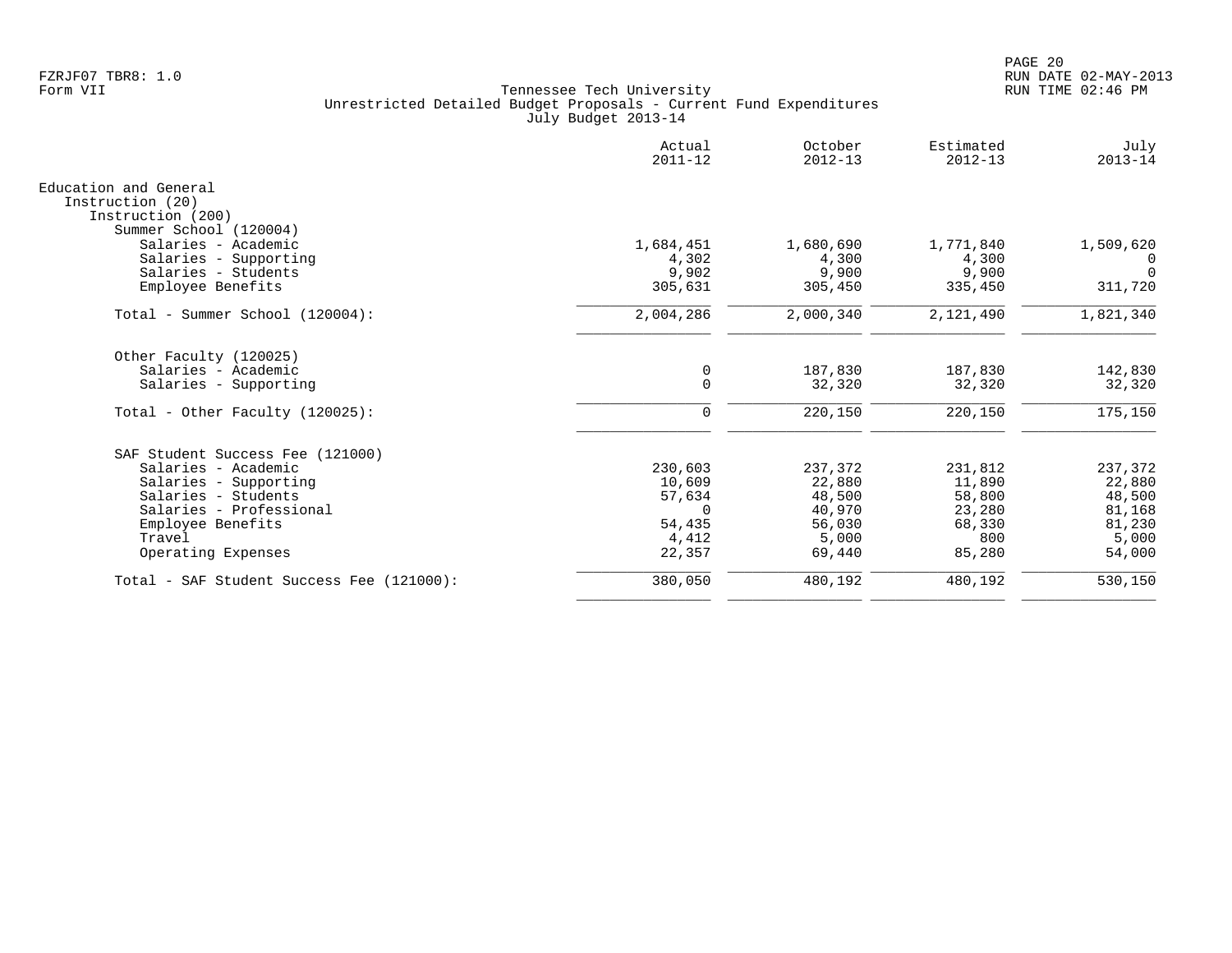FZRJF07 TBR8: 1.0
Form VII

# Tennessee Tech University
## Unrestricted Detailed Budget Proposals - Current Fund Expenditures
### July Budget 2013-14

| | Actual 2011-12 | October 2012-13 | Estimated 2012-13 | July 2013-14 |
|---|---|---|---|---|
| **Education and General** | | | | |
| Instruction (20) | | | | |
| Instruction (200) | | | | |
| Summer School (120004) | | | | |
| Salaries - Academic | 1,684,451 | 1,680,690 | 1,771,840 | 1,509,620 |
| Salaries - Supporting | 4,302 | 4,300 | 4,300 | 0 |
| Salaries - Students | 9,902 | 9,900 | 9,900 | 0 |
| Employee Benefits | 305,631 | 305,450 | 335,450 | 311,720 |
| Total - Summer School (120004): | 2,004,286 | 2,000,340 | 2,121,490 | 1,821,340 |
| Other Faculty (120025) | | | | |
| Salaries - Academic | 0 | 187,830 | 187,830 | 142,830 |
| Salaries - Supporting | 0 | 32,320 | 32,320 | 32,320 |
| Total - Other Faculty (120025): | 0 | 220,150 | 220,150 | 175,150 |
| SAF Student Success Fee (121000) | | | | |
| Salaries - Academic | 230,603 | 237,372 | 231,812 | 237,372 |
| Salaries - Supporting | 10,609 | 22,880 | 11,890 | 22,880 |
| Salaries - Students | 57,634 | 48,500 | 58,800 | 48,500 |
| Salaries - Professional | 0 | 40,970 | 23,280 | 81,168 |
| Employee Benefits | 54,435 | 56,030 | 68,330 | 81,230 |
| Travel | 4,412 | 5,000 | 800 | 5,000 |
| Operating Expenses | 22,357 | 69,440 | 85,280 | 54,000 |
| Total - SAF Student Success Fee (121000): | 380,050 | 480,192 | 480,192 | 530,150 |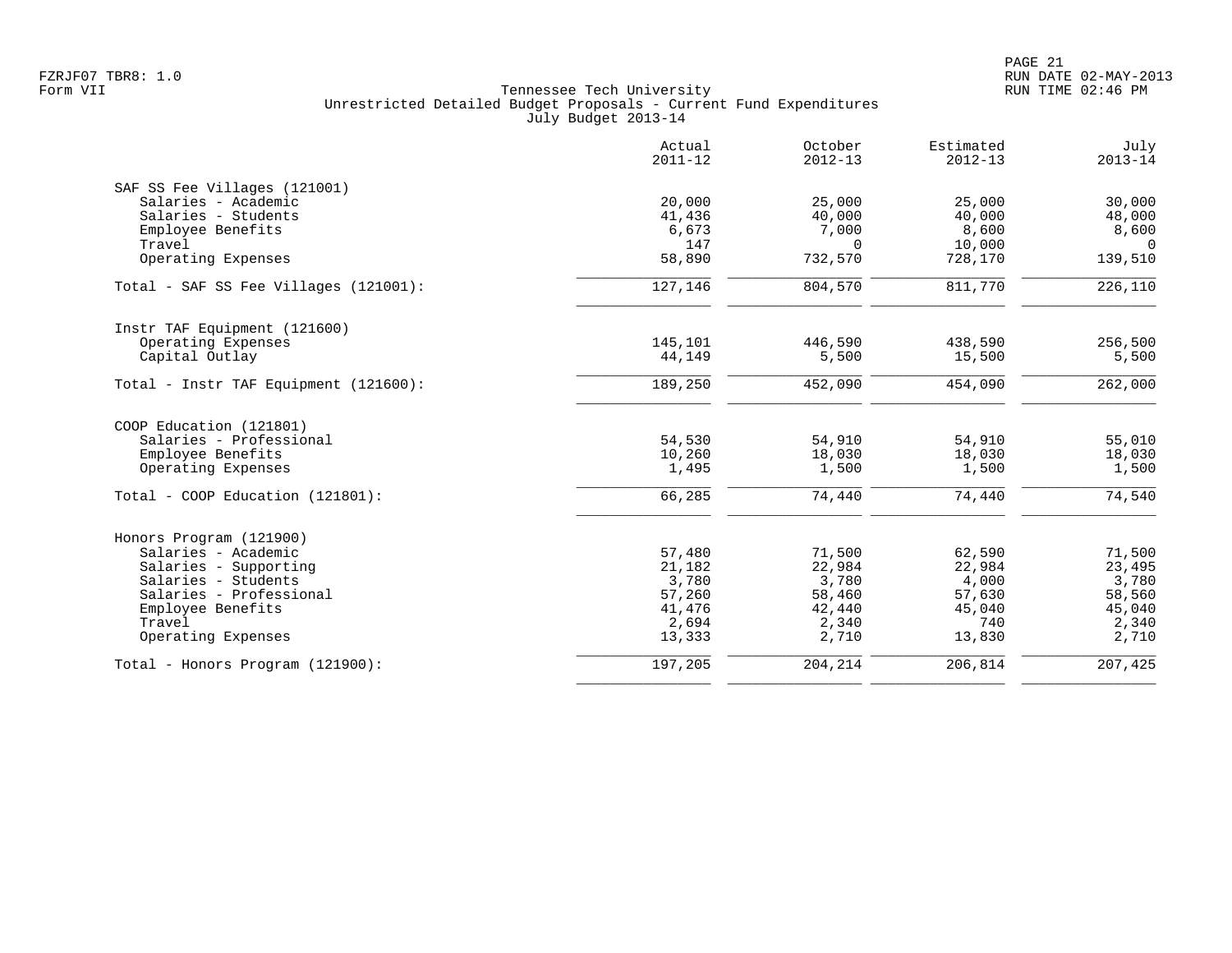Tennessee Tech University
Unrestricted Detailed Budget Proposals - Current Fund Expenditures
July Budget 2013-14

| | Actual 2011-12 | October 2012-13 | Estimated 2012-13 | July 2013-14 |
|---|---|---|---|---|
| **SAF SS Fee Villages (121001)** | | | | |
| Salaries - Academic | 20,000 | 25,000 | 25,000 | 30,000 |
| Salaries - Students | 41,436 | 40,000 | 40,000 | 48,000 |
| Employee Benefits | 6,673 | 7,000 | 8,600 | 8,600 |
| Travel | 147 | 0 | 10,000 | 0 |
| Operating Expenses | 58,890 | 732,570 | 728,170 | 139,510 |
| Total - SAF SS Fee Villages (121001): | 127,146 | 804,570 | 811,770 | 226,110 |
| **Instr TAF Equipment (121600)** | | | | |
| Operating Expenses | 145,101 | 446,590 | 438,590 | 256,500 |
| Capital Outlay | 44,149 | 5,500 | 15,500 | 5,500 |
| Total - Instr TAF Equipment (121600): | 189,250 | 452,090 | 454,090 | 262,000 |
| **COOP Education (121801)** | | | | |
| Salaries - Professional | 54,530 | 54,910 | 54,910 | 55,010 |
| Employee Benefits | 10,260 | 18,030 | 18,030 | 18,030 |
| Operating Expenses | 1,495 | 1,500 | 1,500 | 1,500 |
| Total - COOP Education (121801): | 66,285 | 74,440 | 74,440 | 74,540 |
| **Honors Program (121900)** | | | | |
| Salaries - Academic | 57,480 | 71,500 | 62,590 | 71,500 |
| Salaries - Supporting | 21,182 | 22,984 | 22,984 | 23,495 |
| Salaries - Students | 3,780 | 3,780 | 4,000 | 3,780 |
| Salaries - Professional | 57,260 | 58,460 | 57,630 | 58,560 |
| Employee Benefits | 41,476 | 42,440 | 45,040 | 45,040 |
| Travel | 2,694 | 2,340 | 740 | 2,340 |
| Operating Expenses | 13,333 | 2,710 | 13,830 | 2,710 |
| Total - Honors Program (121900): | 197,205 | 204,214 | 206,814 | 207,425 |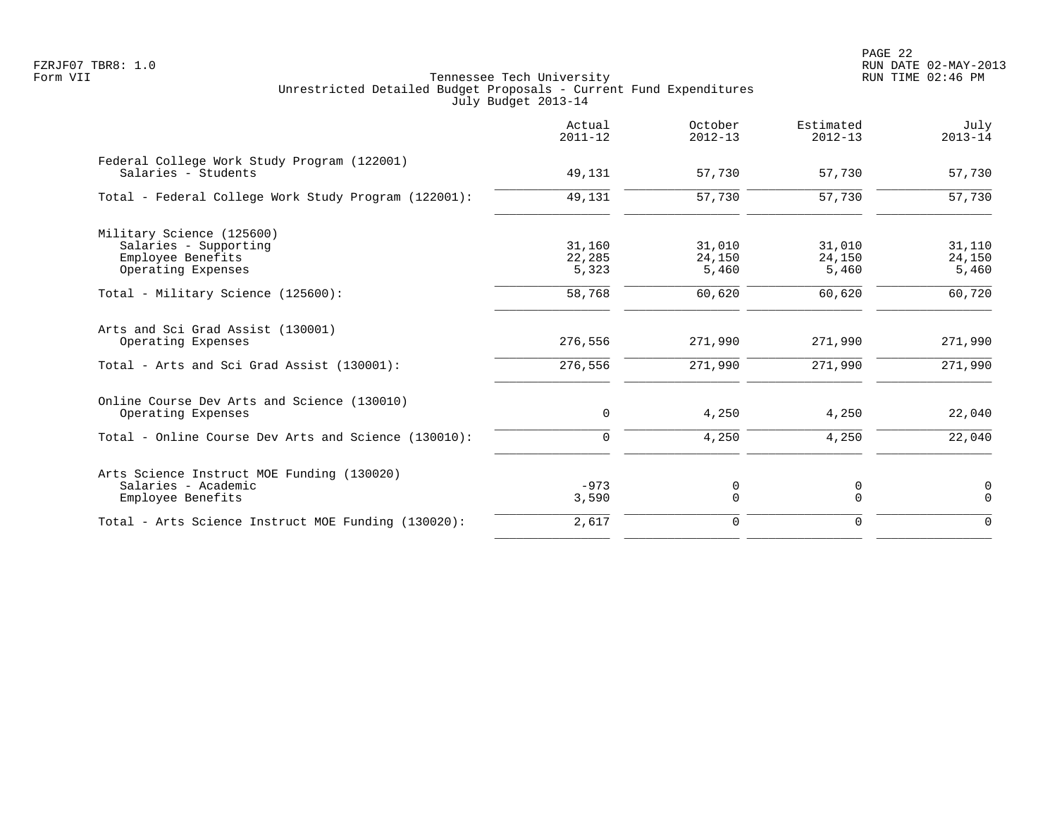FZRJF07 TBR8: 1.0
Form VII

Tennessee Tech University
Unrestricted Detailed Budget Proposals - Current Fund Expenditures
July Budget 2013-14

| | Actual 2011-12 | October 2012-13 | Estimated 2012-13 | July 2013-14 |
|---|---|---|---|---|
| Federal College Work Study Program (122001) | | | | |
| Salaries - Students | 49,131 | 57,730 | 57,730 | 57,730 |
| Total - Federal College Work Study Program (122001): | 49,131 | 57,730 | 57,730 | 57,730 |
| Military Science (125600) | | | | |
| Salaries - Supporting | 31,160 | 31,010 | 31,010 | 31,110 |
| Employee Benefits | 22,285 | 24,150 | 24,150 | 24,150 |
| Operating Expenses | 5,323 | 5,460 | 5,460 | 5,460 |
| Total - Military Science (125600): | 58,768 | 60,620 | 60,620 | 60,720 |
| Arts and Sci Grad Assist (130001) | | | | |
| Operating Expenses | 276,556 | 271,990 | 271,990 | 271,990 |
| Total - Arts and Sci Grad Assist (130001): | 276,556 | 271,990 | 271,990 | 271,990 |
| Online Course Dev Arts and Science (130010) | | | | |
| Operating Expenses | 0 | 4,250 | 4,250 | 22,040 |
| Total - Online Course Dev Arts and Science (130010): | 0 | 4,250 | 4,250 | 22,040 |
| Arts Science Instruct MOE Funding (130020) | | | | |
| Salaries - Academic | -973 | 0 | 0 | 0 |
| Employee Benefits | 3,590 | 0 | 0 | 0 |
| Total - Arts Science Instruct MOE Funding (130020): | 2,617 | 0 | 0 | 0 |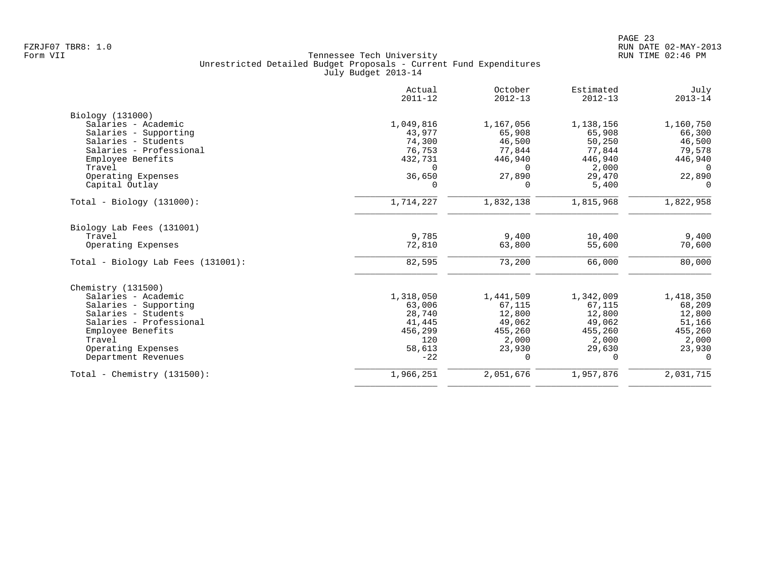FZRJF07 TBR8: 1.0
Form VII

Tennessee Tech University
Unrestricted Detailed Budget Proposals - Current Fund Expenditures
July Budget 2013-14

RUN DATE 02-MAY-2013
RUN TIME 02:46 PM

| | Actual 2011-12 | October 2012-13 | Estimated 2012-13 | July 2013-14 |
|---|---|---|---|---|
| Biology (131000) | | | | |
| Salaries - Academic | 1,049,816 | 1,167,056 | 1,138,156 | 1,160,750 |
| Salaries - Supporting | 43,977 | 65,908 | 65,908 | 66,300 |
| Salaries - Students | 74,300 | 46,500 | 50,250 | 46,500 |
| Salaries - Professional | 76,753 | 77,844 | 77,844 | 79,578 |
| Employee Benefits | 432,731 | 446,940 | 446,940 | 446,940 |
| Travel | 0 | 0 | 2,000 | 0 |
| Operating Expenses | 36,650 | 27,890 | 29,470 | 22,890 |
| Capital Outlay | 0 | 0 | 5,400 | 0 |
| Total - Biology (131000): | 1,714,227 | 1,832,138 | 1,815,968 | 1,822,958 |
| Biology Lab Fees (131001) | | | | |
| Travel | 9,785 | 9,400 | 10,400 | 9,400 |
| Operating Expenses | 72,810 | 63,800 | 55,600 | 70,600 |
| Total - Biology Lab Fees (131001): | 82,595 | 73,200 | 66,000 | 80,000 |
| Chemistry (131500) | | | | |
| Salaries - Academic | 1,318,050 | 1,441,509 | 1,342,009 | 1,418,350 |
| Salaries - Supporting | 63,006 | 67,115 | 67,115 | 68,209 |
| Salaries - Students | 28,740 | 12,800 | 12,800 | 12,800 |
| Salaries - Professional | 41,445 | 49,062 | 49,062 | 51,166 |
| Employee Benefits | 456,299 | 455,260 | 455,260 | 455,260 |
| Travel | 120 | 2,000 | 2,000 | 2,000 |
| Operating Expenses | 58,613 | 23,930 | 29,630 | 23,930 |
| Department Revenues | -22 | 0 | 0 | 0 |
| Total - Chemistry (131500): | 1,966,251 | 2,051,676 | 1,957,876 | 2,031,715 |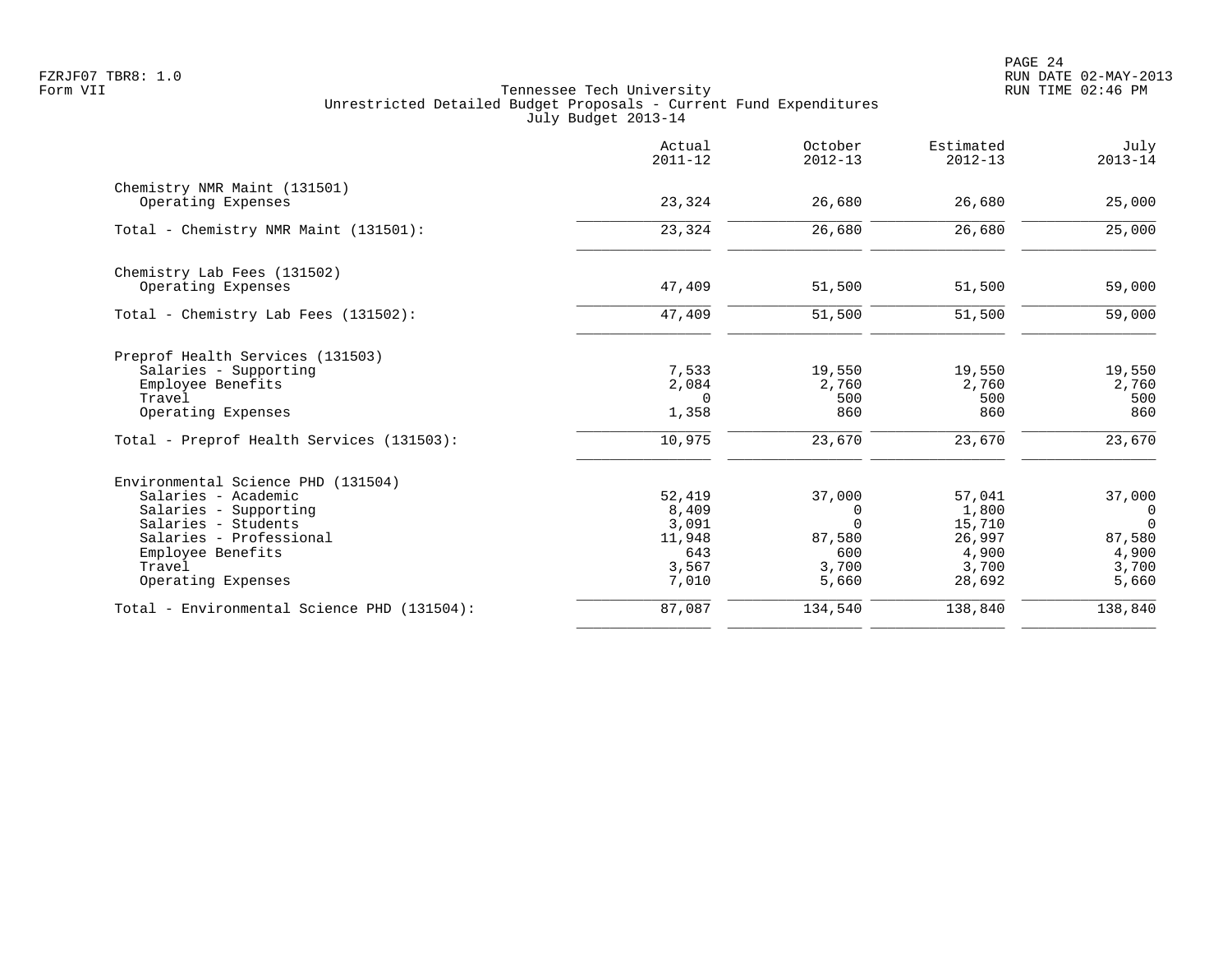FZRJF07 TBR8: 1.0
Form VII

Tennessee Tech University
Unrestricted Detailed Budget Proposals - Current Fund Expenditures
July Budget 2013-14

RUN DATE 02-MAY-2013
RUN TIME 02:46 PM

| | Actual 2011-12 | October 2012-13 | Estimated 2012-13 | July 2013-14 |
|---|---|---|---|---|
| Chemistry NMR Maint (131501) | | | | |
| Operating Expenses | 23,324 | 26,680 | 26,680 | 25,000 |
| Total - Chemistry NMR Maint (131501): | 23,324 | 26,680 | 26,680 | 25,000 |
| Chemistry Lab Fees (131502) | | | | |
| Operating Expenses | 47,409 | 51,500 | 51,500 | 59,000 |
| Total - Chemistry Lab Fees (131502): | 47,409 | 51,500 | 51,500 | 59,000 |
| Preprof Health Services (131503) | | | | |
| Salaries - Supporting | 7,533 | 19,550 | 19,550 | 19,550 |
| Employee Benefits | 2,084 | 2,760 | 2,760 | 2,760 |
| Travel | 0 | 500 | 500 | 500 |
| Operating Expenses | 1,358 | 860 | 860 | 860 |
| Total - Preprof Health Services (131503): | 10,975 | 23,670 | 23,670 | 23,670 |
| Environmental Science PHD (131504) | | | | |
| Salaries - Academic | 52,419 | 37,000 | 57,041 | 37,000 |
| Salaries - Supporting | 8,409 | 0 | 1,800 | 0 |
| Salaries - Students | 3,091 | 0 | 15,710 | 0 |
| Salaries - Professional | 11,948 | 87,580 | 26,997 | 87,580 |
| Employee Benefits | 643 | 600 | 4,900 | 4,900 |
| Travel | 3,567 | 3,700 | 3,700 | 3,700 |
| Operating Expenses | 7,010 | 5,660 | 28,692 | 5,660 |
| Total - Environmental Science PHD (131504): | 87,087 | 134,540 | 138,840 | 138,840 |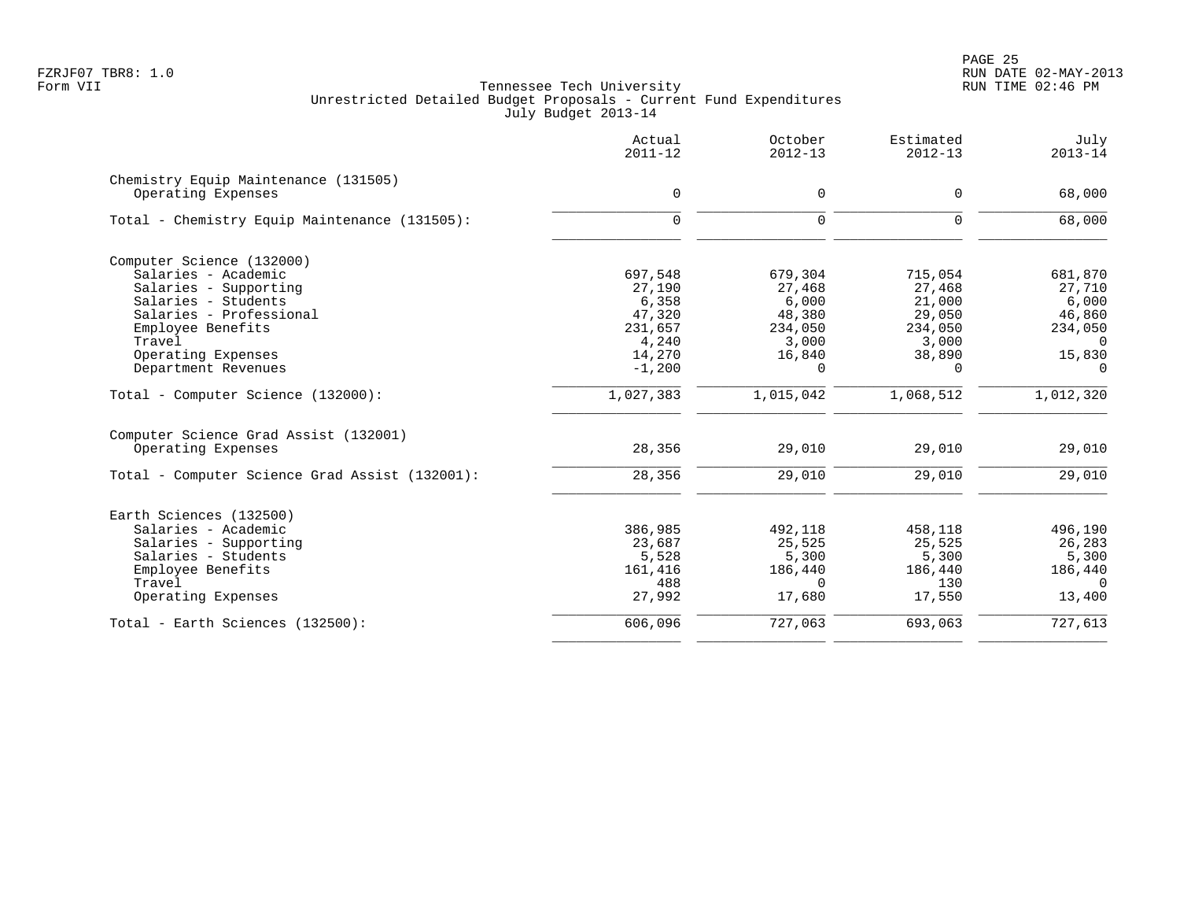FZRJF07 TBR8: 1.0
Form VII

Tennessee Tech University
Unrestricted Detailed Budget Proposals - Current Fund Expenditures
July Budget 2013-14

RUN DATE 02-MAY-2013
RUN TIME 02:46 PM

| | Actual 2011-12 | October 2012-13 | Estimated 2012-13 | July 2013-14 |
|---|---|---|---|---|
| **Chemistry Equip Maintenance (131505)** | | | | |
| Operating Expenses | 0 | 0 | 0 | 68,000 |
| Total - Chemistry Equip Maintenance (131505): | 0 | 0 | 0 | 68,000 |
| **Computer Science (132000)** | | | | |
| Salaries - Academic | 697,548 | 679,304 | 715,054 | 681,870 |
| Salaries - Supporting | 27,190 | 27,468 | 27,468 | 27,710 |
| Salaries - Students | 6,358 | 6,000 | 21,000 | 6,000 |
| Salaries - Professional | 47,320 | 48,380 | 29,050 | 46,860 |
| Employee Benefits | 231,657 | 234,050 | 234,050 | 234,050 |
| Travel | 4,240 | 3,000 | 3,000 | 0 |
| Operating Expenses | 14,270 | 16,840 | 38,890 | 15,830 |
| Department Revenues | -1,200 | 0 | 0 | 0 |
| Total - Computer Science (132000): | 1,027,383 | 1,015,042 | 1,068,512 | 1,012,320 |
| **Computer Science Grad Assist (132001)** | | | | |
| Operating Expenses | 28,356 | 29,010 | 29,010 | 29,010 |
| Total - Computer Science Grad Assist (132001): | 28,356 | 29,010 | 29,010 | 29,010 |
| **Earth Sciences (132500)** | | | | |
| Salaries - Academic | 386,985 | 492,118 | 458,118 | 496,190 |
| Salaries - Supporting | 23,687 | 25,525 | 25,525 | 26,283 |
| Salaries - Students | 5,528 | 5,300 | 5,300 | 5,300 |
| Employee Benefits | 161,416 | 186,440 | 186,440 | 186,440 |
| Travel | 488 | 0 | 130 | 0 |
| Operating Expenses | 27,992 | 17,680 | 17,550 | 13,400 |
| Total - Earth Sciences (132500): | 606,096 | 727,063 | 693,063 | 727,613 |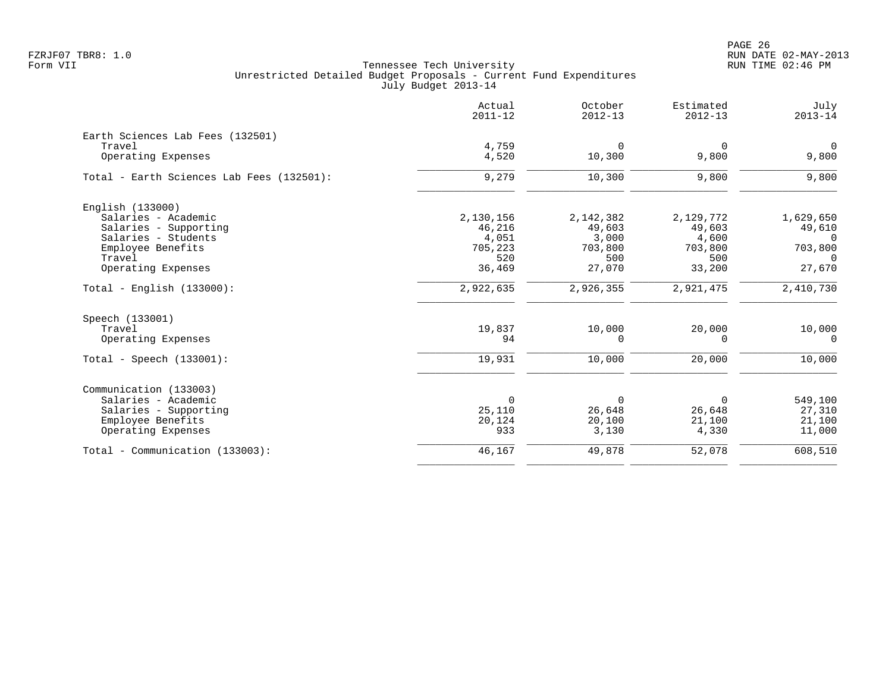FZRJF07 TBR8: 1.0
Form VII

Tennessee Tech University
Unrestricted Detailed Budget Proposals - Current Fund Expenditures
July Budget 2013-14

| | Actual 2011-12 | October 2012-13 | Estimated 2012-13 | July 2013-14 |
|---|---|---|---|---|
| Earth Sciences Lab Fees (132501) | | | | |
| Travel | 4,759 | 0 | 0 | 0 |
| Operating Expenses | 4,520 | 10,300 | 9,800 | 9,800 |
| Total - Earth Sciences Lab Fees (132501): | 9,279 | 10,300 | 9,800 | 9,800 |
| English (133000) | | | | |
| Salaries - Academic | 2,130,156 | 2,142,382 | 2,129,772 | 1,629,650 |
| Salaries - Supporting | 46,216 | 49,603 | 49,603 | 49,610 |
| Salaries - Students | 4,051 | 3,000 | 4,600 | 0 |
| Employee Benefits | 705,223 | 703,800 | 703,800 | 703,800 |
| Travel | 520 | 500 | 500 | 0 |
| Operating Expenses | 36,469 | 27,070 | 33,200 | 27,670 |
| Total - English (133000): | 2,922,635 | 2,926,355 | 2,921,475 | 2,410,730 |
| Speech (133001) | | | | |
| Travel | 19,837 | 10,000 | 20,000 | 10,000 |
| Operating Expenses | 94 | 0 | 0 | 0 |
| Total - Speech (133001): | 19,931 | 10,000 | 20,000 | 10,000 |
| Communication (133003) | | | | |
| Salaries - Academic | 0 | 0 | 0 | 549,100 |
| Salaries - Supporting | 25,110 | 26,648 | 26,648 | 27,310 |
| Employee Benefits | 20,124 | 20,100 | 21,100 | 21,100 |
| Operating Expenses | 933 | 3,130 | 4,330 | 11,000 |
| Total - Communication (133003): | 46,167 | 49,878 | 52,078 | 608,510 |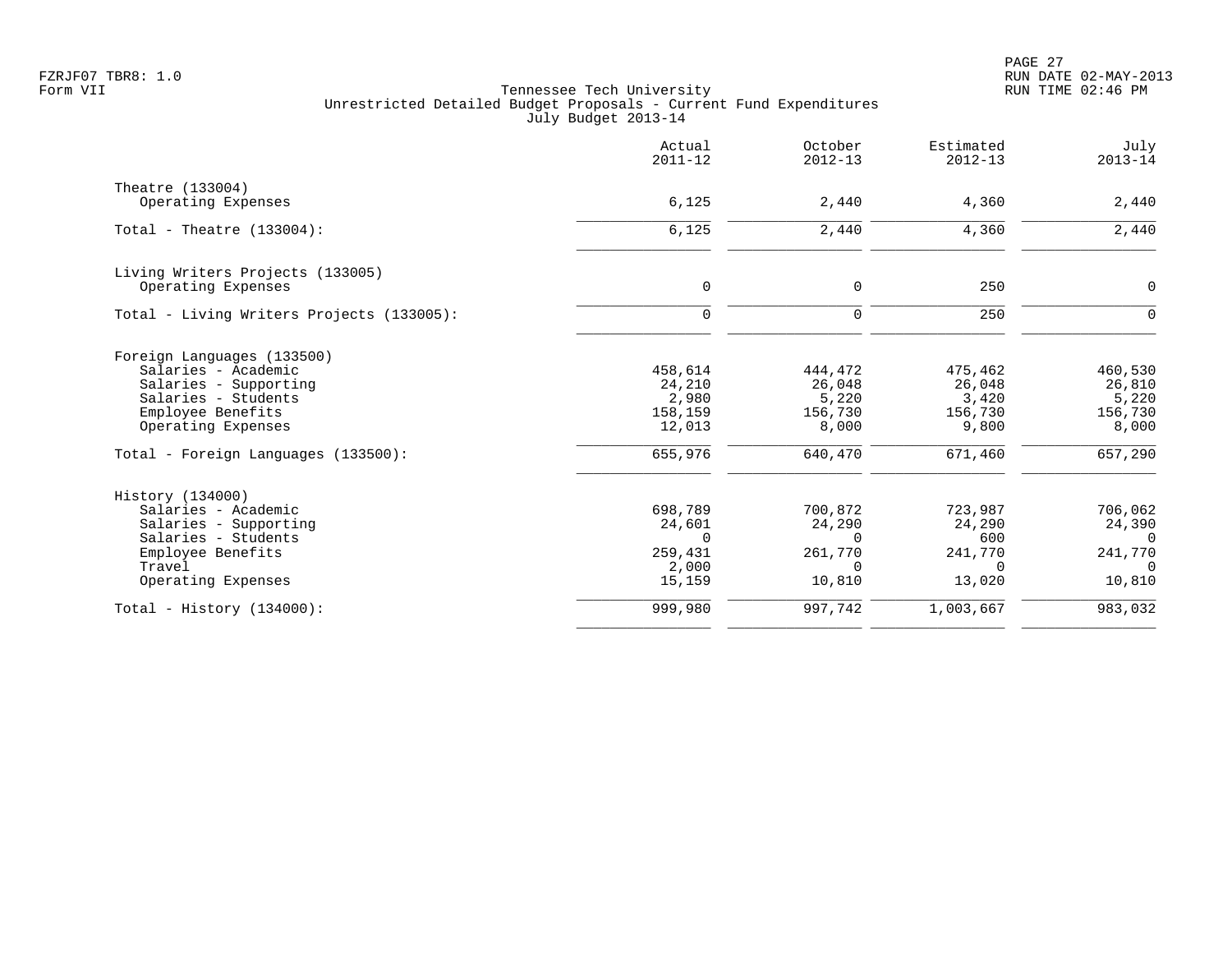Tennessee Tech University
Unrestricted Detailed Budget Proposals - Current Fund Expenditures
July Budget 2013-14

| | Actual 2011-12 | October 2012-13 | Estimated 2012-13 | July 2013-14 |
|---|---|---|---|---|
| Theatre (133004) | | | | |
| Operating Expenses | 6,125 | 2,440 | 4,360 | 2,440 |
| Total - Theatre (133004): | 6,125 | 2,440 | 4,360 | 2,440 |
| Living Writers Projects (133005) | | | | |
| Operating Expenses | 0 | 0 | 250 | 0 |
| Total - Living Writers Projects (133005): | 0 | 0 | 250 | 0 |
| Foreign Languages (133500) | | | | |
| Salaries - Academic | 458,614 | 444,472 | 475,462 | 460,530 |
| Salaries - Supporting | 24,210 | 26,048 | 26,048 | 26,810 |
| Salaries - Students | 2,980 | 5,220 | 3,420 | 5,220 |
| Employee Benefits | 158,159 | 156,730 | 156,730 | 156,730 |
| Operating Expenses | 12,013 | 8,000 | 9,800 | 8,000 |
| Total - Foreign Languages (133500): | 655,976 | 640,470 | 671,460 | 657,290 |
| History (134000) | | | | |
| Salaries - Academic | 698,789 | 700,872 | 723,987 | 706,062 |
| Salaries - Supporting | 24,601 | 24,290 | 24,290 | 24,390 |
| Salaries - Students | 0 | 0 | 600 | 0 |
| Employee Benefits | 259,431 | 261,770 | 241,770 | 241,770 |
| Travel | 2,000 | 0 | 0 | 0 |
| Operating Expenses | 15,159 | 10,810 | 13,020 | 10,810 |
| Total - History (134000): | 999,980 | 997,742 | 1,003,667 | 983,032 |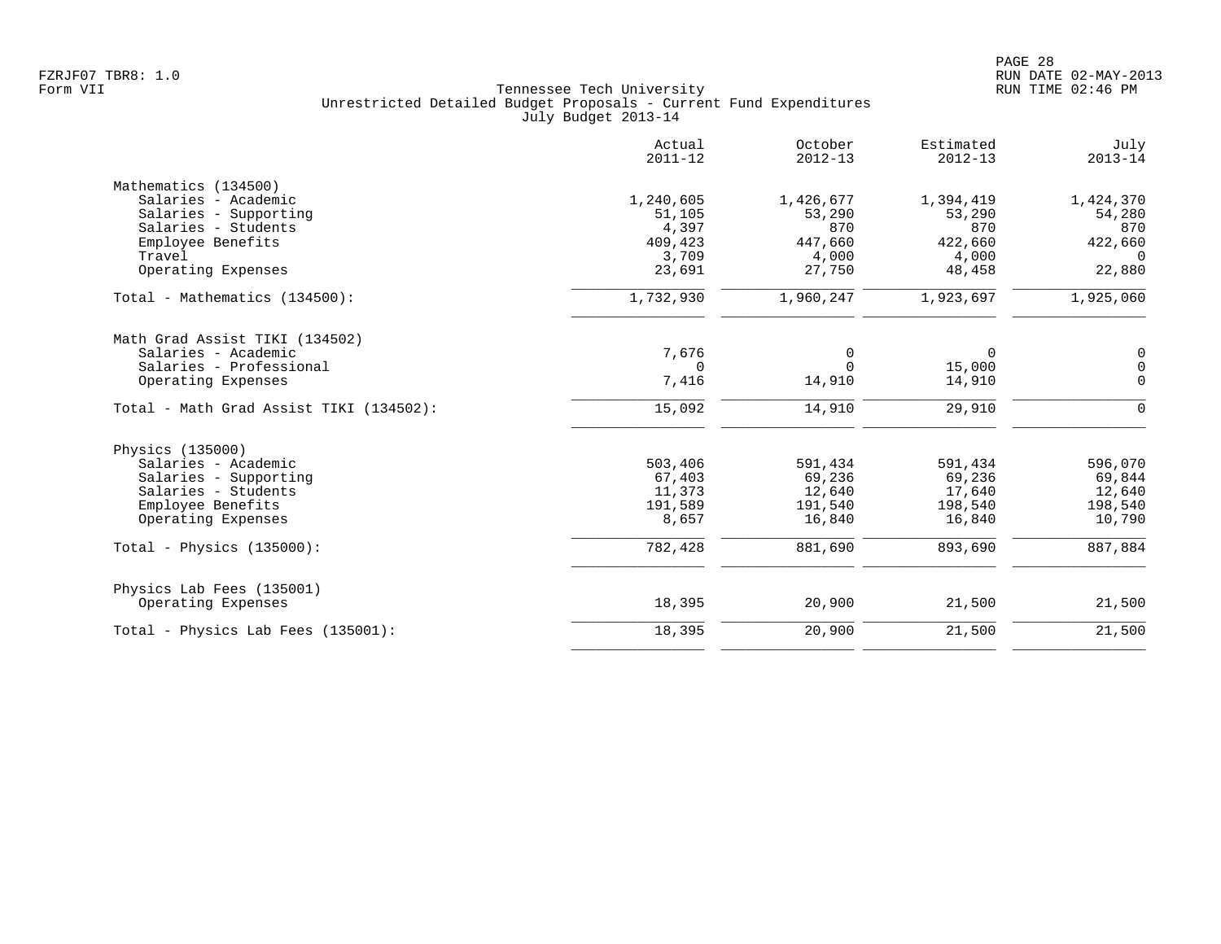FZRJF07 TBR8: 1.0
Form VII

Tennessee Tech University
Unrestricted Detailed Budget Proposals - Current Fund Expenditures
July Budget 2013-14

RUN DATE 02-MAY-2013
RUN TIME 02:46 PM

| | Actual 2011-12 | October 2012-13 | Estimated 2012-13 | July 2013-14 |
|---|---|---|---|---|
| **Mathematics (134500)** | | | | |
| Salaries - Academic | 1,240,605 | 1,426,677 | 1,394,419 | 1,424,370 |
| Salaries - Supporting | 51,105 | 53,290 | 53,290 | 54,280 |
| Salaries - Students | 4,397 | 870 | 870 | 870 |
| Employee Benefits | 409,423 | 447,660 | 422,660 | 422,660 |
| Travel | 3,709 | 4,000 | 4,000 | 0 |
| Operating Expenses | 23,691 | 27,750 | 48,458 | 22,880 |
| Total - Mathematics (134500): | 1,732,930 | 1,960,247 | 1,923,697 | 1,925,060 |
| **Math Grad Assist TIKI (134502)** | | | | |
| Salaries - Academic | 7,676 | 0 | 0 | 0 |
| Salaries - Professional | 0 | 0 | 15,000 | 0 |
| Operating Expenses | 7,416 | 14,910 | 14,910 | 0 |
| Total - Math Grad Assist TIKI (134502): | 15,092 | 14,910 | 29,910 | 0 |
| **Physics (135000)** | | | | |
| Salaries - Academic | 503,406 | 591,434 | 591,434 | 596,070 |
| Salaries - Supporting | 67,403 | 69,236 | 69,236 | 69,844 |
| Salaries - Students | 11,373 | 12,640 | 17,640 | 12,640 |
| Employee Benefits | 191,589 | 191,540 | 198,540 | 198,540 |
| Operating Expenses | 8,657 | 16,840 | 16,840 | 10,790 |
| Total - Physics (135000): | 782,428 | 881,690 | 893,690 | 887,884 |
| **Physics Lab Fees (135001)** | | | | |
| Operating Expenses | 18,395 | 20,900 | 21,500 | 21,500 |
| Total - Physics Lab Fees (135001): | 18,395 | 20,900 | 21,500 | 21,500 |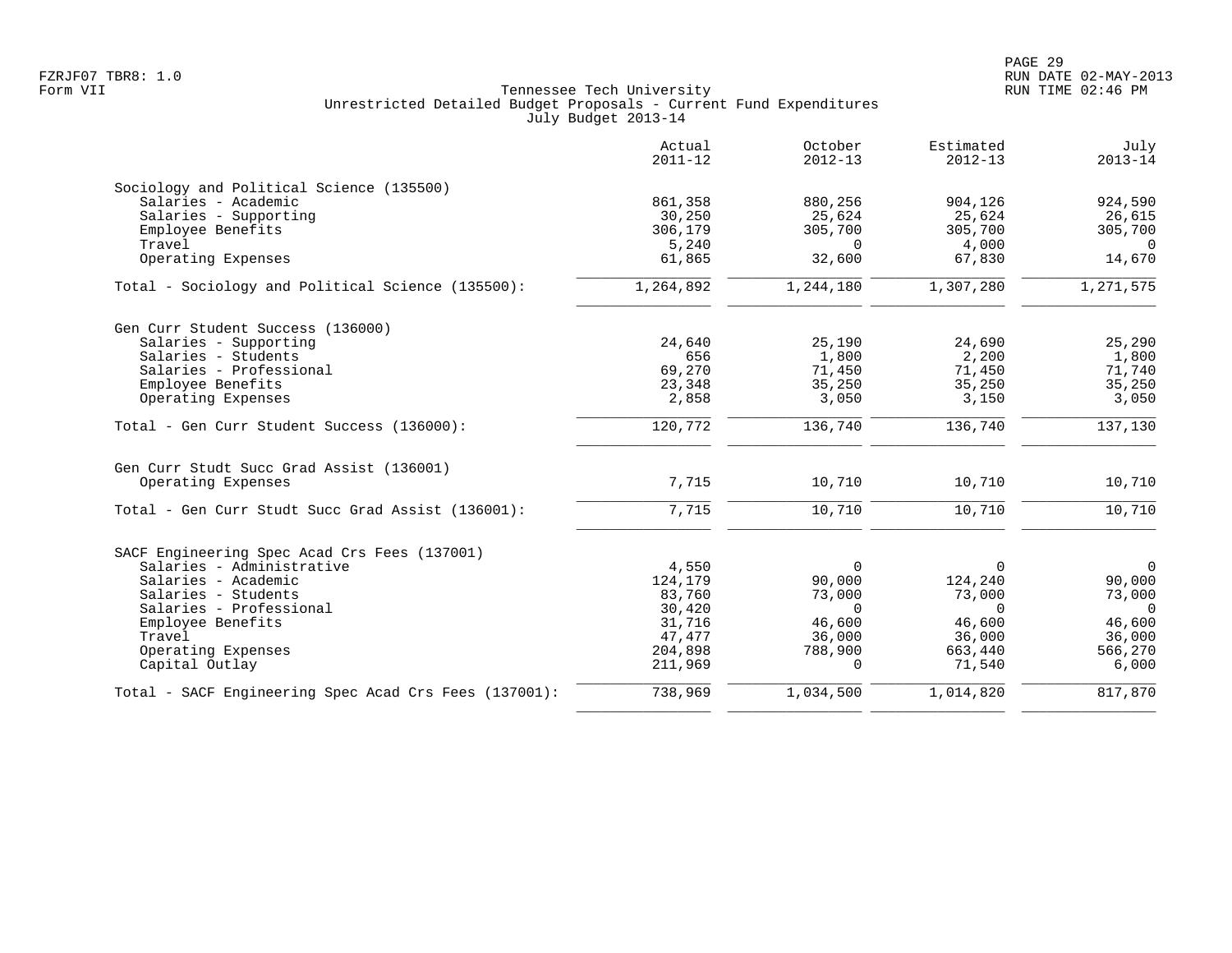FZRJF07 TBR8: 1.0
Form VII

# Tennessee Tech University
## Unrestricted Detailed Budget Proposals - Current Fund Expenditures
### July Budget 2013-14

RUN DATE 02-MAY-2013
RUN TIME 02:46 PM

| | Actual 2011-12 | October 2012-13 | Estimated 2012-13 | July 2013-14 |
|---|---|---|---|---|
| **Sociology and Political Science (135500)** | | | | |
| Salaries - Academic | 861,358 | 880,256 | 904,126 | 924,590 |
| Salaries - Supporting | 30,250 | 25,624 | 25,624 | 26,615 |
| Employee Benefits | 306,179 | 305,700 | 305,700 | 305,700 |
| Travel | 5,240 | 0 | 4,000 | 0 |
| Operating Expenses | 61,865 | 32,600 | 67,830 | 14,670 |
| Total - Sociology and Political Science (135500): | 1,264,892 | 1,244,180 | 1,307,280 | 1,271,575 |
| **Gen Curr Student Success (136000)** | | | | |
| Salaries - Supporting | 24,640 | 25,190 | 24,690 | 25,290 |
| Salaries - Students | 656 | 1,800 | 2,200 | 1,800 |
| Salaries - Professional | 69,270 | 71,450 | 71,450 | 71,740 |
| Employee Benefits | 23,348 | 35,250 | 35,250 | 35,250 |
| Operating Expenses | 2,858 | 3,050 | 3,150 | 3,050 |
| Total - Gen Curr Student Success (136000): | 120,772 | 136,740 | 136,740 | 137,130 |
| **Gen Curr Studt Succ Grad Assist (136001)** | | | | |
| Operating Expenses | 7,715 | 10,710 | 10,710 | 10,710 |
| Total - Gen Curr Studt Succ Grad Assist (136001): | 7,715 | 10,710 | 10,710 | 10,710 |
| **SACF Engineering Spec Acad Crs Fees (137001)** | | | | |
| Salaries - Administrative | 4,550 | 0 | 0 | 0 |
| Salaries - Academic | 124,179 | 90,000 | 124,240 | 90,000 |
| Salaries - Students | 83,760 | 73,000 | 73,000 | 73,000 |
| Salaries - Professional | 30,420 | 0 | 0 | 0 |
| Employee Benefits | 31,716 | 46,600 | 46,600 | 46,600 |
| Travel | 47,477 | 36,000 | 36,000 | 36,000 |
| Operating Expenses | 204,898 | 788,900 | 663,440 | 566,270 |
| Capital Outlay | 211,969 | 0 | 71,540 | 6,000 |
| Total - SACF Engineering Spec Acad Crs Fees (137001): | 738,969 | 1,034,500 | 1,014,820 | 817,870 |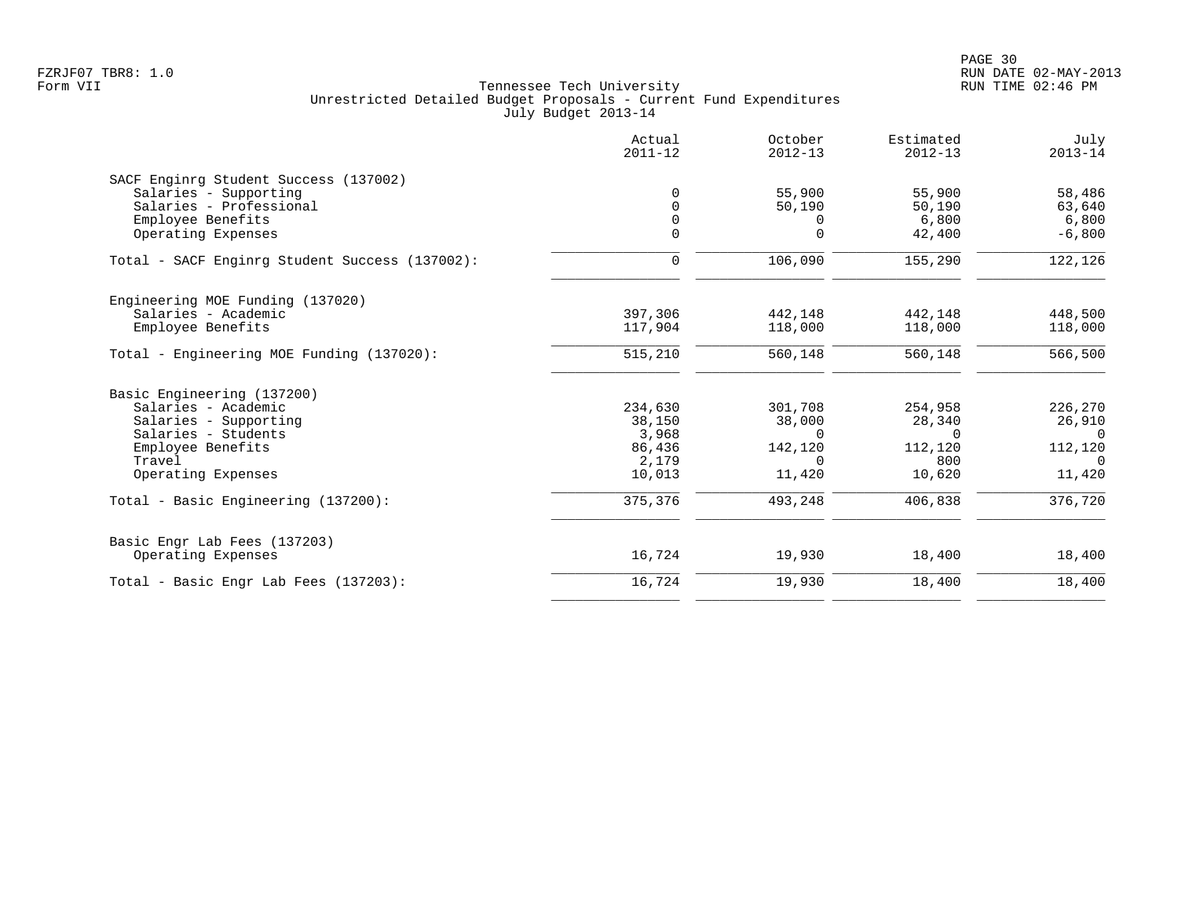Tennessee Tech University
Unrestricted Detailed Budget Proposals - Current Fund Expenditures
July Budget 2013-14

| | Actual 2011-12 | October 2012-13 | Estimated 2012-13 | July 2013-14 |
|---|---|---|---|---|
| **SACF Enginrg Student Success (137002)** | | | | |
| Salaries - Supporting | 0 | 55,900 | 55,900 | 58,486 |
| Salaries - Professional | 0 | 50,190 | 50,190 | 63,640 |
| Employee Benefits | 0 | 0 | 6,800 | 6,800 |
| Operating Expenses | 0 | 0 | 42,400 | -6,800 |
| Total - SACF Enginrg Student Success (137002): | 0 | 106,090 | 155,290 | 122,126 |
| **Engineering MOE Funding (137020)** | | | | |
| Salaries - Academic | 397,306 | 442,148 | 442,148 | 448,500 |
| Employee Benefits | 117,904 | 118,000 | 118,000 | 118,000 |
| Total - Engineering MOE Funding (137020): | 515,210 | 560,148 | 560,148 | 566,500 |
| **Basic Engineering (137200)** | | | | |
| Salaries - Academic | 234,630 | 301,708 | 254,958 | 226,270 |
| Salaries - Supporting | 38,150 | 38,000 | 28,340 | 26,910 |
| Salaries - Students | 3,968 | 0 | 0 | 0 |
| Employee Benefits | 86,436 | 142,120 | 112,120 | 112,120 |
| Travel | 2,179 | 0 | 800 | 0 |
| Operating Expenses | 10,013 | 11,420 | 10,620 | 11,420 |
| Total - Basic Engineering (137200): | 375,376 | 493,248 | 406,838 | 376,720 |
| **Basic Engr Lab Fees (137203)** | | | | |
| Operating Expenses | 16,724 | 19,930 | 18,400 | 18,400 |
| Total - Basic Engr Lab Fees (137203): | 16,724 | 19,930 | 18,400 | 18,400 |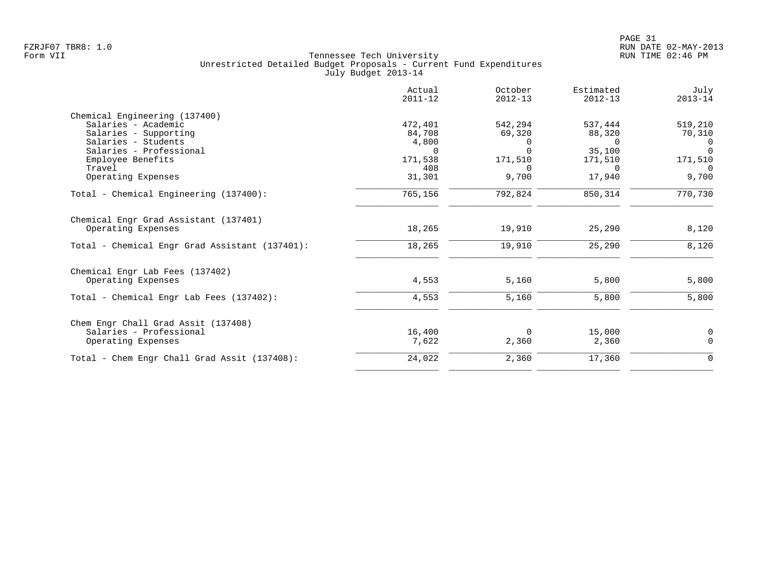FZRJF07 TBR8: 1.0
Form VII

Tennessee Tech University
Unrestricted Detailed Budget Proposals - Current Fund Expenditures
July Budget 2013-14

| | Actual 2011-12 | October 2012-13 | Estimated 2012-13 | July 2013-14 |
|---|---|---|---|---|
| Chemical Engineering (137400) | | | | |
| Salaries - Academic | 472,401 | 542,294 | 537,444 | 519,210 |
| Salaries - Supporting | 84,708 | 69,320 | 88,320 | 70,310 |
| Salaries - Students | 4,800 | 0 | 0 | 0 |
| Salaries - Professional | 0 | 0 | 35,100 | 0 |
| Employee Benefits | 171,538 | 171,510 | 171,510 | 171,510 |
| Travel | 408 | 0 | 0 | 0 |
| Operating Expenses | 31,301 | 9,700 | 17,940 | 9,700 |
| Total - Chemical Engineering (137400): | 765,156 | 792,824 | 850,314 | 770,730 |
| Chemical Engr Grad Assistant (137401) | | | | |
| Operating Expenses | 18,265 | 19,910 | 25,290 | 8,120 |
| Total - Chemical Engr Grad Assistant (137401): | 18,265 | 19,910 | 25,290 | 8,120 |
| Chemical Engr Lab Fees (137402) | | | | |
| Operating Expenses | 4,553 | 5,160 | 5,800 | 5,800 |
| Total - Chemical Engr Lab Fees (137402): | 4,553 | 5,160 | 5,800 | 5,800 |
| Chem Engr Chall Grad Assit (137408) | | | | |
| Salaries - Professional | 16,400 | 0 | 15,000 | 0 |
| Operating Expenses | 7,622 | 2,360 | 2,360 | 0 |
| Total - Chem Engr Chall Grad Assit (137408): | 24,022 | 2,360 | 17,360 | 0 |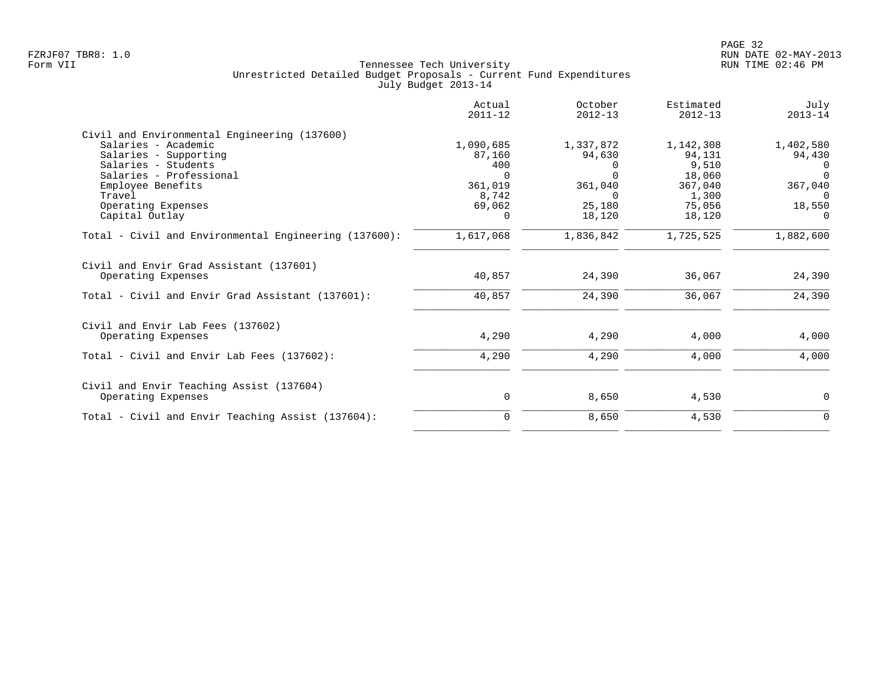Tennessee Tech University
Unrestricted Detailed Budget Proposals - Current Fund Expenditures
July Budget 2013-14

| | Actual 2011-12 | October 2012-13 | Estimated 2012-13 | July 2013-14 |
|---|---|---|---|---|
| **Civil and Environmental Engineering (137600)** | | | | |
| Salaries - Academic | 1,090,685 | 1,337,872 | 1,142,308 | 1,402,580 |
| Salaries - Supporting | 87,160 | 94,630 | 94,131 | 94,430 |
| Salaries - Students | 400 | 0 | 9,510 | 0 |
| Salaries - Professional | 0 | 0 | 18,060 | 0 |
| Employee Benefits | 361,019 | 361,040 | 367,040 | 367,040 |
| Travel | 8,742 | 0 | 1,300 | 0 |
| Operating Expenses | 69,062 | 25,180 | 75,056 | 18,550 |
| Capital Outlay | 0 | 18,120 | 18,120 | 0 |
| Total - Civil and Environmental Engineering (137600): | 1,617,068 | 1,836,842 | 1,725,525 | 1,882,600 |
| **Civil and Envir Grad Assistant (137601)** | | | | |
| Operating Expenses | 40,857 | 24,390 | 36,067 | 24,390 |
| Total - Civil and Envir Grad Assistant (137601): | 40,857 | 24,390 | 36,067 | 24,390 |
| **Civil and Envir Lab Fees (137602)** | | | | |
| Operating Expenses | 4,290 | 4,290 | 4,000 | 4,000 |
| Total - Civil and Envir Lab Fees (137602): | 4,290 | 4,290 | 4,000 | 4,000 |
| **Civil and Envir Teaching Assist (137604)** | | | | |
| Operating Expenses | 0 | 8,650 | 4,530 | 0 |
| Total - Civil and Envir Teaching Assist (137604): | 0 | 8,650 | 4,530 | 0 |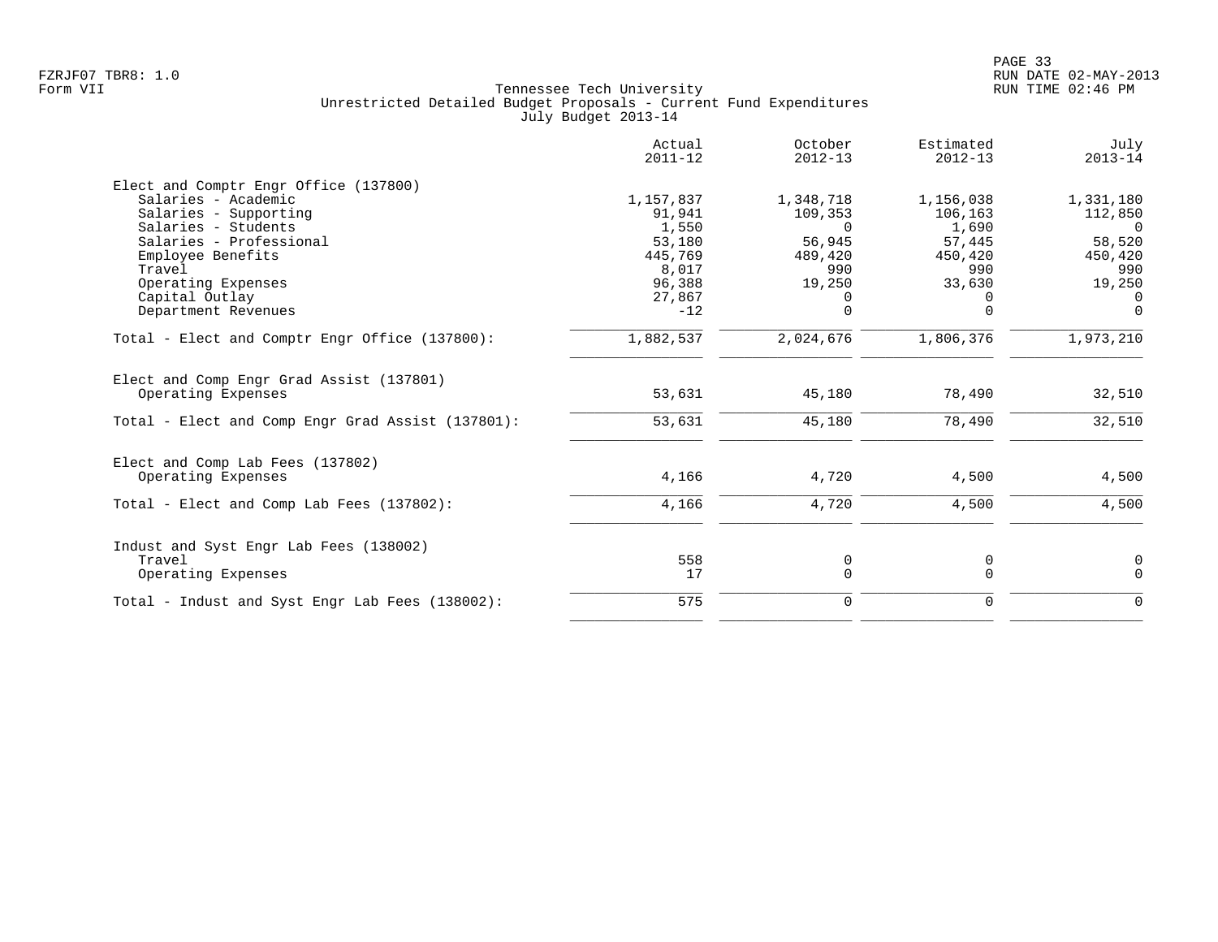Tennessee Tech University
Unrestricted Detailed Budget Proposals - Current Fund Expenditures
July Budget 2013-14

| | Actual 2011-12 | October 2012-13 | Estimated 2012-13 | July 2013-14 |
|---|---|---|---|---|
| **Elect and Comptr Engr Office (137800)** | | | | |
| Salaries - Academic | 1,157,837 | 1,348,718 | 1,156,038 | 1,331,180 |
| Salaries - Supporting | 91,941 | 109,353 | 106,163 | 112,850 |
| Salaries - Students | 1,550 | 0 | 1,690 | 0 |
| Salaries - Professional | 53,180 | 56,945 | 57,445 | 58,520 |
| Employee Benefits | 445,769 | 489,420 | 450,420 | 450,420 |
| Travel | 8,017 | 990 | 990 | 990 |
| Operating Expenses | 96,388 | 19,250 | 33,630 | 19,250 |
| Capital Outlay | 27,867 | 0 | 0 | 0 |
| Department Revenues | -12 | 0 | 0 | 0 |
| Total - Elect and Comptr Engr Office (137800): | 1,882,537 | 2,024,676 | 1,806,376 | 1,973,210 |
| **Elect and Comp Engr Grad Assist (137801)** | | | | |
| Operating Expenses | 53,631 | 45,180 | 78,490 | 32,510 |
| Total - Elect and Comp Engr Grad Assist (137801): | 53,631 | 45,180 | 78,490 | 32,510 |
| **Elect and Comp Lab Fees (137802)** | | | | |
| Operating Expenses | 4,166 | 4,720 | 4,500 | 4,500 |
| Total - Elect and Comp Lab Fees (137802): | 4,166 | 4,720 | 4,500 | 4,500 |
| **Indust and Syst Engr Lab Fees (138002)** | | | | |
| Travel | 558 | 0 | 0 | 0 |
| Operating Expenses | 17 | 0 | 0 | 0 |
| Total - Indust and Syst Engr Lab Fees (138002): | 575 | 0 | 0 | 0 |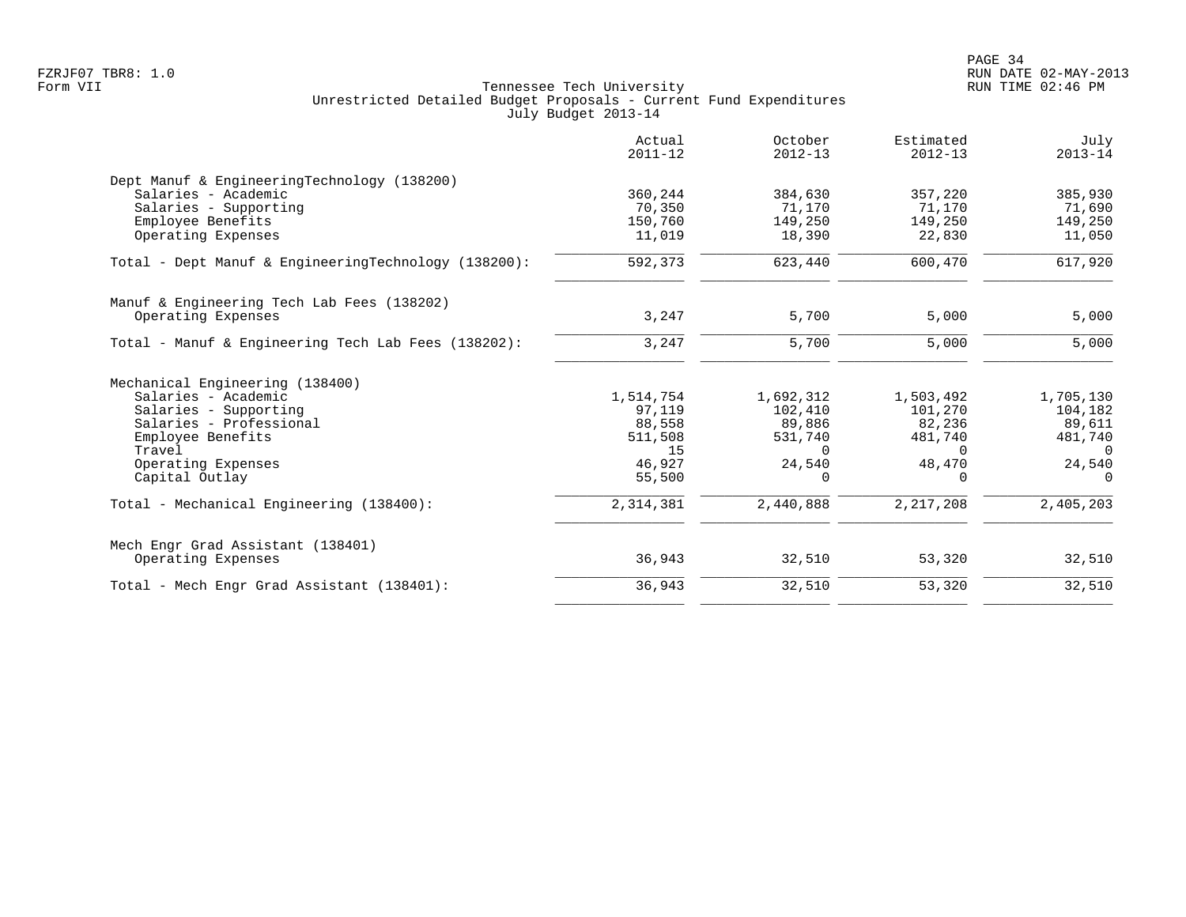FZRJF07 TBR8: 1.0
Form VII

Tennessee Tech University
Unrestricted Detailed Budget Proposals - Current Fund Expenditures
July Budget 2013-14

| | Actual 2011-12 | October 2012-13 | Estimated 2012-13 | July 2013-14 |
|---|---|---|---|---|
| Dept Manuf & EngineeringTechnology (138200) | | | | |
| Salaries - Academic | 360,244 | 384,630 | 357,220 | 385,930 |
| Salaries - Supporting | 70,350 | 71,170 | 71,170 | 71,690 |
| Employee Benefits | 150,760 | 149,250 | 149,250 | 149,250 |
| Operating Expenses | 11,019 | 18,390 | 22,830 | 11,050 |
| Total - Dept Manuf & EngineeringTechnology (138200): | 592,373 | 623,440 | 600,470 | 617,920 |
| Manuf & Engineering Tech Lab Fees (138202) | | | | |
| Operating Expenses | 3,247 | 5,700 | 5,000 | 5,000 |
| Total - Manuf & Engineering Tech Lab Fees (138202): | 3,247 | 5,700 | 5,000 | 5,000 |
| Mechanical Engineering (138400) | | | | |
| Salaries - Academic | 1,514,754 | 1,692,312 | 1,503,492 | 1,705,130 |
| Salaries - Supporting | 97,119 | 102,410 | 101,270 | 104,182 |
| Salaries - Professional | 88,558 | 89,886 | 82,236 | 89,611 |
| Employee Benefits | 511,508 | 531,740 | 481,740 | 481,740 |
| Travel | 15 | 0 | 0 | 0 |
| Operating Expenses | 46,927 | 24,540 | 48,470 | 24,540 |
| Capital Outlay | 55,500 | 0 | 0 | 0 |
| Total - Mechanical Engineering (138400): | 2,314,381 | 2,440,888 | 2,217,208 | 2,405,203 |
| Mech Engr Grad Assistant (138401) | | | | |
| Operating Expenses | 36,943 | 32,510 | 53,320 | 32,510 |
| Total - Mech Engr Grad Assistant (138401): | 36,943 | 32,510 | 53,320 | 32,510 |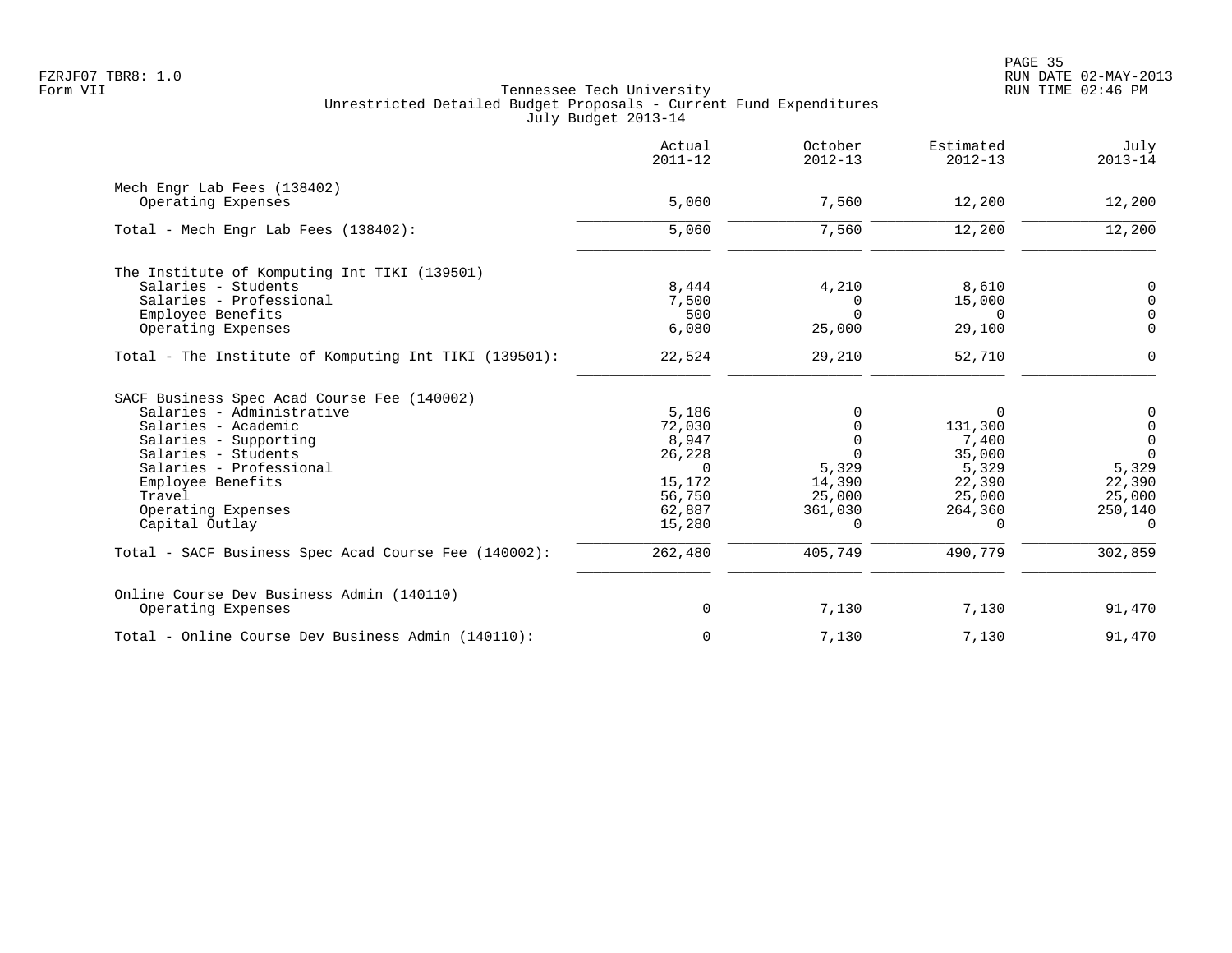Tennessee Tech University
Unrestricted Detailed Budget Proposals - Current Fund Expenditures
July Budget 2013-14

| | Actual 2011-12 | October 2012-13 | Estimated 2012-13 | July 2013-14 |
|---|---|---|---|---|
| **Mech Engr Lab Fees (138402)** | | | | |
| Operating Expenses | 5,060 | 7,560 | 12,200 | 12,200 |
| Total - Mech Engr Lab Fees (138402): | 5,060 | 7,560 | 12,200 | 12,200 |
| **The Institute of Komputing Int TIKI (139501)** | | | | |
| Salaries - Students | 8,444 | 4,210 | 8,610 | 0 |
| Salaries - Professional | 7,500 | 0 | 15,000 | 0 |
| Employee Benefits | 500 | 0 | 0 | 0 |
| Operating Expenses | 6,080 | 25,000 | 29,100 | 0 |
| Total - The Institute of Komputing Int TIKI (139501): | 22,524 | 29,210 | 52,710 | 0 |
| **SACF Business Spec Acad Course Fee (140002)** | | | | |
| Salaries - Administrative | 5,186 | 0 | 0 | 0 |
| Salaries - Academic | 72,030 | 0 | 131,300 | 0 |
| Salaries - Supporting | 8,947 | 0 | 7,400 | 0 |
| Salaries - Students | 26,228 | 0 | 35,000 | 0 |
| Salaries - Professional | 0 | 5,329 | 5,329 | 5,329 |
| Employee Benefits | 15,172 | 14,390 | 22,390 | 22,390 |
| Travel | 56,750 | 25,000 | 25,000 | 25,000 |
| Operating Expenses | 62,887 | 361,030 | 264,360 | 250,140 |
| Capital Outlay | 15,280 | 0 | 0 | 0 |
| Total - SACF Business Spec Acad Course Fee (140002): | 262,480 | 405,749 | 490,779 | 302,859 |
| **Online Course Dev Business Admin (140110)** | | | | |
| Operating Expenses | 0 | 7,130 | 7,130 | 91,470 |
| Total - Online Course Dev Business Admin (140110): | 0 | 7,130 | 7,130 | 91,470 |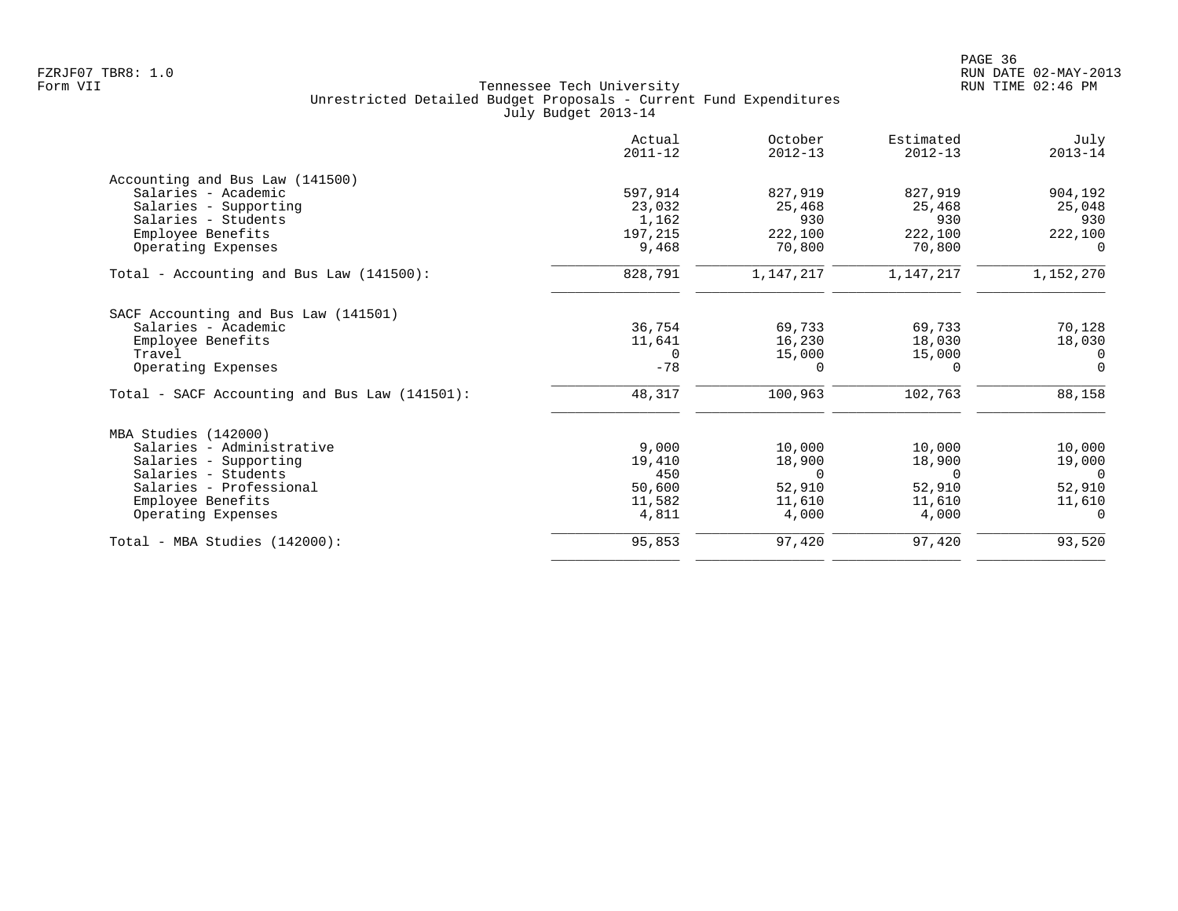Tennessee Tech University
Unrestricted Detailed Budget Proposals - Current Fund Expenditures
July Budget 2013-14

| | Actual 2011-12 | October 2012-13 | Estimated 2012-13 | July 2013-14 |
|---|---|---|---|---|
| **Accounting and Bus Law (141500)** | | | | |
| Salaries - Academic | 597,914 | 827,919 | 827,919 | 904,192 |
| Salaries - Supporting | 23,032 | 25,468 | 25,468 | 25,048 |
| Salaries - Students | 1,162 | 930 | 930 | 930 |
| Employee Benefits | 197,215 | 222,100 | 222,100 | 222,100 |
| Operating Expenses | 9,468 | 70,800 | 70,800 | 0 |
| Total - Accounting and Bus Law (141500): | 828,791 | 1,147,217 | 1,147,217 | 1,152,270 |
| **SACF Accounting and Bus Law (141501)** | | | | |
| Salaries - Academic | 36,754 | 69,733 | 69,733 | 70,128 |
| Employee Benefits | 11,641 | 16,230 | 18,030 | 18,030 |
| Travel | 0 | 15,000 | 15,000 | 0 |
| Operating Expenses | -78 | 0 | 0 | 0 |
| Total - SACF Accounting and Bus Law (141501): | 48,317 | 100,963 | 102,763 | 88,158 |
| **MBA Studies (142000)** | | | | |
| Salaries - Administrative | 9,000 | 10,000 | 10,000 | 10,000 |
| Salaries - Supporting | 19,410 | 18,900 | 18,900 | 19,000 |
| Salaries - Students | 450 | 0 | 0 | 0 |
| Salaries - Professional | 50,600 | 52,910 | 52,910 | 52,910 |
| Employee Benefits | 11,582 | 11,610 | 11,610 | 11,610 |
| Operating Expenses | 4,811 | 4,000 | 4,000 | 0 |
| Total - MBA Studies (142000): | 95,853 | 97,420 | 97,420 | 93,520 |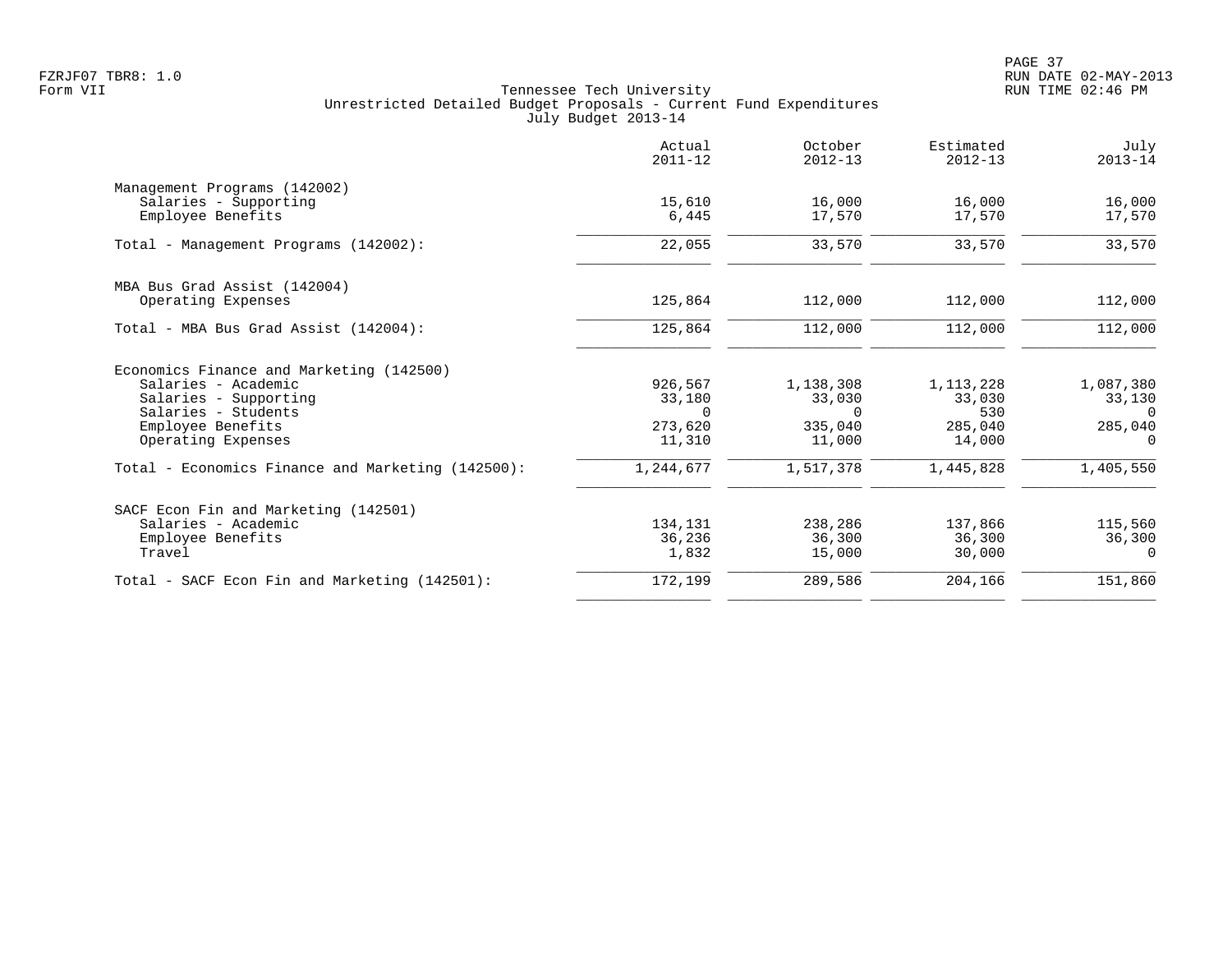FZRJF07 TBR8: 1.0
Form VII

Tennessee Tech University
Unrestricted Detailed Budget Proposals - Current Fund Expenditures
July Budget 2013-14

| | Actual 2011-12 | October 2012-13 | Estimated 2012-13 | July 2013-14 |
|---|---|---|---|---|
| Management Programs (142002) | | | | |
| Salaries - Supporting | 15,610 | 16,000 | 16,000 | 16,000 |
| Employee Benefits | 6,445 | 17,570 | 17,570 | 17,570 |
| Total - Management Programs (142002): | 22,055 | 33,570 | 33,570 | 33,570 |
| MBA Bus Grad Assist (142004) | | | | |
| Operating Expenses | 125,864 | 112,000 | 112,000 | 112,000 |
| Total - MBA Bus Grad Assist (142004): | 125,864 | 112,000 | 112,000 | 112,000 |
| Economics Finance and Marketing (142500) | | | | |
| Salaries - Academic | 926,567 | 1,138,308 | 1,113,228 | 1,087,380 |
| Salaries - Supporting | 33,180 | 33,030 | 33,030 | 33,130 |
| Salaries - Students | 0 | 0 | 530 | 0 |
| Employee Benefits | 273,620 | 335,040 | 285,040 | 285,040 |
| Operating Expenses | 11,310 | 11,000 | 14,000 | 0 |
| Total - Economics Finance and Marketing (142500): | 1,244,677 | 1,517,378 | 1,445,828 | 1,405,550 |
| SACF Econ Fin and Marketing (142501) | | | | |
| Salaries - Academic | 134,131 | 238,286 | 137,866 | 115,560 |
| Employee Benefits | 36,236 | 36,300 | 36,300 | 36,300 |
| Travel | 1,832 | 15,000 | 30,000 | 0 |
| Total - SACF Econ Fin and Marketing (142501): | 172,199 | 289,586 | 204,166 | 151,860 |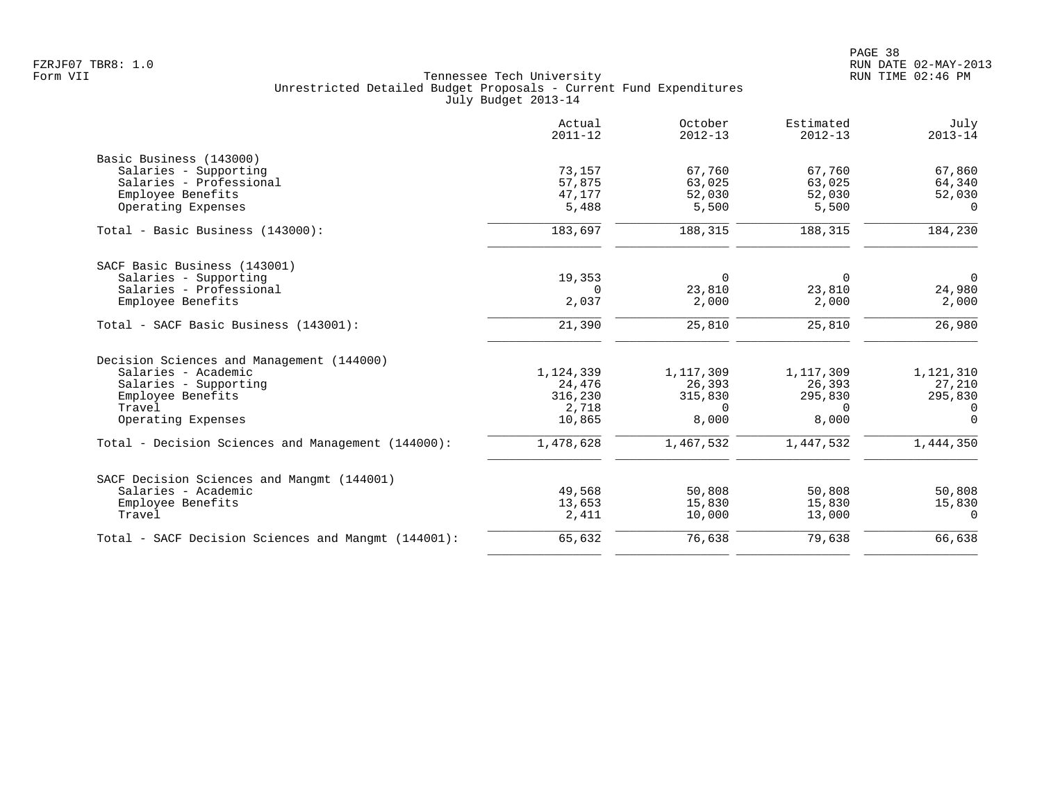Tennessee Tech University
Unrestricted Detailed Budget Proposals - Current Fund Expenditures
July Budget 2013-14

| | Actual 2011-12 | October 2012-13 | Estimated 2012-13 | July 2013-14 |
|---|---|---|---|---|
| **Basic Business (143000)** | | | | |
| Salaries - Supporting | 73,157 | 67,760 | 67,760 | 67,860 |
| Salaries - Professional | 57,875 | 63,025 | 63,025 | 64,340 |
| Employee Benefits | 47,177 | 52,030 | 52,030 | 52,030 |
| Operating Expenses | 5,488 | 5,500 | 5,500 | 0 |
| Total - Basic Business (143000): | 183,697 | 188,315 | 188,315 | 184,230 |
| **SACF Basic Business (143001)** | | | | |
| Salaries - Supporting | 19,353 | 0 | 0 | 0 |
| Salaries - Professional | 0 | 23,810 | 23,810 | 24,980 |
| Employee Benefits | 2,037 | 2,000 | 2,000 | 2,000 |
| Total - SACF Basic Business (143001): | 21,390 | 25,810 | 25,810 | 26,980 |
| **Decision Sciences and Management (144000)** | | | | |
| Salaries - Academic | 1,124,339 | 1,117,309 | 1,117,309 | 1,121,310 |
| Salaries - Supporting | 24,476 | 26,393 | 26,393 | 27,210 |
| Employee Benefits | 316,230 | 315,830 | 295,830 | 295,830 |
| Travel | 2,718 | 0 | 0 | 0 |
| Operating Expenses | 10,865 | 8,000 | 8,000 | 0 |
| Total - Decision Sciences and Management (144000): | 1,478,628 | 1,467,532 | 1,447,532 | 1,444,350 |
| **SACF Decision Sciences and Mangmt (144001)** | | | | |
| Salaries - Academic | 49,568 | 50,808 | 50,808 | 50,808 |
| Employee Benefits | 13,653 | 15,830 | 15,830 | 15,830 |
| Travel | 2,411 | 10,000 | 13,000 | 0 |
| Total - SACF Decision Sciences and Mangmt (144001): | 65,632 | 76,638 | 79,638 | 66,638 |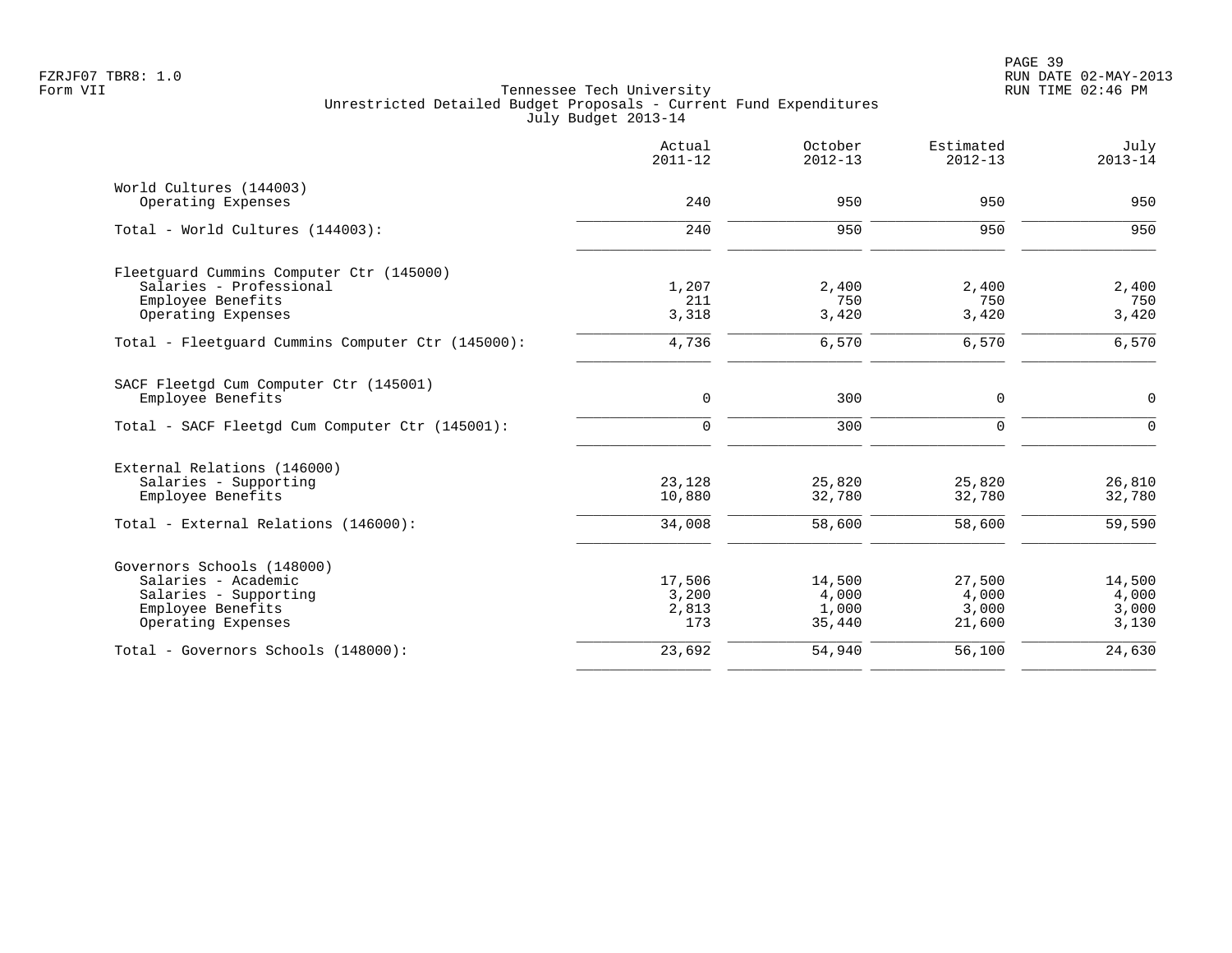Tennessee Tech University
Unrestricted Detailed Budget Proposals - Current Fund Expenditures
July Budget 2013-14

| | Actual 2011-12 | October 2012-13 | Estimated 2012-13 | July 2013-14 |
|---|---|---|---|---|
| World Cultures (144003) | | | | |
| Operating Expenses | 240 | 950 | 950 | 950 |
| Total - World Cultures (144003): | 240 | 950 | 950 | 950 |
| Fleetguard Cummins Computer Ctr (145000) | | | | |
| Salaries - Professional | 1,207 | 2,400 | 2,400 | 2,400 |
| Employee Benefits | 211 | 750 | 750 | 750 |
| Operating Expenses | 3,318 | 3,420 | 3,420 | 3,420 |
| Total - Fleetguard Cummins Computer Ctr (145000): | 4,736 | 6,570 | 6,570 | 6,570 |
| SACF Fleetgd Cum Computer Ctr (145001) | | | | |
| Employee Benefits | 0 | 300 | 0 | 0 |
| Total - SACF Fleetgd Cum Computer Ctr (145001): | 0 | 300 | 0 | 0 |
| External Relations (146000) | | | | |
| Salaries - Supporting | 23,128 | 25,820 | 25,820 | 26,810 |
| Employee Benefits | 10,880 | 32,780 | 32,780 | 32,780 |
| Total - External Relations (146000): | 34,008 | 58,600 | 58,600 | 59,590 |
| Governors Schools (148000) | | | | |
| Salaries - Academic | 17,506 | 14,500 | 27,500 | 14,500 |
| Salaries - Supporting | 3,200 | 4,000 | 4,000 | 4,000 |
| Employee Benefits | 2,813 | 1,000 | 3,000 | 3,000 |
| Operating Expenses | 173 | 35,440 | 21,600 | 3,130 |
| Total - Governors Schools (148000): | 23,692 | 54,940 | 56,100 | 24,630 |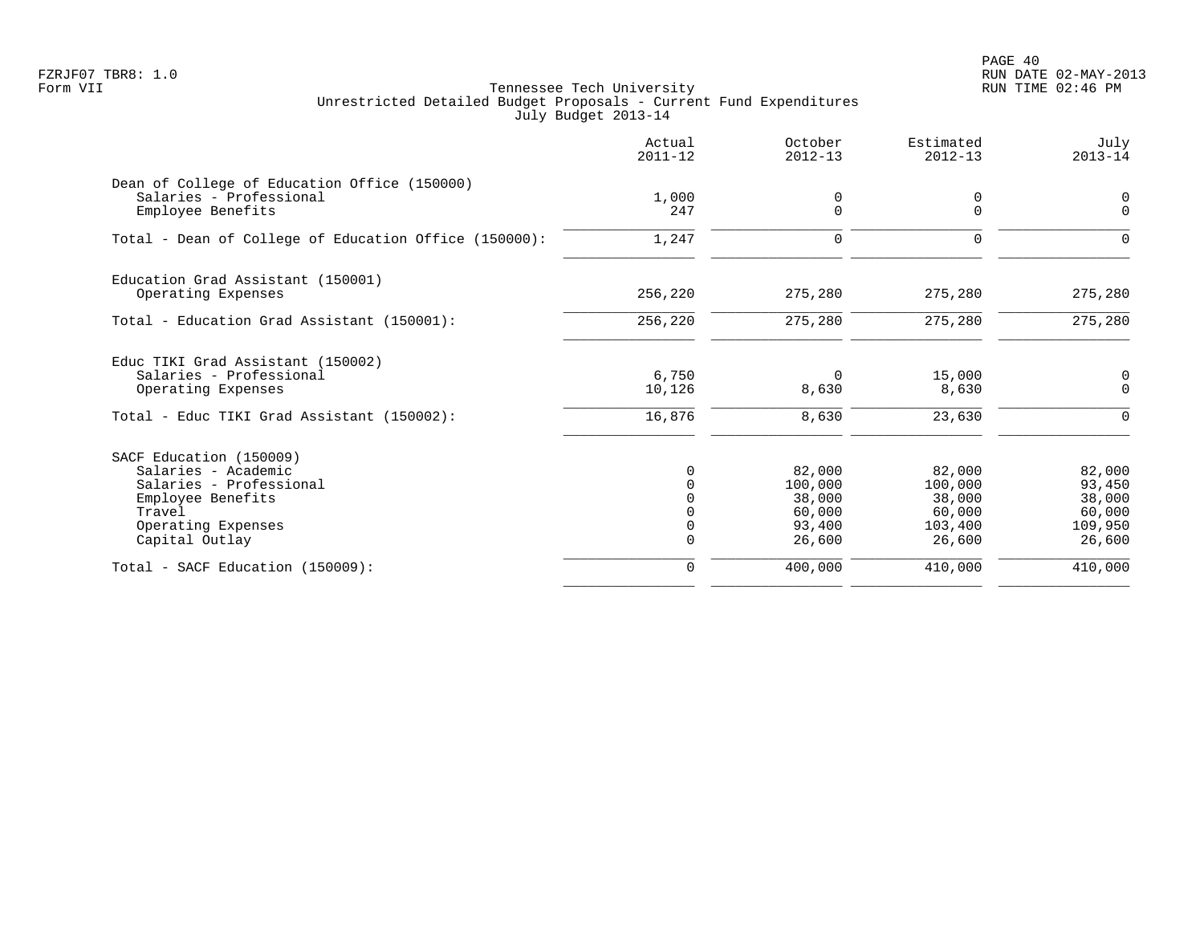Tennessee Tech University
Unrestricted Detailed Budget Proposals - Current Fund Expenditures
July Budget 2013-14

| | Actual 2011-12 | October 2012-13 | Estimated 2012-13 | July 2013-14 |
|---|---|---|---|---|
| **Dean of College of Education Office (150000)** | | | | |
| Salaries - Professional | 1,000 | 0 | 0 | 0 |
| Employee Benefits | 247 | 0 | 0 | 0 |
| Total - Dean of College of Education Office (150000): | 1,247 | 0 | 0 | 0 |
| **Education Grad Assistant (150001)** | | | | |
| Operating Expenses | 256,220 | 275,280 | 275,280 | 275,280 |
| Total - Education Grad Assistant (150001): | 256,220 | 275,280 | 275,280 | 275,280 |
| **Educ TIKI Grad Assistant (150002)** | | | | |
| Salaries - Professional | 6,750 | 0 | 15,000 | 0 |
| Operating Expenses | 10,126 | 8,630 | 8,630 | 0 |
| Total - Educ TIKI Grad Assistant (150002): | 16,876 | 8,630 | 23,630 | 0 |
| **SACF Education (150009)** | | | | |
| Salaries - Academic | 0 | 82,000 | 82,000 | 82,000 |
| Salaries - Professional | 0 | 100,000 | 100,000 | 93,450 |
| Employee Benefits | 0 | 38,000 | 38,000 | 38,000 |
| Travel | 0 | 60,000 | 60,000 | 60,000 |
| Operating Expenses | 0 | 93,400 | 103,400 | 109,950 |
| Capital Outlay | 0 | 26,600 | 26,600 | 26,600 |
| Total - SACF Education (150009): | 0 | 400,000 | 410,000 | 410,000 |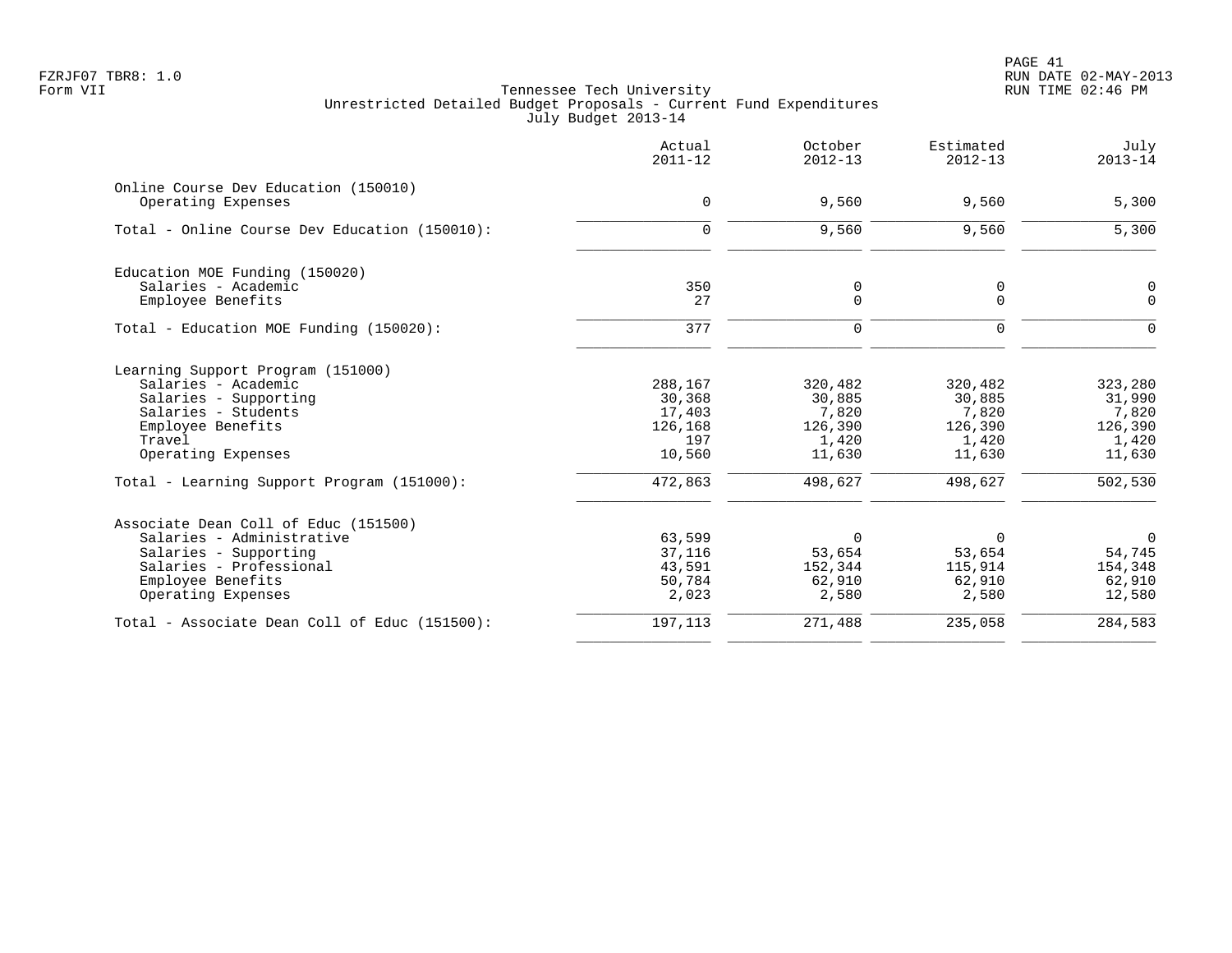FZRJF07 TBR8: 1.0
Form VII

# Tennessee Tech University
## Unrestricted Detailed Budget Proposals - Current Fund Expenditures
### July Budget 2013-14

RUN DATE 02-MAY-2013
RUN TIME 02:46 PM

| | Actual 2011-12 | October 2012-13 | Estimated 2012-13 | July 2013-14 |
|---|---|---|---|---|
| **Online Course Dev Education (150010)** | | | | |
| Operating Expenses | 0 | 9,560 | 9,560 | 5,300 |
| Total - Online Course Dev Education (150010): | 0 | 9,560 | 9,560 | 5,300 |
| **Education MOE Funding (150020)** | | | | |
| Salaries - Academic | 350 | 0 | 0 | 0 |
| Employee Benefits | 27 | 0 | 0 | 0 |
| Total - Education MOE Funding (150020): | 377 | 0 | 0 | 0 |
| **Learning Support Program (151000)** | | | | |
| Salaries - Academic | 288,167 | 320,482 | 320,482 | 323,280 |
| Salaries - Supporting | 30,368 | 30,885 | 30,885 | 31,990 |
| Salaries - Students | 17,403 | 7,820 | 7,820 | 7,820 |
| Employee Benefits | 126,168 | 126,390 | 126,390 | 126,390 |
| Travel | 197 | 1,420 | 1,420 | 1,420 |
| Operating Expenses | 10,560 | 11,630 | 11,630 | 11,630 |
| Total - Learning Support Program (151000): | 472,863 | 498,627 | 498,627 | 502,530 |
| **Associate Dean Coll of Educ (151500)** | | | | |
| Salaries - Administrative | 63,599 | 0 | 0 | 0 |
| Salaries - Supporting | 37,116 | 53,654 | 53,654 | 54,745 |
| Salaries - Professional | 43,591 | 152,344 | 115,914 | 154,348 |
| Employee Benefits | 50,784 | 62,910 | 62,910 | 62,910 |
| Operating Expenses | 2,023 | 2,580 | 2,580 | 12,580 |
| Total - Associate Dean Coll of Educ (151500): | 197,113 | 271,488 | 235,058 | 284,583 |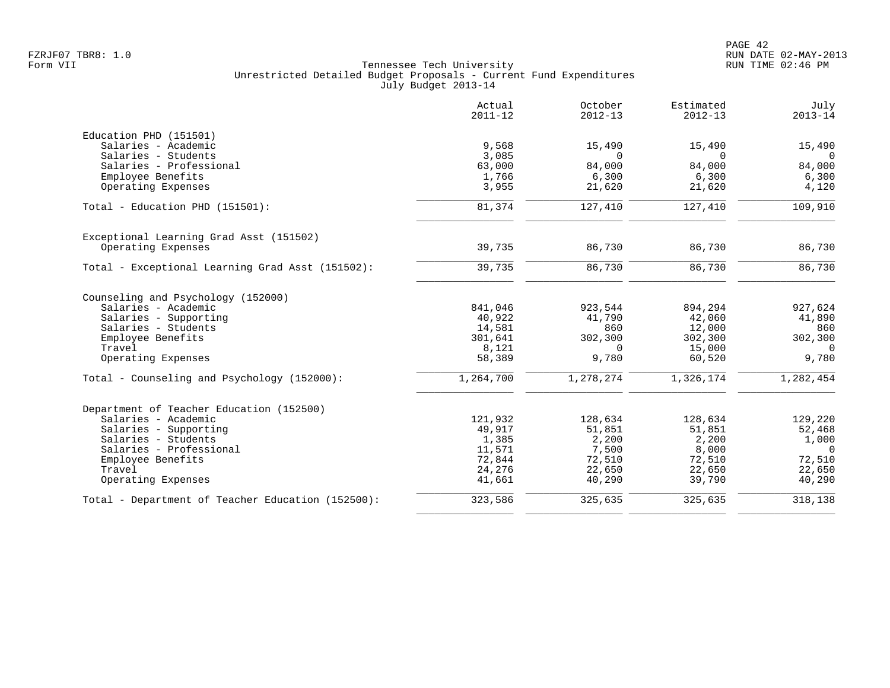Tennessee Tech University
Unrestricted Detailed Budget Proposals - Current Fund Expenditures
July Budget 2013-14

| | Actual 2011-12 | October 2012-13 | Estimated 2012-13 | July 2013-14 |
|---|---|---|---|---|
| **Education PHD (151501)** | | | | |
| Salaries - Academic | 9,568 | 15,490 | 15,490 | 15,490 |
| Salaries - Students | 3,085 | 0 | 0 | 0 |
| Salaries - Professional | 63,000 | 84,000 | 84,000 | 84,000 |
| Employee Benefits | 1,766 | 6,300 | 6,300 | 6,300 |
| Operating Expenses | 3,955 | 21,620 | 21,620 | 4,120 |
| Total - Education PHD (151501): | 81,374 | 127,410 | 127,410 | 109,910 |
| **Exceptional Learning Grad Asst (151502)** | | | | |
| Operating Expenses | 39,735 | 86,730 | 86,730 | 86,730 |
| Total - Exceptional Learning Grad Asst (151502): | 39,735 | 86,730 | 86,730 | 86,730 |
| **Counseling and Psychology (152000)** | | | | |
| Salaries - Academic | 841,046 | 923,544 | 894,294 | 927,624 |
| Salaries - Supporting | 40,922 | 41,790 | 42,060 | 41,890 |
| Salaries - Students | 14,581 | 860 | 12,000 | 860 |
| Employee Benefits | 301,641 | 302,300 | 302,300 | 302,300 |
| Travel | 8,121 | 0 | 15,000 | 0 |
| Operating Expenses | 58,389 | 9,780 | 60,520 | 9,780 |
| Total - Counseling and Psychology (152000): | 1,264,700 | 1,278,274 | 1,326,174 | 1,282,454 |
| **Department of Teacher Education (152500)** | | | | |
| Salaries - Academic | 121,932 | 128,634 | 128,634 | 129,220 |
| Salaries - Supporting | 49,917 | 51,851 | 51,851 | 52,468 |
| Salaries - Students | 1,385 | 2,200 | 2,200 | 1,000 |
| Salaries - Professional | 11,571 | 7,500 | 8,000 | 0 |
| Employee Benefits | 72,844 | 72,510 | 72,510 | 72,510 |
| Travel | 24,276 | 22,650 | 22,650 | 22,650 |
| Operating Expenses | 41,661 | 40,290 | 39,790 | 40,290 |
| Total - Department of Teacher Education (152500): | 323,586 | 325,635 | 325,635 | 318,138 |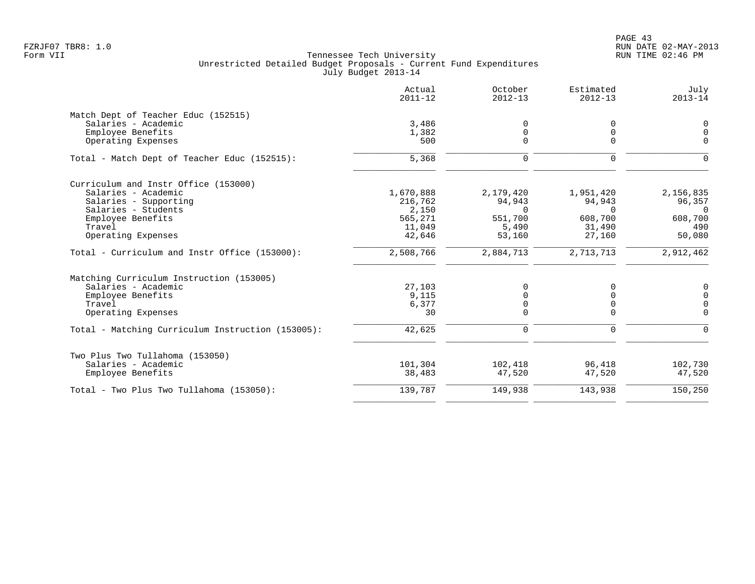FZRJF07 TBR8: 1.0
Form VII

Tennessee Tech University
Unrestricted Detailed Budget Proposals - Current Fund Expenditures
July Budget 2013-14

| | Actual 2011-12 | October 2012-13 | Estimated 2012-13 | July 2013-14 |
|---|---|---|---|---|
| **Match Dept of Teacher Educ (152515)** | | | | |
| Salaries - Academic | 3,486 | 0 | 0 | 0 |
| Employee Benefits | 1,382 | 0 | 0 | 0 |
| Operating Expenses | 500 | 0 | 0 | 0 |
| Total - Match Dept of Teacher Educ (152515): | 5,368 | 0 | 0 | 0 |
| **Curriculum and Instr Office (153000)** | | | | |
| Salaries - Academic | 1,670,888 | 2,179,420 | 1,951,420 | 2,156,835 |
| Salaries - Supporting | 216,762 | 94,943 | 94,943 | 96,357 |
| Salaries - Students | 2,150 | 0 | 0 | 0 |
| Employee Benefits | 565,271 | 551,700 | 608,700 | 608,700 |
| Travel | 11,049 | 5,490 | 31,490 | 490 |
| Operating Expenses | 42,646 | 53,160 | 27,160 | 50,080 |
| Total - Curriculum and Instr Office (153000): | 2,508,766 | 2,884,713 | 2,713,713 | 2,912,462 |
| **Matching Curriculum Instruction (153005)** | | | | |
| Salaries - Academic | 27,103 | 0 | 0 | 0 |
| Employee Benefits | 9,115 | 0 | 0 | 0 |
| Travel | 6,377 | 0 | 0 | 0 |
| Operating Expenses | 30 | 0 | 0 | 0 |
| Total - Matching Curriculum Instruction (153005): | 42,625 | 0 | 0 | 0 |
| **Two Plus Two Tullahoma (153050)** | | | | |
| Salaries - Academic | 101,304 | 102,418 | 96,418 | 102,730 |
| Employee Benefits | 38,483 | 47,520 | 47,520 | 47,520 |
| Total - Two Plus Two Tullahoma (153050): | 139,787 | 149,938 | 143,938 | 150,250 |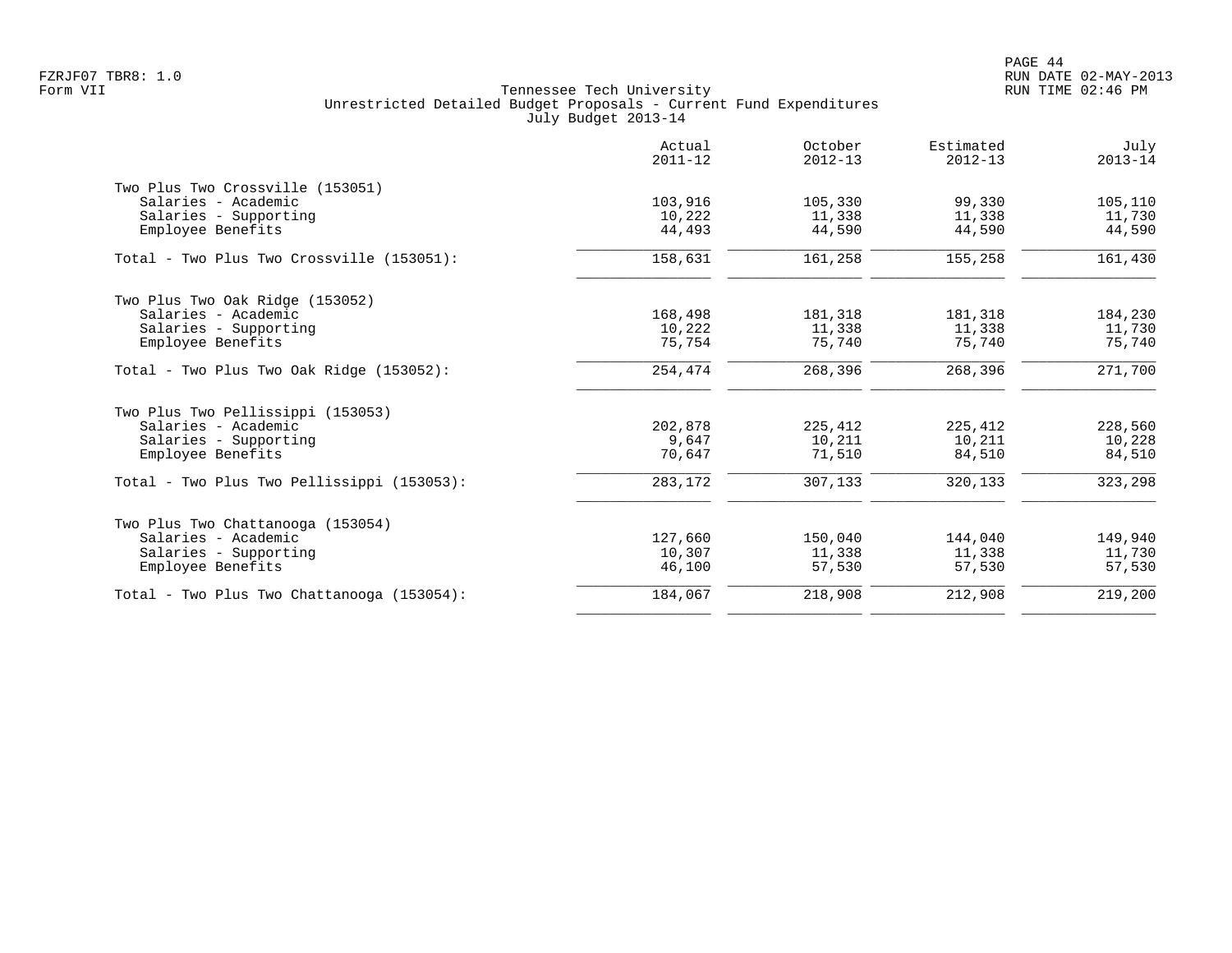Tennessee Tech University
Unrestricted Detailed Budget Proposals - Current Fund Expenditures
July Budget 2013-14

| | Actual 2011-12 | October 2012-13 | Estimated 2012-13 | July 2013-14 |
|---|---|---|---|---|
| **Two Plus Two Crossville (153051)** | | | | |
| Salaries - Academic | 103,916 | 105,330 | 99,330 | 105,110 |
| Salaries - Supporting | 10,222 | 11,338 | 11,338 | 11,730 |
| Employee Benefits | 44,493 | 44,590 | 44,590 | 44,590 |
| Total - Two Plus Two Crossville (153051): | 158,631 | 161,258 | 155,258 | 161,430 |
| **Two Plus Two Oak Ridge (153052)** | | | | |
| Salaries - Academic | 168,498 | 181,318 | 181,318 | 184,230 |
| Salaries - Supporting | 10,222 | 11,338 | 11,338 | 11,730 |
| Employee Benefits | 75,754 | 75,740 | 75,740 | 75,740 |
| Total - Two Plus Two Oak Ridge (153052): | 254,474 | 268,396 | 268,396 | 271,700 |
| **Two Plus Two Pellissippi (153053)** | | | | |
| Salaries - Academic | 202,878 | 225,412 | 225,412 | 228,560 |
| Salaries - Supporting | 9,647 | 10,211 | 10,211 | 10,228 |
| Employee Benefits | 70,647 | 71,510 | 84,510 | 84,510 |
| Total - Two Plus Two Pellissippi (153053): | 283,172 | 307,133 | 320,133 | 323,298 |
| **Two Plus Two Chattanooga (153054)** | | | | |
| Salaries - Academic | 127,660 | 150,040 | 144,040 | 149,940 |
| Salaries - Supporting | 10,307 | 11,338 | 11,338 | 11,730 |
| Employee Benefits | 46,100 | 57,530 | 57,530 | 57,530 |
| Total - Two Plus Two Chattanooga (153054): | 184,067 | 218,908 | 212,908 | 219,200 |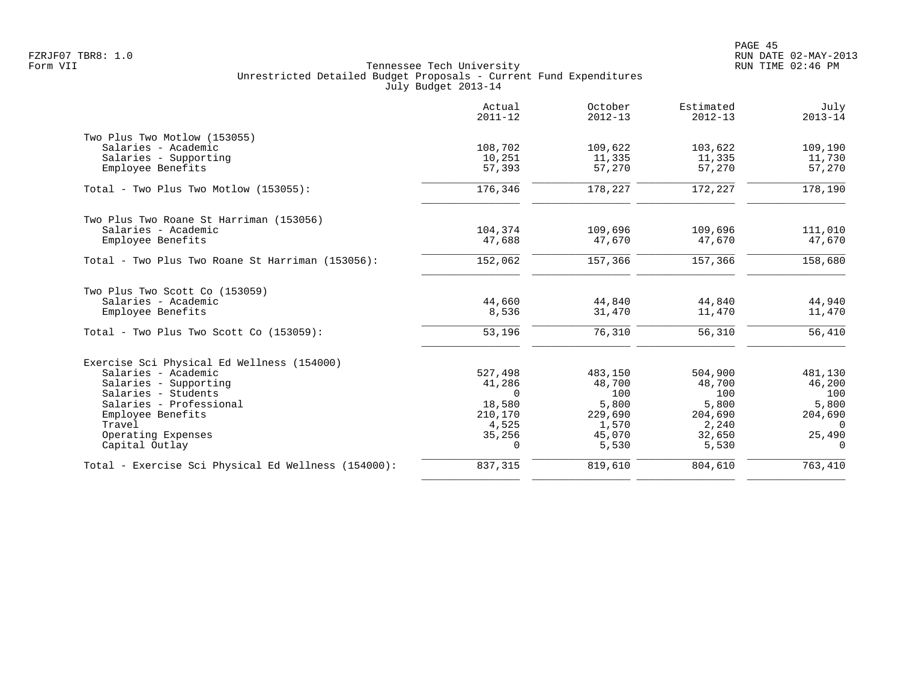Tennessee Tech University
Unrestricted Detailed Budget Proposals - Current Fund Expenditures
July Budget 2013-14

| | Actual 2011-12 | October 2012-13 | Estimated 2012-13 | July 2013-14 |
|---|---|---|---|---|
| **Two Plus Two Motlow (153055)** | | | | |
| Salaries - Academic | 108,702 | 109,622 | 103,622 | 109,190 |
| Salaries - Supporting | 10,251 | 11,335 | 11,335 | 11,730 |
| Employee Benefits | 57,393 | 57,270 | 57,270 | 57,270 |
| Total - Two Plus Two Motlow (153055): | 176,346 | 178,227 | 172,227 | 178,190 |
| **Two Plus Two Roane St Harriman (153056)** | | | | |
| Salaries - Academic | 104,374 | 109,696 | 109,696 | 111,010 |
| Employee Benefits | 47,688 | 47,670 | 47,670 | 47,670 |
| Total - Two Plus Two Roane St Harriman (153056): | 152,062 | 157,366 | 157,366 | 158,680 |
| **Two Plus Two Scott Co (153059)** | | | | |
| Salaries - Academic | 44,660 | 44,840 | 44,840 | 44,940 |
| Employee Benefits | 8,536 | 31,470 | 11,470 | 11,470 |
| Total - Two Plus Two Scott Co (153059): | 53,196 | 76,310 | 56,310 | 56,410 |
| **Exercise Sci Physical Ed Wellness (154000)** | | | | |
| Salaries - Academic | 527,498 | 483,150 | 504,900 | 481,130 |
| Salaries - Supporting | 41,286 | 48,700 | 48,700 | 46,200 |
| Salaries - Students | 0 | 100 | 100 | 100 |
| Salaries - Professional | 18,580 | 5,800 | 5,800 | 5,800 |
| Employee Benefits | 210,170 | 229,690 | 204,690 | 204,690 |
| Travel | 4,525 | 1,570 | 2,240 | 0 |
| Operating Expenses | 35,256 | 45,070 | 32,650 | 25,490 |
| Capital Outlay | 0 | 5,530 | 5,530 | 0 |
| Total - Exercise Sci Physical Ed Wellness (154000): | 837,315 | 819,610 | 804,610 | 763,410 |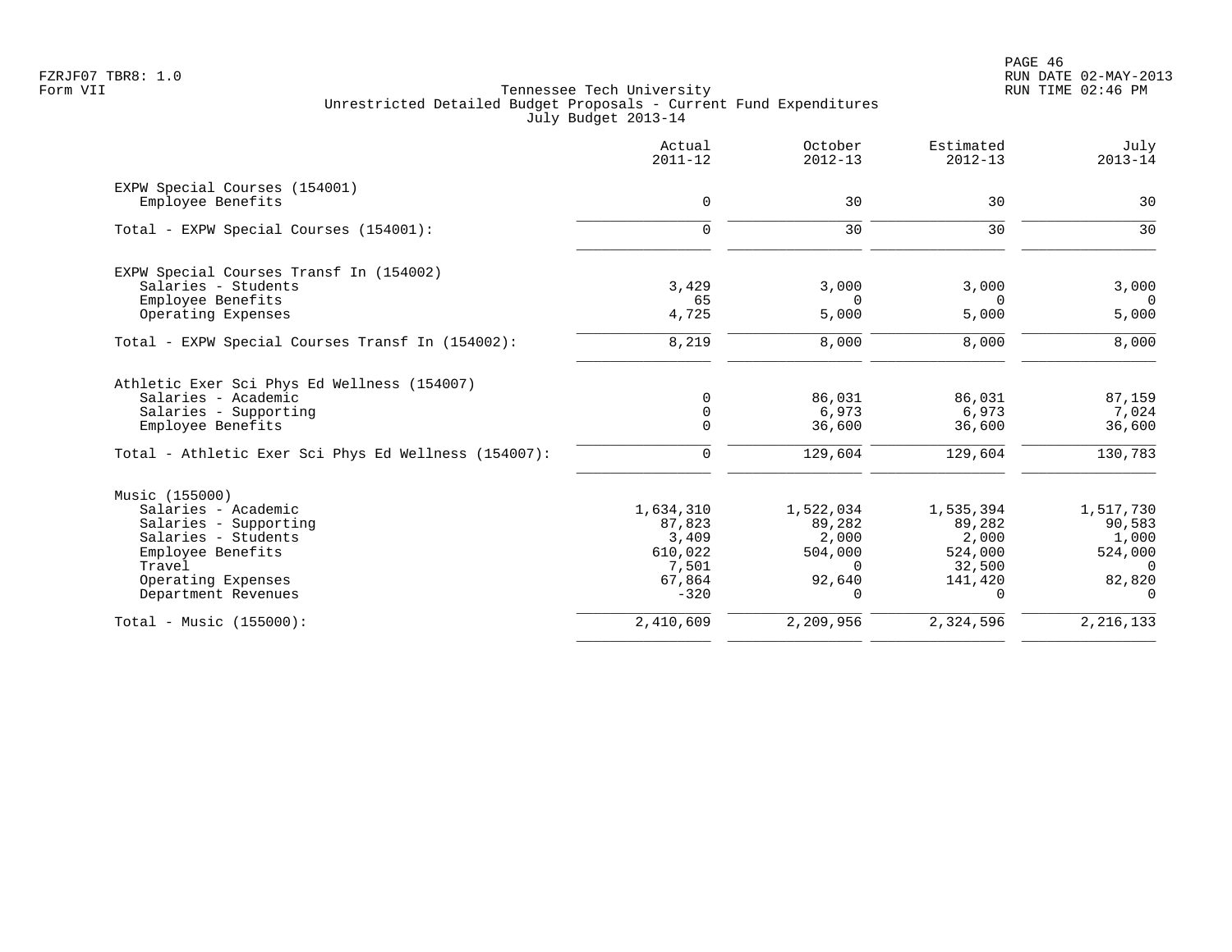FZRJF07 TBR8: 1.0
Form VII

Tennessee Tech University
Unrestricted Detailed Budget Proposals - Current Fund Expenditures
July Budget 2013-14

RUN DATE 02-MAY-2013
RUN TIME 02:46 PM

| | Actual 2011-12 | October 2012-13 | Estimated 2012-13 | July 2013-14 |
|---|---|---|---|---|
| EXPW Special Courses (154001) | | | | |
| Employee Benefits | 0 | 30 | 30 | 30 |
| Total - EXPW Special Courses (154001): | 0 | 30 | 30 | 30 |
| EXPW Special Courses Transf In (154002) | | | | |
| Salaries - Students | 3,429 | 3,000 | 3,000 | 3,000 |
| Employee Benefits | 65 | 0 | 0 | 0 |
| Operating Expenses | 4,725 | 5,000 | 5,000 | 5,000 |
| Total - EXPW Special Courses Transf In (154002): | 8,219 | 8,000 | 8,000 | 8,000 |
| Athletic Exer Sci Phys Ed Wellness (154007) | | | | |
| Salaries - Academic | 0 | 86,031 | 86,031 | 87,159 |
| Salaries - Supporting | 0 | 6,973 | 6,973 | 7,024 |
| Employee Benefits | 0 | 36,600 | 36,600 | 36,600 |
| Total - Athletic Exer Sci Phys Ed Wellness (154007): | 0 | 129,604 | 129,604 | 130,783 |
| Music (155000) | | | | |
| Salaries - Academic | 1,634,310 | 1,522,034 | 1,535,394 | 1,517,730 |
| Salaries - Supporting | 87,823 | 89,282 | 89,282 | 90,583 |
| Salaries - Students | 3,409 | 2,000 | 2,000 | 1,000 |
| Employee Benefits | 610,022 | 504,000 | 524,000 | 524,000 |
| Travel | 7,501 | 0 | 32,500 | 0 |
| Operating Expenses | 67,864 | 92,640 | 141,420 | 82,820 |
| Department Revenues | -320 | 0 | 0 | 0 |
| Total - Music (155000): | 2,410,609 | 2,209,956 | 2,324,596 | 2,216,133 |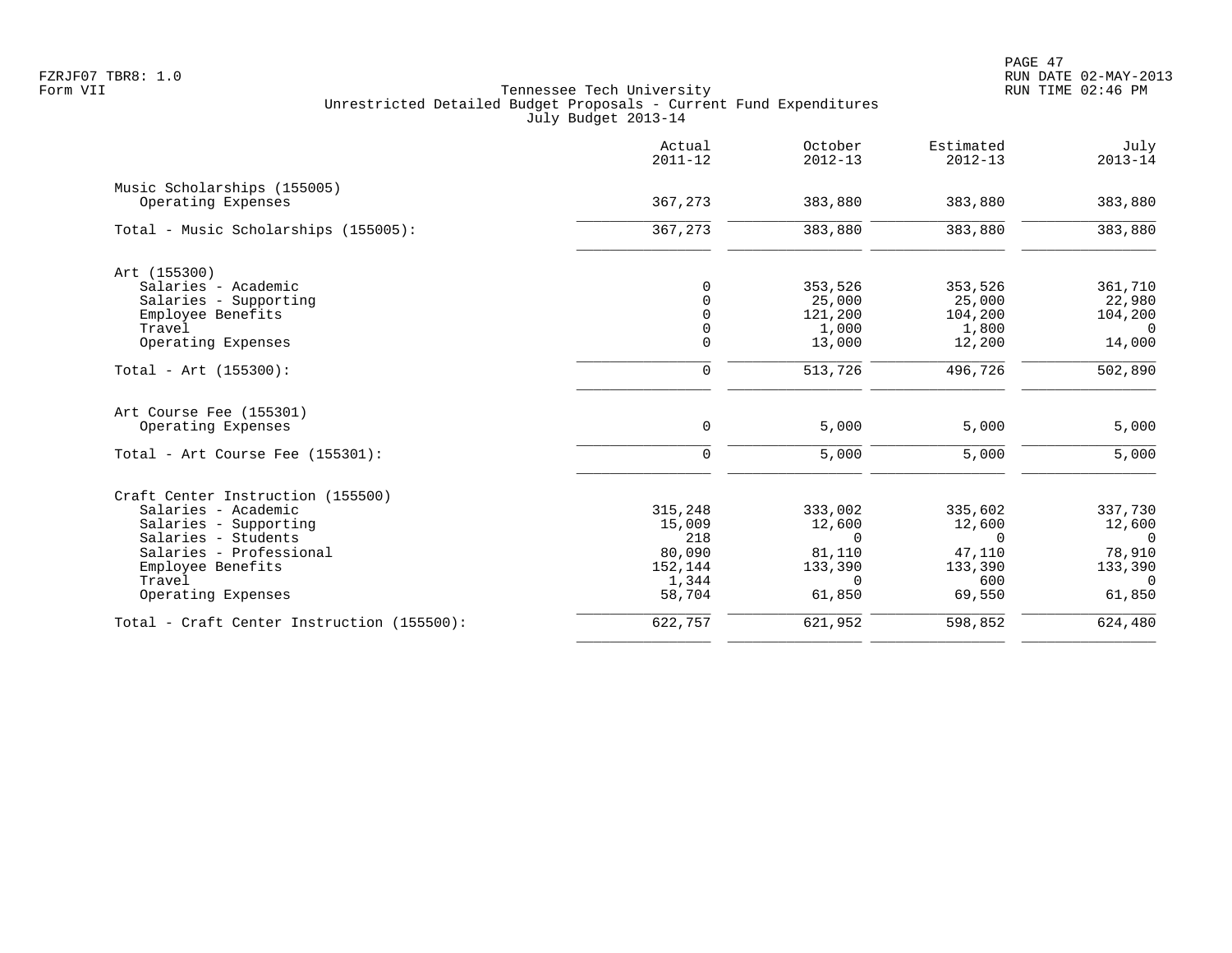FZRJF07 TBR8: 1.0
Form VII

Tennessee Tech University
Unrestricted Detailed Budget Proposals - Current Fund Expenditures
July Budget 2013-14

RUN DATE 02-MAY-2013
RUN TIME 02:46 PM

| | Actual 2011-12 | October 2012-13 | Estimated 2012-13 | July 2013-14 |
|---|---|---|---|---|
| **Music Scholarships (155005)** | | | | |
| Operating Expenses | 367,273 | 383,880 | 383,880 | 383,880 |
| Total - Music Scholarships (155005): | 367,273 | 383,880 | 383,880 | 383,880 |
| **Art (155300)** | | | | |
| Salaries - Academic | 0 | 353,526 | 353,526 | 361,710 |
| Salaries - Supporting | 0 | 25,000 | 25,000 | 22,980 |
| Employee Benefits | 0 | 121,200 | 104,200 | 104,200 |
| Travel | 0 | 1,000 | 1,800 | 0 |
| Operating Expenses | 0 | 13,000 | 12,200 | 14,000 |
| Total - Art (155300): | 0 | 513,726 | 496,726 | 502,890 |
| **Art Course Fee (155301)** | | | | |
| Operating Expenses | 0 | 5,000 | 5,000 | 5,000 |
| Total - Art Course Fee (155301): | 0 | 5,000 | 5,000 | 5,000 |
| **Craft Center Instruction (155500)** | | | | |
| Salaries - Academic | 315,248 | 333,002 | 335,602 | 337,730 |
| Salaries - Supporting | 15,009 | 12,600 | 12,600 | 12,600 |
| Salaries - Students | 218 | 0 | 0 | 0 |
| Salaries - Professional | 80,090 | 81,110 | 47,110 | 78,910 |
| Employee Benefits | 152,144 | 133,390 | 133,390 | 133,390 |
| Travel | 1,344 | 0 | 600 | 0 |
| Operating Expenses | 58,704 | 61,850 | 69,550 | 61,850 |
| Total - Craft Center Instruction (155500): | 622,757 | 621,952 | 598,852 | 624,480 |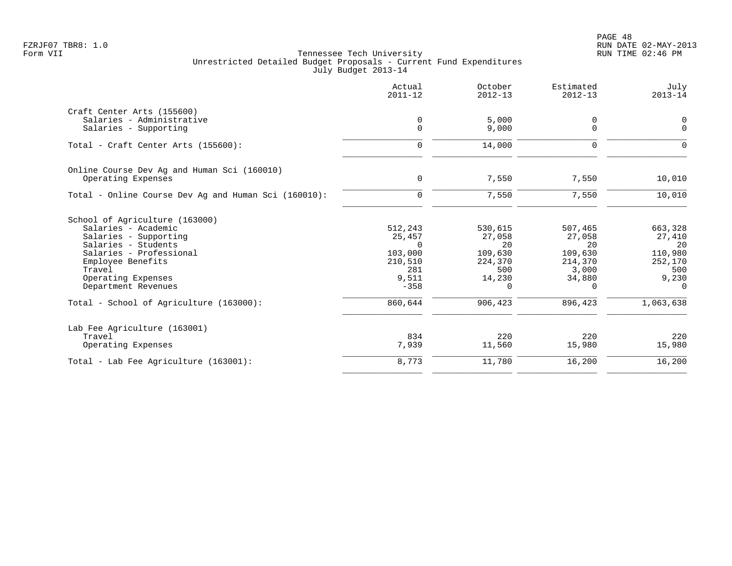FZRJF07 TBR8: 1.0
Form VII

Tennessee Tech University
Unrestricted Detailed Budget Proposals - Current Fund Expenditures
July Budget 2013-14

RUN DATE 02-MAY-2013
RUN TIME 02:46 PM

| | Actual 2011-12 | October 2012-13 | Estimated 2012-13 | July 2013-14 |
|---|---|---|---|---|
| **Craft Center Arts (155600)** | | | | |
| Salaries - Administrative | 0 | 5,000 | 0 | 0 |
| Salaries - Supporting | 0 | 9,000 | 0 | 0 |
| Total - Craft Center Arts (155600): | 0 | 14,000 | 0 | 0 |
| **Online Course Dev Ag and Human Sci (160010)** | | | | |
| Operating Expenses | 0 | 7,550 | 7,550 | 10,010 |
| Total - Online Course Dev Ag and Human Sci (160010): | 0 | 7,550 | 7,550 | 10,010 |
| **School of Agriculture (163000)** | | | | |
| Salaries - Academic | 512,243 | 530,615 | 507,465 | 663,328 |
| Salaries - Supporting | 25,457 | 27,058 | 27,058 | 27,410 |
| Salaries - Students | 0 | 20 | 20 | 20 |
| Salaries - Professional | 103,000 | 109,630 | 109,630 | 110,980 |
| Employee Benefits | 210,510 | 224,370 | 214,370 | 252,170 |
| Travel | 281 | 500 | 3,000 | 500 |
| Operating Expenses | 9,511 | 14,230 | 34,880 | 9,230 |
| Department Revenues | -358 | 0 | 0 | 0 |
| Total - School of Agriculture (163000): | 860,644 | 906,423 | 896,423 | 1,063,638 |
| **Lab Fee Agriculture (163001)** | | | | |
| Travel | 834 | 220 | 220 | 220 |
| Operating Expenses | 7,939 | 11,560 | 15,980 | 15,980 |
| Total - Lab Fee Agriculture (163001): | 8,773 | 11,780 | 16,200 | 16,200 |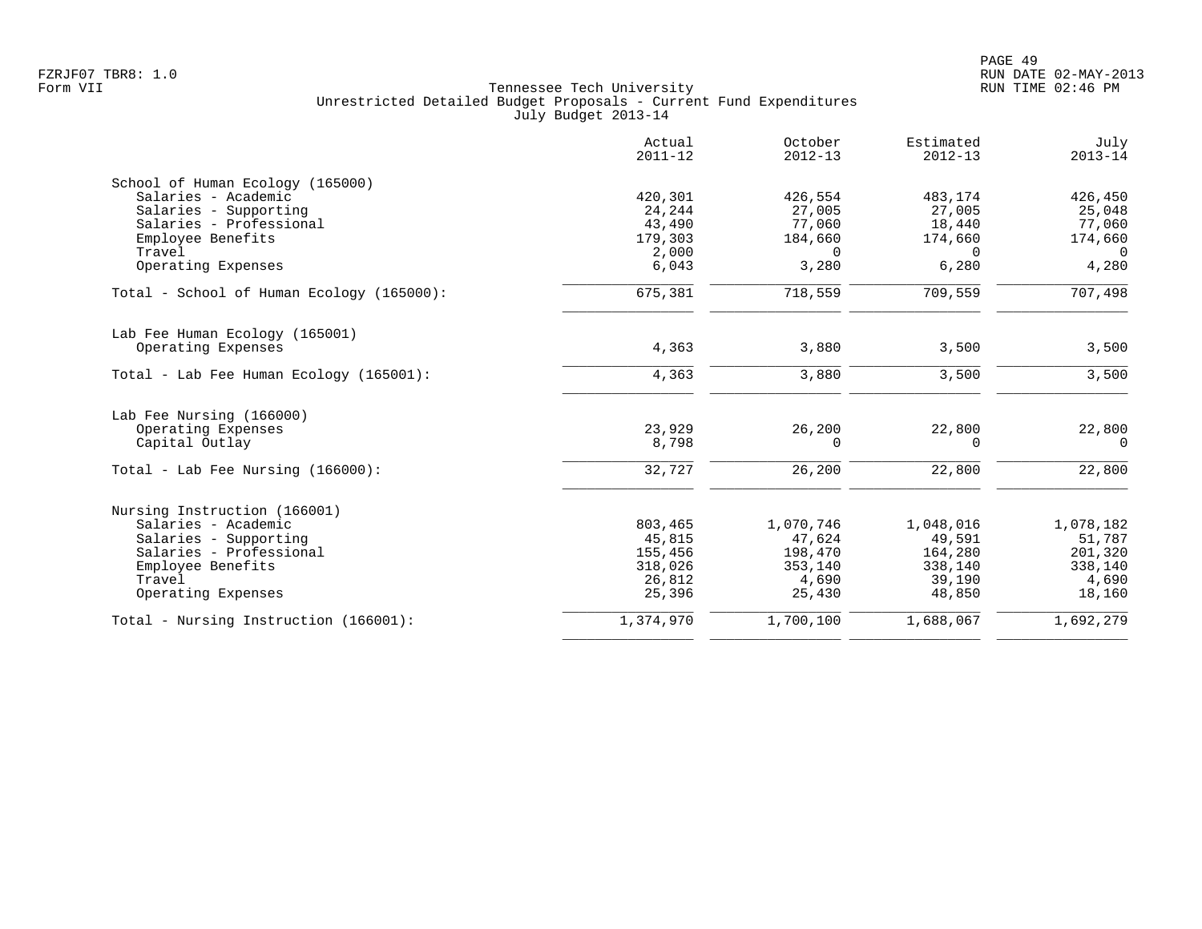Tennessee Tech University
Unrestricted Detailed Budget Proposals - Current Fund Expenditures
July Budget 2013-14

| | Actual 2011-12 | October 2012-13 | Estimated 2012-13 | July 2013-14 |
|---|---|---|---|---|
| **School of Human Ecology (165000)** | | | | |
| Salaries - Academic | 420,301 | 426,554 | 483,174 | 426,450 |
| Salaries - Supporting | 24,244 | 27,005 | 27,005 | 25,048 |
| Salaries - Professional | 43,490 | 77,060 | 18,440 | 77,060 |
| Employee Benefits | 179,303 | 184,660 | 174,660 | 174,660 |
| Travel | 2,000 | 0 | 0 | 0 |
| Operating Expenses | 6,043 | 3,280 | 6,280 | 4,280 |
| Total - School of Human Ecology (165000): | 675,381 | 718,559 | 709,559 | 707,498 |
| **Lab Fee Human Ecology (165001)** | | | | |
| Operating Expenses | 4,363 | 3,880 | 3,500 | 3,500 |
| Total - Lab Fee Human Ecology (165001): | 4,363 | 3,880 | 3,500 | 3,500 |
| **Lab Fee Nursing (166000)** | | | | |
| Operating Expenses | 23,929 | 26,200 | 22,800 | 22,800 |
| Capital Outlay | 8,798 | 0 | 0 | 0 |
| Total - Lab Fee Nursing (166000): | 32,727 | 26,200 | 22,800 | 22,800 |
| **Nursing Instruction (166001)** | | | | |
| Salaries - Academic | 803,465 | 1,070,746 | 1,048,016 | 1,078,182 |
| Salaries - Supporting | 45,815 | 47,624 | 49,591 | 51,787 |
| Salaries - Professional | 155,456 | 198,470 | 164,280 | 201,320 |
| Employee Benefits | 318,026 | 353,140 | 338,140 | 338,140 |
| Travel | 26,812 | 4,690 | 39,190 | 4,690 |
| Operating Expenses | 25,396 | 25,430 | 48,850 | 18,160 |
| Total - Nursing Instruction (166001): | 1,374,970 | 1,700,100 | 1,688,067 | 1,692,279 |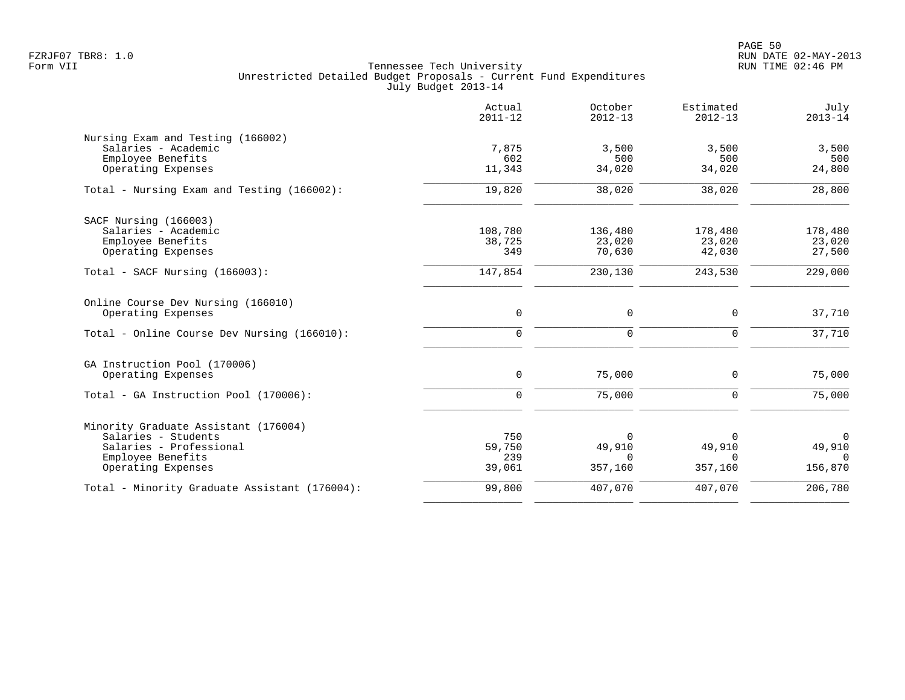Tennessee Tech University
Unrestricted Detailed Budget Proposals - Current Fund Expenditures
July Budget 2013-14

Form VII

| | Actual 2011-12 | October 2012-13 | Estimated 2012-13 | July 2013-14 |
|---|---|---|---|---|
| **Nursing Exam and Testing (166002)** | | | | |
| Salaries - Academic | 7,875 | 3,500 | 3,500 | 3,500 |
| Employee Benefits | 602 | 500 | 500 | 500 |
| Operating Expenses | 11,343 | 34,020 | 34,020 | 24,800 |
| Total - Nursing Exam and Testing (166002): | 19,820 | 38,020 | 38,020 | 28,800 |
| **SACF Nursing (166003)** | | | | |
| Salaries - Academic | 108,780 | 136,480 | 178,480 | 178,480 |
| Employee Benefits | 38,725 | 23,020 | 23,020 | 23,020 |
| Operating Expenses | 349 | 70,630 | 42,030 | 27,500 |
| Total - SACF Nursing (166003): | 147,854 | 230,130 | 243,530 | 229,000 |
| **Online Course Dev Nursing (166010)** | | | | |
| Operating Expenses | 0 | 0 | 0 | 37,710 |
| Total - Online Course Dev Nursing (166010): | 0 | 0 | 0 | 37,710 |
| **GA Instruction Pool (170006)** | | | | |
| Operating Expenses | 0 | 75,000 | 0 | 75,000 |
| Total - GA Instruction Pool (170006): | 0 | 75,000 | 0 | 75,000 |
| **Minority Graduate Assistant (176004)** | | | | |
| Salaries - Students | 750 | 0 | 0 | 0 |
| Salaries - Professional | 59,750 | 49,910 | 49,910 | 49,910 |
| Employee Benefits | 239 | 0 | 0 | 0 |
| Operating Expenses | 39,061 | 357,160 | 357,160 | 156,870 |
| Total - Minority Graduate Assistant (176004): | 99,800 | 407,070 | 407,070 | 206,780 |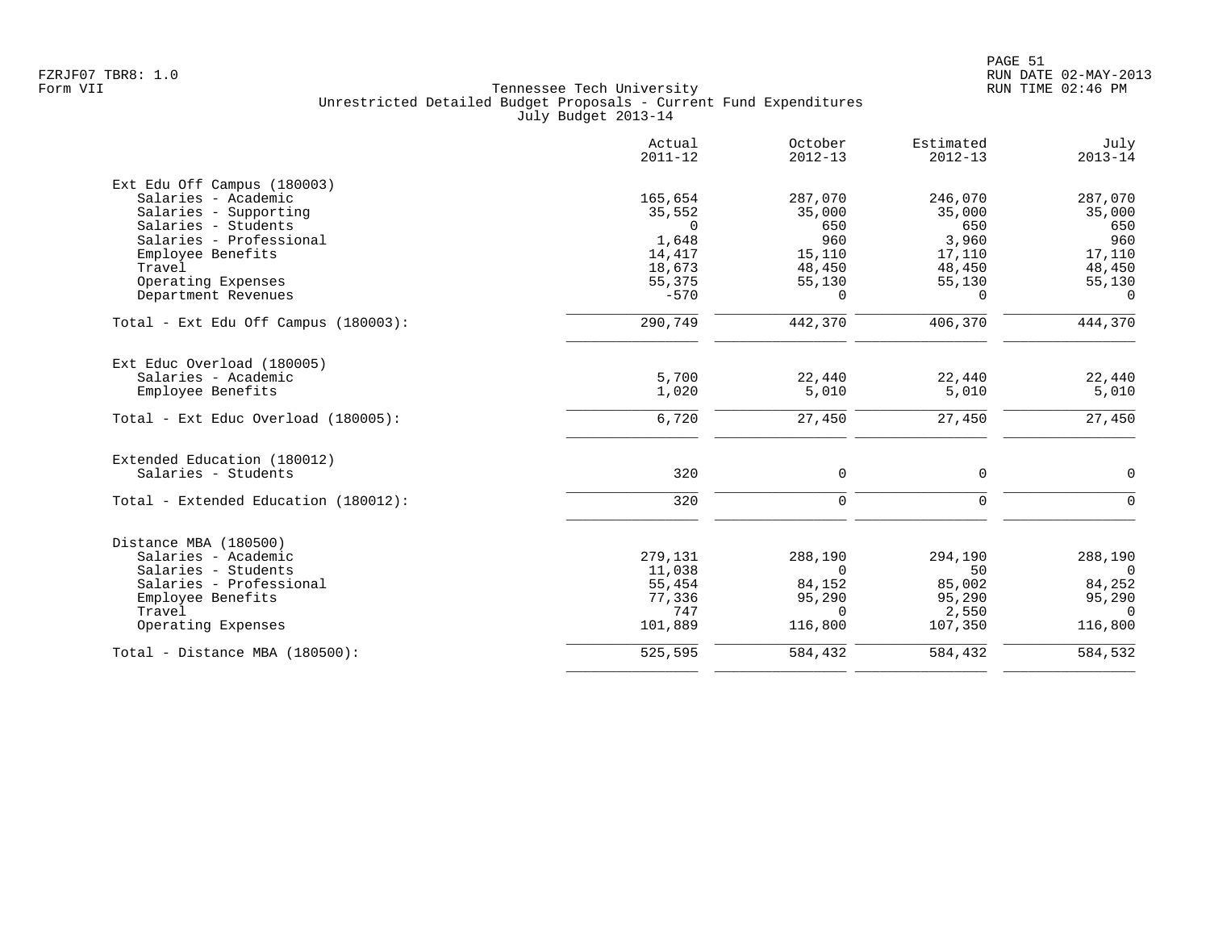Tennessee Tech University
Unrestricted Detailed Budget Proposals - Current Fund Expenditures
July Budget 2013-14

| | Actual 2011-12 | October 2012-13 | Estimated 2012-13 | July 2013-14 |
|---|---|---|---|---|
| **Ext Edu Off Campus (180003)** | | | | |
| Salaries - Academic | 165,654 | 287,070 | 246,070 | 287,070 |
| Salaries - Supporting | 35,552 | 35,000 | 35,000 | 35,000 |
| Salaries - Students | 0 | 650 | 650 | 650 |
| Salaries - Professional | 1,648 | 960 | 3,960 | 960 |
| Employee Benefits | 14,417 | 15,110 | 17,110 | 17,110 |
| Travel | 18,673 | 48,450 | 48,450 | 48,450 |
| Operating Expenses | 55,375 | 55,130 | 55,130 | 55,130 |
| Department Revenues | -570 | 0 | 0 | 0 |
| Total - Ext Edu Off Campus (180003): | 290,749 | 442,370 | 406,370 | 444,370 |
| **Ext Educ Overload (180005)** | | | | |
| Salaries - Academic | 5,700 | 22,440 | 22,440 | 22,440 |
| Employee Benefits | 1,020 | 5,010 | 5,010 | 5,010 |
| Total - Ext Educ Overload (180005): | 6,720 | 27,450 | 27,450 | 27,450 |
| **Extended Education (180012)** | | | | |
| Salaries - Students | 320 | 0 | 0 | 0 |
| Total - Extended Education (180012): | 320 | 0 | 0 | 0 |
| **Distance MBA (180500)** | | | | |
| Salaries - Academic | 279,131 | 288,190 | 294,190 | 288,190 |
| Salaries - Students | 11,038 | 0 | 50 | 0 |
| Salaries - Professional | 55,454 | 84,152 | 85,002 | 84,252 |
| Employee Benefits | 77,336 | 95,290 | 95,290 | 95,290 |
| Travel | 747 | 0 | 2,550 | 0 |
| Operating Expenses | 101,889 | 116,800 | 107,350 | 116,800 |
| Total - Distance MBA (180500): | 525,595 | 584,432 | 584,432 | 584,532 |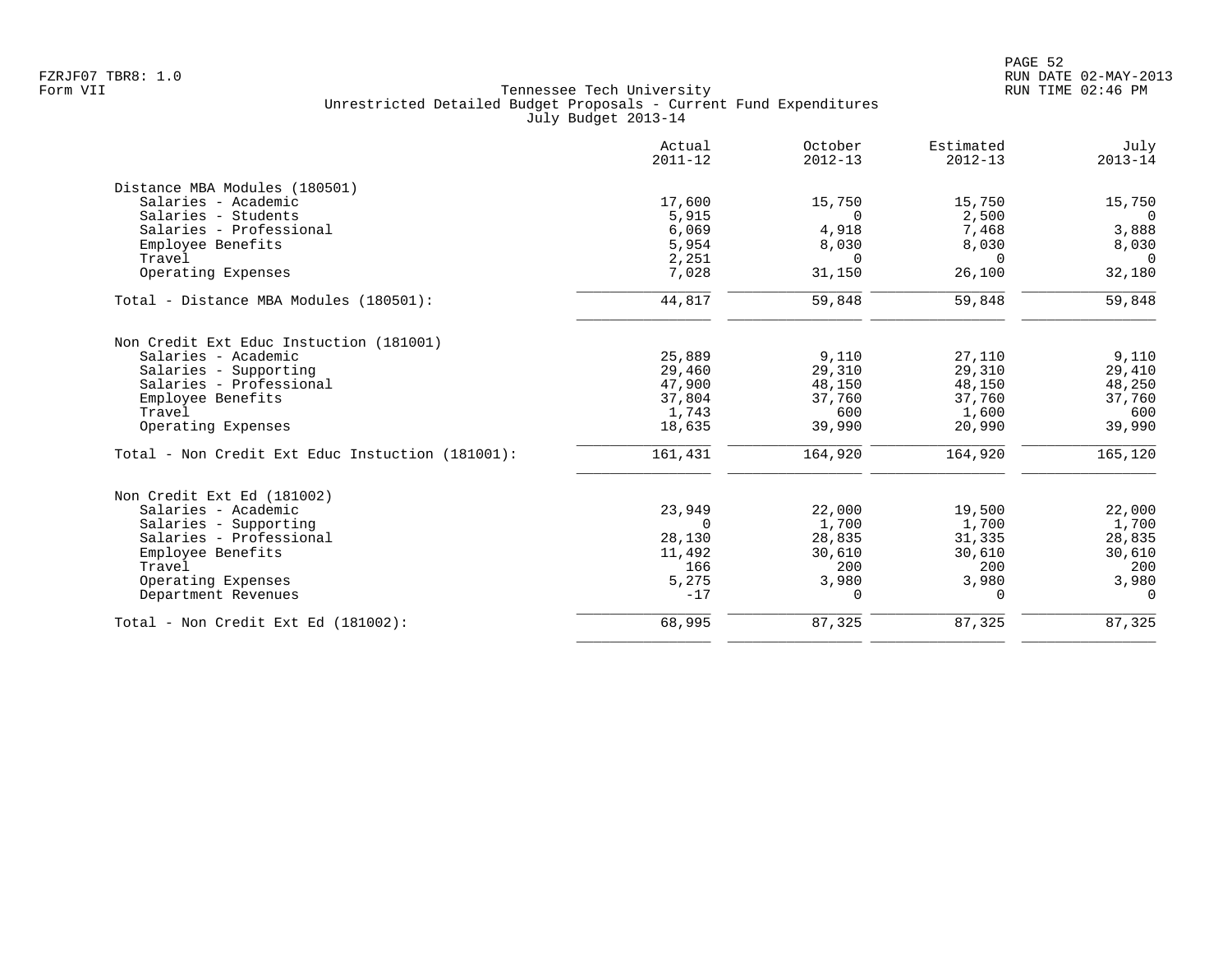Tennessee Tech University
Unrestricted Detailed Budget Proposals - Current Fund Expenditures
July Budget 2013-14

| | Actual 2011-12 | October 2012-13 | Estimated 2012-13 | July 2013-14 |
|---|---|---|---|---|
| Distance MBA Modules (180501) | | | | |
| Salaries - Academic | 17,600 | 15,750 | 15,750 | 15,750 |
| Salaries - Students | 5,915 | 0 | 2,500 | 0 |
| Salaries - Professional | 6,069 | 4,918 | 7,468 | 3,888 |
| Employee Benefits | 5,954 | 8,030 | 8,030 | 8,030 |
| Travel | 2,251 | 0 | 0 | 0 |
| Operating Expenses | 7,028 | 31,150 | 26,100 | 32,180 |
| Total - Distance MBA Modules (180501): | 44,817 | 59,848 | 59,848 | 59,848 |
| Non Credit Ext Educ Instuction (181001) | | | | |
| Salaries - Academic | 25,889 | 9,110 | 27,110 | 9,110 |
| Salaries - Supporting | 29,460 | 29,310 | 29,310 | 29,410 |
| Salaries - Professional | 47,900 | 48,150 | 48,150 | 48,250 |
| Employee Benefits | 37,804 | 37,760 | 37,760 | 37,760 |
| Travel | 1,743 | 600 | 1,600 | 600 |
| Operating Expenses | 18,635 | 39,990 | 20,990 | 39,990 |
| Total - Non Credit Ext Educ Instuction (181001): | 161,431 | 164,920 | 164,920 | 165,120 |
| Non Credit Ext Ed (181002) | | | | |
| Salaries - Academic | 23,949 | 22,000 | 19,500 | 22,000 |
| Salaries - Supporting | 0 | 1,700 | 1,700 | 1,700 |
| Salaries - Professional | 28,130 | 28,835 | 31,335 | 28,835 |
| Employee Benefits | 11,492 | 30,610 | 30,610 | 30,610 |
| Travel | 166 | 200 | 200 | 200 |
| Operating Expenses | 5,275 | 3,980 | 3,980 | 3,980 |
| Department Revenues | -17 | 0 | 0 | 0 |
| Total - Non Credit Ext Ed (181002): | 68,995 | 87,325 | 87,325 | 87,325 |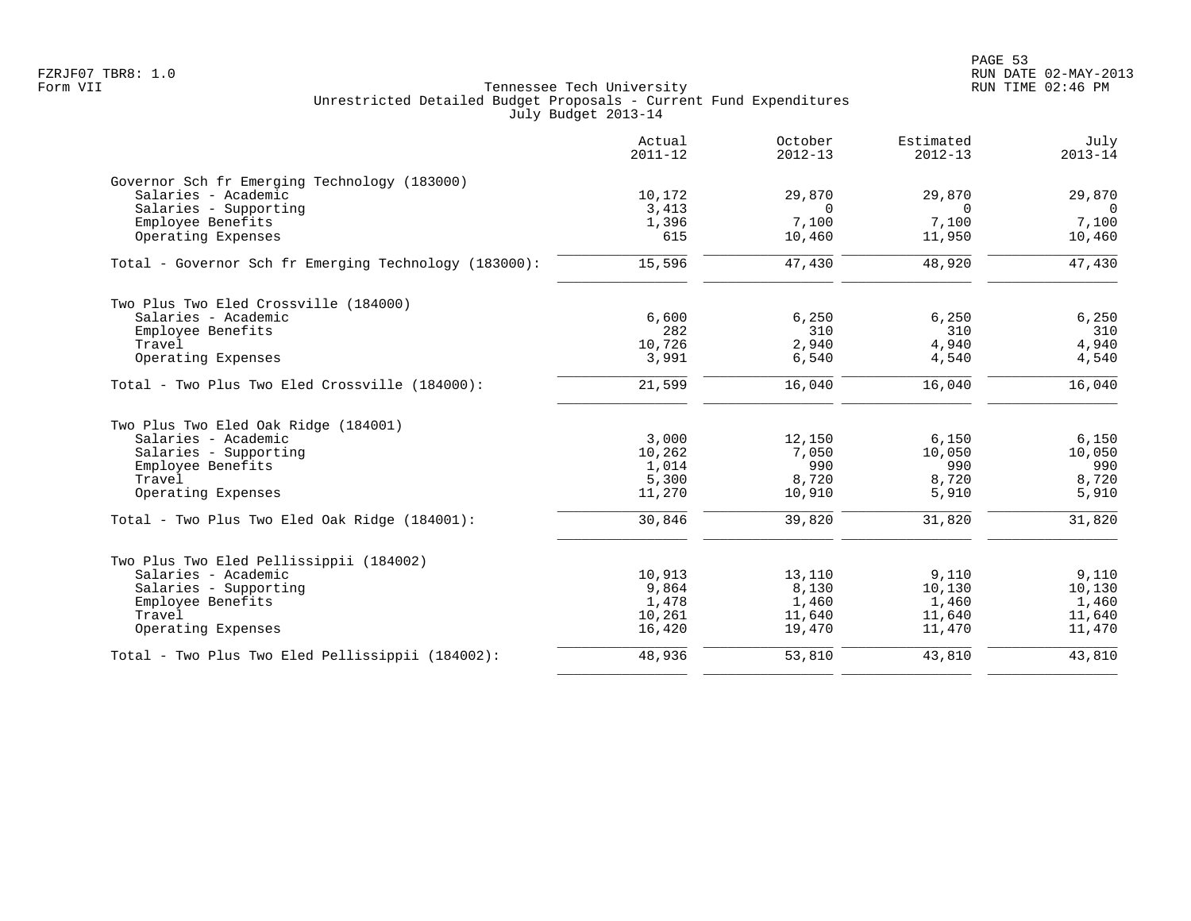FZRJF07 TBR8: 1.0
Form VII

# Tennessee Tech University
## Unrestricted Detailed Budget Proposals - Current Fund Expenditures
### July Budget 2013-14

RUN DATE 02-MAY-2013
RUN TIME 02:46 PM

| | Actual 2011-12 | October 2012-13 | Estimated 2012-13 | July 2013-14 |
|---|---|---|---|---|
| **Governor Sch fr Emerging Technology (183000)** | | | | |
| Salaries - Academic | 10,172 | 29,870 | 29,870 | 29,870 |
| Salaries - Supporting | 3,413 | 0 | 0 | 0 |
| Employee Benefits | 1,396 | 7,100 | 7,100 | 7,100 |
| Operating Expenses | 615 | 10,460 | 11,950 | 10,460 |
| Total - Governor Sch fr Emerging Technology (183000): | 15,596 | 47,430 | 48,920 | 47,430 |
| **Two Plus Two Eled Crossville (184000)** | | | | |
| Salaries - Academic | 6,600 | 6,250 | 6,250 | 6,250 |
| Employee Benefits | 282 | 310 | 310 | 310 |
| Travel | 10,726 | 2,940 | 4,940 | 4,940 |
| Operating Expenses | 3,991 | 6,540 | 4,540 | 4,540 |
| Total - Two Plus Two Eled Crossville (184000): | 21,599 | 16,040 | 16,040 | 16,040 |
| **Two Plus Two Eled Oak Ridge (184001)** | | | | |
| Salaries - Academic | 3,000 | 12,150 | 6,150 | 6,150 |
| Salaries - Supporting | 10,262 | 7,050 | 10,050 | 10,050 |
| Employee Benefits | 1,014 | 990 | 990 | 990 |
| Travel | 5,300 | 8,720 | 8,720 | 8,720 |
| Operating Expenses | 11,270 | 10,910 | 5,910 | 5,910 |
| Total - Two Plus Two Eled Oak Ridge (184001): | 30,846 | 39,820 | 31,820 | 31,820 |
| **Two Plus Two Eled Pellissippii (184002)** | | | | |
| Salaries - Academic | 10,913 | 13,110 | 9,110 | 9,110 |
| Salaries - Supporting | 9,864 | 8,130 | 10,130 | 10,130 |
| Employee Benefits | 1,478 | 1,460 | 1,460 | 1,460 |
| Travel | 10,261 | 11,640 | 11,640 | 11,640 |
| Operating Expenses | 16,420 | 19,470 | 11,470 | 11,470 |
| Total - Two Plus Two Eled Pellissippii (184002): | 48,936 | 53,810 | 43,810 | 43,810 |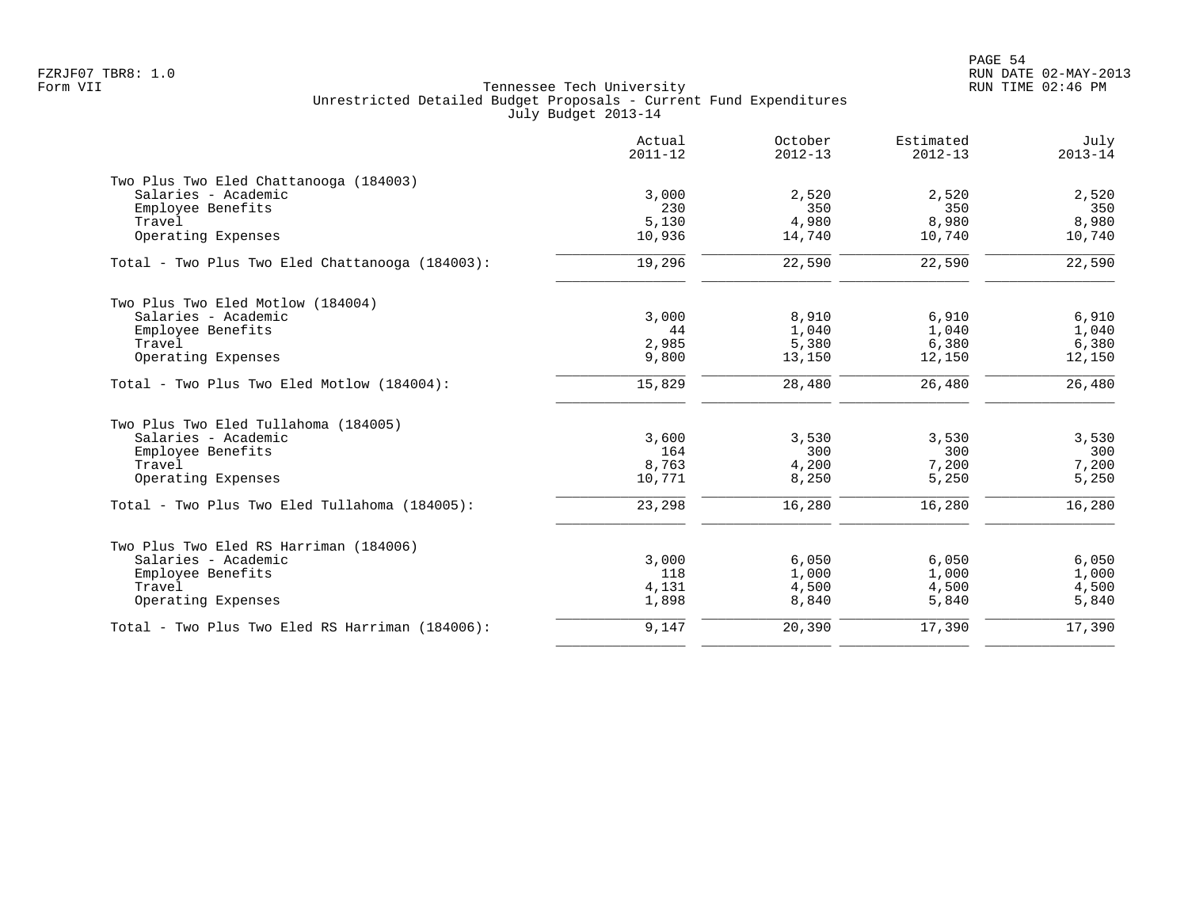Tennessee Tech University
Unrestricted Detailed Budget Proposals - Current Fund Expenditures
July Budget 2013-14

| | Actual 2011-12 | October 2012-13 | Estimated 2012-13 | July 2013-14 |
|---|---|---|---|---|
| **Two Plus Two Eled Chattanooga (184003)** | | | | |
| Salaries - Academic | 3,000 | 2,520 | 2,520 | 2,520 |
| Employee Benefits | 230 | 350 | 350 | 350 |
| Travel | 5,130 | 4,980 | 8,980 | 8,980 |
| Operating Expenses | 10,936 | 14,740 | 10,740 | 10,740 |
| Total - Two Plus Two Eled Chattanooga (184003): | 19,296 | 22,590 | 22,590 | 22,590 |
| **Two Plus Two Eled Motlow (184004)** | | | | |
| Salaries - Academic | 3,000 | 8,910 | 6,910 | 6,910 |
| Employee Benefits | 44 | 1,040 | 1,040 | 1,040 |
| Travel | 2,985 | 5,380 | 6,380 | 6,380 |
| Operating Expenses | 9,800 | 13,150 | 12,150 | 12,150 |
| Total - Two Plus Two Eled Motlow (184004): | 15,829 | 28,480 | 26,480 | 26,480 |
| **Two Plus Two Eled Tullahoma (184005)** | | | | |
| Salaries - Academic | 3,600 | 3,530 | 3,530 | 3,530 |
| Employee Benefits | 164 | 300 | 300 | 300 |
| Travel | 8,763 | 4,200 | 7,200 | 7,200 |
| Operating Expenses | 10,771 | 8,250 | 5,250 | 5,250 |
| Total - Two Plus Two Eled Tullahoma (184005): | 23,298 | 16,280 | 16,280 | 16,280 |
| **Two Plus Two Eled RS Harriman (184006)** | | | | |
| Salaries - Academic | 3,000 | 6,050 | 6,050 | 6,050 |
| Employee Benefits | 118 | 1,000 | 1,000 | 1,000 |
| Travel | 4,131 | 4,500 | 4,500 | 4,500 |
| Operating Expenses | 1,898 | 8,840 | 5,840 | 5,840 |
| Total - Two Plus Two Eled RS Harriman (184006): | 9,147 | 20,390 | 17,390 | 17,390 |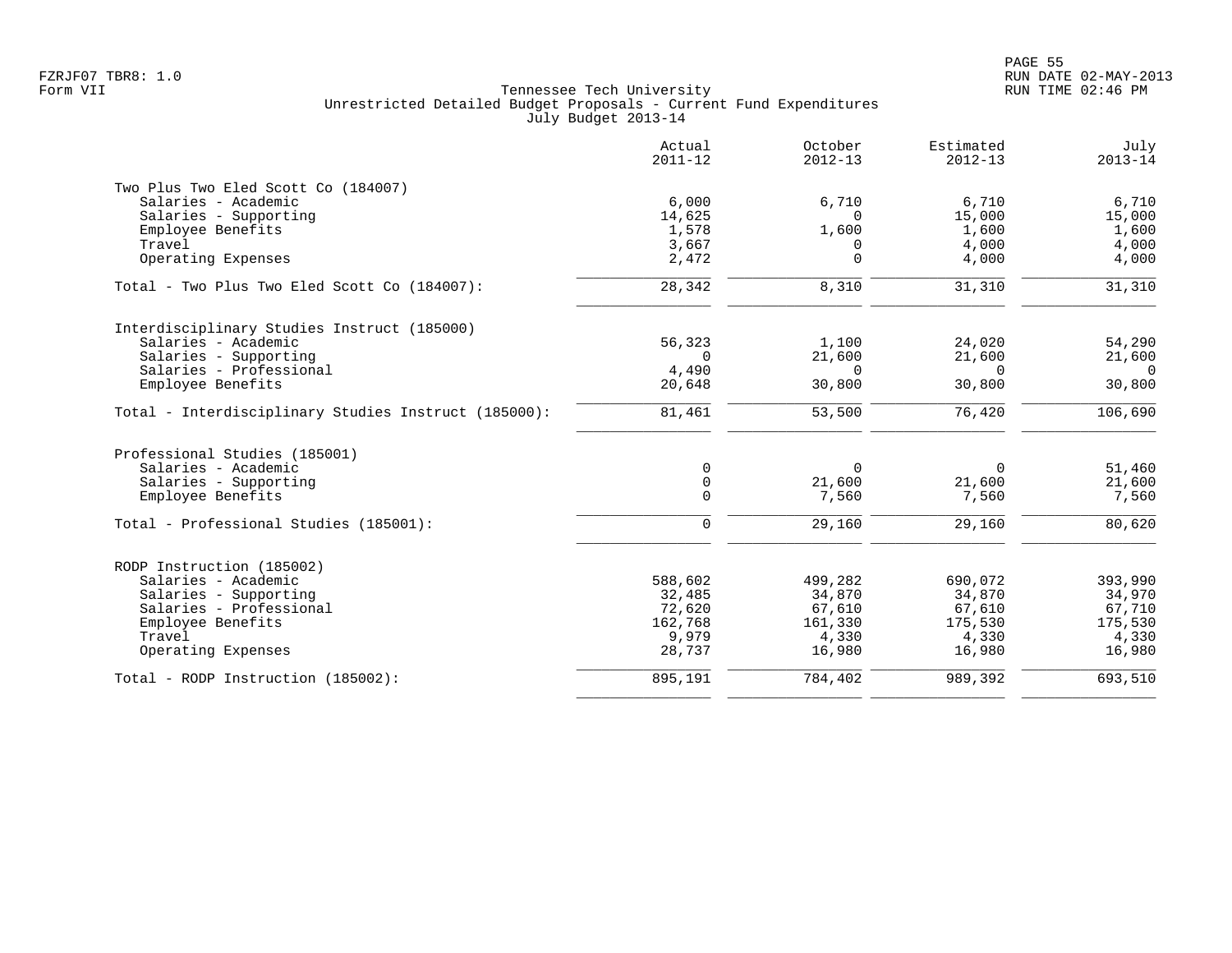FZRJF07 TBR8: 1.0
Form VII

Tennessee Tech University
Unrestricted Detailed Budget Proposals - Current Fund Expenditures
July Budget 2013-14

RUN DATE 02-MAY-2013
RUN TIME 02:46 PM

| | Actual 2011-12 | October 2012-13 | Estimated 2012-13 | July 2013-14 |
|---|---|---|---|---|
| **Two Plus Two Eled Scott Co (184007)** | | | | |
| Salaries - Academic | 6,000 | 6,710 | 6,710 | 6,710 |
| Salaries - Supporting | 14,625 | 0 | 15,000 | 15,000 |
| Employee Benefits | 1,578 | 1,600 | 1,600 | 1,600 |
| Travel | 3,667 | 0 | 4,000 | 4,000 |
| Operating Expenses | 2,472 | 0 | 4,000 | 4,000 |
| Total - Two Plus Two Eled Scott Co (184007): | 28,342 | 8,310 | 31,310 | 31,310 |
| **Interdisciplinary Studies Instruct (185000)** | | | | |
| Salaries - Academic | 56,323 | 1,100 | 24,020 | 54,290 |
| Salaries - Supporting | 0 | 21,600 | 21,600 | 21,600 |
| Salaries - Professional | 4,490 | 0 | 0 | 0 |
| Employee Benefits | 20,648 | 30,800 | 30,800 | 30,800 |
| Total - Interdisciplinary Studies Instruct (185000): | 81,461 | 53,500 | 76,420 | 106,690 |
| **Professional Studies (185001)** | | | | |
| Salaries - Academic | 0 | 0 | 0 | 51,460 |
| Salaries - Supporting | 0 | 21,600 | 21,600 | 21,600 |
| Employee Benefits | 0 | 7,560 | 7,560 | 7,560 |
| Total - Professional Studies (185001): | 0 | 29,160 | 29,160 | 80,620 |
| **RODP Instruction (185002)** | | | | |
| Salaries - Academic | 588,602 | 499,282 | 690,072 | 393,990 |
| Salaries - Supporting | 32,485 | 34,870 | 34,870 | 34,970 |
| Salaries - Professional | 72,620 | 67,610 | 67,610 | 67,710 |
| Employee Benefits | 162,768 | 161,330 | 175,530 | 175,530 |
| Travel | 9,979 | 4,330 | 4,330 | 4,330 |
| Operating Expenses | 28,737 | 16,980 | 16,980 | 16,980 |
| Total - RODP Instruction (185002): | 895,191 | 784,402 | 989,392 | 693,510 |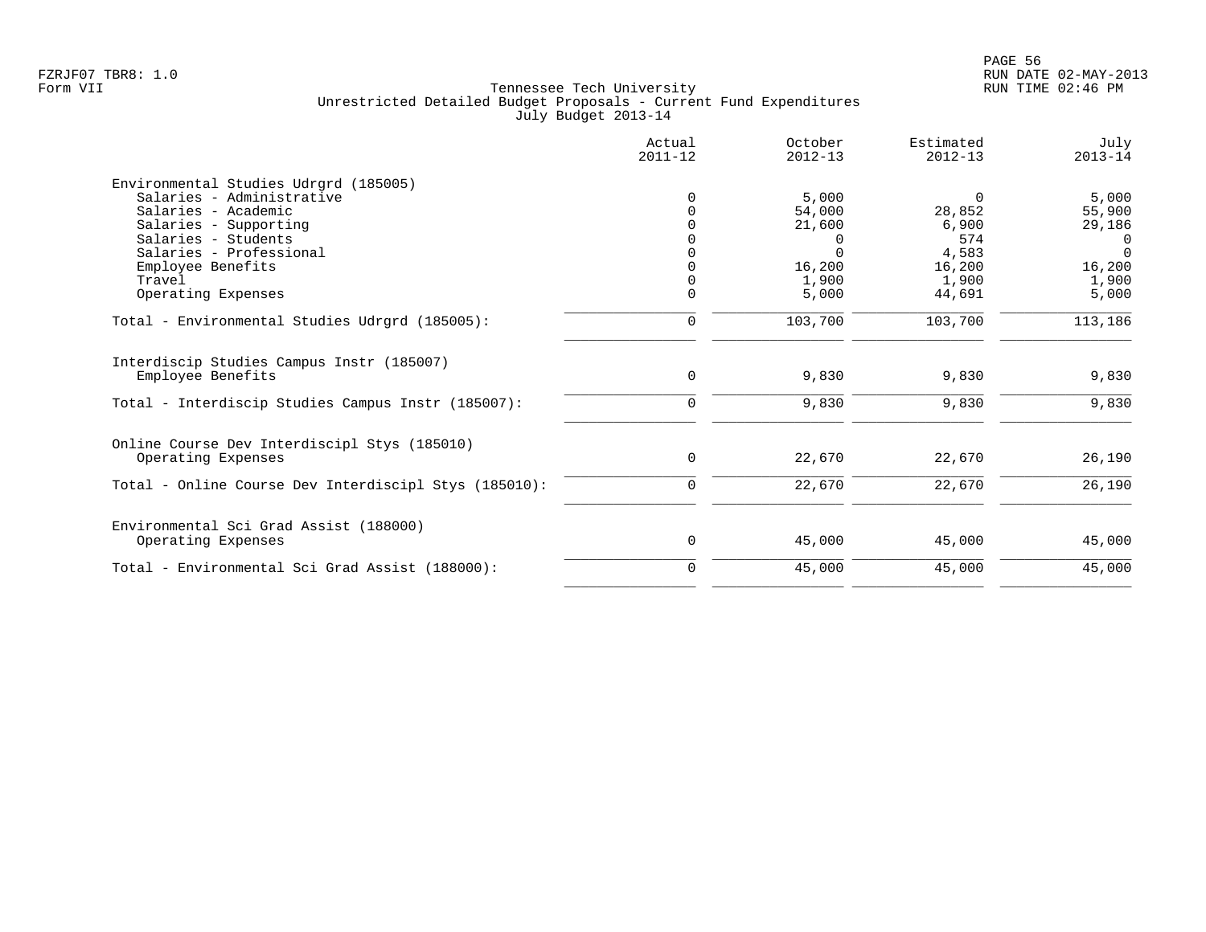Tennessee Tech University
Unrestricted Detailed Budget Proposals - Current Fund Expenditures
July Budget 2013-14

| | Actual 2011-12 | October 2012-13 | Estimated 2012-13 | July 2013-14 |
|---|---|---|---|---|
| **Environmental Studies Udrgrd (185005)** | | | | |
| Salaries - Administrative | 0 | 5,000 | 0 | 5,000 |
| Salaries - Academic | 0 | 54,000 | 28,852 | 55,900 |
| Salaries - Supporting | 0 | 21,600 | 6,900 | 29,186 |
| Salaries - Students | 0 | 0 | 574 | 0 |
| Salaries - Professional | 0 | 0 | 4,583 | 0 |
| Employee Benefits | 0 | 16,200 | 16,200 | 16,200 |
| Travel | 0 | 1,900 | 1,900 | 1,900 |
| Operating Expenses | 0 | 5,000 | 44,691 | 5,000 |
| Total - Environmental Studies Udrgrd (185005): | 0 | 103,700 | 103,700 | 113,186 |
| **Interdiscip Studies Campus Instr (185007)** | | | | |
| Employee Benefits | 0 | 9,830 | 9,830 | 9,830 |
| Total - Interdiscip Studies Campus Instr (185007): | 0 | 9,830 | 9,830 | 9,830 |
| **Online Course Dev Interdiscipl Stys (185010)** | | | | |
| Operating Expenses | 0 | 22,670 | 22,670 | 26,190 |
| Total - Online Course Dev Interdiscipl Stys (185010): | 0 | 22,670 | 22,670 | 26,190 |
| **Environmental Sci Grad Assist (188000)** | | | | |
| Operating Expenses | 0 | 45,000 | 45,000 | 45,000 |
| Total - Environmental Sci Grad Assist (188000): | 0 | 45,000 | 45,000 | 45,000 |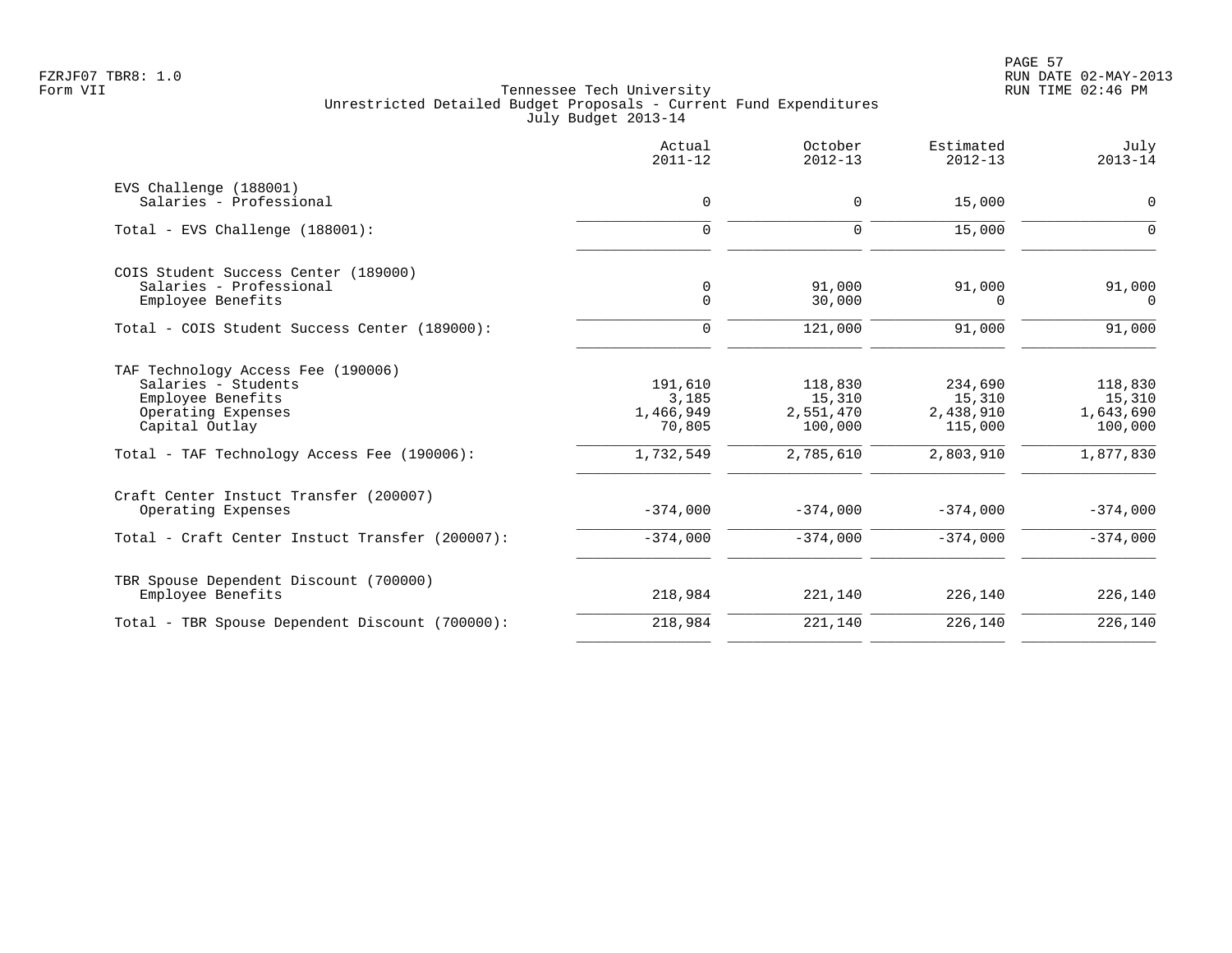Tennessee Tech University
Unrestricted Detailed Budget Proposals - Current Fund Expenditures
July Budget 2013-14

| | Actual 2011-12 | October 2012-13 | Estimated 2012-13 | July 2013-14 |
|---|---|---|---|---|
| EVS Challenge (188001) | | | | |
| Salaries - Professional | 0 | 0 | 15,000 | 0 |
| Total - EVS Challenge (188001): | 0 | 0 | 15,000 | 0 |
| COIS Student Success Center (189000) | | | | |
| Salaries - Professional | 0 | 91,000 | 91,000 | 91,000 |
| Employee Benefits | 0 | 30,000 | 0 | 0 |
| Total - COIS Student Success Center (189000): | 0 | 121,000 | 91,000 | 91,000 |
| TAF Technology Access Fee (190006) | | | | |
| Salaries - Students | 191,610 | 118,830 | 234,690 | 118,830 |
| Employee Benefits | 3,185 | 15,310 | 15,310 | 15,310 |
| Operating Expenses | 1,466,949 | 2,551,470 | 2,438,910 | 1,643,690 |
| Capital Outlay | 70,805 | 100,000 | 115,000 | 100,000 |
| Total - TAF Technology Access Fee (190006): | 1,732,549 | 2,785,610 | 2,803,910 | 1,877,830 |
| Craft Center Instuct Transfer (200007) | | | | |
| Operating Expenses | -374,000 | -374,000 | -374,000 | -374,000 |
| Total - Craft Center Instuct Transfer (200007): | -374,000 | -374,000 | -374,000 | -374,000 |
| TBR Spouse Dependent Discount (700000) | | | | |
| Employee Benefits | 218,984 | 221,140 | 226,140 | 226,140 |
| Total - TBR Spouse Dependent Discount (700000): | 218,984 | 221,140 | 226,140 | 226,140 |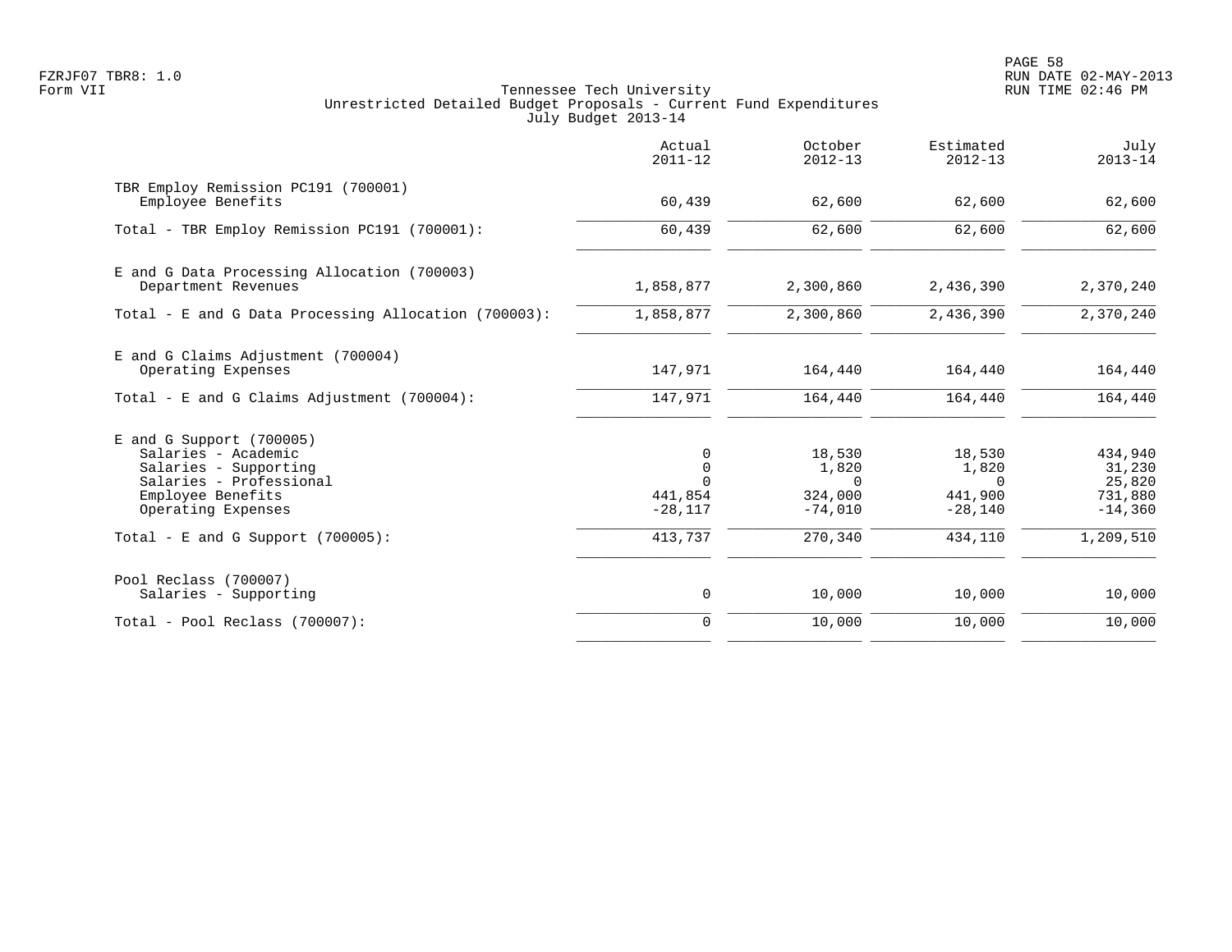FZRJF07 TBR8: 1.0
Form VII

Tennessee Tech University
Unrestricted Detailed Budget Proposals - Current Fund Expenditures
July Budget 2013-14

RUN DATE 02-MAY-2013
RUN TIME 02:46 PM

| | Actual 2011-12 | October 2012-13 | Estimated 2012-13 | July 2013-14 |
|---|---|---|---|---|
| TBR Employ Remission PC191 (700001) | | | | |
| Employee Benefits | 60,439 | 62,600 | 62,600 | 62,600 |
| Total - TBR Employ Remission PC191 (700001): | 60,439 | 62,600 | 62,600 | 62,600 |
| E and G Data Processing Allocation (700003) | | | | |
| Department Revenues | 1,858,877 | 2,300,860 | 2,436,390 | 2,370,240 |
| Total - E and G Data Processing Allocation (700003): | 1,858,877 | 2,300,860 | 2,436,390 | 2,370,240 |
| E and G Claims Adjustment (700004) | | | | |
| Operating Expenses | 147,971 | 164,440 | 164,440 | 164,440 |
| Total - E and G Claims Adjustment (700004): | 147,971 | 164,440 | 164,440 | 164,440 |
| E and G Support (700005) | | | | |
| Salaries - Academic | 0 | 18,530 | 18,530 | 434,940 |
| Salaries - Supporting | 0 | 1,820 | 1,820 | 31,230 |
| Salaries - Professional | 0 | 0 | 0 | 25,820 |
| Employee Benefits | 441,854 | 324,000 | 441,900 | 731,880 |
| Operating Expenses | -28,117 | -74,010 | -28,140 | -14,360 |
| Total - E and G Support (700005): | 413,737 | 270,340 | 434,110 | 1,209,510 |
| Pool Reclass (700007) | | | | |
| Salaries - Supporting | 0 | 10,000 | 10,000 | 10,000 |
| Total - Pool Reclass (700007): | 0 | 10,000 | 10,000 | 10,000 |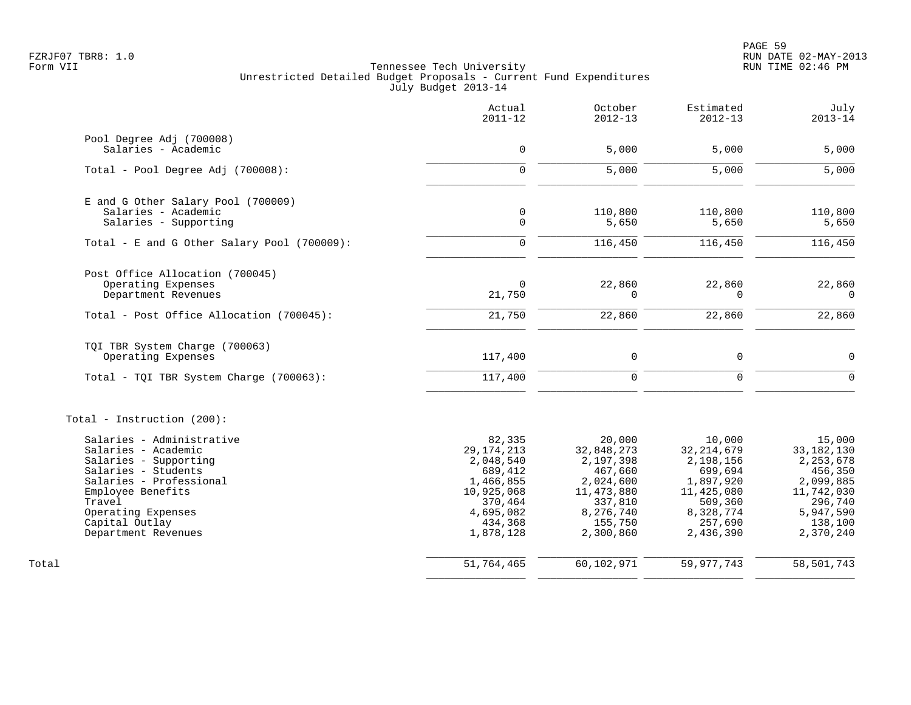FZRJF07 TBR8: 1.0
Form VII

Tennessee Tech University
Unrestricted Detailed Budget Proposals - Current Fund Expenditures
July Budget 2013-14

| | Actual 2011-12 | October 2012-13 | Estimated 2012-13 | July 2013-14 |
|---|---|---|---|---|
| **Pool Degree Adj (700008)** | | | | |
| Salaries - Academic | 0 | 5,000 | 5,000 | 5,000 |
| Total - Pool Degree Adj (700008): | 0 | 5,000 | 5,000 | 5,000 |
| **E and G Other Salary Pool (700009)** | | | | |
| Salaries - Academic | 0 | 110,800 | 110,800 | 110,800 |
| Salaries - Supporting | 0 | 5,650 | 5,650 | 5,650 |
| Total - E and G Other Salary Pool (700009): | 0 | 116,450 | 116,450 | 116,450 |
| **Post Office Allocation (700045)** | | | | |
| Operating Expenses | 0 | 22,860 | 22,860 | 22,860 |
| Department Revenues | 21,750 | 0 | 0 | 0 |
| Total - Post Office Allocation (700045): | 21,750 | 22,860 | 22,860 | 22,860 |
| **TQI TBR System Charge (700063)** | | | | |
| Operating Expenses | 117,400 | 0 | 0 | 0 |
| Total - TQI TBR System Charge (700063): | 117,400 | 0 | 0 | 0 |
| **Total - Instruction (200):** | | | | |
| Salaries - Administrative | 82,335 | 20,000 | 10,000 | 15,000 |
| Salaries - Academic | 29,174,213 | 32,848,273 | 32,214,679 | 33,182,130 |
| Salaries - Supporting | 2,048,540 | 2,197,398 | 2,198,156 | 2,253,678 |
| Salaries - Students | 689,412 | 467,660 | 699,694 | 456,350 |
| Salaries - Professional | 1,466,855 | 2,024,600 | 1,897,920 | 2,099,885 |
| Employee Benefits | 10,925,068 | 11,473,880 | 11,425,080 | 11,742,030 |
| Travel | 370,464 | 337,810 | 509,360 | 296,740 |
| Operating Expenses | 4,695,082 | 8,276,740 | 8,328,774 | 5,947,590 |
| Capital Outlay | 434,368 | 155,750 | 257,690 | 138,100 |
| Department Revenues | 1,878,128 | 2,300,860 | 2,436,390 | 2,370,240 |
| Total | 51,764,465 | 60,102,971 | 59,977,743 | 58,501,743 |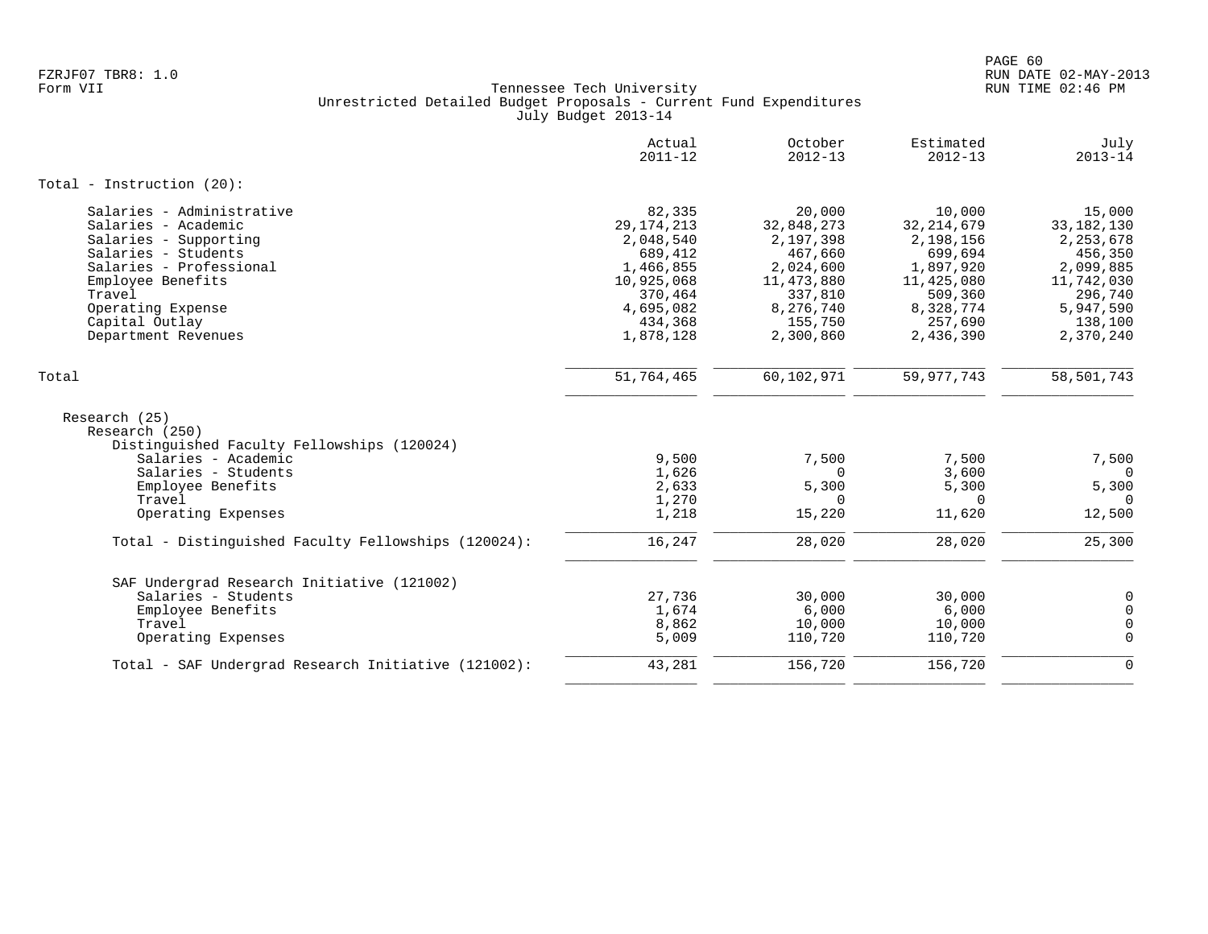FZRJF07 TBR8: 1.0
Form VII

Tennessee Tech University
Unrestricted Detailed Budget Proposals - Current Fund Expenditures
July Budget 2013-14

| | Actual 2011-12 | October 2012-13 | Estimated 2012-13 | July 2013-14 |
|---|---|---|---|---|
| **Total - Instruction (20):** | | | | |
| Salaries - Administrative | 82,335 | 20,000 | 10,000 | 15,000 |
| Salaries - Academic | 29,174,213 | 32,848,273 | 32,214,679 | 33,182,130 |
| Salaries - Supporting | 2,048,540 | 2,197,398 | 2,198,156 | 2,253,678 |
| Salaries - Students | 689,412 | 467,660 | 699,694 | 456,350 |
| Salaries - Professional | 1,466,855 | 2,024,600 | 1,897,920 | 2,099,885 |
| Employee Benefits | 10,925,068 | 11,473,880 | 11,425,080 | 11,742,030 |
| Travel | 370,464 | 337,810 | 509,360 | 296,740 |
| Operating Expense | 4,695,082 | 8,276,740 | 8,328,774 | 5,947,590 |
| Capital Outlay | 434,368 | 155,750 | 257,690 | 138,100 |
| Department Revenues | 1,878,128 | 2,300,860 | 2,436,390 | 2,370,240 |
| Total | 51,764,465 | 60,102,971 | 59,977,743 | 58,501,743 |
| Research (25) | | | | |
| Research (250) | | | | |
| Distinguished Faculty Fellowships (120024) | | | | |
| Salaries - Academic | 9,500 | 7,500 | 7,500 | 7,500 |
| Salaries - Students | 1,626 | 0 | 3,600 | 0 |
| Employee Benefits | 2,633 | 5,300 | 5,300 | 5,300 |
| Travel | 1,270 | 0 | 0 | 0 |
| Operating Expenses | 1,218 | 15,220 | 11,620 | 12,500 |
| Total - Distinguished Faculty Fellowships (120024): | 16,247 | 28,020 | 28,020 | 25,300 |
| SAF Undergrad Research Initiative (121002) | | | | |
| Salaries - Students | 27,736 | 30,000 | 30,000 | 0 |
| Employee Benefits | 1,674 | 6,000 | 6,000 | 0 |
| Travel | 8,862 | 10,000 | 10,000 | 0 |
| Operating Expenses | 5,009 | 110,720 | 110,720 | 0 |
| Total - SAF Undergrad Research Initiative (121002): | 43,281 | 156,720 | 156,720 | 0 |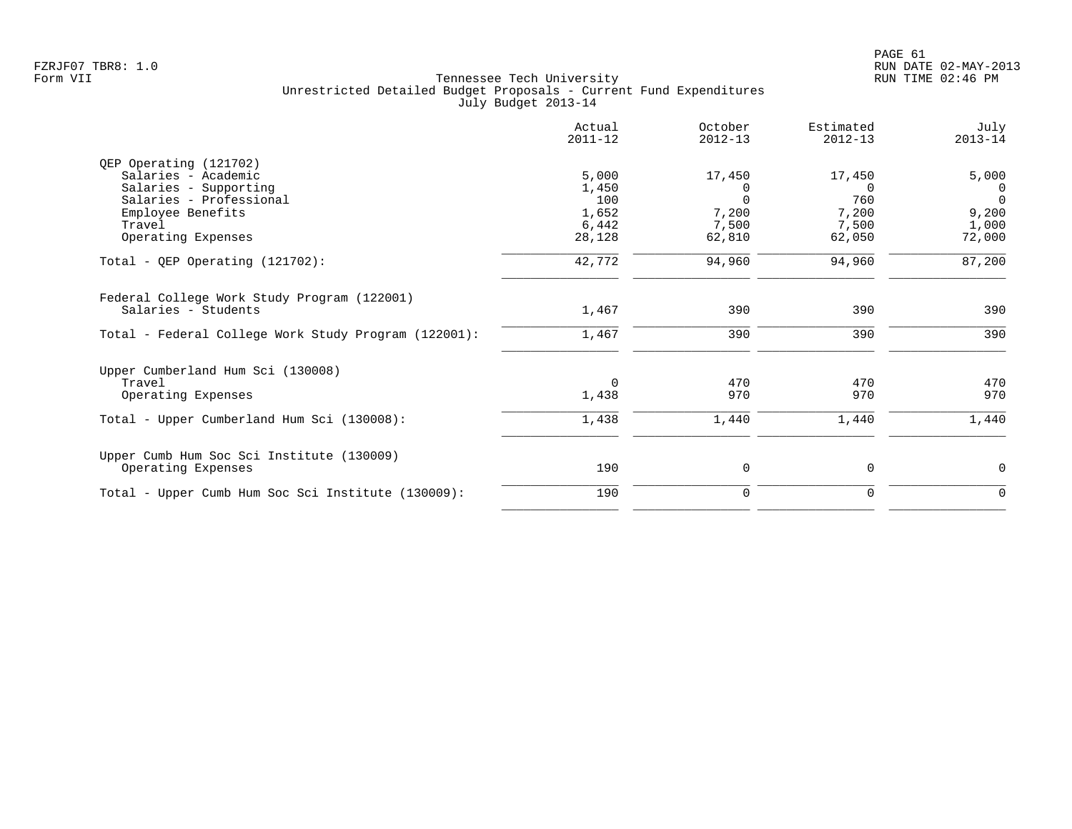FZRJF07 TBR8: 1.0
Form VII

Tennessee Tech University
Unrestricted Detailed Budget Proposals - Current Fund Expenditures
July Budget 2013-14

| | Actual 2011-12 | October 2012-13 | Estimated 2012-13 | July 2013-14 |
|---|---|---|---|---|
| QEP Operating (121702) | | | | |
| Salaries - Academic | 5,000 | 17,450 | 17,450 | 5,000 |
| Salaries - Supporting | 1,450 | 0 | 0 | 0 |
| Salaries - Professional | 100 | 0 | 760 | 0 |
| Employee Benefits | 1,652 | 7,200 | 7,200 | 9,200 |
| Travel | 6,442 | 7,500 | 7,500 | 1,000 |
| Operating Expenses | 28,128 | 62,810 | 62,050 | 72,000 |
| Total - QEP Operating (121702): | 42,772 | 94,960 | 94,960 | 87,200 |
| Federal College Work Study Program (122001) | | | | |
| Salaries - Students | 1,467 | 390 | 390 | 390 |
| Total - Federal College Work Study Program (122001): | 1,467 | 390 | 390 | 390 |
| Upper Cumberland Hum Sci (130008) | | | | |
| Travel | 0 | 470 | 470 | 470 |
| Operating Expenses | 1,438 | 970 | 970 | 970 |
| Total - Upper Cumberland Hum Sci (130008): | 1,438 | 1,440 | 1,440 | 1,440 |
| Upper Cumb Hum Soc Sci Institute (130009) | | | | |
| Operating Expenses | 190 | 0 | 0 | 0 |
| Total - Upper Cumb Hum Soc Sci Institute (130009): | 190 | 0 | 0 | 0 |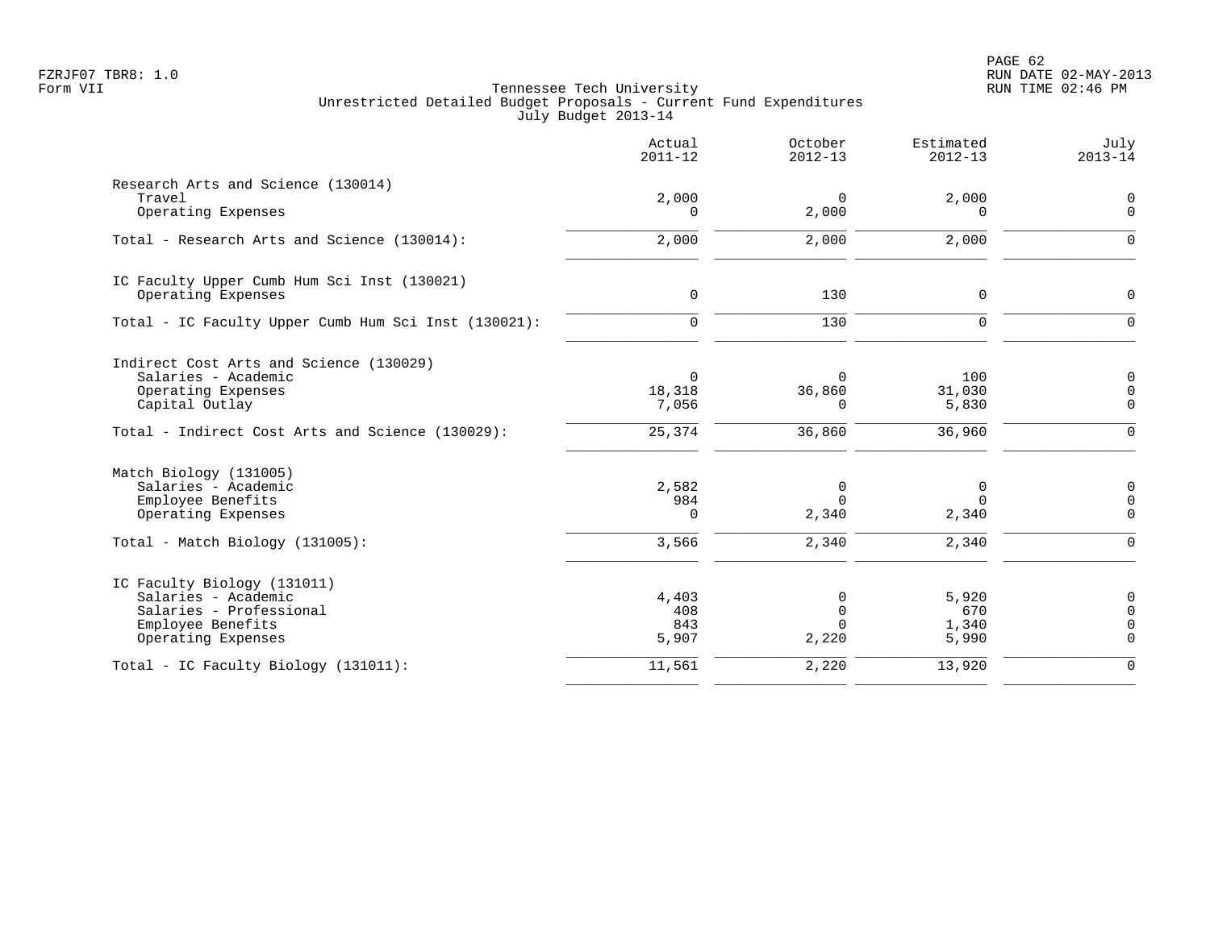FZRJF07 TBR8: 1.0
Form VII

Tennessee Tech University
Unrestricted Detailed Budget Proposals - Current Fund Expenditures
July Budget 2013-14

RUN DATE 02-MAY-2013
RUN TIME 02:46 PM

| | Actual 2011-12 | October 2012-13 | Estimated 2012-13 | July 2013-14 |
|---|---|---|---|---|
| **Research Arts and Science (130014)** | | | | |
| Travel | 2,000 | 0 | 2,000 | 0 |
| Operating Expenses | 0 | 2,000 | 0 | 0 |
| Total - Research Arts and Science (130014): | 2,000 | 2,000 | 2,000 | 0 |
| **IC Faculty Upper Cumb Hum Sci Inst (130021)** | | | | |
| Operating Expenses | 0 | 130 | 0 | 0 |
| Total - IC Faculty Upper Cumb Hum Sci Inst (130021): | 0 | 130 | 0 | 0 |
| **Indirect Cost Arts and Science (130029)** | | | | |
| Salaries - Academic | 0 | 0 | 100 | 0 |
| Operating Expenses | 18,318 | 36,860 | 31,030 | 0 |
| Capital Outlay | 7,056 | 0 | 5,830 | 0 |
| Total - Indirect Cost Arts and Science (130029): | 25,374 | 36,860 | 36,960 | 0 |
| **Match Biology (131005)** | | | | |
| Salaries - Academic | 2,582 | 0 | 0 | 0 |
| Employee Benefits | 984 | 0 | 0 | 0 |
| Operating Expenses | 0 | 2,340 | 2,340 | 0 |
| Total - Match Biology (131005): | 3,566 | 2,340 | 2,340 | 0 |
| **IC Faculty Biology (131011)** | | | | |
| Salaries - Academic | 4,403 | 0 | 5,920 | 0 |
| Salaries - Professional | 408 | 0 | 670 | 0 |
| Employee Benefits | 843 | 0 | 1,340 | 0 |
| Operating Expenses | 5,907 | 2,220 | 5,990 | 0 |
| Total - IC Faculty Biology (131011): | 11,561 | 2,220 | 13,920 | 0 |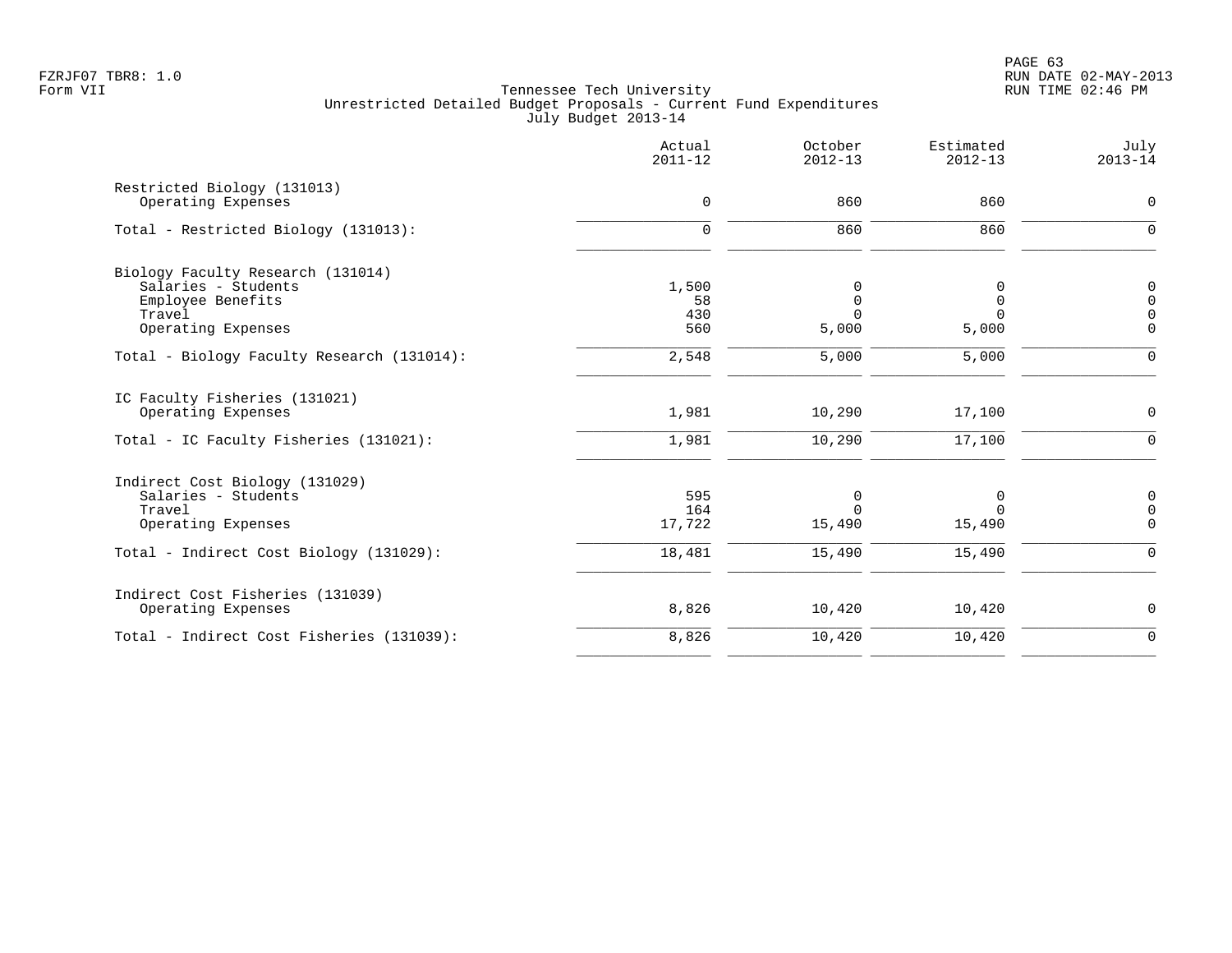Tennessee Tech University
Unrestricted Detailed Budget Proposals - Current Fund Expenditures
July Budget 2013-14

| | Actual 2011-12 | October 2012-13 | Estimated 2012-13 | July 2013-14 |
|---|---|---|---|---|
| Restricted Biology (131013) | | | | |
| Operating Expenses | 0 | 860 | 860 | 0 |
| Total - Restricted Biology (131013): | 0 | 860 | 860 | 0 |
| Biology Faculty Research (131014) | | | | |
| Salaries - Students | 1,500 | 0 | 0 | 0 |
| Employee Benefits | 58 | 0 | 0 | 0 |
| Travel | 430 | 0 | 0 | 0 |
| Operating Expenses | 560 | 5,000 | 5,000 | 0 |
| Total - Biology Faculty Research (131014): | 2,548 | 5,000 | 5,000 | 0 |
| IC Faculty Fisheries (131021) | | | | |
| Operating Expenses | 1,981 | 10,290 | 17,100 | 0 |
| Total - IC Faculty Fisheries (131021): | 1,981 | 10,290 | 17,100 | 0 |
| Indirect Cost Biology (131029) | | | | |
| Salaries - Students | 595 | 0 | 0 | 0 |
| Travel | 164 | 0 | 0 | 0 |
| Operating Expenses | 17,722 | 15,490 | 15,490 | 0 |
| Total - Indirect Cost Biology (131029): | 18,481 | 15,490 | 15,490 | 0 |
| Indirect Cost Fisheries (131039) | | | | |
| Operating Expenses | 8,826 | 10,420 | 10,420 | 0 |
| Total - Indirect Cost Fisheries (131039): | 8,826 | 10,420 | 10,420 | 0 |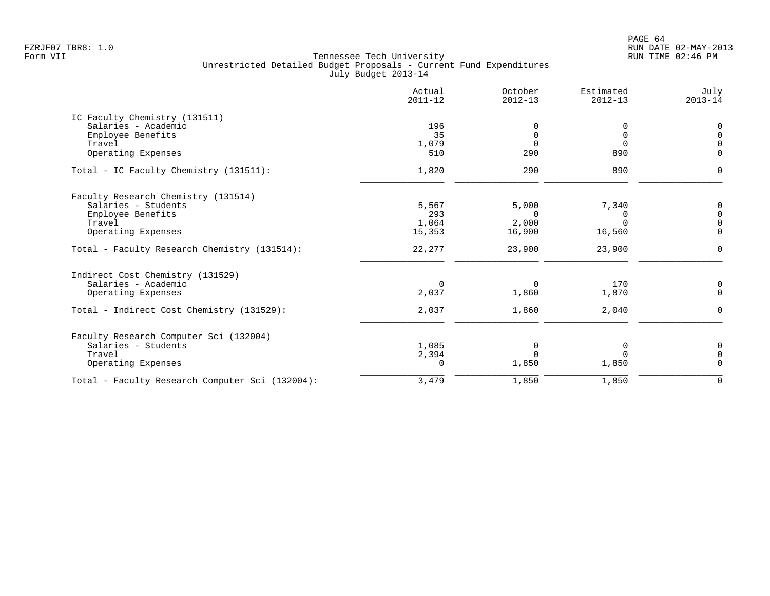FZRJF07 TBR8: 1.0
Form VII

Tennessee Tech University
Unrestricted Detailed Budget Proposals - Current Fund Expenditures
July Budget 2013-14

RUN DATE 02-MAY-2013
RUN TIME 02:46 PM

| | Actual 2011-12 | October 2012-13 | Estimated 2012-13 | July 2013-14 |
|---|---|---|---|---|
| IC Faculty Chemistry (131511) | | | | |
| Salaries - Academic | 196 | 0 | 0 | 0 |
| Employee Benefits | 35 | 0 | 0 | 0 |
| Travel | 1,079 | 0 | 0 | 0 |
| Operating Expenses | 510 | 290 | 890 | 0 |
| Total - IC Faculty Chemistry (131511): | 1,820 | 290 | 890 | 0 |
| Faculty Research Chemistry (131514) | | | | |
| Salaries - Students | 5,567 | 5,000 | 7,340 | 0 |
| Employee Benefits | 293 | 0 | 0 | 0 |
| Travel | 1,064 | 2,000 | 0 | 0 |
| Operating Expenses | 15,353 | 16,900 | 16,560 | 0 |
| Total - Faculty Research Chemistry (131514): | 22,277 | 23,900 | 23,900 | 0 |
| Indirect Cost Chemistry (131529) | | | | |
| Salaries - Academic | 0 | 0 | 170 | 0 |
| Operating Expenses | 2,037 | 1,860 | 1,870 | 0 |
| Total - Indirect Cost Chemistry (131529): | 2,037 | 1,860 | 2,040 | 0 |
| Faculty Research Computer Sci (132004) | | | | |
| Salaries - Students | 1,085 | 0 | 0 | 0 |
| Travel | 2,394 | 0 | 0 | 0 |
| Operating Expenses | 0 | 1,850 | 1,850 | 0 |
| Total - Faculty Research Computer Sci (132004): | 3,479 | 1,850 | 1,850 | 0 |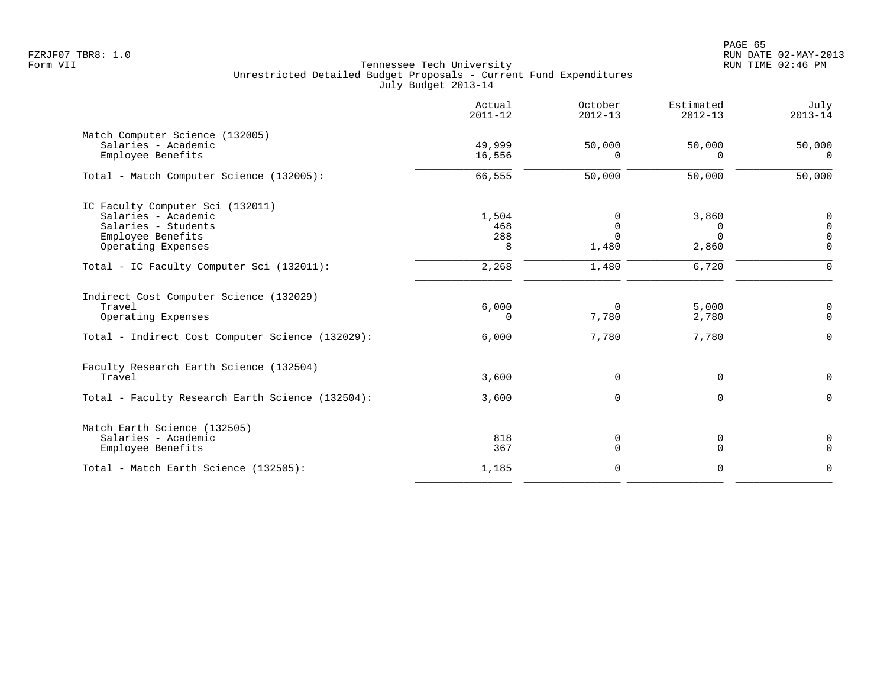Tennessee Tech University
Unrestricted Detailed Budget Proposals - Current Fund Expenditures
July Budget 2013-14

| | Actual 2011-12 | October 2012-13 | Estimated 2012-13 | July 2013-14 |
|---|---|---|---|---|
| Match Computer Science (132005) | | | | |
| Salaries - Academic | 49,999 | 50,000 | 50,000 | 50,000 |
| Employee Benefits | 16,556 | 0 | 0 | 0 |
| Total - Match Computer Science (132005): | 66,555 | 50,000 | 50,000 | 50,000 |
| IC Faculty Computer Sci (132011) | | | | |
| Salaries - Academic | 1,504 | 0 | 3,860 | 0 |
| Salaries - Students | 468 | 0 | 0 | 0 |
| Employee Benefits | 288 | 0 | 0 | 0 |
| Operating Expenses | 8 | 1,480 | 2,860 | 0 |
| Total - IC Faculty Computer Sci (132011): | 2,268 | 1,480 | 6,720 | 0 |
| Indirect Cost Computer Science (132029) | | | | |
| Travel | 6,000 | 0 | 5,000 | 0 |
| Operating Expenses | 0 | 7,780 | 2,780 | 0 |
| Total - Indirect Cost Computer Science (132029): | 6,000 | 7,780 | 7,780 | 0 |
| Faculty Research Earth Science (132504) | | | | |
| Travel | 3,600 | 0 | 0 | 0 |
| Total - Faculty Research Earth Science (132504): | 3,600 | 0 | 0 | 0 |
| Match Earth Science (132505) | | | | |
| Salaries - Academic | 818 | 0 | 0 | 0 |
| Employee Benefits | 367 | 0 | 0 | 0 |
| Total - Match Earth Science (132505): | 1,185 | 0 | 0 | 0 |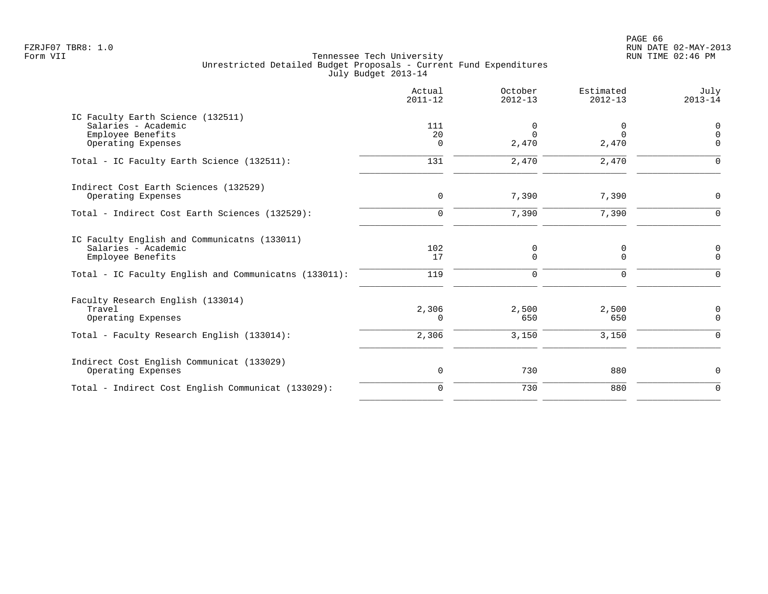Tennessee Tech University
Unrestricted Detailed Budget Proposals - Current Fund Expenditures
July Budget 2013-14

| | Actual 2011-12 | October 2012-13 | Estimated 2012-13 | July 2013-14 |
|---|---|---|---|---|
| IC Faculty Earth Science (132511) | | | | |
| Salaries - Academic | 111 | 0 | 0 | 0 |
| Employee Benefits | 20 | 0 | 0 | 0 |
| Operating Expenses | 0 | 2,470 | 2,470 | 0 |
| Total - IC Faculty Earth Science (132511): | 131 | 2,470 | 2,470 | 0 |
| Indirect Cost Earth Sciences (132529) | | | | |
| Operating Expenses | 0 | 7,390 | 7,390 | 0 |
| Total - Indirect Cost Earth Sciences (132529): | 0 | 7,390 | 7,390 | 0 |
| IC Faculty English and Communicatns (133011) | | | | |
| Salaries - Academic | 102 | 0 | 0 | 0 |
| Employee Benefits | 17 | 0 | 0 | 0 |
| Total - IC Faculty English and Communicatns (133011): | 119 | 0 | 0 | 0 |
| Faculty Research English (133014) | | | | |
| Travel | 2,306 | 2,500 | 2,500 | 0 |
| Operating Expenses | 0 | 650 | 650 | 0 |
| Total - Faculty Research English (133014): | 2,306 | 3,150 | 3,150 | 0 |
| Indirect Cost English Communicat (133029) | | | | |
| Operating Expenses | 0 | 730 | 880 | 0 |
| Total - Indirect Cost English Communicat (133029): | 0 | 730 | 880 | 0 |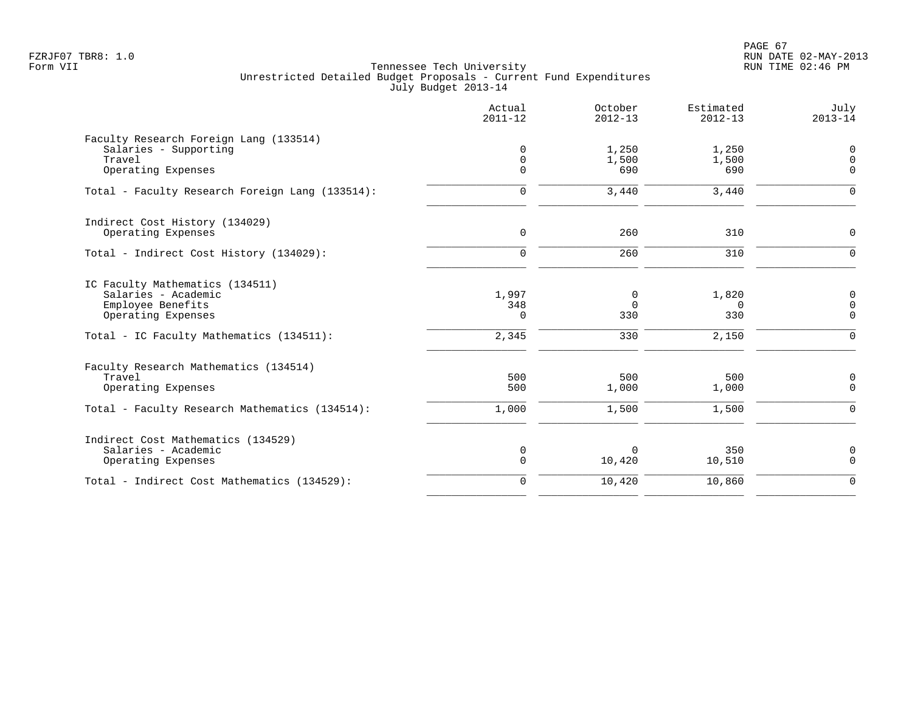Tennessee Tech University
Unrestricted Detailed Budget Proposals - Current Fund Expenditures
July Budget 2013-14

| | Actual 2011-12 | October 2012-13 | Estimated 2012-13 | July 2013-14 |
|---|---|---|---|---|
| Faculty Research Foreign Lang (133514) | | | | |
| Salaries - Supporting | 0 | 1,250 | 1,250 | 0 |
| Travel | 0 | 1,500 | 1,500 | 0 |
| Operating Expenses | 0 | 690 | 690 | 0 |
| Total - Faculty Research Foreign Lang (133514): | 0 | 3,440 | 3,440 | 0 |
| Indirect Cost History (134029) | | | | |
| Operating Expenses | 0 | 260 | 310 | 0 |
| Total - Indirect Cost History (134029): | 0 | 260 | 310 | 0 |
| IC Faculty Mathematics (134511) | | | | |
| Salaries - Academic | 1,997 | 0 | 1,820 | 0 |
| Employee Benefits | 348 | 0 | 0 | 0 |
| Operating Expenses | 0 | 330 | 330 | 0 |
| Total - IC Faculty Mathematics (134511): | 2,345 | 330 | 2,150 | 0 |
| Faculty Research Mathematics (134514) | | | | |
| Travel | 500 | 500 | 500 | 0 |
| Operating Expenses | 500 | 1,000 | 1,000 | 0 |
| Total - Faculty Research Mathematics (134514): | 1,000 | 1,500 | 1,500 | 0 |
| Indirect Cost Mathematics (134529) | | | | |
| Salaries - Academic | 0 | 0 | 350 | 0 |
| Operating Expenses | 0 | 10,420 | 10,510 | 0 |
| Total - Indirect Cost Mathematics (134529): | 0 | 10,420 | 10,860 | 0 |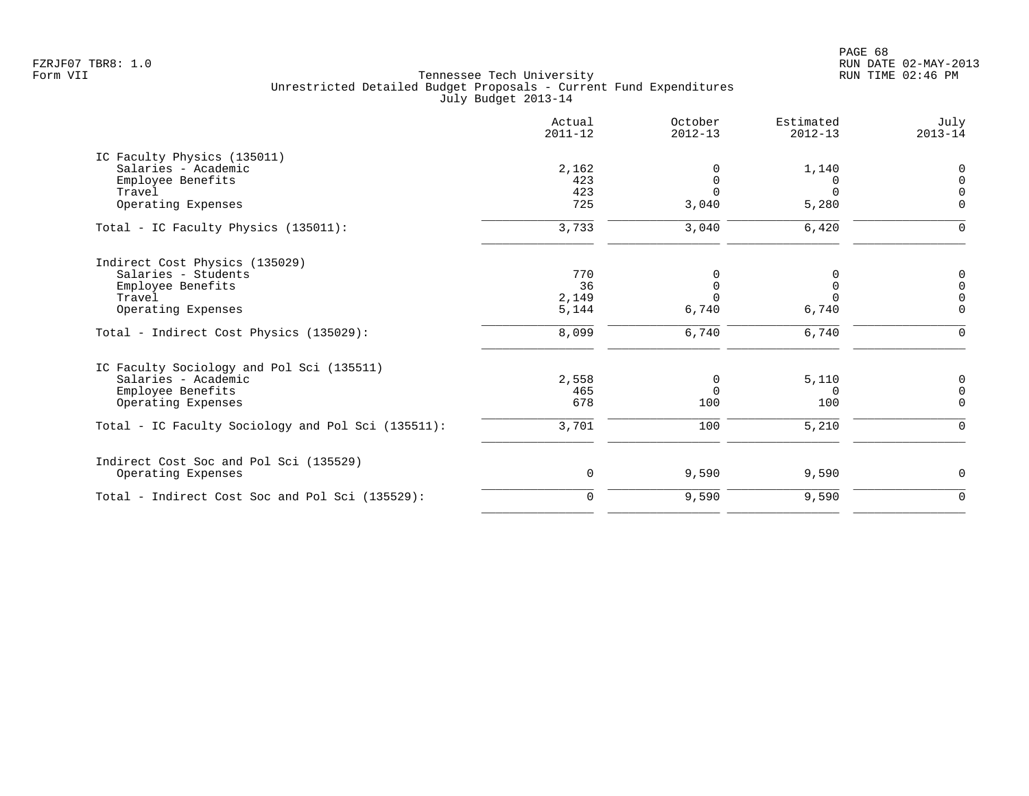Tennessee Tech University
Unrestricted Detailed Budget Proposals - Current Fund Expenditures
July Budget 2013-14

| | Actual 2011-12 | October 2012-13 | Estimated 2012-13 | July 2013-14 |
|---|---|---|---|---|
| IC Faculty Physics (135011) | | | | |
| Salaries - Academic | 2,162 | 0 | 1,140 | 0 |
| Employee Benefits | 423 | 0 | 0 | 0 |
| Travel | 423 | 0 | 0 | 0 |
| Operating Expenses | 725 | 3,040 | 5,280 | 0 |
| Total - IC Faculty Physics (135011): | 3,733 | 3,040 | 6,420 | 0 |
| Indirect Cost Physics (135029) | | | | |
| Salaries - Students | 770 | 0 | 0 | 0 |
| Employee Benefits | 36 | 0 | 0 | 0 |
| Travel | 2,149 | 0 | 0 | 0 |
| Operating Expenses | 5,144 | 6,740 | 6,740 | 0 |
| Total - Indirect Cost Physics (135029): | 8,099 | 6,740 | 6,740 | 0 |
| IC Faculty Sociology and Pol Sci (135511) | | | | |
| Salaries - Academic | 2,558 | 0 | 5,110 | 0 |
| Employee Benefits | 465 | 0 | 0 | 0 |
| Operating Expenses | 678 | 100 | 100 | 0 |
| Total - IC Faculty Sociology and Pol Sci (135511): | 3,701 | 100 | 5,210 | 0 |
| Indirect Cost Soc and Pol Sci (135529) | | | | |
| Operating Expenses | 0 | 9,590 | 9,590 | 0 |
| Total - Indirect Cost Soc and Pol Sci (135529): | 0 | 9,590 | 9,590 | 0 |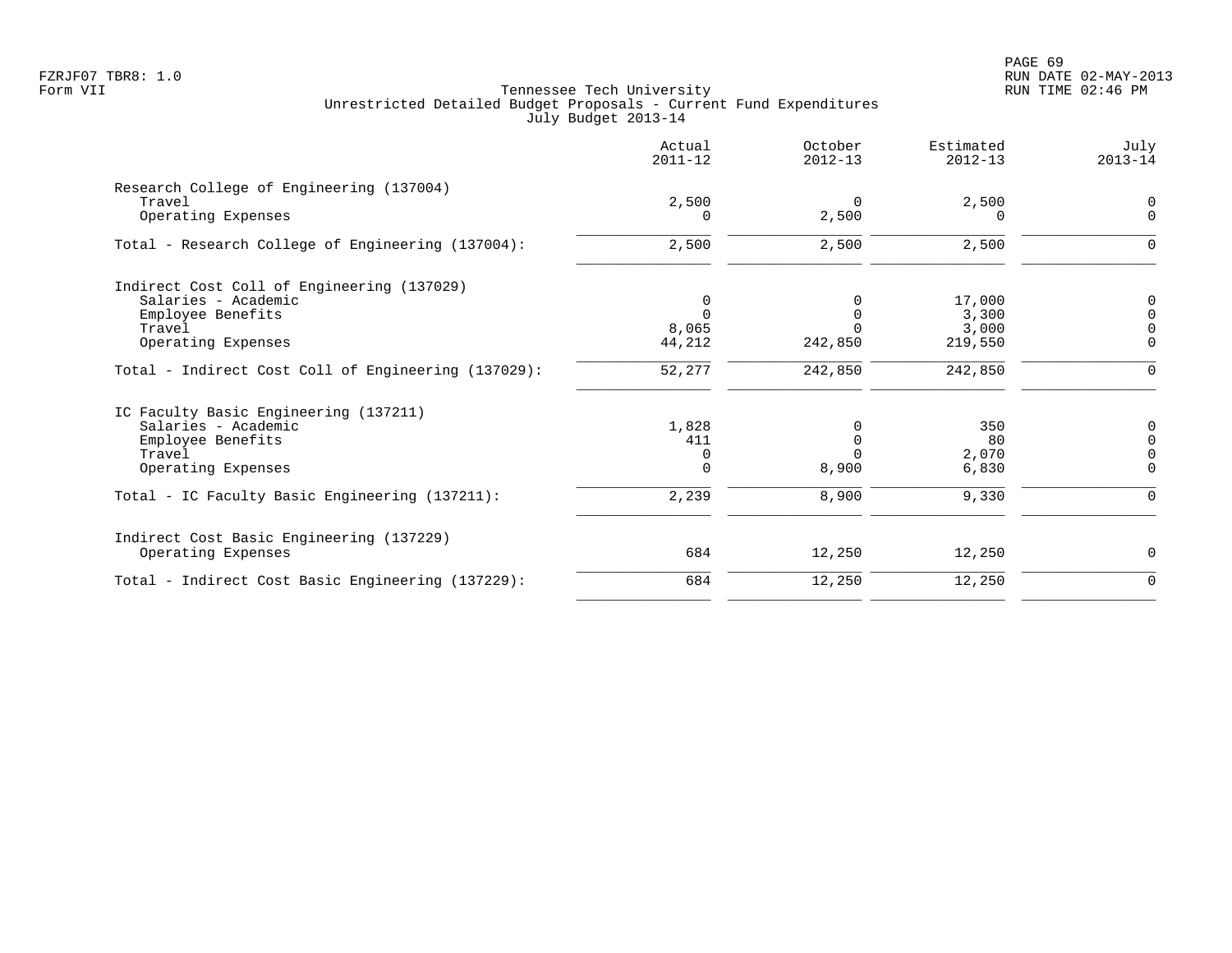Tennessee Tech University
Unrestricted Detailed Budget Proposals - Current Fund Expenditures
July Budget 2013-14

| | Actual 2011-12 | October 2012-13 | Estimated 2012-13 | July 2013-14 |
|---|---|---|---|---|
| Research College of Engineering (137004) | | | | |
| Travel | 2,500 | 0 | 2,500 | 0 |
| Operating Expenses | 0 | 2,500 | 0 | 0 |
| Total - Research College of Engineering (137004): | 2,500 | 2,500 | 2,500 | 0 |
| Indirect Cost Coll of Engineering (137029) | | | | |
| Salaries - Academic | 0 | 0 | 17,000 | 0 |
| Employee Benefits | 0 | 0 | 3,300 | 0 |
| Travel | 8,065 | 0 | 3,000 | 0 |
| Operating Expenses | 44,212 | 242,850 | 219,550 | 0 |
| Total - Indirect Cost Coll of Engineering (137029): | 52,277 | 242,850 | 242,850 | 0 |
| IC Faculty Basic Engineering (137211) | | | | |
| Salaries - Academic | 1,828 | 0 | 350 | 0 |
| Employee Benefits | 411 | 0 | 80 | 0 |
| Travel | 0 | 0 | 2,070 | 0 |
| Operating Expenses | 0 | 8,900 | 6,830 | 0 |
| Total - IC Faculty Basic Engineering (137211): | 2,239 | 8,900 | 9,330 | 0 |
| Indirect Cost Basic Engineering (137229) | | | | |
| Operating Expenses | 684 | 12,250 | 12,250 | 0 |
| Total - Indirect Cost Basic Engineering (137229): | 684 | 12,250 | 12,250 | 0 |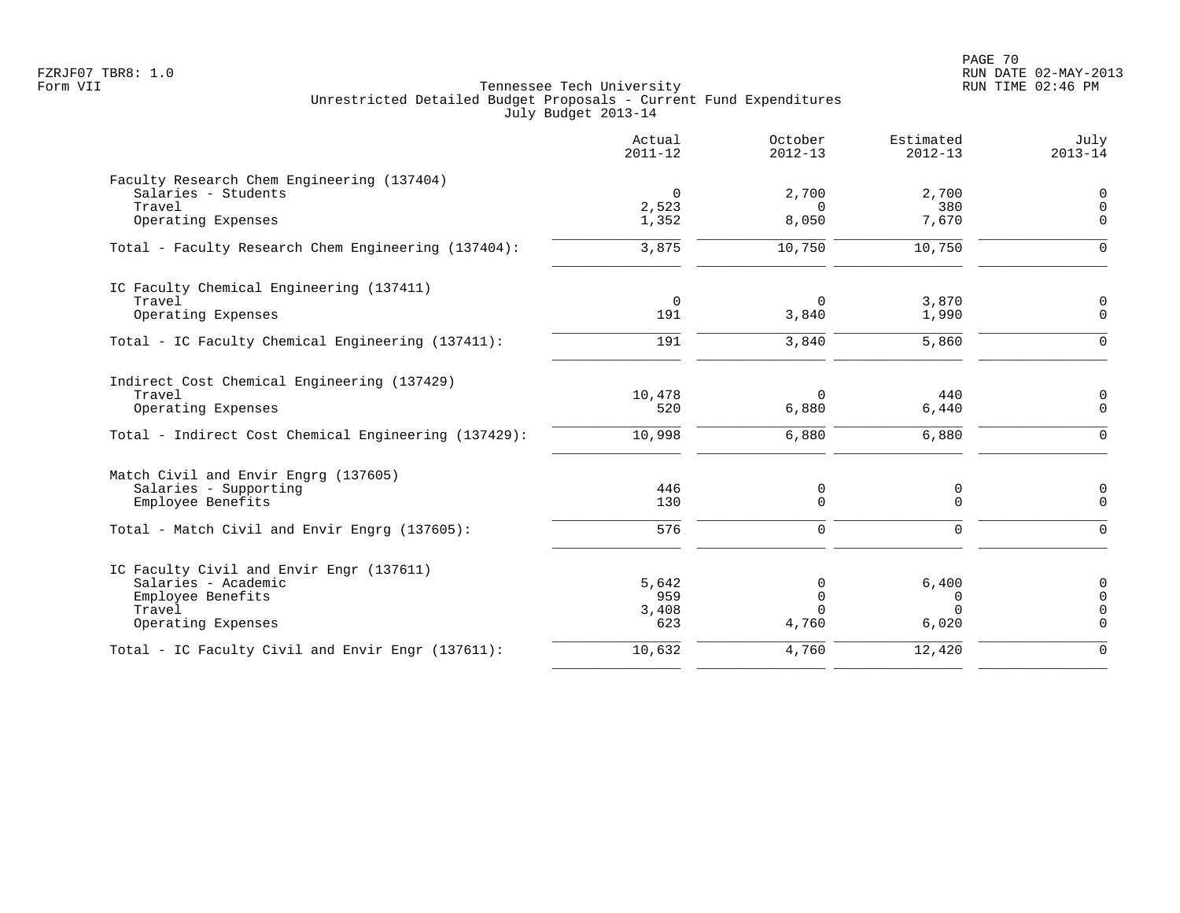FZRJF07 TBR8: 1.0
Form VII

Tennessee Tech University
Unrestricted Detailed Budget Proposals - Current Fund Expenditures
July Budget 2013-14

RUN DATE 02-MAY-2013
RUN TIME 02:46 PM

| | Actual 2011-12 | October 2012-13 | Estimated 2012-13 | July 2013-14 |
|---|---|---|---|---|
| **Faculty Research Chem Engineering (137404)** | | | | |
| Salaries - Students | 0 | 2,700 | 2,700 | 0 |
| Travel | 2,523 | 0 | 380 | 0 |
| Operating Expenses | 1,352 | 8,050 | 7,670 | 0 |
| Total - Faculty Research Chem Engineering (137404): | 3,875 | 10,750 | 10,750 | 0 |
| **IC Faculty Chemical Engineering (137411)** | | | | |
| Travel | 0 | 0 | 3,870 | 0 |
| Operating Expenses | 191 | 3,840 | 1,990 | 0 |
| Total - IC Faculty Chemical Engineering (137411): | 191 | 3,840 | 5,860 | 0 |
| **Indirect Cost Chemical Engineering (137429)** | | | | |
| Travel | 10,478 | 0 | 440 | 0 |
| Operating Expenses | 520 | 6,880 | 6,440 | 0 |
| Total - Indirect Cost Chemical Engineering (137429): | 10,998 | 6,880 | 6,880 | 0 |
| **Match Civil and Envir Engrg (137605)** | | | | |
| Salaries - Supporting | 446 | 0 | 0 | 0 |
| Employee Benefits | 130 | 0 | 0 | 0 |
| Total - Match Civil and Envir Engrg (137605): | 576 | 0 | 0 | 0 |
| **IC Faculty Civil and Envir Engr (137611)** | | | | |
| Salaries - Academic | 5,642 | 0 | 6,400 | 0 |
| Employee Benefits | 959 | 0 | 0 | 0 |
| Travel | 3,408 | 0 | 0 | 0 |
| Operating Expenses | 623 | 4,760 | 6,020 | 0 |
| Total - IC Faculty Civil and Envir Engr (137611): | 10,632 | 4,760 | 12,420 | 0 |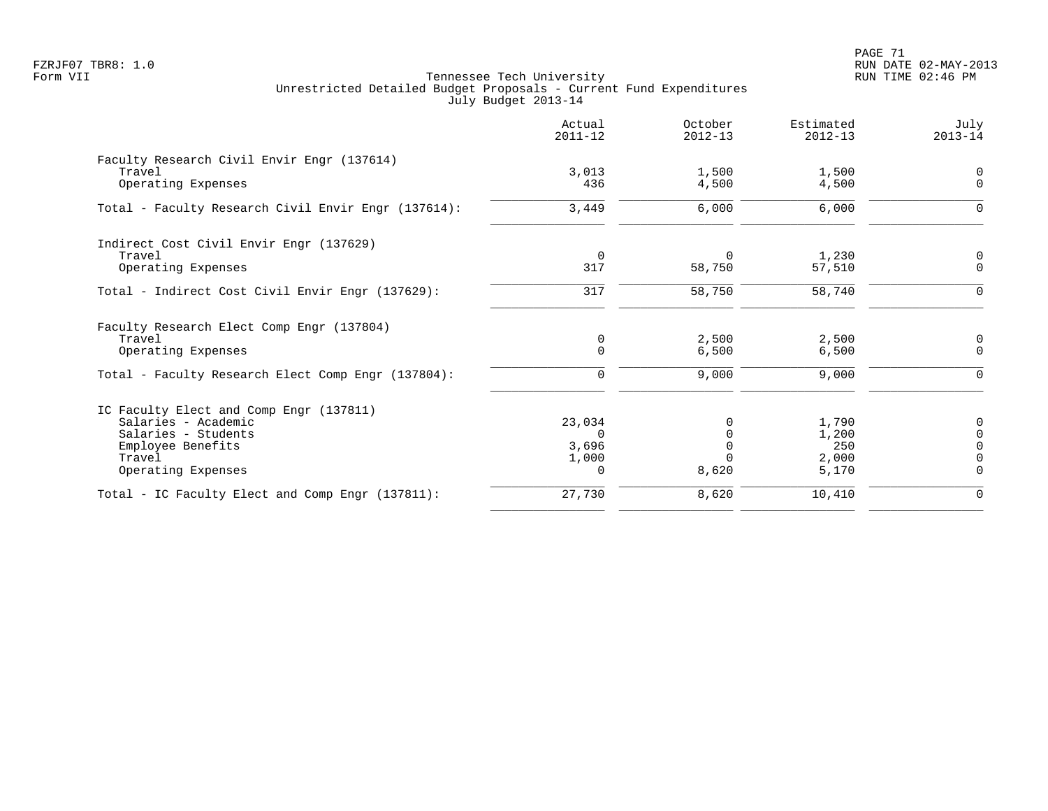Tennessee Tech University
Unrestricted Detailed Budget Proposals - Current Fund Expenditures
July Budget 2013-14

| | Actual 2011-12 | October 2012-13 | Estimated 2012-13 | July 2013-14 |
|---|---|---|---|---|
| **Faculty Research Civil Envir Engr (137614)** | | | | |
| Travel | 3,013 | 1,500 | 1,500 | 0 |
| Operating Expenses | 436 | 4,500 | 4,500 | 0 |
| Total - Faculty Research Civil Envir Engr (137614): | 3,449 | 6,000 | 6,000 | 0 |
| **Indirect Cost Civil Envir Engr (137629)** | | | | |
| Travel | 0 | 0 | 1,230 | 0 |
| Operating Expenses | 317 | 58,750 | 57,510 | 0 |
| Total - Indirect Cost Civil Envir Engr (137629): | 317 | 58,750 | 58,740 | 0 |
| **Faculty Research Elect Comp Engr (137804)** | | | | |
| Travel | 0 | 2,500 | 2,500 | 0 |
| Operating Expenses | 0 | 6,500 | 6,500 | 0 |
| Total - Faculty Research Elect Comp Engr (137804): | 0 | 9,000 | 9,000 | 0 |
| **IC Faculty Elect and Comp Engr (137811)** | | | | |
| Salaries - Academic | 23,034 | 0 | 1,790 | 0 |
| Salaries - Students | 0 | 0 | 1,200 | 0 |
| Employee Benefits | 3,696 | 0 | 250 | 0 |
| Travel | 1,000 | 0 | 2,000 | 0 |
| Operating Expenses | 0 | 8,620 | 5,170 | 0 |
| Total - IC Faculty Elect and Comp Engr (137811): | 27,730 | 8,620 | 10,410 | 0 |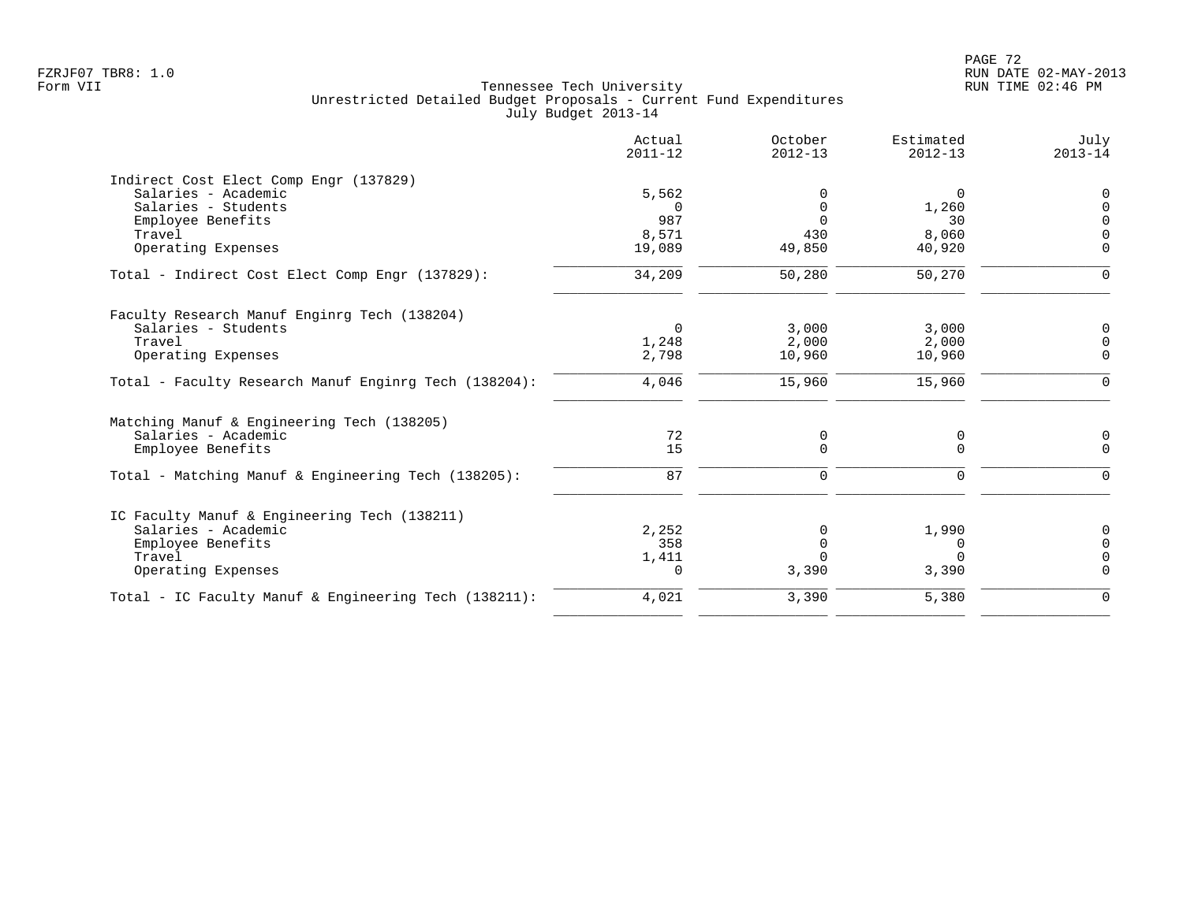Tennessee Tech University
Unrestricted Detailed Budget Proposals - Current Fund Expenditures
July Budget 2013-14

| | Actual 2011-12 | October 2012-13 | Estimated 2012-13 | July 2013-14 |
|---|---|---|---|---|
| **Indirect Cost Elect Comp Engr (137829)** | | | | |
| Salaries - Academic | 5,562 | 0 | 0 | 0 |
| Salaries - Students | 0 | 0 | 1,260 | 0 |
| Employee Benefits | 987 | 0 | 30 | 0 |
| Travel | 8,571 | 430 | 8,060 | 0 |
| Operating Expenses | 19,089 | 49,850 | 40,920 | 0 |
| Total - Indirect Cost Elect Comp Engr (137829): | 34,209 | 50,280 | 50,270 | 0 |
| **Faculty Research Manuf Enginrg Tech (138204)** | | | | |
| Salaries - Students | 0 | 3,000 | 3,000 | 0 |
| Travel | 1,248 | 2,000 | 2,000 | 0 |
| Operating Expenses | 2,798 | 10,960 | 10,960 | 0 |
| Total - Faculty Research Manuf Enginrg Tech (138204): | 4,046 | 15,960 | 15,960 | 0 |
| **Matching Manuf & Engineering Tech (138205)** | | | | |
| Salaries - Academic | 72 | 0 | 0 | 0 |
| Employee Benefits | 15 | 0 | 0 | 0 |
| Total - Matching Manuf & Engineering Tech (138205): | 87 | 0 | 0 | 0 |
| **IC Faculty Manuf & Engineering Tech (138211)** | | | | |
| Salaries - Academic | 2,252 | 0 | 1,990 | 0 |
| Employee Benefits | 358 | 0 | 0 | 0 |
| Travel | 1,411 | 0 | 0 | 0 |
| Operating Expenses | 0 | 3,390 | 3,390 | 0 |
| Total - IC Faculty Manuf & Engineering Tech (138211): | 4,021 | 3,390 | 5,380 | 0 |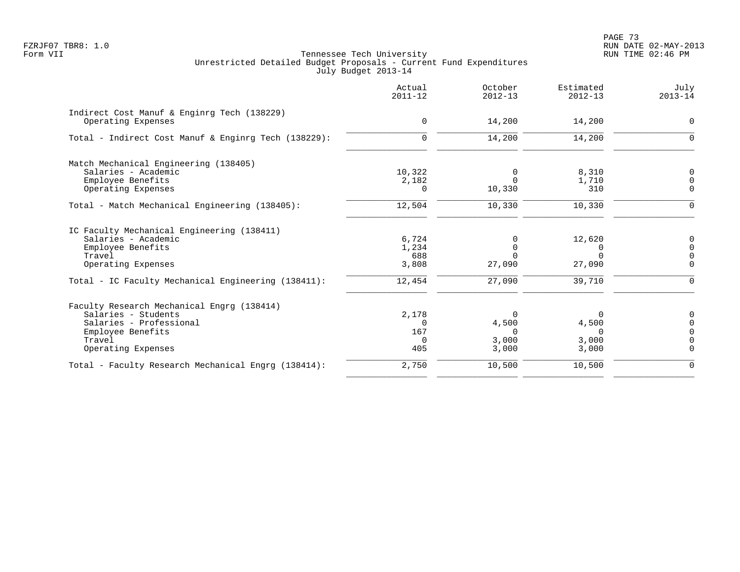Tennessee Tech University
Unrestricted Detailed Budget Proposals - Current Fund Expenditures
July Budget 2013-14

| | Actual 2011-12 | October 2012-13 | Estimated 2012-13 | July 2013-14 |
|---|---|---|---|---|
| Indirect Cost Manuf & Enginrg Tech (138229) | | | | |
| Operating Expenses | 0 | 14,200 | 14,200 | 0 |
| Total - Indirect Cost Manuf & Enginrg Tech (138229): | 0 | 14,200 | 14,200 | 0 |
| Match Mechanical Engineering (138405) | | | | |
| Salaries - Academic | 10,322 | 0 | 8,310 | 0 |
| Employee Benefits | 2,182 | 0 | 1,710 | 0 |
| Operating Expenses | 0 | 10,330 | 310 | 0 |
| Total - Match Mechanical Engineering (138405): | 12,504 | 10,330 | 10,330 | 0 |
| IC Faculty Mechanical Engineering (138411) | | | | |
| Salaries - Academic | 6,724 | 0 | 12,620 | 0 |
| Employee Benefits | 1,234 | 0 | 0 | 0 |
| Travel | 688 | 0 | 0 | 0 |
| Operating Expenses | 3,808 | 27,090 | 27,090 | 0 |
| Total - IC Faculty Mechanical Engineering (138411): | 12,454 | 27,090 | 39,710 | 0 |
| Faculty Research Mechanical Engrg (138414) | | | | |
| Salaries - Students | 2,178 | 0 | 0 | 0 |
| Salaries - Professional | 0 | 4,500 | 4,500 | 0 |
| Employee Benefits | 167 | 0 | 0 | 0 |
| Travel | 0 | 3,000 | 3,000 | 0 |
| Operating Expenses | 405 | 3,000 | 3,000 | 0 |
| Total - Faculty Research Mechanical Engrg (138414): | 2,750 | 10,500 | 10,500 | 0 |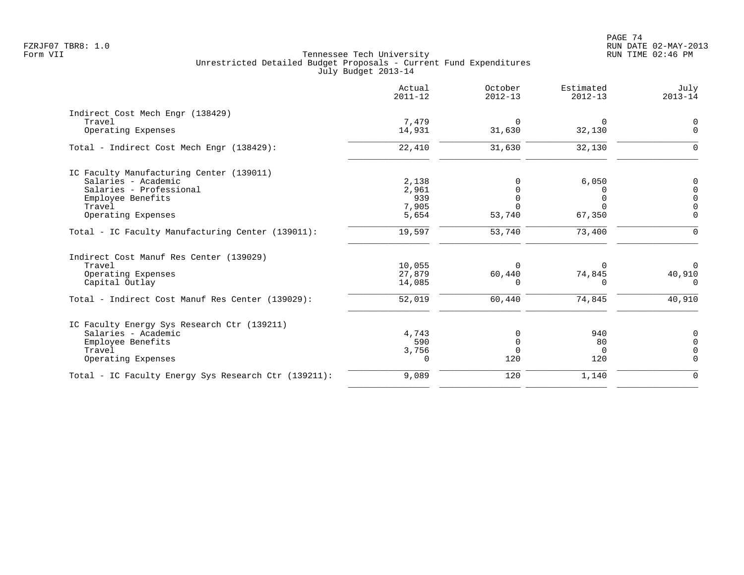FZRJF07 TBR8: 1.0
Form VII

Tennessee Tech University
Unrestricted Detailed Budget Proposals - Current Fund Expenditures
July Budget 2013-14

RUN DATE 02-MAY-2013
RUN TIME 02:46 PM

| | Actual 2011-12 | October 2012-13 | Estimated 2012-13 | July 2013-14 |
|---|---|---|---|---|
| **Indirect Cost Mech Engr (138429)** | | | | |
| Travel | 7,479 | 0 | 0 | 0 |
| Operating Expenses | 14,931 | 31,630 | 32,130 | 0 |
| Total - Indirect Cost Mech Engr (138429): | 22,410 | 31,630 | 32,130 | 0 |
| **IC Faculty Manufacturing Center (139011)** | | | | |
| Salaries - Academic | 2,138 | 0 | 6,050 | 0 |
| Salaries - Professional | 2,961 | 0 | 0 | 0 |
| Employee Benefits | 939 | 0 | 0 | 0 |
| Travel | 7,905 | 0 | 0 | 0 |
| Operating Expenses | 5,654 | 53,740 | 67,350 | 0 |
| Total - IC Faculty Manufacturing Center (139011): | 19,597 | 53,740 | 73,400 | 0 |
| **Indirect Cost Manuf Res Center (139029)** | | | | |
| Travel | 10,055 | 0 | 0 | 0 |
| Operating Expenses | 27,879 | 60,440 | 74,845 | 40,910 |
| Capital Outlay | 14,085 | 0 | 0 | 0 |
| Total - Indirect Cost Manuf Res Center (139029): | 52,019 | 60,440 | 74,845 | 40,910 |
| **IC Faculty Energy Sys Research Ctr (139211)** | | | | |
| Salaries - Academic | 4,743 | 0 | 940 | 0 |
| Employee Benefits | 590 | 0 | 80 | 0 |
| Travel | 3,756 | 0 | 0 | 0 |
| Operating Expenses | 0 | 120 | 120 | 0 |
| Total - IC Faculty Energy Sys Research Ctr (139211): | 9,089 | 120 | 1,140 | 0 |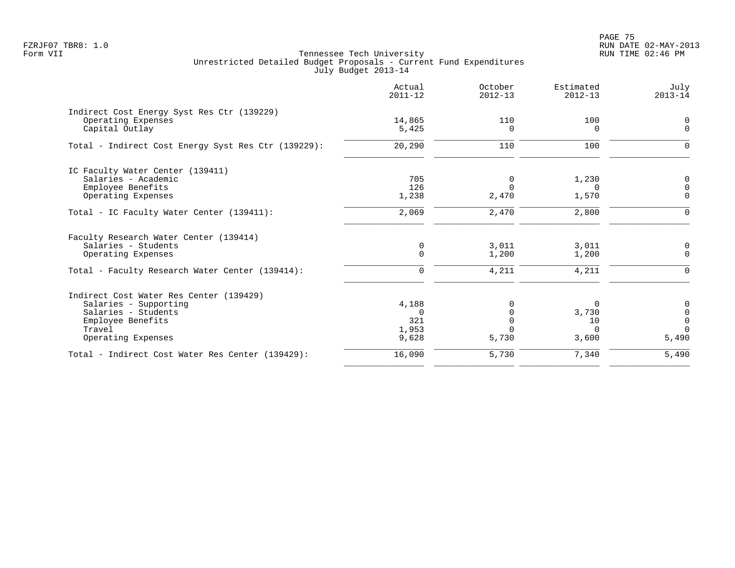FZRJF07 TBR8: 1.0
Form VII

Tennessee Tech University
Unrestricted Detailed Budget Proposals - Current Fund Expenditures
July Budget 2013-14

RUN DATE 02-MAY-2013
RUN TIME 02:46 PM

| | Actual 2011-12 | October 2012-13 | Estimated 2012-13 | July 2013-14 |
|---|---|---|---|---|
| Indirect Cost Energy Syst Res Ctr (139229) | | | | |
| Operating Expenses | 14,865 | 110 | 100 | 0 |
| Capital Outlay | 5,425 | 0 | 0 | 0 |
| Total - Indirect Cost Energy Syst Res Ctr (139229): | 20,290 | 110 | 100 | 0 |
| IC Faculty Water Center (139411) | | | | |
| Salaries - Academic | 705 | 0 | 1,230 | 0 |
| Employee Benefits | 126 | 0 | 0 | 0 |
| Operating Expenses | 1,238 | 2,470 | 1,570 | 0 |
| Total - IC Faculty Water Center (139411): | 2,069 | 2,470 | 2,800 | 0 |
| Faculty Research Water Center (139414) | | | | |
| Salaries - Students | 0 | 3,011 | 3,011 | 0 |
| Operating Expenses | 0 | 1,200 | 1,200 | 0 |
| Total - Faculty Research Water Center (139414): | 0 | 4,211 | 4,211 | 0 |
| Indirect Cost Water Res Center (139429) | | | | |
| Salaries - Supporting | 4,188 | 0 | 0 | 0 |
| Salaries - Students | 0 | 0 | 3,730 | 0 |
| Employee Benefits | 321 | 0 | 10 | 0 |
| Travel | 1,953 | 0 | 0 | 0 |
| Operating Expenses | 9,628 | 5,730 | 3,600 | 5,490 |
| Total - Indirect Cost Water Res Center (139429): | 16,090 | 5,730 | 7,340 | 5,490 |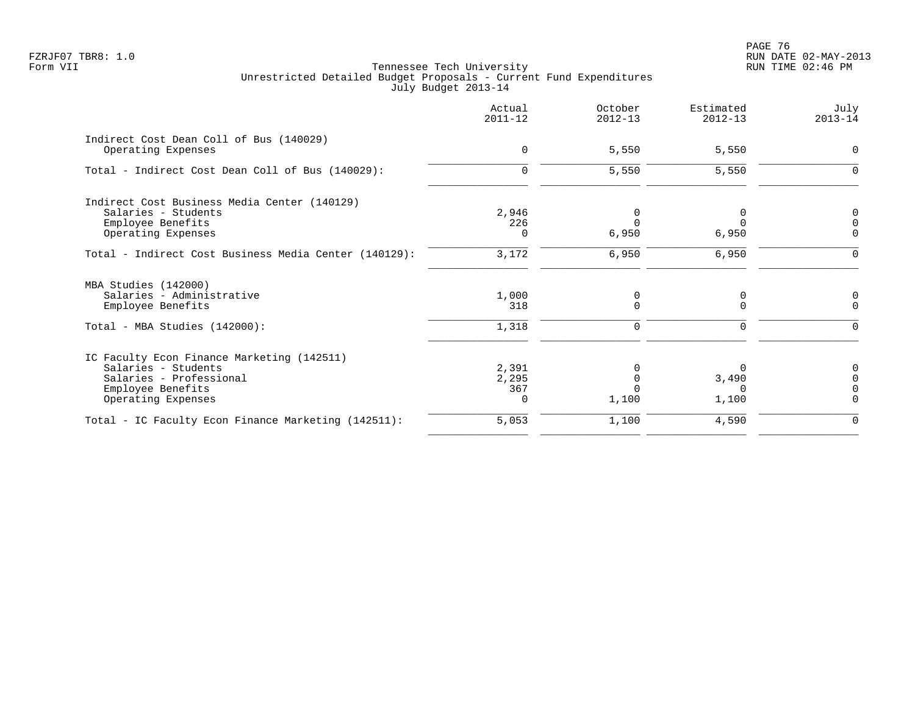Tennessee Tech University
Unrestricted Detailed Budget Proposals - Current Fund Expenditures
July Budget 2013-14

| | Actual 2011-12 | October 2012-13 | Estimated 2012-13 | July 2013-14 |
|---|---|---|---|---|
| Indirect Cost Dean Coll of Bus (140029) | | | | |
| Operating Expenses | 0 | 5,550 | 5,550 | 0 |
| Total - Indirect Cost Dean Coll of Bus (140029): | 0 | 5,550 | 5,550 | 0 |
| Indirect Cost Business Media Center (140129) | | | | |
| Salaries - Students | 2,946 | 0 | 0 | 0 |
| Employee Benefits | 226 | 0 | 0 | 0 |
| Operating Expenses | 0 | 6,950 | 6,950 | 0 |
| Total - Indirect Cost Business Media Center (140129): | 3,172 | 6,950 | 6,950 | 0 |
| MBA Studies (142000) | | | | |
| Salaries - Administrative | 1,000 | 0 | 0 | 0 |
| Employee Benefits | 318 | 0 | 0 | 0 |
| Total - MBA Studies (142000): | 1,318 | 0 | 0 | 0 |
| IC Faculty Econ Finance Marketing (142511) | | | | |
| Salaries - Students | 2,391 | 0 | 0 | 0 |
| Salaries - Professional | 2,295 | 0 | 3,490 | 0 |
| Employee Benefits | 367 | 0 | 0 | 0 |
| Operating Expenses | 0 | 1,100 | 1,100 | 0 |
| Total - IC Faculty Econ Finance Marketing (142511): | 5,053 | 1,100 | 4,590 | 0 |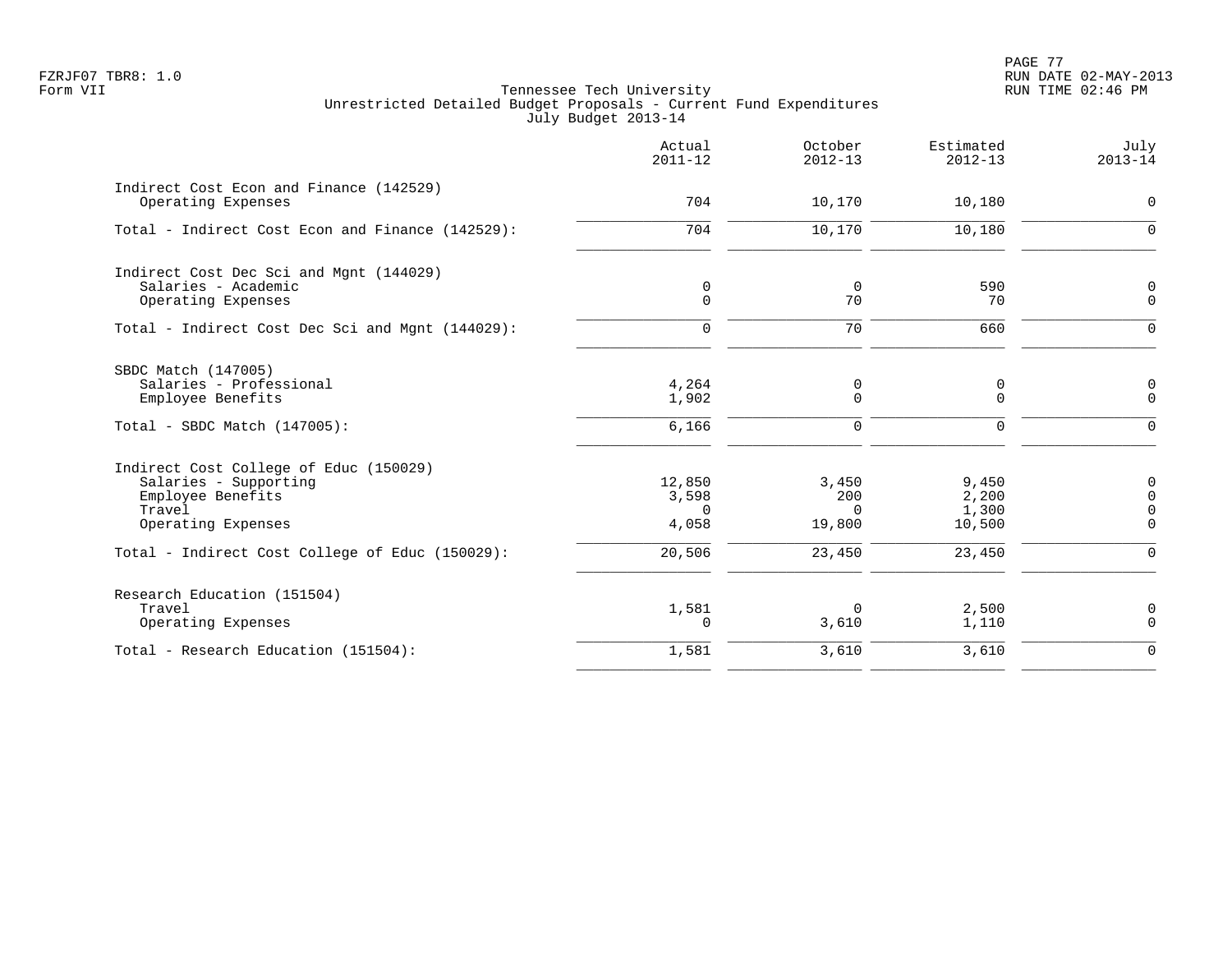Tennessee Tech University
Unrestricted Detailed Budget Proposals - Current Fund Expenditures
July Budget 2013-14

| | Actual 2011-12 | October 2012-13 | Estimated 2012-13 | July 2013-14 |
|---|---|---|---|---|
| Indirect Cost Econ and Finance (142529) | | | | |
| Operating Expenses | 704 | 10,170 | 10,180 | 0 |
| Total - Indirect Cost Econ and Finance (142529): | 704 | 10,170 | 10,180 | 0 |
| Indirect Cost Dec Sci and Mgnt (144029) | | | | |
| Salaries - Academic | 0 | 0 | 590 | 0 |
| Operating Expenses | 0 | 70 | 70 | 0 |
| Total - Indirect Cost Dec Sci and Mgnt (144029): | 0 | 70 | 660 | 0 |
| SBDC Match (147005) | | | | |
| Salaries - Professional | 4,264 | 0 | 0 | 0 |
| Employee Benefits | 1,902 | 0 | 0 | 0 |
| Total - SBDC Match (147005): | 6,166 | 0 | 0 | 0 |
| Indirect Cost College of Educ (150029) | | | | |
| Salaries - Supporting | 12,850 | 3,450 | 9,450 | 0 |
| Employee Benefits | 3,598 | 200 | 2,200 | 0 |
| Travel | 0 | 0 | 1,300 | 0 |
| Operating Expenses | 4,058 | 19,800 | 10,500 | 0 |
| Total - Indirect Cost College of Educ (150029): | 20,506 | 23,450 | 23,450 | 0 |
| Research Education (151504) | | | | |
| Travel | 1,581 | 0 | 2,500 | 0 |
| Operating Expenses | 0 | 3,610 | 1,110 | 0 |
| Total - Research Education (151504): | 1,581 | 3,610 | 3,610 | 0 |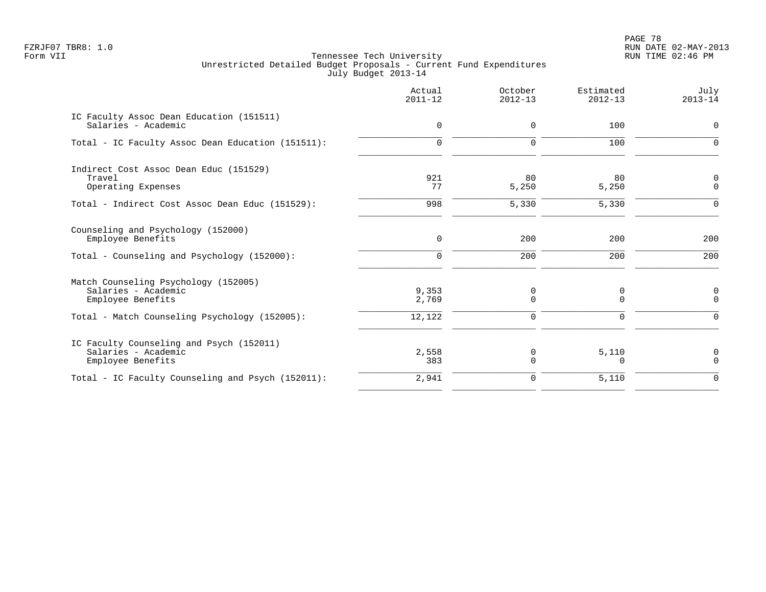FZRJF07 TBR8: 1.0
Form VII

RUN DATE 02-MAY-2013
RUN TIME 02:46 PM

# Tennessee Tech University
## Unrestricted Detailed Budget Proposals - Current Fund Expenditures
### July Budget 2013-14

| | Actual 2011-12 | October 2012-13 | Estimated 2012-13 | July 2013-14 |
|---|---|---|---|---|
| **IC Faculty Assoc Dean Education (151511)** | | | | |
| Salaries - Academic | 0 | 0 | 100 | 0 |
| Total - IC Faculty Assoc Dean Education (151511): | 0 | 0 | 100 | 0 |
| **Indirect Cost Assoc Dean Educ (151529)** | | | | |
| Travel | 921 | 80 | 80 | 0 |
| Operating Expenses | 77 | 5,250 | 5,250 | 0 |
| Total - Indirect Cost Assoc Dean Educ (151529): | 998 | 5,330 | 5,330 | 0 |
| **Counseling and Psychology (152000)** | | | | |
| Employee Benefits | 0 | 200 | 200 | 200 |
| Total - Counseling and Psychology (152000): | 0 | 200 | 200 | 200 |
| **Match Counseling Psychology (152005)** | | | | |
| Salaries - Academic | 9,353 | 0 | 0 | 0 |
| Employee Benefits | 2,769 | 0 | 0 | 0 |
| Total - Match Counseling Psychology (152005): | 12,122 | 0 | 0 | 0 |
| **IC Faculty Counseling and Psych (152011)** | | | | |
| Salaries - Academic | 2,558 | 0 | 5,110 | 0 |
| Employee Benefits | 383 | 0 | 0 | 0 |
| Total - IC Faculty Counseling and Psych (152011): | 2,941 | 0 | 5,110 | 0 |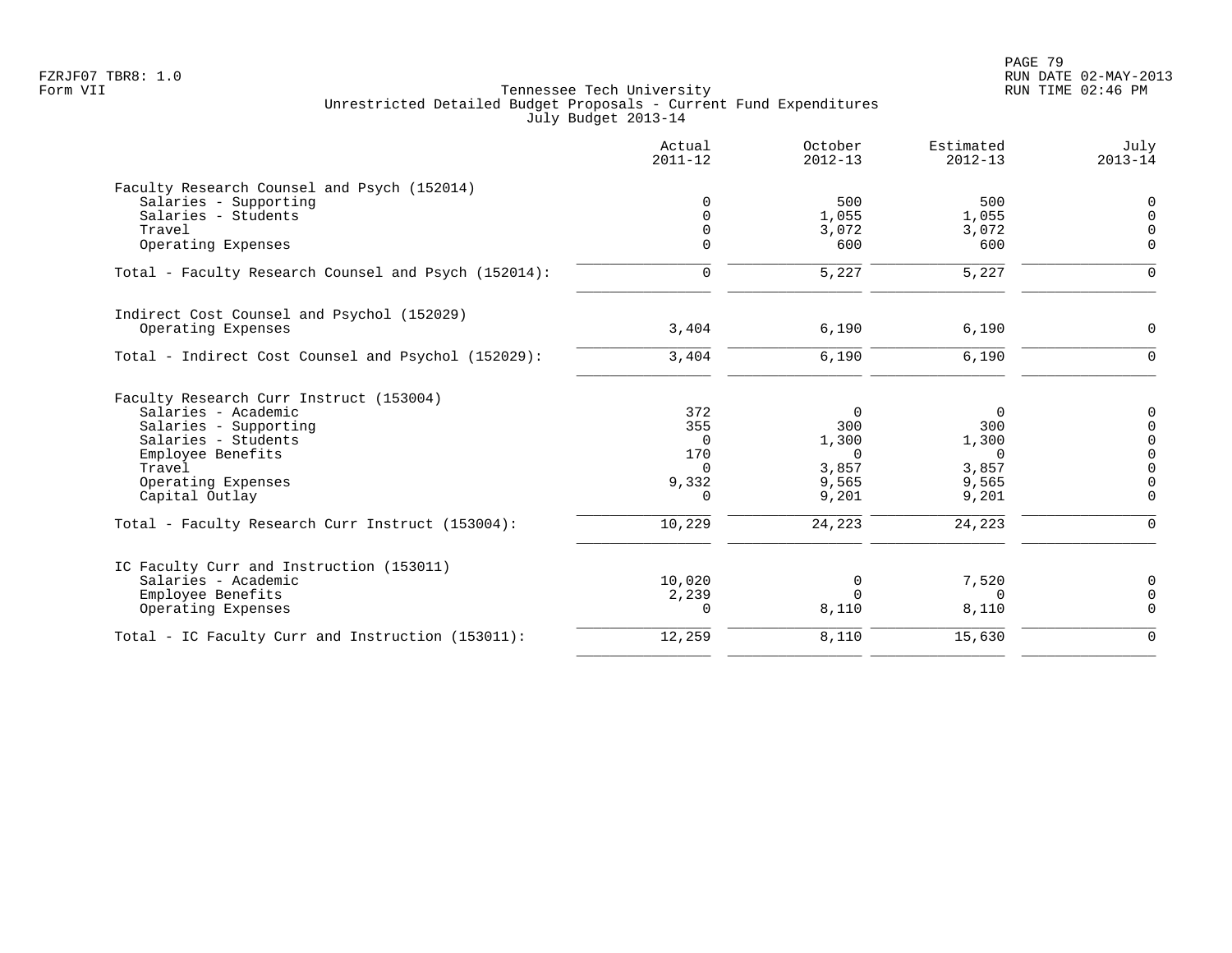Tennessee Tech University
Unrestricted Detailed Budget Proposals - Current Fund Expenditures
July Budget 2013-14

| | Actual 2011-12 | October 2012-13 | Estimated 2012-13 | July 2013-14 |
|---|---|---|---|---|
| **Faculty Research Counsel and Psych (152014)** | | | | |
| Salaries - Supporting | 0 | 500 | 500 | 0 |
| Salaries - Students | 0 | 1,055 | 1,055 | 0 |
| Travel | 0 | 3,072 | 3,072 | 0 |
| Operating Expenses | 0 | 600 | 600 | 0 |
| Total - Faculty Research Counsel and Psych (152014): | 0 | 5,227 | 5,227 | 0 |
| **Indirect Cost Counsel and Psychol (152029)** | | | | |
| Operating Expenses | 3,404 | 6,190 | 6,190 | 0 |
| Total - Indirect Cost Counsel and Psychol (152029): | 3,404 | 6,190 | 6,190 | 0 |
| **Faculty Research Curr Instruct (153004)** | | | | |
| Salaries - Academic | 372 | 0 | 0 | 0 |
| Salaries - Supporting | 355 | 300 | 300 | 0 |
| Salaries - Students | 0 | 1,300 | 1,300 | 0 |
| Employee Benefits | 170 | 0 | 0 | 0 |
| Travel | 0 | 3,857 | 3,857 | 0 |
| Operating Expenses | 9,332 | 9,565 | 9,565 | 0 |
| Capital Outlay | 0 | 9,201 | 9,201 | 0 |
| Total - Faculty Research Curr Instruct (153004): | 10,229 | 24,223 | 24,223 | 0 |
| **IC Faculty Curr and Instruction (153011)** | | | | |
| Salaries - Academic | 10,020 | 0 | 7,520 | 0 |
| Employee Benefits | 2,239 | 0 | 0 | 0 |
| Operating Expenses | 0 | 8,110 | 8,110 | 0 |
| Total - IC Faculty Curr and Instruction (153011): | 12,259 | 8,110 | 15,630 | 0 |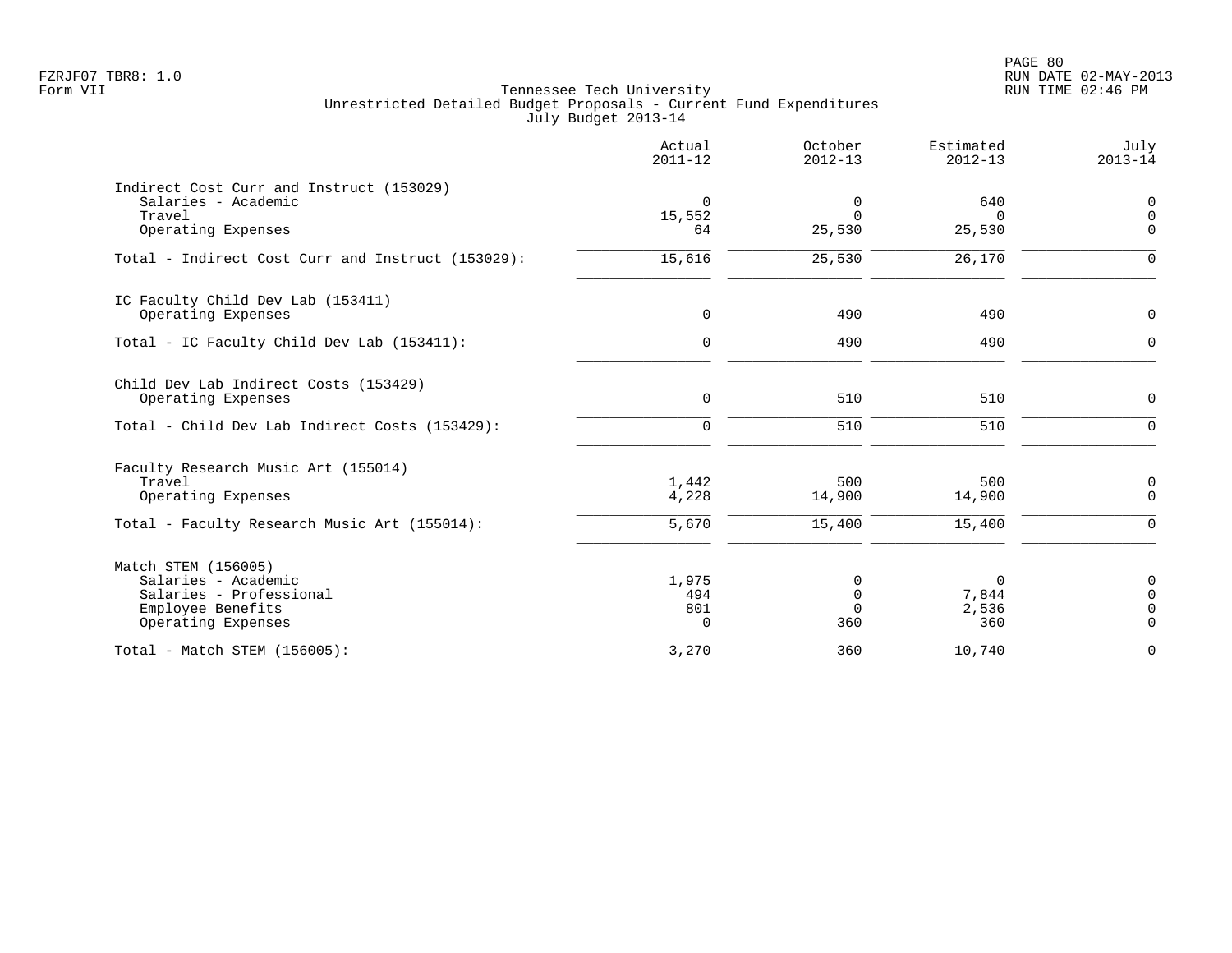FZRJF07 TBR8: 1.0
Form VII

Tennessee Tech University
Unrestricted Detailed Budget Proposals - Current Fund Expenditures
July Budget 2013-14

RUN DATE 02-MAY-2013
RUN TIME 02:46 PM

| | Actual 2011-12 | October 2012-13 | Estimated 2012-13 | July 2013-14 |
|---|---|---|---|---|
| **Indirect Cost Curr and Instruct (153029)** | | | | |
| Salaries - Academic | 0 | 0 | 640 | 0 |
| Travel | 15,552 | 0 | 0 | 0 |
| Operating Expenses | 64 | 25,530 | 25,530 | 0 |
| Total - Indirect Cost Curr and Instruct (153029): | 15,616 | 25,530 | 26,170 | 0 |
| **IC Faculty Child Dev Lab (153411)** | | | | |
| Operating Expenses | 0 | 490 | 490 | 0 |
| Total - IC Faculty Child Dev Lab (153411): | 0 | 490 | 490 | 0 |
| **Child Dev Lab Indirect Costs (153429)** | | | | |
| Operating Expenses | 0 | 510 | 510 | 0 |
| Total - Child Dev Lab Indirect Costs (153429): | 0 | 510 | 510 | 0 |
| **Faculty Research Music Art (155014)** | | | | |
| Travel | 1,442 | 500 | 500 | 0 |
| Operating Expenses | 4,228 | 14,900 | 14,900 | 0 |
| Total - Faculty Research Music Art (155014): | 5,670 | 15,400 | 15,400 | 0 |
| **Match STEM (156005)** | | | | |
| Salaries - Academic | 1,975 | 0 | 0 | 0 |
| Salaries - Professional | 494 | 0 | 7,844 | 0 |
| Employee Benefits | 801 | 0 | 2,536 | 0 |
| Operating Expenses | 0 | 360 | 360 | 0 |
| Total - Match STEM (156005): | 3,270 | 360 | 10,740 | 0 |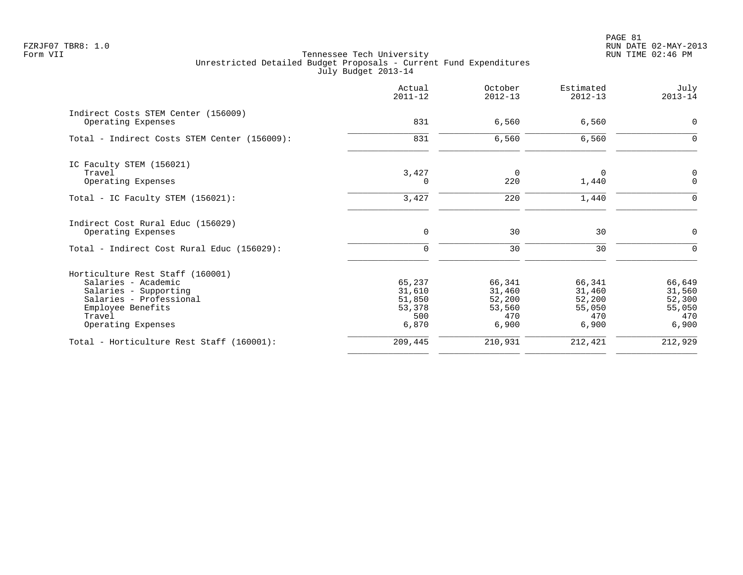Tennessee Tech University
Unrestricted Detailed Budget Proposals - Current Fund Expenditures
July Budget 2013-14

| | Actual 2011-12 | October 2012-13 | Estimated 2012-13 | July 2013-14 |
|---|---|---|---|---|
| **Indirect Costs STEM Center (156009)** | | | | |
| Operating Expenses | 831 | 6,560 | 6,560 | 0 |
| Total - Indirect Costs STEM Center (156009): | 831 | 6,560 | 6,560 | 0 |
| **IC Faculty STEM (156021)** | | | | |
| Travel | 3,427 | 0 | 0 | 0 |
| Operating Expenses | 0 | 220 | 1,440 | 0 |
| Total - IC Faculty STEM (156021): | 3,427 | 220 | 1,440 | 0 |
| **Indirect Cost Rural Educ (156029)** | | | | |
| Operating Expenses | 0 | 30 | 30 | 0 |
| Total - Indirect Cost Rural Educ (156029): | 0 | 30 | 30 | 0 |
| **Horticulture Rest Staff (160001)** | | | | |
| Salaries - Academic | 65,237 | 66,341 | 66,341 | 66,649 |
| Salaries - Supporting | 31,610 | 31,460 | 31,460 | 31,560 |
| Salaries - Professional | 51,850 | 52,200 | 52,200 | 52,300 |
| Employee Benefits | 53,378 | 53,560 | 55,050 | 55,050 |
| Travel | 500 | 470 | 470 | 470 |
| Operating Expenses | 6,870 | 6,900 | 6,900 | 6,900 |
| Total - Horticulture Rest Staff (160001): | 209,445 | 210,931 | 212,421 | 212,929 |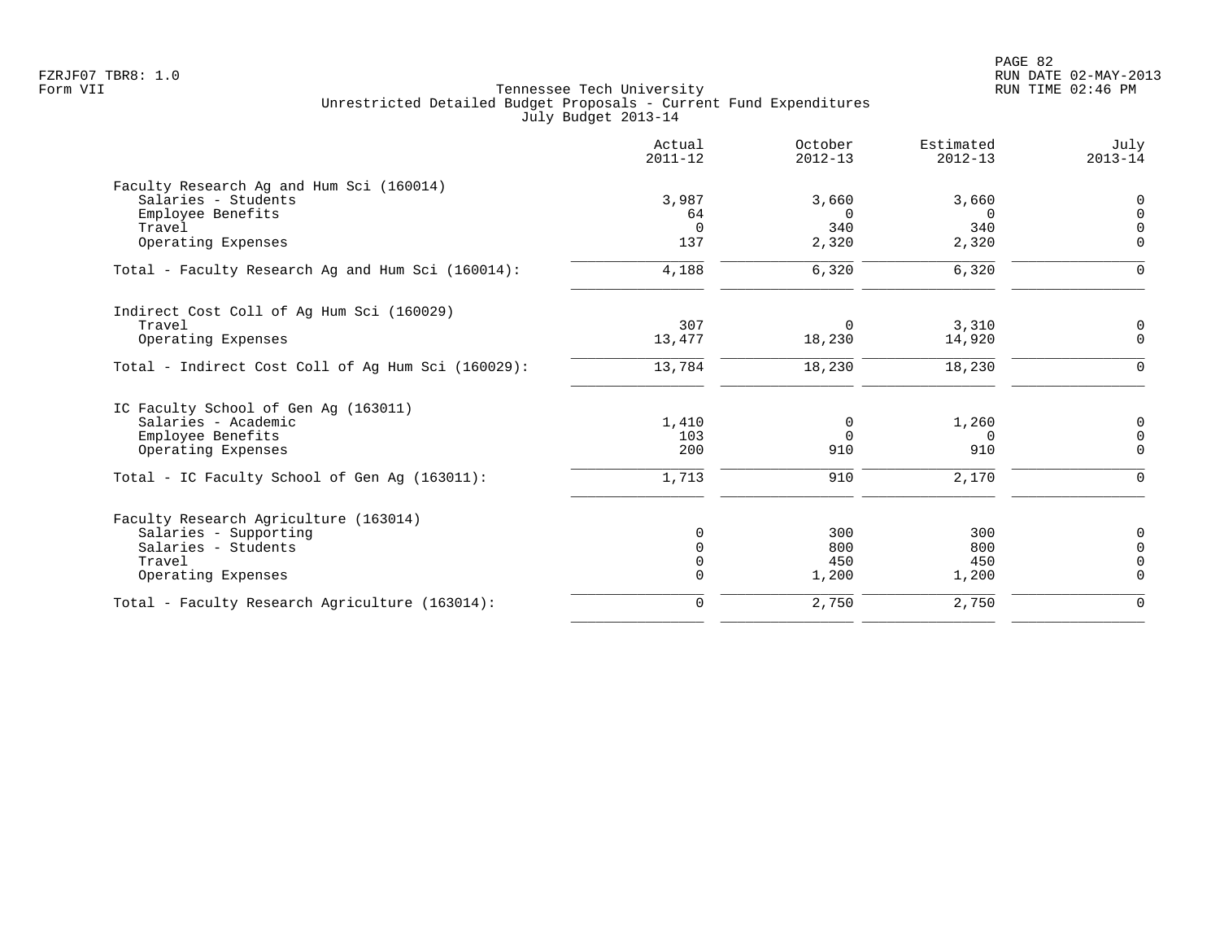Tennessee Tech University
Unrestricted Detailed Budget Proposals - Current Fund Expenditures
July Budget 2013-14

Form VII

| | Actual 2011-12 | October 2012-13 | Estimated 2012-13 | July 2013-14 |
|---|---|---|---|---|
| **Faculty Research Ag and Hum Sci (160014)** | | | | |
| Salaries - Students | 3,987 | 3,660 | 3,660 | 0 |
| Employee Benefits | 64 | 0 | 0 | 0 |
| Travel | 0 | 340 | 340 | 0 |
| Operating Expenses | 137 | 2,320 | 2,320 | 0 |
| Total - Faculty Research Ag and Hum Sci (160014): | 4,188 | 6,320 | 6,320 | 0 |
| **Indirect Cost Coll of Ag Hum Sci (160029)** | | | | |
| Travel | 307 | 0 | 3,310 | 0 |
| Operating Expenses | 13,477 | 18,230 | 14,920 | 0 |
| Total - Indirect Cost Coll of Ag Hum Sci (160029): | 13,784 | 18,230 | 18,230 | 0 |
| **IC Faculty School of Gen Ag (163011)** | | | | |
| Salaries - Academic | 1,410 | 0 | 1,260 | 0 |
| Employee Benefits | 103 | 0 | 0 | 0 |
| Operating Expenses | 200 | 910 | 910 | 0 |
| Total - IC Faculty School of Gen Ag (163011): | 1,713 | 910 | 2,170 | 0 |
| **Faculty Research Agriculture (163014)** | | | | |
| Salaries - Supporting | 0 | 300 | 300 | 0 |
| Salaries - Students | 0 | 800 | 800 | 0 |
| Travel | 0 | 450 | 450 | 0 |
| Operating Expenses | 0 | 1,200 | 1,200 | 0 |
| Total - Faculty Research Agriculture (163014): | 0 | 2,750 | 2,750 | 0 |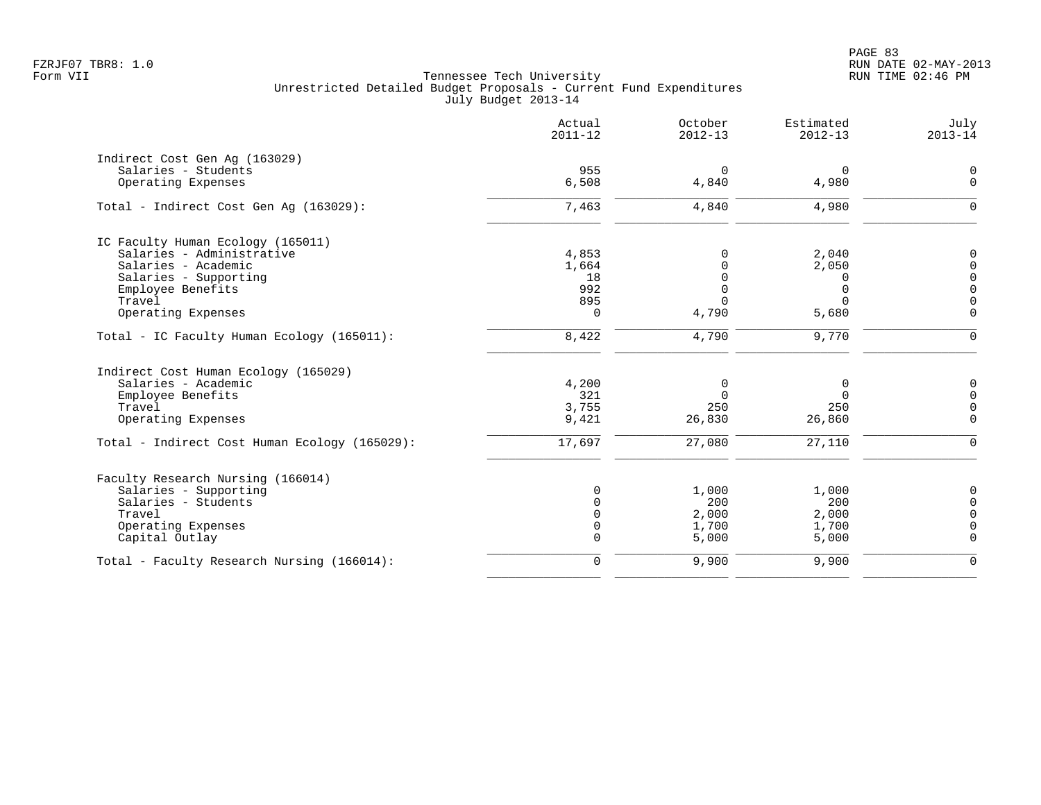Tennessee Tech University
Unrestricted Detailed Budget Proposals - Current Fund Expenditures
July Budget 2013-14

| | Actual 2011-12 | October 2012-13 | Estimated 2012-13 | July 2013-14 |
|---|---|---|---|---|
| Indirect Cost Gen Ag (163029) | | | | |
| Salaries - Students | 955 | 0 | 0 | 0 |
| Operating Expenses | 6,508 | 4,840 | 4,980 | 0 |
| Total - Indirect Cost Gen Ag (163029): | 7,463 | 4,840 | 4,980 | 0 |
| IC Faculty Human Ecology (165011) | | | | |
| Salaries - Administrative | 4,853 | 0 | 2,040 | 0 |
| Salaries - Academic | 1,664 | 0 | 2,050 | 0 |
| Salaries - Supporting | 18 | 0 | 0 | 0 |
| Employee Benefits | 992 | 0 | 0 | 0 |
| Travel | 895 | 0 | 0 | 0 |
| Operating Expenses | 0 | 4,790 | 5,680 | 0 |
| Total - IC Faculty Human Ecology (165011): | 8,422 | 4,790 | 9,770 | 0 |
| Indirect Cost Human Ecology (165029) | | | | |
| Salaries - Academic | 4,200 | 0 | 0 | 0 |
| Employee Benefits | 321 | 0 | 0 | 0 |
| Travel | 3,755 | 250 | 250 | 0 |
| Operating Expenses | 9,421 | 26,830 | 26,860 | 0 |
| Total - Indirect Cost Human Ecology (165029): | 17,697 | 27,080 | 27,110 | 0 |
| Faculty Research Nursing (166014) | | | | |
| Salaries - Supporting | 0 | 1,000 | 1,000 | 0 |
| Salaries - Students | 0 | 200 | 200 | 0 |
| Travel | 0 | 2,000 | 2,000 | 0 |
| Operating Expenses | 0 | 1,700 | 1,700 | 0 |
| Capital Outlay | 0 | 5,000 | 5,000 | 0 |
| Total - Faculty Research Nursing (166014): | 0 | 9,900 | 9,900 | 0 |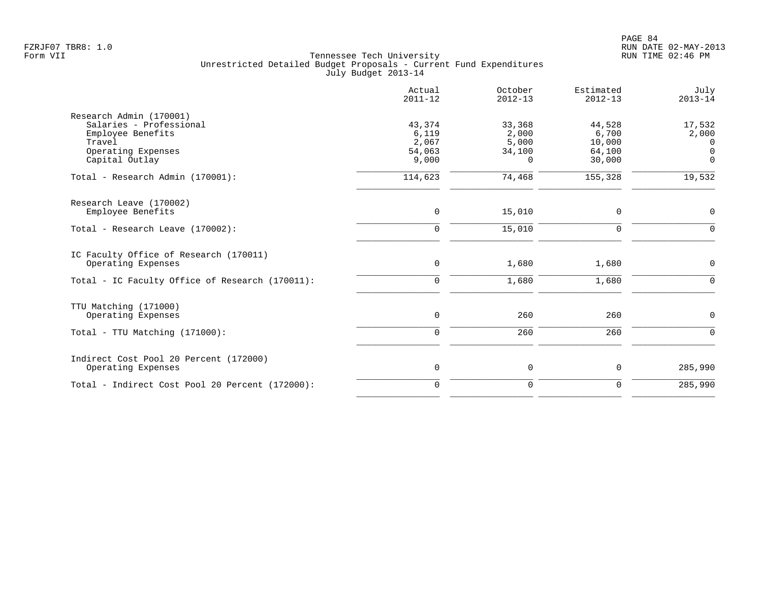Tennessee Tech University
Unrestricted Detailed Budget Proposals - Current Fund Expenditures
July Budget 2013-14

Form VII

| | Actual 2011-12 | October 2012-13 | Estimated 2012-13 | July 2013-14 |
|---|---|---|---|---|
| **Research Admin (170001)** | | | | |
| Salaries - Professional | 43,374 | 33,368 | 44,528 | 17,532 |
| Employee Benefits | 6,119 | 2,000 | 6,700 | 2,000 |
| Travel | 2,067 | 5,000 | 10,000 | 0 |
| Operating Expenses | 54,063 | 34,100 | 64,100 | 0 |
| Capital Outlay | 9,000 | 0 | 30,000 | 0 |
| Total - Research Admin (170001): | 114,623 | 74,468 | 155,328 | 19,532 |
| **Research Leave (170002)** | | | | |
| Employee Benefits | 0 | 15,010 | 0 | 0 |
| Total - Research Leave (170002): | 0 | 15,010 | 0 | 0 |
| **IC Faculty Office of Research (170011)** | | | | |
| Operating Expenses | 0 | 1,680 | 1,680 | 0 |
| Total - IC Faculty Office of Research (170011): | 0 | 1,680 | 1,680 | 0 |
| **TTU Matching (171000)** | | | | |
| Operating Expenses | 0 | 260 | 260 | 0 |
| Total - TTU Matching (171000): | 0 | 260 | 260 | 0 |
| **Indirect Cost Pool 20 Percent (172000)** | | | | |
| Operating Expenses | 0 | 0 | 0 | 285,990 |
| Total - Indirect Cost Pool 20 Percent (172000): | 0 | 0 | 0 | 285,990 |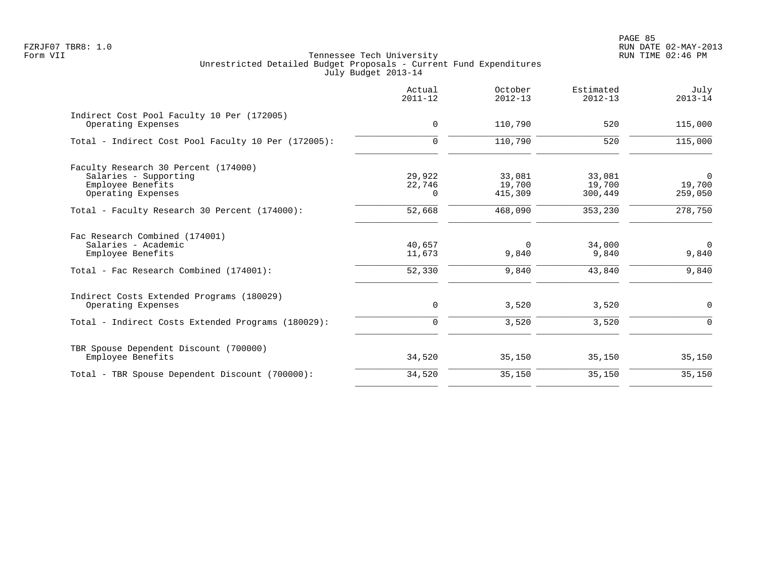Tennessee Tech University
Unrestricted Detailed Budget Proposals - Current Fund Expenditures
July Budget 2013-14

| | Actual 2011-12 | October 2012-13 | Estimated 2012-13 | July 2013-14 |
|---|---|---|---|---|
| Indirect Cost Pool Faculty 10 Per (172005) | | | | |
| Operating Expenses | 0 | 110,790 | 520 | 115,000 |
| Total - Indirect Cost Pool Faculty 10 Per (172005): | 0 | 110,790 | 520 | 115,000 |
| Faculty Research 30 Percent (174000) | | | | |
| Salaries - Supporting | 29,922 | 33,081 | 33,081 | 0 |
| Employee Benefits | 22,746 | 19,700 | 19,700 | 19,700 |
| Operating Expenses | 0 | 415,309 | 300,449 | 259,050 |
| Total - Faculty Research 30 Percent (174000): | 52,668 | 468,090 | 353,230 | 278,750 |
| Fac Research Combined (174001) | | | | |
| Salaries - Academic | 40,657 | 0 | 34,000 | 0 |
| Employee Benefits | 11,673 | 9,840 | 9,840 | 9,840 |
| Total - Fac Research Combined (174001): | 52,330 | 9,840 | 43,840 | 9,840 |
| Indirect Costs Extended Programs (180029) | | | | |
| Operating Expenses | 0 | 3,520 | 3,520 | 0 |
| Total - Indirect Costs Extended Programs (180029): | 0 | 3,520 | 3,520 | 0 |
| TBR Spouse Dependent Discount (700000) | | | | |
| Employee Benefits | 34,520 | 35,150 | 35,150 | 35,150 |
| Total - TBR Spouse Dependent Discount (700000): | 34,520 | 35,150 | 35,150 | 35,150 |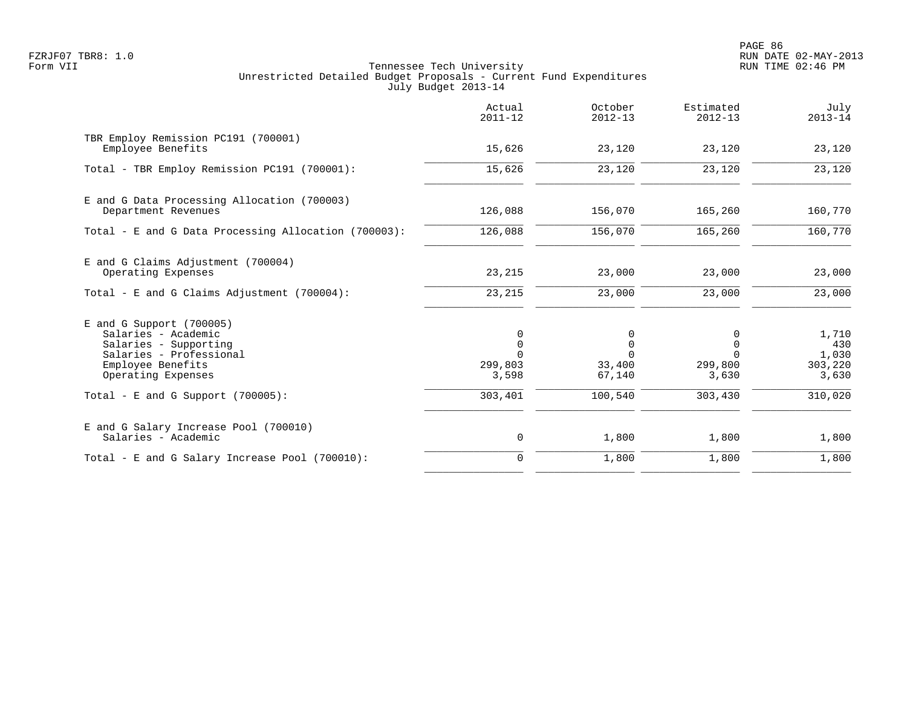Tennessee Tech University
Unrestricted Detailed Budget Proposals - Current Fund Expenditures
July Budget 2013-14

FZRJF07 TBR8: 1.0
Form VII

RUN DATE 02-MAY-2013
RUN TIME 02:46 PM

| | Actual 2011-12 | October 2012-13 | Estimated 2012-13 | July 2013-14 |
|---|---|---|---|---|
| TBR Employ Remission PC191 (700001) | | | | |
| Employee Benefits | 15,626 | 23,120 | 23,120 | 23,120 |
| Total - TBR Employ Remission PC191 (700001): | 15,626 | 23,120 | 23,120 | 23,120 |
| E and G Data Processing Allocation (700003) | | | | |
| Department Revenues | 126,088 | 156,070 | 165,260 | 160,770 |
| Total - E and G Data Processing Allocation (700003): | 126,088 | 156,070 | 165,260 | 160,770 |
| E and G Claims Adjustment (700004) | | | | |
| Operating Expenses | 23,215 | 23,000 | 23,000 | 23,000 |
| Total - E and G Claims Adjustment (700004): | 23,215 | 23,000 | 23,000 | 23,000 |
| E and G Support (700005) | | | | |
| Salaries - Academic | 0 | 0 | 0 | 1,710 |
| Salaries - Supporting | 0 | 0 | 0 | 430 |
| Salaries - Professional | 0 | 0 | 0 | 1,030 |
| Employee Benefits | 299,803 | 33,400 | 299,800 | 303,220 |
| Operating Expenses | 3,598 | 67,140 | 3,630 | 3,630 |
| Total - E and G Support (700005): | 303,401 | 100,540 | 303,430 | 310,020 |
| E and G Salary Increase Pool (700010) | | | | |
| Salaries - Academic | 0 | 1,800 | 1,800 | 1,800 |
| Total - E and G Salary Increase Pool (700010): | 0 | 1,800 | 1,800 | 1,800 |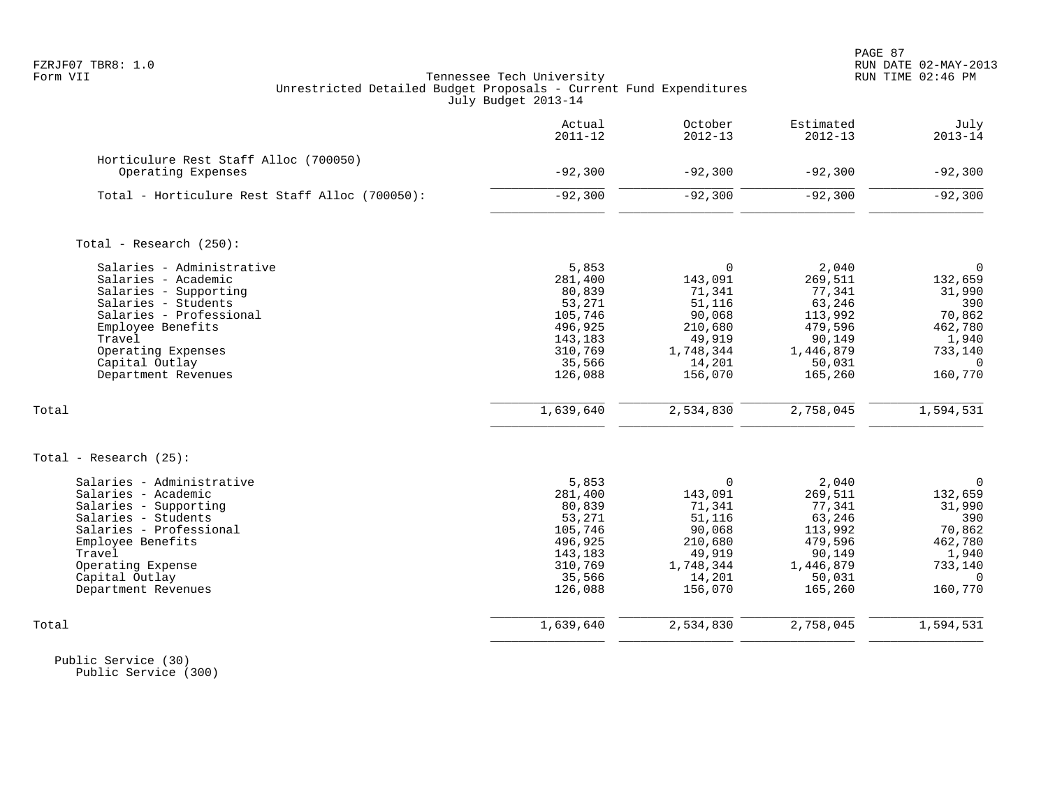FZRJF07 TBR8: 1.0
Form VII

Tennessee Tech University
Unrestricted Detailed Budget Proposals - Current Fund Expenditures
July Budget 2013-14

RUN DATE 02-MAY-2013
RUN TIME 02:46 PM

| | Actual 2011-12 | October 2012-13 | Estimated 2012-13 | July 2013-14 |
|---|---|---|---|---|
| Horticulure Rest Staff Alloc (700050) | | | | |
| Operating Expenses | -92,300 | -92,300 | -92,300 | -92,300 |
| Total - Horticulure Rest Staff Alloc (700050): | -92,300 | -92,300 | -92,300 | -92,300 |
| Total - Research (250): | | | | |
| Salaries - Administrative | 5,853 | 0 | 2,040 | 0 |
| Salaries - Academic | 281,400 | 143,091 | 269,511 | 132,659 |
| Salaries - Supporting | 80,839 | 71,341 | 77,341 | 31,990 |
| Salaries - Students | 53,271 | 51,116 | 63,246 | 390 |
| Salaries - Professional | 105,746 | 90,068 | 113,992 | 70,862 |
| Employee Benefits | 496,925 | 210,680 | 479,596 | 462,780 |
| Travel | 143,183 | 49,919 | 90,149 | 1,940 |
| Operating Expenses | 310,769 | 1,748,344 | 1,446,879 | 733,140 |
| Capital Outlay | 35,566 | 14,201 | 50,031 | 0 |
| Department Revenues | 126,088 | 156,070 | 165,260 | 160,770 |
| Total | 1,639,640 | 2,534,830 | 2,758,045 | 1,594,531 |
| Total - Research (25): | | | | |
| Salaries - Administrative | 5,853 | 0 | 2,040 | 0 |
| Salaries - Academic | 281,400 | 143,091 | 269,511 | 132,659 |
| Salaries - Supporting | 80,839 | 71,341 | 77,341 | 31,990 |
| Salaries - Students | 53,271 | 51,116 | 63,246 | 390 |
| Salaries - Professional | 105,746 | 90,068 | 113,992 | 70,862 |
| Employee Benefits | 496,925 | 210,680 | 479,596 | 462,780 |
| Travel | 143,183 | 49,919 | 90,149 | 1,940 |
| Operating Expense | 310,769 | 1,748,344 | 1,446,879 | 733,140 |
| Capital Outlay | 35,566 | 14,201 | 50,031 | 0 |
| Department Revenues | 126,088 | 156,070 | 165,260 | 160,770 |
| Total | 1,639,640 | 2,534,830 | 2,758,045 | 1,594,531 |

Public Service (30)
Public Service (300)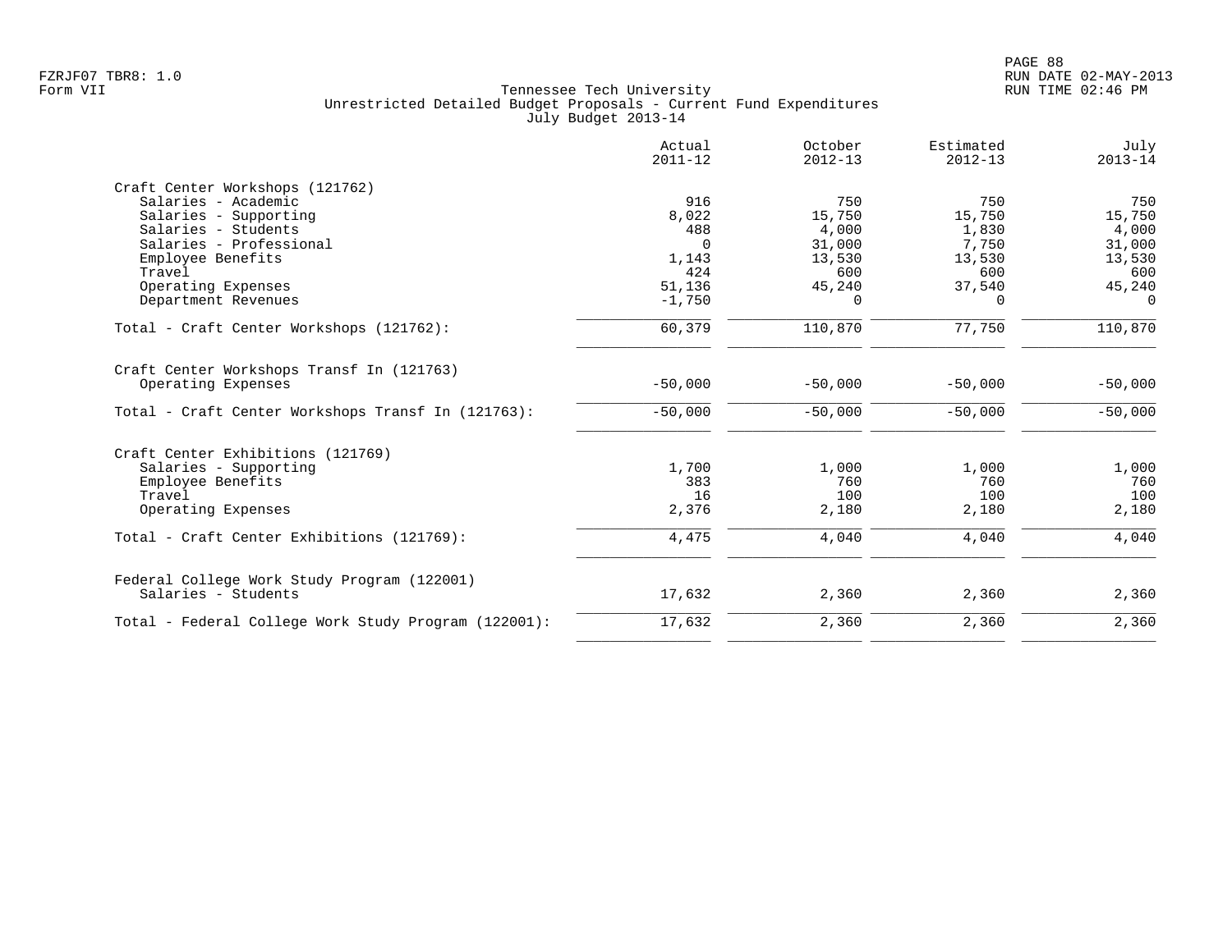Tennessee Tech University
Unrestricted Detailed Budget Proposals - Current Fund Expenditures
July Budget 2013-14

| | Actual 2011-12 | October 2012-13 | Estimated 2012-13 | July 2013-14 |
|---|---|---|---|---|
| **Craft Center Workshops (121762)** | | | | |
| Salaries - Academic | 916 | 750 | 750 | 750 |
| Salaries - Supporting | 8,022 | 15,750 | 15,750 | 15,750 |
| Salaries - Students | 488 | 4,000 | 1,830 | 4,000 |
| Salaries - Professional | 0 | 31,000 | 7,750 | 31,000 |
| Employee Benefits | 1,143 | 13,530 | 13,530 | 13,530 |
| Travel | 424 | 600 | 600 | 600 |
| Operating Expenses | 51,136 | 45,240 | 37,540 | 45,240 |
| Department Revenues | -1,750 | 0 | 0 | 0 |
| Total - Craft Center Workshops (121762): | 60,379 | 110,870 | 77,750 | 110,870 |
| **Craft Center Workshops Transf In (121763)** | | | | |
| Operating Expenses | -50,000 | -50,000 | -50,000 | -50,000 |
| Total - Craft Center Workshops Transf In (121763): | -50,000 | -50,000 | -50,000 | -50,000 |
| **Craft Center Exhibitions (121769)** | | | | |
| Salaries - Supporting | 1,700 | 1,000 | 1,000 | 1,000 |
| Employee Benefits | 383 | 760 | 760 | 760 |
| Travel | 16 | 100 | 100 | 100 |
| Operating Expenses | 2,376 | 2,180 | 2,180 | 2,180 |
| Total - Craft Center Exhibitions (121769): | 4,475 | 4,040 | 4,040 | 4,040 |
| **Federal College Work Study Program (122001)** | | | | |
| Salaries - Students | 17,632 | 2,360 | 2,360 | 2,360 |
| Total - Federal College Work Study Program (122001): | 17,632 | 2,360 | 2,360 | 2,360 |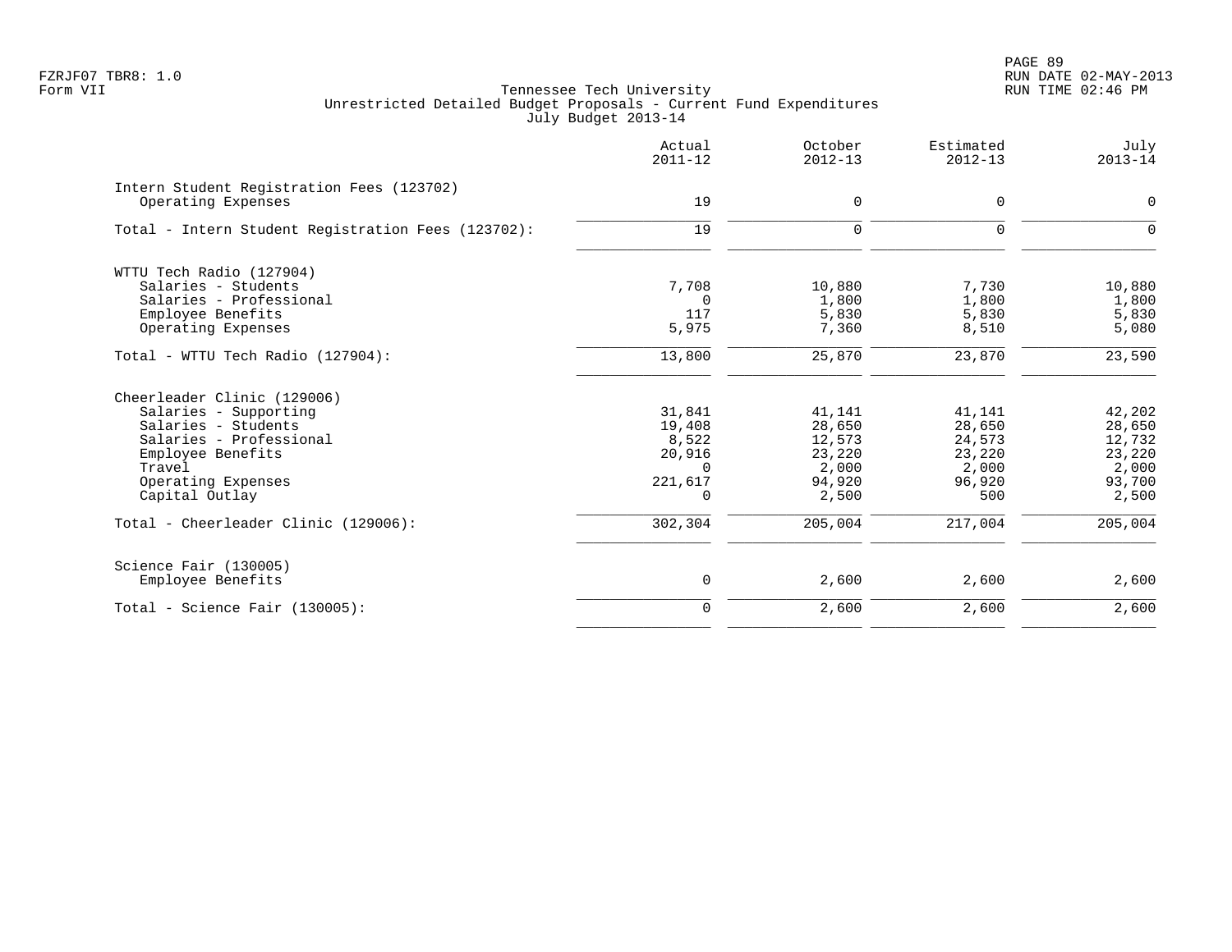FZRJF07 TBR8: 1.0
Form VII

Tennessee Tech University
Unrestricted Detailed Budget Proposals - Current Fund Expenditures
July Budget 2013-14

RUN DATE 02-MAY-2013
RUN TIME 02:46 PM

| | Actual 2011-12 | October 2012-13 | Estimated 2012-13 | July 2013-14 |
|---|---|---|---|---|
| Intern Student Registration Fees (123702) | | | | |
| Operating Expenses | 19 | 0 | 0 | 0 |
| Total - Intern Student Registration Fees (123702): | 19 | 0 | 0 | 0 |
| WTTU Tech Radio (127904) | | | | |
| Salaries - Students | 7,708 | 10,880 | 7,730 | 10,880 |
| Salaries - Professional | 0 | 1,800 | 1,800 | 1,800 |
| Employee Benefits | 117 | 5,830 | 5,830 | 5,830 |
| Operating Expenses | 5,975 | 7,360 | 8,510 | 5,080 |
| Total - WTTU Tech Radio (127904): | 13,800 | 25,870 | 23,870 | 23,590 |
| Cheerleader Clinic (129006) | | | | |
| Salaries - Supporting | 31,841 | 41,141 | 41,141 | 42,202 |
| Salaries - Students | 19,408 | 28,650 | 28,650 | 28,650 |
| Salaries - Professional | 8,522 | 12,573 | 24,573 | 12,732 |
| Employee Benefits | 20,916 | 23,220 | 23,220 | 23,220 |
| Travel | 0 | 2,000 | 2,000 | 2,000 |
| Operating Expenses | 221,617 | 94,920 | 96,920 | 93,700 |
| Capital Outlay | 0 | 2,500 | 500 | 2,500 |
| Total - Cheerleader Clinic (129006): | 302,304 | 205,004 | 217,004 | 205,004 |
| Science Fair (130005) | | | | |
| Employee Benefits | 0 | 2,600 | 2,600 | 2,600 |
| Total - Science Fair (130005): | 0 | 2,600 | 2,600 | 2,600 |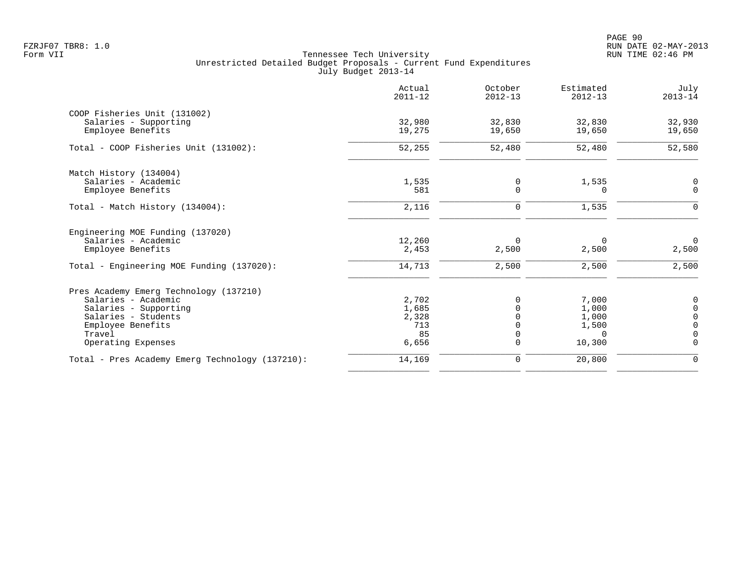FZRJF07 TBR8: 1.0
Form VII

Tennessee Tech University
Unrestricted Detailed Budget Proposals - Current Fund Expenditures
July Budget 2013-14

RUN DATE 02-MAY-2013
RUN TIME 02:46 PM

| | Actual 2011-12 | October 2012-13 | Estimated 2012-13 | July 2013-14 |
|---|---|---|---|---|
| COOP Fisheries Unit (131002) | | | | |
| Salaries - Supporting | 32,980 | 32,830 | 32,830 | 32,930 |
| Employee Benefits | 19,275 | 19,650 | 19,650 | 19,650 |
| Total - COOP Fisheries Unit (131002): | 52,255 | 52,480 | 52,480 | 52,580 |
| Match History (134004) | | | | |
| Salaries - Academic | 1,535 | 0 | 1,535 | 0 |
| Employee Benefits | 581 | 0 | 0 | 0 |
| Total - Match History (134004): | 2,116 | 0 | 1,535 | 0 |
| Engineering MOE Funding (137020) | | | | |
| Salaries - Academic | 12,260 | 0 | 0 | 0 |
| Employee Benefits | 2,453 | 2,500 | 2,500 | 2,500 |
| Total - Engineering MOE Funding (137020): | 14,713 | 2,500 | 2,500 | 2,500 |
| Pres Academy Emerg Technology (137210) | | | | |
| Salaries - Academic | 2,702 | 0 | 7,000 | 0 |
| Salaries - Supporting | 1,685 | 0 | 1,000 | 0 |
| Salaries - Students | 2,328 | 0 | 1,000 | 0 |
| Employee Benefits | 713 | 0 | 1,500 | 0 |
| Travel | 85 | 0 | 0 | 0 |
| Operating Expenses | 6,656 | 0 | 10,300 | 0 |
| Total - Pres Academy Emerg Technology (137210): | 14,169 | 0 | 20,800 | 0 |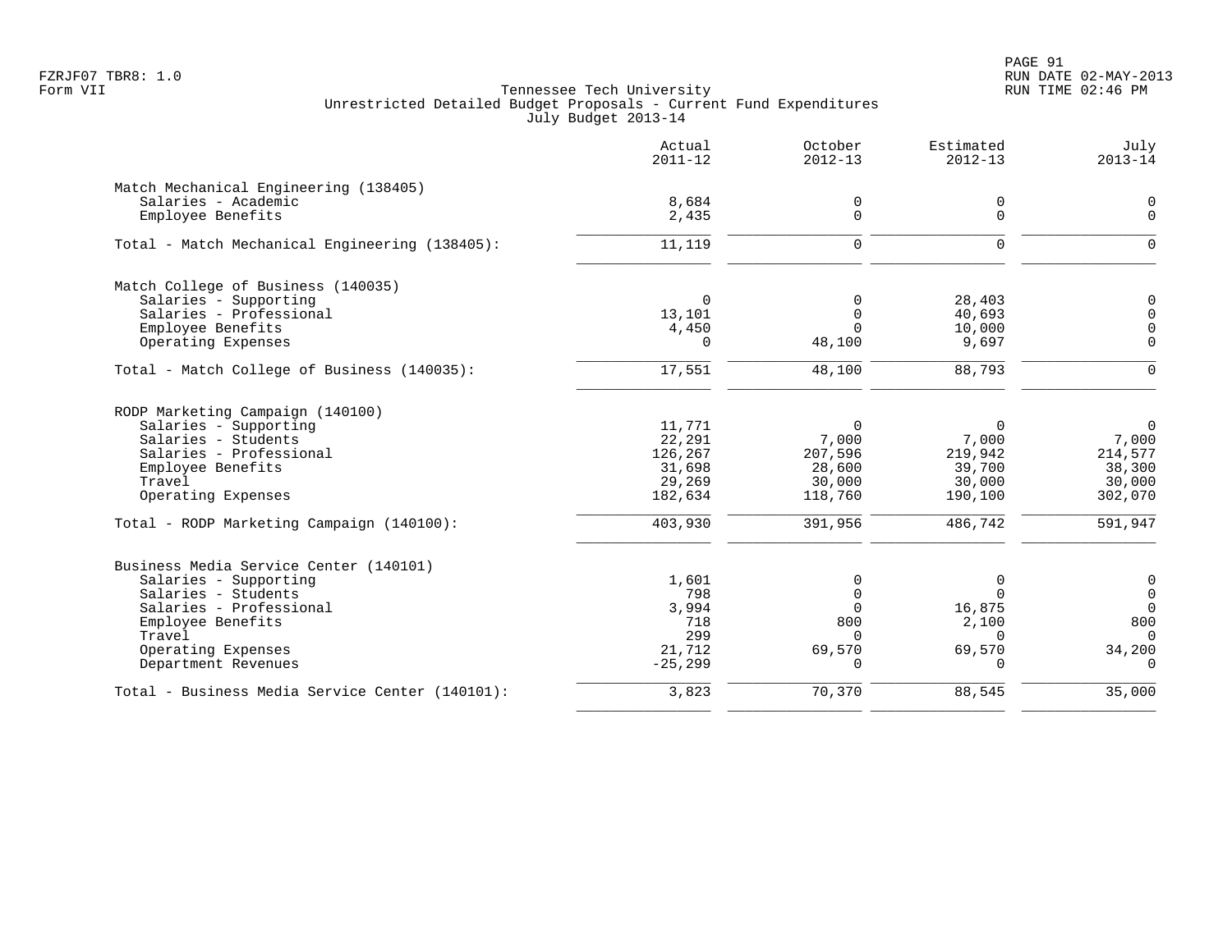Tennessee Tech University
Unrestricted Detailed Budget Proposals - Current Fund Expenditures
July Budget 2013-14

| | Actual 2011-12 | October 2012-13 | Estimated 2012-13 | July 2013-14 |
|---|---|---|---|---|
| **Match Mechanical Engineering (138405)** | | | | |
| Salaries - Academic | 8,684 | 0 | 0 | 0 |
| Employee Benefits | 2,435 | 0 | 0 | 0 |
| Total - Match Mechanical Engineering (138405): | 11,119 | 0 | 0 | 0 |
| **Match College of Business (140035)** | | | | |
| Salaries - Supporting | 0 | 0 | 28,403 | 0 |
| Salaries - Professional | 13,101 | 0 | 40,693 | 0 |
| Employee Benefits | 4,450 | 0 | 10,000 | 0 |
| Operating Expenses | 0 | 48,100 | 9,697 | 0 |
| Total - Match College of Business (140035): | 17,551 | 48,100 | 88,793 | 0 |
| **RODP Marketing Campaign (140100)** | | | | |
| Salaries - Supporting | 11,771 | 0 | 0 | 0 |
| Salaries - Students | 22,291 | 7,000 | 7,000 | 7,000 |
| Salaries - Professional | 126,267 | 207,596 | 219,942 | 214,577 |
| Employee Benefits | 31,698 | 28,600 | 39,700 | 38,300 |
| Travel | 29,269 | 30,000 | 30,000 | 30,000 |
| Operating Expenses | 182,634 | 118,760 | 190,100 | 302,070 |
| Total - RODP Marketing Campaign (140100): | 403,930 | 391,956 | 486,742 | 591,947 |
| **Business Media Service Center (140101)** | | | | |
| Salaries - Supporting | 1,601 | 0 | 0 | 0 |
| Salaries - Students | 798 | 0 | 0 | 0 |
| Salaries - Professional | 3,994 | 0 | 16,875 | 0 |
| Employee Benefits | 718 | 800 | 2,100 | 800 |
| Travel | 299 | 0 | 0 | 0 |
| Operating Expenses | 21,712 | 69,570 | 69,570 | 34,200 |
| Department Revenues | -25,299 | 0 | 0 | 0 |
| Total - Business Media Service Center (140101): | 3,823 | 70,370 | 88,545 | 35,000 |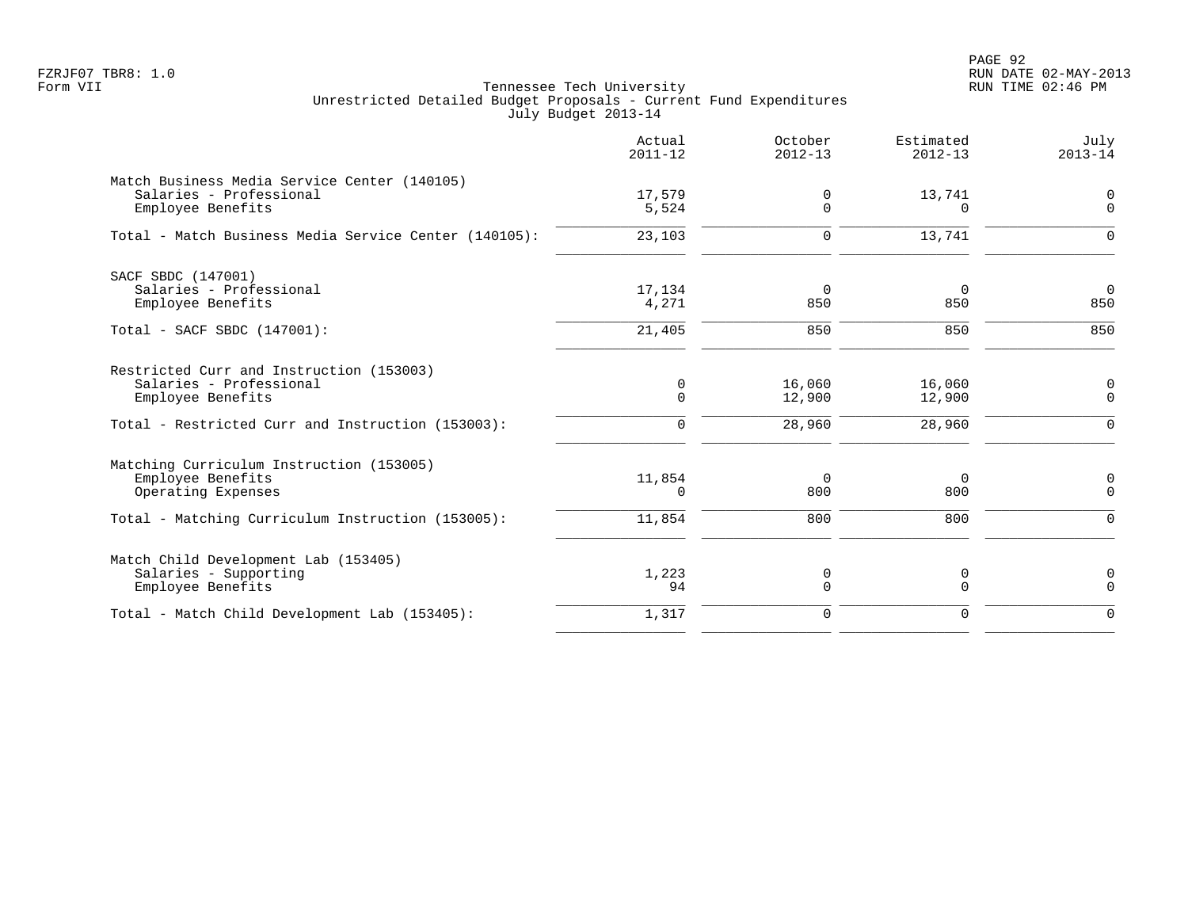Tennessee Tech University
Unrestricted Detailed Budget Proposals - Current Fund Expenditures
July Budget 2013-14

| | Actual 2011-12 | October 2012-13 | Estimated 2012-13 | July 2013-14 |
|---|---|---|---|---|
| **Match Business Media Service Center (140105)** | | | | |
| Salaries - Professional | 17,579 | 0 | 13,741 | 0 |
| Employee Benefits | 5,524 | 0 | 0 | 0 |
| Total - Match Business Media Service Center (140105): | 23,103 | 0 | 13,741 | 0 |
| **SACF SBDC (147001)** | | | | |
| Salaries - Professional | 17,134 | 0 | 0 | 0 |
| Employee Benefits | 4,271 | 850 | 850 | 850 |
| Total - SACF SBDC (147001): | 21,405 | 850 | 850 | 850 |
| **Restricted Curr and Instruction (153003)** | | | | |
| Salaries - Professional | 0 | 16,060 | 16,060 | 0 |
| Employee Benefits | 0 | 12,900 | 12,900 | 0 |
| Total - Restricted Curr and Instruction (153003): | 0 | 28,960 | 28,960 | 0 |
| **Matching Curriculum Instruction (153005)** | | | | |
| Employee Benefits | 11,854 | 0 | 0 | 0 |
| Operating Expenses | 0 | 800 | 800 | 0 |
| Total - Matching Curriculum Instruction (153005): | 11,854 | 800 | 800 | 0 |
| **Match Child Development Lab (153405)** | | | | |
| Salaries - Supporting | 1,223 | 0 | 0 | 0 |
| Employee Benefits | 94 | 0 | 0 | 0 |
| Total - Match Child Development Lab (153405): | 1,317 | 0 | 0 | 0 |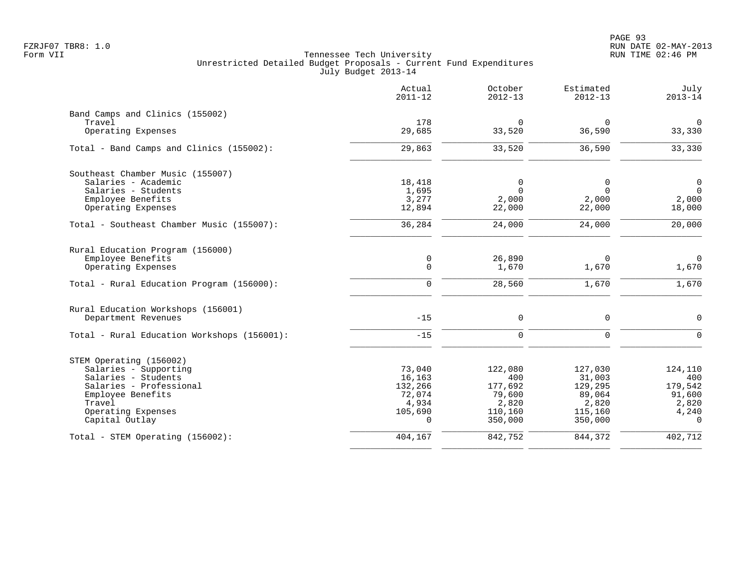Tennessee Tech University
Unrestricted Detailed Budget Proposals - Current Fund Expenditures
July Budget 2013-14

| | Actual 2011-12 | October 2012-13 | Estimated 2012-13 | July 2013-14 |
|---|---|---|---|---|
| **Band Camps and Clinics (155002)** | | | | |
| Travel | 178 | 0 | 0 | 0 |
| Operating Expenses | 29,685 | 33,520 | 36,590 | 33,330 |
| Total - Band Camps and Clinics (155002): | 29,863 | 33,520 | 36,590 | 33,330 |
| **Southeast Chamber Music (155007)** | | | | |
| Salaries - Academic | 18,418 | 0 | 0 | 0 |
| Salaries - Students | 1,695 | 0 | 0 | 0 |
| Employee Benefits | 3,277 | 2,000 | 2,000 | 2,000 |
| Operating Expenses | 12,894 | 22,000 | 22,000 | 18,000 |
| Total - Southeast Chamber Music (155007): | 36,284 | 24,000 | 24,000 | 20,000 |
| **Rural Education Program (156000)** | | | | |
| Employee Benefits | 0 | 26,890 | 0 | 0 |
| Operating Expenses | 0 | 1,670 | 1,670 | 1,670 |
| Total - Rural Education Program (156000): | 0 | 28,560 | 1,670 | 1,670 |
| **Rural Education Workshops (156001)** | | | | |
| Department Revenues | -15 | 0 | 0 | 0 |
| Total - Rural Education Workshops (156001): | -15 | 0 | 0 | 0 |
| **STEM Operating (156002)** | | | | |
| Salaries - Supporting | 73,040 | 122,080 | 127,030 | 124,110 |
| Salaries - Students | 16,163 | 400 | 31,003 | 400 |
| Salaries - Professional | 132,266 | 177,692 | 129,295 | 179,542 |
| Employee Benefits | 72,074 | 79,600 | 89,064 | 91,600 |
| Travel | 4,934 | 2,820 | 2,820 | 2,820 |
| Operating Expenses | 105,690 | 110,160 | 115,160 | 4,240 |
| Capital Outlay | 0 | 350,000 | 350,000 | 0 |
| Total - STEM Operating (156002): | 404,167 | 842,752 | 844,372 | 402,712 |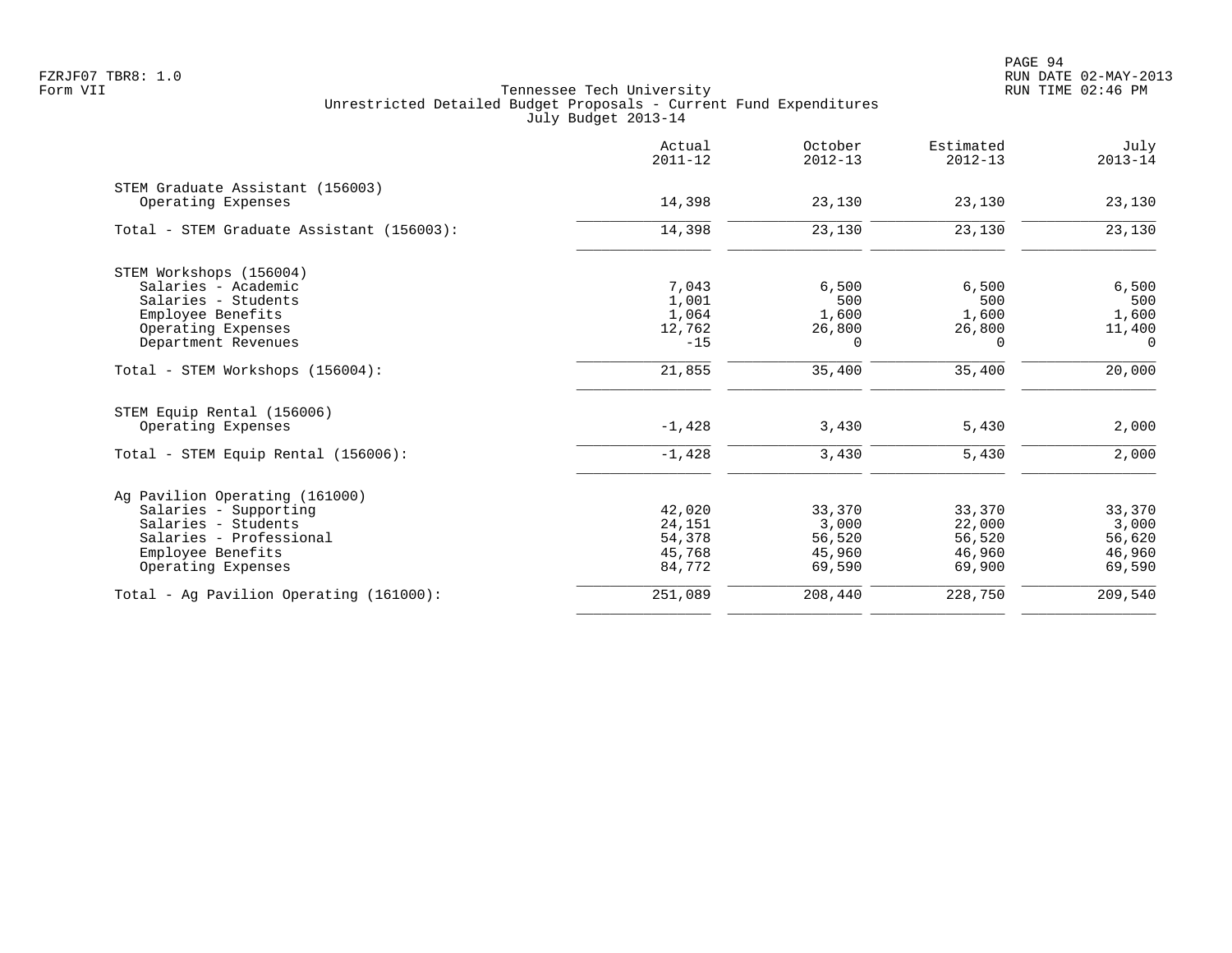FZRJF07 TBR8: 1.0
Form VII

Tennessee Tech University
Unrestricted Detailed Budget Proposals - Current Fund Expenditures
July Budget 2013-14

RUN DATE 02-MAY-2013
RUN TIME 02:46 PM

| | Actual 2011-12 | October 2012-13 | Estimated 2012-13 | July 2013-14 |
|---|---|---|---|---|
| **STEM Graduate Assistant (156003)** | | | | |
| Operating Expenses | 14,398 | 23,130 | 23,130 | 23,130 |
| Total - STEM Graduate Assistant (156003): | 14,398 | 23,130 | 23,130 | 23,130 |
| **STEM Workshops (156004)** | | | | |
| Salaries - Academic | 7,043 | 6,500 | 6,500 | 6,500 |
| Salaries - Students | 1,001 | 500 | 500 | 500 |
| Employee Benefits | 1,064 | 1,600 | 1,600 | 1,600 |
| Operating Expenses | 12,762 | 26,800 | 26,800 | 11,400 |
| Department Revenues | -15 | 0 | 0 | 0 |
| Total - STEM Workshops (156004): | 21,855 | 35,400 | 35,400 | 20,000 |
| **STEM Equip Rental (156006)** | | | | |
| Operating Expenses | -1,428 | 3,430 | 5,430 | 2,000 |
| Total - STEM Equip Rental (156006): | -1,428 | 3,430 | 5,430 | 2,000 |
| **Ag Pavilion Operating (161000)** | | | | |
| Salaries - Supporting | 42,020 | 33,370 | 33,370 | 33,370 |
| Salaries - Students | 24,151 | 3,000 | 22,000 | 3,000 |
| Salaries - Professional | 54,378 | 56,520 | 56,520 | 56,620 |
| Employee Benefits | 45,768 | 45,960 | 46,960 | 46,960 |
| Operating Expenses | 84,772 | 69,590 | 69,900 | 69,590 |
| Total - Ag Pavilion Operating (161000): | 251,089 | 208,440 | 228,750 | 209,540 |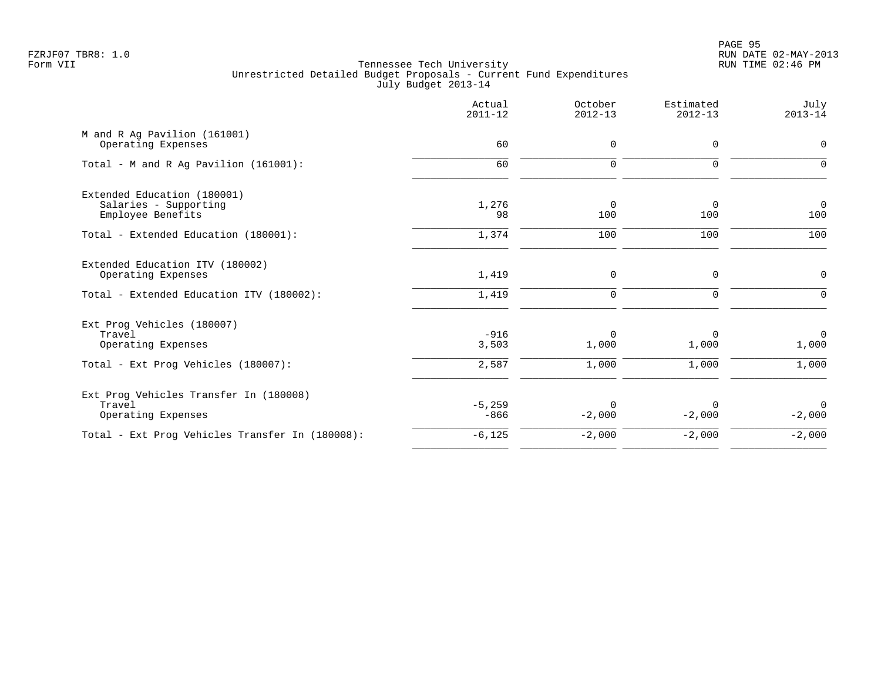FZRJF07 TBR8: 1.0
Form VII

Tennessee Tech University
Unrestricted Detailed Budget Proposals - Current Fund Expenditures
July Budget 2013-14

RUN DATE 02-MAY-2013
RUN TIME 02:46 PM

| | Actual 2011-12 | October 2012-13 | Estimated 2012-13 | July 2013-14 |
|---|---|---|---|---|
| M and R Ag Pavilion (161001) | | | | |
| Operating Expenses | 60 | 0 | 0 | 0 |
| Total - M and R Ag Pavilion (161001): | 60 | 0 | 0 | 0 |
| Extended Education (180001) | | | | |
| Salaries - Supporting | 1,276 | 0 | 0 | 0 |
| Employee Benefits | 98 | 100 | 100 | 100 |
| Total - Extended Education (180001): | 1,374 | 100 | 100 | 100 |
| Extended Education ITV (180002) | | | | |
| Operating Expenses | 1,419 | 0 | 0 | 0 |
| Total - Extended Education ITV (180002): | 1,419 | 0 | 0 | 0 |
| Ext Prog Vehicles (180007) | | | | |
| Travel | -916 | 0 | 0 | 0 |
| Operating Expenses | 3,503 | 1,000 | 1,000 | 1,000 |
| Total - Ext Prog Vehicles (180007): | 2,587 | 1,000 | 1,000 | 1,000 |
| Ext Prog Vehicles Transfer In (180008) | | | | |
| Travel | -5,259 | 0 | 0 | 0 |
| Operating Expenses | -866 | -2,000 | -2,000 | -2,000 |
| Total - Ext Prog Vehicles Transfer In (180008): | -6,125 | -2,000 | -2,000 | -2,000 |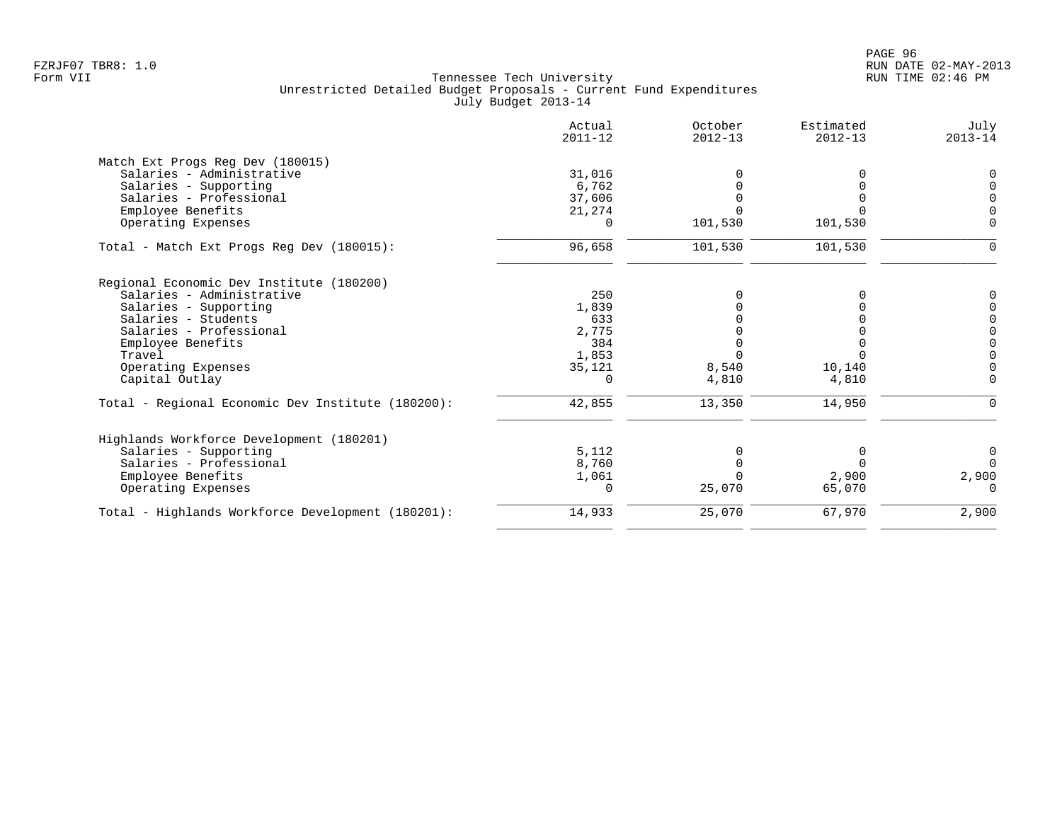Tennessee Tech University
Unrestricted Detailed Budget Proposals - Current Fund Expenditures
July Budget 2013-14

| | Actual 2011-12 | October 2012-13 | Estimated 2012-13 | July 2013-14 |
|---|---|---|---|---|
| **Match Ext Progs Reg Dev (180015)** | | | | |
| Salaries - Administrative | 31,016 | 0 | 0 | 0 |
| Salaries - Supporting | 6,762 | 0 | 0 | 0 |
| Salaries - Professional | 37,606 | 0 | 0 | 0 |
| Employee Benefits | 21,274 | 0 | 0 | 0 |
| Operating Expenses | 0 | 101,530 | 101,530 | 0 |
| Total - Match Ext Progs Reg Dev (180015): | 96,658 | 101,530 | 101,530 | 0 |
| **Regional Economic Dev Institute (180200)** | | | | |
| Salaries - Administrative | 250 | 0 | 0 | 0 |
| Salaries - Supporting | 1,839 | 0 | 0 | 0 |
| Salaries - Students | 633 | 0 | 0 | 0 |
| Salaries - Professional | 2,775 | 0 | 0 | 0 |
| Employee Benefits | 384 | 0 | 0 | 0 |
| Travel | 1,853 | 0 | 0 | 0 |
| Operating Expenses | 35,121 | 8,540 | 10,140 | 0 |
| Capital Outlay | 0 | 4,810 | 4,810 | 0 |
| Total - Regional Economic Dev Institute (180200): | 42,855 | 13,350 | 14,950 | 0 |
| **Highlands Workforce Development (180201)** | | | | |
| Salaries - Supporting | 5,112 | 0 | 0 | 0 |
| Salaries - Professional | 8,760 | 0 | 0 | 0 |
| Employee Benefits | 1,061 | 0 | 2,900 | 2,900 |
| Operating Expenses | 0 | 25,070 | 65,070 | 0 |
| Total - Highlands Workforce Development (180201): | 14,933 | 25,070 | 67,970 | 2,900 |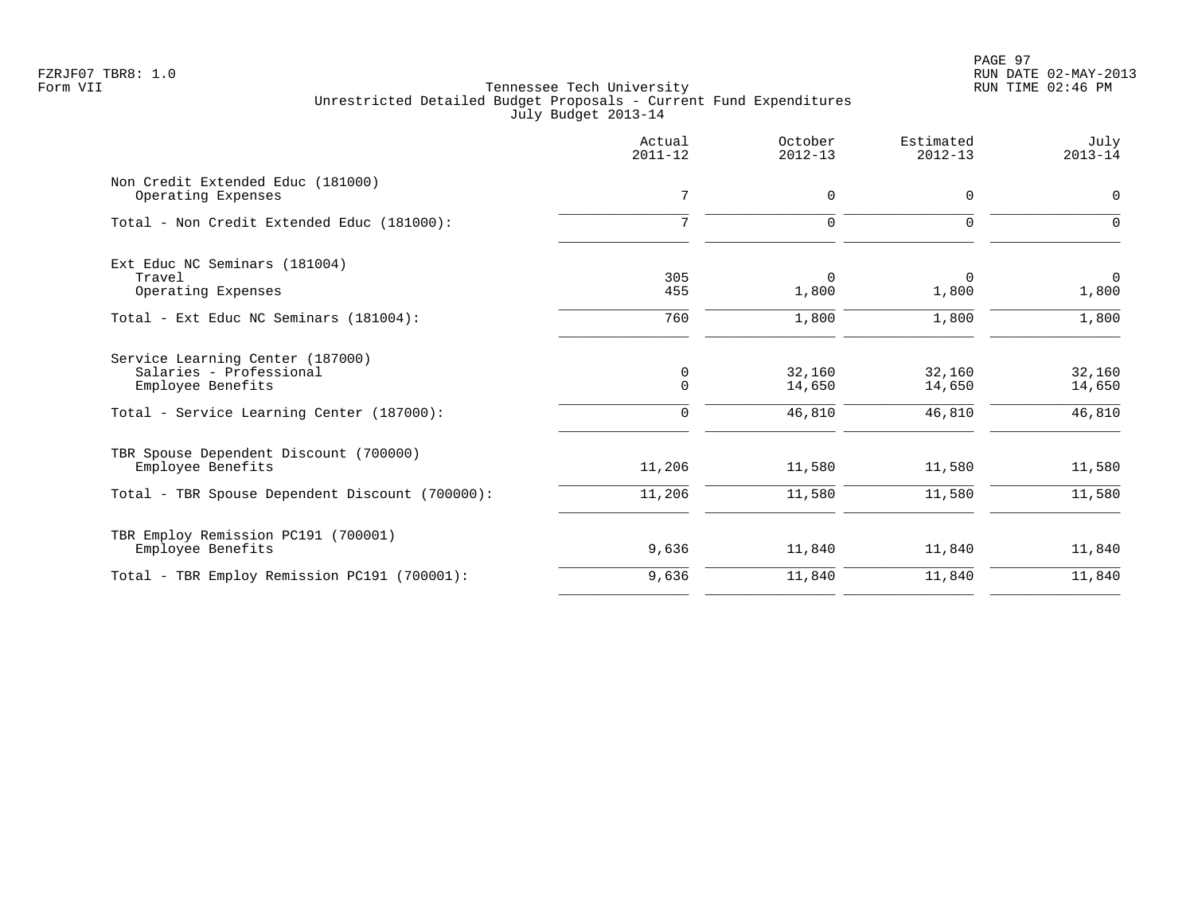FZRJF07 TBR8: 1.0
Form VII

Tennessee Tech University
Unrestricted Detailed Budget Proposals - Current Fund Expenditures
July Budget 2013-14

| | Actual 2011-12 | October 2012-13 | Estimated 2012-13 | July 2013-14 |
|---|---|---|---|---|
| Non Credit Extended Educ (181000) | | | | |
| Operating Expenses | 7 | 0 | 0 | 0 |
| Total - Non Credit Extended Educ (181000): | 7 | 0 | 0 | 0 |
| Ext Educ NC Seminars (181004) | | | | |
| Travel | 305 | 0 | 0 | 0 |
| Operating Expenses | 455 | 1,800 | 1,800 | 1,800 |
| Total - Ext Educ NC Seminars (181004): | 760 | 1,800 | 1,800 | 1,800 |
| Service Learning Center (187000) | | | | |
| Salaries - Professional | 0 | 32,160 | 32,160 | 32,160 |
| Employee Benefits | 0 | 14,650 | 14,650 | 14,650 |
| Total - Service Learning Center (187000): | 0 | 46,810 | 46,810 | 46,810 |
| TBR Spouse Dependent Discount (700000) | | | | |
| Employee Benefits | 11,206 | 11,580 | 11,580 | 11,580 |
| Total - TBR Spouse Dependent Discount (700000): | 11,206 | 11,580 | 11,580 | 11,580 |
| TBR Employ Remission PC191 (700001) | | | | |
| Employee Benefits | 9,636 | 11,840 | 11,840 | 11,840 |
| Total - TBR Employ Remission PC191 (700001): | 9,636 | 11,840 | 11,840 | 11,840 |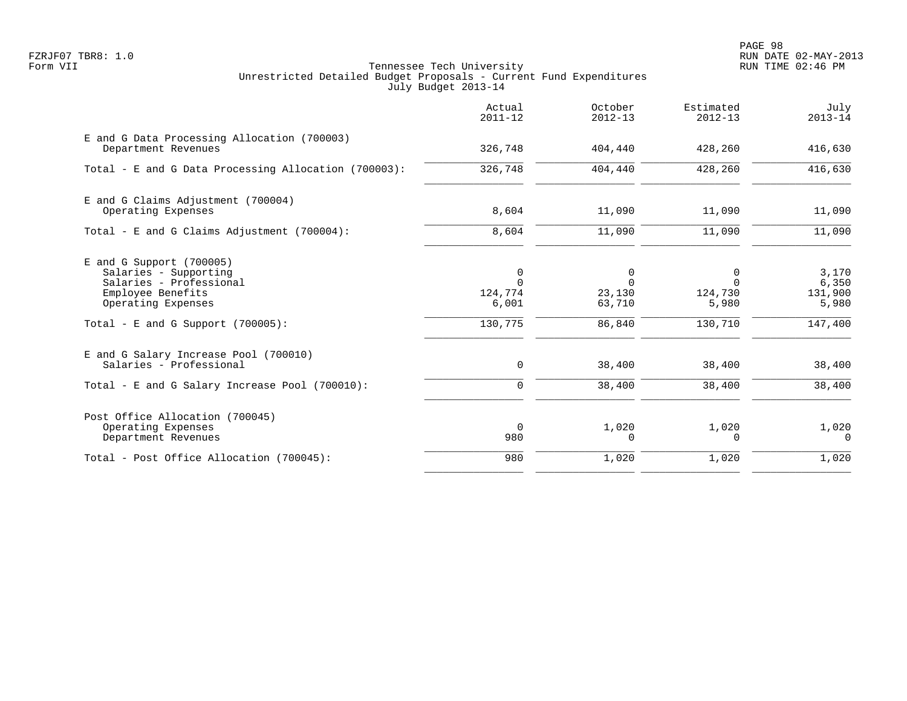Tennessee Tech University
Unrestricted Detailed Budget Proposals - Current Fund Expenditures
July Budget 2013-14

| | Actual 2011-12 | October 2012-13 | Estimated 2012-13 | July 2013-14 |
|---|---|---|---|---|
| E and G Data Processing Allocation (700003) | | | | |
| Department Revenues | 326,748 | 404,440 | 428,260 | 416,630 |
| Total - E and G Data Processing Allocation (700003): | 326,748 | 404,440 | 428,260 | 416,630 |
| E and G Claims Adjustment (700004) | | | | |
| Operating Expenses | 8,604 | 11,090 | 11,090 | 11,090 |
| Total - E and G Claims Adjustment (700004): | 8,604 | 11,090 | 11,090 | 11,090 |
| E and G Support (700005) | | | | |
| Salaries - Supporting | 0 | 0 | 0 | 3,170 |
| Salaries - Professional | 0 | 0 | 0 | 6,350 |
| Employee Benefits | 124,774 | 23,130 | 124,730 | 131,900 |
| Operating Expenses | 6,001 | 63,710 | 5,980 | 5,980 |
| Total - E and G Support (700005): | 130,775 | 86,840 | 130,710 | 147,400 |
| E and G Salary Increase Pool (700010) | | | | |
| Salaries - Professional | 0 | 38,400 | 38,400 | 38,400 |
| Total - E and G Salary Increase Pool (700010): | 0 | 38,400 | 38,400 | 38,400 |
| Post Office Allocation (700045) | | | | |
| Operating Expenses | 0 | 1,020 | 1,020 | 1,020 |
| Department Revenues | 980 | 0 | 0 | 0 |
| Total - Post Office Allocation (700045): | 980 | 1,020 | 1,020 | 1,020 |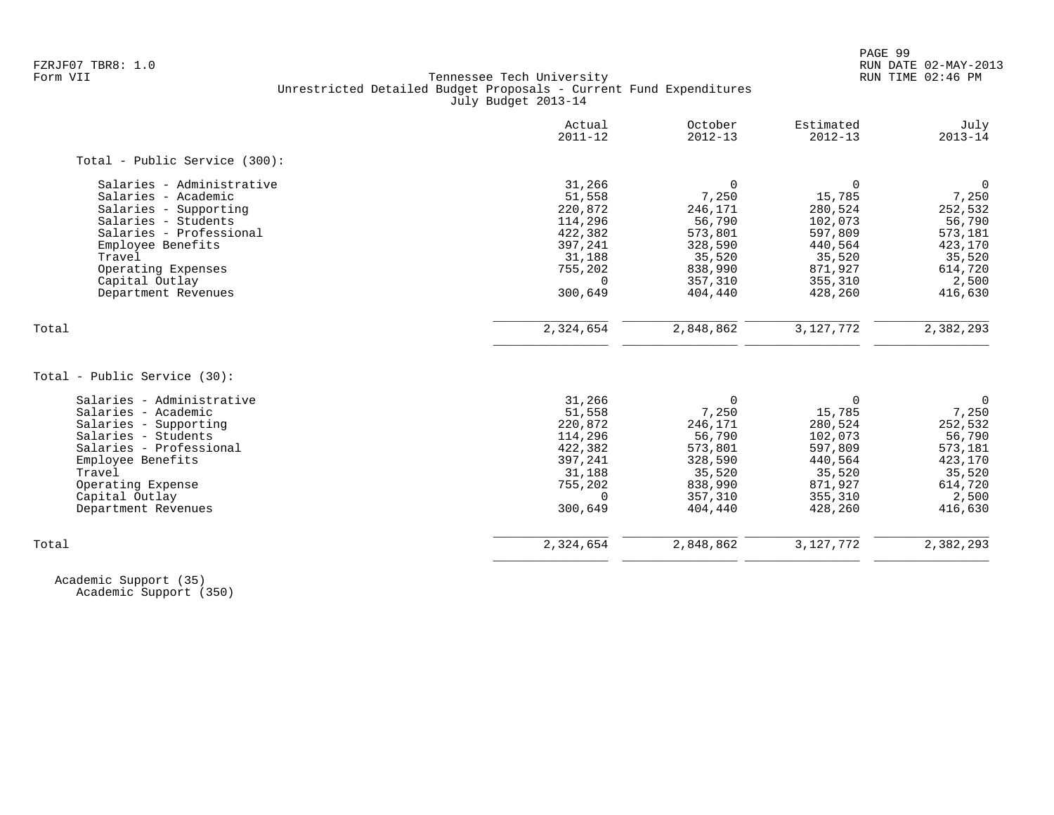FZRJF07 TBR8: 1.0
Form VII

RUN DATE 02-MAY-2013
RUN TIME 02:46 PM

Tennessee Tech University
Unrestricted Detailed Budget Proposals - Current Fund Expenditures
July Budget 2013-14

| | Actual 2011-12 | October 2012-13 | Estimated 2012-13 | July 2013-14 |
|---|---|---|---|---|
| **Total - Public Service (300):** | | | | |
| Salaries - Administrative | 31,266 | 0 | 0 | 0 |
| Salaries - Academic | 51,558 | 7,250 | 15,785 | 7,250 |
| Salaries - Supporting | 220,872 | 246,171 | 280,524 | 252,532 |
| Salaries - Students | 114,296 | 56,790 | 102,073 | 56,790 |
| Salaries - Professional | 422,382 | 573,801 | 597,809 | 573,181 |
| Employee Benefits | 397,241 | 328,590 | 440,564 | 423,170 |
| Travel | 31,188 | 35,520 | 35,520 | 35,520 |
| Operating Expenses | 755,202 | 838,990 | 871,927 | 614,720 |
| Capital Outlay | 0 | 357,310 | 355,310 | 2,500 |
| Department Revenues | 300,649 | 404,440 | 428,260 | 416,630 |
| Total | 2,324,654 | 2,848,862 | 3,127,772 | 2,382,293 |
| **Total - Public Service (30):** | | | | |
| Salaries - Administrative | 31,266 | 0 | 0 | 0 |
| Salaries - Academic | 51,558 | 7,250 | 15,785 | 7,250 |
| Salaries - Supporting | 220,872 | 246,171 | 280,524 | 252,532 |
| Salaries - Students | 114,296 | 56,790 | 102,073 | 56,790 |
| Salaries - Professional | 422,382 | 573,801 | 597,809 | 573,181 |
| Employee Benefits | 397,241 | 328,590 | 440,564 | 423,170 |
| Travel | 31,188 | 35,520 | 35,520 | 35,520 |
| Operating Expense | 755,202 | 838,990 | 871,927 | 614,720 |
| Capital Outlay | 0 | 357,310 | 355,310 | 2,500 |
| Department Revenues | 300,649 | 404,440 | 428,260 | 416,630 |
| Total | 2,324,654 | 2,848,862 | 3,127,772 | 2,382,293 |

Academic Support (35)
Academic Support (350)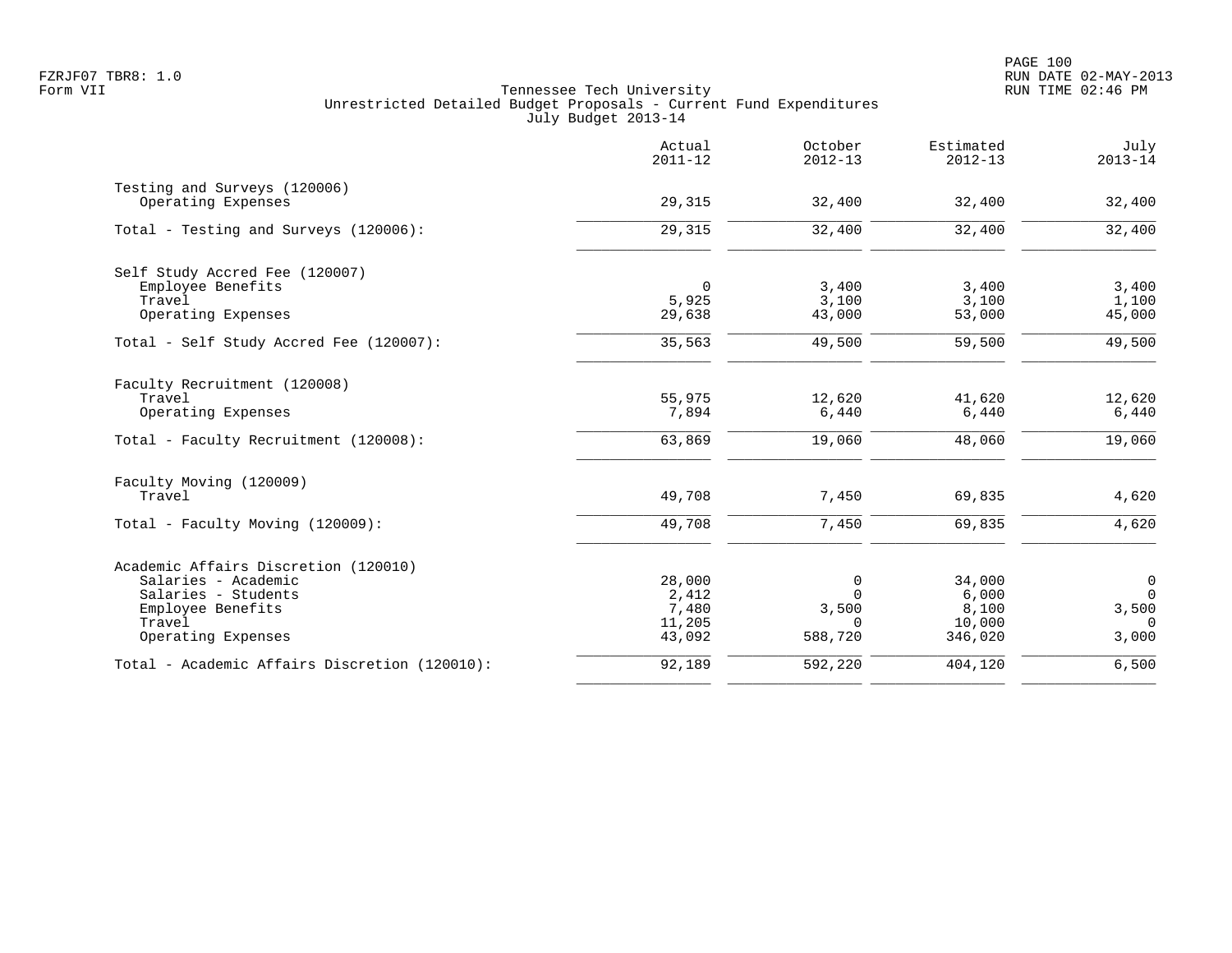Tennessee Tech University
Unrestricted Detailed Budget Proposals - Current Fund Expenditures
July Budget 2013-14

| | Actual 2011-12 | October 2012-13 | Estimated 2012-13 | July 2013-14 |
|---|---|---|---|---|
| **Testing and Surveys (120006)** | | | | |
| Operating Expenses | 29,315 | 32,400 | 32,400 | 32,400 |
| Total - Testing and Surveys (120006): | 29,315 | 32,400 | 32,400 | 32,400 |
| **Self Study Accred Fee (120007)** | | | | |
| Employee Benefits | 0 | 3,400 | 3,400 | 3,400 |
| Travel | 5,925 | 3,100 | 3,100 | 1,100 |
| Operating Expenses | 29,638 | 43,000 | 53,000 | 45,000 |
| Total - Self Study Accred Fee (120007): | 35,563 | 49,500 | 59,500 | 49,500 |
| **Faculty Recruitment (120008)** | | | | |
| Travel | 55,975 | 12,620 | 41,620 | 12,620 |
| Operating Expenses | 7,894 | 6,440 | 6,440 | 6,440 |
| Total - Faculty Recruitment (120008): | 63,869 | 19,060 | 48,060 | 19,060 |
| **Faculty Moving (120009)** | | | | |
| Travel | 49,708 | 7,450 | 69,835 | 4,620 |
| Total - Faculty Moving (120009): | 49,708 | 7,450 | 69,835 | 4,620 |
| **Academic Affairs Discretion (120010)** | | | | |
| Salaries - Academic | 28,000 | 0 | 34,000 | 0 |
| Salaries - Students | 2,412 | 0 | 6,000 | 0 |
| Employee Benefits | 7,480 | 3,500 | 8,100 | 3,500 |
| Travel | 11,205 | 0 | 10,000 | 0 |
| Operating Expenses | 43,092 | 588,720 | 346,020 | 3,000 |
| Total - Academic Affairs Discretion (120010): | 92,189 | 592,220 | 404,120 | 6,500 |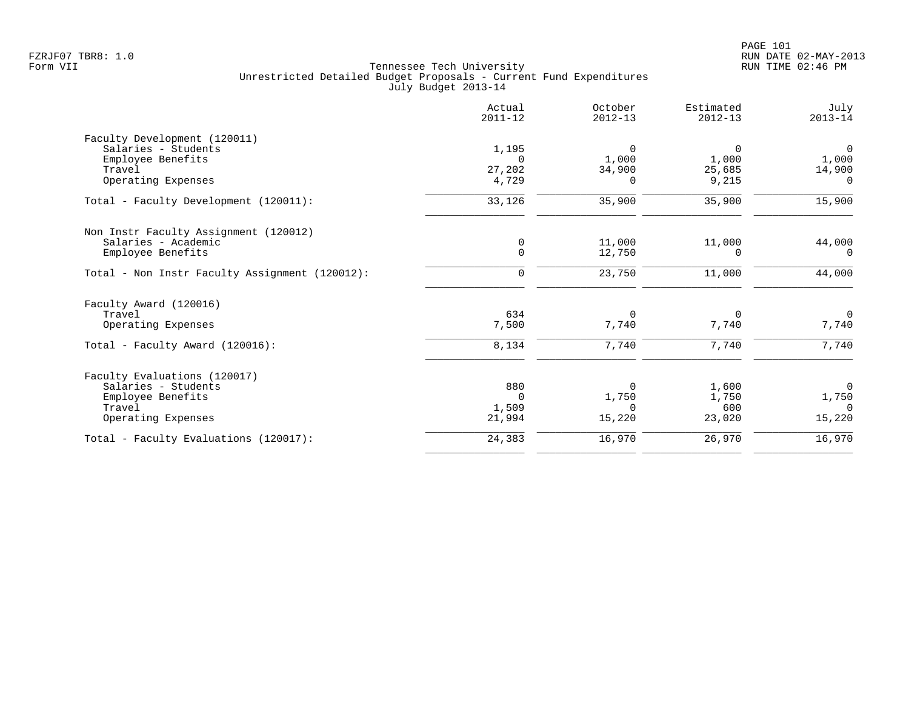FZRJF07 TBR8: 1.0
Form VII

Tennessee Tech University
Unrestricted Detailed Budget Proposals - Current Fund Expenditures
July Budget 2013-14

RUN DATE 02-MAY-2013
RUN TIME 02:46 PM

| | Actual 2011-12 | October 2012-13 | Estimated 2012-13 | July 2013-14 |
|---|---|---|---|---|
| **Faculty Development (120011)** | | | | |
| Salaries - Students | 1,195 | 0 | 0 | 0 |
| Employee Benefits | 0 | 1,000 | 1,000 | 1,000 |
| Travel | 27,202 | 34,900 | 25,685 | 14,900 |
| Operating Expenses | 4,729 | 0 | 9,215 | 0 |
| Total - Faculty Development (120011): | 33,126 | 35,900 | 35,900 | 15,900 |
| **Non Instr Faculty Assignment (120012)** | | | | |
| Salaries - Academic | 0 | 11,000 | 11,000 | 44,000 |
| Employee Benefits | 0 | 12,750 | 0 | 0 |
| Total - Non Instr Faculty Assignment (120012): | 0 | 23,750 | 11,000 | 44,000 |
| **Faculty Award (120016)** | | | | |
| Travel | 634 | 0 | 0 | 0 |
| Operating Expenses | 7,500 | 7,740 | 7,740 | 7,740 |
| Total - Faculty Award (120016): | 8,134 | 7,740 | 7,740 | 7,740 |
| **Faculty Evaluations (120017)** | | | | |
| Salaries - Students | 880 | 0 | 1,600 | 0 |
| Employee Benefits | 0 | 1,750 | 1,750 | 1,750 |
| Travel | 1,509 | 0 | 600 | 0 |
| Operating Expenses | 21,994 | 15,220 | 23,020 | 15,220 |
| Total - Faculty Evaluations (120017): | 24,383 | 16,970 | 26,970 | 16,970 |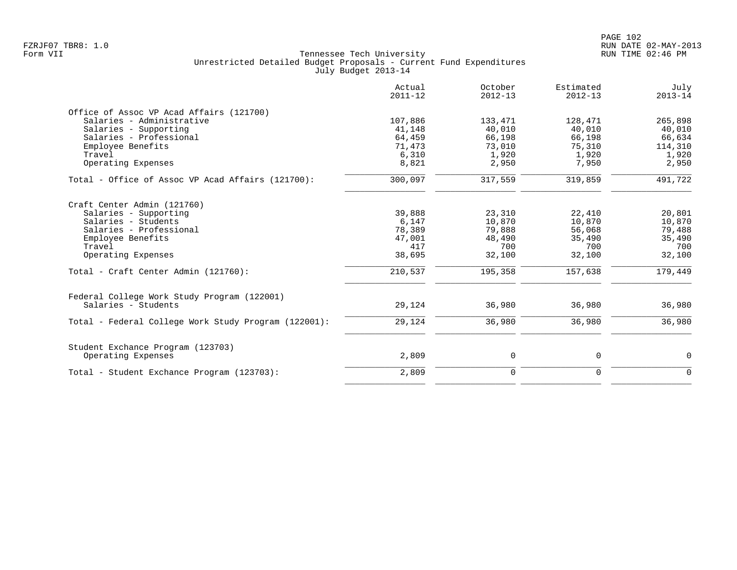FZRJF07 TBR8: 1.0
Form VII

Tennessee Tech University
Unrestricted Detailed Budget Proposals - Current Fund Expenditures
July Budget 2013-14

RUN DATE 02-MAY-2013
RUN TIME 02:46 PM

| | Actual 2011-12 | October 2012-13 | Estimated 2012-13 | July 2013-14 |
|---|---|---|---|---|
| **Office of Assoc VP Acad Affairs (121700)** | | | | |
| Salaries - Administrative | 107,886 | 133,471 | 128,471 | 265,898 |
| Salaries - Supporting | 41,148 | 40,010 | 40,010 | 40,010 |
| Salaries - Professional | 64,459 | 66,198 | 66,198 | 66,634 |
| Employee Benefits | 71,473 | 73,010 | 75,310 | 114,310 |
| Travel | 6,310 | 1,920 | 1,920 | 1,920 |
| Operating Expenses | 8,821 | 2,950 | 7,950 | 2,950 |
| Total - Office of Assoc VP Acad Affairs (121700): | 300,097 | 317,559 | 319,859 | 491,722 |
| **Craft Center Admin (121760)** | | | | |
| Salaries - Supporting | 39,888 | 23,310 | 22,410 | 20,801 |
| Salaries - Students | 6,147 | 10,870 | 10,870 | 10,870 |
| Salaries - Professional | 78,389 | 79,888 | 56,068 | 79,488 |
| Employee Benefits | 47,001 | 48,490 | 35,490 | 35,490 |
| Travel | 417 | 700 | 700 | 700 |
| Operating Expenses | 38,695 | 32,100 | 32,100 | 32,100 |
| Total - Craft Center Admin (121760): | 210,537 | 195,358 | 157,638 | 179,449 |
| **Federal College Work Study Program (122001)** | | | | |
| Salaries - Students | 29,124 | 36,980 | 36,980 | 36,980 |
| Total - Federal College Work Study Program (122001): | 29,124 | 36,980 | 36,980 | 36,980 |
| **Student Exchance Program (123703)** | | | | |
| Operating Expenses | 2,809 | 0 | 0 | 0 |
| Total - Student Exchance Program (123703): | 2,809 | 0 | 0 | 0 |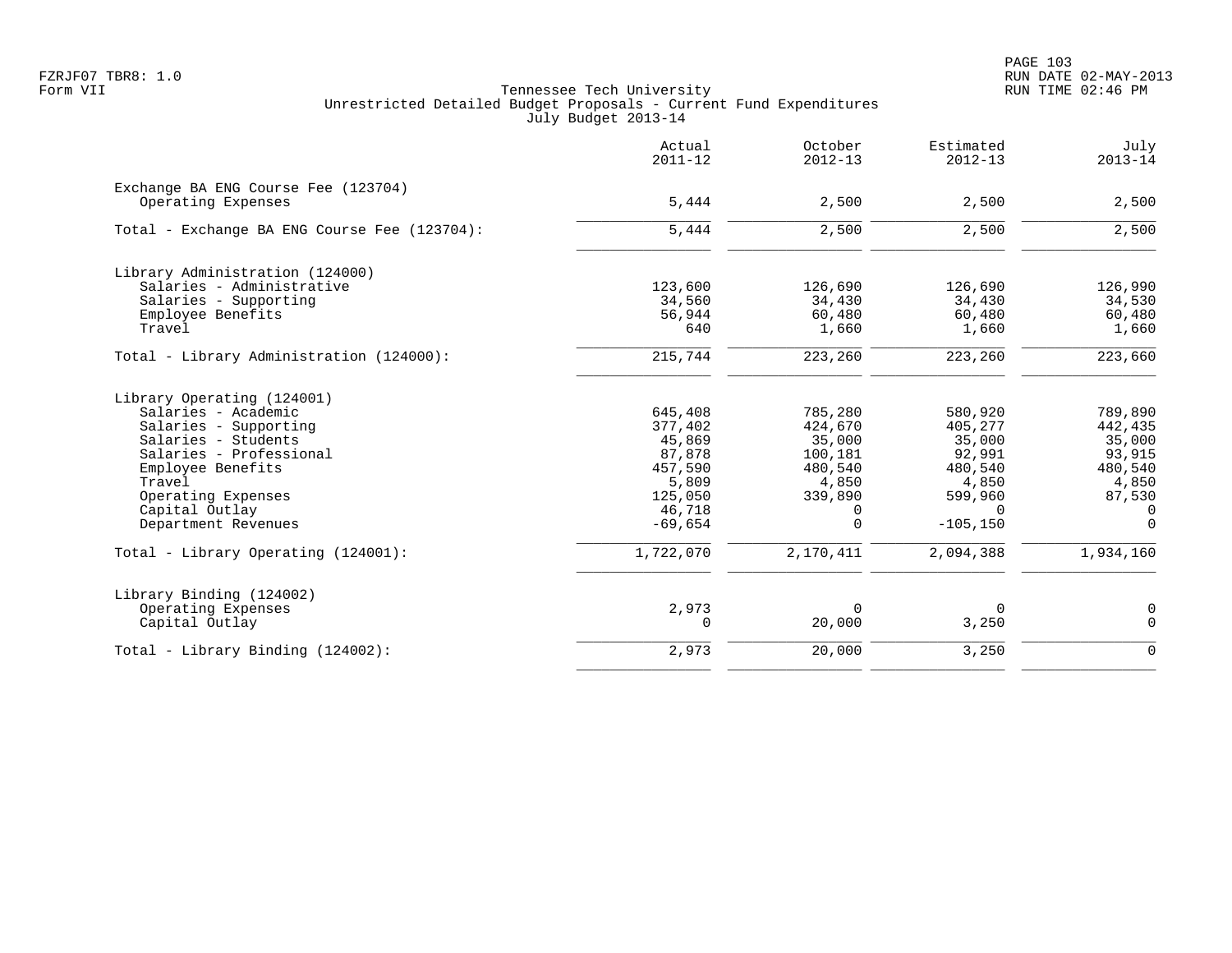Tennessee Tech University
Unrestricted Detailed Budget Proposals - Current Fund Expenditures
July Budget 2013-14

| | Actual 2011-12 | October 2012-13 | Estimated 2012-13 | July 2013-14 |
|---|---|---|---|---|
| Exchange BA ENG Course Fee (123704) | | | | |
| Operating Expenses | 5,444 | 2,500 | 2,500 | 2,500 |
| Total - Exchange BA ENG Course Fee (123704): | 5,444 | 2,500 | 2,500 | 2,500 |
| Library Administration (124000) | | | | |
| Salaries - Administrative | 123,600 | 126,690 | 126,690 | 126,990 |
| Salaries - Supporting | 34,560 | 34,430 | 34,430 | 34,530 |
| Employee Benefits | 56,944 | 60,480 | 60,480 | 60,480 |
| Travel | 640 | 1,660 | 1,660 | 1,660 |
| Total - Library Administration (124000): | 215,744 | 223,260 | 223,260 | 223,660 |
| Library Operating (124001) | | | | |
| Salaries - Academic | 645,408 | 785,280 | 580,920 | 789,890 |
| Salaries - Supporting | 377,402 | 424,670 | 405,277 | 442,435 |
| Salaries - Students | 45,869 | 35,000 | 35,000 | 35,000 |
| Salaries - Professional | 87,878 | 100,181 | 92,991 | 93,915 |
| Employee Benefits | 457,590 | 480,540 | 480,540 | 480,540 |
| Travel | 5,809 | 4,850 | 4,850 | 4,850 |
| Operating Expenses | 125,050 | 339,890 | 599,960 | 87,530 |
| Capital Outlay | 46,718 | 0 | 0 | 0 |
| Department Revenues | -69,654 | 0 | -105,150 | 0 |
| Total - Library Operating (124001): | 1,722,070 | 2,170,411 | 2,094,388 | 1,934,160 |
| Library Binding (124002) | | | | |
| Operating Expenses | 2,973 | 0 | 0 | 0 |
| Capital Outlay | 0 | 20,000 | 3,250 | 0 |
| Total - Library Binding (124002): | 2,973 | 20,000 | 3,250 | 0 |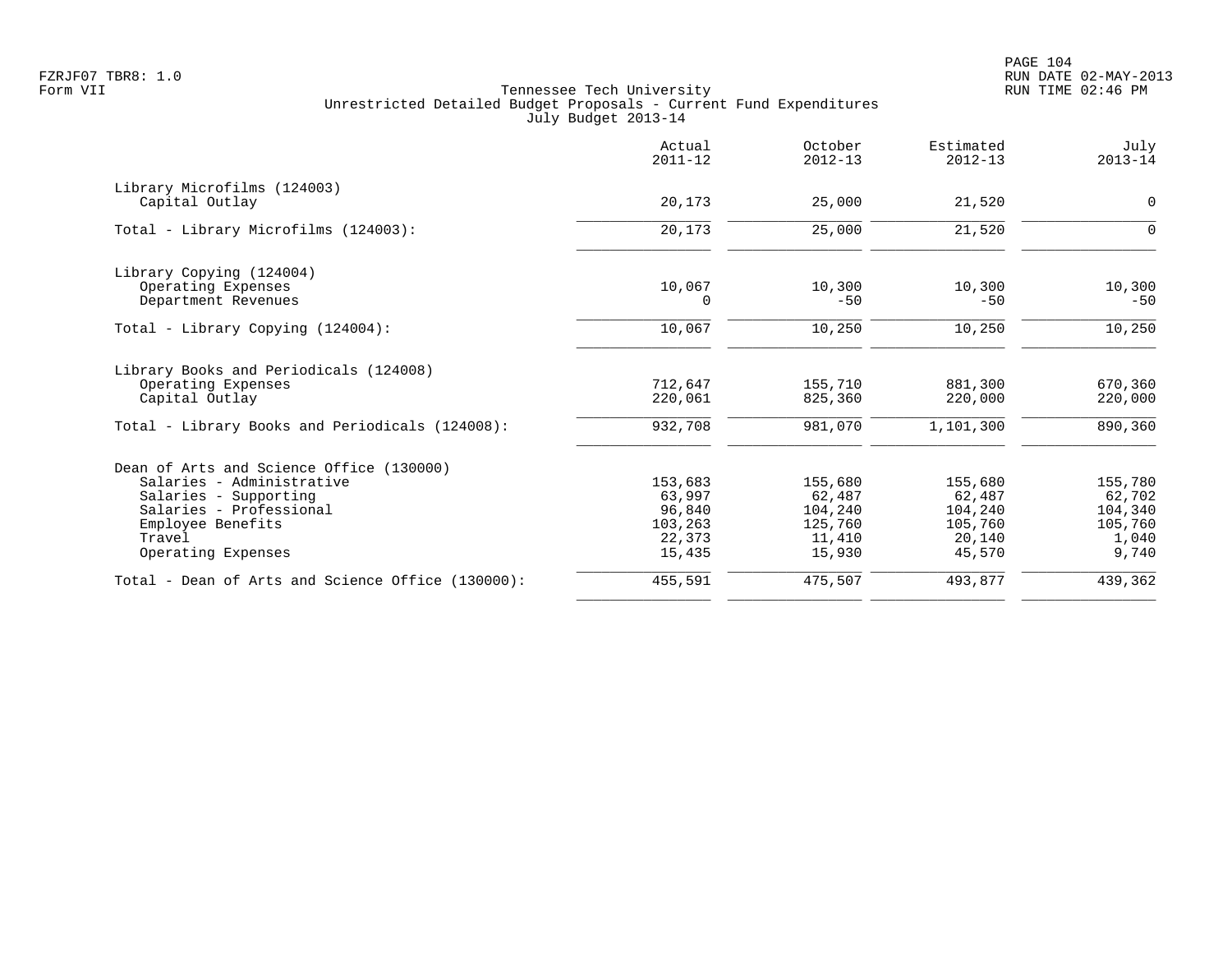Tennessee Tech University
Unrestricted Detailed Budget Proposals - Current Fund Expenditures
July Budget 2013-14

| | Actual 2011-12 | October 2012-13 | Estimated 2012-13 | July 2013-14 |
|---|---|---|---|---|
| Library Microfilms (124003) | | | | |
| Capital Outlay | 20,173 | 25,000 | 21,520 | 0 |
| Total - Library Microfilms (124003): | 20,173 | 25,000 | 21,520 | 0 |
| Library Copying (124004) | | | | |
| Operating Expenses | 10,067 | 10,300 | 10,300 | 10,300 |
| Department Revenues | 0 | -50 | -50 | -50 |
| Total - Library Copying (124004): | 10,067 | 10,250 | 10,250 | 10,250 |
| Library Books and Periodicals (124008) | | | | |
| Operating Expenses | 712,647 | 155,710 | 881,300 | 670,360 |
| Capital Outlay | 220,061 | 825,360 | 220,000 | 220,000 |
| Total - Library Books and Periodicals (124008): | 932,708 | 981,070 | 1,101,300 | 890,360 |
| Dean of Arts and Science Office (130000) | | | | |
| Salaries - Administrative | 153,683 | 155,680 | 155,680 | 155,780 |
| Salaries - Supporting | 63,997 | 62,487 | 62,487 | 62,702 |
| Salaries - Professional | 96,840 | 104,240 | 104,240 | 104,340 |
| Employee Benefits | 103,263 | 125,760 | 105,760 | 105,760 |
| Travel | 22,373 | 11,410 | 20,140 | 1,040 |
| Operating Expenses | 15,435 | 15,930 | 45,570 | 9,740 |
| Total - Dean of Arts and Science Office (130000): | 455,591 | 475,507 | 493,877 | 439,362 |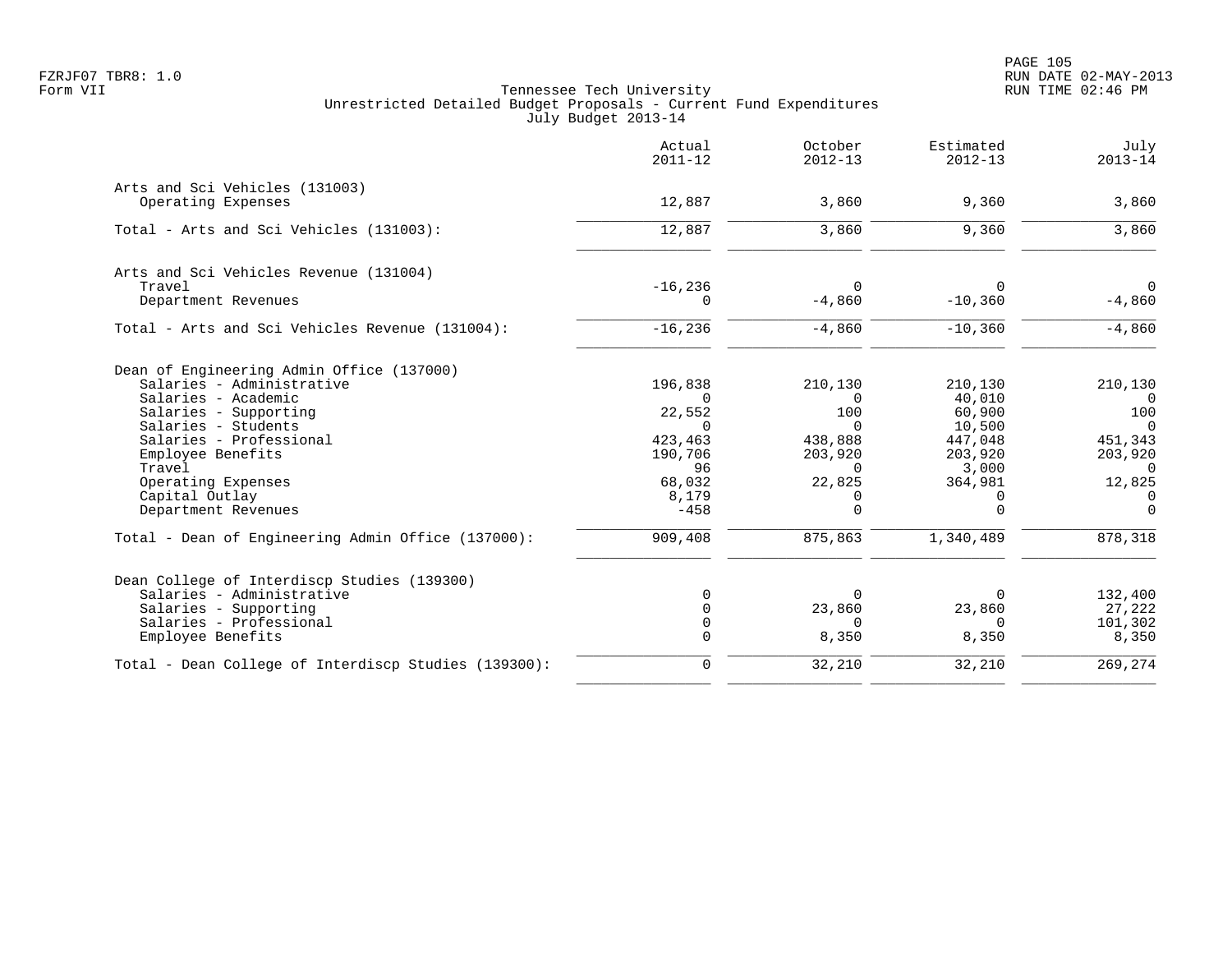Tennessee Tech University
Unrestricted Detailed Budget Proposals - Current Fund Expenditures
July Budget 2013-14

| | Actual 2011-12 | October 2012-13 | Estimated 2012-13 | July 2013-14 |
|---|---|---|---|---|
| **Arts and Sci Vehicles (131003)** | | | | |
| Operating Expenses | 12,887 | 3,860 | 9,360 | 3,860 |
| Total - Arts and Sci Vehicles (131003): | 12,887 | 3,860 | 9,360 | 3,860 |
| **Arts and Sci Vehicles Revenue (131004)** | | | | |
| Travel | -16,236 | 0 | 0 | 0 |
| Department Revenues | 0 | -4,860 | -10,360 | -4,860 |
| Total - Arts and Sci Vehicles Revenue (131004): | -16,236 | -4,860 | -10,360 | -4,860 |
| **Dean of Engineering Admin Office (137000)** | | | | |
| Salaries - Administrative | 196,838 | 210,130 | 210,130 | 210,130 |
| Salaries - Academic | 0 | 0 | 40,010 | 0 |
| Salaries - Supporting | 22,552 | 100 | 60,900 | 100 |
| Salaries - Students | 0 | 0 | 10,500 | 0 |
| Salaries - Professional | 423,463 | 438,888 | 447,048 | 451,343 |
| Employee Benefits | 190,706 | 203,920 | 203,920 | 203,920 |
| Travel | 96 | 0 | 3,000 | 0 |
| Operating Expenses | 68,032 | 22,825 | 364,981 | 12,825 |
| Capital Outlay | 8,179 | 0 | 0 | 0 |
| Department Revenues | -458 | 0 | 0 | 0 |
| Total - Dean of Engineering Admin Office (137000): | 909,408 | 875,863 | 1,340,489 | 878,318 |
| **Dean College of Interdiscp Studies (139300)** | | | | |
| Salaries - Administrative | 0 | 0 | 0 | 132,400 |
| Salaries - Supporting | 0 | 23,860 | 23,860 | 27,222 |
| Salaries - Professional | 0 | 0 | 0 | 101,302 |
| Employee Benefits | 0 | 8,350 | 8,350 | 8,350 |
| Total - Dean College of Interdiscp Studies (139300): | 0 | 32,210 | 32,210 | 269,274 |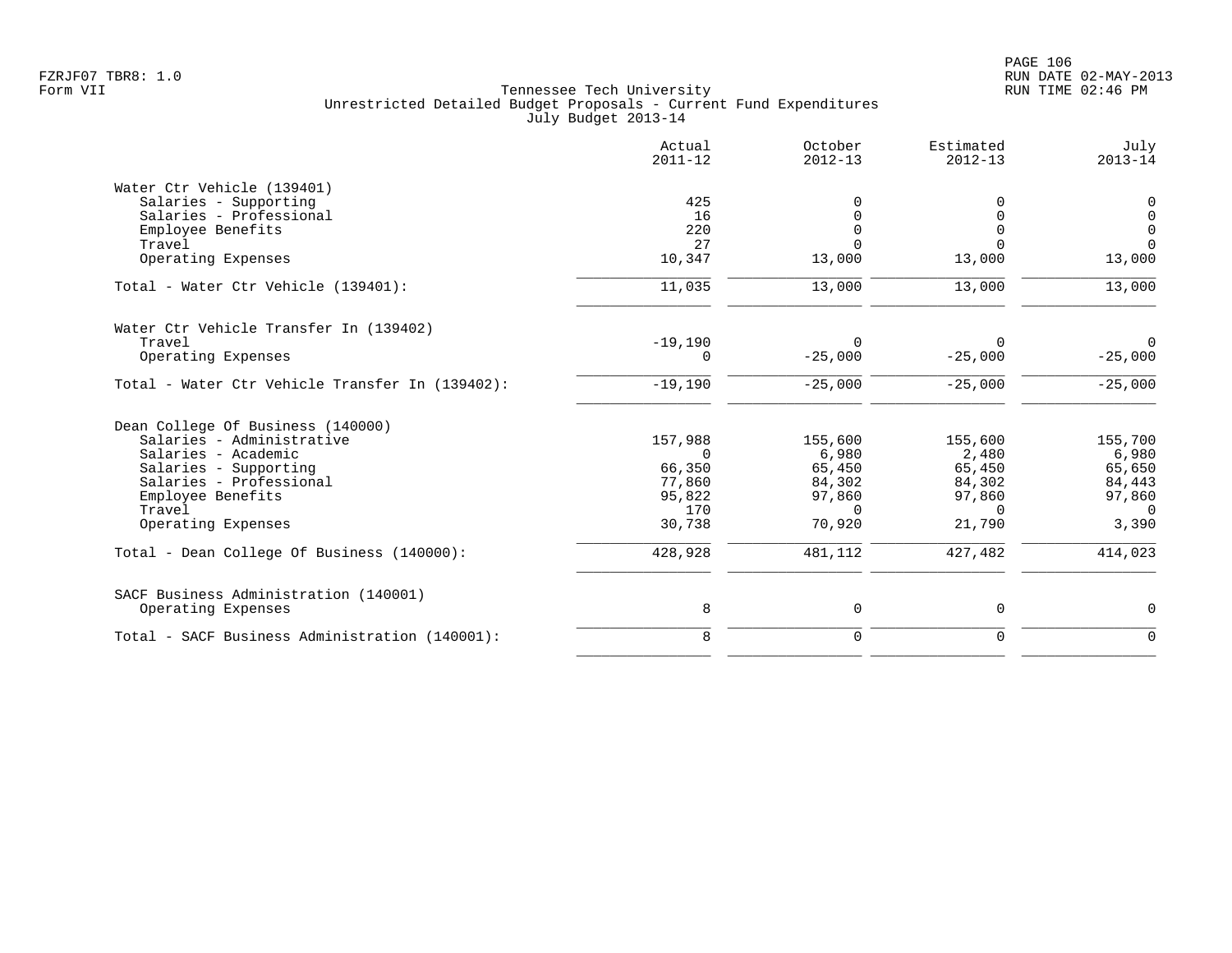Tennessee Tech University
Unrestricted Detailed Budget Proposals - Current Fund Expenditures
July Budget 2013-14

| | Actual 2011-12 | October 2012-13 | Estimated 2012-13 | July 2013-14 |
|---|---|---|---|---|
| **Water Ctr Vehicle (139401)** | | | | |
| Salaries - Supporting | 425 | 0 | 0 | 0 |
| Salaries - Professional | 16 | 0 | 0 | 0 |
| Employee Benefits | 220 | 0 | 0 | 0 |
| Travel | 27 | 0 | 0 | 0 |
| Operating Expenses | 10,347 | 13,000 | 13,000 | 13,000 |
| Total - Water Ctr Vehicle (139401): | 11,035 | 13,000 | 13,000 | 13,000 |
| **Water Ctr Vehicle Transfer In (139402)** | | | | |
| Travel | -19,190 | 0 | 0 | 0 |
| Operating Expenses | 0 | -25,000 | -25,000 | -25,000 |
| Total - Water Ctr Vehicle Transfer In (139402): | -19,190 | -25,000 | -25,000 | -25,000 |
| **Dean College Of Business (140000)** | | | | |
| Salaries - Administrative | 157,988 | 155,600 | 155,600 | 155,700 |
| Salaries - Academic | 0 | 6,980 | 2,480 | 6,980 |
| Salaries - Supporting | 66,350 | 65,450 | 65,450 | 65,650 |
| Salaries - Professional | 77,860 | 84,302 | 84,302 | 84,443 |
| Employee Benefits | 95,822 | 97,860 | 97,860 | 97,860 |
| Travel | 170 | 0 | 0 | 0 |
| Operating Expenses | 30,738 | 70,920 | 21,790 | 3,390 |
| Total - Dean College Of Business (140000): | 428,928 | 481,112 | 427,482 | 414,023 |
| **SACF Business Administration (140001)** | | | | |
| Operating Expenses | 8 | 0 | 0 | 0 |
| Total - SACF Business Administration (140001): | 8 | 0 | 0 | 0 |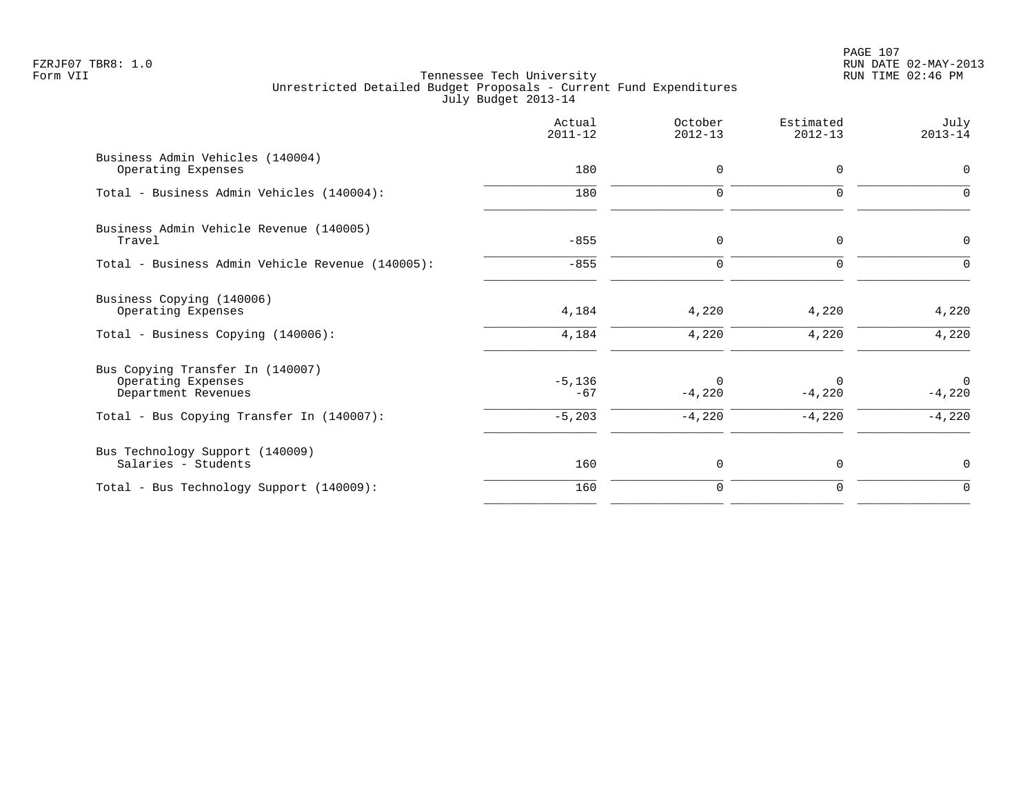Tennessee Tech University
Unrestricted Detailed Budget Proposals - Current Fund Expenditures
July Budget 2013-14

| | Actual 2011-12 | October 2012-13 | Estimated 2012-13 | July 2013-14 |
|---|---|---|---|---|
| Business Admin Vehicles (140004) | | | | |
| Operating Expenses | 180 | 0 | 0 | 0 |
| Total - Business Admin Vehicles (140004): | 180 | 0 | 0 | 0 |
| Business Admin Vehicle Revenue (140005) | | | | |
| Travel | -855 | 0 | 0 | 0 |
| Total - Business Admin Vehicle Revenue (140005): | -855 | 0 | 0 | 0 |
| Business Copying (140006) | | | | |
| Operating Expenses | 4,184 | 4,220 | 4,220 | 4,220 |
| Total - Business Copying (140006): | 4,184 | 4,220 | 4,220 | 4,220 |
| Bus Copying Transfer In (140007) | | | | |
| Operating Expenses | -5,136 | 0 | 0 | 0 |
| Department Revenues | -67 | -4,220 | -4,220 | -4,220 |
| Total - Bus Copying Transfer In (140007): | -5,203 | -4,220 | -4,220 | -4,220 |
| Bus Technology Support (140009) | | | | |
| Salaries - Students | 160 | 0 | 0 | 0 |
| Total - Bus Technology Support (140009): | 160 | 0 | 0 | 0 |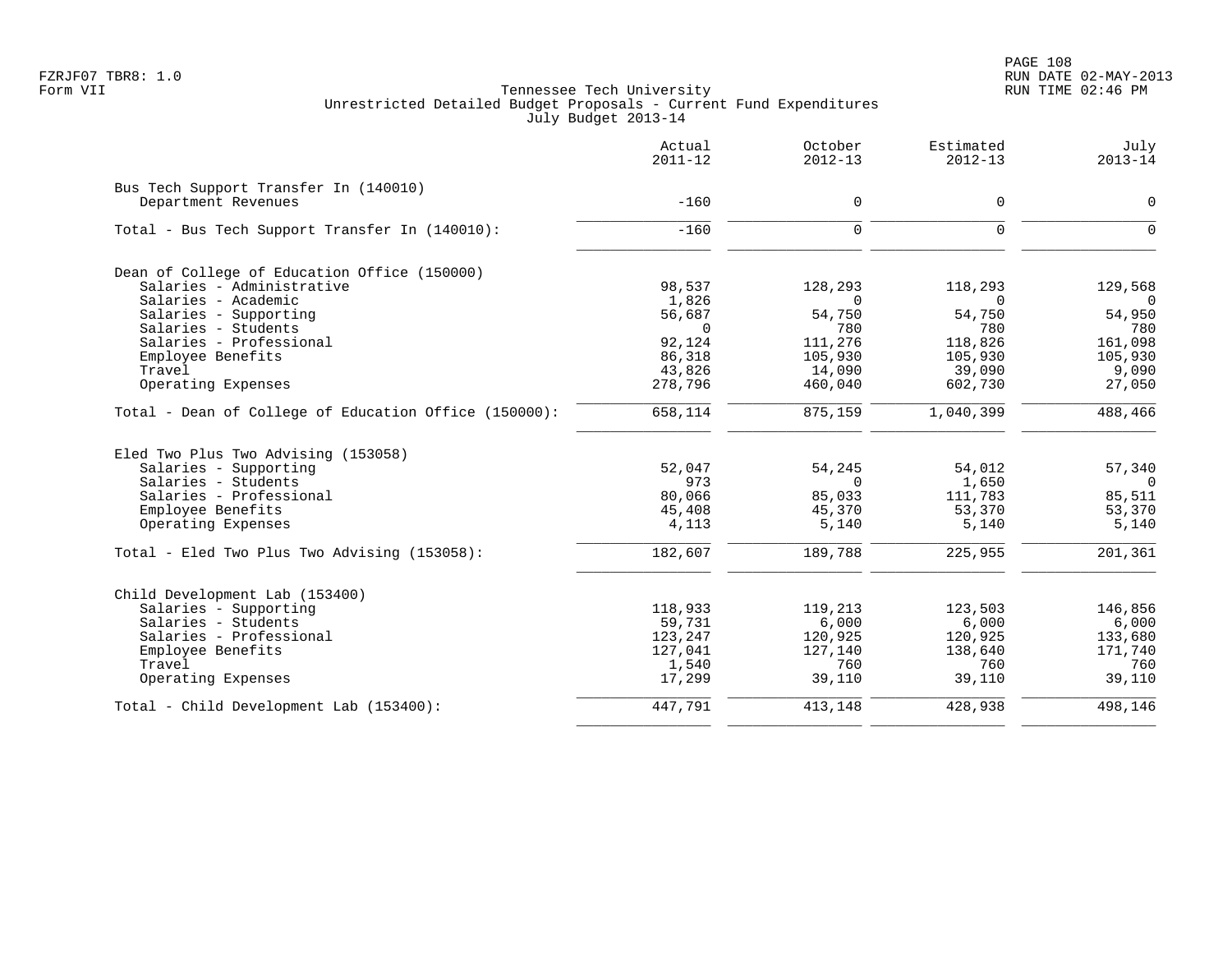Tennessee Tech University
Unrestricted Detailed Budget Proposals - Current Fund Expenditures
July Budget 2013-14

| | Actual 2011-12 | October 2012-13 | Estimated 2012-13 | July 2013-14 |
|---|---|---|---|---|
| **Bus Tech Support Transfer In (140010)** | | | | |
| Department Revenues | -160 | 0 | 0 | 0 |
| Total - Bus Tech Support Transfer In (140010): | -160 | 0 | 0 | 0 |
| **Dean of College of Education Office (150000)** | | | | |
| Salaries - Administrative | 98,537 | 128,293 | 118,293 | 129,568 |
| Salaries - Academic | 1,826 | 0 | 0 | 0 |
| Salaries - Supporting | 56,687 | 54,750 | 54,750 | 54,950 |
| Salaries - Students | 0 | 780 | 780 | 780 |
| Salaries - Professional | 92,124 | 111,276 | 118,826 | 161,098 |
| Employee Benefits | 86,318 | 105,930 | 105,930 | 105,930 |
| Travel | 43,826 | 14,090 | 39,090 | 9,090 |
| Operating Expenses | 278,796 | 460,040 | 602,730 | 27,050 |
| Total - Dean of College of Education Office (150000): | 658,114 | 875,159 | 1,040,399 | 488,466 |
| **Eled Two Plus Two Advising (153058)** | | | | |
| Salaries - Supporting | 52,047 | 54,245 | 54,012 | 57,340 |
| Salaries - Students | 973 | 0 | 1,650 | 0 |
| Salaries - Professional | 80,066 | 85,033 | 111,783 | 85,511 |
| Employee Benefits | 45,408 | 45,370 | 53,370 | 53,370 |
| Operating Expenses | 4,113 | 5,140 | 5,140 | 5,140 |
| Total - Eled Two Plus Two Advising (153058): | 182,607 | 189,788 | 225,955 | 201,361 |
| **Child Development Lab (153400)** | | | | |
| Salaries - Supporting | 118,933 | 119,213 | 123,503 | 146,856 |
| Salaries - Students | 59,731 | 6,000 | 6,000 | 6,000 |
| Salaries - Professional | 123,247 | 120,925 | 120,925 | 133,680 |
| Employee Benefits | 127,041 | 127,140 | 138,640 | 171,740 |
| Travel | 1,540 | 760 | 760 | 760 |
| Operating Expenses | 17,299 | 39,110 | 39,110 | 39,110 |
| Total - Child Development Lab (153400): | 447,791 | 413,148 | 428,938 | 498,146 |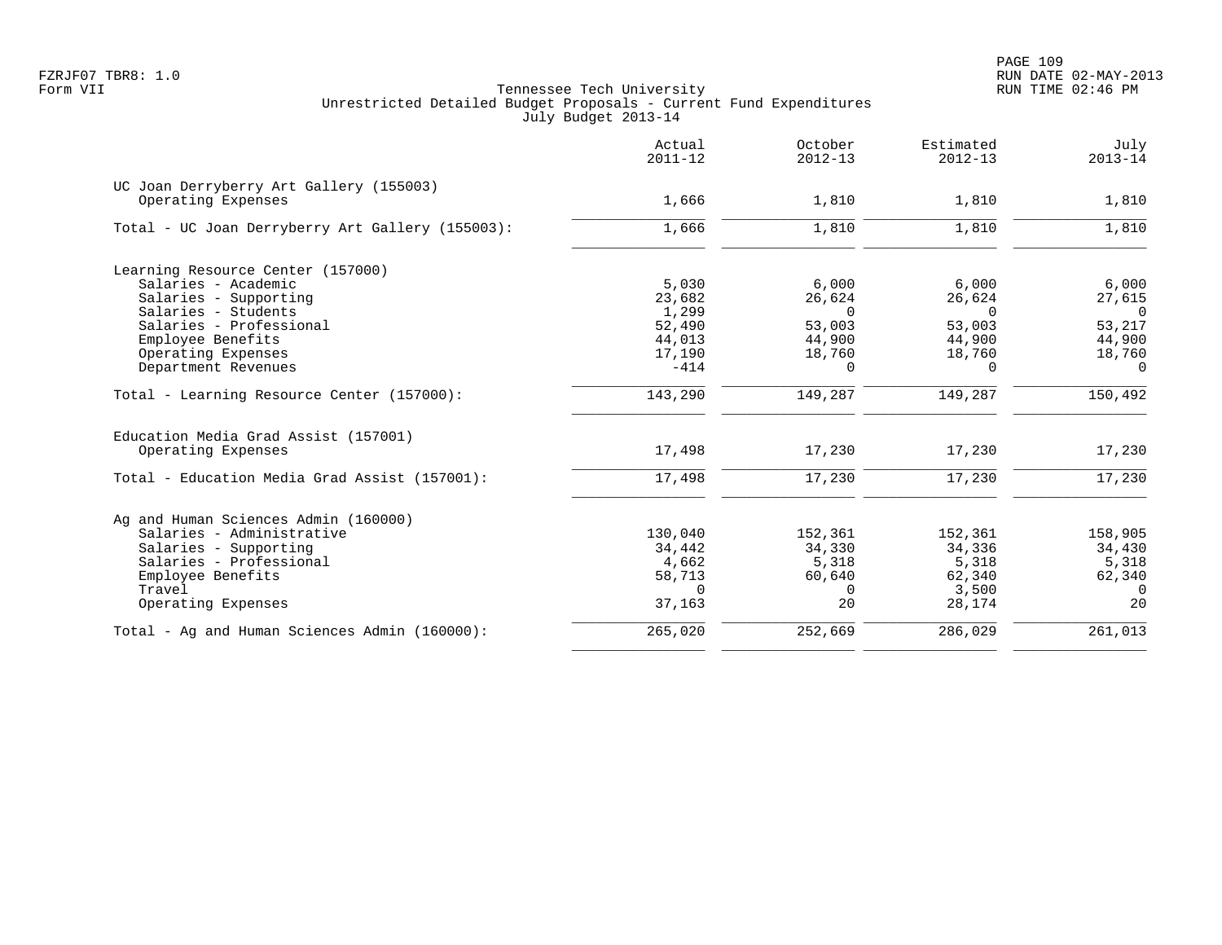Tennessee Tech University
Unrestricted Detailed Budget Proposals - Current Fund Expenditures
July Budget 2013-14

| | Actual 2011-12 | October 2012-13 | Estimated 2012-13 | July 2013-14 |
|---|---|---|---|---|
| UC Joan Derryberry Art Gallery (155003) | | | | |
| Operating Expenses | 1,666 | 1,810 | 1,810 | 1,810 |
| Total - UC Joan Derryberry Art Gallery (155003): | 1,666 | 1,810 | 1,810 | 1,810 |
| Learning Resource Center (157000) | | | | |
| Salaries - Academic | 5,030 | 6,000 | 6,000 | 6,000 |
| Salaries - Supporting | 23,682 | 26,624 | 26,624 | 27,615 |
| Salaries - Students | 1,299 | 0 | 0 | 0 |
| Salaries - Professional | 52,490 | 53,003 | 53,003 | 53,217 |
| Employee Benefits | 44,013 | 44,900 | 44,900 | 44,900 |
| Operating Expenses | 17,190 | 18,760 | 18,760 | 18,760 |
| Department Revenues | -414 | 0 | 0 | 0 |
| Total - Learning Resource Center (157000): | 143,290 | 149,287 | 149,287 | 150,492 |
| Education Media Grad Assist (157001) | | | | |
| Operating Expenses | 17,498 | 17,230 | 17,230 | 17,230 |
| Total - Education Media Grad Assist (157001): | 17,498 | 17,230 | 17,230 | 17,230 |
| Ag and Human Sciences Admin (160000) | | | | |
| Salaries - Administrative | 130,040 | 152,361 | 152,361 | 158,905 |
| Salaries - Supporting | 34,442 | 34,330 | 34,336 | 34,430 |
| Salaries - Professional | 4,662 | 5,318 | 5,318 | 5,318 |
| Employee Benefits | 58,713 | 60,640 | 62,340 | 62,340 |
| Travel | 0 | 0 | 3,500 | 0 |
| Operating Expenses | 37,163 | 20 | 28,174 | 20 |
| Total - Ag and Human Sciences Admin (160000): | 265,020 | 252,669 | 286,029 | 261,013 |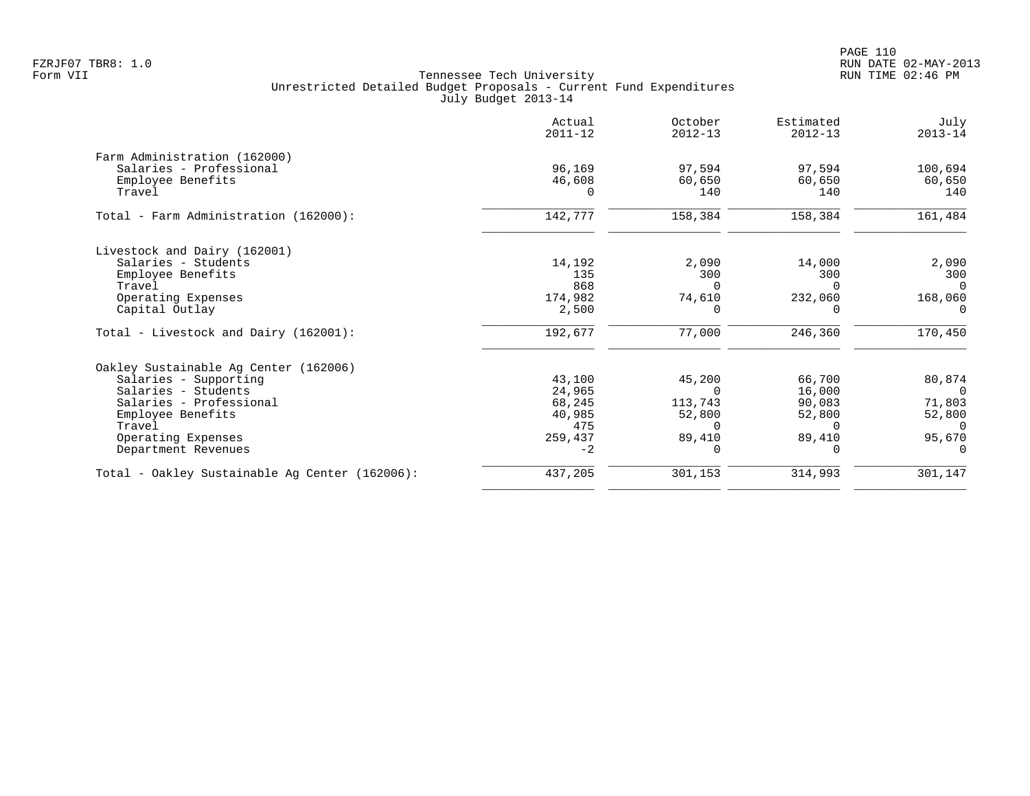Tennessee Tech University
Unrestricted Detailed Budget Proposals - Current Fund Expenditures
July Budget 2013-14

| | Actual 2011-12 | October 2012-13 | Estimated 2012-13 | July 2013-14 |
|---|---|---|---|---|
| Farm Administration (162000) | | | | |
| Salaries - Professional | 96,169 | 97,594 | 97,594 | 100,694 |
| Employee Benefits | 46,608 | 60,650 | 60,650 | 60,650 |
| Travel | 0 | 140 | 140 | 140 |
| Total - Farm Administration (162000): | 142,777 | 158,384 | 158,384 | 161,484 |
| Livestock and Dairy (162001) | | | | |
| Salaries - Students | 14,192 | 2,090 | 14,000 | 2,090 |
| Employee Benefits | 135 | 300 | 300 | 300 |
| Travel | 868 | 0 | 0 | 0 |
| Operating Expenses | 174,982 | 74,610 | 232,060 | 168,060 |
| Capital Outlay | 2,500 | 0 | 0 | 0 |
| Total - Livestock and Dairy (162001): | 192,677 | 77,000 | 246,360 | 170,450 |
| Oakley Sustainable Ag Center (162006) | | | | |
| Salaries - Supporting | 43,100 | 45,200 | 66,700 | 80,874 |
| Salaries - Students | 24,965 | 0 | 16,000 | 0 |
| Salaries - Professional | 68,245 | 113,743 | 90,083 | 71,803 |
| Employee Benefits | 40,985 | 52,800 | 52,800 | 52,800 |
| Travel | 475 | 0 | 0 | 0 |
| Operating Expenses | 259,437 | 89,410 | 89,410 | 95,670 |
| Department Revenues | -2 | 0 | 0 | 0 |
| Total - Oakley Sustainable Ag Center (162006): | 437,205 | 301,153 | 314,993 | 301,147 |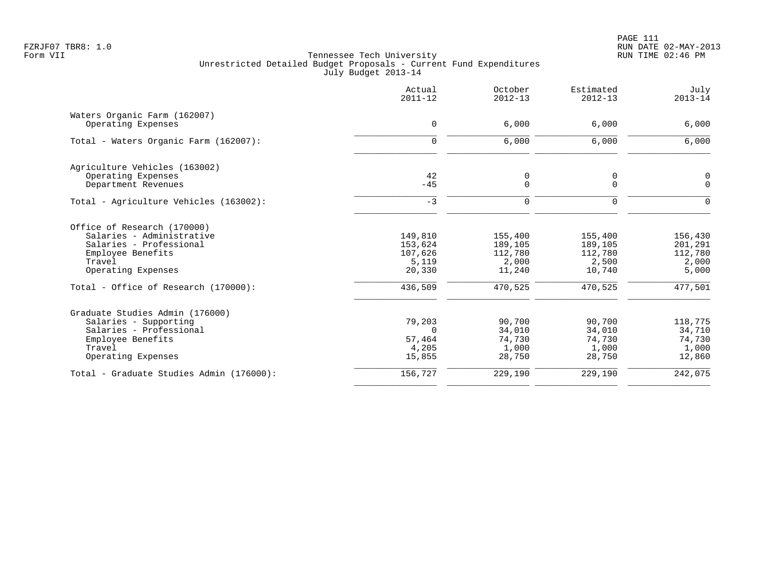FZRJF07 TBR8: 1.0
Form VII

Tennessee Tech University
Unrestricted Detailed Budget Proposals - Current Fund Expenditures
July Budget 2013-14

PAGE 111
RUN DATE 02-MAY-2013
RUN TIME 02:46 PM

| | Actual 2011-12 | October 2012-13 | Estimated 2012-13 | July 2013-14 |
|---|---|---|---|---|
| Waters Organic Farm (162007) | | | | |
| Operating Expenses | 0 | 6,000 | 6,000 | 6,000 |
| Total - Waters Organic Farm (162007): | 0 | 6,000 | 6,000 | 6,000 |
| Agriculture Vehicles (163002) | | | | |
| Operating Expenses | 42 | 0 | 0 | 0 |
| Department Revenues | -45 | 0 | 0 | 0 |
| Total - Agriculture Vehicles (163002): | -3 | 0 | 0 | 0 |
| Office of Research (170000) | | | | |
| Salaries - Administrative | 149,810 | 155,400 | 155,400 | 156,430 |
| Salaries - Professional | 153,624 | 189,105 | 189,105 | 201,291 |
| Employee Benefits | 107,626 | 112,780 | 112,780 | 112,780 |
| Travel | 5,119 | 2,000 | 2,500 | 2,000 |
| Operating Expenses | 20,330 | 11,240 | 10,740 | 5,000 |
| Total - Office of Research (170000): | 436,509 | 470,525 | 470,525 | 477,501 |
| Graduate Studies Admin (176000) | | | | |
| Salaries - Supporting | 79,203 | 90,700 | 90,700 | 118,775 |
| Salaries - Professional | 0 | 34,010 | 34,010 | 34,710 |
| Employee Benefits | 57,464 | 74,730 | 74,730 | 74,730 |
| Travel | 4,205 | 1,000 | 1,000 | 1,000 |
| Operating Expenses | 15,855 | 28,750 | 28,750 | 12,860 |
| Total - Graduate Studies Admin (176000): | 156,727 | 229,190 | 229,190 | 242,075 |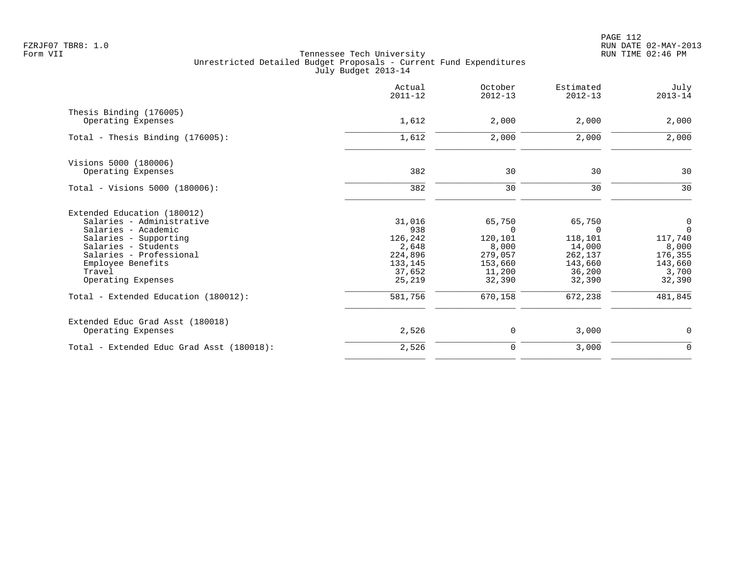Tennessee Tech University
Unrestricted Detailed Budget Proposals - Current Fund Expenditures
July Budget 2013-14

| | Actual 2011-12 | October 2012-13 | Estimated 2012-13 | July 2013-14 |
|---|---|---|---|---|
| **Thesis Binding (176005)** | | | | |
| Operating Expenses | 1,612 | 2,000 | 2,000 | 2,000 |
| Total - Thesis Binding (176005): | 1,612 | 2,000 | 2,000 | 2,000 |
| **Visions 5000 (180006)** | | | | |
| Operating Expenses | 382 | 30 | 30 | 30 |
| Total - Visions 5000 (180006): | 382 | 30 | 30 | 30 |
| **Extended Education (180012)** | | | | |
| Salaries - Administrative | 31,016 | 65,750 | 65,750 | 0 |
| Salaries - Academic | 938 | 0 | 0 | 0 |
| Salaries - Supporting | 126,242 | 120,101 | 118,101 | 117,740 |
| Salaries - Students | 2,648 | 8,000 | 14,000 | 8,000 |
| Salaries - Professional | 224,896 | 279,057 | 262,137 | 176,355 |
| Employee Benefits | 133,145 | 153,660 | 143,660 | 143,660 |
| Travel | 37,652 | 11,200 | 36,200 | 3,700 |
| Operating Expenses | 25,219 | 32,390 | 32,390 | 32,390 |
| Total - Extended Education (180012): | 581,756 | 670,158 | 672,238 | 481,845 |
| **Extended Educ Grad Asst (180018)** | | | | |
| Operating Expenses | 2,526 | 0 | 3,000 | 0 |
| Total - Extended Educ Grad Asst (180018): | 2,526 | 0 | 3,000 | 0 |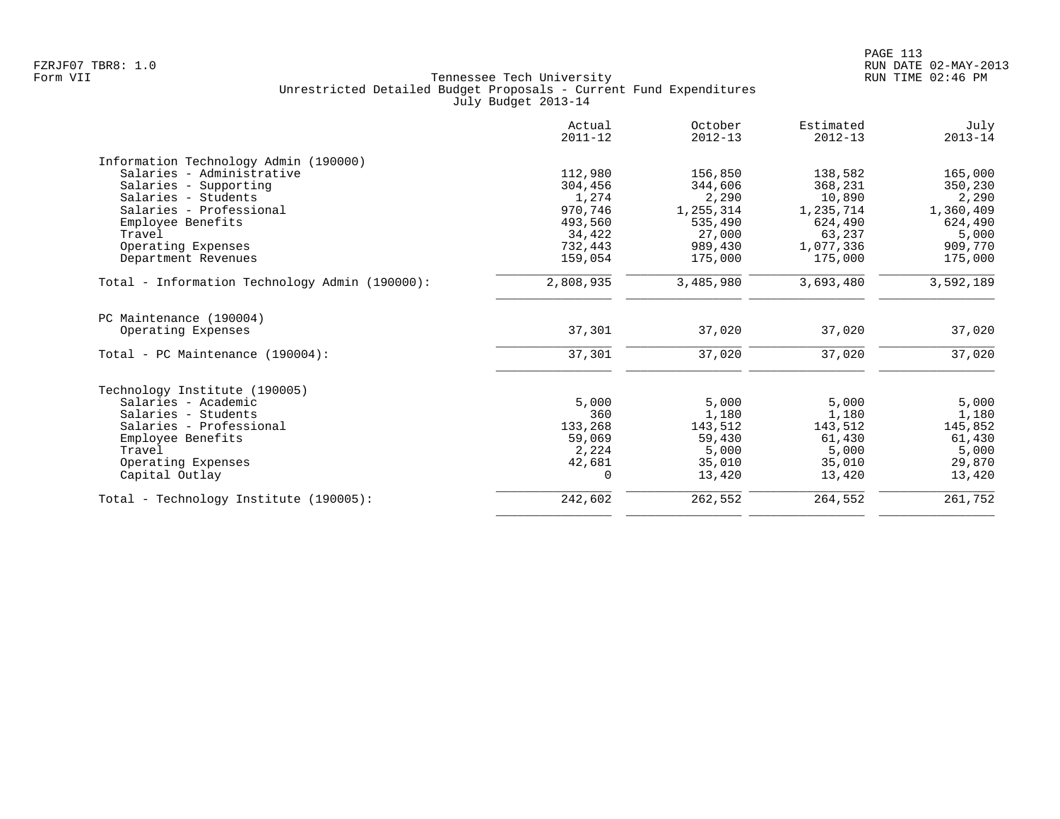FZRJF07 TBR8: 1.0
Form VII

Tennessee Tech University
Unrestricted Detailed Budget Proposals - Current Fund Expenditures
July Budget 2013-14

RUN DATE 02-MAY-2013
RUN TIME 02:46 PM

| | Actual 2011-12 | October 2012-13 | Estimated 2012-13 | July 2013-14 |
|---|---|---|---|---|
| **Information Technology Admin (190000)** | | | | |
| Salaries - Administrative | 112,980 | 156,850 | 138,582 | 165,000 |
| Salaries - Supporting | 304,456 | 344,606 | 368,231 | 350,230 |
| Salaries - Students | 1,274 | 2,290 | 10,890 | 2,290 |
| Salaries - Professional | 970,746 | 1,255,314 | 1,235,714 | 1,360,409 |
| Employee Benefits | 493,560 | 535,490 | 624,490 | 624,490 |
| Travel | 34,422 | 27,000 | 63,237 | 5,000 |
| Operating Expenses | 732,443 | 989,430 | 1,077,336 | 909,770 |
| Department Revenues | 159,054 | 175,000 | 175,000 | 175,000 |
| Total - Information Technology Admin (190000): | 2,808,935 | 3,485,980 | 3,693,480 | 3,592,189 |
| **PC Maintenance (190004)** | | | | |
| Operating Expenses | 37,301 | 37,020 | 37,020 | 37,020 |
| Total - PC Maintenance (190004): | 37,301 | 37,020 | 37,020 | 37,020 |
| **Technology Institute (190005)** | | | | |
| Salaries - Academic | 5,000 | 5,000 | 5,000 | 5,000 |
| Salaries - Students | 360 | 1,180 | 1,180 | 1,180 |
| Salaries - Professional | 133,268 | 143,512 | 143,512 | 145,852 |
| Employee Benefits | 59,069 | 59,430 | 61,430 | 61,430 |
| Travel | 2,224 | 5,000 | 5,000 | 5,000 |
| Operating Expenses | 42,681 | 35,010 | 35,010 | 29,870 |
| Capital Outlay | 0 | 13,420 | 13,420 | 13,420 |
| Total - Technology Institute (190005): | 242,602 | 262,552 | 264,552 | 261,752 |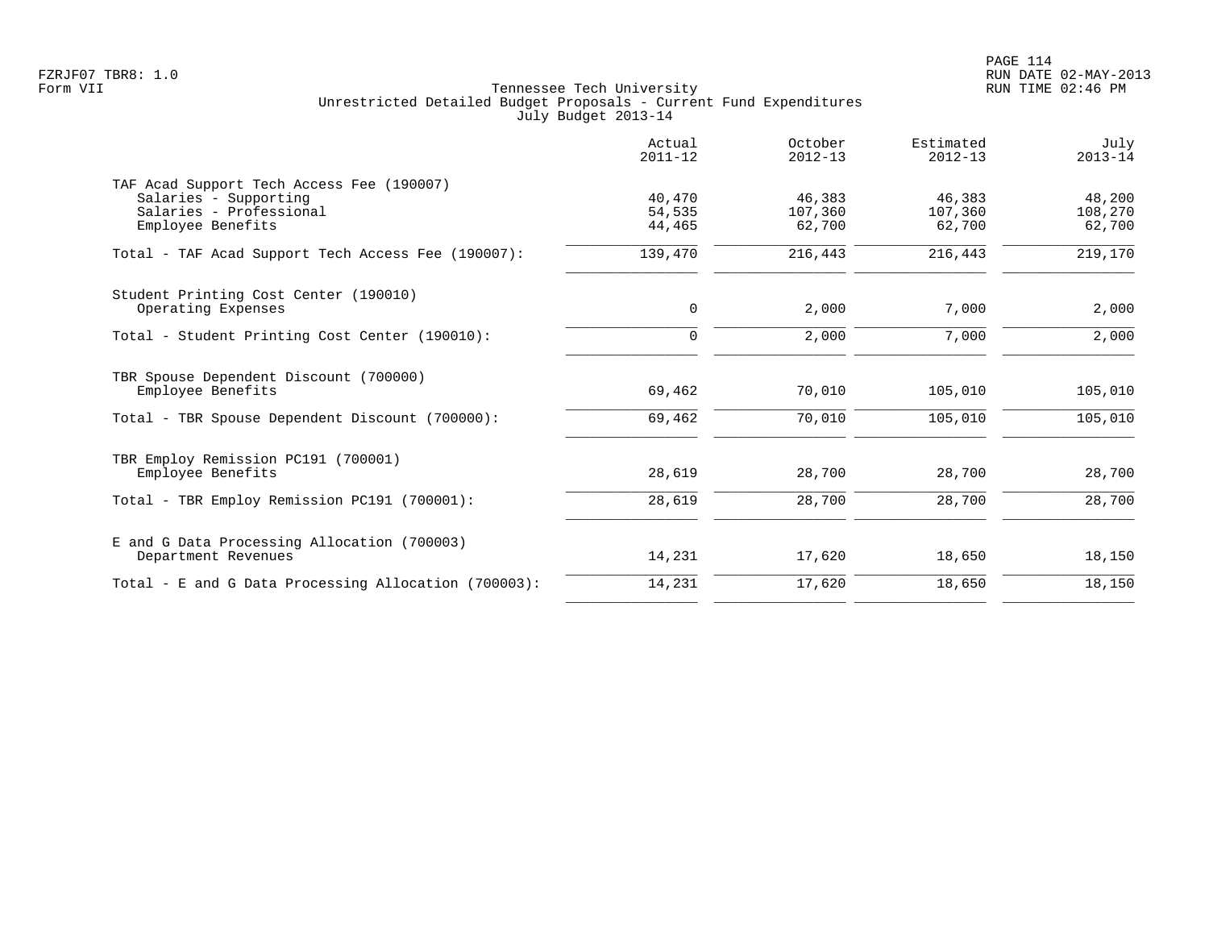Tennessee Tech University
Unrestricted Detailed Budget Proposals - Current Fund Expenditures
July Budget 2013-14

| | Actual 2011-12 | October 2012-13 | Estimated 2012-13 | July 2013-14 |
|---|---|---|---|---|
| TAF Acad Support Tech Access Fee (190007) | | | | |
| Salaries - Supporting | 40,470 | 46,383 | 46,383 | 48,200 |
| Salaries - Professional | 54,535 | 107,360 | 107,360 | 108,270 |
| Employee Benefits | 44,465 | 62,700 | 62,700 | 62,700 |
| Total - TAF Acad Support Tech Access Fee (190007): | 139,470 | 216,443 | 216,443 | 219,170 |
| Student Printing Cost Center (190010) | | | | |
| Operating Expenses | 0 | 2,000 | 7,000 | 2,000 |
| Total - Student Printing Cost Center (190010): | 0 | 2,000 | 7,000 | 2,000 |
| TBR Spouse Dependent Discount (700000) | | | | |
| Employee Benefits | 69,462 | 70,010 | 105,010 | 105,010 |
| Total - TBR Spouse Dependent Discount (700000): | 69,462 | 70,010 | 105,010 | 105,010 |
| TBR Employ Remission PC191 (700001) | | | | |
| Employee Benefits | 28,619 | 28,700 | 28,700 | 28,700 |
| Total - TBR Employ Remission PC191 (700001): | 28,619 | 28,700 | 28,700 | 28,700 |
| E and G Data Processing Allocation (700003) | | | | |
| Department Revenues | 14,231 | 17,620 | 18,650 | 18,150 |
| Total - E and G Data Processing Allocation (700003): | 14,231 | 17,620 | 18,650 | 18,150 |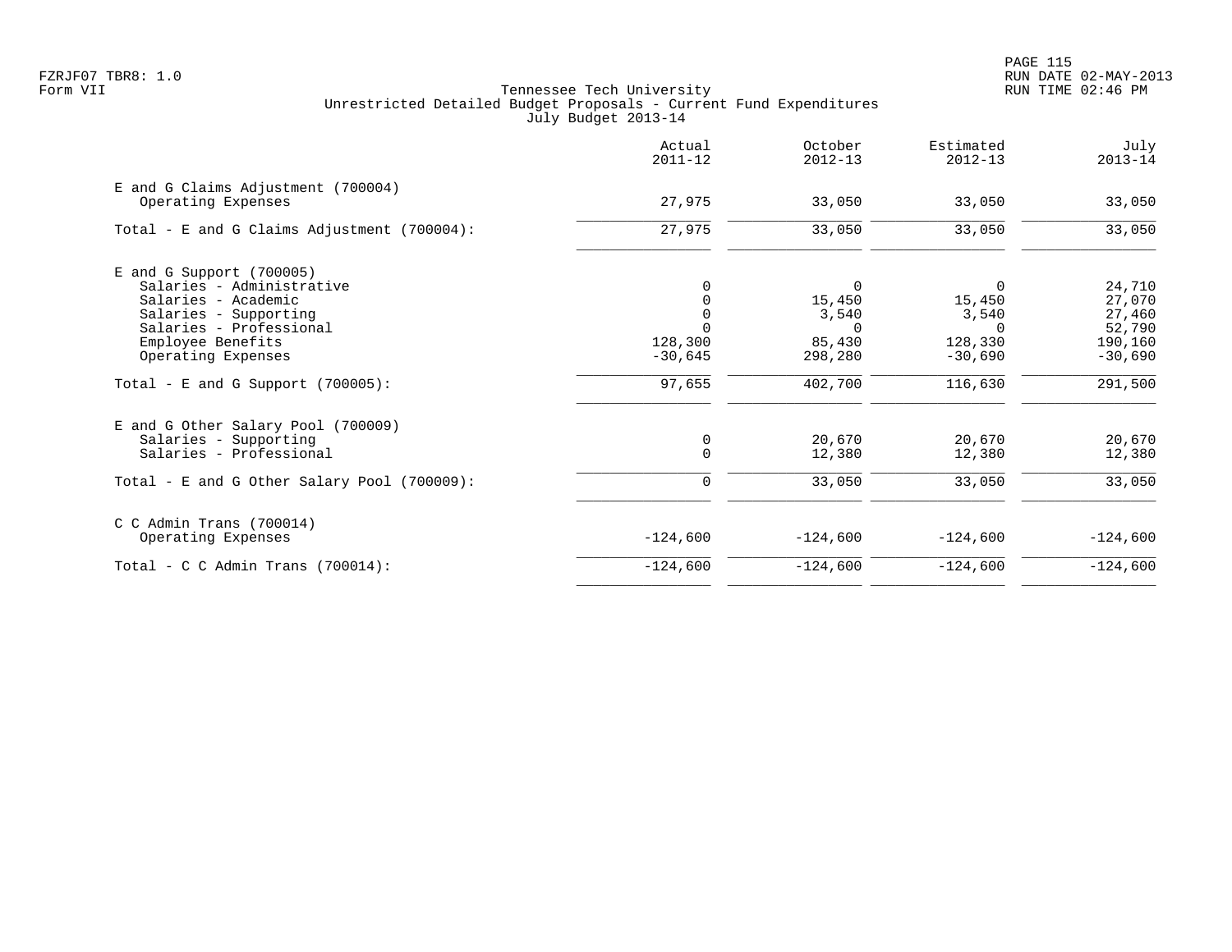Tennessee Tech University
Unrestricted Detailed Budget Proposals - Current Fund Expenditures
July Budget 2013-14

| | Actual 2011-12 | October 2012-13 | Estimated 2012-13 | July 2013-14 |
|---|---|---|---|---|
| E and G Claims Adjustment (700004) | | | | |
| Operating Expenses | 27,975 | 33,050 | 33,050 | 33,050 |
| Total - E and G Claims Adjustment (700004): | 27,975 | 33,050 | 33,050 | 33,050 |
| E and G Support (700005) | | | | |
| Salaries - Administrative | 0 | 0 | 0 | 24,710 |
| Salaries - Academic | 0 | 15,450 | 15,450 | 27,070 |
| Salaries - Supporting | 0 | 3,540 | 3,540 | 27,460 |
| Salaries - Professional | 0 | 0 | 0 | 52,790 |
| Employee Benefits | 128,300 | 85,430 | 128,330 | 190,160 |
| Operating Expenses | -30,645 | 298,280 | -30,690 | -30,690 |
| Total - E and G Support (700005): | 97,655 | 402,700 | 116,630 | 291,500 |
| E and G Other Salary Pool (700009) | | | | |
| Salaries - Supporting | 0 | 20,670 | 20,670 | 20,670 |
| Salaries - Professional | 0 | 12,380 | 12,380 | 12,380 |
| Total - E and G Other Salary Pool (700009): | 0 | 33,050 | 33,050 | 33,050 |
| C C Admin Trans (700014) | | | | |
| Operating Expenses | -124,600 | -124,600 | -124,600 | -124,600 |
| Total - C C Admin Trans (700014): | -124,600 | -124,600 | -124,600 | -124,600 |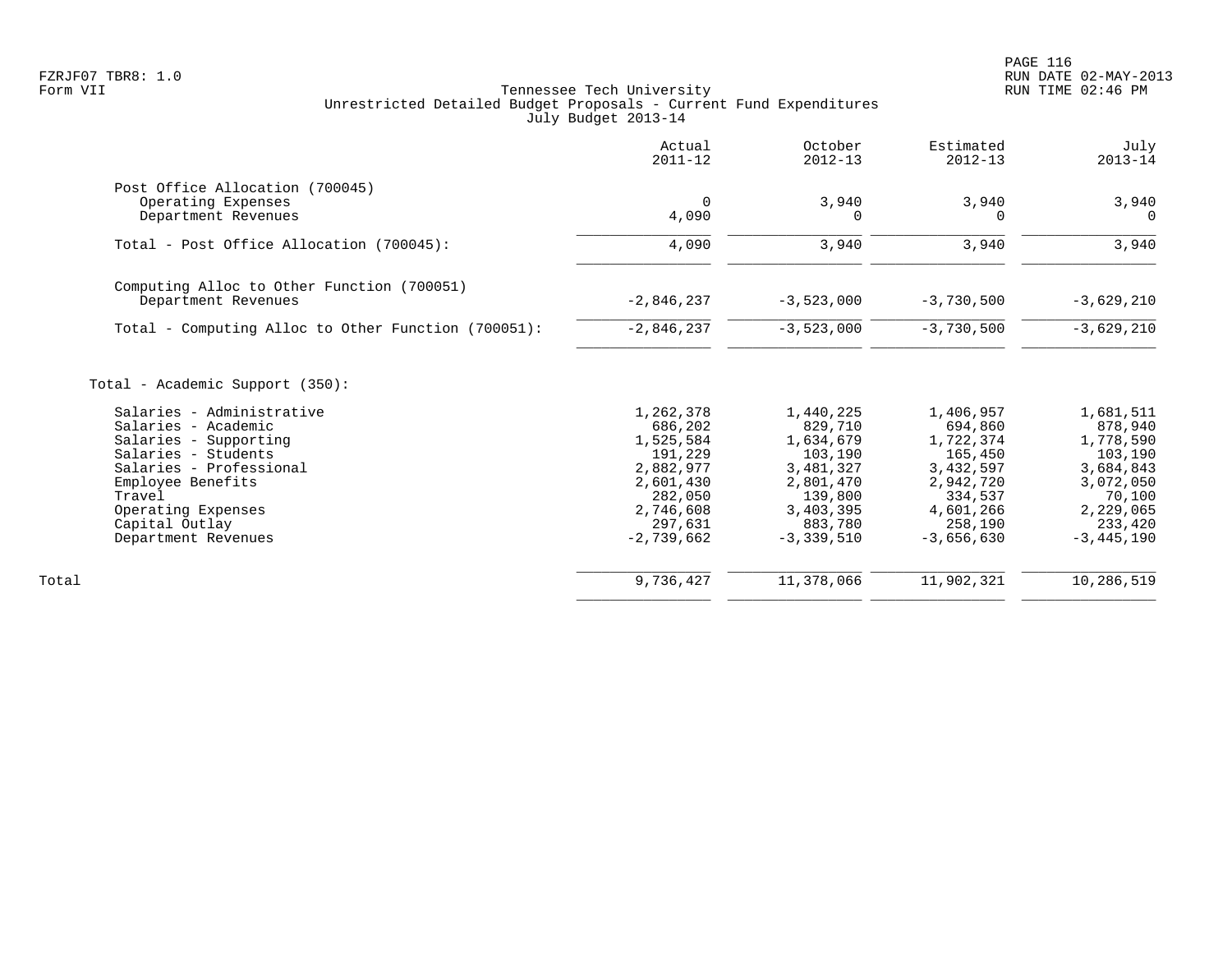FZRJF07 TBR8: 1.0
Form VII

Tennessee Tech University
Unrestricted Detailed Budget Proposals - Current Fund Expenditures
July Budget 2013-14

| | Actual 2011-12 | October 2012-13 | Estimated 2012-13 | July 2013-14 |
|---|---|---|---|---|
| Post Office Allocation (700045) | | | | |
| Operating Expenses | 0 | 3,940 | 3,940 | 3,940 |
| Department Revenues | 4,090 | 0 | 0 | 0 |
| Total - Post Office Allocation (700045): | 4,090 | 3,940 | 3,940 | 3,940 |
| Computing Alloc to Other Function (700051) | | | | |
| Department Revenues | -2,846,237 | -3,523,000 | -3,730,500 | -3,629,210 |
| Total - Computing Alloc to Other Function (700051): | -2,846,237 | -3,523,000 | -3,730,500 | -3,629,210 |
| Total - Academic Support (350): | | | | |
| Salaries - Administrative | 1,262,378 | 1,440,225 | 1,406,957 | 1,681,511 |
| Salaries - Academic | 686,202 | 829,710 | 694,860 | 878,940 |
| Salaries - Supporting | 1,525,584 | 1,634,679 | 1,722,374 | 1,778,590 |
| Salaries - Students | 191,229 | 103,190 | 165,450 | 103,190 |
| Salaries - Professional | 2,882,977 | 3,481,327 | 3,432,597 | 3,684,843 |
| Employee Benefits | 2,601,430 | 2,801,470 | 2,942,720 | 3,072,050 |
| Travel | 282,050 | 139,800 | 334,537 | 70,100 |
| Operating Expenses | 2,746,608 | 3,403,395 | 4,601,266 | 2,229,065 |
| Capital Outlay | 297,631 | 883,780 | 258,190 | 233,420 |
| Department Revenues | -2,739,662 | -3,339,510 | -3,656,630 | -3,445,190 |
| Total | 9,736,427 | 11,378,066 | 11,902,321 | 10,286,519 |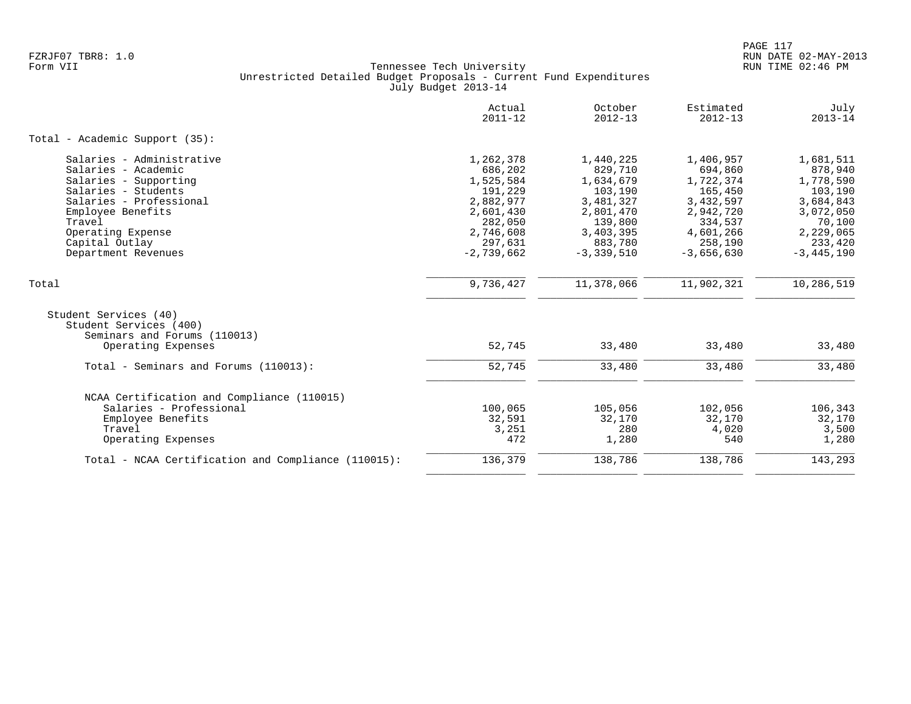Tennessee Tech University
Unrestricted Detailed Budget Proposals - Current Fund Expenditures
July Budget 2013-14

| | Actual 2011-12 | October 2012-13 | Estimated 2012-13 | July 2013-14 |
|---|---|---|---|---|
| **Total - Academic Support (35):** | | | | |
| Salaries - Administrative | 1,262,378 | 1,440,225 | 1,406,957 | 1,681,511 |
| Salaries - Academic | 686,202 | 829,710 | 694,860 | 878,940 |
| Salaries - Supporting | 1,525,584 | 1,634,679 | 1,722,374 | 1,778,590 |
| Salaries - Students | 191,229 | 103,190 | 165,450 | 103,190 |
| Salaries - Professional | 2,882,977 | 3,481,327 | 3,432,597 | 3,684,843 |
| Employee Benefits | 2,601,430 | 2,801,470 | 2,942,720 | 3,072,050 |
| Travel | 282,050 | 139,800 | 334,537 | 70,100 |
| Operating Expense | 2,746,608 | 3,403,395 | 4,601,266 | 2,229,065 |
| Capital Outlay | 297,631 | 883,780 | 258,190 | 233,420 |
| Department Revenues | -2,739,662 | -3,339,510 | -3,656,630 | -3,445,190 |
| Total | 9,736,427 | 11,378,066 | 11,902,321 | 10,286,519 |
| Student Services (40) | | | | |
| Student Services (400) | | | | |
| Seminars and Forums (110013) | | | | |
| Operating Expenses | 52,745 | 33,480 | 33,480 | 33,480 |
| Total - Seminars and Forums (110013): | 52,745 | 33,480 | 33,480 | 33,480 |
| NCAA Certification and Compliance (110015) | | | | |
| Salaries - Professional | 100,065 | 105,056 | 102,056 | 106,343 |
| Employee Benefits | 32,591 | 32,170 | 32,170 | 32,170 |
| Travel | 3,251 | 280 | 4,020 | 3,500 |
| Operating Expenses | 472 | 1,280 | 540 | 1,280 |
| Total - NCAA Certification and Compliance (110015): | 136,379 | 138,786 | 138,786 | 143,293 |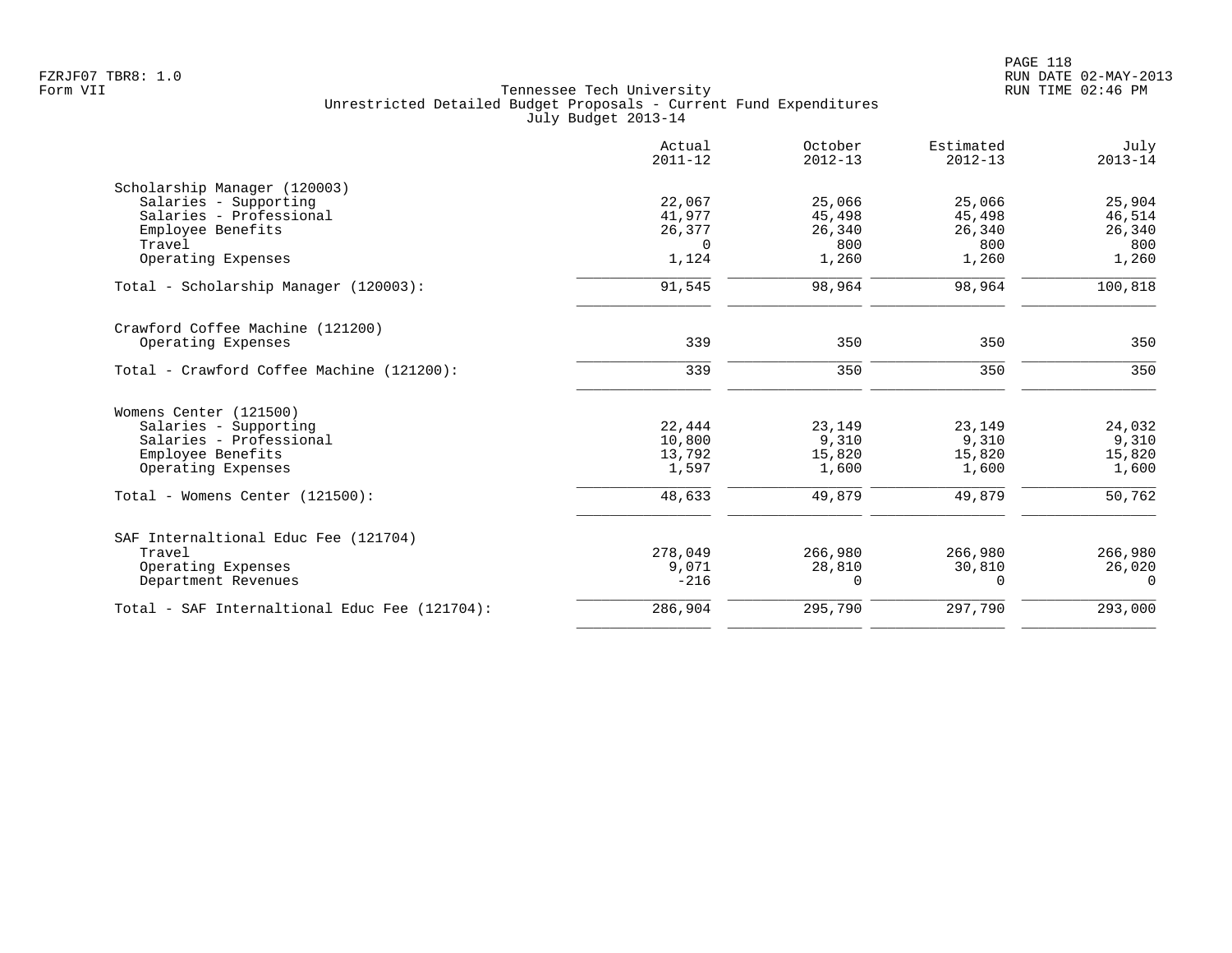Tennessee Tech University
Unrestricted Detailed Budget Proposals - Current Fund Expenditures
July Budget 2013-14

|  | Actual 2011-12 | October 2012-13 | Estimated 2012-13 | July 2013-14 |
|---|---|---|---|---|
| **Scholarship Manager (120003)** |  |  |  |  |
| Salaries - Supporting | 22,067 | 25,066 | 25,066 | 25,904 |
| Salaries - Professional | 41,977 | 45,498 | 45,498 | 46,514 |
| Employee Benefits | 26,377 | 26,340 | 26,340 | 26,340 |
| Travel | 0 | 800 | 800 | 800 |
| Operating Expenses | 1,124 | 1,260 | 1,260 | 1,260 |
| Total - Scholarship Manager (120003): | 91,545 | 98,964 | 98,964 | 100,818 |
| **Crawford Coffee Machine (121200)** |  |  |  |  |
| Operating Expenses | 339 | 350 | 350 | 350 |
| Total - Crawford Coffee Machine (121200): | 339 | 350 | 350 | 350 |
| **Womens Center (121500)** |  |  |  |  |
| Salaries - Supporting | 22,444 | 23,149 | 23,149 | 24,032 |
| Salaries - Professional | 10,800 | 9,310 | 9,310 | 9,310 |
| Employee Benefits | 13,792 | 15,820 | 15,820 | 15,820 |
| Operating Expenses | 1,597 | 1,600 | 1,600 | 1,600 |
| Total - Womens Center (121500): | 48,633 | 49,879 | 49,879 | 50,762 |
| **SAF Internaltional Educ Fee (121704)** |  |  |  |  |
| Travel | 278,049 | 266,980 | 266,980 | 266,980 |
| Operating Expenses | 9,071 | 28,810 | 30,810 | 26,020 |
| Department Revenues | -216 | 0 | 0 | 0 |
| Total - SAF Internaltional Educ Fee (121704): | 286,904 | 295,790 | 297,790 | 293,000 |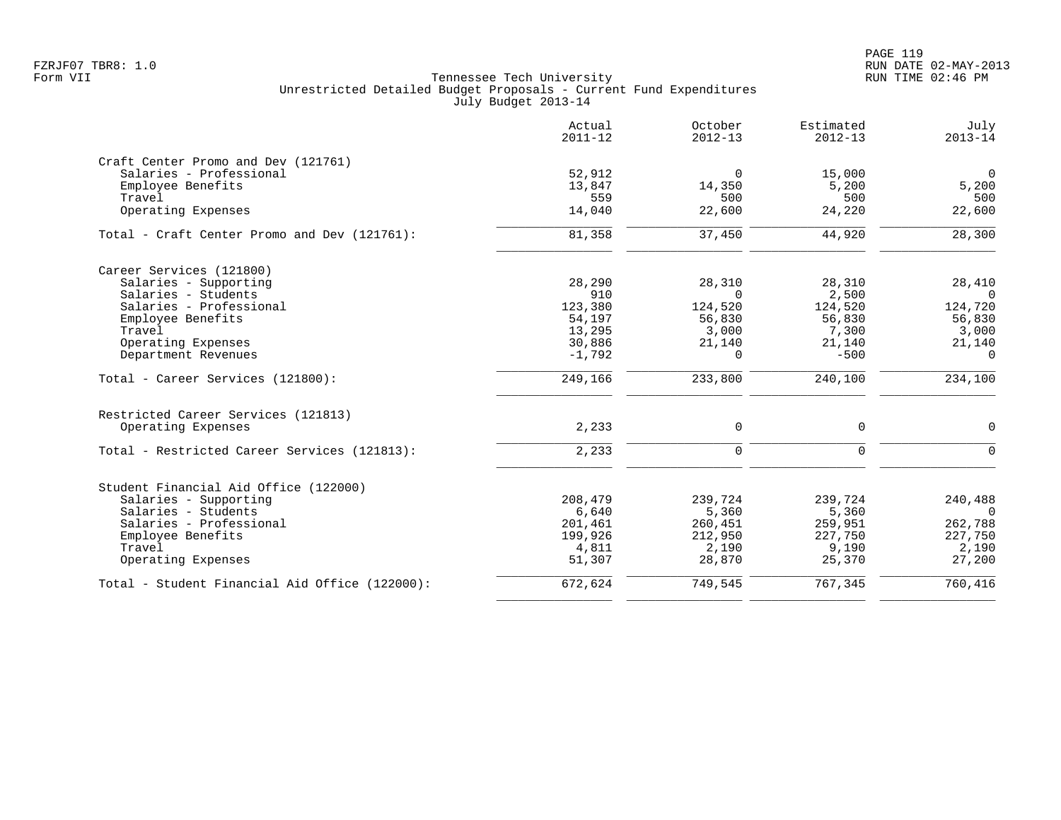Tennessee Tech University
Unrestricted Detailed Budget Proposals - Current Fund Expenditures
July Budget 2013-14

| | Actual 2011-12 | October 2012-13 | Estimated 2012-13 | July 2013-14 |
|---|---|---|---|---|
| **Craft Center Promo and Dev (121761)** | | | | |
| Salaries - Professional | 52,912 | 0 | 15,000 | 0 |
| Employee Benefits | 13,847 | 14,350 | 5,200 | 5,200 |
| Travel | 559 | 500 | 500 | 500 |
| Operating Expenses | 14,040 | 22,600 | 24,220 | 22,600 |
| Total - Craft Center Promo and Dev (121761): | 81,358 | 37,450 | 44,920 | 28,300 |
| **Career Services (121800)** | | | | |
| Salaries - Supporting | 28,290 | 28,310 | 28,310 | 28,410 |
| Salaries - Students | 910 | 0 | 2,500 | 0 |
| Salaries - Professional | 123,380 | 124,520 | 124,520 | 124,720 |
| Employee Benefits | 54,197 | 56,830 | 56,830 | 56,830 |
| Travel | 13,295 | 3,000 | 7,300 | 3,000 |
| Operating Expenses | 30,886 | 21,140 | 21,140 | 21,140 |
| Department Revenues | -1,792 | 0 | -500 | 0 |
| Total - Career Services (121800): | 249,166 | 233,800 | 240,100 | 234,100 |
| **Restricted Career Services (121813)** | | | | |
| Operating Expenses | 2,233 | 0 | 0 | 0 |
| Total - Restricted Career Services (121813): | 2,233 | 0 | 0 | 0 |
| **Student Financial Aid Office (122000)** | | | | |
| Salaries - Supporting | 208,479 | 239,724 | 239,724 | 240,488 |
| Salaries - Students | 6,640 | 5,360 | 5,360 | 0 |
| Salaries - Professional | 201,461 | 260,451 | 259,951 | 262,788 |
| Employee Benefits | 199,926 | 212,950 | 227,750 | 227,750 |
| Travel | 4,811 | 2,190 | 9,190 | 2,190 |
| Operating Expenses | 51,307 | 28,870 | 25,370 | 27,200 |
| Total - Student Financial Aid Office (122000): | 672,624 | 749,545 | 767,345 | 760,416 |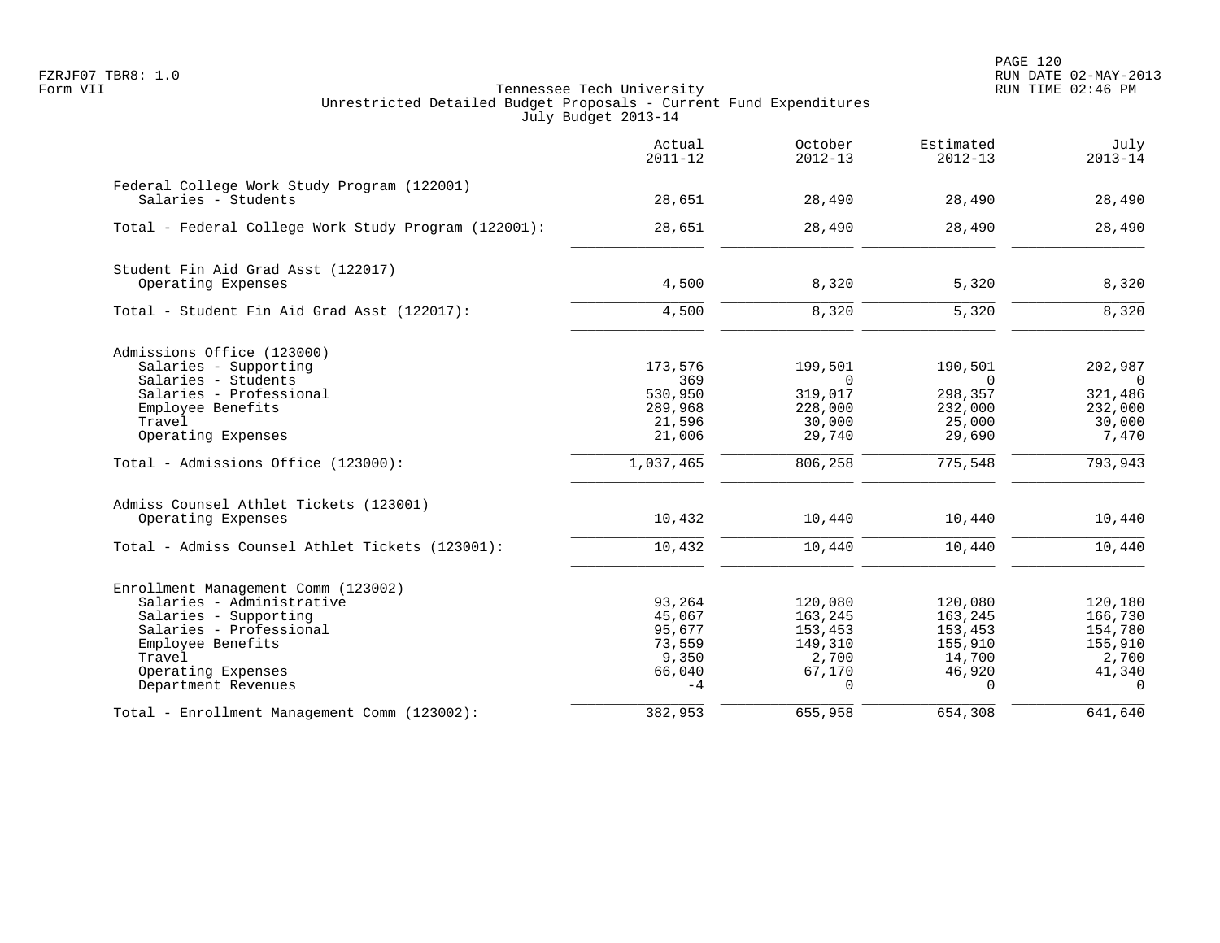Tennessee Tech University
Unrestricted Detailed Budget Proposals - Current Fund Expenditures
July Budget 2013-14

FZRJF07 TBR8: 1.0
Form VII

RUN DATE 02-MAY-2013
RUN TIME 02:46 PM

| | Actual 2011-12 | October 2012-13 | Estimated 2012-13 | July 2013-14 |
|---|---|---|---|---|
| Federal College Work Study Program (122001) | | | | |
| Salaries - Students | 28,651 | 28,490 | 28,490 | 28,490 |
| Total - Federal College Work Study Program (122001): | 28,651 | 28,490 | 28,490 | 28,490 |
| Student Fin Aid Grad Asst (122017) | | | | |
| Operating Expenses | 4,500 | 8,320 | 5,320 | 8,320 |
| Total - Student Fin Aid Grad Asst (122017): | 4,500 | 8,320 | 5,320 | 8,320 |
| Admissions Office (123000) | | | | |
| Salaries - Supporting | 173,576 | 199,501 | 190,501 | 202,987 |
| Salaries - Students | 369 | 0 | 0 | 0 |
| Salaries - Professional | 530,950 | 319,017 | 298,357 | 321,486 |
| Employee Benefits | 289,968 | 228,000 | 232,000 | 232,000 |
| Travel | 21,596 | 30,000 | 25,000 | 30,000 |
| Operating Expenses | 21,006 | 29,740 | 29,690 | 7,470 |
| Total - Admissions Office (123000): | 1,037,465 | 806,258 | 775,548 | 793,943 |
| Admiss Counsel Athlet Tickets (123001) | | | | |
| Operating Expenses | 10,432 | 10,440 | 10,440 | 10,440 |
| Total - Admiss Counsel Athlet Tickets (123001): | 10,432 | 10,440 | 10,440 | 10,440 |
| Enrollment Management Comm (123002) | | | | |
| Salaries - Administrative | 93,264 | 120,080 | 120,080 | 120,180 |
| Salaries - Supporting | 45,067 | 163,245 | 163,245 | 166,730 |
| Salaries - Professional | 95,677 | 153,453 | 153,453 | 154,780 |
| Employee Benefits | 73,559 | 149,310 | 155,910 | 155,910 |
| Travel | 9,350 | 2,700 | 14,700 | 2,700 |
| Operating Expenses | 66,040 | 67,170 | 46,920 | 41,340 |
| Department Revenues | -4 | 0 | 0 | 0 |
| Total - Enrollment Management Comm (123002): | 382,953 | 655,958 | 654,308 | 641,640 |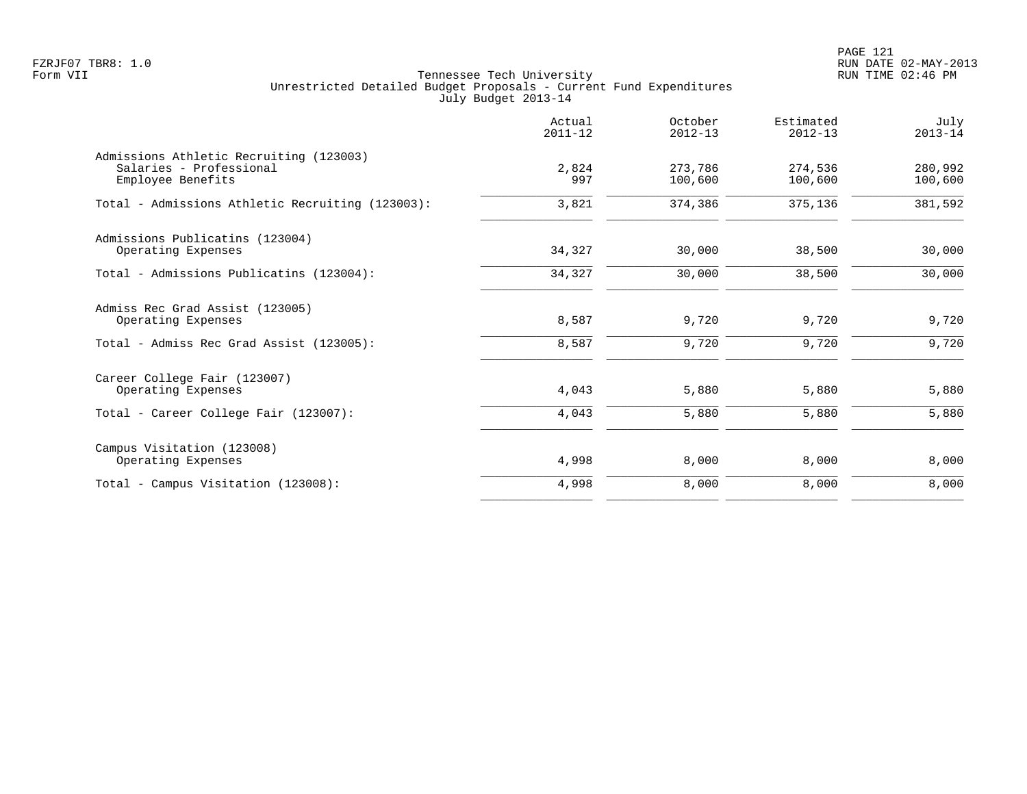Tennessee Tech University
Unrestricted Detailed Budget Proposals - Current Fund Expenditures
July Budget 2013-14

| | Actual 2011-12 | October 2012-13 | Estimated 2012-13 | July 2013-14 |
|---|---|---|---|---|
| Admissions Athletic Recruiting (123003) | | | | |
| Salaries - Professional | 2,824 | 273,786 | 274,536 | 280,992 |
| Employee Benefits | 997 | 100,600 | 100,600 | 100,600 |
| Total - Admissions Athletic Recruiting (123003): | 3,821 | 374,386 | 375,136 | 381,592 |
| Admissions Publicatins (123004) | | | | |
| Operating Expenses | 34,327 | 30,000 | 38,500 | 30,000 |
| Total - Admissions Publicatins (123004): | 34,327 | 30,000 | 38,500 | 30,000 |
| Admiss Rec Grad Assist (123005) | | | | |
| Operating Expenses | 8,587 | 9,720 | 9,720 | 9,720 |
| Total - Admiss Rec Grad Assist (123005): | 8,587 | 9,720 | 9,720 | 9,720 |
| Career College Fair (123007) | | | | |
| Operating Expenses | 4,043 | 5,880 | 5,880 | 5,880 |
| Total - Career College Fair (123007): | 4,043 | 5,880 | 5,880 | 5,880 |
| Campus Visitation (123008) | | | | |
| Operating Expenses | 4,998 | 8,000 | 8,000 | 8,000 |
| Total - Campus Visitation (123008): | 4,998 | 8,000 | 8,000 | 8,000 |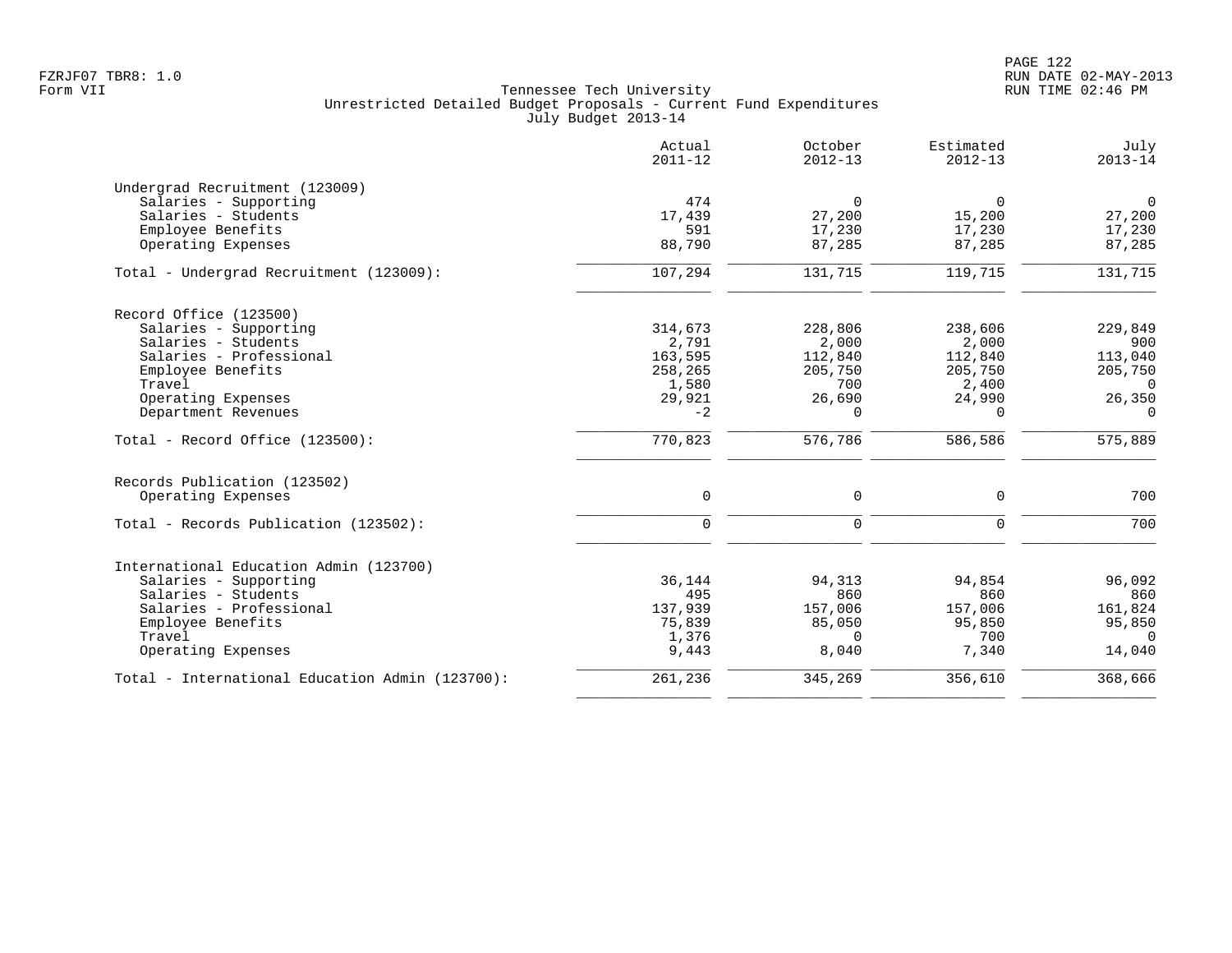FZRJF07 TBR8: 1.0
Form VII

Tennessee Tech University
Unrestricted Detailed Budget Proposals - Current Fund Expenditures
July Budget 2013-14

RUN DATE 02-MAY-2013
RUN TIME 02:46 PM

| | Actual 2011-12 | October 2012-13 | Estimated 2012-13 | July 2013-14 |
|---|---|---|---|---|
| **Undergrad Recruitment (123009)** | | | | |
| Salaries - Supporting | 474 | 0 | 0 | 0 |
| Salaries - Students | 17,439 | 27,200 | 15,200 | 27,200 |
| Employee Benefits | 591 | 17,230 | 17,230 | 17,230 |
| Operating Expenses | 88,790 | 87,285 | 87,285 | 87,285 |
| Total - Undergrad Recruitment (123009): | 107,294 | 131,715 | 119,715 | 131,715 |
| **Record Office (123500)** | | | | |
| Salaries - Supporting | 314,673 | 228,806 | 238,606 | 229,849 |
| Salaries - Students | 2,791 | 2,000 | 2,000 | 900 |
| Salaries - Professional | 163,595 | 112,840 | 112,840 | 113,040 |
| Employee Benefits | 258,265 | 205,750 | 205,750 | 205,750 |
| Travel | 1,580 | 700 | 2,400 | 0 |
| Operating Expenses | 29,921 | 26,690 | 24,990 | 26,350 |
| Department Revenues | -2 | 0 | 0 | 0 |
| Total - Record Office (123500): | 770,823 | 576,786 | 586,586 | 575,889 |
| **Records Publication (123502)** | | | | |
| Operating Expenses | 0 | 0 | 0 | 700 |
| Total - Records Publication (123502): | 0 | 0 | 0 | 700 |
| **International Education Admin (123700)** | | | | |
| Salaries - Supporting | 36,144 | 94,313 | 94,854 | 96,092 |
| Salaries - Students | 495 | 860 | 860 | 860 |
| Salaries - Professional | 137,939 | 157,006 | 157,006 | 161,824 |
| Employee Benefits | 75,839 | 85,050 | 95,850 | 95,850 |
| Travel | 1,376 | 0 | 700 | 0 |
| Operating Expenses | 9,443 | 8,040 | 7,340 | 14,040 |
| Total - International Education Admin (123700): | 261,236 | 345,269 | 356,610 | 368,666 |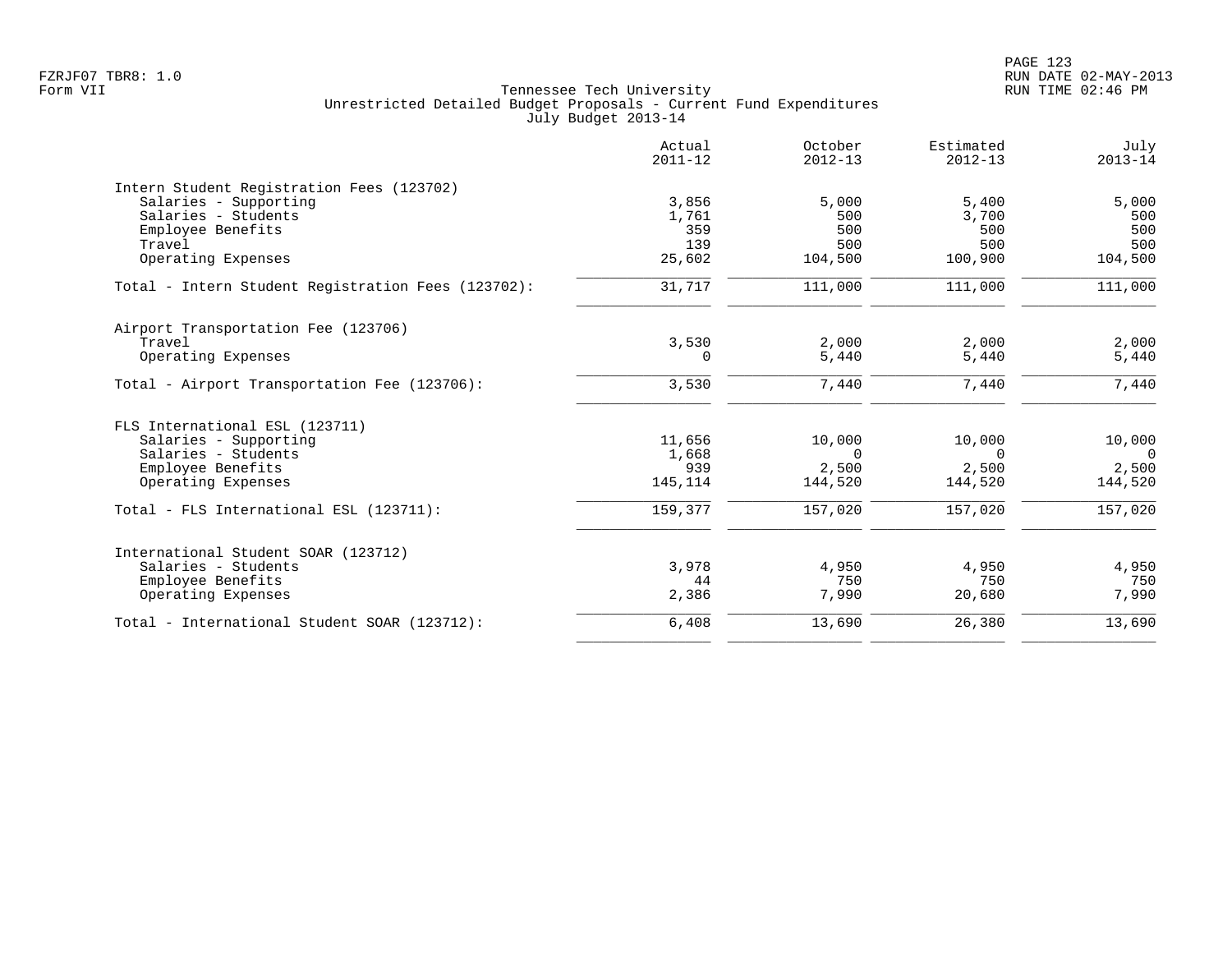Tennessee Tech University
Unrestricted Detailed Budget Proposals - Current Fund Expenditures
July Budget 2013-14

| | Actual 2011-12 | October 2012-13 | Estimated 2012-13 | July 2013-14 |
|---|---|---|---|---|
| **Intern Student Registration Fees (123702)** | | | | |
| Salaries - Supporting | 3,856 | 5,000 | 5,400 | 5,000 |
| Salaries - Students | 1,761 | 500 | 3,700 | 500 |
| Employee Benefits | 359 | 500 | 500 | 500 |
| Travel | 139 | 500 | 500 | 500 |
| Operating Expenses | 25,602 | 104,500 | 100,900 | 104,500 |
| Total - Intern Student Registration Fees (123702): | 31,717 | 111,000 | 111,000 | 111,000 |
| **Airport Transportation Fee (123706)** | | | | |
| Travel | 3,530 | 2,000 | 2,000 | 2,000 |
| Operating Expenses | 0 | 5,440 | 5,440 | 5,440 |
| Total - Airport Transportation Fee (123706): | 3,530 | 7,440 | 7,440 | 7,440 |
| **FLS International ESL (123711)** | | | | |
| Salaries - Supporting | 11,656 | 10,000 | 10,000 | 10,000 |
| Salaries - Students | 1,668 | 0 | 0 | 0 |
| Employee Benefits | 939 | 2,500 | 2,500 | 2,500 |
| Operating Expenses | 145,114 | 144,520 | 144,520 | 144,520 |
| Total - FLS International ESL (123711): | 159,377 | 157,020 | 157,020 | 157,020 |
| **International Student SOAR (123712)** | | | | |
| Salaries - Students | 3,978 | 4,950 | 4,950 | 4,950 |
| Employee Benefits | 44 | 750 | 750 | 750 |
| Operating Expenses | 2,386 | 7,990 | 20,680 | 7,990 |
| Total - International Student SOAR (123712): | 6,408 | 13,690 | 26,380 | 13,690 |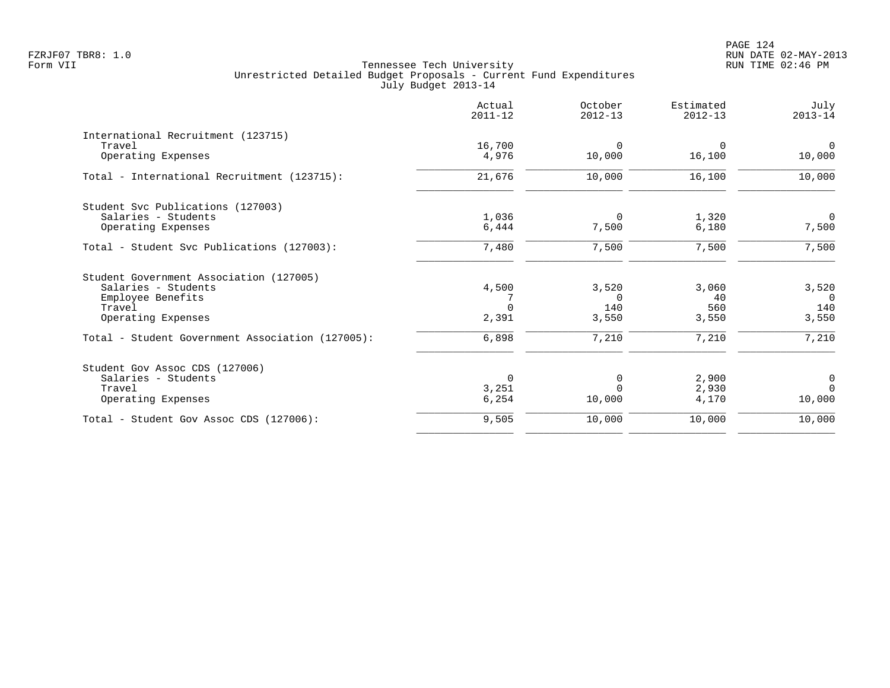Tennessee Tech University
Unrestricted Detailed Budget Proposals - Current Fund Expenditures
July Budget 2013-14

| | Actual 2011-12 | October 2012-13 | Estimated 2012-13 | July 2013-14 |
|---|---|---|---|---|
| International Recruitment (123715) | | | | |
| Travel | 16,700 | 0 | 0 | 0 |
| Operating Expenses | 4,976 | 10,000 | 16,100 | 10,000 |
| Total - International Recruitment (123715): | 21,676 | 10,000 | 16,100 | 10,000 |
| Student Svc Publications (127003) | | | | |
| Salaries - Students | 1,036 | 0 | 1,320 | 0 |
| Operating Expenses | 6,444 | 7,500 | 6,180 | 7,500 |
| Total - Student Svc Publications (127003): | 7,480 | 7,500 | 7,500 | 7,500 |
| Student Government Association (127005) | | | | |
| Salaries - Students | 4,500 | 3,520 | 3,060 | 3,520 |
| Employee Benefits | 7 | 0 | 40 | 0 |
| Travel | 0 | 140 | 560 | 140 |
| Operating Expenses | 2,391 | 3,550 | 3,550 | 3,550 |
| Total - Student Government Association (127005): | 6,898 | 7,210 | 7,210 | 7,210 |
| Student Gov Assoc CDS (127006) | | | | |
| Salaries - Students | 0 | 0 | 2,900 | 0 |
| Travel | 3,251 | 0 | 2,930 | 0 |
| Operating Expenses | 6,254 | 10,000 | 4,170 | 10,000 |
| Total - Student Gov Assoc CDS (127006): | 9,505 | 10,000 | 10,000 | 10,000 |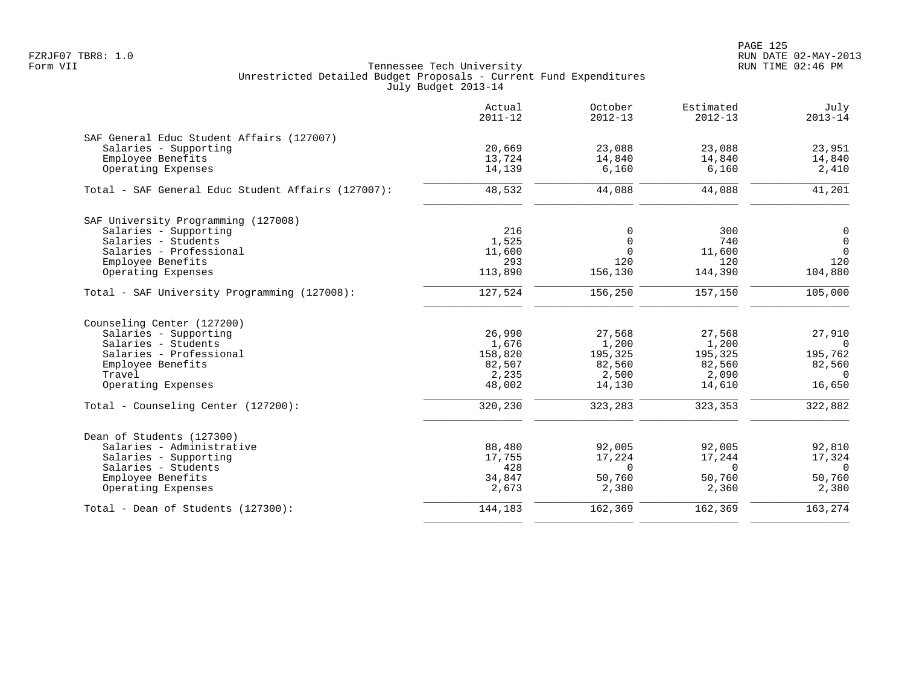Tennessee Tech University
Unrestricted Detailed Budget Proposals - Current Fund Expenditures
July Budget 2013-14

| | Actual 2011-12 | October 2012-13 | Estimated 2012-13 | July 2013-14 |
|---|---|---|---|---|
| **SAF General Educ Student Affairs (127007)** | | | | |
| Salaries - Supporting | 20,669 | 23,088 | 23,088 | 23,951 |
| Employee Benefits | 13,724 | 14,840 | 14,840 | 14,840 |
| Operating Expenses | 14,139 | 6,160 | 6,160 | 2,410 |
| Total - SAF General Educ Student Affairs (127007): | 48,532 | 44,088 | 44,088 | 41,201 |
| **SAF University Programming (127008)** | | | | |
| Salaries - Supporting | 216 | 0 | 300 | 0 |
| Salaries - Students | 1,525 | 0 | 740 | 0 |
| Salaries - Professional | 11,600 | 0 | 11,600 | 0 |
| Employee Benefits | 293 | 120 | 120 | 120 |
| Operating Expenses | 113,890 | 156,130 | 144,390 | 104,880 |
| Total - SAF University Programming (127008): | 127,524 | 156,250 | 157,150 | 105,000 |
| **Counseling Center (127200)** | | | | |
| Salaries - Supporting | 26,990 | 27,568 | 27,568 | 27,910 |
| Salaries - Students | 1,676 | 1,200 | 1,200 | 0 |
| Salaries - Professional | 158,820 | 195,325 | 195,325 | 195,762 |
| Employee Benefits | 82,507 | 82,560 | 82,560 | 82,560 |
| Travel | 2,235 | 2,500 | 2,090 | 0 |
| Operating Expenses | 48,002 | 14,130 | 14,610 | 16,650 |
| Total - Counseling Center (127200): | 320,230 | 323,283 | 323,353 | 322,882 |
| **Dean of Students (127300)** | | | | |
| Salaries - Administrative | 88,480 | 92,005 | 92,005 | 92,810 |
| Salaries - Supporting | 17,755 | 17,224 | 17,244 | 17,324 |
| Salaries - Students | 428 | 0 | 0 | 0 |
| Employee Benefits | 34,847 | 50,760 | 50,760 | 50,760 |
| Operating Expenses | 2,673 | 2,380 | 2,360 | 2,380 |
| Total - Dean of Students (127300): | 144,183 | 162,369 | 162,369 | 163,274 |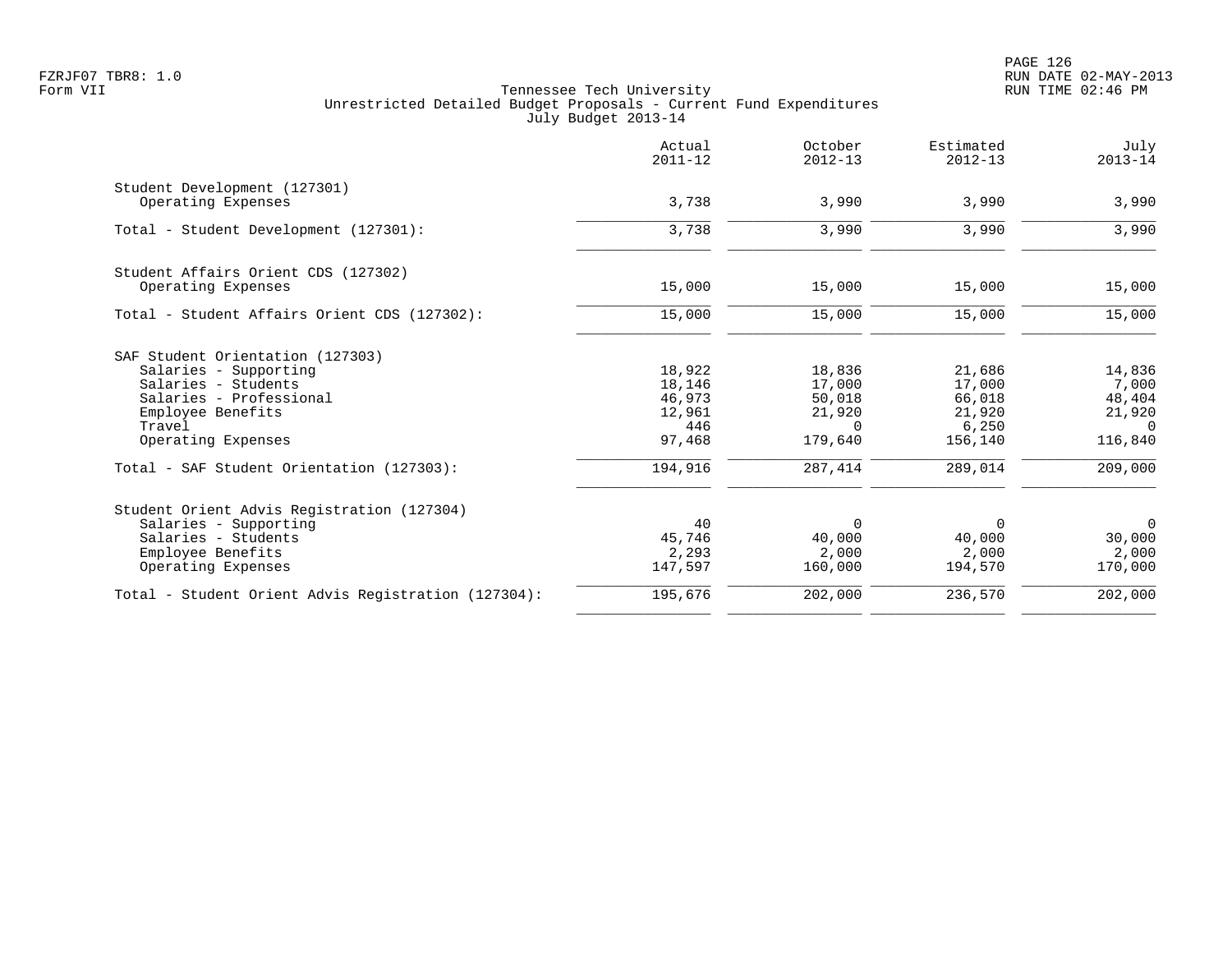FZRJF07 TBR8: 1.0
Form VII

Tennessee Tech University
Unrestricted Detailed Budget Proposals - Current Fund Expenditures
July Budget 2013-14

RUN DATE 02-MAY-2013
RUN TIME 02:46 PM

| | Actual 2011-12 | October 2012-13 | Estimated 2012-13 | July 2013-14 |
|---|---|---|---|---|
| **Student Development (127301)** | | | | |
| Operating Expenses | 3,738 | 3,990 | 3,990 | 3,990 |
| Total - Student Development (127301): | 3,738 | 3,990 | 3,990 | 3,990 |
| **Student Affairs Orient CDS (127302)** | | | | |
| Operating Expenses | 15,000 | 15,000 | 15,000 | 15,000 |
| Total - Student Affairs Orient CDS (127302): | 15,000 | 15,000 | 15,000 | 15,000 |
| **SAF Student Orientation (127303)** | | | | |
| Salaries - Supporting | 18,922 | 18,836 | 21,686 | 14,836 |
| Salaries - Students | 18,146 | 17,000 | 17,000 | 7,000 |
| Salaries - Professional | 46,973 | 50,018 | 66,018 | 48,404 |
| Employee Benefits | 12,961 | 21,920 | 21,920 | 21,920 |
| Travel | 446 | 0 | 6,250 | 0 |
| Operating Expenses | 97,468 | 179,640 | 156,140 | 116,840 |
| Total - SAF Student Orientation (127303): | 194,916 | 287,414 | 289,014 | 209,000 |
| **Student Orient Advis Registration (127304)** | | | | |
| Salaries - Supporting | 40 | 0 | 0 | 0 |
| Salaries - Students | 45,746 | 40,000 | 40,000 | 30,000 |
| Employee Benefits | 2,293 | 2,000 | 2,000 | 2,000 |
| Operating Expenses | 147,597 | 160,000 | 194,570 | 170,000 |
| Total - Student Orient Advis Registration (127304): | 195,676 | 202,000 | 236,570 | 202,000 |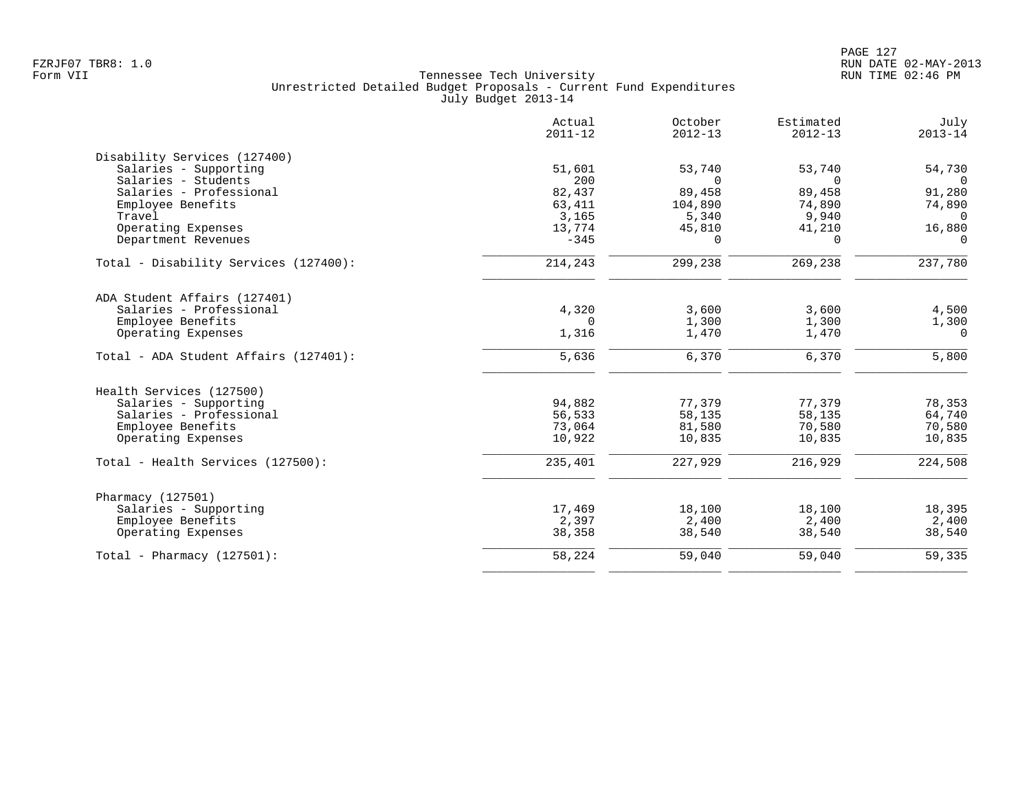Tennessee Tech University
Unrestricted Detailed Budget Proposals - Current Fund Expenditures
July Budget 2013-14

| | Actual 2011-12 | October 2012-13 | Estimated 2012-13 | July 2013-14 |
|---|---|---|---|---|
| **Disability Services (127400)** | | | | |
| Salaries - Supporting | 51,601 | 53,740 | 53,740 | 54,730 |
| Salaries - Students | 200 | 0 | 0 | 0 |
| Salaries - Professional | 82,437 | 89,458 | 89,458 | 91,280 |
| Employee Benefits | 63,411 | 104,890 | 74,890 | 74,890 |
| Travel | 3,165 | 5,340 | 9,940 | 0 |
| Operating Expenses | 13,774 | 45,810 | 41,210 | 16,880 |
| Department Revenues | -345 | 0 | 0 | 0 |
| Total - Disability Services (127400): | 214,243 | 299,238 | 269,238 | 237,780 |
| **ADA Student Affairs (127401)** | | | | |
| Salaries - Professional | 4,320 | 3,600 | 3,600 | 4,500 |
| Employee Benefits | 0 | 1,300 | 1,300 | 1,300 |
| Operating Expenses | 1,316 | 1,470 | 1,470 | 0 |
| Total - ADA Student Affairs (127401): | 5,636 | 6,370 | 6,370 | 5,800 |
| **Health Services (127500)** | | | | |
| Salaries - Supporting | 94,882 | 77,379 | 77,379 | 78,353 |
| Salaries - Professional | 56,533 | 58,135 | 58,135 | 64,740 |
| Employee Benefits | 73,064 | 81,580 | 70,580 | 70,580 |
| Operating Expenses | 10,922 | 10,835 | 10,835 | 10,835 |
| Total - Health Services (127500): | 235,401 | 227,929 | 216,929 | 224,508 |
| **Pharmacy (127501)** | | | | |
| Salaries - Supporting | 17,469 | 18,100 | 18,100 | 18,395 |
| Employee Benefits | 2,397 | 2,400 | 2,400 | 2,400 |
| Operating Expenses | 38,358 | 38,540 | 38,540 | 38,540 |
| Total - Pharmacy (127501): | 58,224 | 59,040 | 59,040 | 59,335 |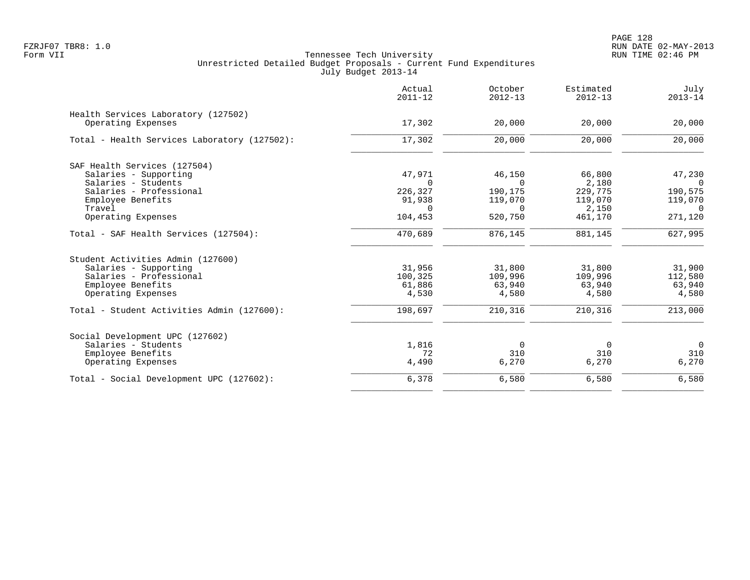FZRJF07 TBR8: 1.0
Form VII

Tennessee Tech University
Unrestricted Detailed Budget Proposals - Current Fund Expenditures
July Budget 2013-14

RUN DATE 02-MAY-2013
RUN TIME 02:46 PM

| | Actual 2011-12 | October 2012-13 | Estimated 2012-13 | July 2013-14 |
|---|---|---|---|---|
| Health Services Laboratory (127502) | | | | |
| Operating Expenses | 17,302 | 20,000 | 20,000 | 20,000 |
| Total - Health Services Laboratory (127502): | 17,302 | 20,000 | 20,000 | 20,000 |
| SAF Health Services (127504) | | | | |
| Salaries - Supporting | 47,971 | 46,150 | 66,800 | 47,230 |
| Salaries - Students | 0 | 0 | 2,180 | 0 |
| Salaries - Professional | 226,327 | 190,175 | 229,775 | 190,575 |
| Employee Benefits | 91,938 | 119,070 | 119,070 | 119,070 |
| Travel | 0 | 0 | 2,150 | 0 |
| Operating Expenses | 104,453 | 520,750 | 461,170 | 271,120 |
| Total - SAF Health Services (127504): | 470,689 | 876,145 | 881,145 | 627,995 |
| Student Activities Admin (127600) | | | | |
| Salaries - Supporting | 31,956 | 31,800 | 31,800 | 31,900 |
| Salaries - Professional | 100,325 | 109,996 | 109,996 | 112,580 |
| Employee Benefits | 61,886 | 63,940 | 63,940 | 63,940 |
| Operating Expenses | 4,530 | 4,580 | 4,580 | 4,580 |
| Total - Student Activities Admin (127600): | 198,697 | 210,316 | 210,316 | 213,000 |
| Social Development UPC (127602) | | | | |
| Salaries - Students | 1,816 | 0 | 0 | 0 |
| Employee Benefits | 72 | 310 | 310 | 310 |
| Operating Expenses | 4,490 | 6,270 | 6,270 | 6,270 |
| Total - Social Development UPC (127602): | 6,378 | 6,580 | 6,580 | 6,580 |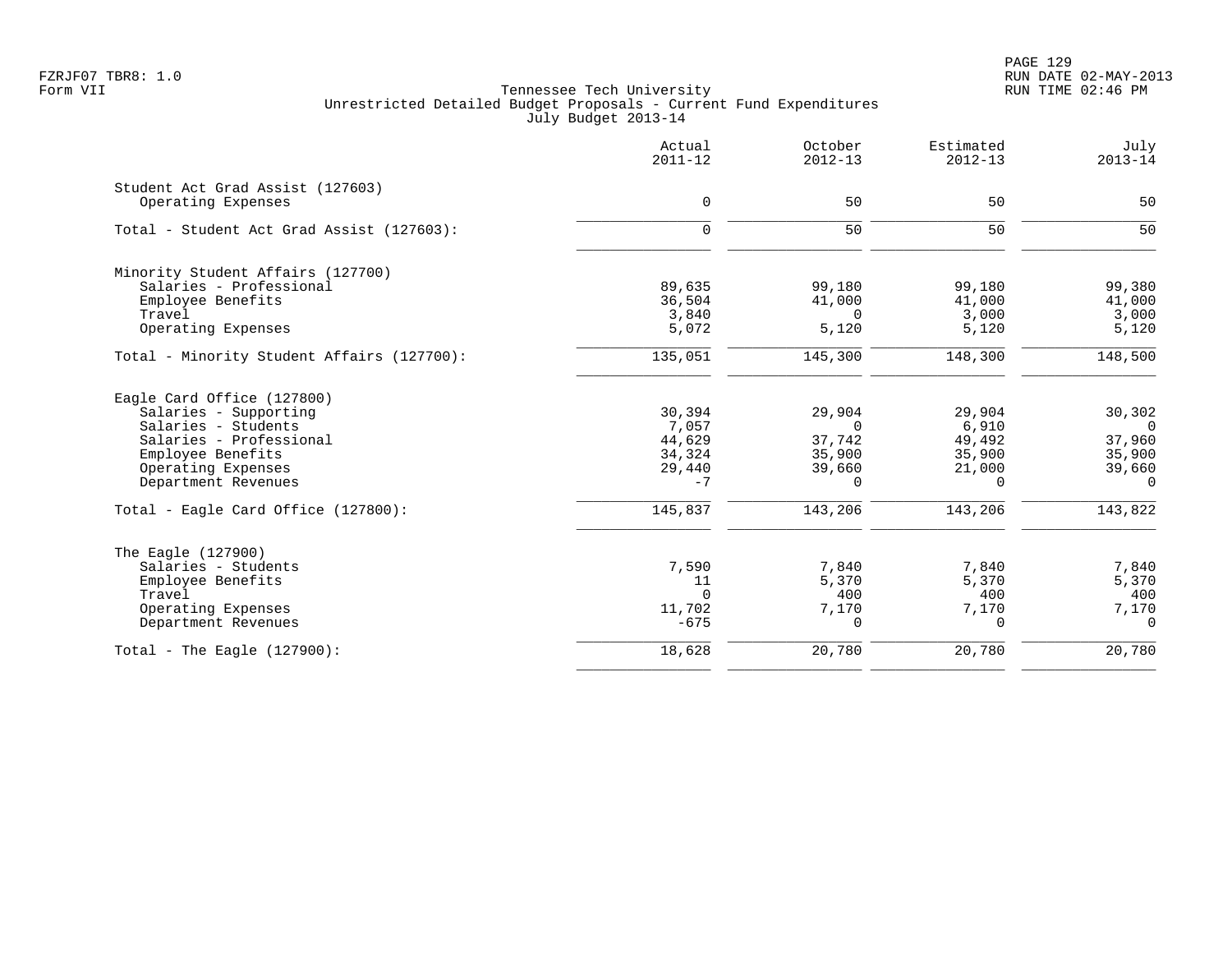Tennessee Tech University
Unrestricted Detailed Budget Proposals - Current Fund Expenditures
July Budget 2013-14

| | Actual 2011-12 | October 2012-13 | Estimated 2012-13 | July 2013-14 |
|---|---|---|---|---|
| **Student Act Grad Assist (127603)** | | | | |
| Operating Expenses | 0 | 50 | 50 | 50 |
| Total - Student Act Grad Assist (127603): | 0 | 50 | 50 | 50 |
| **Minority Student Affairs (127700)** | | | | |
| Salaries - Professional | 89,635 | 99,180 | 99,180 | 99,380 |
| Employee Benefits | 36,504 | 41,000 | 41,000 | 41,000 |
| Travel | 3,840 | 0 | 3,000 | 3,000 |
| Operating Expenses | 5,072 | 5,120 | 5,120 | 5,120 |
| Total - Minority Student Affairs (127700): | 135,051 | 145,300 | 148,300 | 148,500 |
| **Eagle Card Office (127800)** | | | | |
| Salaries - Supporting | 30,394 | 29,904 | 29,904 | 30,302 |
| Salaries - Students | 7,057 | 0 | 6,910 | 0 |
| Salaries - Professional | 44,629 | 37,742 | 49,492 | 37,960 |
| Employee Benefits | 34,324 | 35,900 | 35,900 | 35,900 |
| Operating Expenses | 29,440 | 39,660 | 21,000 | 39,660 |
| Department Revenues | -7 | 0 | 0 | 0 |
| Total - Eagle Card Office (127800): | 145,837 | 143,206 | 143,206 | 143,822 |
| **The Eagle (127900)** | | | | |
| Salaries - Students | 7,590 | 7,840 | 7,840 | 7,840 |
| Employee Benefits | 11 | 5,370 | 5,370 | 5,370 |
| Travel | 0 | 400 | 400 | 400 |
| Operating Expenses | 11,702 | 7,170 | 7,170 | 7,170 |
| Department Revenues | -675 | 0 | 0 | 0 |
| Total - The Eagle (127900): | 18,628 | 20,780 | 20,780 | 20,780 |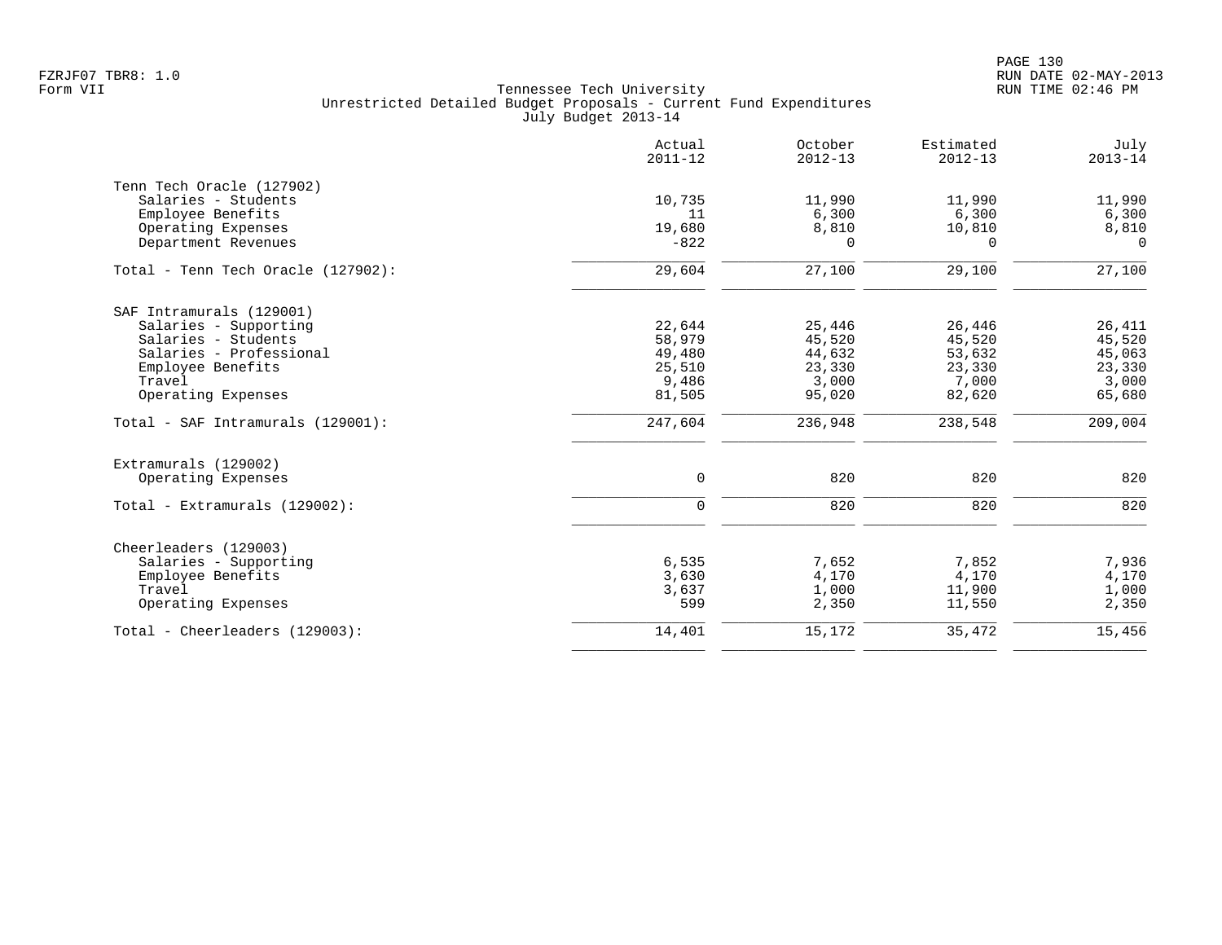Tennessee Tech University
Unrestricted Detailed Budget Proposals - Current Fund Expenditures
July Budget 2013-14

| | Actual 2011-12 | October 2012-13 | Estimated 2012-13 | July 2013-14 |
|---|---|---|---|---|
| Tenn Tech Oracle (127902) | | | | |
| Salaries - Students | 10,735 | 11,990 | 11,990 | 11,990 |
| Employee Benefits | 11 | 6,300 | 6,300 | 6,300 |
| Operating Expenses | 19,680 | 8,810 | 10,810 | 8,810 |
| Department Revenues | -822 | 0 | 0 | 0 |
| Total - Tenn Tech Oracle (127902): | 29,604 | 27,100 | 29,100 | 27,100 |
| SAF Intramurals (129001) | | | | |
| Salaries - Supporting | 22,644 | 25,446 | 26,446 | 26,411 |
| Salaries - Students | 58,979 | 45,520 | 45,520 | 45,520 |
| Salaries - Professional | 49,480 | 44,632 | 53,632 | 45,063 |
| Employee Benefits | 25,510 | 23,330 | 23,330 | 23,330 |
| Travel | 9,486 | 3,000 | 7,000 | 3,000 |
| Operating Expenses | 81,505 | 95,020 | 82,620 | 65,680 |
| Total - SAF Intramurals (129001): | 247,604 | 236,948 | 238,548 | 209,004 |
| Extramurals (129002) | | | | |
| Operating Expenses | 0 | 820 | 820 | 820 |
| Total - Extramurals (129002): | 0 | 820 | 820 | 820 |
| Cheerleaders (129003) | | | | |
| Salaries - Supporting | 6,535 | 7,652 | 7,852 | 7,936 |
| Employee Benefits | 3,630 | 4,170 | 4,170 | 4,170 |
| Travel | 3,637 | 1,000 | 11,900 | 1,000 |
| Operating Expenses | 599 | 2,350 | 11,550 | 2,350 |
| Total - Cheerleaders (129003): | 14,401 | 15,172 | 35,472 | 15,456 |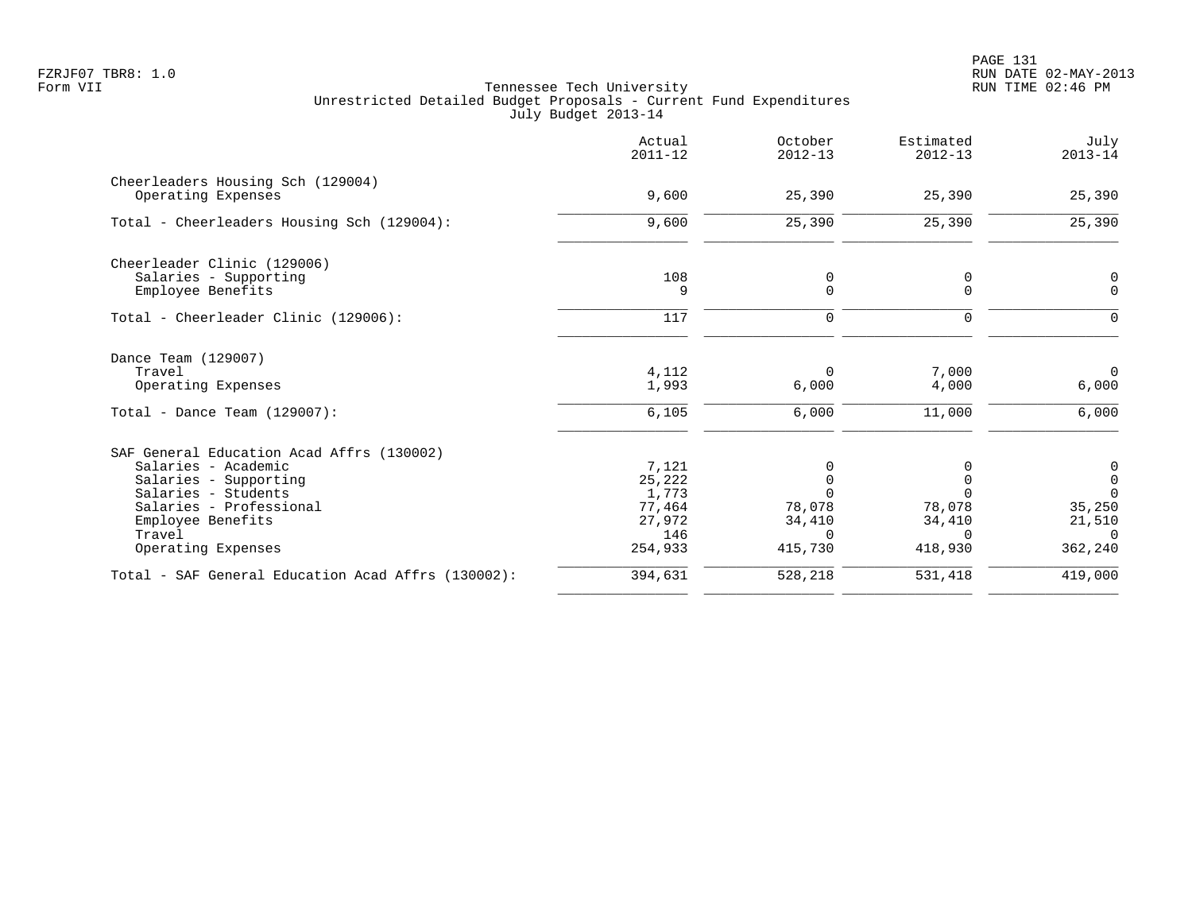FZRJF07 TBR8: 1.0
Form VII

Tennessee Tech University
Unrestricted Detailed Budget Proposals - Current Fund Expenditures
July Budget 2013-14

RUN DATE 02-MAY-2013
RUN TIME 02:46 PM

| | Actual 2011-12 | October 2012-13 | Estimated 2012-13 | July 2013-14 |
|---|---|---|---|---|
| Cheerleaders Housing Sch (129004) | | | | |
| Operating Expenses | 9,600 | 25,390 | 25,390 | 25,390 |
| Total - Cheerleaders Housing Sch (129004): | 9,600 | 25,390 | 25,390 | 25,390 |
| Cheerleader Clinic (129006) | | | | |
| Salaries - Supporting | 108 | 0 | 0 | 0 |
| Employee Benefits | 9 | 0 | 0 | 0 |
| Total - Cheerleader Clinic (129006): | 117 | 0 | 0 | 0 |
| Dance Team (129007) | | | | |
| Travel | 4,112 | 0 | 7,000 | 0 |
| Operating Expenses | 1,993 | 6,000 | 4,000 | 6,000 |
| Total - Dance Team (129007): | 6,105 | 6,000 | 11,000 | 6,000 |
| SAF General Education Acad Affrs (130002) | | | | |
| Salaries - Academic | 7,121 | 0 | 0 | 0 |
| Salaries - Supporting | 25,222 | 0 | 0 | 0 |
| Salaries - Students | 1,773 | 0 | 0 | 0 |
| Salaries - Professional | 77,464 | 78,078 | 78,078 | 35,250 |
| Employee Benefits | 27,972 | 34,410 | 34,410 | 21,510 |
| Travel | 146 | 0 | 0 | 0 |
| Operating Expenses | 254,933 | 415,730 | 418,930 | 362,240 |
| Total - SAF General Education Acad Affrs (130002): | 394,631 | 528,218 | 531,418 | 419,000 |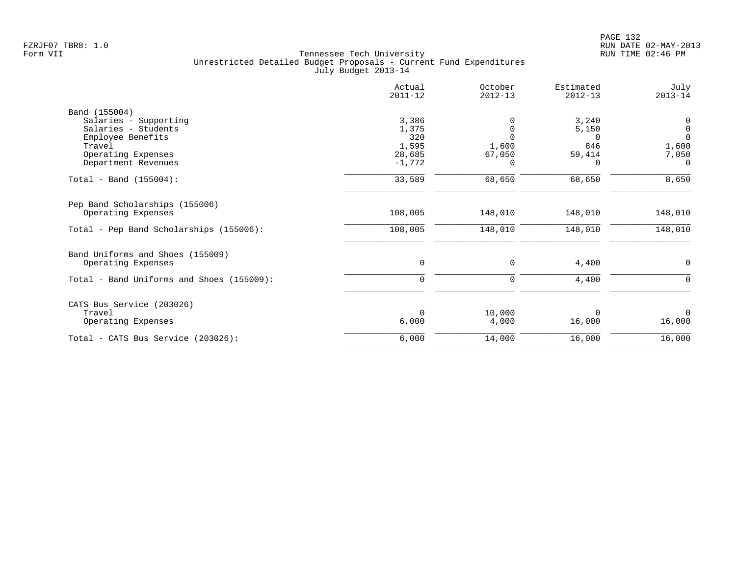FZRJF07 TBR8: 1.0
Form VII

Tennessee Tech University
Unrestricted Detailed Budget Proposals - Current Fund Expenditures
July Budget 2013-14

| | Actual 2011-12 | October 2012-13 | Estimated 2012-13 | July 2013-14 |
|---|---|---|---|---|
| Band (155004) | | | | |
| Salaries - Supporting | 3,386 | 0 | 3,240 | 0 |
| Salaries - Students | 1,375 | 0 | 5,150 | 0 |
| Employee Benefits | 320 | 0 | 0 | 0 |
| Travel | 1,595 | 1,600 | 846 | 1,600 |
| Operating Expenses | 28,685 | 67,050 | 59,414 | 7,050 |
| Department Revenues | -1,772 | 0 | 0 | 0 |
| Total - Band (155004): | 33,589 | 68,650 | 68,650 | 8,650 |
| Pep Band Scholarships (155006) | | | | |
| Operating Expenses | 108,005 | 148,010 | 148,010 | 148,010 |
| Total - Pep Band Scholarships (155006): | 108,005 | 148,010 | 148,010 | 148,010 |
| Band Uniforms and Shoes (155009) | | | | |
| Operating Expenses | 0 | 0 | 4,400 | 0 |
| Total - Band Uniforms and Shoes (155009): | 0 | 0 | 4,400 | 0 |
| CATS Bus Service (203026) | | | | |
| Travel | 0 | 10,000 | 0 | 0 |
| Operating Expenses | 6,000 | 4,000 | 16,000 | 16,000 |
| Total - CATS Bus Service (203026): | 6,000 | 14,000 | 16,000 | 16,000 |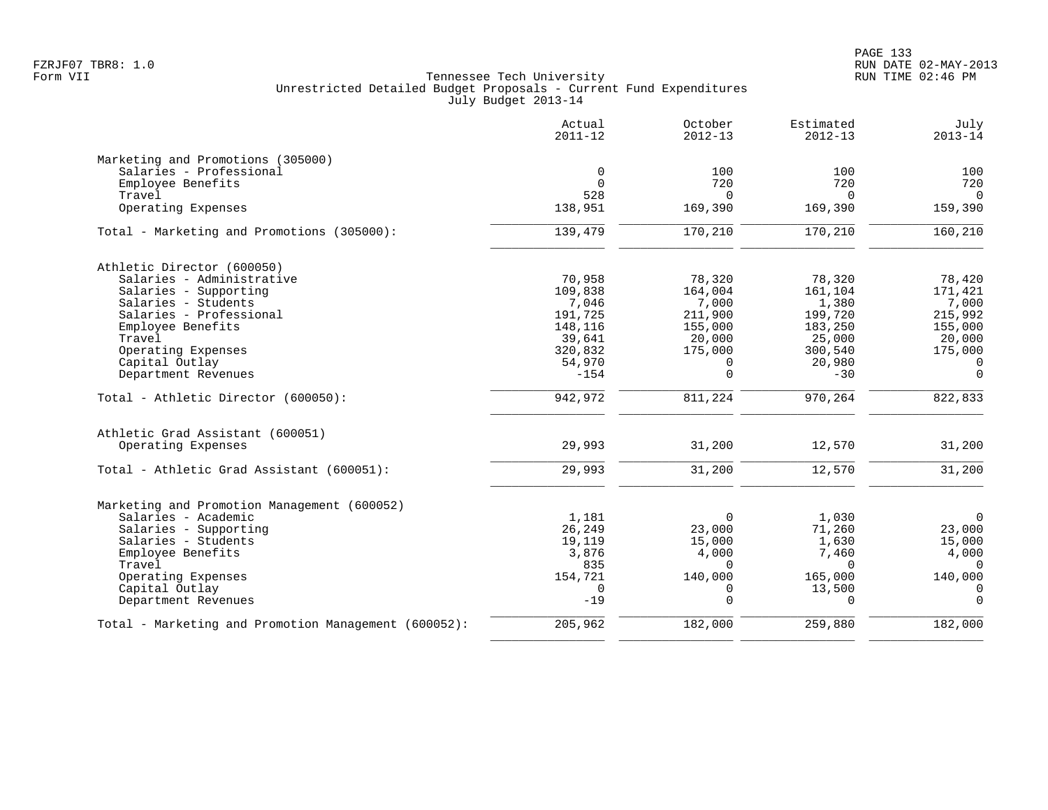FZRJF07 TBR8: 1.0
Form VII

Tennessee Tech University
Unrestricted Detailed Budget Proposals - Current Fund Expenditures
July Budget 2013-14

RUN DATE 02-MAY-2013
RUN TIME 02:46 PM

| | Actual 2011-12 | October 2012-13 | Estimated 2012-13 | July 2013-14 |
|---|---|---|---|---|
| **Marketing and Promotions (305000)** | | | | |
| Salaries - Professional | 0 | 100 | 100 | 100 |
| Employee Benefits | 0 | 720 | 720 | 720 |
| Travel | 528 | 0 | 0 | 0 |
| Operating Expenses | 138,951 | 169,390 | 169,390 | 159,390 |
| Total - Marketing and Promotions (305000): | 139,479 | 170,210 | 170,210 | 160,210 |
| **Athletic Director (600050)** | | | | |
| Salaries - Administrative | 70,958 | 78,320 | 78,320 | 78,420 |
| Salaries - Supporting | 109,838 | 164,004 | 161,104 | 171,421 |
| Salaries - Students | 7,046 | 7,000 | 1,380 | 7,000 |
| Salaries - Professional | 191,725 | 211,900 | 199,720 | 215,992 |
| Employee Benefits | 148,116 | 155,000 | 183,250 | 155,000 |
| Travel | 39,641 | 20,000 | 25,000 | 20,000 |
| Operating Expenses | 320,832 | 175,000 | 300,540 | 175,000 |
| Capital Outlay | 54,970 | 0 | 20,980 | 0 |
| Department Revenues | -154 | 0 | -30 | 0 |
| Total - Athletic Director (600050): | 942,972 | 811,224 | 970,264 | 822,833 |
| **Athletic Grad Assistant (600051)** | | | | |
| Operating Expenses | 29,993 | 31,200 | 12,570 | 31,200 |
| Total - Athletic Grad Assistant (600051): | 29,993 | 31,200 | 12,570 | 31,200 |
| **Marketing and Promotion Management (600052)** | | | | |
| Salaries - Academic | 1,181 | 0 | 1,030 | 0 |
| Salaries - Supporting | 26,249 | 23,000 | 71,260 | 23,000 |
| Salaries - Students | 19,119 | 15,000 | 1,630 | 15,000 |
| Employee Benefits | 3,876 | 4,000 | 7,460 | 4,000 |
| Travel | 835 | 0 | 0 | 0 |
| Operating Expenses | 154,721 | 140,000 | 165,000 | 140,000 |
| Capital Outlay | 0 | 0 | 13,500 | 0 |
| Department Revenues | -19 | 0 | 0 | 0 |
| Total - Marketing and Promotion Management (600052): | 205,962 | 182,000 | 259,880 | 182,000 |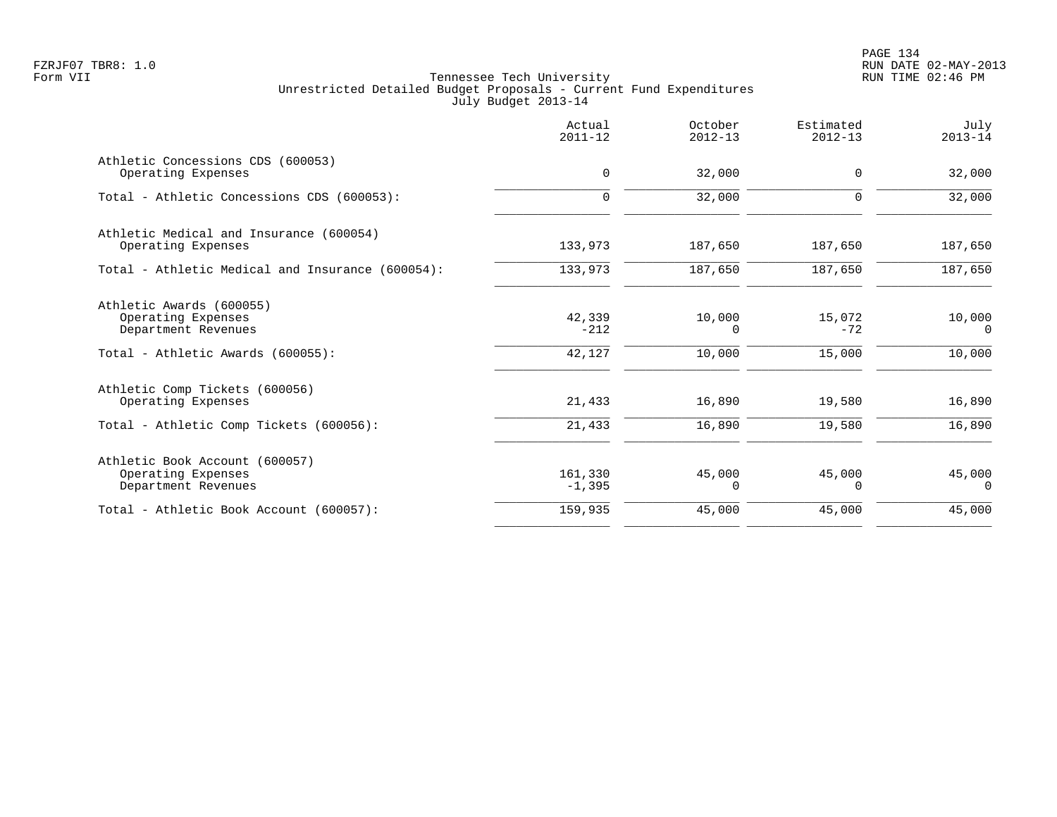FZRJF07 TBR8: 1.0
Form VII

Tennessee Tech University
Unrestricted Detailed Budget Proposals - Current Fund Expenditures
July Budget 2013-14

RUN DATE 02-MAY-2013
RUN TIME 02:46 PM

| | Actual 2011-12 | October 2012-13 | Estimated 2012-13 | July 2013-14 |
|---|---|---|---|---|
| Athletic Concessions CDS (600053) | | | | |
| Operating Expenses | 0 | 32,000 | 0 | 32,000 |
| Total - Athletic Concessions CDS (600053): | 0 | 32,000 | 0 | 32,000 |
| Athletic Medical and Insurance (600054) | | | | |
| Operating Expenses | 133,973 | 187,650 | 187,650 | 187,650 |
| Total - Athletic Medical and Insurance (600054): | 133,973 | 187,650 | 187,650 | 187,650 |
| Athletic Awards (600055) | | | | |
| Operating Expenses | 42,339 | 10,000 | 15,072 | 10,000 |
| Department Revenues | -212 | 0 | -72 | 0 |
| Total - Athletic Awards (600055): | 42,127 | 10,000 | 15,000 | 10,000 |
| Athletic Comp Tickets (600056) | | | | |
| Operating Expenses | 21,433 | 16,890 | 19,580 | 16,890 |
| Total - Athletic Comp Tickets (600056): | 21,433 | 16,890 | 19,580 | 16,890 |
| Athletic Book Account (600057) | | | | |
| Operating Expenses | 161,330 | 45,000 | 45,000 | 45,000 |
| Department Revenues | -1,395 | 0 | 0 | 0 |
| Total - Athletic Book Account (600057): | 159,935 | 45,000 | 45,000 | 45,000 |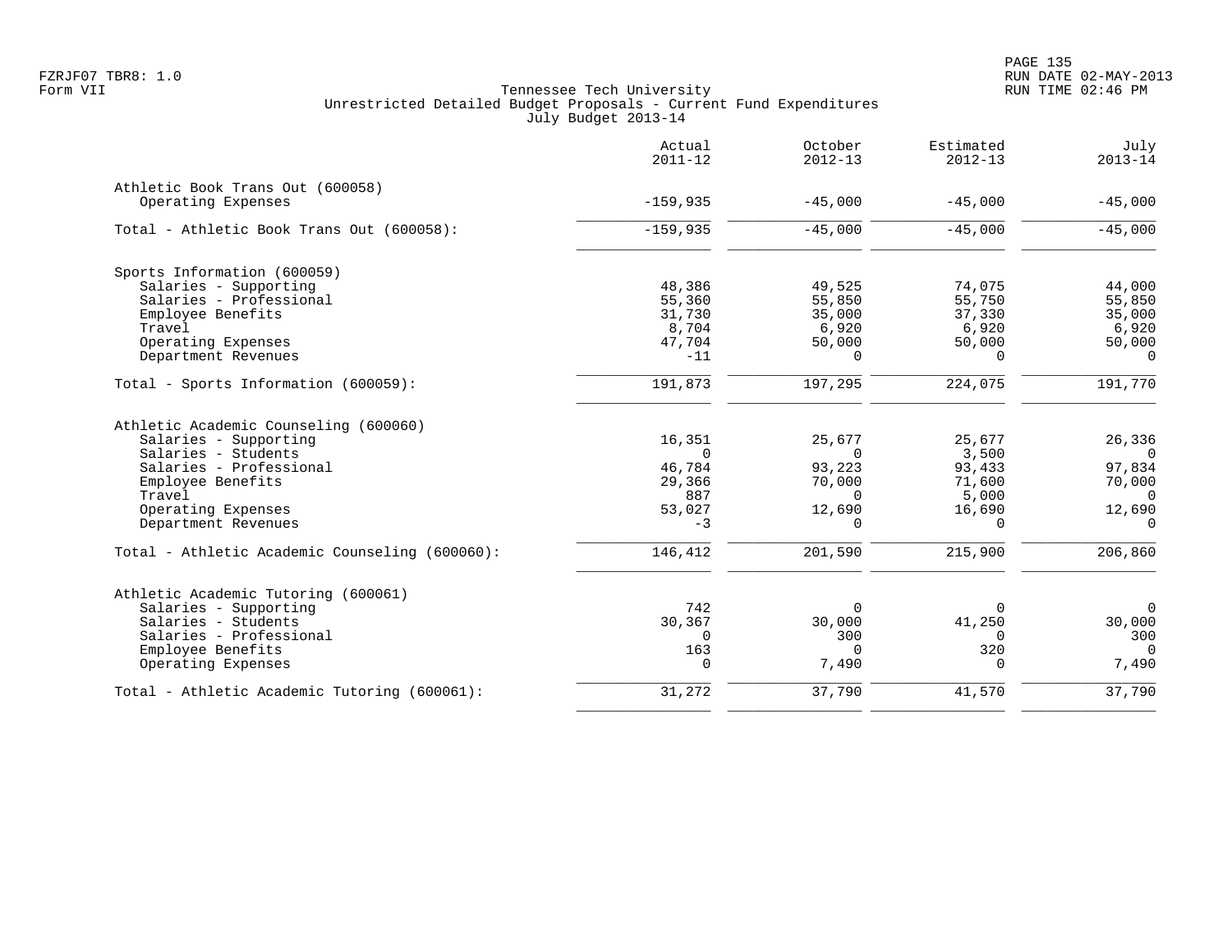Tennessee Tech University
Unrestricted Detailed Budget Proposals - Current Fund Expenditures
July Budget 2013-14

| | Actual 2011-12 | October 2012-13 | Estimated 2012-13 | July 2013-14 |
|---|---|---|---|---|
| **Athletic Book Trans Out (600058)** | | | | |
| Operating Expenses | -159,935 | -45,000 | -45,000 | -45,000 |
| Total - Athletic Book Trans Out (600058): | -159,935 | -45,000 | -45,000 | -45,000 |
| **Sports Information (600059)** | | | | |
| Salaries - Supporting | 48,386 | 49,525 | 74,075 | 44,000 |
| Salaries - Professional | 55,360 | 55,850 | 55,750 | 55,850 |
| Employee Benefits | 31,730 | 35,000 | 37,330 | 35,000 |
| Travel | 8,704 | 6,920 | 6,920 | 6,920 |
| Operating Expenses | 47,704 | 50,000 | 50,000 | 50,000 |
| Department Revenues | -11 | 0 | 0 | 0 |
| Total - Sports Information (600059): | 191,873 | 197,295 | 224,075 | 191,770 |
| **Athletic Academic Counseling (600060)** | | | | |
| Salaries - Supporting | 16,351 | 25,677 | 25,677 | 26,336 |
| Salaries - Students | 0 | 0 | 3,500 | 0 |
| Salaries - Professional | 46,784 | 93,223 | 93,433 | 97,834 |
| Employee Benefits | 29,366 | 70,000 | 71,600 | 70,000 |
| Travel | 887 | 0 | 5,000 | 0 |
| Operating Expenses | 53,027 | 12,690 | 16,690 | 12,690 |
| Department Revenues | -3 | 0 | 0 | 0 |
| Total - Athletic Academic Counseling (600060): | 146,412 | 201,590 | 215,900 | 206,860 |
| **Athletic Academic Tutoring (600061)** | | | | |
| Salaries - Supporting | 742 | 0 | 0 | 0 |
| Salaries - Students | 30,367 | 30,000 | 41,250 | 30,000 |
| Salaries - Professional | 0 | 300 | 0 | 300 |
| Employee Benefits | 163 | 0 | 320 | 0 |
| Operating Expenses | 0 | 7,490 | 0 | 7,490 |
| Total - Athletic Academic Tutoring (600061): | 31,272 | 37,790 | 41,570 | 37,790 |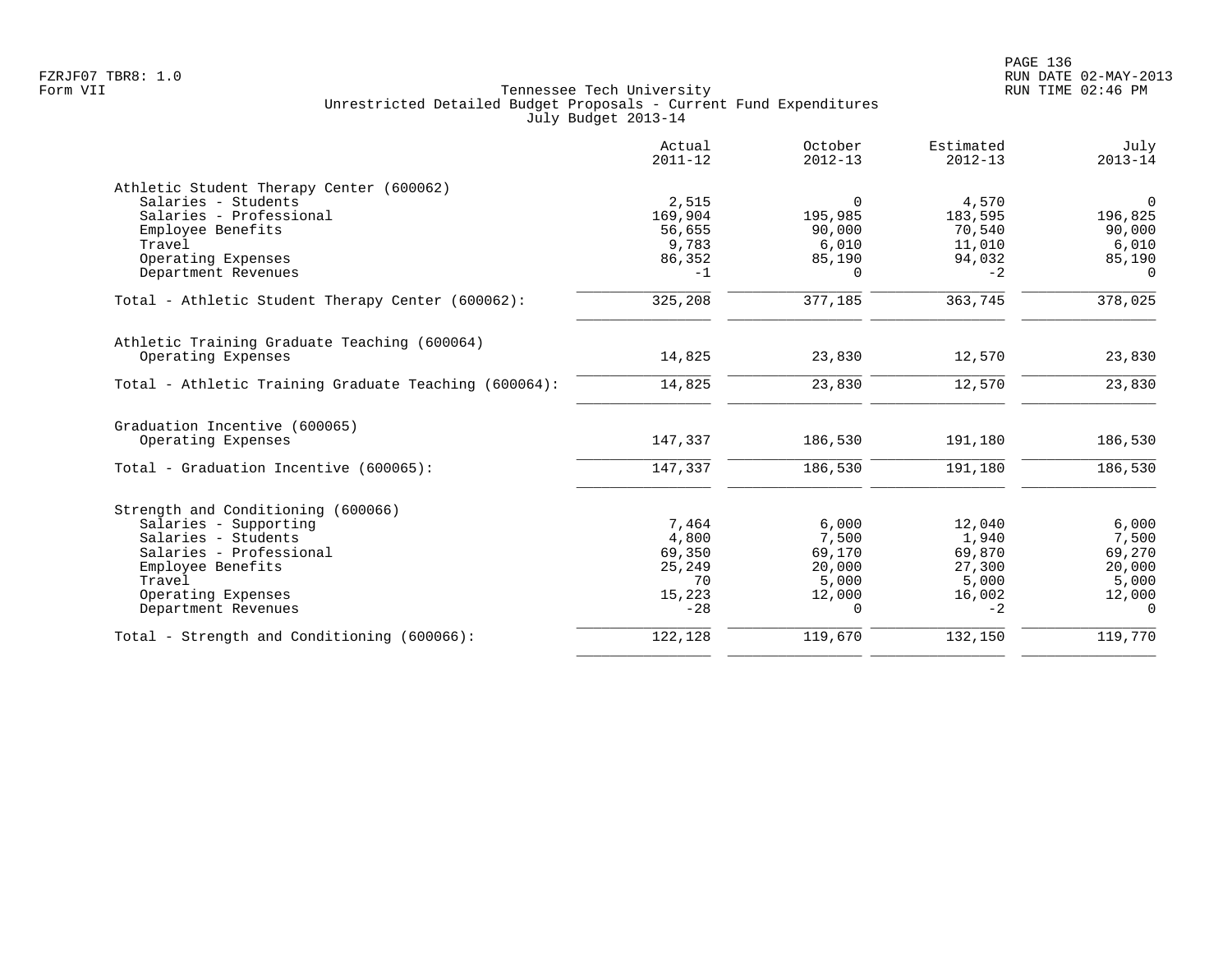Tennessee Tech University
Unrestricted Detailed Budget Proposals - Current Fund Expenditures
July Budget 2013-14

| | Actual 2011-12 | October 2012-13 | Estimated 2012-13 | July 2013-14 |
|---|---|---|---|---|
| **Athletic Student Therapy Center (600062)** | | | | |
| Salaries - Students | 2,515 | 0 | 4,570 | 0 |
| Salaries - Professional | 169,904 | 195,985 | 183,595 | 196,825 |
| Employee Benefits | 56,655 | 90,000 | 70,540 | 90,000 |
| Travel | 9,783 | 6,010 | 11,010 | 6,010 |
| Operating Expenses | 86,352 | 85,190 | 94,032 | 85,190 |
| Department Revenues | -1 | 0 | -2 | 0 |
| Total - Athletic Student Therapy Center (600062): | 325,208 | 377,185 | 363,745 | 378,025 |
| **Athletic Training Graduate Teaching (600064)** | | | | |
| Operating Expenses | 14,825 | 23,830 | 12,570 | 23,830 |
| Total - Athletic Training Graduate Teaching (600064): | 14,825 | 23,830 | 12,570 | 23,830 |
| **Graduation Incentive (600065)** | | | | |
| Operating Expenses | 147,337 | 186,530 | 191,180 | 186,530 |
| Total - Graduation Incentive (600065): | 147,337 | 186,530 | 191,180 | 186,530 |
| **Strength and Conditioning (600066)** | | | | |
| Salaries - Supporting | 7,464 | 6,000 | 12,040 | 6,000 |
| Salaries - Students | 4,800 | 7,500 | 1,940 | 7,500 |
| Salaries - Professional | 69,350 | 69,170 | 69,870 | 69,270 |
| Employee Benefits | 25,249 | 20,000 | 27,300 | 20,000 |
| Travel | 70 | 5,000 | 5,000 | 5,000 |
| Operating Expenses | 15,223 | 12,000 | 16,002 | 12,000 |
| Department Revenues | -28 | 0 | -2 | 0 |
| Total - Strength and Conditioning (600066): | 122,128 | 119,670 | 132,150 | 119,770 |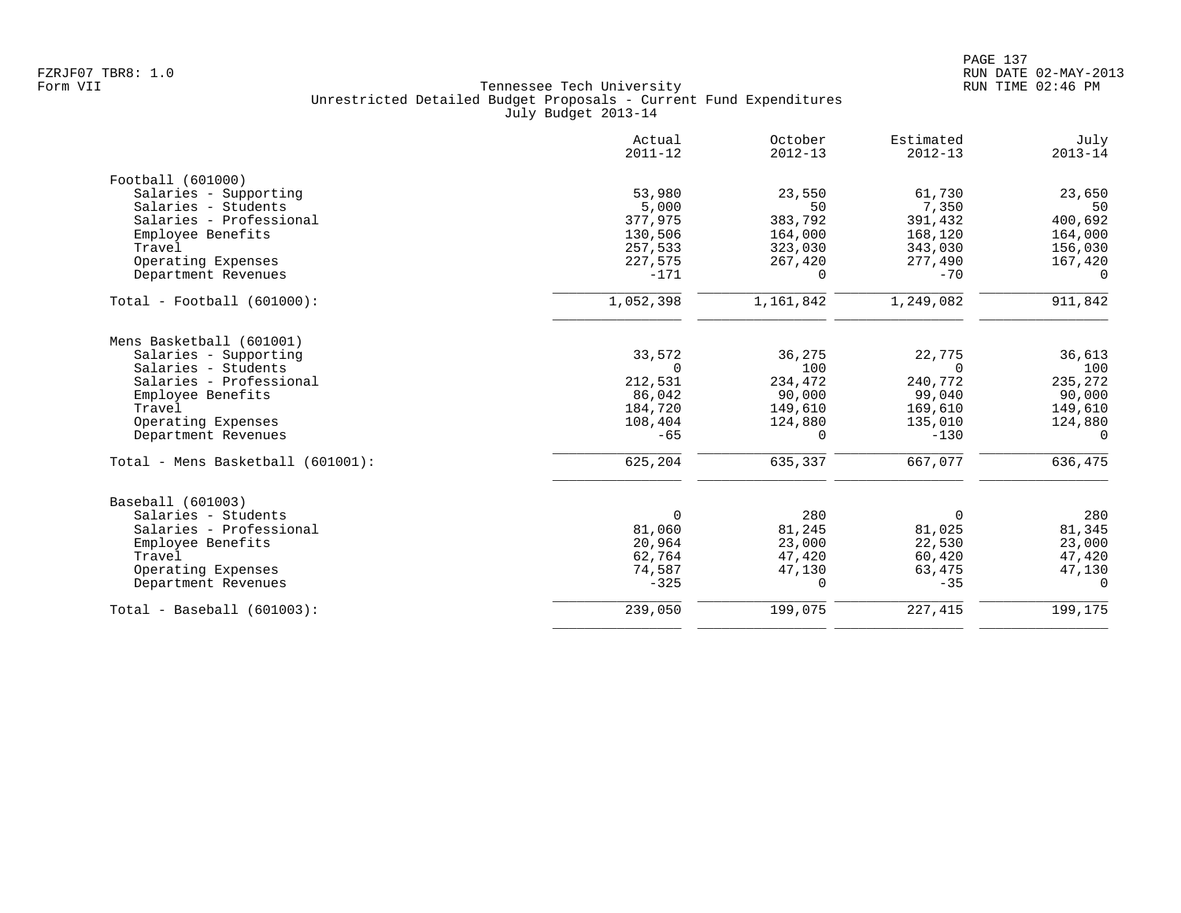Tennessee Tech University
Unrestricted Detailed Budget Proposals - Current Fund Expenditures
July Budget 2013-14

| | Actual 2011-12 | October 2012-13 | Estimated 2012-13 | July 2013-14 |
|---|---|---|---|---|
| Football (601000) | | | | |
| Salaries - Supporting | 53,980 | 23,550 | 61,730 | 23,650 |
| Salaries - Students | 5,000 | 50 | 7,350 | 50 |
| Salaries - Professional | 377,975 | 383,792 | 391,432 | 400,692 |
| Employee Benefits | 130,506 | 164,000 | 168,120 | 164,000 |
| Travel | 257,533 | 323,030 | 343,030 | 156,030 |
| Operating Expenses | 227,575 | 267,420 | 277,490 | 167,420 |
| Department Revenues | -171 | 0 | -70 | 0 |
| Total - Football (601000): | 1,052,398 | 1,161,842 | 1,249,082 | 911,842 |
| Mens Basketball (601001) | | | | |
| Salaries - Supporting | 33,572 | 36,275 | 22,775 | 36,613 |
| Salaries - Students | 0 | 100 | 0 | 100 |
| Salaries - Professional | 212,531 | 234,472 | 240,772 | 235,272 |
| Employee Benefits | 86,042 | 90,000 | 99,040 | 90,000 |
| Travel | 184,720 | 149,610 | 169,610 | 149,610 |
| Operating Expenses | 108,404 | 124,880 | 135,010 | 124,880 |
| Department Revenues | -65 | 0 | -130 | 0 |
| Total - Mens Basketball (601001): | 625,204 | 635,337 | 667,077 | 636,475 |
| Baseball (601003) | | | | |
| Salaries - Students | 0 | 280 | 0 | 280 |
| Salaries - Professional | 81,060 | 81,245 | 81,025 | 81,345 |
| Employee Benefits | 20,964 | 23,000 | 22,530 | 23,000 |
| Travel | 62,764 | 47,420 | 60,420 | 47,420 |
| Operating Expenses | 74,587 | 47,130 | 63,475 | 47,130 |
| Department Revenues | -325 | 0 | -35 | 0 |
| Total - Baseball (601003): | 239,050 | 199,075 | 227,415 | 199,175 |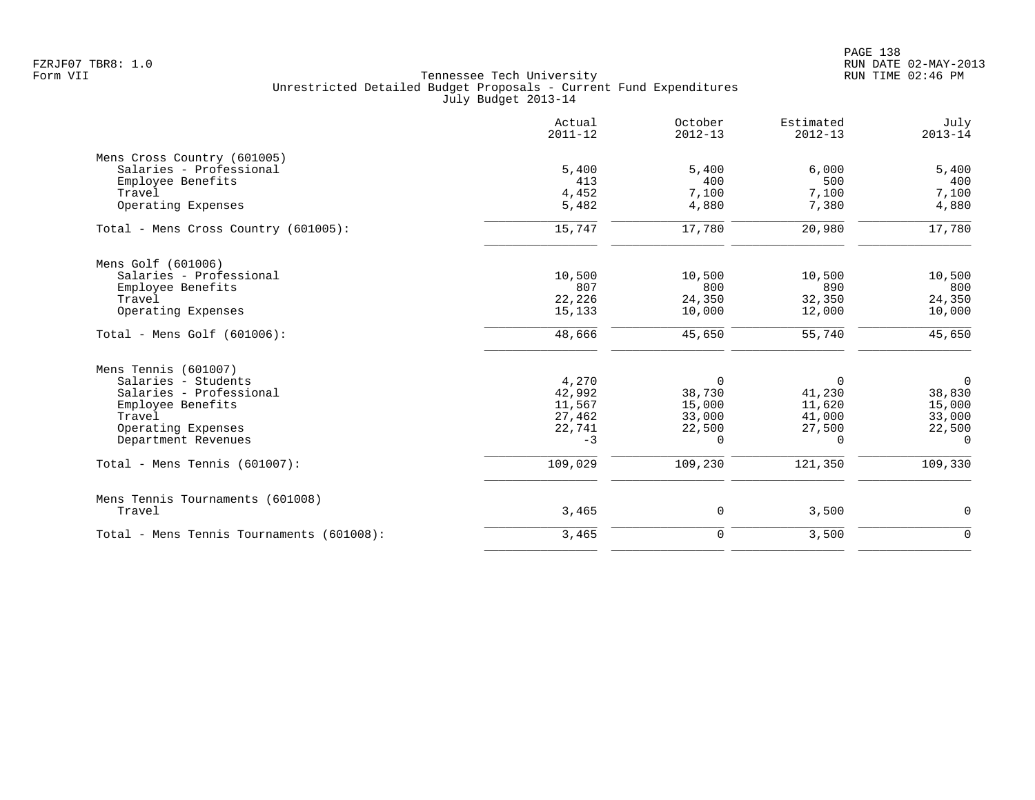Tennessee Tech University
Unrestricted Detailed Budget Proposals - Current Fund Expenditures
July Budget 2013-14

| | Actual 2011-12 | October 2012-13 | Estimated 2012-13 | July 2013-14 |
|---|---|---|---|---|
| Mens Cross Country (601005) | | | | |
| Salaries - Professional | 5,400 | 5,400 | 6,000 | 5,400 |
| Employee Benefits | 413 | 400 | 500 | 400 |
| Travel | 4,452 | 7,100 | 7,100 | 7,100 |
| Operating Expenses | 5,482 | 4,880 | 7,380 | 4,880 |
| Total - Mens Cross Country (601005): | 15,747 | 17,780 | 20,980 | 17,780 |
| Mens Golf (601006) | | | | |
| Salaries - Professional | 10,500 | 10,500 | 10,500 | 10,500 |
| Employee Benefits | 807 | 800 | 890 | 800 |
| Travel | 22,226 | 24,350 | 32,350 | 24,350 |
| Operating Expenses | 15,133 | 10,000 | 12,000 | 10,000 |
| Total - Mens Golf (601006): | 48,666 | 45,650 | 55,740 | 45,650 |
| Mens Tennis (601007) | | | | |
| Salaries - Students | 4,270 | 0 | 0 | 0 |
| Salaries - Professional | 42,992 | 38,730 | 41,230 | 38,830 |
| Employee Benefits | 11,567 | 15,000 | 11,620 | 15,000 |
| Travel | 27,462 | 33,000 | 41,000 | 33,000 |
| Operating Expenses | 22,741 | 22,500 | 27,500 | 22,500 |
| Department Revenues | -3 | 0 | 0 | 0 |
| Total - Mens Tennis (601007): | 109,029 | 109,230 | 121,350 | 109,330 |
| Mens Tennis Tournaments (601008) | | | | |
| Travel | 3,465 | 0 | 3,500 | 0 |
| Total - Mens Tennis Tournaments (601008): | 3,465 | 0 | 3,500 | 0 |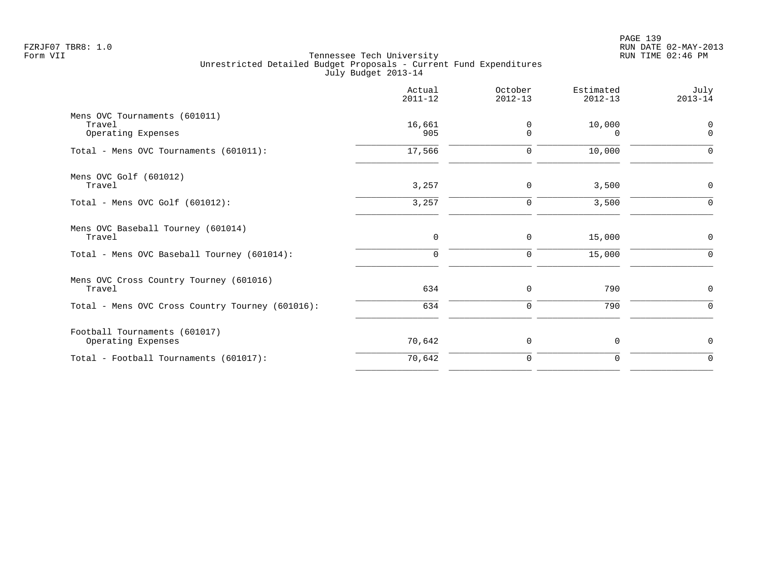Tennessee Tech University
Unrestricted Detailed Budget Proposals - Current Fund Expenditures
July Budget 2013-14

| | Actual 2011-12 | October 2012-13 | Estimated 2012-13 | July 2013-14 |
|---|---|---|---|---|
| Mens OVC Tournaments (601011) | | | | |
| Travel | 16,661 | 0 | 10,000 | 0 |
| Operating Expenses | 905 | 0 | 0 | 0 |
| Total - Mens OVC Tournaments (601011): | 17,566 | 0 | 10,000 | 0 |
| Mens OVC Golf (601012) | | | | |
| Travel | 3,257 | 0 | 3,500 | 0 |
| Total - Mens OVC Golf (601012): | 3,257 | 0 | 3,500 | 0 |
| Mens OVC Baseball Tourney (601014) | | | | |
| Travel | 0 | 0 | 15,000 | 0 |
| Total - Mens OVC Baseball Tourney (601014): | 0 | 0 | 15,000 | 0 |
| Mens OVC Cross Country Tourney (601016) | | | | |
| Travel | 634 | 0 | 790 | 0 |
| Total - Mens OVC Cross Country Tourney (601016): | 634 | 0 | 790 | 0 |
| Football Tournaments (601017) | | | | |
| Operating Expenses | 70,642 | 0 | 0 | 0 |
| Total - Football Tournaments (601017): | 70,642 | 0 | 0 | 0 |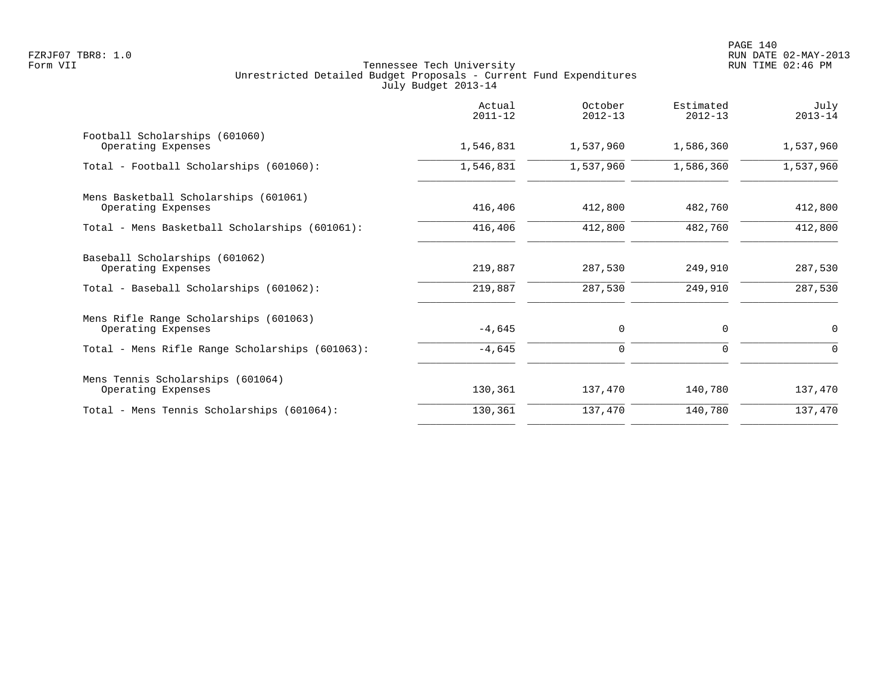Tennessee Tech University
Unrestricted Detailed Budget Proposals - Current Fund Expenditures
July Budget 2013-14

| | Actual 2011-12 | October 2012-13 | Estimated 2012-13 | July 2013-14 |
|---|---|---|---|---|
| Football Scholarships (601060) | | | | |
| Operating Expenses | 1,546,831 | 1,537,960 | 1,586,360 | 1,537,960 |
| Total - Football Scholarships (601060): | 1,546,831 | 1,537,960 | 1,586,360 | 1,537,960 |
| Mens Basketball Scholarships (601061) | | | | |
| Operating Expenses | 416,406 | 412,800 | 482,760 | 412,800 |
| Total - Mens Basketball Scholarships (601061): | 416,406 | 412,800 | 482,760 | 412,800 |
| Baseball Scholarships (601062) | | | | |
| Operating Expenses | 219,887 | 287,530 | 249,910 | 287,530 |
| Total - Baseball Scholarships (601062): | 219,887 | 287,530 | 249,910 | 287,530 |
| Mens Rifle Range Scholarships (601063) | | | | |
| Operating Expenses | -4,645 | 0 | 0 | 0 |
| Total - Mens Rifle Range Scholarships (601063): | -4,645 | 0 | 0 | 0 |
| Mens Tennis Scholarships (601064) | | | | |
| Operating Expenses | 130,361 | 137,470 | 140,780 | 137,470 |
| Total - Mens Tennis Scholarships (601064): | 130,361 | 137,470 | 140,780 | 137,470 |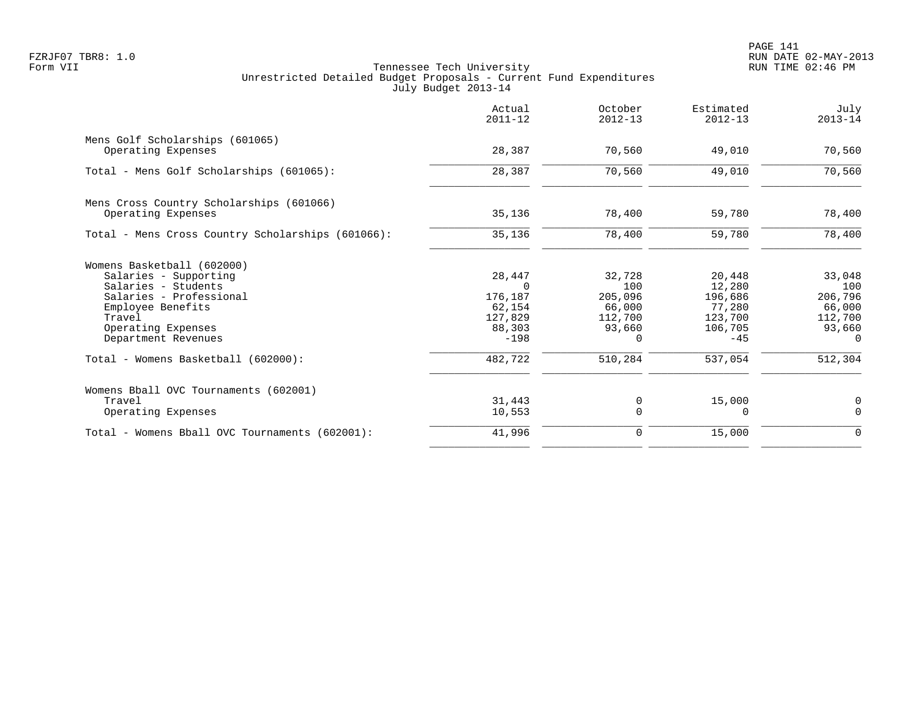Tennessee Tech University
Unrestricted Detailed Budget Proposals - Current Fund Expenditures
July Budget 2013-14

| | Actual 2011-12 | October 2012-13 | Estimated 2012-13 | July 2013-14 |
|---|---|---|---|---|
| Mens Golf Scholarships (601065) | | | | |
| Operating Expenses | 28,387 | 70,560 | 49,010 | 70,560 |
| Total - Mens Golf Scholarships (601065): | 28,387 | 70,560 | 49,010 | 70,560 |
| Mens Cross Country Scholarships (601066) | | | | |
| Operating Expenses | 35,136 | 78,400 | 59,780 | 78,400 |
| Total - Mens Cross Country Scholarships (601066): | 35,136 | 78,400 | 59,780 | 78,400 |
| Womens Basketball (602000) | | | | |
| Salaries - Supporting | 28,447 | 32,728 | 20,448 | 33,048 |
| Salaries - Students | 0 | 100 | 12,280 | 100 |
| Salaries - Professional | 176,187 | 205,096 | 196,686 | 206,796 |
| Employee Benefits | 62,154 | 66,000 | 77,280 | 66,000 |
| Travel | 127,829 | 112,700 | 123,700 | 112,700 |
| Operating Expenses | 88,303 | 93,660 | 106,705 | 93,660 |
| Department Revenues | -198 | 0 | -45 | 0 |
| Total - Womens Basketball (602000): | 482,722 | 510,284 | 537,054 | 512,304 |
| Womens Bball OVC Tournaments (602001) | | | | |
| Travel | 31,443 | 0 | 15,000 | 0 |
| Operating Expenses | 10,553 | 0 | 0 | 0 |
| Total - Womens Bball OVC Tournaments (602001): | 41,996 | 0 | 15,000 | 0 |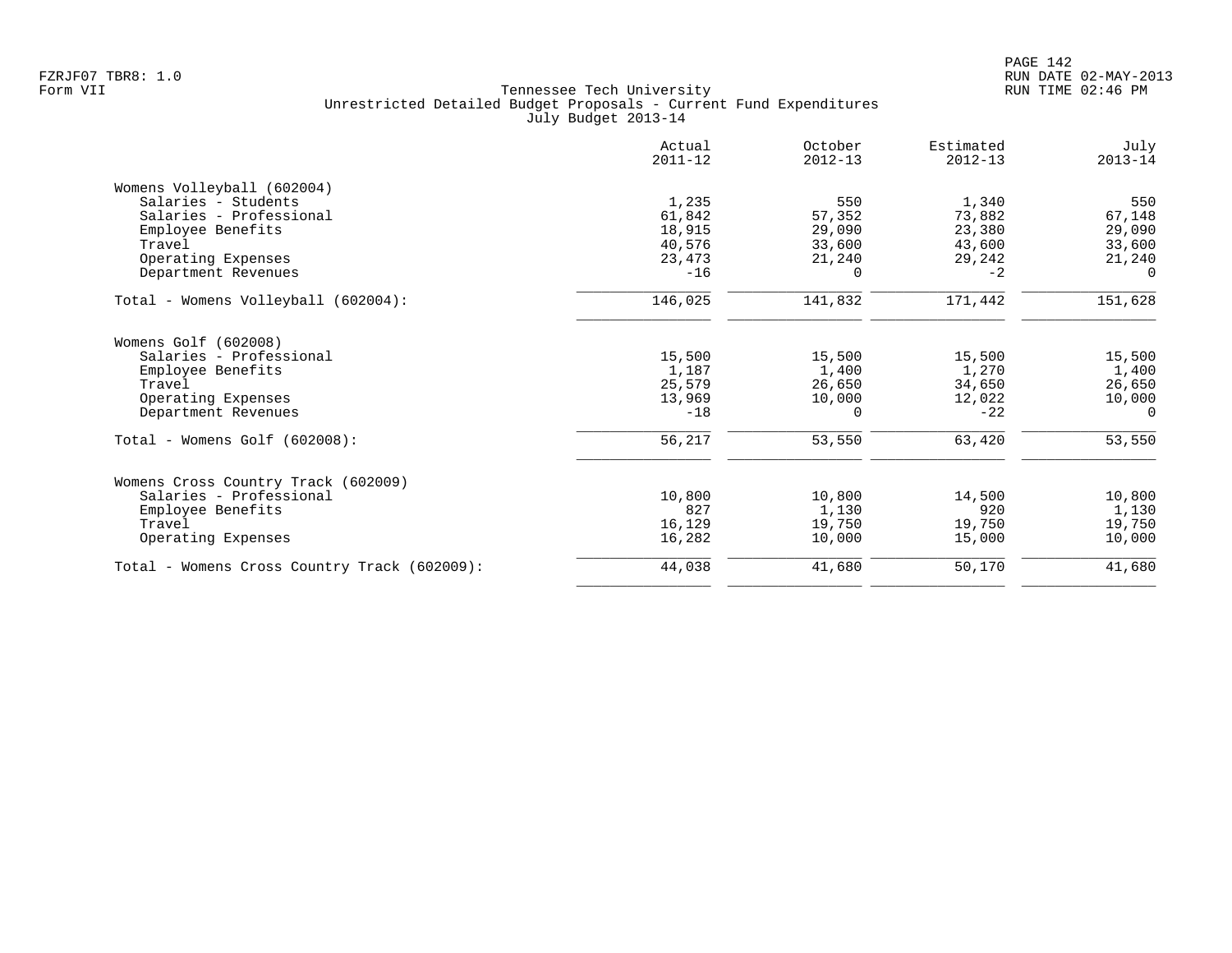Tennessee Tech University
Unrestricted Detailed Budget Proposals - Current Fund Expenditures
July Budget 2013-14

| | Actual 2011-12 | October 2012-13 | Estimated 2012-13 | July 2013-14 |
|---|---|---|---|---|
| Womens Volleyball (602004) | | | | |
| Salaries - Students | 1,235 | 550 | 1,340 | 550 |
| Salaries - Professional | 61,842 | 57,352 | 73,882 | 67,148 |
| Employee Benefits | 18,915 | 29,090 | 23,380 | 29,090 |
| Travel | 40,576 | 33,600 | 43,600 | 33,600 |
| Operating Expenses | 23,473 | 21,240 | 29,242 | 21,240 |
| Department Revenues | -16 | 0 | -2 | 0 |
| Total - Womens Volleyball (602004): | 146,025 | 141,832 | 171,442 | 151,628 |
| Womens Golf (602008) | | | | |
| Salaries - Professional | 15,500 | 15,500 | 15,500 | 15,500 |
| Employee Benefits | 1,187 | 1,400 | 1,270 | 1,400 |
| Travel | 25,579 | 26,650 | 34,650 | 26,650 |
| Operating Expenses | 13,969 | 10,000 | 12,022 | 10,000 |
| Department Revenues | -18 | 0 | -22 | 0 |
| Total - Womens Golf (602008): | 56,217 | 53,550 | 63,420 | 53,550 |
| Womens Cross Country Track (602009) | | | | |
| Salaries - Professional | 10,800 | 10,800 | 14,500 | 10,800 |
| Employee Benefits | 827 | 1,130 | 920 | 1,130 |
| Travel | 16,129 | 19,750 | 19,750 | 19,750 |
| Operating Expenses | 16,282 | 10,000 | 15,000 | 10,000 |
| Total - Womens Cross Country Track (602009): | 44,038 | 41,680 | 50,170 | 41,680 |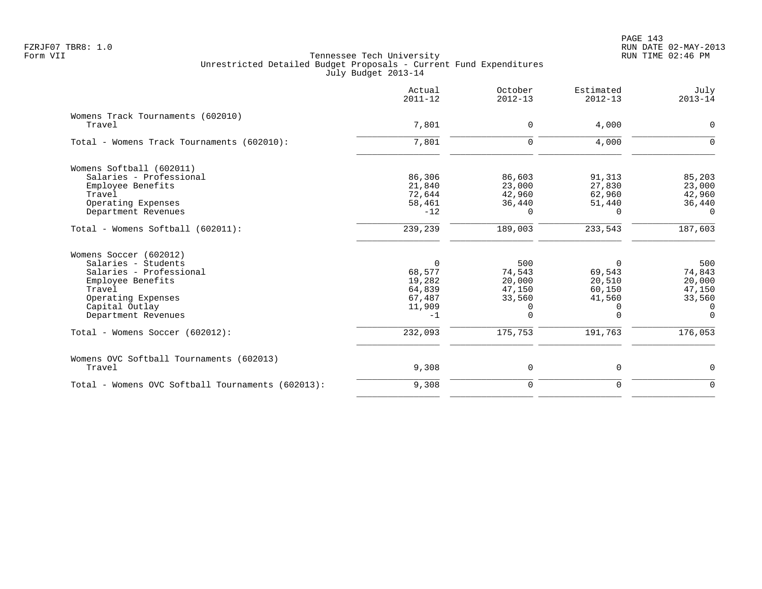FZRJF07 TBR8: 1.0
Form VII

# Tennessee Tech University
## Unrestricted Detailed Budget Proposals - Current Fund Expenditures
### July Budget 2013-14

| | Actual 2011-12 | October 2012-13 | Estimated 2012-13 | July 2013-14 |
|---|---|---|---|---|
| **Womens Track Tournaments (602010)** | | | | |
| Travel | 7,801 | 0 | 4,000 | 0 |
| Total - Womens Track Tournaments (602010): | 7,801 | 0 | 4,000 | 0 |
| **Womens Softball (602011)** | | | | |
| Salaries - Professional | 86,306 | 86,603 | 91,313 | 85,203 |
| Employee Benefits | 21,840 | 23,000 | 27,830 | 23,000 |
| Travel | 72,644 | 42,960 | 62,960 | 42,960 |
| Operating Expenses | 58,461 | 36,440 | 51,440 | 36,440 |
| Department Revenues | -12 | 0 | 0 | 0 |
| Total - Womens Softball (602011): | 239,239 | 189,003 | 233,543 | 187,603 |
| **Womens Soccer (602012)** | | | | |
| Salaries - Students | 0 | 500 | 0 | 500 |
| Salaries - Professional | 68,577 | 74,543 | 69,543 | 74,843 |
| Employee Benefits | 19,282 | 20,000 | 20,510 | 20,000 |
| Travel | 64,839 | 47,150 | 60,150 | 47,150 |
| Operating Expenses | 67,487 | 33,560 | 41,560 | 33,560 |
| Capital Outlay | 11,909 | 0 | 0 | 0 |
| Department Revenues | -1 | 0 | 0 | 0 |
| Total - Womens Soccer (602012): | 232,093 | 175,753 | 191,763 | 176,053 |
| **Womens OVC Softball Tournaments (602013)** | | | | |
| Travel | 9,308 | 0 | 0 | 0 |
| Total - Womens OVC Softball Tournaments (602013): | 9,308 | 0 | 0 | 0 |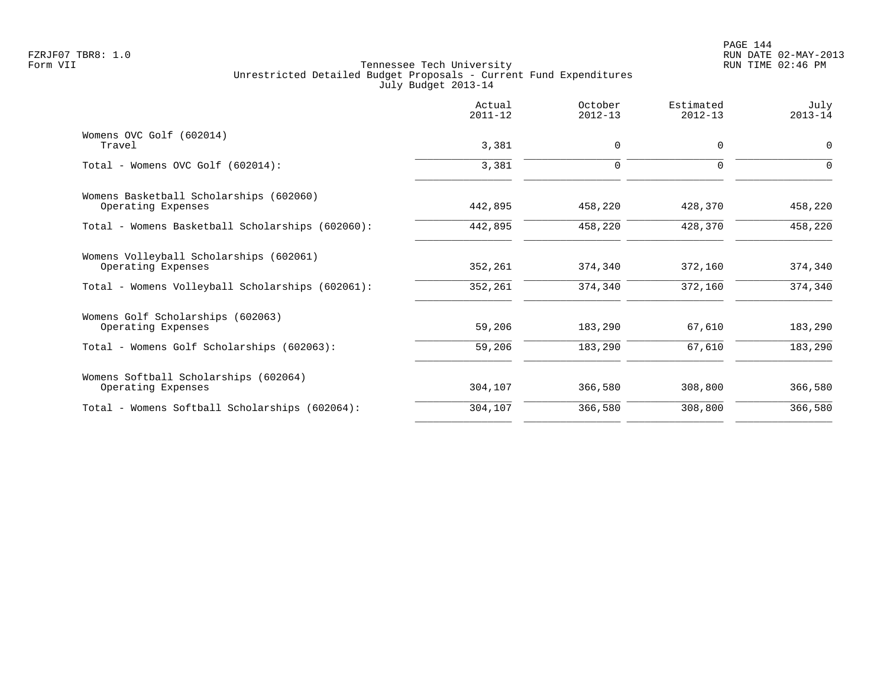FZRJF07 TBR8: 1.0
Form VII

Tennessee Tech University
Unrestricted Detailed Budget Proposals - Current Fund Expenditures
July Budget 2013-14

RUN DATE 02-MAY-2013
RUN TIME 02:46 PM

| | Actual 2011-12 | October 2012-13 | Estimated 2012-13 | July 2013-14 |
|---|---|---|---|---|
| Womens OVC Golf (602014) | | | | |
| Travel | 3,381 | 0 | 0 | 0 |
| Total - Womens OVC Golf (602014): | 3,381 | 0 | 0 | 0 |
| Womens Basketball Scholarships (602060) | | | | |
| Operating Expenses | 442,895 | 458,220 | 428,370 | 458,220 |
| Total - Womens Basketball Scholarships (602060): | 442,895 | 458,220 | 428,370 | 458,220 |
| Womens Volleyball Scholarships (602061) | | | | |
| Operating Expenses | 352,261 | 374,340 | 372,160 | 374,340 |
| Total - Womens Volleyball Scholarships (602061): | 352,261 | 374,340 | 372,160 | 374,340 |
| Womens Golf Scholarships (602063) | | | | |
| Operating Expenses | 59,206 | 183,290 | 67,610 | 183,290 |
| Total - Womens Golf Scholarships (602063): | 59,206 | 183,290 | 67,610 | 183,290 |
| Womens Softball Scholarships (602064) | | | | |
| Operating Expenses | 304,107 | 366,580 | 308,800 | 366,580 |
| Total - Womens Softball Scholarships (602064): | 304,107 | 366,580 | 308,800 | 366,580 |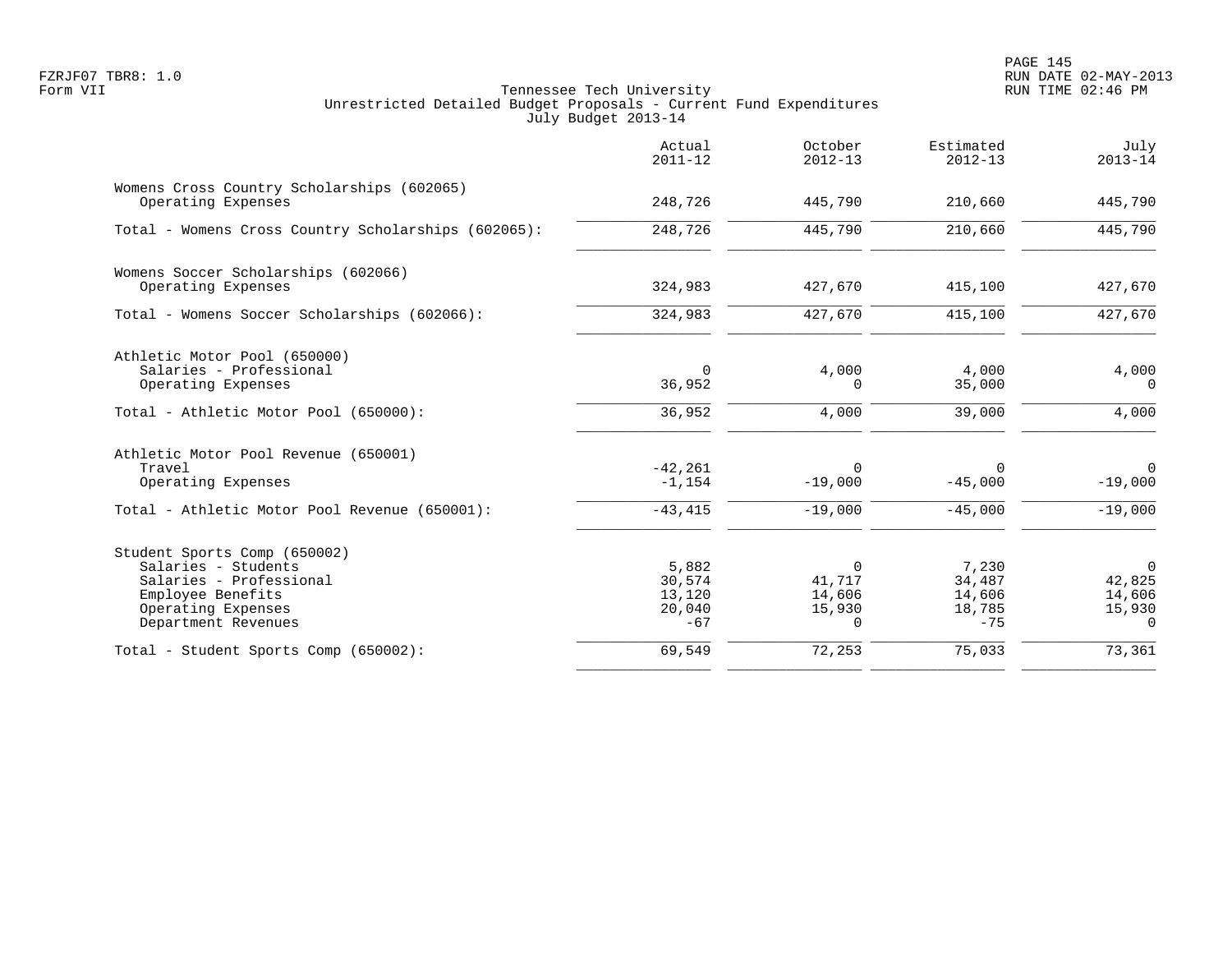FZRJF07 TBR8: 1.0
Form VII

Tennessee Tech University
Unrestricted Detailed Budget Proposals - Current Fund Expenditures
July Budget 2013-14

| | Actual 2011-12 | October 2012-13 | Estimated 2012-13 | July 2013-14 |
|---|---|---|---|---|
| Womens Cross Country Scholarships (602065) | | | | |
| Operating Expenses | 248,726 | 445,790 | 210,660 | 445,790 |
| Total - Womens Cross Country Scholarships (602065): | 248,726 | 445,790 | 210,660 | 445,790 |
| Womens Soccer Scholarships (602066) | | | | |
| Operating Expenses | 324,983 | 427,670 | 415,100 | 427,670 |
| Total - Womens Soccer Scholarships (602066): | 324,983 | 427,670 | 415,100 | 427,670 |
| Athletic Motor Pool (650000) | | | | |
| Salaries - Professional | 0 | 4,000 | 4,000 | 4,000 |
| Operating Expenses | 36,952 | 0 | 35,000 | 0 |
| Total - Athletic Motor Pool (650000): | 36,952 | 4,000 | 39,000 | 4,000 |
| Athletic Motor Pool Revenue (650001) | | | | |
| Travel | -42,261 | 0 | 0 | 0 |
| Operating Expenses | -1,154 | -19,000 | -45,000 | -19,000 |
| Total - Athletic Motor Pool Revenue (650001): | -43,415 | -19,000 | -45,000 | -19,000 |
| Student Sports Comp (650002) | | | | |
| Salaries - Students | 5,882 | 0 | 7,230 | 0 |
| Salaries - Professional | 30,574 | 41,717 | 34,487 | 42,825 |
| Employee Benefits | 13,120 | 14,606 | 14,606 | 14,606 |
| Operating Expenses | 20,040 | 15,930 | 18,785 | 15,930 |
| Department Revenues | -67 | 0 | -75 | 0 |
| Total - Student Sports Comp (650002): | 69,549 | 72,253 | 75,033 | 73,361 |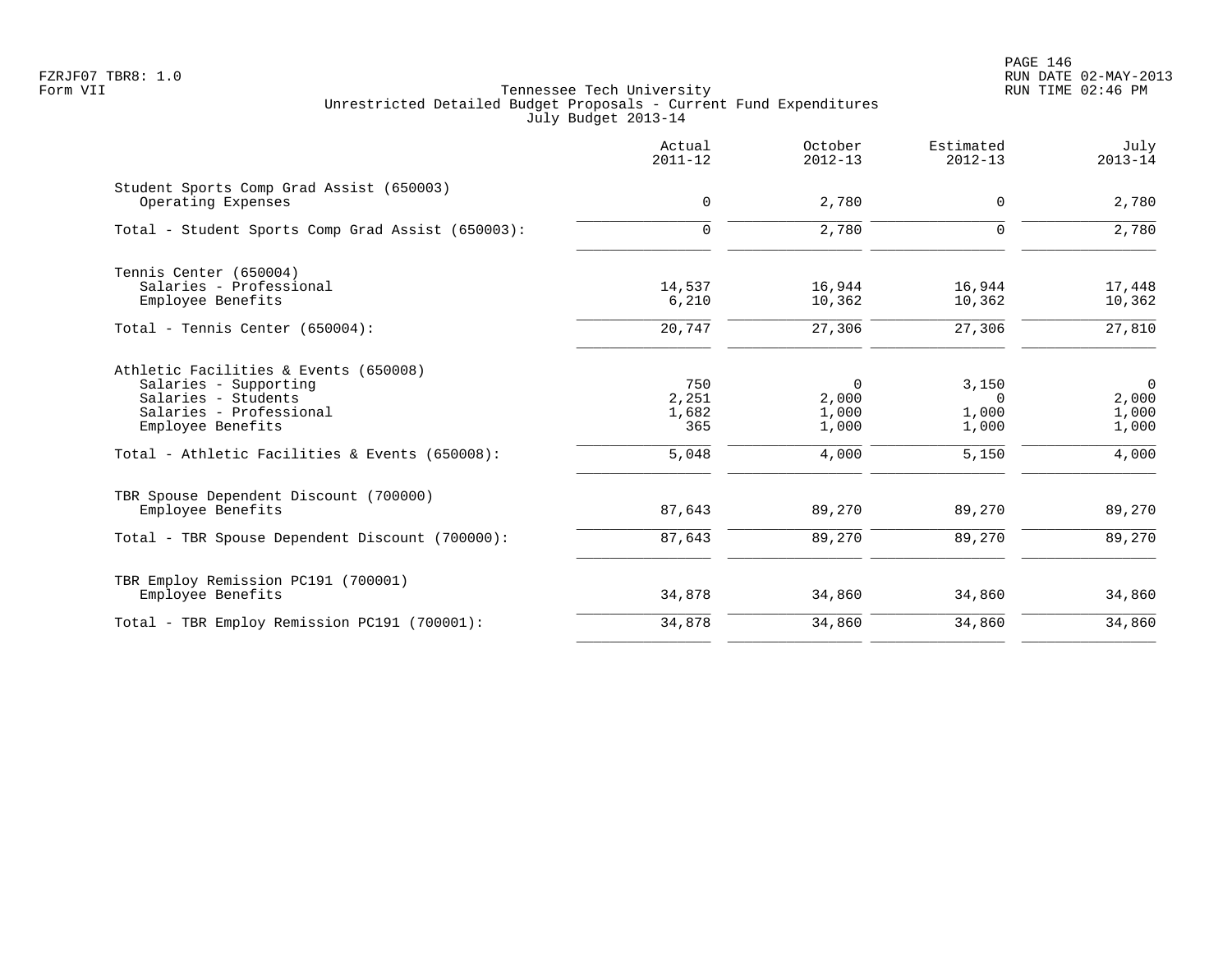Tennessee Tech University
Unrestricted Detailed Budget Proposals - Current Fund Expenditures
July Budget 2013-14

| | Actual 2011-12 | October 2012-13 | Estimated 2012-13 | July 2013-14 |
|---|---|---|---|---|
| **Student Sports Comp Grad Assist (650003)** | | | | |
| Operating Expenses | 0 | 2,780 | 0 | 2,780 |
| Total - Student Sports Comp Grad Assist (650003): | 0 | 2,780 | 0 | 2,780 |
| **Tennis Center (650004)** | | | | |
| Salaries - Professional | 14,537 | 16,944 | 16,944 | 17,448 |
| Employee Benefits | 6,210 | 10,362 | 10,362 | 10,362 |
| Total - Tennis Center (650004): | 20,747 | 27,306 | 27,306 | 27,810 |
| **Athletic Facilities & Events (650008)** | | | | |
| Salaries - Supporting | 750 | 0 | 3,150 | 0 |
| Salaries - Students | 2,251 | 2,000 | 0 | 2,000 |
| Salaries - Professional | 1,682 | 1,000 | 1,000 | 1,000 |
| Employee Benefits | 365 | 1,000 | 1,000 | 1,000 |
| Total - Athletic Facilities & Events (650008): | 5,048 | 4,000 | 5,150 | 4,000 |
| **TBR Spouse Dependent Discount (700000)** | | | | |
| Employee Benefits | 87,643 | 89,270 | 89,270 | 89,270 |
| Total - TBR Spouse Dependent Discount (700000): | 87,643 | 89,270 | 89,270 | 89,270 |
| **TBR Employ Remission PC191 (700001)** | | | | |
| Employee Benefits | 34,878 | 34,860 | 34,860 | 34,860 |
| Total - TBR Employ Remission PC191 (700001): | 34,878 | 34,860 | 34,860 | 34,860 |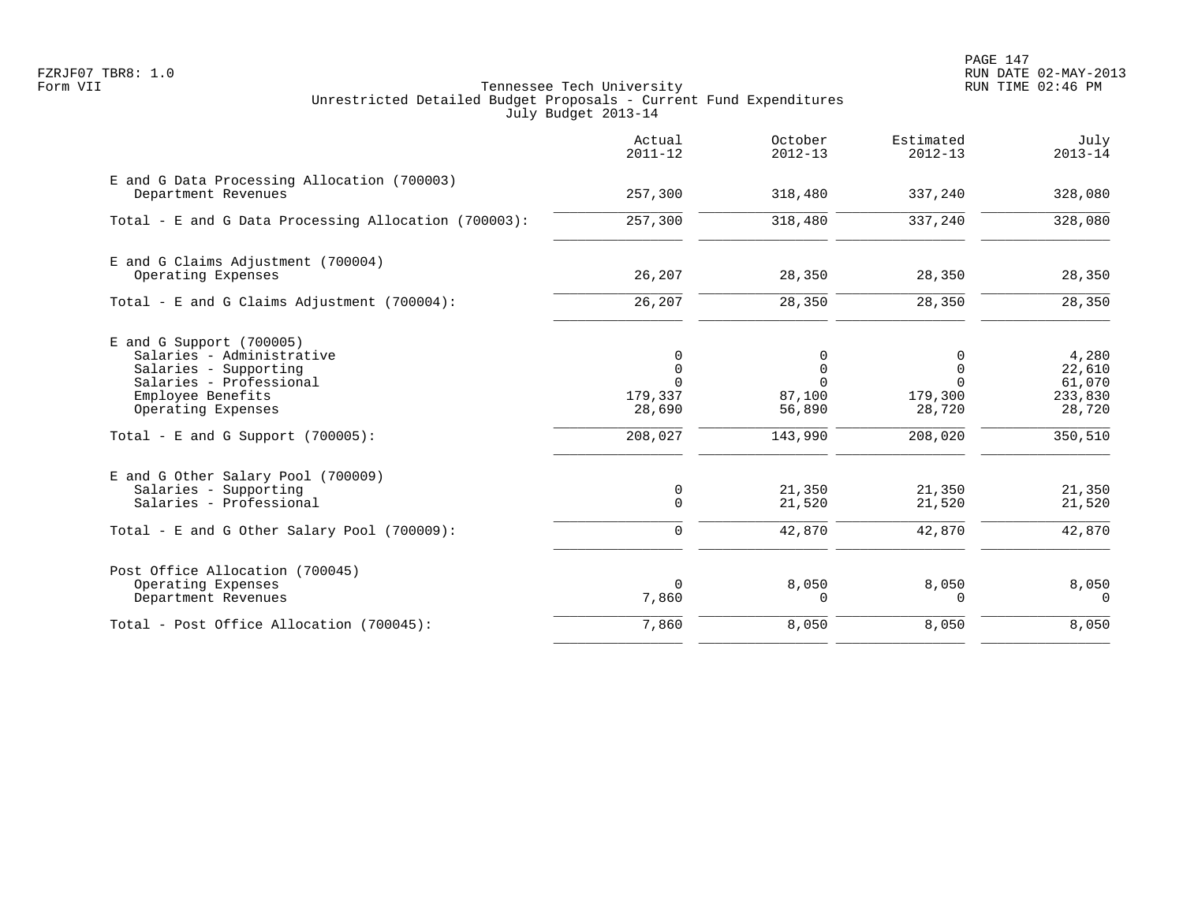FZRJF07 TBR8: 1.0
Form VII

Tennessee Tech University
Unrestricted Detailed Budget Proposals - Current Fund Expenditures
July Budget 2013-14

| | Actual 2011-12 | October 2012-13 | Estimated 2012-13 | July 2013-14 |
|---|---|---|---|---|
| E and G Data Processing Allocation (700003) | | | | |
| Department Revenues | 257,300 | 318,480 | 337,240 | 328,080 |
| Total - E and G Data Processing Allocation (700003): | 257,300 | 318,480 | 337,240 | 328,080 |
| E and G Claims Adjustment (700004) | | | | |
| Operating Expenses | 26,207 | 28,350 | 28,350 | 28,350 |
| Total - E and G Claims Adjustment (700004): | 26,207 | 28,350 | 28,350 | 28,350 |
| E and G Support (700005) | | | | |
| Salaries - Administrative | 0 | 0 | 0 | 4,280 |
| Salaries - Supporting | 0 | 0 | 0 | 22,610 |
| Salaries - Professional | 0 | 0 | 0 | 61,070 |
| Employee Benefits | 179,337 | 87,100 | 179,300 | 233,830 |
| Operating Expenses | 28,690 | 56,890 | 28,720 | 28,720 |
| Total - E and G Support (700005): | 208,027 | 143,990 | 208,020 | 350,510 |
| E and G Other Salary Pool (700009) | | | | |
| Salaries - Supporting | 0 | 21,350 | 21,350 | 21,350 |
| Salaries - Professional | 0 | 21,520 | 21,520 | 21,520 |
| Total - E and G Other Salary Pool (700009): | 0 | 42,870 | 42,870 | 42,870 |
| Post Office Allocation (700045) | | | | |
| Operating Expenses | 0 | 8,050 | 8,050 | 8,050 |
| Department Revenues | 7,860 | 0 | 0 | 0 |
| Total - Post Office Allocation (700045): | 7,860 | 8,050 | 8,050 | 8,050 |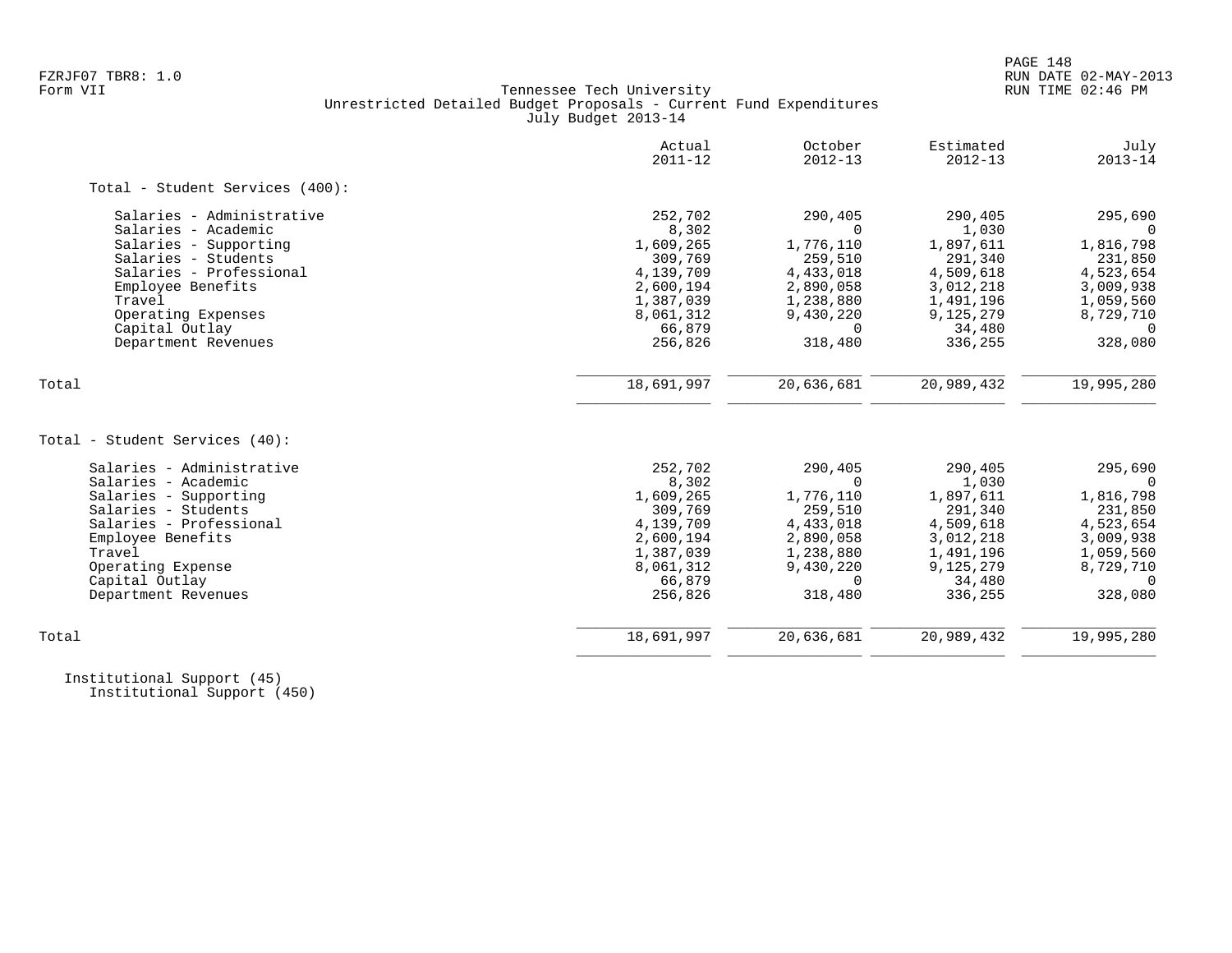Tennessee Tech University
Unrestricted Detailed Budget Proposals - Current Fund Expenditures
July Budget 2013-14

| | Actual 2011-12 | October 2012-13 | Estimated 2012-13 | July 2013-14 |
|---|---|---|---|---|
| **Total - Student Services (400):** | | | | |
| Salaries - Administrative | 252,702 | 290,405 | 290,405 | 295,690 |
| Salaries - Academic | 8,302 | 0 | 1,030 | 0 |
| Salaries - Supporting | 1,609,265 | 1,776,110 | 1,897,611 | 1,816,798 |
| Salaries - Students | 309,769 | 259,510 | 291,340 | 231,850 |
| Salaries - Professional | 4,139,709 | 4,433,018 | 4,509,618 | 4,523,654 |
| Employee Benefits | 2,600,194 | 2,890,058 | 3,012,218 | 3,009,938 |
| Travel | 1,387,039 | 1,238,880 | 1,491,196 | 1,059,560 |
| Operating Expenses | 8,061,312 | 9,430,220 | 9,125,279 | 8,729,710 |
| Capital Outlay | 66,879 | 0 | 34,480 | 0 |
| Department Revenues | 256,826 | 318,480 | 336,255 | 328,080 |
| Total | 18,691,997 | 20,636,681 | 20,989,432 | 19,995,280 |
| **Total - Student Services (40):** | | | | |
| Salaries - Administrative | 252,702 | 290,405 | 290,405 | 295,690 |
| Salaries - Academic | 8,302 | 0 | 1,030 | 0 |
| Salaries - Supporting | 1,609,265 | 1,776,110 | 1,897,611 | 1,816,798 |
| Salaries - Students | 309,769 | 259,510 | 291,340 | 231,850 |
| Salaries - Professional | 4,139,709 | 4,433,018 | 4,509,618 | 4,523,654 |
| Employee Benefits | 2,600,194 | 2,890,058 | 3,012,218 | 3,009,938 |
| Travel | 1,387,039 | 1,238,880 | 1,491,196 | 1,059,560 |
| Operating Expense | 8,061,312 | 9,430,220 | 9,125,279 | 8,729,710 |
| Capital Outlay | 66,879 | 0 | 34,480 | 0 |
| Department Revenues | 256,826 | 318,480 | 336,255 | 328,080 |
| Total | 18,691,997 | 20,636,681 | 20,989,432 | 19,995,280 |

Institutional Support (45)
Institutional Support (450)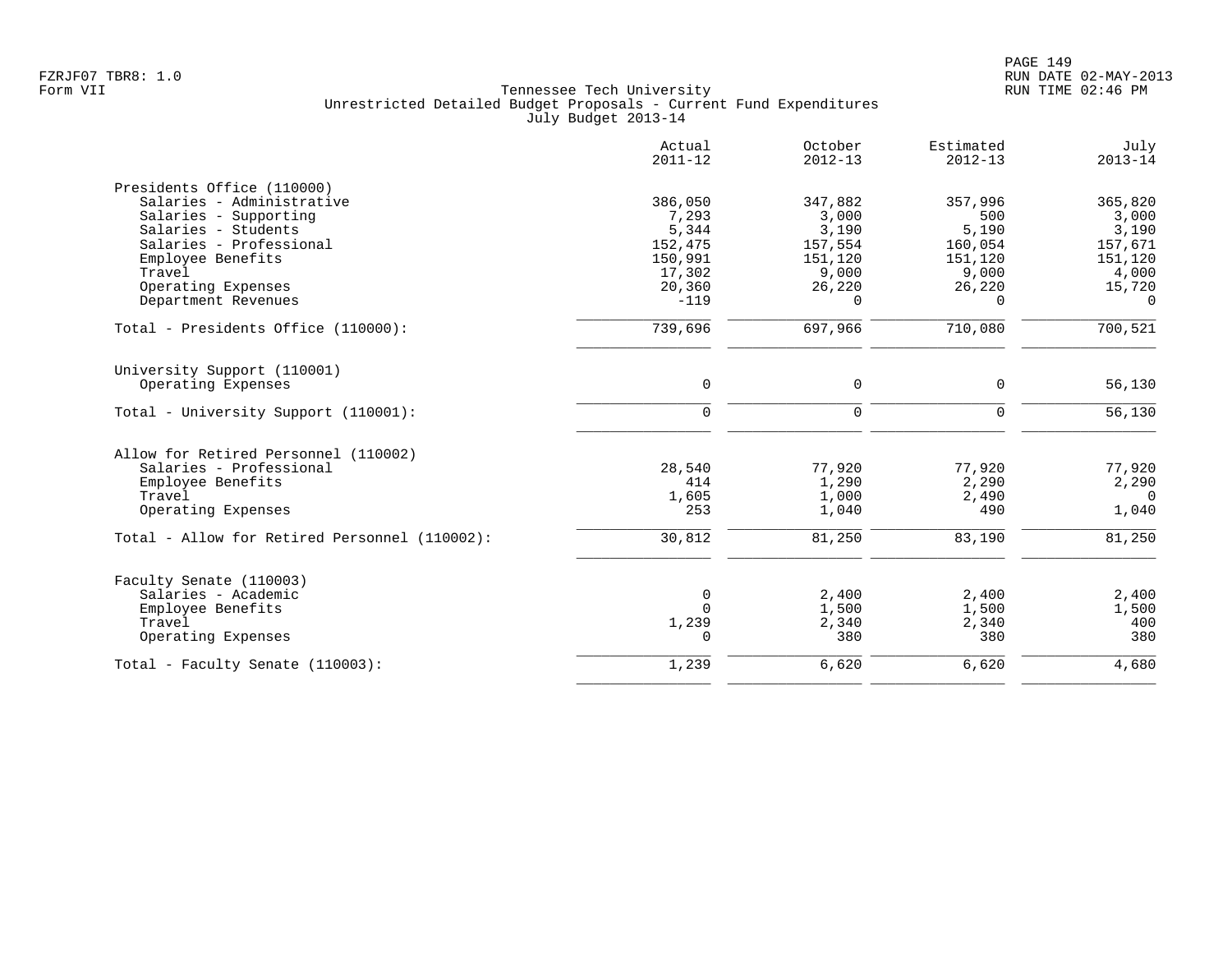Tennessee Tech University
Unrestricted Detailed Budget Proposals - Current Fund Expenditures
July Budget 2013-14

| | Actual 2011-12 | October 2012-13 | Estimated 2012-13 | July 2013-14 |
|---|---|---|---|---|
| **Presidents Office (110000)** | | | | |
| Salaries - Administrative | 386,050 | 347,882 | 357,996 | 365,820 |
| Salaries - Supporting | 7,293 | 3,000 | 500 | 3,000 |
| Salaries - Students | 5,344 | 3,190 | 5,190 | 3,190 |
| Salaries - Professional | 152,475 | 157,554 | 160,054 | 157,671 |
| Employee Benefits | 150,991 | 151,120 | 151,120 | 151,120 |
| Travel | 17,302 | 9,000 | 9,000 | 4,000 |
| Operating Expenses | 20,360 | 26,220 | 26,220 | 15,720 |
| Department Revenues | -119 | 0 | 0 | 0 |
| Total - Presidents Office (110000): | 739,696 | 697,966 | 710,080 | 700,521 |
| **University Support (110001)** | | | | |
| Operating Expenses | 0 | 0 | 0 | 56,130 |
| Total - University Support (110001): | 0 | 0 | 0 | 56,130 |
| **Allow for Retired Personnel (110002)** | | | | |
| Salaries - Professional | 28,540 | 77,920 | 77,920 | 77,920 |
| Employee Benefits | 414 | 1,290 | 2,290 | 2,290 |
| Travel | 1,605 | 1,000 | 2,490 | 0 |
| Operating Expenses | 253 | 1,040 | 490 | 1,040 |
| Total - Allow for Retired Personnel (110002): | 30,812 | 81,250 | 83,190 | 81,250 |
| **Faculty Senate (110003)** | | | | |
| Salaries - Academic | 0 | 2,400 | 2,400 | 2,400 |
| Employee Benefits | 0 | 1,500 | 1,500 | 1,500 |
| Travel | 1,239 | 2,340 | 2,340 | 400 |
| Operating Expenses | 0 | 380 | 380 | 380 |
| Total - Faculty Senate (110003): | 1,239 | 6,620 | 6,620 | 4,680 |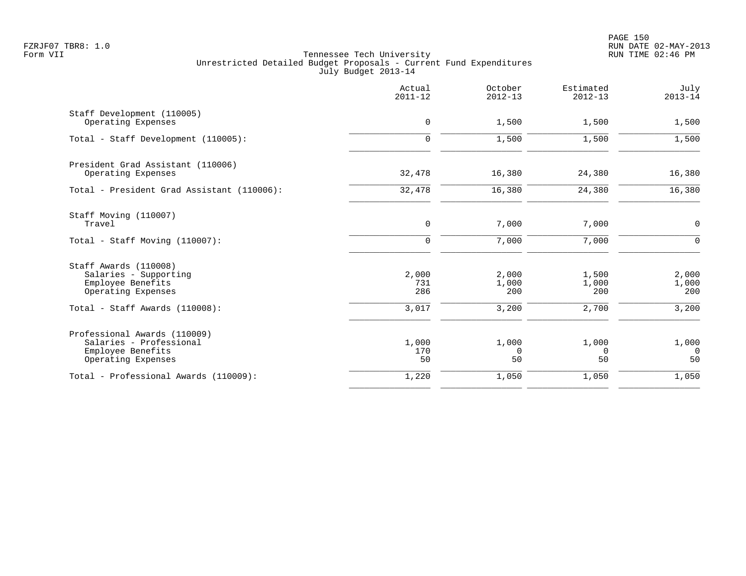FZRJF07 TBR8: 1.0
Form VII

Tennessee Tech University
Unrestricted Detailed Budget Proposals - Current Fund Expenditures
July Budget 2013-14

RUN DATE 02-MAY-2013
RUN TIME 02:46 PM

| | Actual 2011-12 | October 2012-13 | Estimated 2012-13 | July 2013-14 |
|---|---|---|---|---|
| Staff Development (110005) | | | | |
| Operating Expenses | 0 | 1,500 | 1,500 | 1,500 |
| Total - Staff Development (110005): | 0 | 1,500 | 1,500 | 1,500 |
| President Grad Assistant (110006) | | | | |
| Operating Expenses | 32,478 | 16,380 | 24,380 | 16,380 |
| Total - President Grad Assistant (110006): | 32,478 | 16,380 | 24,380 | 16,380 |
| Staff Moving (110007) | | | | |
| Travel | 0 | 7,000 | 7,000 | 0 |
| Total - Staff Moving (110007): | 0 | 7,000 | 7,000 | 0 |
| Staff Awards (110008) | | | | |
| Salaries - Supporting | 2,000 | 2,000 | 1,500 | 2,000 |
| Employee Benefits | 731 | 1,000 | 1,000 | 1,000 |
| Operating Expenses | 286 | 200 | 200 | 200 |
| Total - Staff Awards (110008): | 3,017 | 3,200 | 2,700 | 3,200 |
| Professional Awards (110009) | | | | |
| Salaries - Professional | 1,000 | 1,000 | 1,000 | 1,000 |
| Employee Benefits | 170 | 0 | 0 | 0 |
| Operating Expenses | 50 | 50 | 50 | 50 |
| Total - Professional Awards (110009): | 1,220 | 1,050 | 1,050 | 1,050 |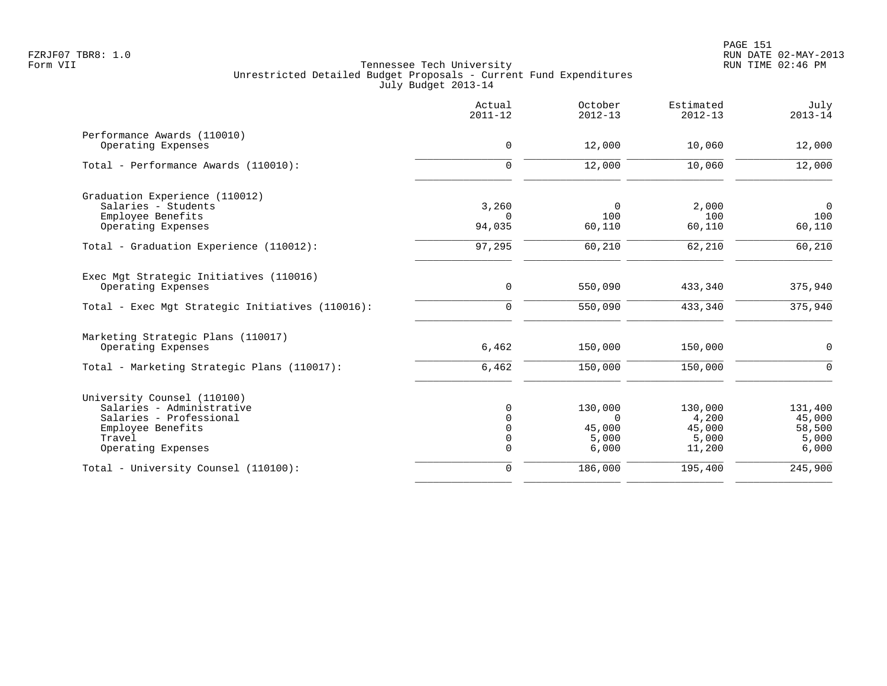FZRJF07 TBR8: 1.0
Form VII

Tennessee Tech University
Unrestricted Detailed Budget Proposals - Current Fund Expenditures
July Budget 2013-14

| | Actual 2011-12 | October 2012-13 | Estimated 2012-13 | July 2013-14 |
|---|---|---|---|---|
| Performance Awards (110010) | | | | |
| Operating Expenses | 0 | 12,000 | 10,060 | 12,000 |
| Total - Performance Awards (110010): | 0 | 12,000 | 10,060 | 12,000 |
| Graduation Experience (110012) | | | | |
| Salaries - Students | 3,260 | 0 | 2,000 | 0 |
| Employee Benefits | 0 | 100 | 100 | 100 |
| Operating Expenses | 94,035 | 60,110 | 60,110 | 60,110 |
| Total - Graduation Experience (110012): | 97,295 | 60,210 | 62,210 | 60,210 |
| Exec Mgt Strategic Initiatives (110016) | | | | |
| Operating Expenses | 0 | 550,090 | 433,340 | 375,940 |
| Total - Exec Mgt Strategic Initiatives (110016): | 0 | 550,090 | 433,340 | 375,940 |
| Marketing Strategic Plans (110017) | | | | |
| Operating Expenses | 6,462 | 150,000 | 150,000 | 0 |
| Total - Marketing Strategic Plans (110017): | 6,462 | 150,000 | 150,000 | 0 |
| University Counsel (110100) | | | | |
| Salaries - Administrative | 0 | 130,000 | 130,000 | 131,400 |
| Salaries - Professional | 0 | 0 | 4,200 | 45,000 |
| Employee Benefits | 0 | 45,000 | 45,000 | 58,500 |
| Travel | 0 | 5,000 | 5,000 | 5,000 |
| Operating Expenses | 0 | 6,000 | 11,200 | 6,000 |
| Total - University Counsel (110100): | 0 | 186,000 | 195,400 | 245,900 |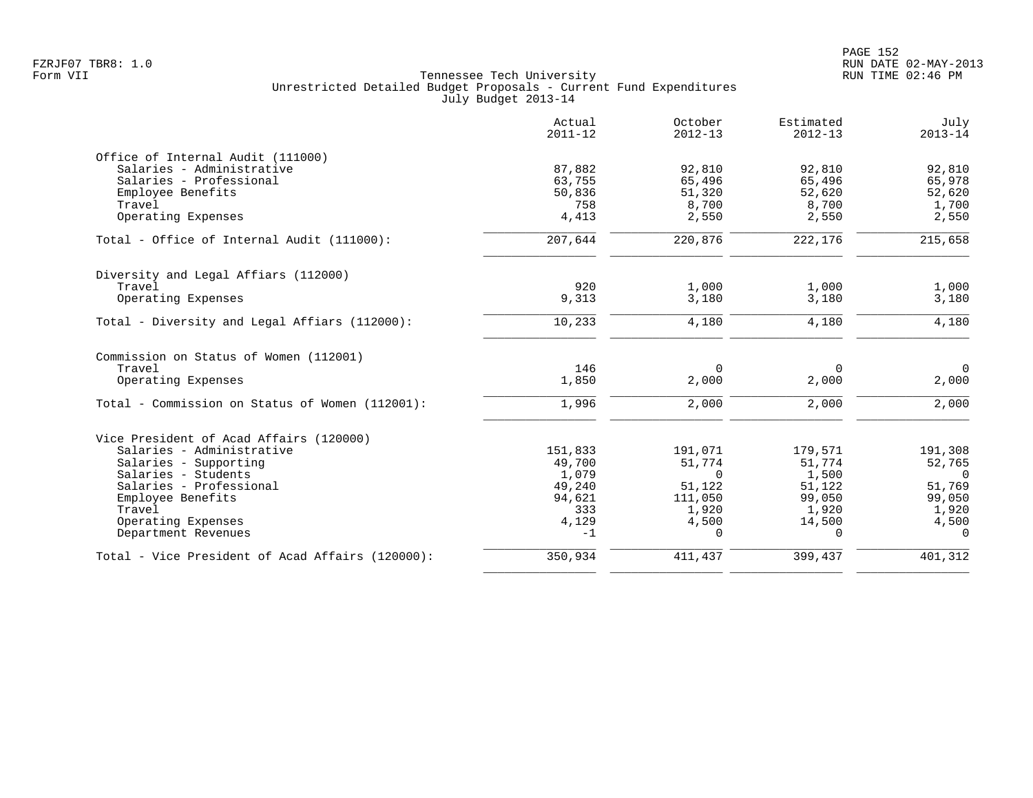Tennessee Tech University
Unrestricted Detailed Budget Proposals - Current Fund Expenditures
July Budget 2013-14

| | Actual 2011-12 | October 2012-13 | Estimated 2012-13 | July 2013-14 |
|---|---|---|---|---|
| **Office of Internal Audit (111000)** | | | | |
| Salaries - Administrative | 87,882 | 92,810 | 92,810 | 92,810 |
| Salaries - Professional | 63,755 | 65,496 | 65,496 | 65,978 |
| Employee Benefits | 50,836 | 51,320 | 52,620 | 52,620 |
| Travel | 758 | 8,700 | 8,700 | 1,700 |
| Operating Expenses | 4,413 | 2,550 | 2,550 | 2,550 |
| Total - Office of Internal Audit (111000): | 207,644 | 220,876 | 222,176 | 215,658 |
| **Diversity and Legal Affiars (112000)** | | | | |
| Travel | 920 | 1,000 | 1,000 | 1,000 |
| Operating Expenses | 9,313 | 3,180 | 3,180 | 3,180 |
| Total - Diversity and Legal Affiars (112000): | 10,233 | 4,180 | 4,180 | 4,180 |
| **Commission on Status of Women (112001)** | | | | |
| Travel | 146 | 0 | 0 | 0 |
| Operating Expenses | 1,850 | 2,000 | 2,000 | 2,000 |
| Total - Commission on Status of Women (112001): | 1,996 | 2,000 | 2,000 | 2,000 |
| **Vice President of Acad Affairs (120000)** | | | | |
| Salaries - Administrative | 151,833 | 191,071 | 179,571 | 191,308 |
| Salaries - Supporting | 49,700 | 51,774 | 51,774 | 52,765 |
| Salaries - Students | 1,079 | 0 | 1,500 | 0 |
| Salaries - Professional | 49,240 | 51,122 | 51,122 | 51,769 |
| Employee Benefits | 94,621 | 111,050 | 99,050 | 99,050 |
| Travel | 333 | 1,920 | 1,920 | 1,920 |
| Operating Expenses | 4,129 | 4,500 | 14,500 | 4,500 |
| Department Revenues | -1 | 0 | 0 | 0 |
| Total - Vice President of Acad Affairs (120000): | 350,934 | 411,437 | 399,437 | 401,312 |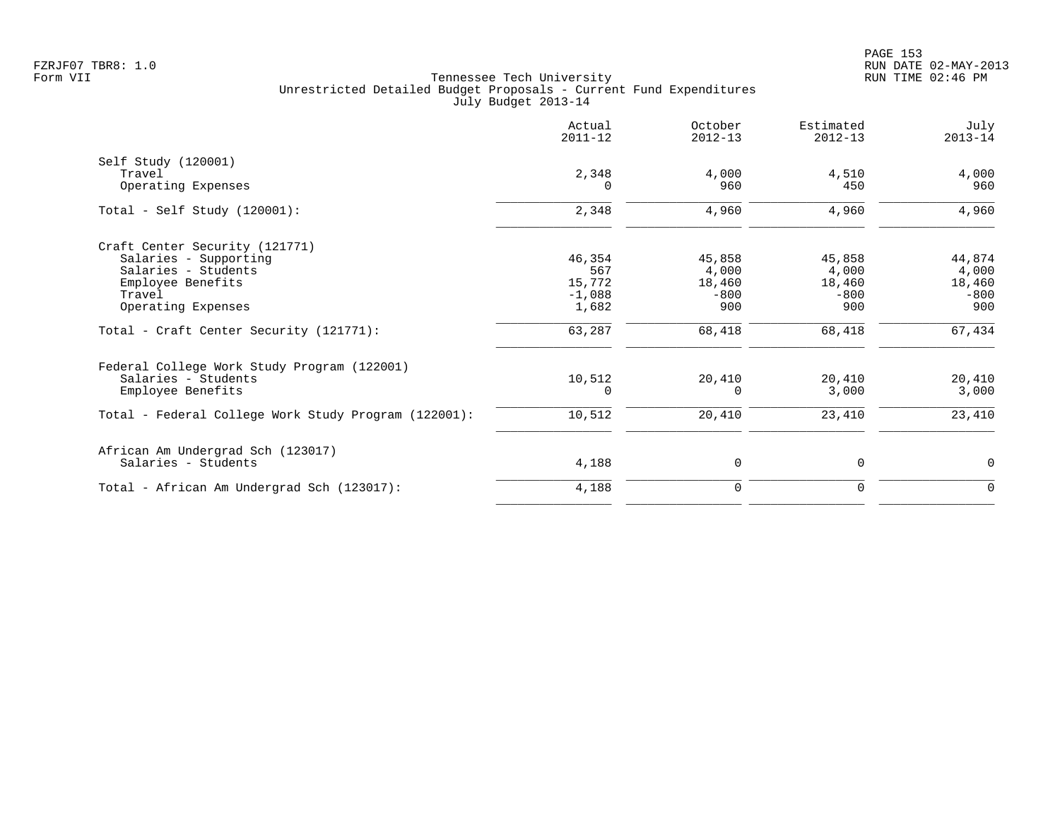Tennessee Tech University
Unrestricted Detailed Budget Proposals - Current Fund Expenditures
July Budget 2013-14

| | Actual 2011-12 | October 2012-13 | Estimated 2012-13 | July 2013-14 |
|---|---|---|---|---|
| **Self Study (120001)** | | | | |
| Travel | 2,348 | 4,000 | 4,510 | 4,000 |
| Operating Expenses | 0 | 960 | 450 | 960 |
| Total - Self Study (120001): | 2,348 | 4,960 | 4,960 | 4,960 |
| **Craft Center Security (121771)** | | | | |
| Salaries - Supporting | 46,354 | 45,858 | 45,858 | 44,874 |
| Salaries - Students | 567 | 4,000 | 4,000 | 4,000 |
| Employee Benefits | 15,772 | 18,460 | 18,460 | 18,460 |
| Travel | -1,088 | -800 | -800 | -800 |
| Operating Expenses | 1,682 | 900 | 900 | 900 |
| Total - Craft Center Security (121771): | 63,287 | 68,418 | 68,418 | 67,434 |
| **Federal College Work Study Program (122001)** | | | | |
| Salaries - Students | 10,512 | 20,410 | 20,410 | 20,410 |
| Employee Benefits | 0 | 0 | 3,000 | 3,000 |
| Total - Federal College Work Study Program (122001): | 10,512 | 20,410 | 23,410 | 23,410 |
| **African Am Undergrad Sch (123017)** | | | | |
| Salaries - Students | 4,188 | 0 | 0 | 0 |
| Total - African Am Undergrad Sch (123017): | 4,188 | 0 | 0 | 0 |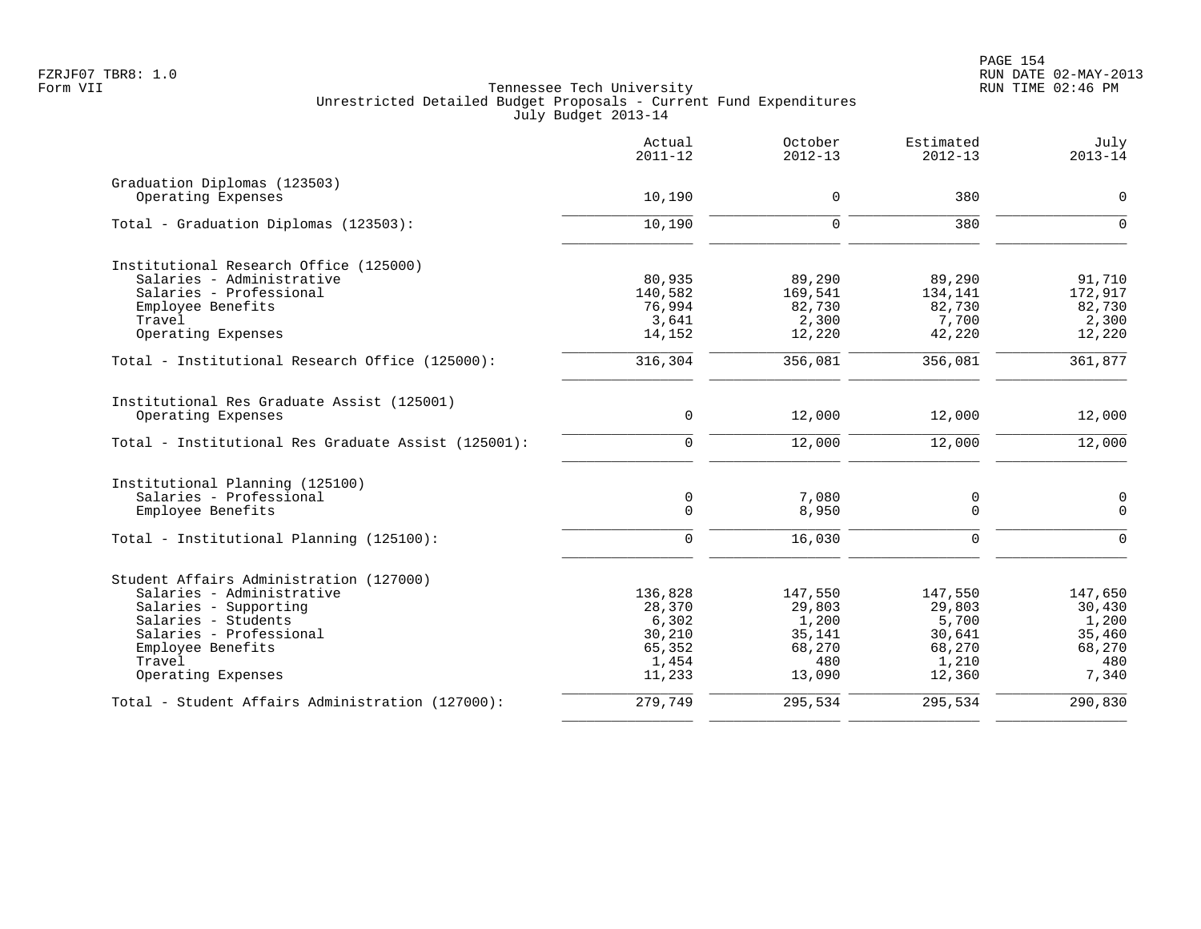FZRJF07 TBR8: 1.0
Form VII

# Tennessee Tech University
## Unrestricted Detailed Budget Proposals - Current Fund Expenditures
### July Budget 2013-14

RUN DATE 02-MAY-2013
RUN TIME 02:46 PM

| | Actual 2011-12 | October 2012-13 | Estimated 2012-13 | July 2013-14 |
|---|---|---|---|---|
| **Graduation Diplomas (123503)** | | | | |
| Operating Expenses | 10,190 | 0 | 380 | 0 |
| Total - Graduation Diplomas (123503): | 10,190 | 0 | 380 | 0 |
| **Institutional Research Office (125000)** | | | | |
| Salaries - Administrative | 80,935 | 89,290 | 89,290 | 91,710 |
| Salaries - Professional | 140,582 | 169,541 | 134,141 | 172,917 |
| Employee Benefits | 76,994 | 82,730 | 82,730 | 82,730 |
| Travel | 3,641 | 2,300 | 7,700 | 2,300 |
| Operating Expenses | 14,152 | 12,220 | 42,220 | 12,220 |
| Total - Institutional Research Office (125000): | 316,304 | 356,081 | 356,081 | 361,877 |
| **Institutional Res Graduate Assist (125001)** | | | | |
| Operating Expenses | 0 | 12,000 | 12,000 | 12,000 |
| Total - Institutional Res Graduate Assist (125001): | 0 | 12,000 | 12,000 | 12,000 |
| **Institutional Planning (125100)** | | | | |
| Salaries - Professional | 0 | 7,080 | 0 | 0 |
| Employee Benefits | 0 | 8,950 | 0 | 0 |
| Total - Institutional Planning (125100): | 0 | 16,030 | 0 | 0 |
| **Student Affairs Administration (127000)** | | | | |
| Salaries - Administrative | 136,828 | 147,550 | 147,550 | 147,650 |
| Salaries - Supporting | 28,370 | 29,803 | 29,803 | 30,430 |
| Salaries - Students | 6,302 | 1,200 | 5,700 | 1,200 |
| Salaries - Professional | 30,210 | 35,141 | 30,641 | 35,460 |
| Employee Benefits | 65,352 | 68,270 | 68,270 | 68,270 |
| Travel | 1,454 | 480 | 1,210 | 480 |
| Operating Expenses | 11,233 | 13,090 | 12,360 | 7,340 |
| Total - Student Affairs Administration (127000): | 279,749 | 295,534 | 295,534 | 290,830 |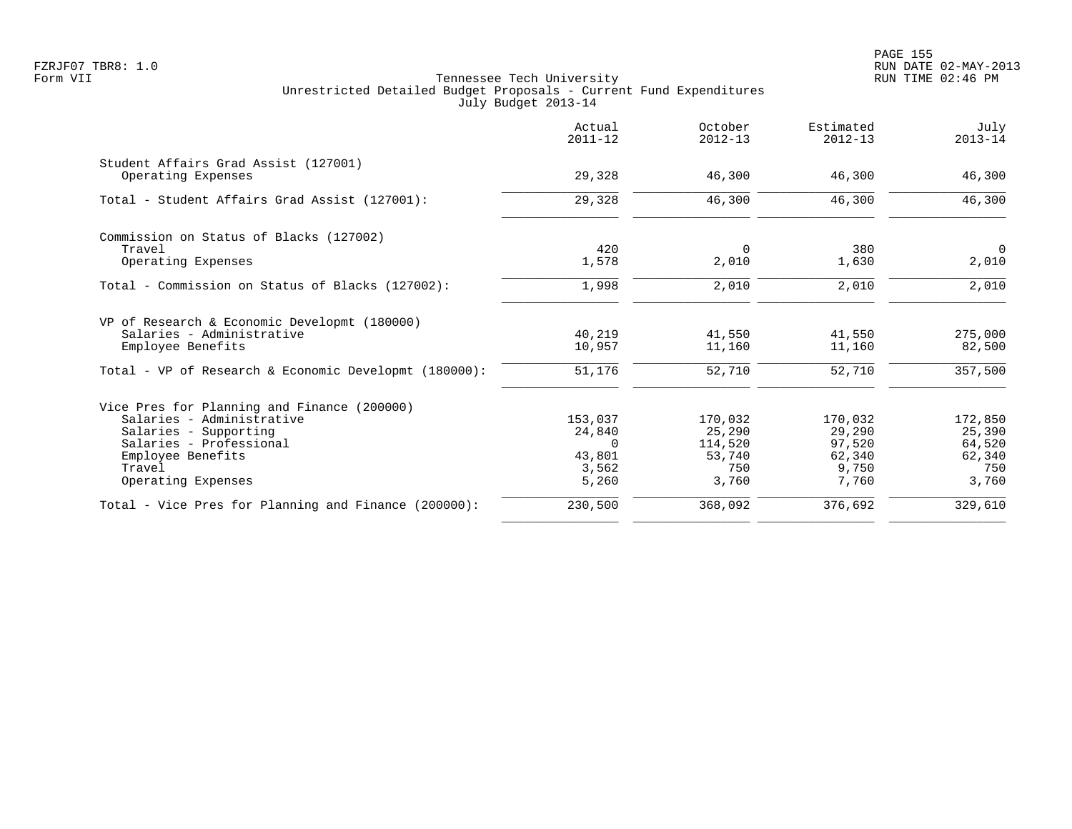Tennessee Tech University
Unrestricted Detailed Budget Proposals - Current Fund Expenditures
July Budget 2013-14

| | Actual 2011-12 | October 2012-13 | Estimated 2012-13 | July 2013-14 |
|---|---|---|---|---|
| **Student Affairs Grad Assist (127001)** | | | | |
| Operating Expenses | 29,328 | 46,300 | 46,300 | 46,300 |
| Total - Student Affairs Grad Assist (127001): | 29,328 | 46,300 | 46,300 | 46,300 |
| **Commission on Status of Blacks (127002)** | | | | |
| Travel | 420 | 0 | 380 | 0 |
| Operating Expenses | 1,578 | 2,010 | 1,630 | 2,010 |
| Total - Commission on Status of Blacks (127002): | 1,998 | 2,010 | 2,010 | 2,010 |
| **VP of Research & Economic Developmt (180000)** | | | | |
| Salaries - Administrative | 40,219 | 41,550 | 41,550 | 275,000 |
| Employee Benefits | 10,957 | 11,160 | 11,160 | 82,500 |
| Total - VP of Research & Economic Developmt (180000): | 51,176 | 52,710 | 52,710 | 357,500 |
| **Vice Pres for Planning and Finance (200000)** | | | | |
| Salaries - Administrative | 153,037 | 170,032 | 170,032 | 172,850 |
| Salaries - Supporting | 24,840 | 25,290 | 29,290 | 25,390 |
| Salaries - Professional | 0 | 114,520 | 97,520 | 64,520 |
| Employee Benefits | 43,801 | 53,740 | 62,340 | 62,340 |
| Travel | 3,562 | 750 | 9,750 | 750 |
| Operating Expenses | 5,260 | 3,760 | 7,760 | 3,760 |
| Total - Vice Pres for Planning and Finance (200000): | 230,500 | 368,092 | 376,692 | 329,610 |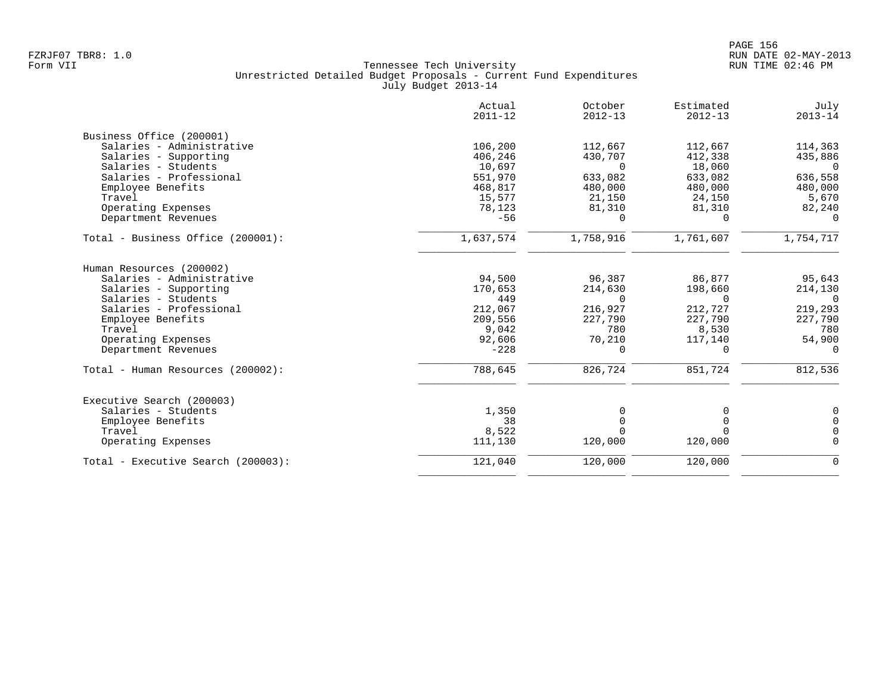FZRJF07 TBR8: 1.0
Form VII

Tennessee Tech University
Unrestricted Detailed Budget Proposals - Current Fund Expenditures
July Budget 2013-14

RUN DATE 02-MAY-2013
RUN TIME 02:46 PM

| | Actual 2011-12 | October 2012-13 | Estimated 2012-13 | July 2013-14 |
|---|---|---|---|---|
| **Business Office (200001)** | | | | |
| Salaries - Administrative | 106,200 | 112,667 | 112,667 | 114,363 |
| Salaries - Supporting | 406,246 | 430,707 | 412,338 | 435,886 |
| Salaries - Students | 10,697 | 0 | 18,060 | 0 |
| Salaries - Professional | 551,970 | 633,082 | 633,082 | 636,558 |
| Employee Benefits | 468,817 | 480,000 | 480,000 | 480,000 |
| Travel | 15,577 | 21,150 | 24,150 | 5,670 |
| Operating Expenses | 78,123 | 81,310 | 81,310 | 82,240 |
| Department Revenues | -56 | 0 | 0 | 0 |
| Total - Business Office (200001): | 1,637,574 | 1,758,916 | 1,761,607 | 1,754,717 |
| **Human Resources (200002)** | | | | |
| Salaries - Administrative | 94,500 | 96,387 | 86,877 | 95,643 |
| Salaries - Supporting | 170,653 | 214,630 | 198,660 | 214,130 |
| Salaries - Students | 449 | 0 | 0 | 0 |
| Salaries - Professional | 212,067 | 216,927 | 212,727 | 219,293 |
| Employee Benefits | 209,556 | 227,790 | 227,790 | 227,790 |
| Travel | 9,042 | 780 | 8,530 | 780 |
| Operating Expenses | 92,606 | 70,210 | 117,140 | 54,900 |
| Department Revenues | -228 | 0 | 0 | 0 |
| Total - Human Resources (200002): | 788,645 | 826,724 | 851,724 | 812,536 |
| **Executive Search (200003)** | | | | |
| Salaries - Students | 1,350 | 0 | 0 | 0 |
| Employee Benefits | 38 | 0 | 0 | 0 |
| Travel | 8,522 | 0 | 0 | 0 |
| Operating Expenses | 111,130 | 120,000 | 120,000 | 0 |
| Total - Executive Search (200003): | 121,040 | 120,000 | 120,000 | 0 |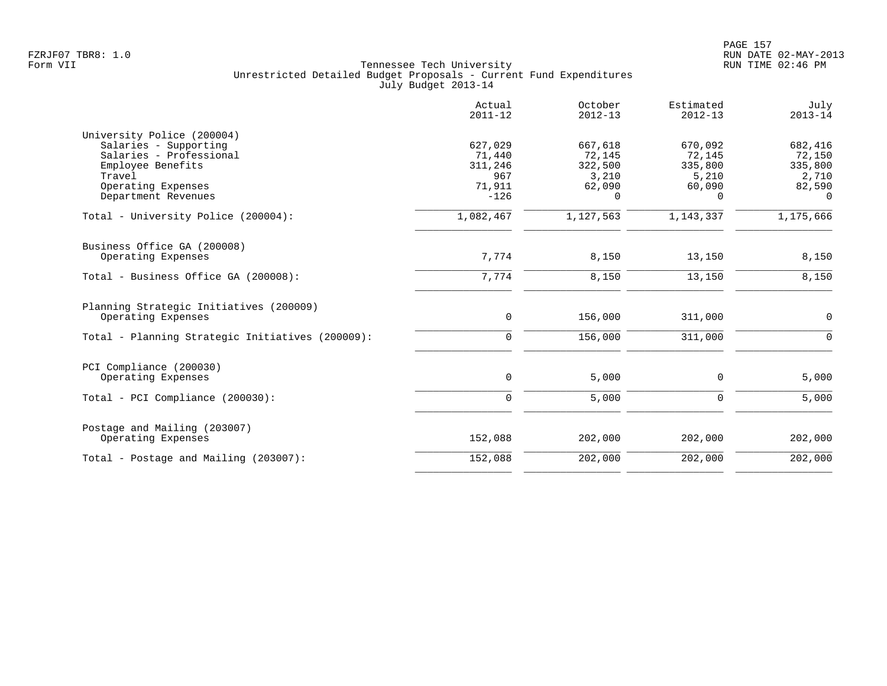Tennessee Tech University
Unrestricted Detailed Budget Proposals - Current Fund Expenditures
July Budget 2013-14

| | Actual 2011-12 | October 2012-13 | Estimated 2012-13 | July 2013-14 |
|---|---|---|---|---|
| **University Police (200004)** | | | | |
| Salaries - Supporting | 627,029 | 667,618 | 670,092 | 682,416 |
| Salaries - Professional | 71,440 | 72,145 | 72,145 | 72,150 |
| Employee Benefits | 311,246 | 322,500 | 335,800 | 335,800 |
| Travel | 967 | 3,210 | 5,210 | 2,710 |
| Operating Expenses | 71,911 | 62,090 | 60,090 | 82,590 |
| Department Revenues | -126 | 0 | 0 | 0 |
| Total - University Police (200004): | 1,082,467 | 1,127,563 | 1,143,337 | 1,175,666 |
| **Business Office GA (200008)** | | | | |
| Operating Expenses | 7,774 | 8,150 | 13,150 | 8,150 |
| Total - Business Office GA (200008): | 7,774 | 8,150 | 13,150 | 8,150 |
| **Planning Strategic Initiatives (200009)** | | | | |
| Operating Expenses | 0 | 156,000 | 311,000 | 0 |
| Total - Planning Strategic Initiatives (200009): | 0 | 156,000 | 311,000 | 0 |
| **PCI Compliance (200030)** | | | | |
| Operating Expenses | 0 | 5,000 | 0 | 5,000 |
| Total - PCI Compliance (200030): | 0 | 5,000 | 0 | 5,000 |
| **Postage and Mailing (203007)** | | | | |
| Operating Expenses | 152,088 | 202,000 | 202,000 | 202,000 |
| Total - Postage and Mailing (203007): | 152,088 | 202,000 | 202,000 | 202,000 |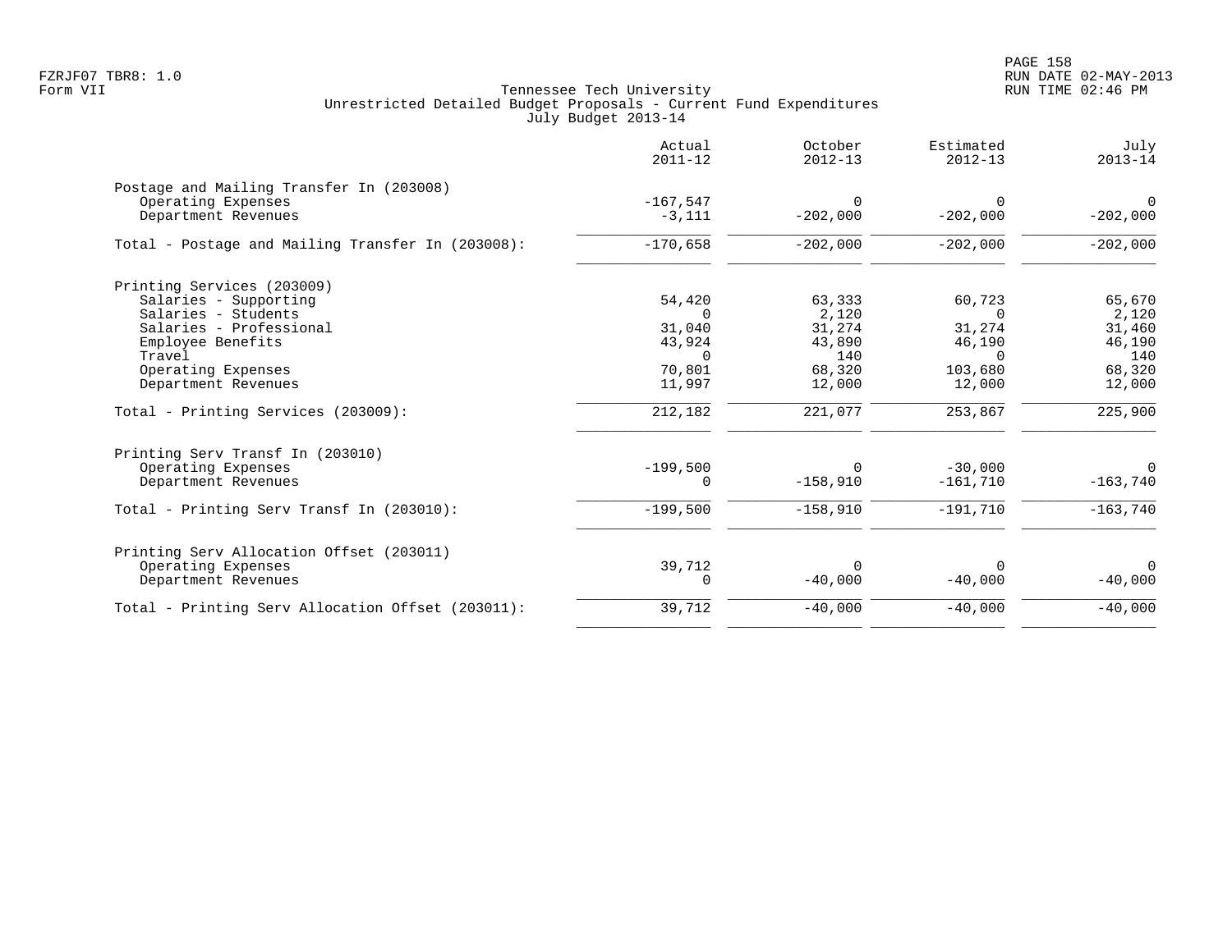Tennessee Tech University
Unrestricted Detailed Budget Proposals - Current Fund Expenditures
July Budget 2013-14

| | Actual 2011-12 | October 2012-13 | Estimated 2012-13 | July 2013-14 |
|---|---|---|---|---|
| Postage and Mailing Transfer In (203008) | | | | |
| Operating Expenses | -167,547 | 0 | 0 | 0 |
| Department Revenues | -3,111 | -202,000 | -202,000 | -202,000 |
| Total - Postage and Mailing Transfer In (203008): | -170,658 | -202,000 | -202,000 | -202,000 |
| Printing Services (203009) | | | | |
| Salaries - Supporting | 54,420 | 63,333 | 60,723 | 65,670 |
| Salaries - Students | 0 | 2,120 | 0 | 2,120 |
| Salaries - Professional | 31,040 | 31,274 | 31,274 | 31,460 |
| Employee Benefits | 43,924 | 43,890 | 46,190 | 46,190 |
| Travel | 0 | 140 | 0 | 140 |
| Operating Expenses | 70,801 | 68,320 | 103,680 | 68,320 |
| Department Revenues | 11,997 | 12,000 | 12,000 | 12,000 |
| Total - Printing Services (203009): | 212,182 | 221,077 | 253,867 | 225,900 |
| Printing Serv Transf In (203010) | | | | |
| Operating Expenses | -199,500 | 0 | -30,000 | 0 |
| Department Revenues | 0 | -158,910 | -161,710 | -163,740 |
| Total - Printing Serv Transf In (203010): | -199,500 | -158,910 | -191,710 | -163,740 |
| Printing Serv Allocation Offset (203011) | | | | |
| Operating Expenses | 39,712 | 0 | 0 | 0 |
| Department Revenues | 0 | -40,000 | -40,000 | -40,000 |
| Total - Printing Serv Allocation Offset (203011): | 39,712 | -40,000 | -40,000 | -40,000 |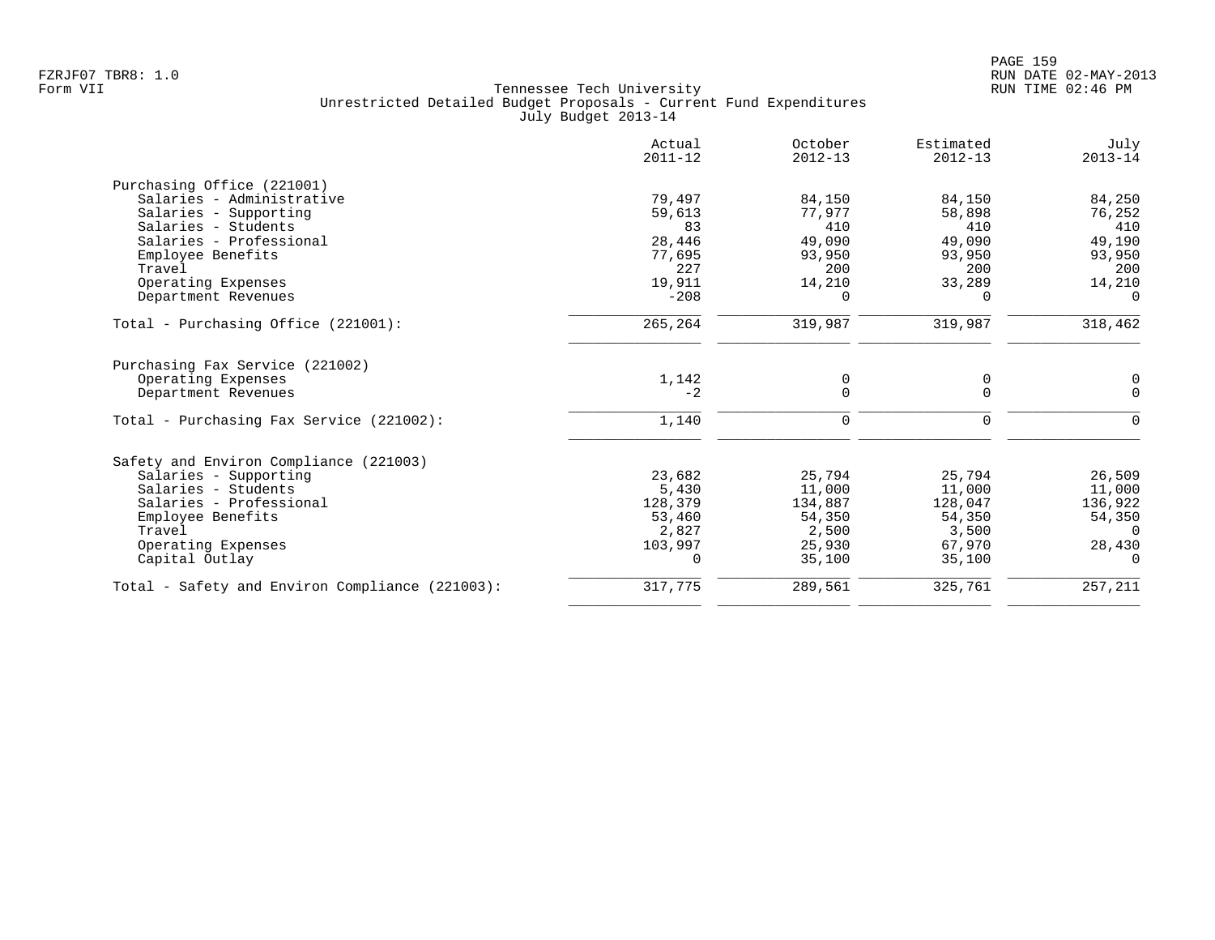FZRJF07 TBR8: 1.0
Form VII

Tennessee Tech University
Unrestricted Detailed Budget Proposals - Current Fund Expenditures
July Budget 2013-14

RUN DATE 02-MAY-2013
RUN TIME 02:46 PM

| | Actual 2011-12 | October 2012-13 | Estimated 2012-13 | July 2013-14 |
|---|---|---|---|---|
| **Purchasing Office (221001)** | | | | |
| Salaries - Administrative | 79,497 | 84,150 | 84,150 | 84,250 |
| Salaries - Supporting | 59,613 | 77,977 | 58,898 | 76,252 |
| Salaries - Students | 83 | 410 | 410 | 410 |
| Salaries - Professional | 28,446 | 49,090 | 49,090 | 49,190 |
| Employee Benefits | 77,695 | 93,950 | 93,950 | 93,950 |
| Travel | 227 | 200 | 200 | 200 |
| Operating Expenses | 19,911 | 14,210 | 33,289 | 14,210 |
| Department Revenues | -208 | 0 | 0 | 0 |
| Total - Purchasing Office (221001): | 265,264 | 319,987 | 319,987 | 318,462 |
| **Purchasing Fax Service (221002)** | | | | |
| Operating Expenses | 1,142 | 0 | 0 | 0 |
| Department Revenues | -2 | 0 | 0 | 0 |
| Total - Purchasing Fax Service (221002): | 1,140 | 0 | 0 | 0 |
| **Safety and Environ Compliance (221003)** | | | | |
| Salaries - Supporting | 23,682 | 25,794 | 25,794 | 26,509 |
| Salaries - Students | 5,430 | 11,000 | 11,000 | 11,000 |
| Salaries - Professional | 128,379 | 134,887 | 128,047 | 136,922 |
| Employee Benefits | 53,460 | 54,350 | 54,350 | 54,350 |
| Travel | 2,827 | 2,500 | 3,500 | 0 |
| Operating Expenses | 103,997 | 25,930 | 67,970 | 28,430 |
| Capital Outlay | 0 | 35,100 | 35,100 | 0 |
| Total - Safety and Environ Compliance (221003): | 317,775 | 289,561 | 325,761 | 257,211 |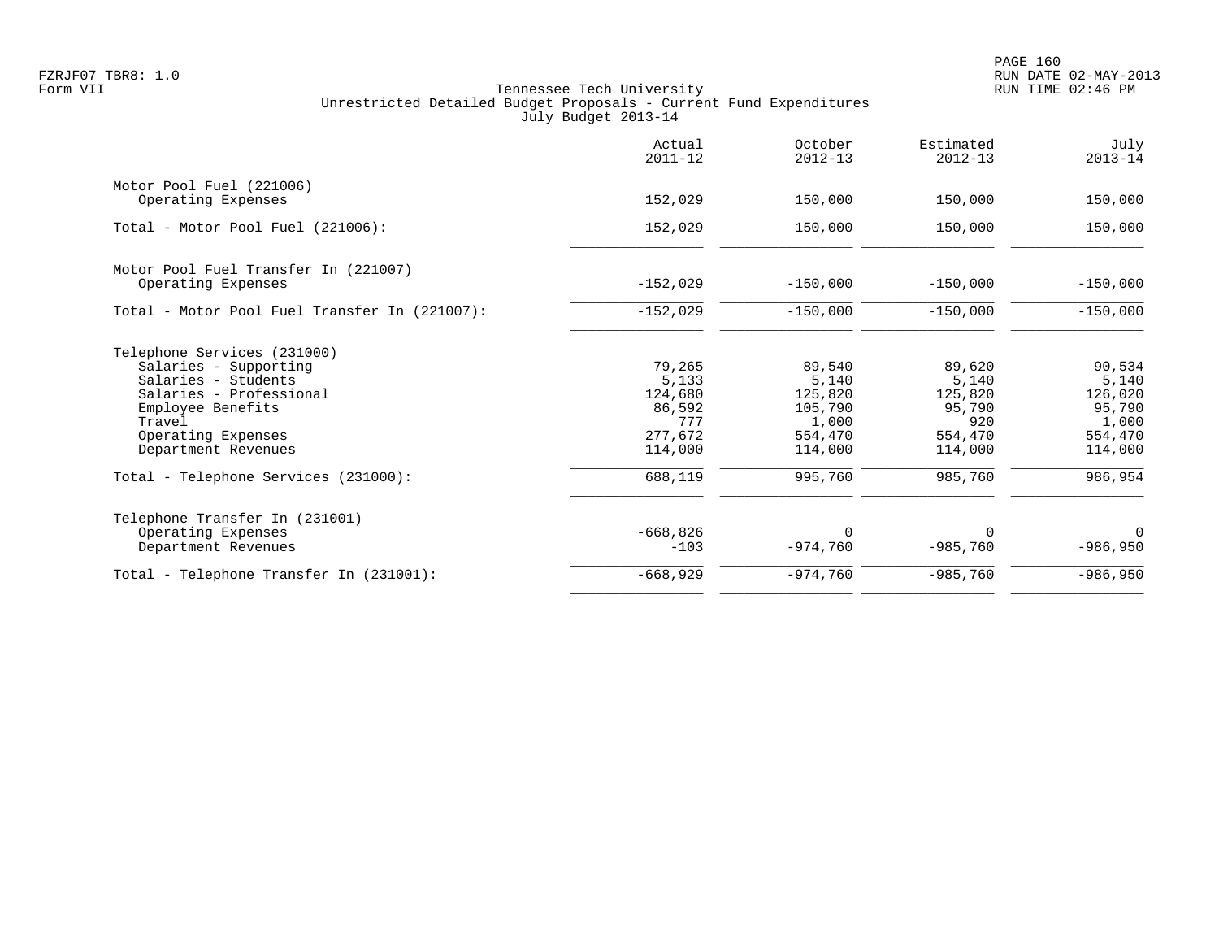FZRJF07 TBR8: 1.0
Form VII

Tennessee Tech University
Unrestricted Detailed Budget Proposals - Current Fund Expenditures
July Budget 2013-14

| | Actual 2011-12 | October 2012-13 | Estimated 2012-13 | July 2013-14 |
|---|---|---|---|---|
| Motor Pool Fuel (221006) | | | | |
| Operating Expenses | 152,029 | 150,000 | 150,000 | 150,000 |
| Total - Motor Pool Fuel (221006): | 152,029 | 150,000 | 150,000 | 150,000 |
| Motor Pool Fuel Transfer In (221007) | | | | |
| Operating Expenses | -152,029 | -150,000 | -150,000 | -150,000 |
| Total - Motor Pool Fuel Transfer In (221007): | -152,029 | -150,000 | -150,000 | -150,000 |
| Telephone Services (231000) | | | | |
| Salaries - Supporting | 79,265 | 89,540 | 89,620 | 90,534 |
| Salaries - Students | 5,133 | 5,140 | 5,140 | 5,140 |
| Salaries - Professional | 124,680 | 125,820 | 125,820 | 126,020 |
| Employee Benefits | 86,592 | 105,790 | 95,790 | 95,790 |
| Travel | 777 | 1,000 | 920 | 1,000 |
| Operating Expenses | 277,672 | 554,470 | 554,470 | 554,470 |
| Department Revenues | 114,000 | 114,000 | 114,000 | 114,000 |
| Total - Telephone Services (231000): | 688,119 | 995,760 | 985,760 | 986,954 |
| Telephone Transfer In (231001) | | | | |
| Operating Expenses | -668,826 | 0 | 0 | 0 |
| Department Revenues | -103 | -974,760 | -985,760 | -986,950 |
| Total - Telephone Transfer In (231001): | -668,929 | -974,760 | -985,760 | -986,950 |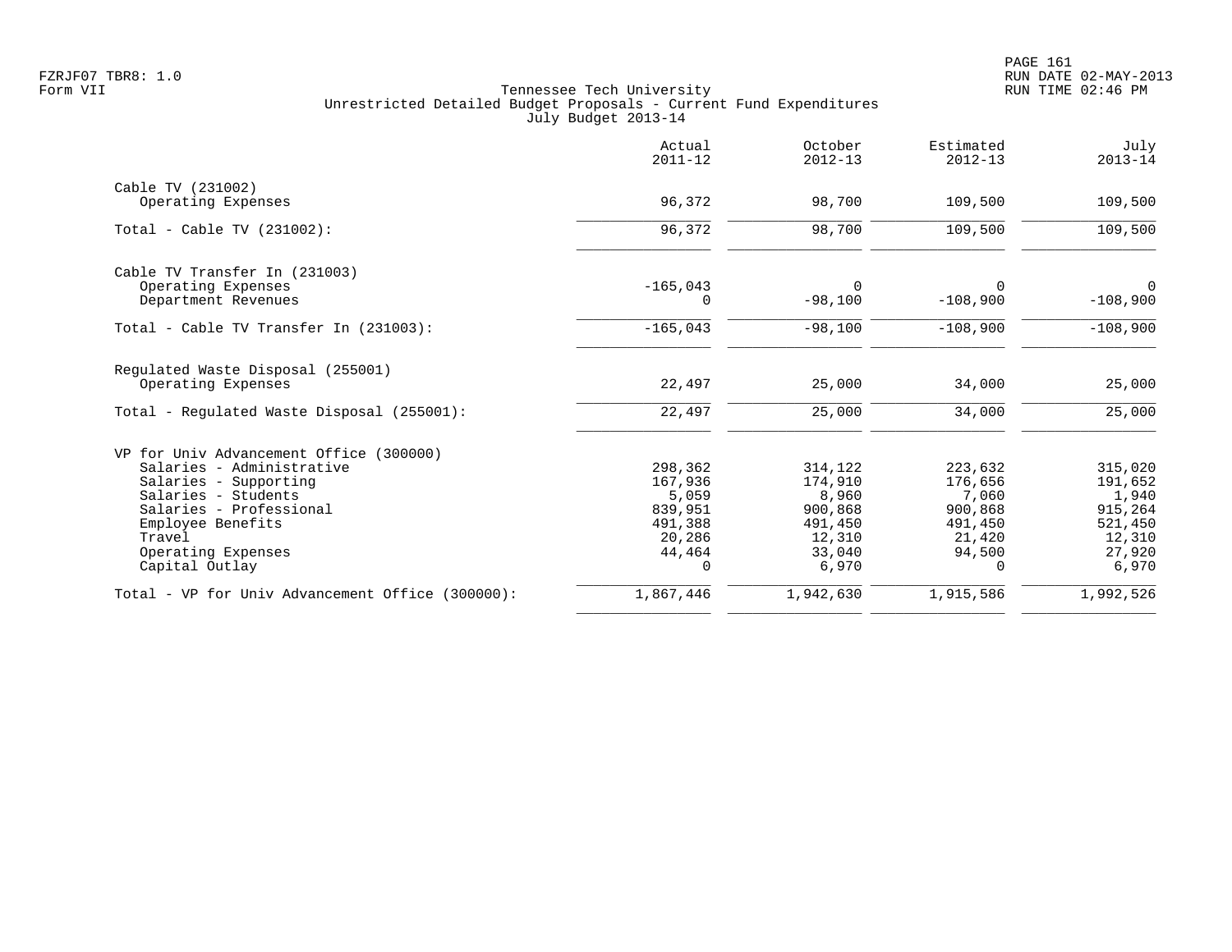Tennessee Tech University
Unrestricted Detailed Budget Proposals - Current Fund Expenditures
July Budget 2013-14

FZRJF07 TBR8: 1.0
Form VII

| | Actual 2011-12 | October 2012-13 | Estimated 2012-13 | July 2013-14 |
|---|---|---|---|---|
| Cable TV (231002) | | | | |
| Operating Expenses | 96,372 | 98,700 | 109,500 | 109,500 |
| Total - Cable TV (231002): | 96,372 | 98,700 | 109,500 | 109,500 |
| Cable TV Transfer In (231003) | | | | |
| Operating Expenses | -165,043 | 0 | 0 | 0 |
| Department Revenues | 0 | -98,100 | -108,900 | -108,900 |
| Total - Cable TV Transfer In (231003): | -165,043 | -98,100 | -108,900 | -108,900 |
| Regulated Waste Disposal (255001) | | | | |
| Operating Expenses | 22,497 | 25,000 | 34,000 | 25,000 |
| Total - Regulated Waste Disposal (255001): | 22,497 | 25,000 | 34,000 | 25,000 |
| VP for Univ Advancement Office (300000) | | | | |
| Salaries - Administrative | 298,362 | 314,122 | 223,632 | 315,020 |
| Salaries - Supporting | 167,936 | 174,910 | 176,656 | 191,652 |
| Salaries - Students | 5,059 | 8,960 | 7,060 | 1,940 |
| Salaries - Professional | 839,951 | 900,868 | 900,868 | 915,264 |
| Employee Benefits | 491,388 | 491,450 | 491,450 | 521,450 |
| Travel | 20,286 | 12,310 | 21,420 | 12,310 |
| Operating Expenses | 44,464 | 33,040 | 94,500 | 27,920 |
| Capital Outlay | 0 | 6,970 | 0 | 6,970 |
| Total - VP for Univ Advancement Office (300000): | 1,867,446 | 1,942,630 | 1,915,586 | 1,992,526 |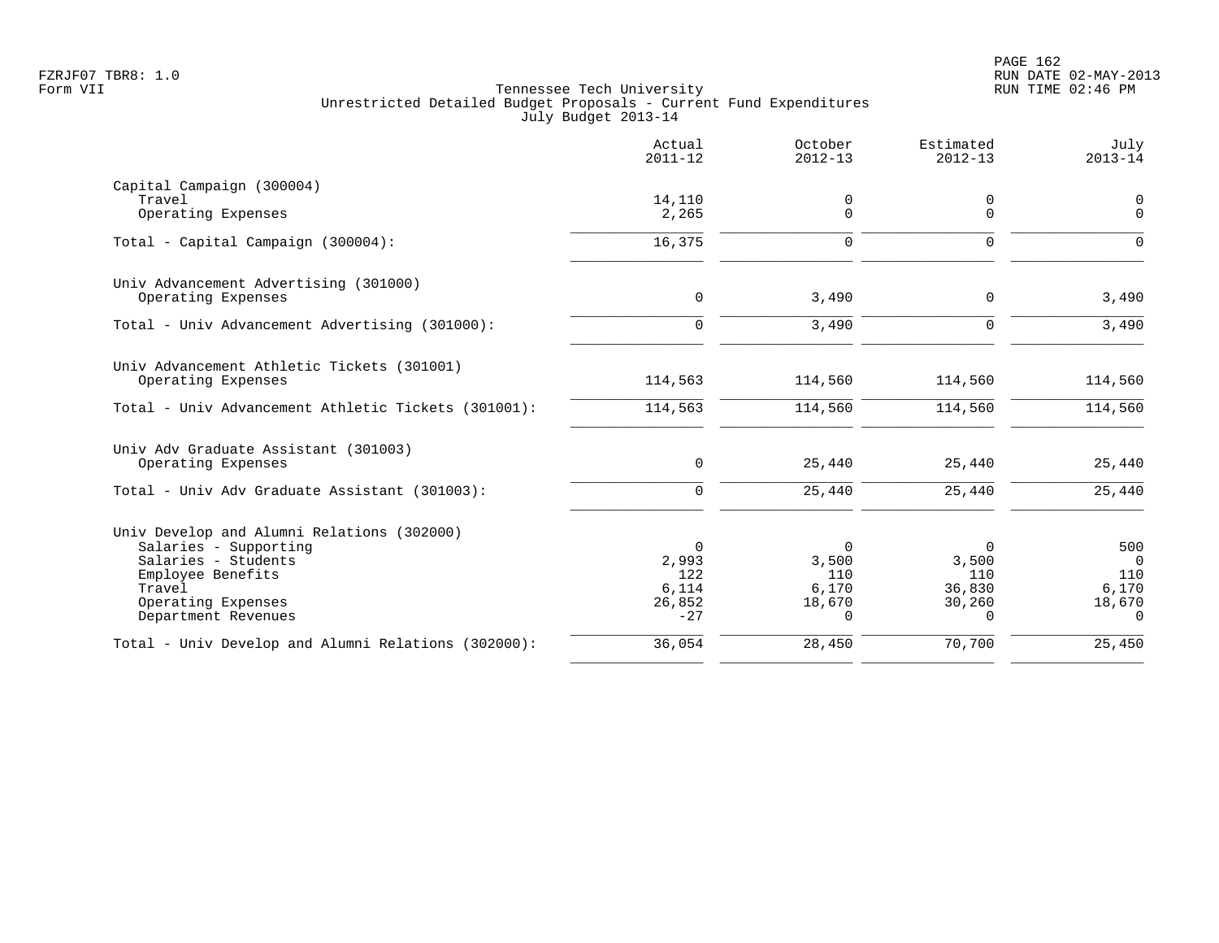Tennessee Tech University
Unrestricted Detailed Budget Proposals - Current Fund Expenditures
July Budget 2013-14

| | Actual 2011-12 | October 2012-13 | Estimated 2012-13 | July 2013-14 |
|---|---|---|---|---|
| **Capital Campaign (300004)** | | | | |
| Travel | 14,110 | 0 | 0 | 0 |
| Operating Expenses | 2,265 | 0 | 0 | 0 |
| Total - Capital Campaign (300004): | 16,375 | 0 | 0 | 0 |
| **Univ Advancement Advertising (301000)** | | | | |
| Operating Expenses | 0 | 3,490 | 0 | 3,490 |
| Total - Univ Advancement Advertising (301000): | 0 | 3,490 | 0 | 3,490 |
| **Univ Advancement Athletic Tickets (301001)** | | | | |
| Operating Expenses | 114,563 | 114,560 | 114,560 | 114,560 |
| Total - Univ Advancement Athletic Tickets (301001): | 114,563 | 114,560 | 114,560 | 114,560 |
| **Univ Adv Graduate Assistant (301003)** | | | | |
| Operating Expenses | 0 | 25,440 | 25,440 | 25,440 |
| Total - Univ Adv Graduate Assistant (301003): | 0 | 25,440 | 25,440 | 25,440 |
| **Univ Develop and Alumni Relations (302000)** | | | | |
| Salaries - Supporting | 0 | 0 | 0 | 500 |
| Salaries - Students | 2,993 | 3,500 | 3,500 | 0 |
| Employee Benefits | 122 | 110 | 110 | 110 |
| Travel | 6,114 | 6,170 | 36,830 | 6,170 |
| Operating Expenses | 26,852 | 18,670 | 30,260 | 18,670 |
| Department Revenues | -27 | 0 | 0 | 0 |
| Total - Univ Develop and Alumni Relations (302000): | 36,054 | 28,450 | 70,700 | 25,450 |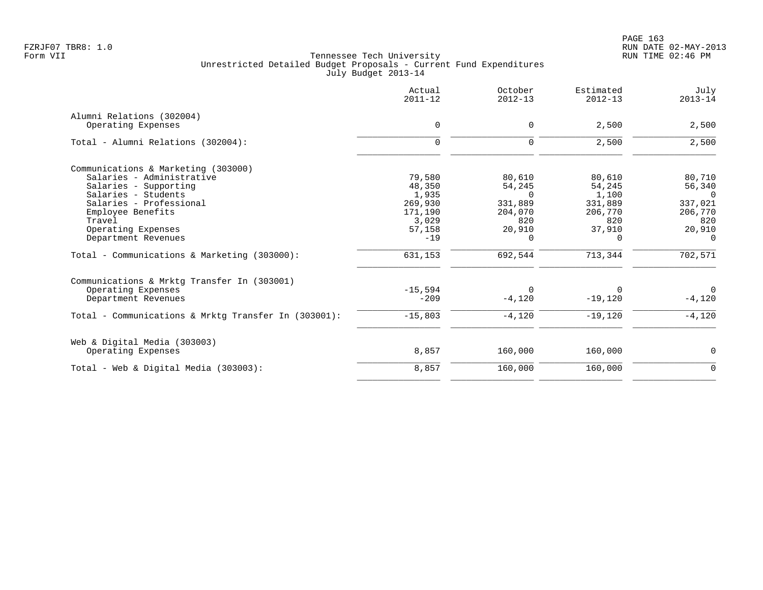Tennessee Tech University
Unrestricted Detailed Budget Proposals - Current Fund Expenditures
July Budget 2013-14

| | Actual 2011-12 | October 2012-13 | Estimated 2012-13 | July 2013-14 |
|---|---|---|---|---|
| **Alumni Relations (302004)** | | | | |
| Operating Expenses | 0 | 0 | 2,500 | 2,500 |
| Total - Alumni Relations (302004): | 0 | 0 | 2,500 | 2,500 |
| **Communications & Marketing (303000)** | | | | |
| Salaries - Administrative | 79,580 | 80,610 | 80,610 | 80,710 |
| Salaries - Supporting | 48,350 | 54,245 | 54,245 | 56,340 |
| Salaries - Students | 1,935 | 0 | 1,100 | 0 |
| Salaries - Professional | 269,930 | 331,889 | 331,889 | 337,021 |
| Employee Benefits | 171,190 | 204,070 | 206,770 | 206,770 |
| Travel | 3,029 | 820 | 820 | 820 |
| Operating Expenses | 57,158 | 20,910 | 37,910 | 20,910 |
| Department Revenues | -19 | 0 | 0 | 0 |
| Total - Communications & Marketing (303000): | 631,153 | 692,544 | 713,344 | 702,571 |
| **Communications & Mrktg Transfer In (303001)** | | | | |
| Operating Expenses | -15,594 | 0 | 0 | 0 |
| Department Revenues | -209 | -4,120 | -19,120 | -4,120 |
| Total - Communications & Mrktg Transfer In (303001): | -15,803 | -4,120 | -19,120 | -4,120 |
| **Web & Digital Media (303003)** | | | | |
| Operating Expenses | 8,857 | 160,000 | 160,000 | 0 |
| Total - Web & Digital Media (303003): | 8,857 | 160,000 | 160,000 | 0 |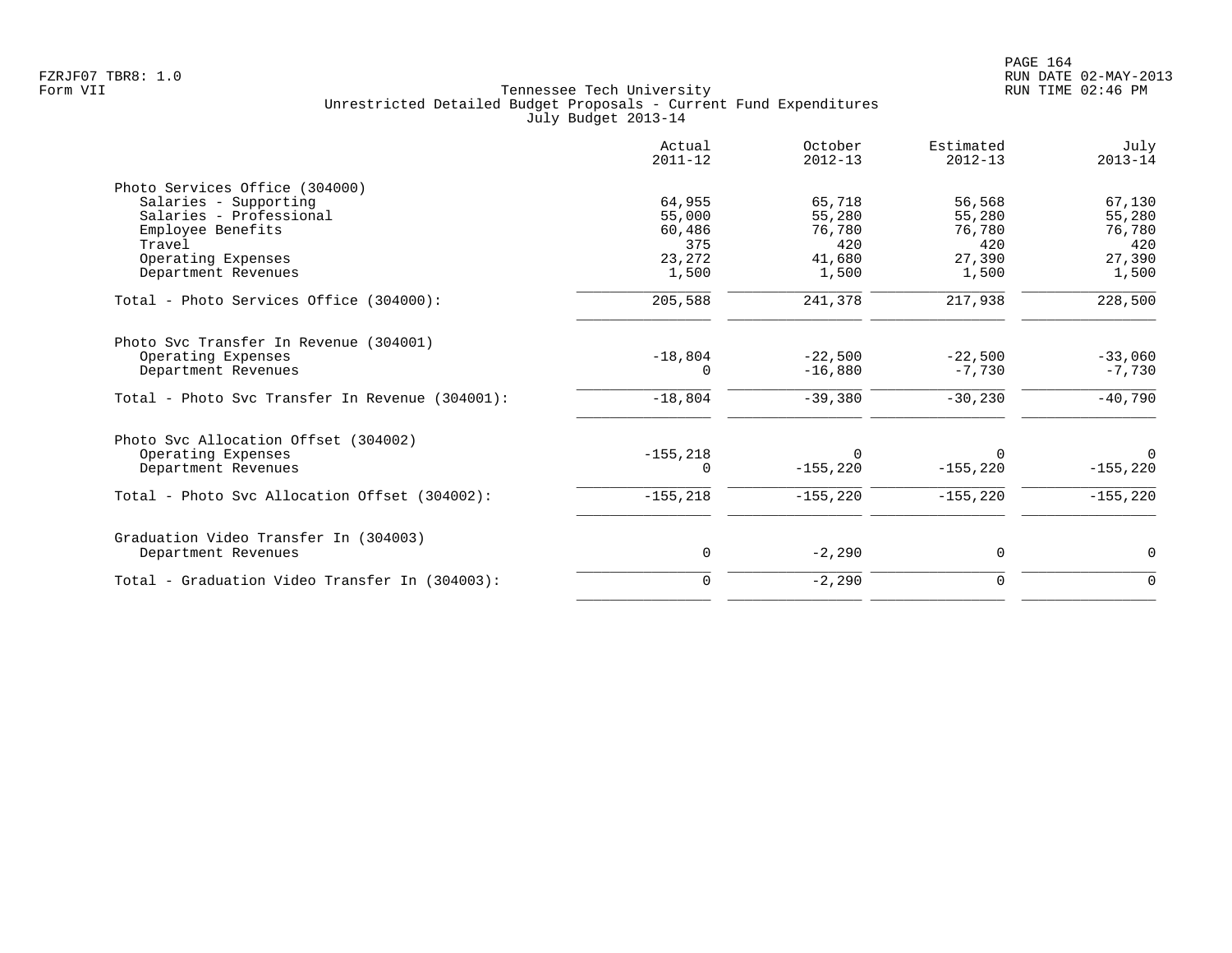FZRJF07 TBR8: 1.0
Form VII

Tennessee Tech University
Unrestricted Detailed Budget Proposals - Current Fund Expenditures
July Budget 2013-14

RUN DATE 02-MAY-2013
RUN TIME 02:46 PM

| | Actual 2011-12 | October 2012-13 | Estimated 2012-13 | July 2013-14 |
|---|---|---|---|---|
| **Photo Services Office (304000)** | | | | |
| Salaries - Supporting | 64,955 | 65,718 | 56,568 | 67,130 |
| Salaries - Professional | 55,000 | 55,280 | 55,280 | 55,280 |
| Employee Benefits | 60,486 | 76,780 | 76,780 | 76,780 |
| Travel | 375 | 420 | 420 | 420 |
| Operating Expenses | 23,272 | 41,680 | 27,390 | 27,390 |
| Department Revenues | 1,500 | 1,500 | 1,500 | 1,500 |
| Total - Photo Services Office (304000): | 205,588 | 241,378 | 217,938 | 228,500 |
| **Photo Svc Transfer In Revenue (304001)** | | | | |
| Operating Expenses | -18,804 | -22,500 | -22,500 | -33,060 |
| Department Revenues | 0 | -16,880 | -7,730 | -7,730 |
| Total - Photo Svc Transfer In Revenue (304001): | -18,804 | -39,380 | -30,230 | -40,790 |
| **Photo Svc Allocation Offset (304002)** | | | | |
| Operating Expenses | -155,218 | 0 | 0 | 0 |
| Department Revenues | 0 | -155,220 | -155,220 | -155,220 |
| Total - Photo Svc Allocation Offset (304002): | -155,218 | -155,220 | -155,220 | -155,220 |
| **Graduation Video Transfer In (304003)** | | | | |
| Department Revenues | 0 | -2,290 | 0 | 0 |
| Total - Graduation Video Transfer In (304003): | 0 | -2,290 | 0 | 0 |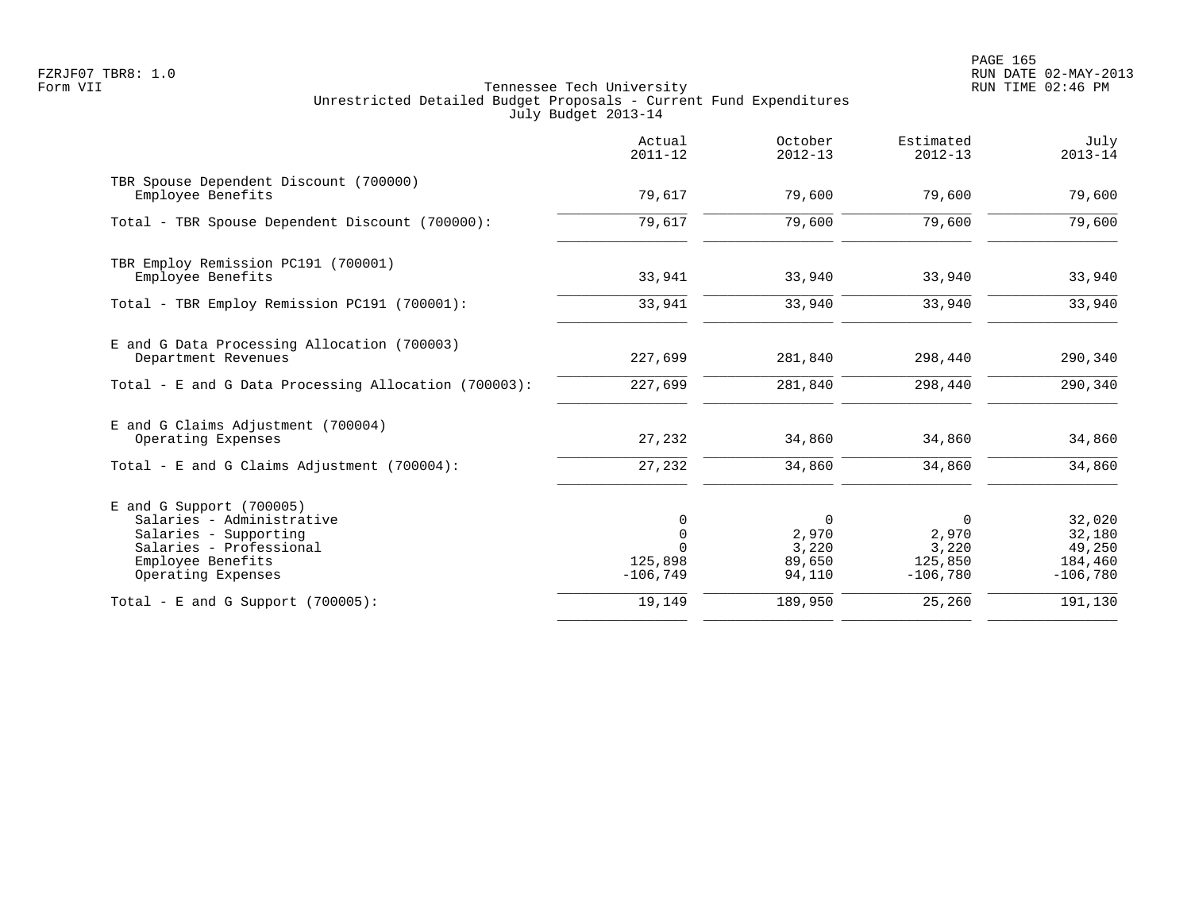Tennessee Tech University
Unrestricted Detailed Budget Proposals - Current Fund Expenditures
July Budget 2013-14

| | Actual 2011-12 | October 2012-13 | Estimated 2012-13 | July 2013-14 |
|---|---|---|---|---|
| TBR Spouse Dependent Discount (700000) | | | | |
| Employee Benefits | 79,617 | 79,600 | 79,600 | 79,600 |
| Total - TBR Spouse Dependent Discount (700000): | 79,617 | 79,600 | 79,600 | 79,600 |
| TBR Employ Remission PC191 (700001) | | | | |
| Employee Benefits | 33,941 | 33,940 | 33,940 | 33,940 |
| Total - TBR Employ Remission PC191 (700001): | 33,941 | 33,940 | 33,940 | 33,940 |
| E and G Data Processing Allocation (700003) | | | | |
| Department Revenues | 227,699 | 281,840 | 298,440 | 290,340 |
| Total - E and G Data Processing Allocation (700003): | 227,699 | 281,840 | 298,440 | 290,340 |
| E and G Claims Adjustment (700004) | | | | |
| Operating Expenses | 27,232 | 34,860 | 34,860 | 34,860 |
| Total - E and G Claims Adjustment (700004): | 27,232 | 34,860 | 34,860 | 34,860 |
| E and G Support (700005) | | | | |
| Salaries - Administrative | 0 | 0 | 0 | 32,020 |
| Salaries - Supporting | 0 | 2,970 | 2,970 | 32,180 |
| Salaries - Professional | 0 | 3,220 | 3,220 | 49,250 |
| Employee Benefits | 125,898 | 89,650 | 125,850 | 184,460 |
| Operating Expenses | -106,749 | 94,110 | -106,780 | -106,780 |
| Total - E and G Support (700005): | 19,149 | 189,950 | 25,260 | 191,130 |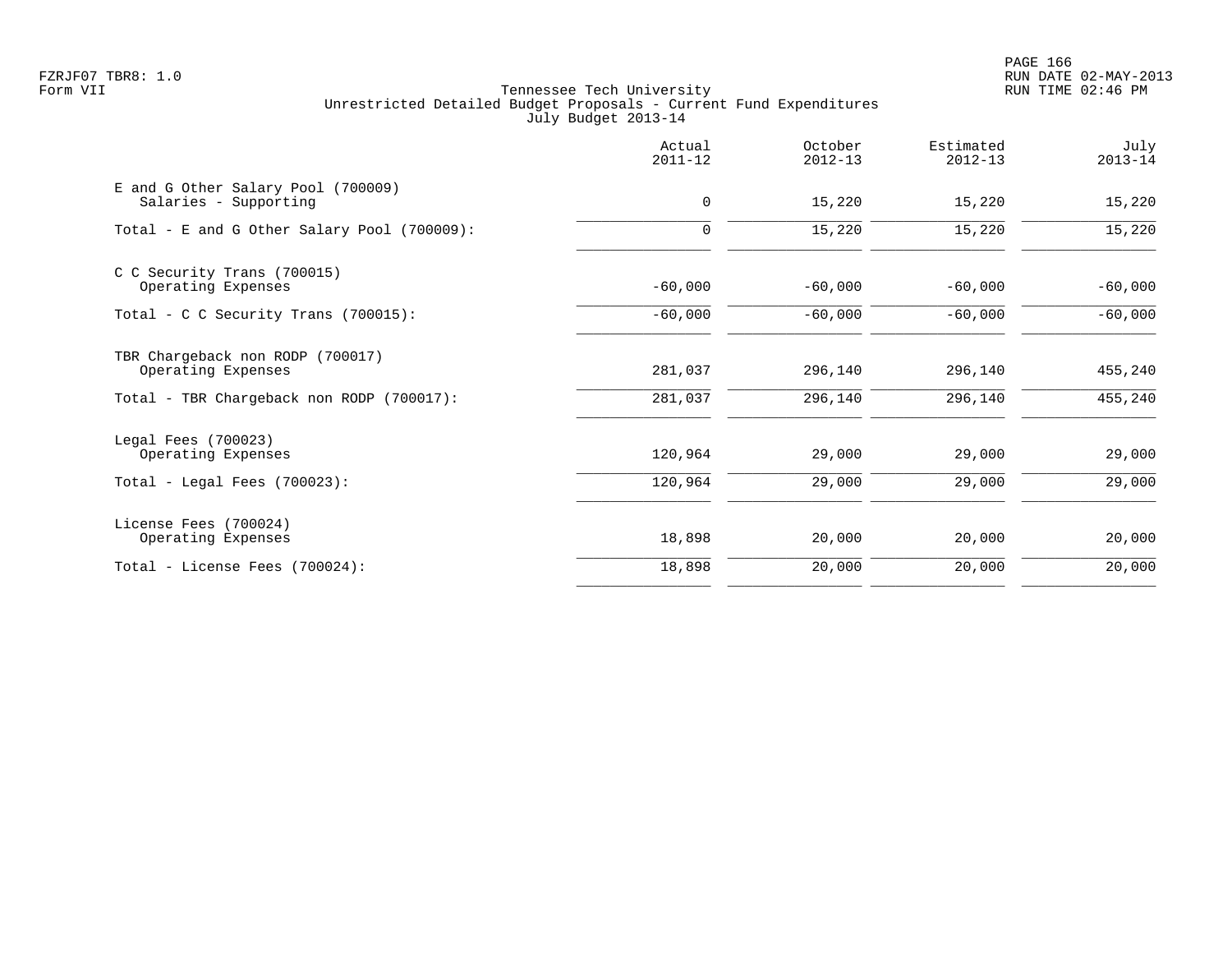FZRJF07 TBR8: 1.0
Form VII

Tennessee Tech University
Unrestricted Detailed Budget Proposals - Current Fund Expenditures
July Budget 2013-14

| | Actual 2011-12 | October 2012-13 | Estimated 2012-13 | July 2013-14 |
|---|---|---|---|---|
| E and G Other Salary Pool (700009) | | | | |
| Salaries - Supporting | 0 | 15,220 | 15,220 | 15,220 |
| Total - E and G Other Salary Pool (700009): | 0 | 15,220 | 15,220 | 15,220 |
| C C Security Trans (700015) | | | | |
| Operating Expenses | -60,000 | -60,000 | -60,000 | -60,000 |
| Total - C C Security Trans (700015): | -60,000 | -60,000 | -60,000 | -60,000 |
| TBR Chargeback non RODP (700017) | | | | |
| Operating Expenses | 281,037 | 296,140 | 296,140 | 455,240 |
| Total - TBR Chargeback non RODP (700017): | 281,037 | 296,140 | 296,140 | 455,240 |
| Legal Fees (700023) | | | | |
| Operating Expenses | 120,964 | 29,000 | 29,000 | 29,000 |
| Total - Legal Fees (700023): | 120,964 | 29,000 | 29,000 | 29,000 |
| License Fees (700024) | | | | |
| Operating Expenses | 18,898 | 20,000 | 20,000 | 20,000 |
| Total - License Fees (700024): | 18,898 | 20,000 | 20,000 | 20,000 |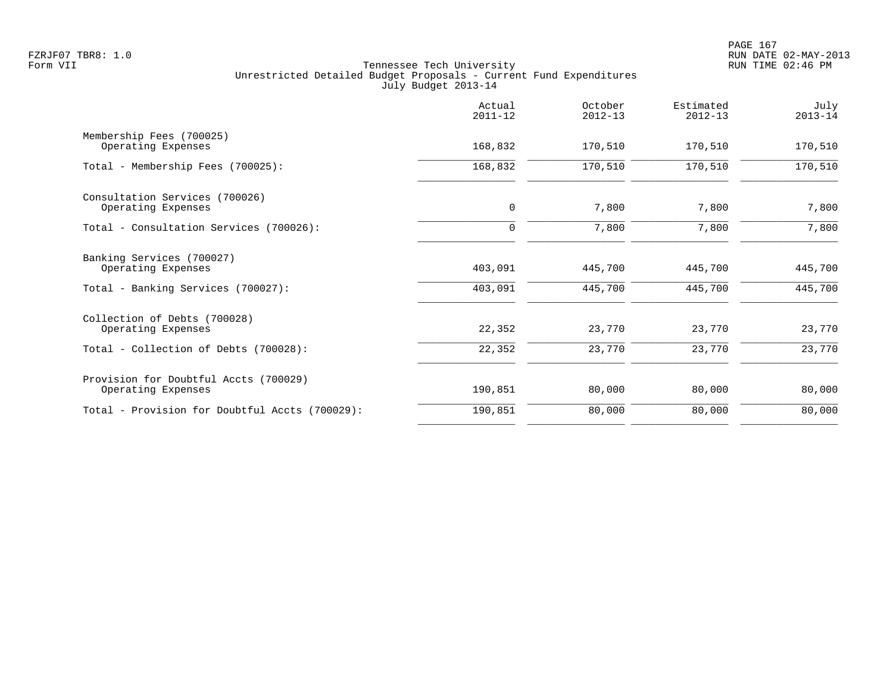FZRJF07 TBR8: 1.0
Form VII

Tennessee Tech University
Unrestricted Detailed Budget Proposals - Current Fund Expenditures
July Budget 2013-14

| | Actual 2011-12 | October 2012-13 | Estimated 2012-13 | July 2013-14 |
|---|---|---|---|---|
| Membership Fees (700025) | | | | |
| Operating Expenses | 168,832 | 170,510 | 170,510 | 170,510 |
| Total - Membership Fees (700025): | 168,832 | 170,510 | 170,510 | 170,510 |
| Consultation Services (700026) | | | | |
| Operating Expenses | 0 | 7,800 | 7,800 | 7,800 |
| Total - Consultation Services (700026): | 0 | 7,800 | 7,800 | 7,800 |
| Banking Services (700027) | | | | |
| Operating Expenses | 403,091 | 445,700 | 445,700 | 445,700 |
| Total - Banking Services (700027): | 403,091 | 445,700 | 445,700 | 445,700 |
| Collection of Debts (700028) | | | | |
| Operating Expenses | 22,352 | 23,770 | 23,770 | 23,770 |
| Total - Collection of Debts (700028): | 22,352 | 23,770 | 23,770 | 23,770 |
| Provision for Doubtful Accts (700029) | | | | |
| Operating Expenses | 190,851 | 80,000 | 80,000 | 80,000 |
| Total - Provision for Doubtful Accts (700029): | 190,851 | 80,000 | 80,000 | 80,000 |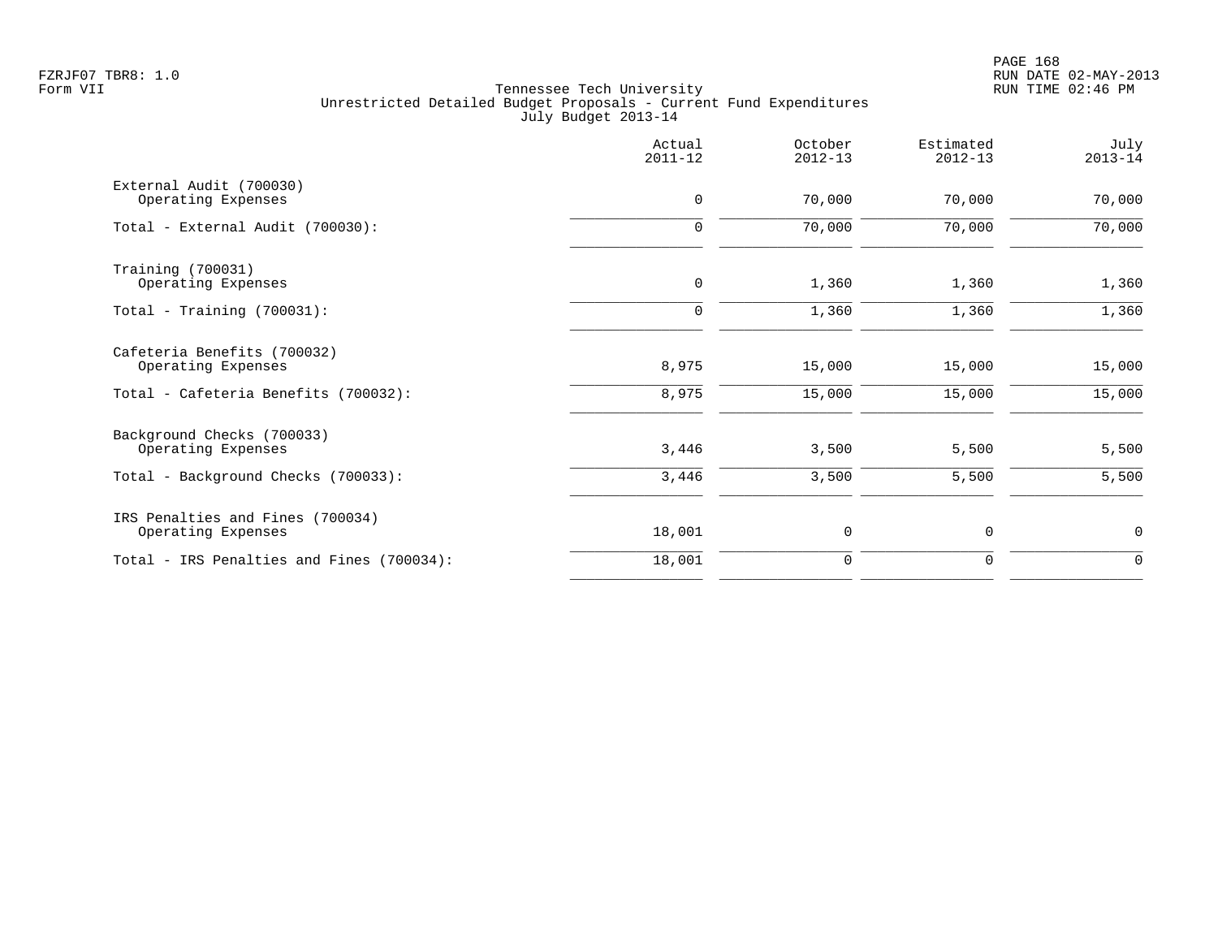Tennessee Tech University
Unrestricted Detailed Budget Proposals - Current Fund Expenditures
July Budget 2013-14

| | Actual 2011-12 | October 2012-13 | Estimated 2012-13 | July 2013-14 |
|---|---|---|---|---|
| External Audit (700030) | | | | |
| Operating Expenses | 0 | 70,000 | 70,000 | 70,000 |
| Total - External Audit (700030): | 0 | 70,000 | 70,000 | 70,000 |
| Training (700031) | | | | |
| Operating Expenses | 0 | 1,360 | 1,360 | 1,360 |
| Total - Training (700031): | 0 | 1,360 | 1,360 | 1,360 |
| Cafeteria Benefits (700032) | | | | |
| Operating Expenses | 8,975 | 15,000 | 15,000 | 15,000 |
| Total - Cafeteria Benefits (700032): | 8,975 | 15,000 | 15,000 | 15,000 |
| Background Checks (700033) | | | | |
| Operating Expenses | 3,446 | 3,500 | 5,500 | 5,500 |
| Total - Background Checks (700033): | 3,446 | 3,500 | 5,500 | 5,500 |
| IRS Penalties and Fines (700034) | | | | |
| Operating Expenses | 18,001 | 0 | 0 | 0 |
| Total - IRS Penalties and Fines (700034): | 18,001 | 0 | 0 | 0 |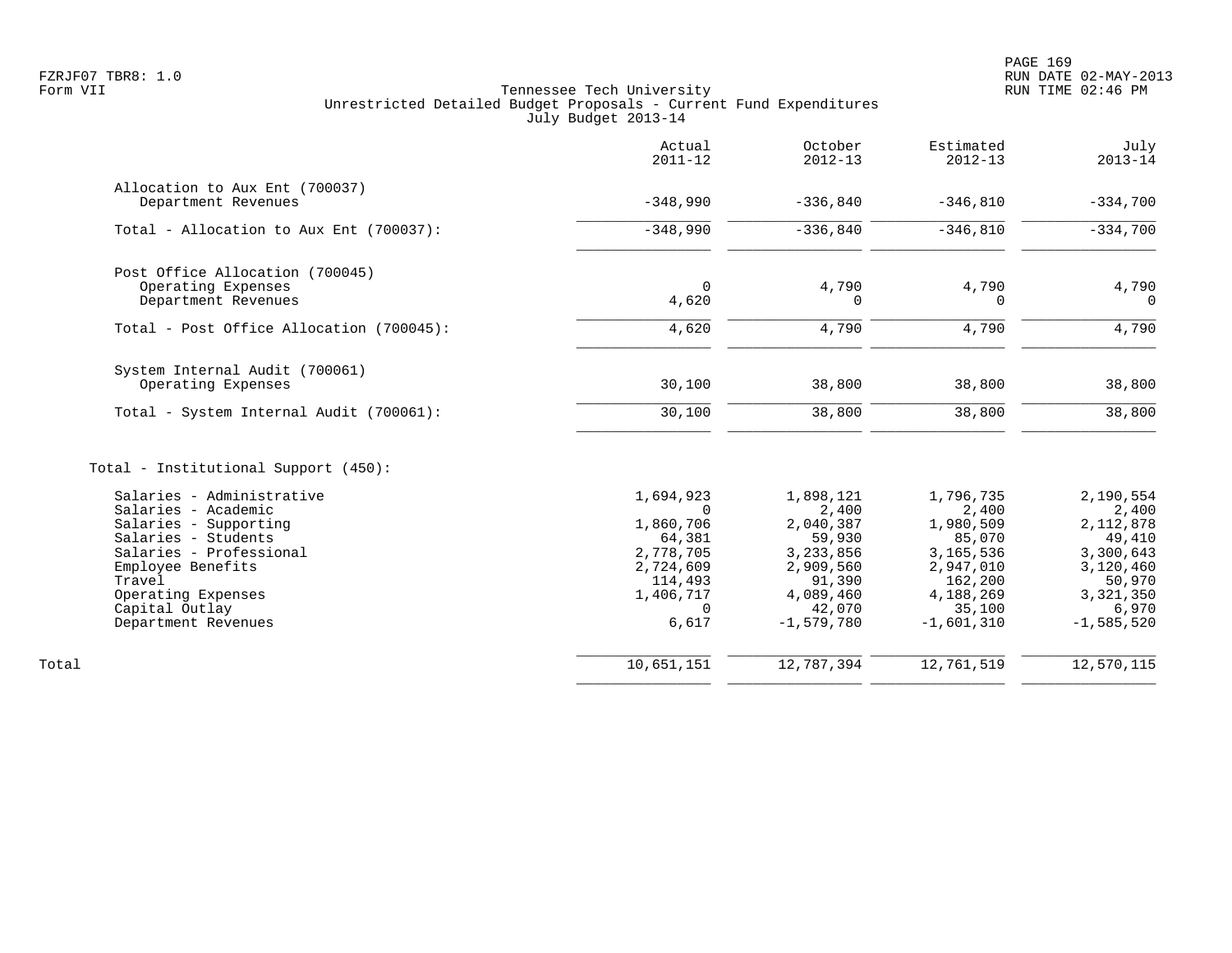FZRJF07 TBR8: 1.0
Form VII

Tennessee Tech University
Unrestricted Detailed Budget Proposals - Current Fund Expenditures
July Budget 2013-14

| | Actual 2011-12 | October 2012-13 | Estimated 2012-13 | July 2013-14 |
|---|---|---|---|---|
| Allocation to Aux Ent (700037) | | | | |
| Department Revenues | -348,990 | -336,840 | -346,810 | -334,700 |
| Total - Allocation to Aux Ent (700037): | -348,990 | -336,840 | -346,810 | -334,700 |
| Post Office Allocation (700045) | | | | |
| Operating Expenses | 0 | 4,790 | 4,790 | 4,790 |
| Department Revenues | 4,620 | 0 | 0 | 0 |
| Total - Post Office Allocation (700045): | 4,620 | 4,790 | 4,790 | 4,790 |
| System Internal Audit (700061) | | | | |
| Operating Expenses | 30,100 | 38,800 | 38,800 | 38,800 |
| Total - System Internal Audit (700061): | 30,100 | 38,800 | 38,800 | 38,800 |
| Total - Institutional Support (450): | | | | |
| Salaries - Administrative | 1,694,923 | 1,898,121 | 1,796,735 | 2,190,554 |
| Salaries - Academic | 0 | 2,400 | 2,400 | 2,400 |
| Salaries - Supporting | 1,860,706 | 2,040,387 | 1,980,509 | 2,112,878 |
| Salaries - Students | 64,381 | 59,930 | 85,070 | 49,410 |
| Salaries - Professional | 2,778,705 | 3,233,856 | 3,165,536 | 3,300,643 |
| Employee Benefits | 2,724,609 | 2,909,560 | 2,947,010 | 3,120,460 |
| Travel | 114,493 | 91,390 | 162,200 | 50,970 |
| Operating Expenses | 1,406,717 | 4,089,460 | 4,188,269 | 3,321,350 |
| Capital Outlay | 0 | 42,070 | 35,100 | 6,970 |
| Department Revenues | 6,617 | -1,579,780 | -1,601,310 | -1,585,520 |
| Total | 10,651,151 | 12,787,394 | 12,761,519 | 12,570,115 |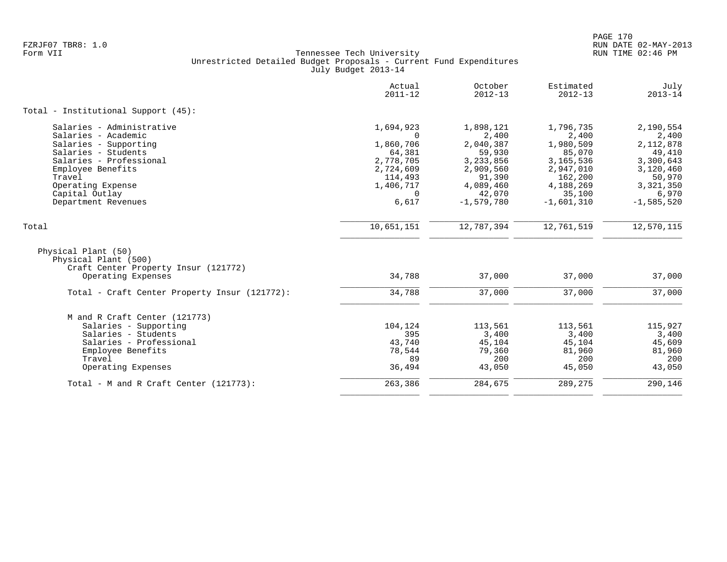FZRJF07 TBR8: 1.0
Form VII

Tennessee Tech University
Unrestricted Detailed Budget Proposals - Current Fund Expenditures
July Budget 2013-14

| | Actual 2011-12 | October 2012-13 | Estimated 2012-13 | July 2013-14 |
|---|---|---|---|---|
| Total - Institutional Support (45): | | | | |
| Salaries - Administrative | 1,694,923 | 1,898,121 | 1,796,735 | 2,190,554 |
| Salaries - Academic | 0 | 2,400 | 2,400 | 2,400 |
| Salaries - Supporting | 1,860,706 | 2,040,387 | 1,980,509 | 2,112,878 |
| Salaries - Students | 64,381 | 59,930 | 85,070 | 49,410 |
| Salaries - Professional | 2,778,705 | 3,233,856 | 3,165,536 | 3,300,643 |
| Employee Benefits | 2,724,609 | 2,909,560 | 2,947,010 | 3,120,460 |
| Travel | 114,493 | 91,390 | 162,200 | 50,970 |
| Operating Expense | 1,406,717 | 4,089,460 | 4,188,269 | 3,321,350 |
| Capital Outlay | 0 | 42,070 | 35,100 | 6,970 |
| Department Revenues | 6,617 | -1,579,780 | -1,601,310 | -1,585,520 |
| Total | 10,651,151 | 12,787,394 | 12,761,519 | 12,570,115 |
| Physical Plant (50) | | | | |
| Physical Plant (500) | | | | |
| Craft Center Property Insur (121772) | | | | |
| Operating Expenses | 34,788 | 37,000 | 37,000 | 37,000 |
| Total - Craft Center Property Insur (121772): | 34,788 | 37,000 | 37,000 | 37,000 |
| M and R Craft Center (121773) | | | | |
| Salaries - Supporting | 104,124 | 113,561 | 113,561 | 115,927 |
| Salaries - Students | 395 | 3,400 | 3,400 | 3,400 |
| Salaries - Professional | 43,740 | 45,104 | 45,104 | 45,609 |
| Employee Benefits | 78,544 | 79,360 | 81,960 | 81,960 |
| Travel | 89 | 200 | 200 | 200 |
| Operating Expenses | 36,494 | 43,050 | 45,050 | 43,050 |
| Total - M and R Craft Center (121773): | 263,386 | 284,675 | 289,275 | 290,146 |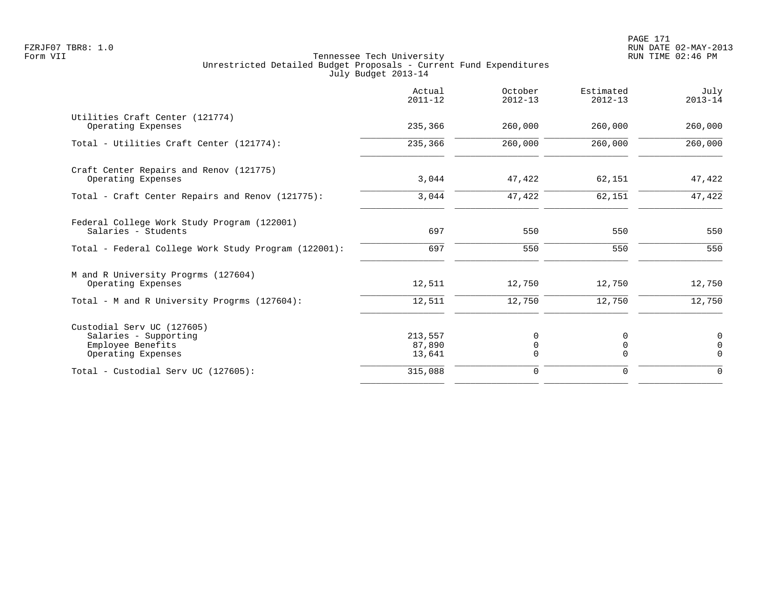Tennessee Tech University
Unrestricted Detailed Budget Proposals - Current Fund Expenditures
July Budget 2013-14

| | Actual 2011-12 | October 2012-13 | Estimated 2012-13 | July 2013-14 |
|---|---|---|---|---|
| Utilities Craft Center (121774) | | | | |
| Operating Expenses | 235,366 | 260,000 | 260,000 | 260,000 |
| Total - Utilities Craft Center (121774): | 235,366 | 260,000 | 260,000 | 260,000 |
| Craft Center Repairs and Renov (121775) | | | | |
| Operating Expenses | 3,044 | 47,422 | 62,151 | 47,422 |
| Total - Craft Center Repairs and Renov (121775): | 3,044 | 47,422 | 62,151 | 47,422 |
| Federal College Work Study Program (122001) | | | | |
| Salaries - Students | 697 | 550 | 550 | 550 |
| Total - Federal College Work Study Program (122001): | 697 | 550 | 550 | 550 |
| M and R University Progrms (127604) | | | | |
| Operating Expenses | 12,511 | 12,750 | 12,750 | 12,750 |
| Total - M and R University Progrms (127604): | 12,511 | 12,750 | 12,750 | 12,750 |
| Custodial Serv UC (127605) | | | | |
| Salaries - Supporting | 213,557 | 0 | 0 | 0 |
| Employee Benefits | 87,890 | 0 | 0 | 0 |
| Operating Expenses | 13,641 | 0 | 0 | 0 |
| Total - Custodial Serv UC (127605): | 315,088 | 0 | 0 | 0 |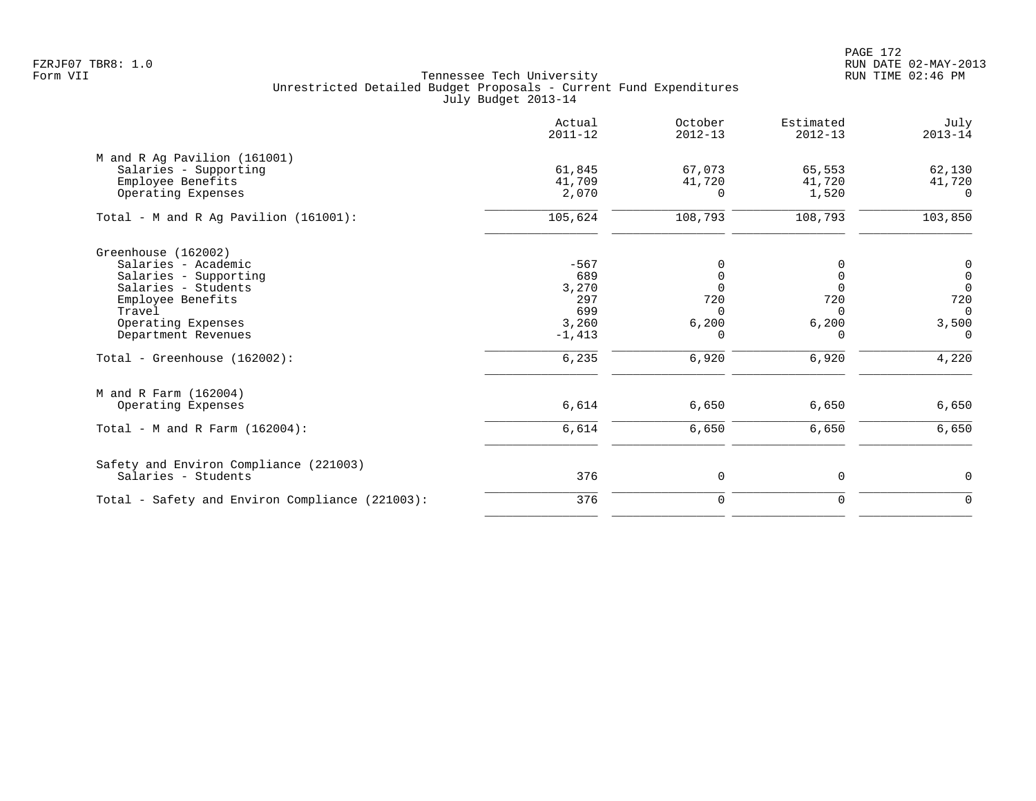FZRJF07 TBR8: 1.0
Form VII

Tennessee Tech University
Unrestricted Detailed Budget Proposals - Current Fund Expenditures
July Budget 2013-14

RUN DATE 02-MAY-2013
RUN TIME 02:46 PM

| | Actual 2011-12 | October 2012-13 | Estimated 2012-13 | July 2013-14 |
|---|---|---|---|---|
| M and R Ag Pavilion (161001) | | | | |
| Salaries - Supporting | 61,845 | 67,073 | 65,553 | 62,130 |
| Employee Benefits | 41,709 | 41,720 | 41,720 | 41,720 |
| Operating Expenses | 2,070 | 0 | 1,520 | 0 |
| Total - M and R Ag Pavilion (161001): | 105,624 | 108,793 | 108,793 | 103,850 |
| Greenhouse (162002) | | | | |
| Salaries - Academic | -567 | 0 | 0 | 0 |
| Salaries - Supporting | 689 | 0 | 0 | 0 |
| Salaries - Students | 3,270 | 0 | 0 | 0 |
| Employee Benefits | 297 | 720 | 720 | 720 |
| Travel | 699 | 0 | 0 | 0 |
| Operating Expenses | 3,260 | 6,200 | 6,200 | 3,500 |
| Department Revenues | -1,413 | 0 | 0 | 0 |
| Total - Greenhouse (162002): | 6,235 | 6,920 | 6,920 | 4,220 |
| M and R Farm (162004) | | | | |
| Operating Expenses | 6,614 | 6,650 | 6,650 | 6,650 |
| Total - M and R Farm (162004): | 6,614 | 6,650 | 6,650 | 6,650 |
| Safety and Environ Compliance (221003) | | | | |
| Salaries - Students | 376 | 0 | 0 | 0 |
| Total - Safety and Environ Compliance (221003): | 376 | 0 | 0 | 0 |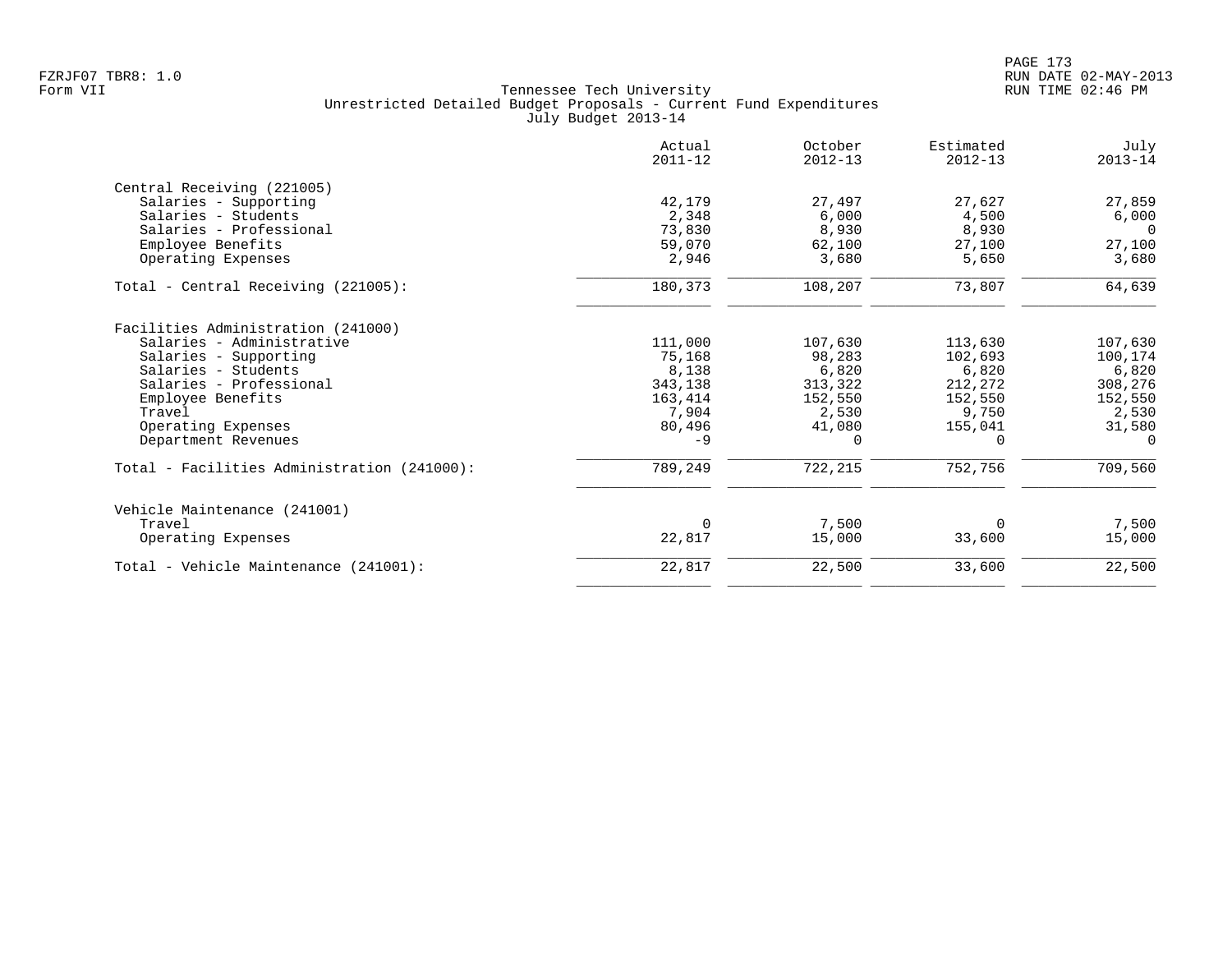Tennessee Tech University
Unrestricted Detailed Budget Proposals - Current Fund Expenditures
July Budget 2013-14

| | Actual 2011-12 | October 2012-13 | Estimated 2012-13 | July 2013-14 |
|---|---|---|---|---|
| **Central Receiving (221005)** | | | | |
| Salaries - Supporting | 42,179 | 27,497 | 27,627 | 27,859 |
| Salaries - Students | 2,348 | 6,000 | 4,500 | 6,000 |
| Salaries - Professional | 73,830 | 8,930 | 8,930 | 0 |
| Employee Benefits | 59,070 | 62,100 | 27,100 | 27,100 |
| Operating Expenses | 2,946 | 3,680 | 5,650 | 3,680 |
| Total - Central Receiving (221005): | 180,373 | 108,207 | 73,807 | 64,639 |
| **Facilities Administration (241000)** | | | | |
| Salaries - Administrative | 111,000 | 107,630 | 113,630 | 107,630 |
| Salaries - Supporting | 75,168 | 98,283 | 102,693 | 100,174 |
| Salaries - Students | 8,138 | 6,820 | 6,820 | 6,820 |
| Salaries - Professional | 343,138 | 313,322 | 212,272 | 308,276 |
| Employee Benefits | 163,414 | 152,550 | 152,550 | 152,550 |
| Travel | 7,904 | 2,530 | 9,750 | 2,530 |
| Operating Expenses | 80,496 | 41,080 | 155,041 | 31,580 |
| Department Revenues | -9 | 0 | 0 | 0 |
| Total - Facilities Administration (241000): | 789,249 | 722,215 | 752,756 | 709,560 |
| **Vehicle Maintenance (241001)** | | | | |
| Travel | 0 | 7,500 | 0 | 7,500 |
| Operating Expenses | 22,817 | 15,000 | 33,600 | 15,000 |
| Total - Vehicle Maintenance (241001): | 22,817 | 22,500 | 33,600 | 22,500 |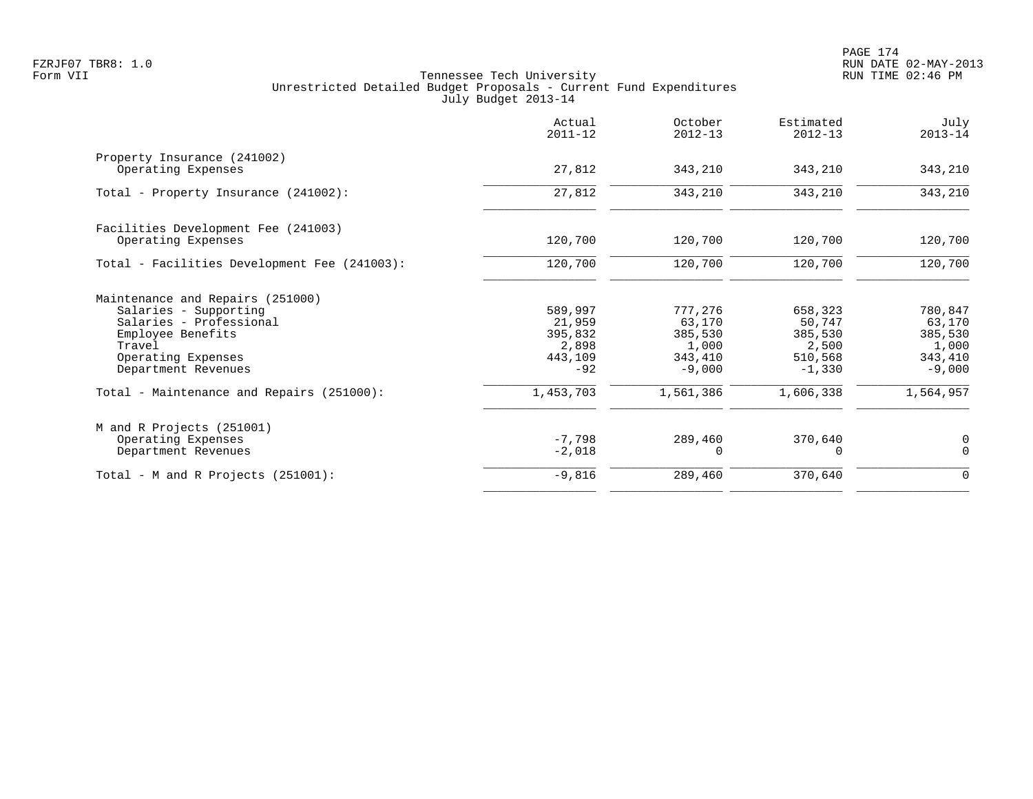FZRJF07 TBR8: 1.0
Form VII

Tennessee Tech University
Unrestricted Detailed Budget Proposals - Current Fund Expenditures
July Budget 2013-14

RUN DATE 02-MAY-2013
RUN TIME 02:46 PM

| | Actual 2011-12 | October 2012-13 | Estimated 2012-13 | July 2013-14 |
|---|---|---|---|---|
| Property Insurance (241002) | | | | |
| Operating Expenses | 27,812 | 343,210 | 343,210 | 343,210 |
| Total - Property Insurance (241002): | 27,812 | 343,210 | 343,210 | 343,210 |
| Facilities Development Fee (241003) | | | | |
| Operating Expenses | 120,700 | 120,700 | 120,700 | 120,700 |
| Total - Facilities Development Fee (241003): | 120,700 | 120,700 | 120,700 | 120,700 |
| Maintenance and Repairs (251000) | | | | |
| Salaries - Supporting | 589,997 | 777,276 | 658,323 | 780,847 |
| Salaries - Professional | 21,959 | 63,170 | 50,747 | 63,170 |
| Employee Benefits | 395,832 | 385,530 | 385,530 | 385,530 |
| Travel | 2,898 | 1,000 | 2,500 | 1,000 |
| Operating Expenses | 443,109 | 343,410 | 510,568 | 343,410 |
| Department Revenues | -92 | -9,000 | -1,330 | -9,000 |
| Total - Maintenance and Repairs (251000): | 1,453,703 | 1,561,386 | 1,606,338 | 1,564,957 |
| M and R Projects (251001) | | | | |
| Operating Expenses | -7,798 | 289,460 | 370,640 | 0 |
| Department Revenues | -2,018 | 0 | 0 | 0 |
| Total - M and R Projects (251001): | -9,816 | 289,460 | 370,640 | 0 |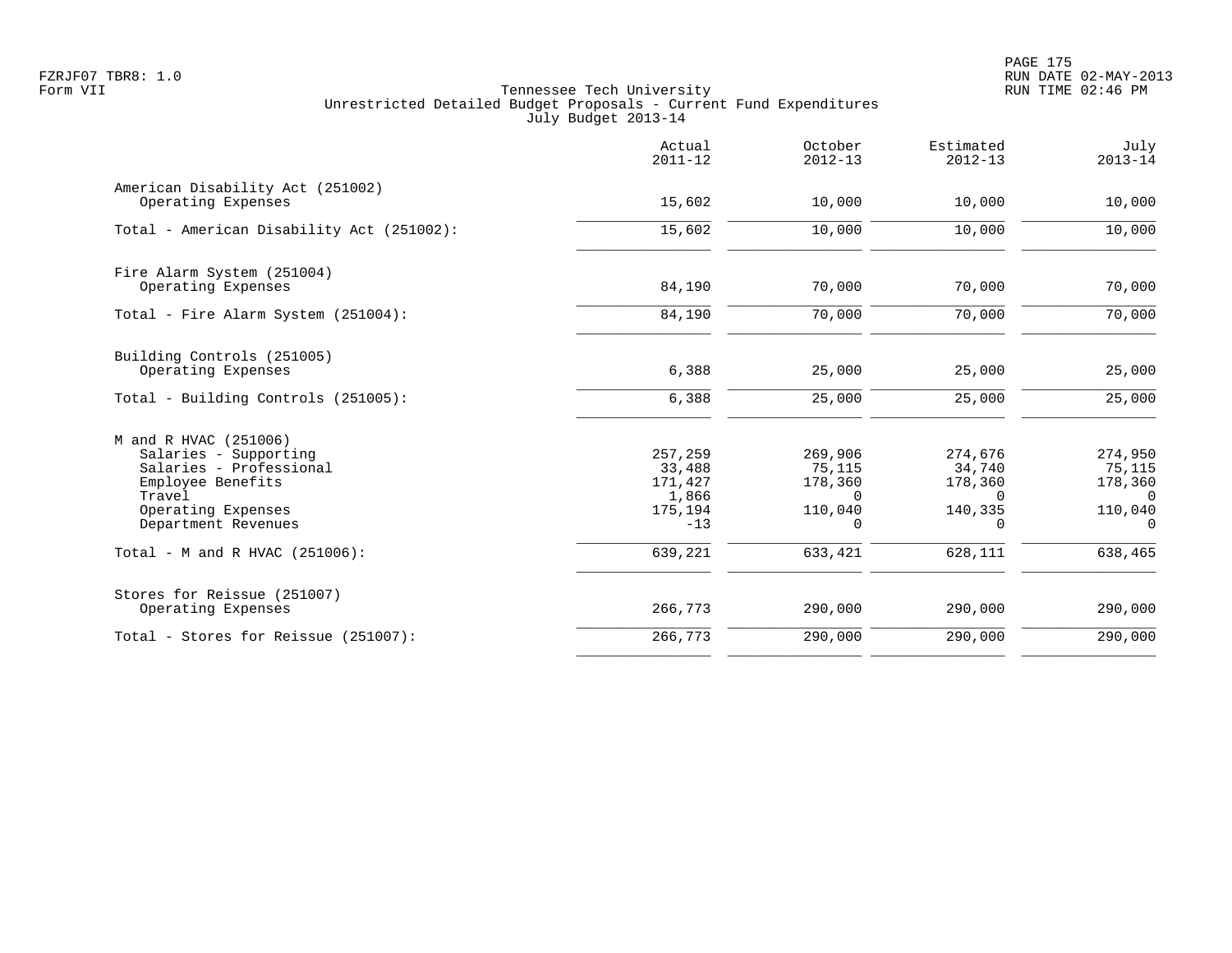Tennessee Tech University
Unrestricted Detailed Budget Proposals - Current Fund Expenditures
July Budget 2013-14

| | Actual 2011-12 | October 2012-13 | Estimated 2012-13 | July 2013-14 |
|---|---|---|---|---|
| American Disability Act (251002) | | | | |
| Operating Expenses | 15,602 | 10,000 | 10,000 | 10,000 |
| Total - American Disability Act (251002): | 15,602 | 10,000 | 10,000 | 10,000 |
| Fire Alarm System (251004) | | | | |
| Operating Expenses | 84,190 | 70,000 | 70,000 | 70,000 |
| Total - Fire Alarm System (251004): | 84,190 | 70,000 | 70,000 | 70,000 |
| Building Controls (251005) | | | | |
| Operating Expenses | 6,388 | 25,000 | 25,000 | 25,000 |
| Total - Building Controls (251005): | 6,388 | 25,000 | 25,000 | 25,000 |
| M and R HVAC (251006) | | | | |
| Salaries - Supporting | 257,259 | 269,906 | 274,676 | 274,950 |
| Salaries - Professional | 33,488 | 75,115 | 34,740 | 75,115 |
| Employee Benefits | 171,427 | 178,360 | 178,360 | 178,360 |
| Travel | 1,866 | 0 | 0 | 0 |
| Operating Expenses | 175,194 | 110,040 | 140,335 | 110,040 |
| Department Revenues | -13 | 0 | 0 | 0 |
| Total - M and R HVAC (251006): | 639,221 | 633,421 | 628,111 | 638,465 |
| Stores for Reissue (251007) | | | | |
| Operating Expenses | 266,773 | 290,000 | 290,000 | 290,000 |
| Total - Stores for Reissue (251007): | 266,773 | 290,000 | 290,000 | 290,000 |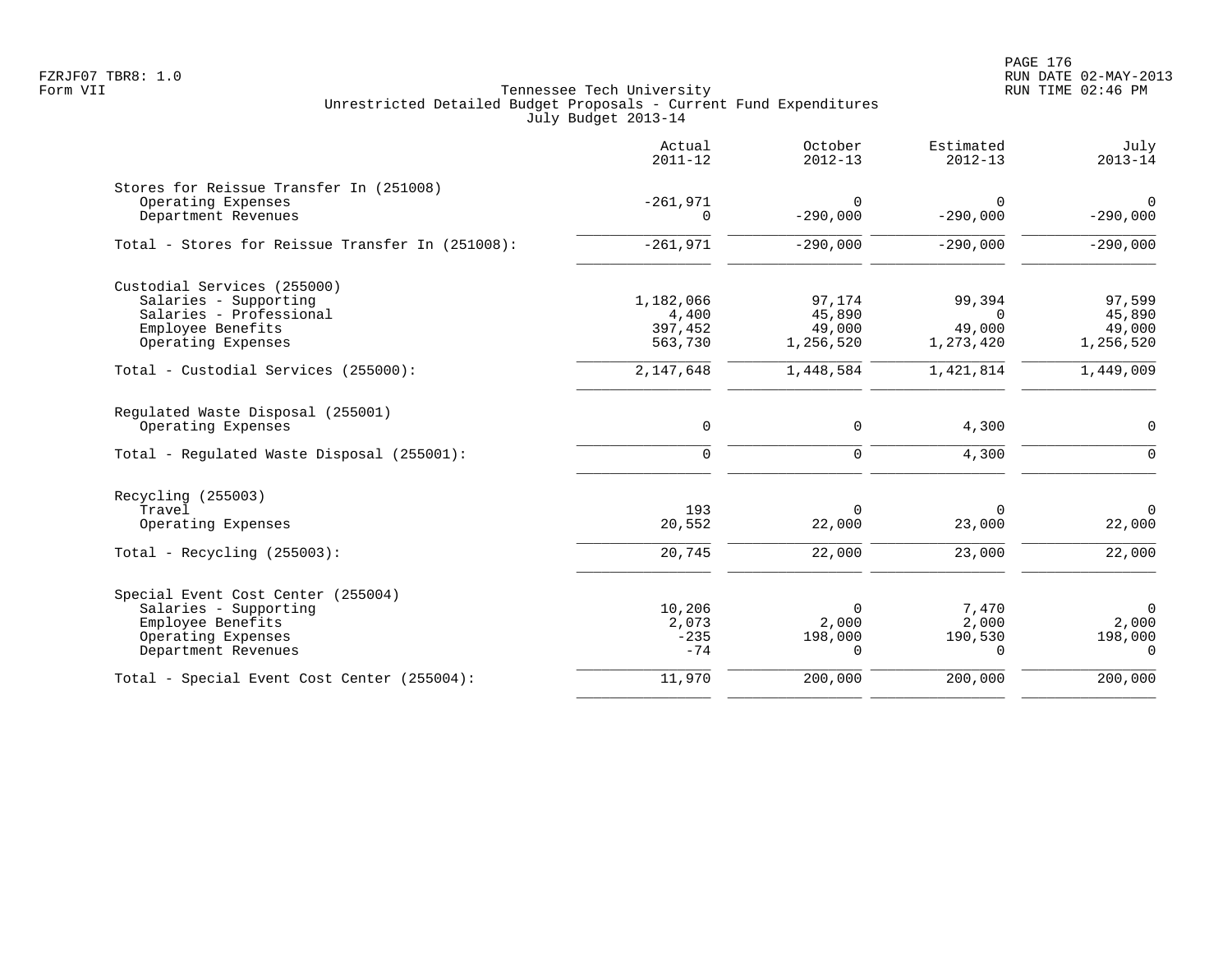Tennessee Tech University
Unrestricted Detailed Budget Proposals - Current Fund Expenditures
July Budget 2013-14

| | Actual 2011-12 | October 2012-13 | Estimated 2012-13 | July 2013-14 |
|---|---|---|---|---|
| **Stores for Reissue Transfer In (251008)** | | | | |
| Operating Expenses | -261,971 | 0 | 0 | 0 |
| Department Revenues | 0 | -290,000 | -290,000 | -290,000 |
| Total - Stores for Reissue Transfer In (251008): | -261,971 | -290,000 | -290,000 | -290,000 |
| **Custodial Services (255000)** | | | | |
| Salaries - Supporting | 1,182,066 | 97,174 | 99,394 | 97,599 |
| Salaries - Professional | 4,400 | 45,890 | 0 | 45,890 |
| Employee Benefits | 397,452 | 49,000 | 49,000 | 49,000 |
| Operating Expenses | 563,730 | 1,256,520 | 1,273,420 | 1,256,520 |
| Total - Custodial Services (255000): | 2,147,648 | 1,448,584 | 1,421,814 | 1,449,009 |
| **Regulated Waste Disposal (255001)** | | | | |
| Operating Expenses | 0 | 0 | 4,300 | 0 |
| Total - Regulated Waste Disposal (255001): | 0 | 0 | 4,300 | 0 |
| **Recycling (255003)** | | | | |
| Travel | 193 | 0 | 0 | 0 |
| Operating Expenses | 20,552 | 22,000 | 23,000 | 22,000 |
| Total - Recycling (255003): | 20,745 | 22,000 | 23,000 | 22,000 |
| **Special Event Cost Center (255004)** | | | | |
| Salaries - Supporting | 10,206 | 0 | 7,470 | 0 |
| Employee Benefits | 2,073 | 2,000 | 2,000 | 2,000 |
| Operating Expenses | -235 | 198,000 | 190,530 | 198,000 |
| Department Revenues | -74 | 0 | 0 | 0 |
| Total - Special Event Cost Center (255004): | 11,970 | 200,000 | 200,000 | 200,000 |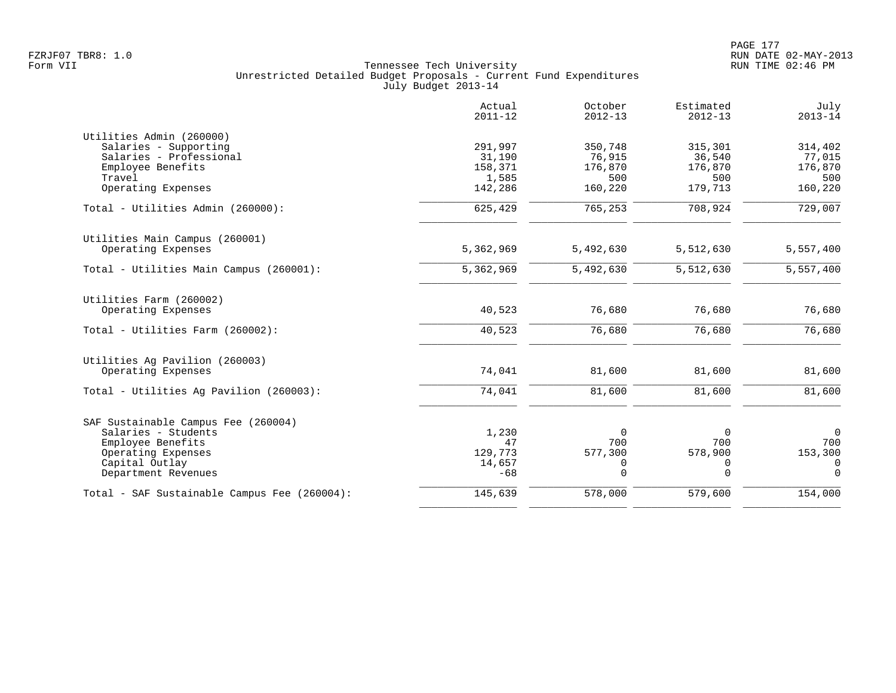# Tennessee Tech University
## Unrestricted Detailed Budget Proposals - Current Fund Expenditures
### July Budget 2013-14

FZRJF07 TBR8: 1.0
Form VII

RUN DATE 02-MAY-2013
RUN TIME 02:46 PM

| | Actual 2011-12 | October 2012-13 | Estimated 2012-13 | July 2013-14 |
|---|---|---|---|---|
| **Utilities Admin (260000)** | | | | |
| Salaries - Supporting | 291,997 | 350,748 | 315,301 | 314,402 |
| Salaries - Professional | 31,190 | 76,915 | 36,540 | 77,015 |
| Employee Benefits | 158,371 | 176,870 | 176,870 | 176,870 |
| Travel | 1,585 | 500 | 500 | 500 |
| Operating Expenses | 142,286 | 160,220 | 179,713 | 160,220 |
| Total - Utilities Admin (260000): | 625,429 | 765,253 | 708,924 | 729,007 |
| **Utilities Main Campus (260001)** | | | | |
| Operating Expenses | 5,362,969 | 5,492,630 | 5,512,630 | 5,557,400 |
| Total - Utilities Main Campus (260001): | 5,362,969 | 5,492,630 | 5,512,630 | 5,557,400 |
| **Utilities Farm (260002)** | | | | |
| Operating Expenses | 40,523 | 76,680 | 76,680 | 76,680 |
| Total - Utilities Farm (260002): | 40,523 | 76,680 | 76,680 | 76,680 |
| **Utilities Ag Pavilion (260003)** | | | | |
| Operating Expenses | 74,041 | 81,600 | 81,600 | 81,600 |
| Total - Utilities Ag Pavilion (260003): | 74,041 | 81,600 | 81,600 | 81,600 |
| **SAF Sustainable Campus Fee (260004)** | | | | |
| Salaries - Students | 1,230 | 0 | 0 | 0 |
| Employee Benefits | 47 | 700 | 700 | 700 |
| Operating Expenses | 129,773 | 577,300 | 578,900 | 153,300 |
| Capital Outlay | 14,657 | 0 | 0 | 0 |
| Department Revenues | -68 | 0 | 0 | 0 |
| Total - SAF Sustainable Campus Fee (260004): | 145,639 | 578,000 | 579,600 | 154,000 |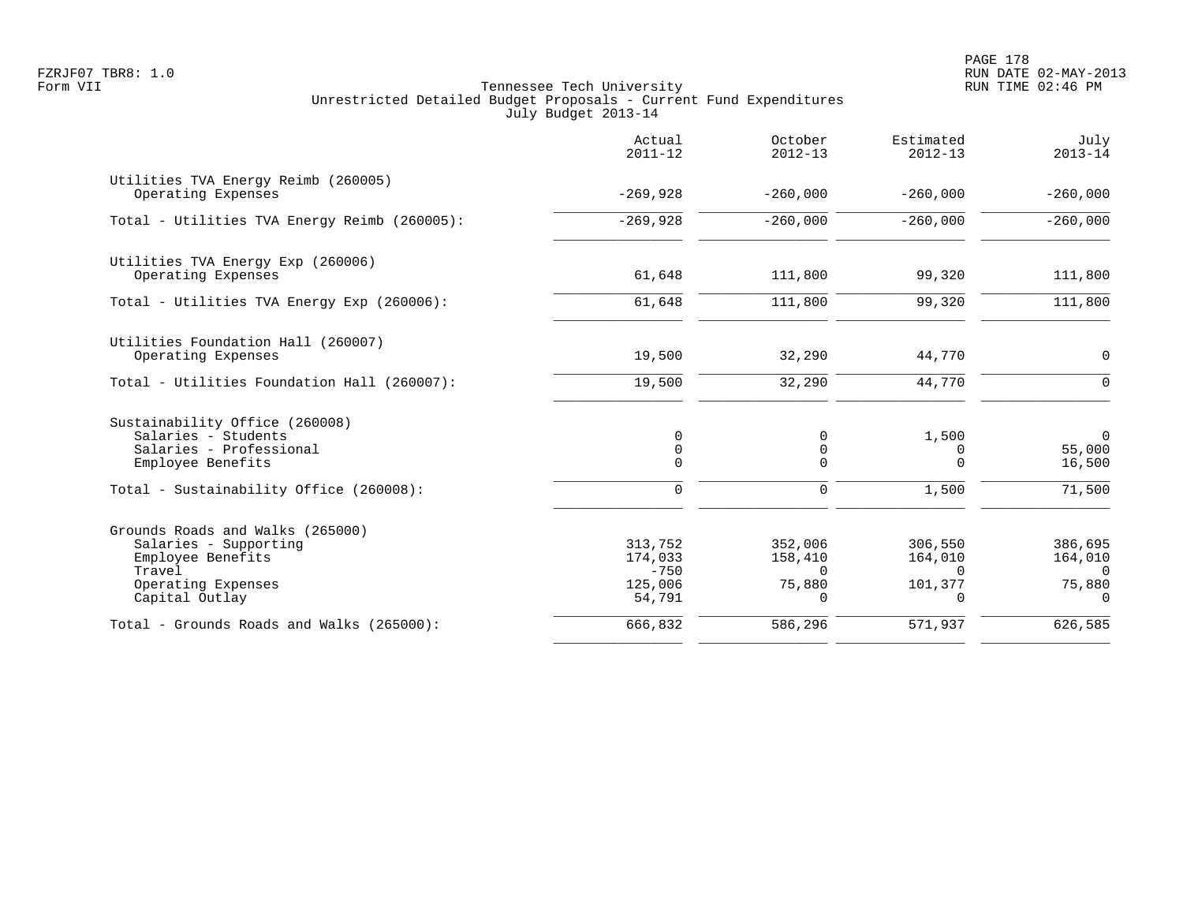Tennessee Tech University
Unrestricted Detailed Budget Proposals - Current Fund Expenditures
July Budget 2013-14

| | Actual 2011-12 | October 2012-13 | Estimated 2012-13 | July 2013-14 |
|---|---|---|---|---|
| **Utilities TVA Energy Reimb (260005)** | | | | |
| Operating Expenses | -269,928 | -260,000 | -260,000 | -260,000 |
| Total - Utilities TVA Energy Reimb (260005): | -269,928 | -260,000 | -260,000 | -260,000 |
| **Utilities TVA Energy Exp (260006)** | | | | |
| Operating Expenses | 61,648 | 111,800 | 99,320 | 111,800 |
| Total - Utilities TVA Energy Exp (260006): | 61,648 | 111,800 | 99,320 | 111,800 |
| **Utilities Foundation Hall (260007)** | | | | |
| Operating Expenses | 19,500 | 32,290 | 44,770 | 0 |
| Total - Utilities Foundation Hall (260007): | 19,500 | 32,290 | 44,770 | 0 |
| **Sustainability Office (260008)** | | | | |
| Salaries - Students | 0 | 0 | 1,500 | 0 |
| Salaries - Professional | 0 | 0 | 0 | 55,000 |
| Employee Benefits | 0 | 0 | 0 | 16,500 |
| Total - Sustainability Office (260008): | 0 | 0 | 1,500 | 71,500 |
| **Grounds Roads and Walks (265000)** | | | | |
| Salaries - Supporting | 313,752 | 352,006 | 306,550 | 386,695 |
| Employee Benefits | 174,033 | 158,410 | 164,010 | 164,010 |
| Travel | -750 | 0 | 0 | 0 |
| Operating Expenses | 125,006 | 75,880 | 101,377 | 75,880 |
| Capital Outlay | 54,791 | 0 | 0 | 0 |
| Total - Grounds Roads and Walks (265000): | 666,832 | 586,296 | 571,937 | 626,585 |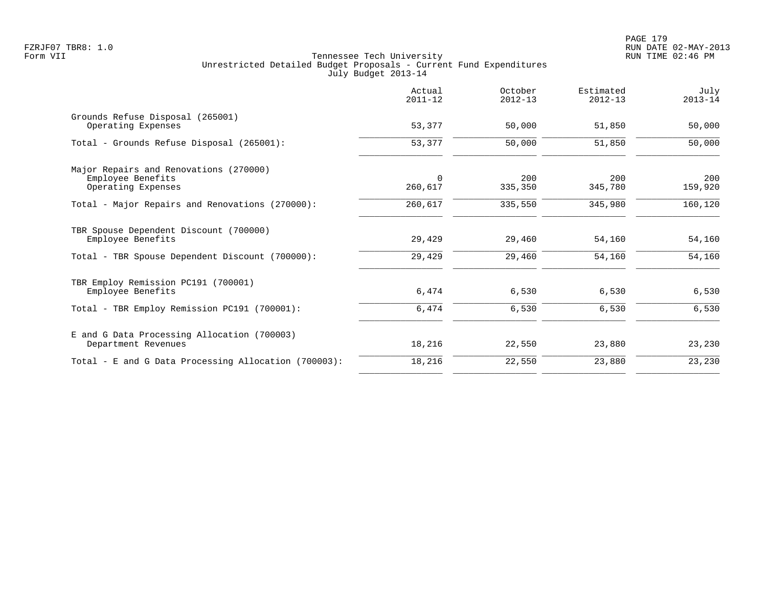Tennessee Tech University
Unrestricted Detailed Budget Proposals - Current Fund Expenditures
July Budget 2013-14

| | Actual 2011-12 | October 2012-13 | Estimated 2012-13 | July 2013-14 |
|---|---|---|---|---|
| Grounds Refuse Disposal (265001) | | | | |
| Operating Expenses | 53,377 | 50,000 | 51,850 | 50,000 |
| Total - Grounds Refuse Disposal (265001): | 53,377 | 50,000 | 51,850 | 50,000 |
| Major Repairs and Renovations (270000) | | | | |
| Employee Benefits | 0 | 200 | 200 | 200 |
| Operating Expenses | 260,617 | 335,350 | 345,780 | 159,920 |
| Total - Major Repairs and Renovations (270000): | 260,617 | 335,550 | 345,980 | 160,120 |
| TBR Spouse Dependent Discount (700000) | | | | |
| Employee Benefits | 29,429 | 29,460 | 54,160 | 54,160 |
| Total - TBR Spouse Dependent Discount (700000): | 29,429 | 29,460 | 54,160 | 54,160 |
| TBR Employ Remission PC191 (700001) | | | | |
| Employee Benefits | 6,474 | 6,530 | 6,530 | 6,530 |
| Total - TBR Employ Remission PC191 (700001): | 6,474 | 6,530 | 6,530 | 6,530 |
| E and G Data Processing Allocation (700003) | | | | |
| Department Revenues | 18,216 | 22,550 | 23,880 | 23,230 |
| Total - E and G Data Processing Allocation (700003): | 18,216 | 22,550 | 23,880 | 23,230 |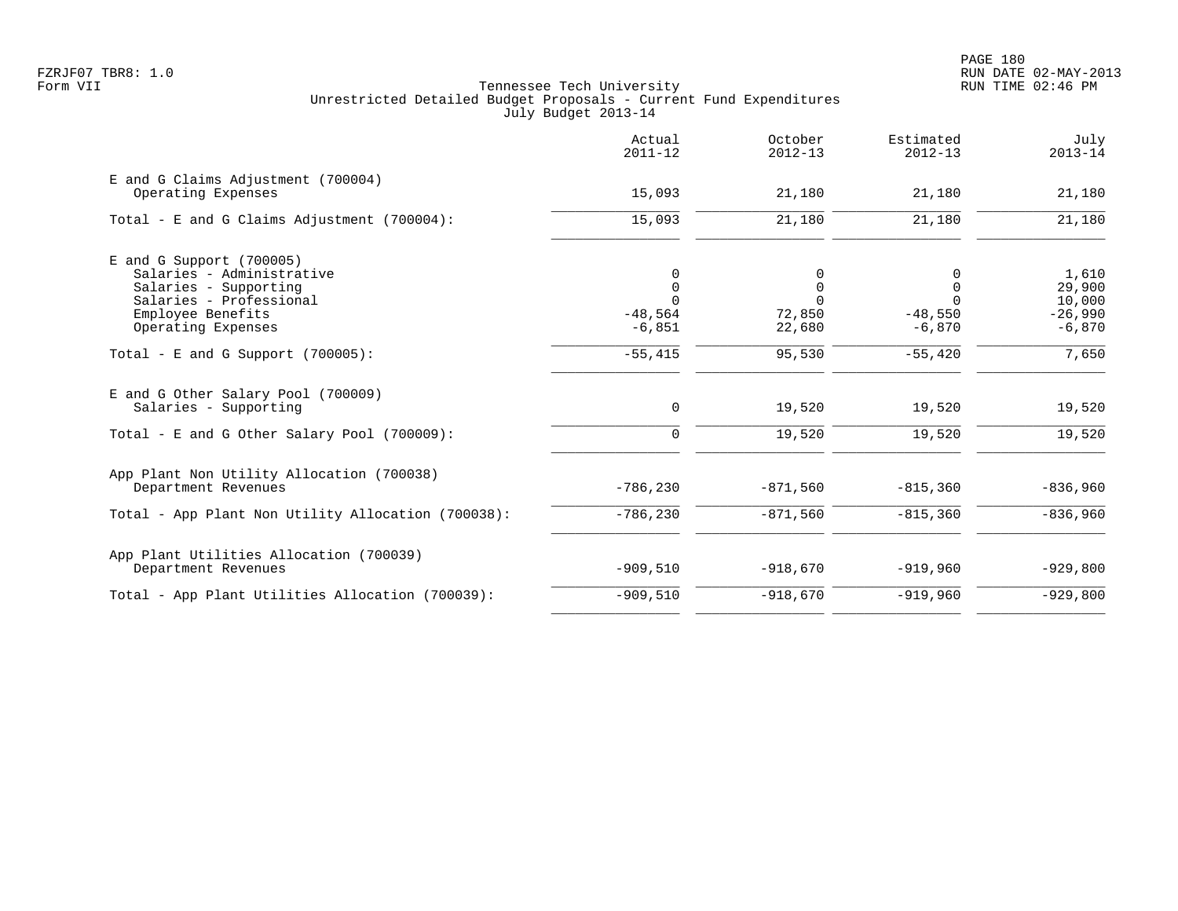Tennessee Tech University
Unrestricted Detailed Budget Proposals - Current Fund Expenditures
July Budget 2013-14

| | Actual 2011-12 | October 2012-13 | Estimated 2012-13 | July 2013-14 |
|---|---|---|---|---|
| E and G Claims Adjustment (700004) | | | | |
| Operating Expenses | 15,093 | 21,180 | 21,180 | 21,180 |
| Total - E and G Claims Adjustment (700004): | 15,093 | 21,180 | 21,180 | 21,180 |
| E and G Support (700005) | | | | |
| Salaries - Administrative | 0 | 0 | 0 | 1,610 |
| Salaries - Supporting | 0 | 0 | 0 | 29,900 |
| Salaries - Professional | 0 | 0 | 0 | 10,000 |
| Employee Benefits | -48,564 | 72,850 | -48,550 | -26,990 |
| Operating Expenses | -6,851 | 22,680 | -6,870 | -6,870 |
| Total - E and G Support (700005): | -55,415 | 95,530 | -55,420 | 7,650 |
| E and G Other Salary Pool (700009) | | | | |
| Salaries - Supporting | 0 | 19,520 | 19,520 | 19,520 |
| Total - E and G Other Salary Pool (700009): | 0 | 19,520 | 19,520 | 19,520 |
| App Plant Non Utility Allocation (700038) | | | | |
| Department Revenues | -786,230 | -871,560 | -815,360 | -836,960 |
| Total - App Plant Non Utility Allocation (700038): | -786,230 | -871,560 | -815,360 | -836,960 |
| App Plant Utilities Allocation (700039) | | | | |
| Department Revenues | -909,510 | -918,670 | -919,960 | -929,800 |
| Total - App Plant Utilities Allocation (700039): | -909,510 | -918,670 | -919,960 | -929,800 |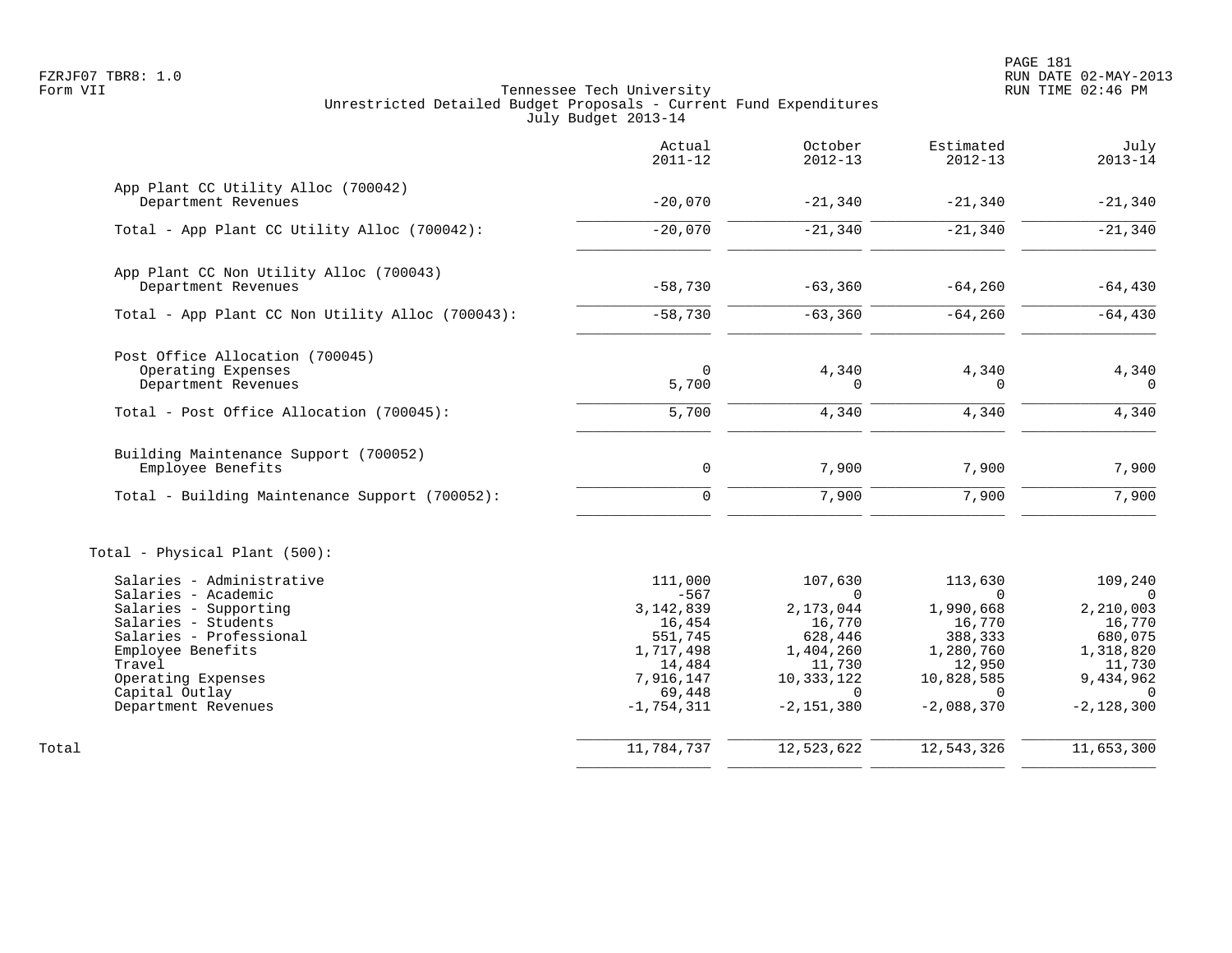Tennessee Tech University
Unrestricted Detailed Budget Proposals - Current Fund Expenditures
July Budget 2013-14

FZRJF07 TBR8: 1.0
Form VII

RUN DATE 02-MAY-2013
RUN TIME 02:46 PM

| | Actual 2011-12 | October 2012-13 | Estimated 2012-13 | July 2013-14 |
|---|---|---|---|---|
| App Plant CC Utility Alloc (700042) | | | | |
| Department Revenues | -20,070 | -21,340 | -21,340 | -21,340 |
| Total - App Plant CC Utility Alloc (700042): | -20,070 | -21,340 | -21,340 | -21,340 |
| App Plant CC Non Utility Alloc (700043) | | | | |
| Department Revenues | -58,730 | -63,360 | -64,260 | -64,430 |
| Total - App Plant CC Non Utility Alloc (700043): | -58,730 | -63,360 | -64,260 | -64,430 |
| Post Office Allocation (700045) | | | | |
| Operating Expenses | 0 | 4,340 | 4,340 | 4,340 |
| Department Revenues | 5,700 | 0 | 0 | 0 |
| Total - Post Office Allocation (700045): | 5,700 | 4,340 | 4,340 | 4,340 |
| Building Maintenance Support (700052) | | | | |
| Employee Benefits | 0 | 7,900 | 7,900 | 7,900 |
| Total - Building Maintenance Support (700052): | 0 | 7,900 | 7,900 | 7,900 |
| Total - Physical Plant (500): | | | | |
| Salaries - Administrative | 111,000 | 107,630 | 113,630 | 109,240 |
| Salaries - Academic | -567 | 0 | 0 | 0 |
| Salaries - Supporting | 3,142,839 | 2,173,044 | 1,990,668 | 2,210,003 |
| Salaries - Students | 16,454 | 16,770 | 16,770 | 16,770 |
| Salaries - Professional | 551,745 | 628,446 | 388,333 | 680,075 |
| Employee Benefits | 1,717,498 | 1,404,260 | 1,280,760 | 1,318,820 |
| Travel | 14,484 | 11,730 | 12,950 | 11,730 |
| Operating Expenses | 7,916,147 | 10,333,122 | 10,828,585 | 9,434,962 |
| Capital Outlay | 69,448 | 0 | 0 | 0 |
| Department Revenues | -1,754,311 | -2,151,380 | -2,088,370 | -2,128,300 |
| Total | 11,784,737 | 12,523,622 | 12,543,326 | 11,653,300 |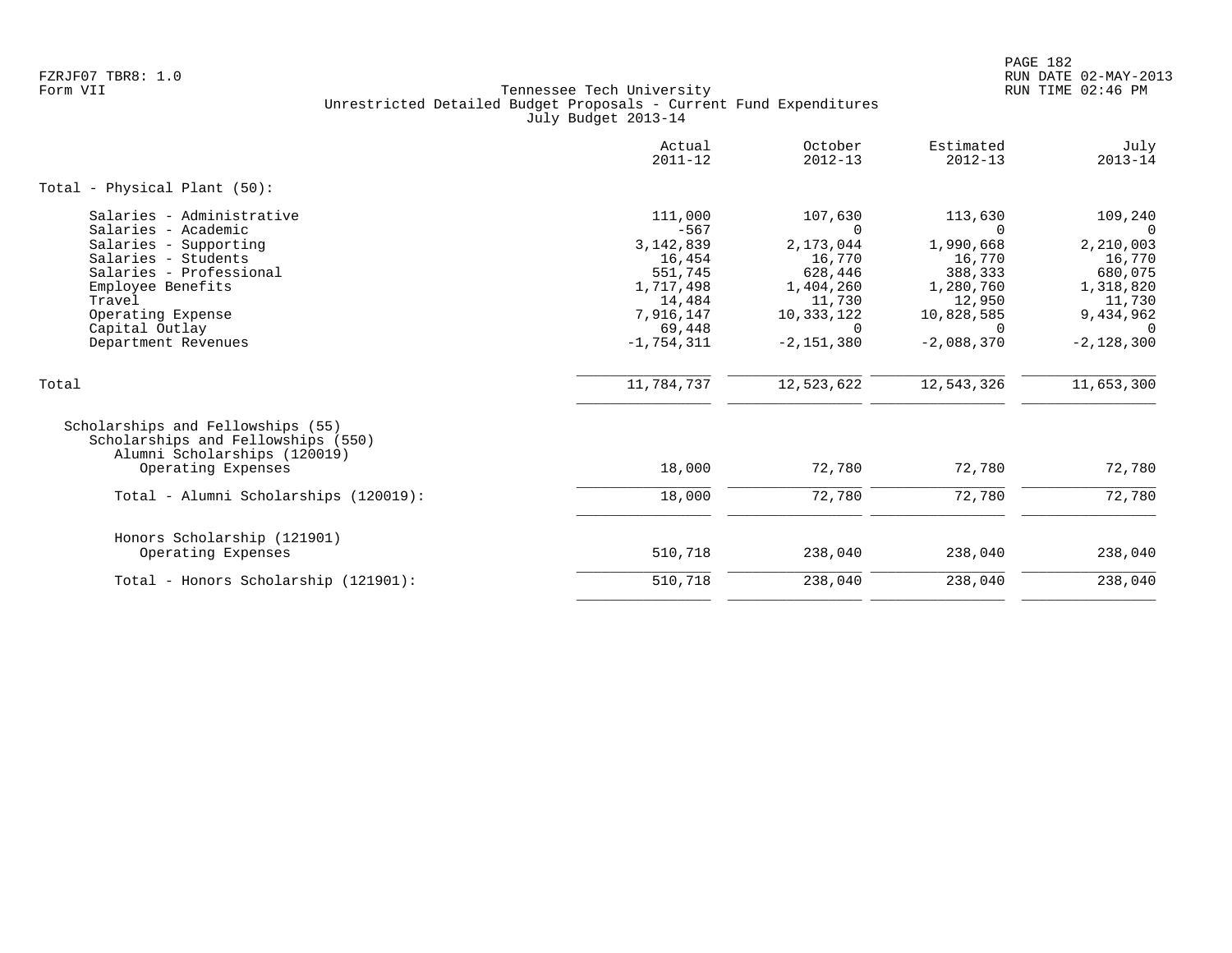FZRJF07 TBR8: 1.0
Form VII

Tennessee Tech University
Unrestricted Detailed Budget Proposals - Current Fund Expenditures
July Budget 2013-14

| | Actual 2011-12 | October 2012-13 | Estimated 2012-13 | July 2013-14 |
|---|---|---|---|---|
| Total - Physical Plant (50): | | | | |
| Salaries - Administrative | 111,000 | 107,630 | 113,630 | 109,240 |
| Salaries - Academic | -567 | 0 | 0 | 0 |
| Salaries - Supporting | 3,142,839 | 2,173,044 | 1,990,668 | 2,210,003 |
| Salaries - Students | 16,454 | 16,770 | 16,770 | 16,770 |
| Salaries - Professional | 551,745 | 628,446 | 388,333 | 680,075 |
| Employee Benefits | 1,717,498 | 1,404,260 | 1,280,760 | 1,318,820 |
| Travel | 14,484 | 11,730 | 12,950 | 11,730 |
| Operating Expense | 7,916,147 | 10,333,122 | 10,828,585 | 9,434,962 |
| Capital Outlay | 69,448 | 0 | 0 | 0 |
| Department Revenues | -1,754,311 | -2,151,380 | -2,088,370 | -2,128,300 |
| Total | 11,784,737 | 12,523,622 | 12,543,326 | 11,653,300 |
| Scholarships and Fellowships (55) | | | | |
| Scholarships and Fellowships (550) | | | | |
| Alumni Scholarships (120019) | | | | |
| Operating Expenses | 18,000 | 72,780 | 72,780 | 72,780 |
| Total - Alumni Scholarships (120019): | 18,000 | 72,780 | 72,780 | 72,780 |
| Honors Scholarship (121901) | | | | |
| Operating Expenses | 510,718 | 238,040 | 238,040 | 238,040 |
| Total - Honors Scholarship (121901): | 510,718 | 238,040 | 238,040 | 238,040 |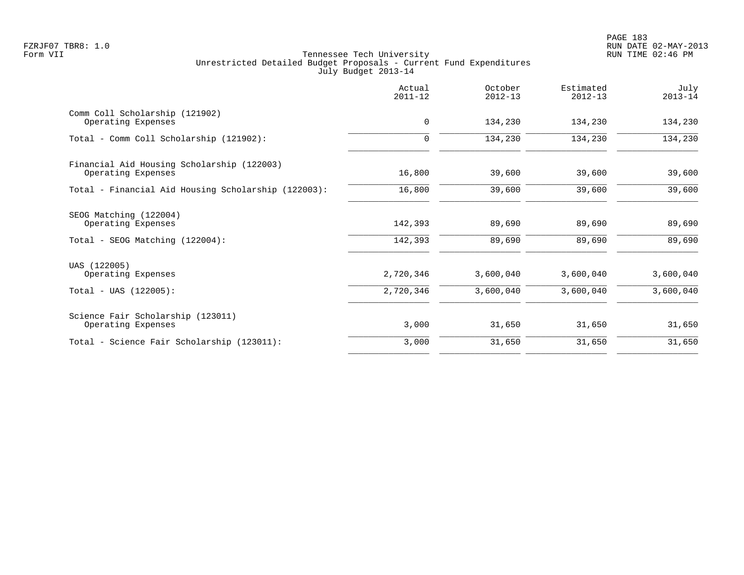Tennessee Tech University
Unrestricted Detailed Budget Proposals - Current Fund Expenditures
July Budget 2013-14

| | Actual 2011-12 | October 2012-13 | Estimated 2012-13 | July 2013-14 |
|---|---|---|---|---|
| Comm Coll Scholarship (121902) | | | | |
| Operating Expenses | 0 | 134,230 | 134,230 | 134,230 |
| Total - Comm Coll Scholarship (121902): | 0 | 134,230 | 134,230 | 134,230 |
| Financial Aid Housing Scholarship (122003) | | | | |
| Operating Expenses | 16,800 | 39,600 | 39,600 | 39,600 |
| Total - Financial Aid Housing Scholarship (122003): | 16,800 | 39,600 | 39,600 | 39,600 |
| SEOG Matching (122004) | | | | |
| Operating Expenses | 142,393 | 89,690 | 89,690 | 89,690 |
| Total - SEOG Matching (122004): | 142,393 | 89,690 | 89,690 | 89,690 |
| UAS (122005) | | | | |
| Operating Expenses | 2,720,346 | 3,600,040 | 3,600,040 | 3,600,040 |
| Total - UAS (122005): | 2,720,346 | 3,600,040 | 3,600,040 | 3,600,040 |
| Science Fair Scholarship (123011) | | | | |
| Operating Expenses | 3,000 | 31,650 | 31,650 | 31,650 |
| Total - Science Fair Scholarship (123011): | 3,000 | 31,650 | 31,650 | 31,650 |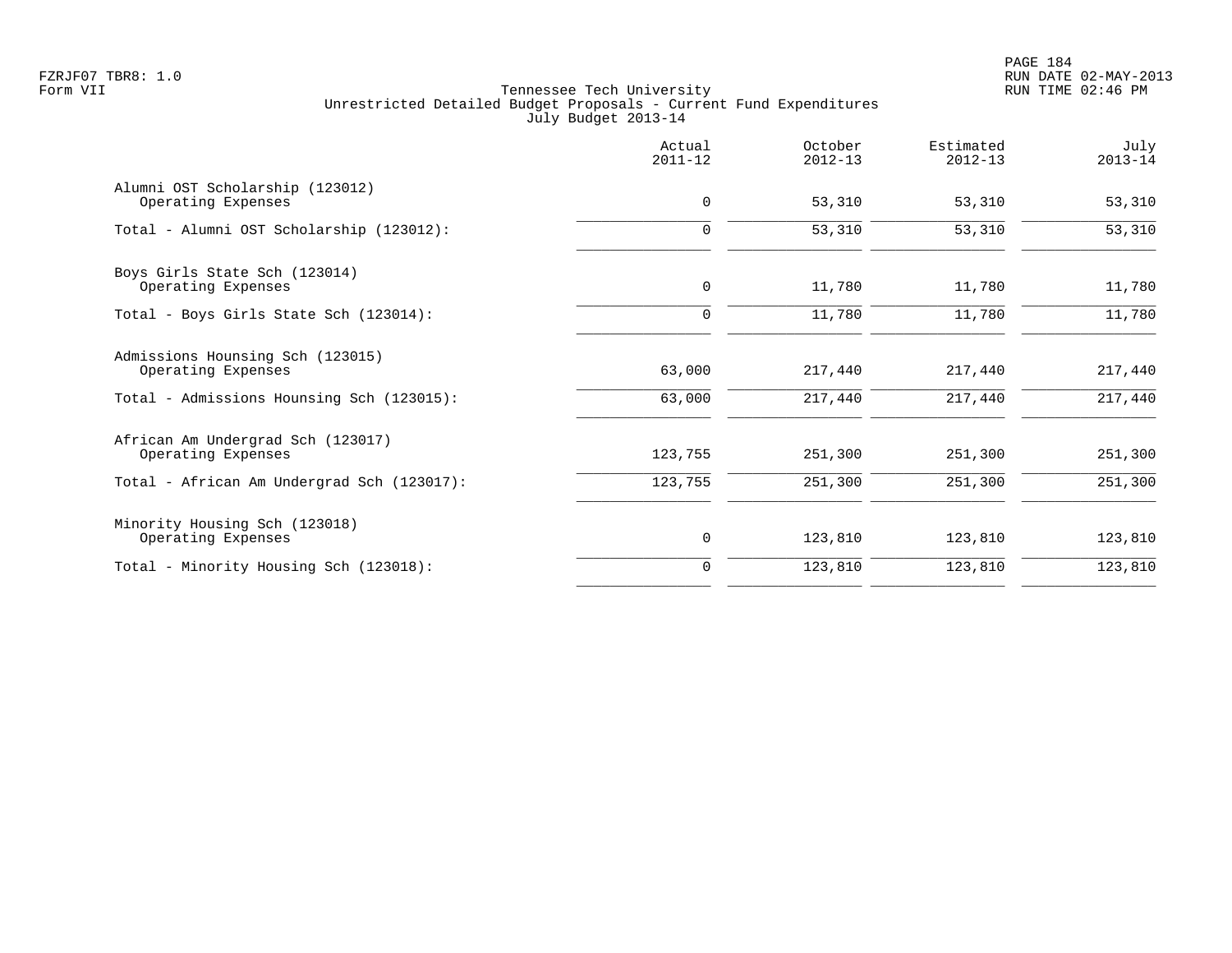Tennessee Tech University
Unrestricted Detailed Budget Proposals - Current Fund Expenditures
July Budget 2013-14

| | Actual 2011-12 | October 2012-13 | Estimated 2012-13 | July 2013-14 |
|---|---|---|---|---|
| Alumni OST Scholarship (123012) | | | | |
| Operating Expenses | 0 | 53,310 | 53,310 | 53,310 |
| Total - Alumni OST Scholarship (123012): | 0 | 53,310 | 53,310 | 53,310 |
| Boys Girls State Sch (123014) | | | | |
| Operating Expenses | 0 | 11,780 | 11,780 | 11,780 |
| Total - Boys Girls State Sch (123014): | 0 | 11,780 | 11,780 | 11,780 |
| Admissions Hounsing Sch (123015) | | | | |
| Operating Expenses | 63,000 | 217,440 | 217,440 | 217,440 |
| Total - Admissions Hounsing Sch (123015): | 63,000 | 217,440 | 217,440 | 217,440 |
| African Am Undergrad Sch (123017) | | | | |
| Operating Expenses | 123,755 | 251,300 | 251,300 | 251,300 |
| Total - African Am Undergrad Sch (123017): | 123,755 | 251,300 | 251,300 | 251,300 |
| Minority Housing Sch (123018) | | | | |
| Operating Expenses | 0 | 123,810 | 123,810 | 123,810 |
| Total - Minority Housing Sch (123018): | 0 | 123,810 | 123,810 | 123,810 |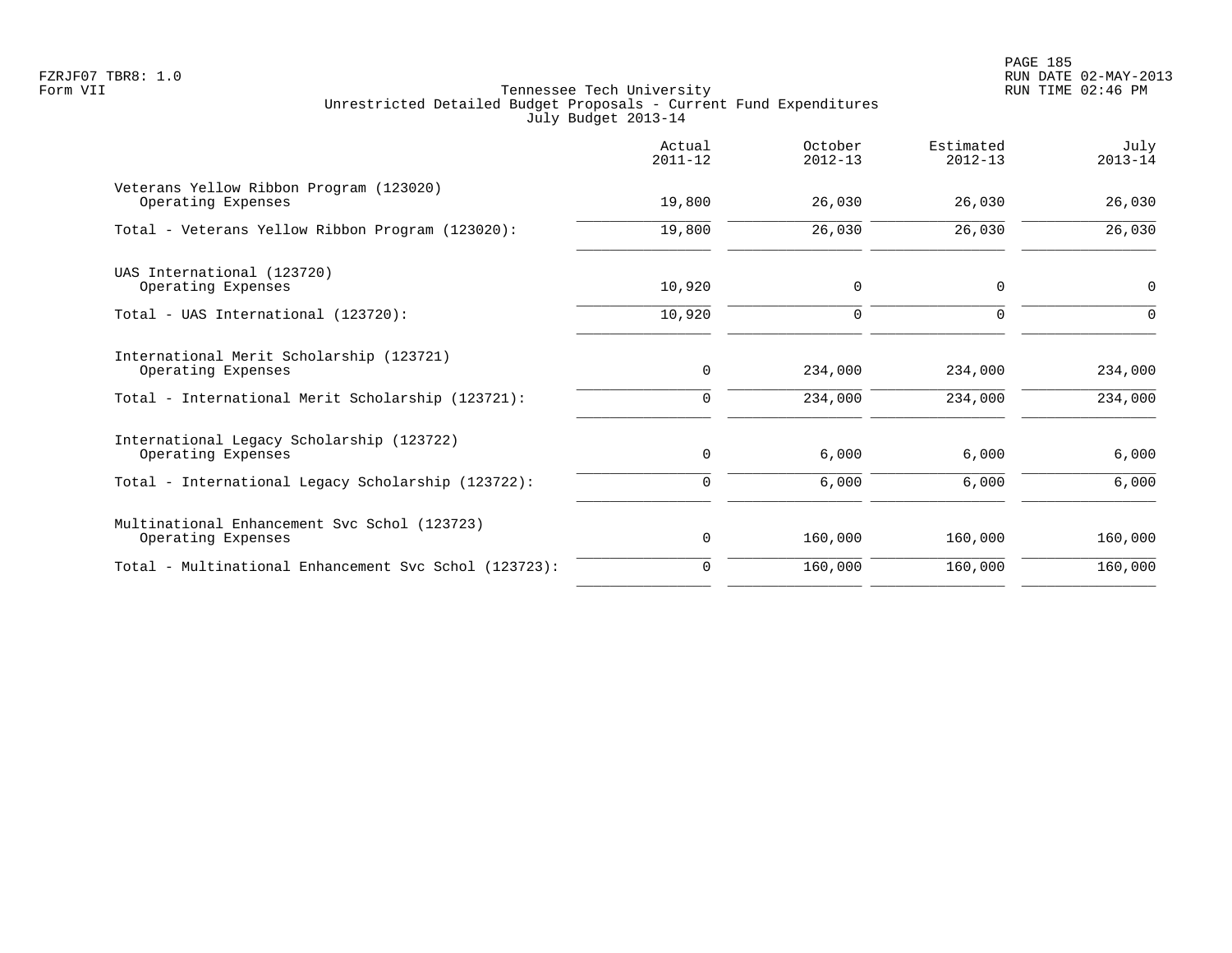Tennessee Tech University
Unrestricted Detailed Budget Proposals - Current Fund Expenditures
July Budget 2013-14

| | Actual 2011-12 | October 2012-13 | Estimated 2012-13 | July 2013-14 |
|---|---|---|---|---|
| Veterans Yellow Ribbon Program (123020) | | | | |
| Operating Expenses | 19,800 | 26,030 | 26,030 | 26,030 |
| Total - Veterans Yellow Ribbon Program (123020): | 19,800 | 26,030 | 26,030 | 26,030 |
| UAS International (123720) | | | | |
| Operating Expenses | 10,920 | 0 | 0 | 0 |
| Total - UAS International (123720): | 10,920 | 0 | 0 | 0 |
| International Merit Scholarship (123721) | | | | |
| Operating Expenses | 0 | 234,000 | 234,000 | 234,000 |
| Total - International Merit Scholarship (123721): | 0 | 234,000 | 234,000 | 234,000 |
| International Legacy Scholarship (123722) | | | | |
| Operating Expenses | 0 | 6,000 | 6,000 | 6,000 |
| Total - International Legacy Scholarship (123722): | 0 | 6,000 | 6,000 | 6,000 |
| Multinational Enhancement Svc Schol (123723) | | | | |
| Operating Expenses | 0 | 160,000 | 160,000 | 160,000 |
| Total - Multinational Enhancement Svc Schol (123723): | 0 | 160,000 | 160,000 | 160,000 |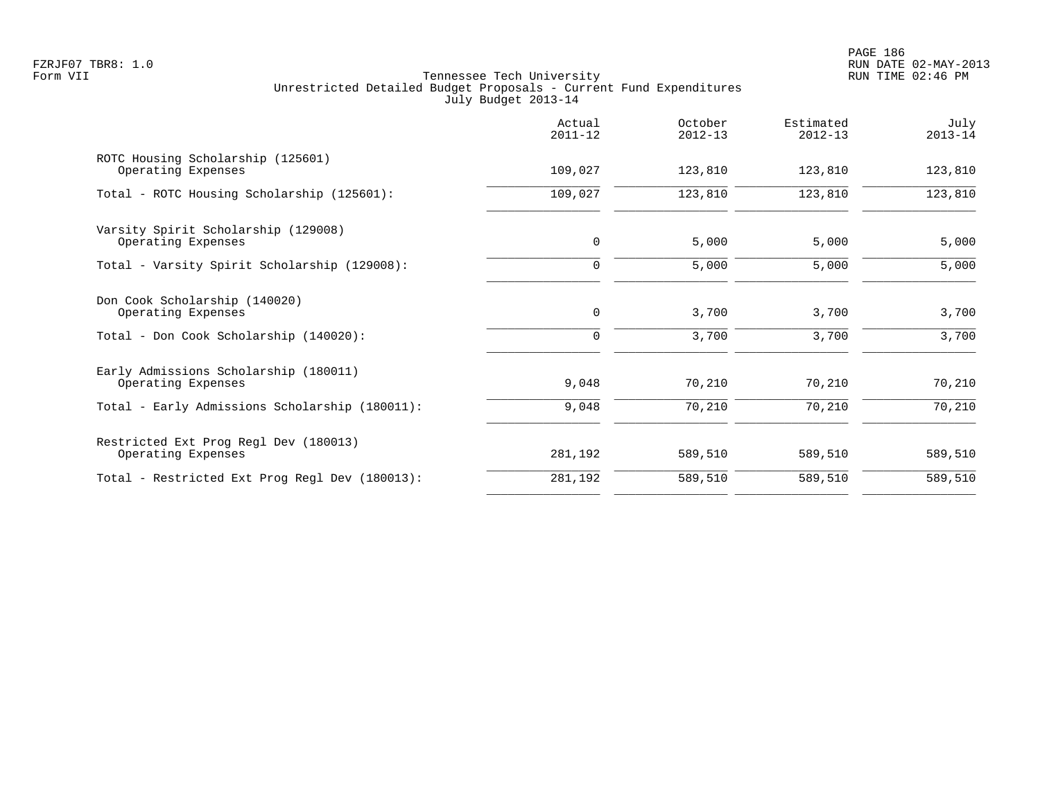FZRJF07 TBR8: 1.0
Form VII

Tennessee Tech University
Unrestricted Detailed Budget Proposals - Current Fund Expenditures
July Budget 2013-14

| | Actual 2011-12 | October 2012-13 | Estimated 2012-13 | July 2013-14 |
|---|---|---|---|---|
| ROTC Housing Scholarship (125601) | | | | |
| Operating Expenses | 109,027 | 123,810 | 123,810 | 123,810 |
| Total - ROTC Housing Scholarship (125601): | 109,027 | 123,810 | 123,810 | 123,810 |
| Varsity Spirit Scholarship (129008) | | | | |
| Operating Expenses | 0 | 5,000 | 5,000 | 5,000 |
| Total - Varsity Spirit Scholarship (129008): | 0 | 5,000 | 5,000 | 5,000 |
| Don Cook Scholarship (140020) | | | | |
| Operating Expenses | 0 | 3,700 | 3,700 | 3,700 |
| Total - Don Cook Scholarship (140020): | 0 | 3,700 | 3,700 | 3,700 |
| Early Admissions Scholarship (180011) | | | | |
| Operating Expenses | 9,048 | 70,210 | 70,210 | 70,210 |
| Total - Early Admissions Scholarship (180011): | 9,048 | 70,210 | 70,210 | 70,210 |
| Restricted Ext Prog Regl Dev (180013) | | | | |
| Operating Expenses | 281,192 | 589,510 | 589,510 | 589,510 |
| Total - Restricted Ext Prog Regl Dev (180013): | 281,192 | 589,510 | 589,510 | 589,510 |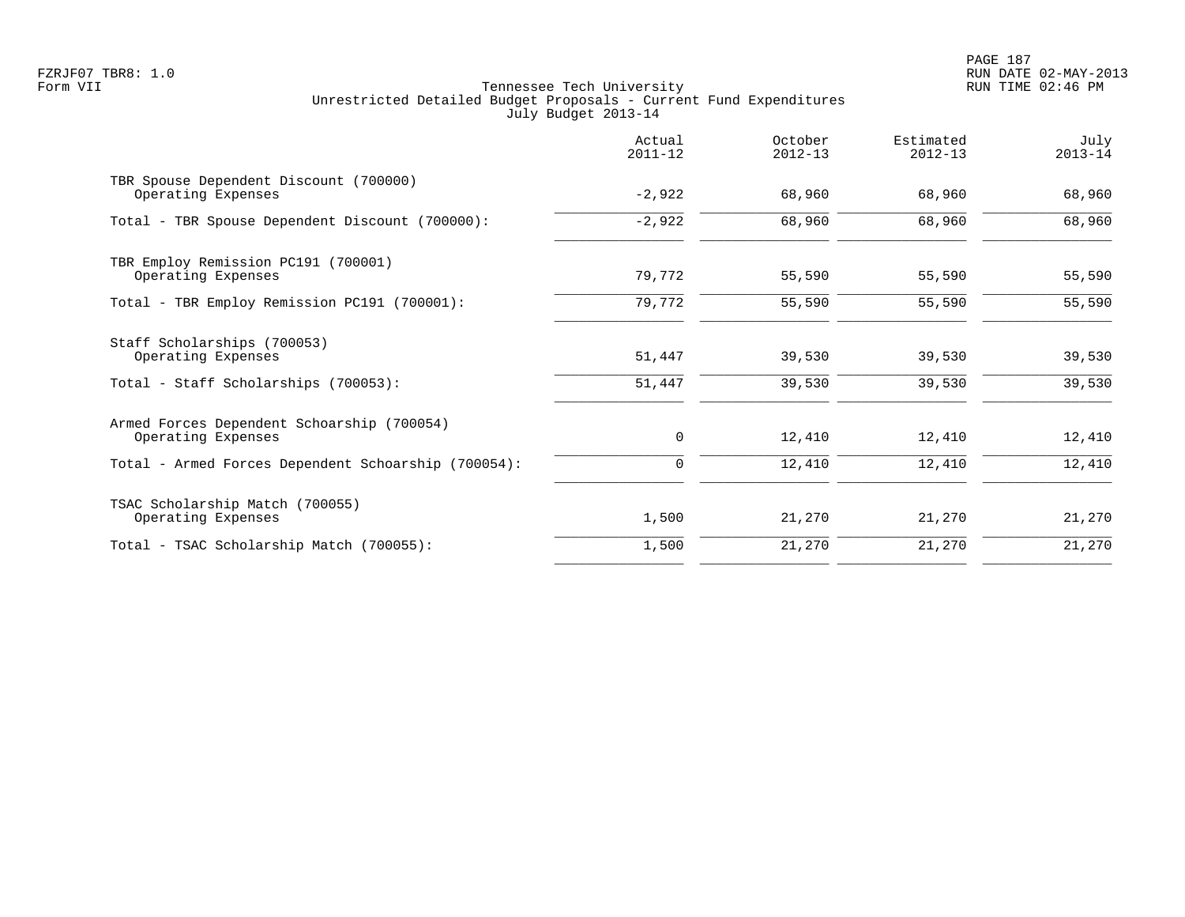Tennessee Tech University
Unrestricted Detailed Budget Proposals - Current Fund Expenditures
July Budget 2013-14

| | Actual 2011-12 | October 2012-13 | Estimated 2012-13 | July 2013-14 |
|---|---|---|---|---|
| TBR Spouse Dependent Discount (700000) | | | | |
| Operating Expenses | -2,922 | 68,960 | 68,960 | 68,960 |
| Total - TBR Spouse Dependent Discount (700000): | -2,922 | 68,960 | 68,960 | 68,960 |
| TBR Employ Remission PC191 (700001) | | | | |
| Operating Expenses | 79,772 | 55,590 | 55,590 | 55,590 |
| Total - TBR Employ Remission PC191 (700001): | 79,772 | 55,590 | 55,590 | 55,590 |
| Staff Scholarships (700053) | | | | |
| Operating Expenses | 51,447 | 39,530 | 39,530 | 39,530 |
| Total - Staff Scholarships (700053): | 51,447 | 39,530 | 39,530 | 39,530 |
| Armed Forces Dependent Schoarship (700054) | | | | |
| Operating Expenses | 0 | 12,410 | 12,410 | 12,410 |
| Total - Armed Forces Dependent Schoarship (700054): | 0 | 12,410 | 12,410 | 12,410 |
| TSAC Scholarship Match (700055) | | | | |
| Operating Expenses | 1,500 | 21,270 | 21,270 | 21,270 |
| Total - TSAC Scholarship Match (700055): | 1,500 | 21,270 | 21,270 | 21,270 |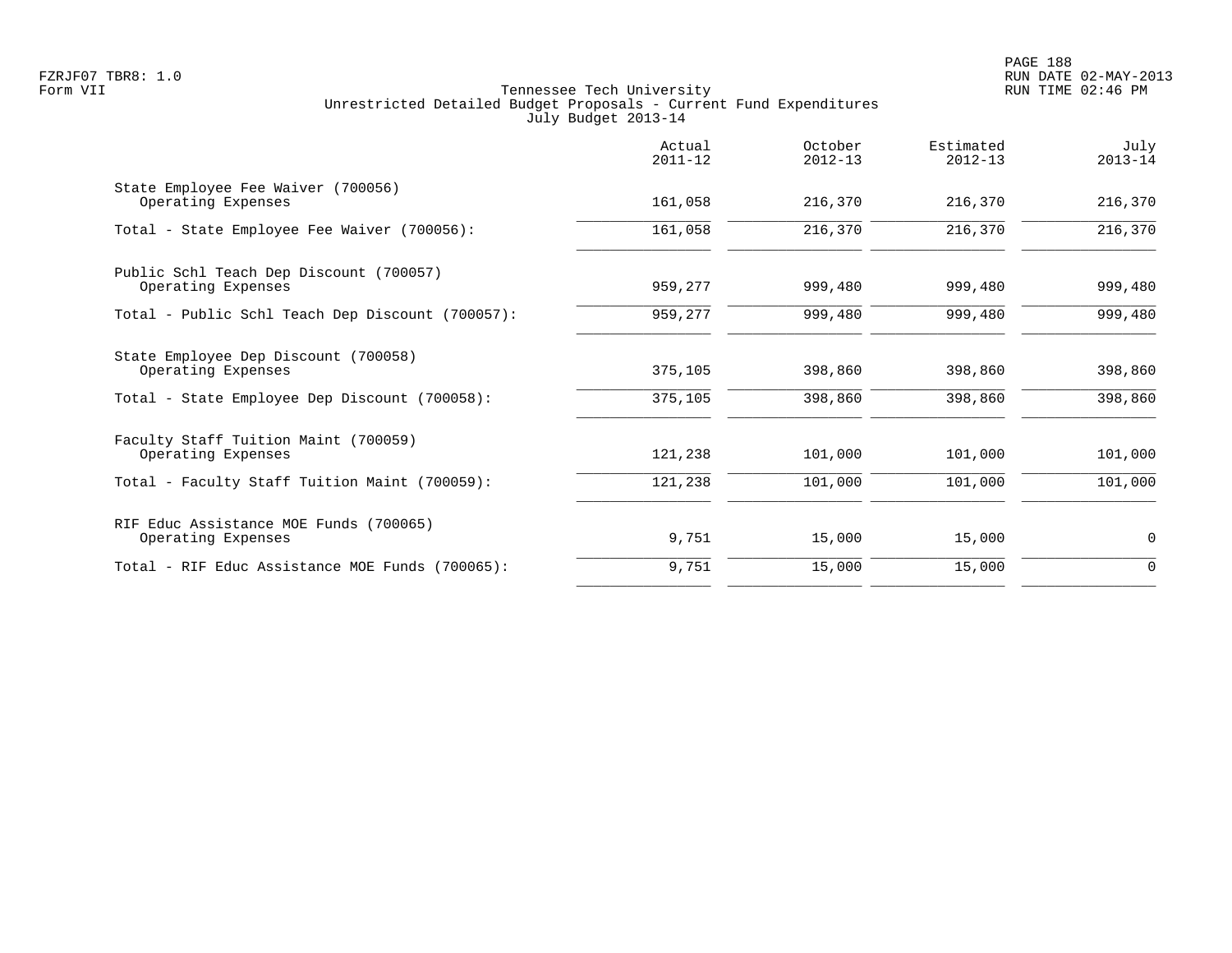Tennessee Tech University
Unrestricted Detailed Budget Proposals - Current Fund Expenditures
July Budget 2013-14

| | Actual 2011-12 | October 2012-13 | Estimated 2012-13 | July 2013-14 |
|---|---|---|---|---|
| State Employee Fee Waiver (700056) | | | | |
| Operating Expenses | 161,058 | 216,370 | 216,370 | 216,370 |
| Total - State Employee Fee Waiver (700056): | 161,058 | 216,370 | 216,370 | 216,370 |
| Public Schl Teach Dep Discount (700057) | | | | |
| Operating Expenses | 959,277 | 999,480 | 999,480 | 999,480 |
| Total - Public Schl Teach Dep Discount (700057): | 959,277 | 999,480 | 999,480 | 999,480 |
| State Employee Dep Discount (700058) | | | | |
| Operating Expenses | 375,105 | 398,860 | 398,860 | 398,860 |
| Total - State Employee Dep Discount (700058): | 375,105 | 398,860 | 398,860 | 398,860 |
| Faculty Staff Tuition Maint (700059) | | | | |
| Operating Expenses | 121,238 | 101,000 | 101,000 | 101,000 |
| Total - Faculty Staff Tuition Maint (700059): | 121,238 | 101,000 | 101,000 | 101,000 |
| RIF Educ Assistance MOE Funds (700065) | | | | |
| Operating Expenses | 9,751 | 15,000 | 15,000 | 0 |
| Total - RIF Educ Assistance MOE Funds (700065): | 9,751 | 15,000 | 15,000 | 0 |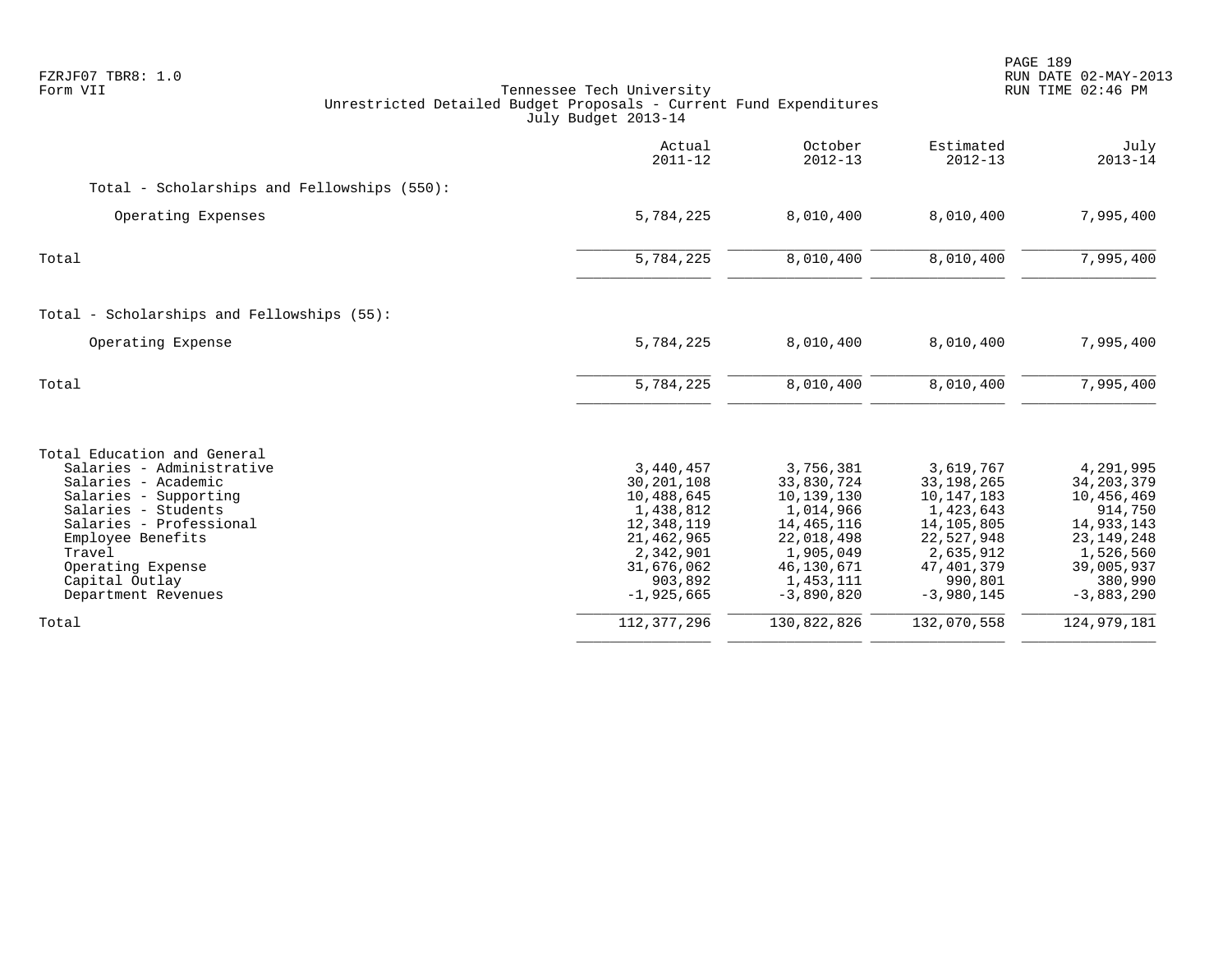FZRJF07 TBR8: 1.0
Form VII

Tennessee Tech University
Unrestricted Detailed Budget Proposals - Current Fund Expenditures
July Budget 2013-14

RUN DATE 02-MAY-2013
RUN TIME 02:46 PM

| | Actual 2011-12 | October 2012-13 | Estimated 2012-13 | July 2013-14 |
|---|---|---|---|---|
| Total - Scholarships and Fellowships (550): | | | | |
| Operating Expenses | 5,784,225 | 8,010,400 | 8,010,400 | 7,995,400 |
| Total | 5,784,225 | 8,010,400 | 8,010,400 | 7,995,400 |
| Total - Scholarships and Fellowships (55): | | | | |
| Operating Expense | 5,784,225 | 8,010,400 | 8,010,400 | 7,995,400 |
| Total | 5,784,225 | 8,010,400 | 8,010,400 | 7,995,400 |
| Total Education and General | | | | |
| Salaries - Administrative | 3,440,457 | 3,756,381 | 3,619,767 | 4,291,995 |
| Salaries - Academic | 30,201,108 | 33,830,724 | 33,198,265 | 34,203,379 |
| Salaries - Supporting | 10,488,645 | 10,139,130 | 10,147,183 | 10,456,469 |
| Salaries - Students | 1,438,812 | 1,014,966 | 1,423,643 | 914,750 |
| Salaries - Professional | 12,348,119 | 14,465,116 | 14,105,805 | 14,933,143 |
| Employee Benefits | 21,462,965 | 22,018,498 | 22,527,948 | 23,149,248 |
| Travel | 2,342,901 | 1,905,049 | 2,635,912 | 1,526,560 |
| Operating Expense | 31,676,062 | 46,130,671 | 47,401,379 | 39,005,937 |
| Capital Outlay | 903,892 | 1,453,111 | 990,801 | 380,990 |
| Department Revenues | -1,925,665 | -3,890,820 | -3,980,145 | -3,883,290 |
| Total | 112,377,296 | 130,822,826 | 132,070,558 | 124,979,181 |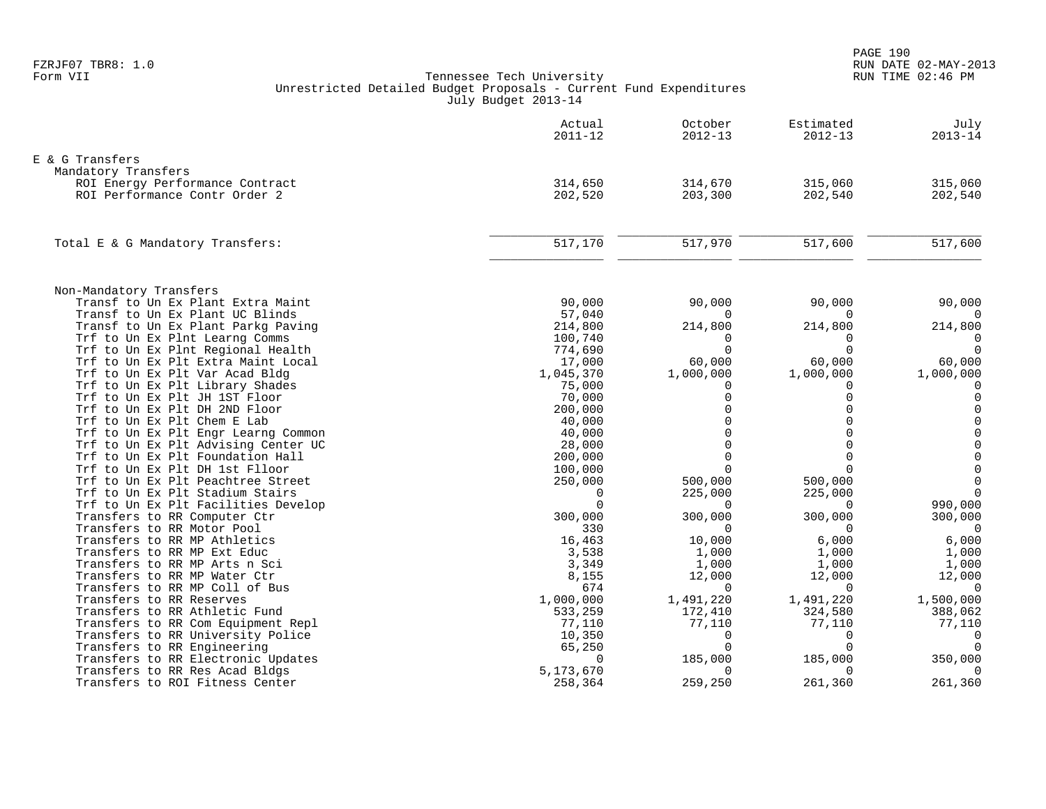Tennessee Tech University
Unrestricted Detailed Budget Proposals - Current Fund Expenditures
July Budget 2013-14

FZRJF07 TBR8: 1.0
Form VII

RUN DATE 02-MAY-2013
RUN TIME 02:46 PM

| | Actual 2011-12 | October 2012-13 | Estimated 2012-13 | July 2013-14 |
|---|---|---|---|---|
| **E & G Transfers** | | | | |
| Mandatory Transfers | | | | |
| ROI Energy Performance Contract | 314,650 | 314,670 | 315,060 | 315,060 |
| ROI Performance Contr Order 2 | 202,520 | 203,300 | 202,540 | 202,540 |
| Total E & G Mandatory Transfers: | 517,170 | 517,970 | 517,600 | 517,600 |
| Non-Mandatory Transfers | | | | |
| Transf to Un Ex Plant Extra Maint | 90,000 | 90,000 | 90,000 | 90,000 |
| Transf to Un Ex Plant UC Blinds | 57,040 | 0 | 0 | 0 |
| Transf to Un Ex Plant Parkg Paving | 214,800 | 214,800 | 214,800 | 214,800 |
| Trf to Un Ex Plnt Learng Comms | 100,740 | 0 | 0 | 0 |
| Trf to Un Ex Plnt Regional Health | 774,690 | 0 | 0 | 0 |
| Trf to Un Ex Plt Extra Maint Local | 17,000 | 60,000 | 60,000 | 60,000 |
| Trf to Un Ex Plt Var Acad Bldg | 1,045,370 | 1,000,000 | 1,000,000 | 1,000,000 |
| Trf to Un Ex Plt Library Shades | 75,000 | 0 | 0 | 0 |
| Trf to Un Ex Plt JH 1ST Floor | 70,000 | 0 | 0 | 0 |
| Trf to Un Ex Plt DH 2ND Floor | 200,000 | 0 | 0 | 0 |
| Trf to Un Ex Plt Chem E Lab | 40,000 | 0 | 0 | 0 |
| Trf to Un Ex Plt Engr Learng Common | 40,000 | 0 | 0 | 0 |
| Trf to Un Ex Plt Advising Center UC | 28,000 | 0 | 0 | 0 |
| Trf to Un Ex Plt Foundation Hall | 200,000 | 0 | 0 | 0 |
| Trf to Un Ex Plt DH 1st Flloor | 100,000 | 0 | 0 | 0 |
| Trf to Un Ex Plt Peachtree Street | 250,000 | 500,000 | 500,000 | 0 |
| Trf to Un Ex Plt Stadium Stairs | 0 | 225,000 | 225,000 | 0 |
| Trf to Un Ex Plt Facilities Develop | 0 | 0 | 0 | 990,000 |
| Transfers to RR Computer Ctr | 300,000 | 300,000 | 300,000 | 300,000 |
| Transfers to RR Motor Pool | 330 | 0 | 0 | 0 |
| Transfers to RR MP Athletics | 16,463 | 10,000 | 6,000 | 6,000 |
| Transfers to RR MP Ext Educ | 3,538 | 1,000 | 1,000 | 1,000 |
| Transfers to RR MP Arts n Sci | 3,349 | 1,000 | 1,000 | 1,000 |
| Transfers to RR MP Water Ctr | 8,155 | 12,000 | 12,000 | 12,000 |
| Transfers to RR MP Coll of Bus | 674 | 0 | 0 | 0 |
| Transfers to RR Reserves | 1,000,000 | 1,491,220 | 1,491,220 | 1,500,000 |
| Transfers to RR Athletic Fund | 533,259 | 172,410 | 324,580 | 388,062 |
| Transfers to RR Com Equipment Repl | 77,110 | 77,110 | 77,110 | 77,110 |
| Transfers to RR University Police | 10,350 | 0 | 0 | 0 |
| Transfers to RR Engineering | 65,250 | 0 | 0 | 0 |
| Transfers to RR Electronic Updates | 0 | 185,000 | 185,000 | 350,000 |
| Transfers to RR Res Acad Bldgs | 5,173,670 | 0 | 0 | 0 |
| Transfers to ROI Fitness Center | 258,364 | 259,250 | 261,360 | 261,360 |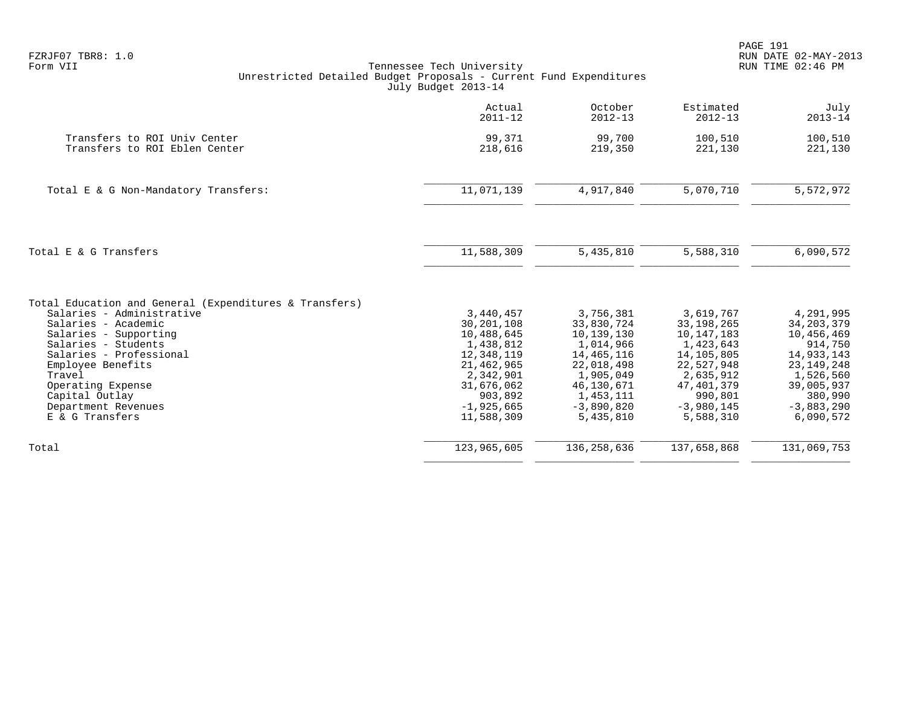FZRJF07 TBR8: 1.0
Form VII

Tennessee Tech University
Unrestricted Detailed Budget Proposals - Current Fund Expenditures
July Budget 2013-14

| | Actual 2011-12 | October 2012-13 | Estimated 2012-13 | July 2013-14 |
|---|---|---|---|---|
| Transfers to ROI Univ Center | 99,371 | 99,700 | 100,510 | 100,510 |
| Transfers to ROI Eblen Center | 218,616 | 219,350 | 221,130 | 221,130 |
| Total E & G Non-Mandatory Transfers: | 11,071,139 | 4,917,840 | 5,070,710 | 5,572,972 |
| Total E & G Transfers | 11,588,309 | 5,435,810 | 5,588,310 | 6,090,572 |
| Total Education and General (Expenditures & Transfers) | | | | |
| Salaries - Administrative | 3,440,457 | 3,756,381 | 3,619,767 | 4,291,995 |
| Salaries - Academic | 30,201,108 | 33,830,724 | 33,198,265 | 34,203,379 |
| Salaries - Supporting | 10,488,645 | 10,139,130 | 10,147,183 | 10,456,469 |
| Salaries - Students | 1,438,812 | 1,014,966 | 1,423,643 | 914,750 |
| Salaries - Professional | 12,348,119 | 14,465,116 | 14,105,805 | 14,933,143 |
| Employee Benefits | 21,462,965 | 22,018,498 | 22,527,948 | 23,149,248 |
| Travel | 2,342,901 | 1,905,049 | 2,635,912 | 1,526,560 |
| Operating Expense | 31,676,062 | 46,130,671 | 47,401,379 | 39,005,937 |
| Capital Outlay | 903,892 | 1,453,111 | 990,801 | 380,990 |
| Department Revenues | -1,925,665 | -3,890,820 | -3,980,145 | -3,883,290 |
| E & G Transfers | 11,588,309 | 5,435,810 | 5,588,310 | 6,090,572 |
| Total | 123,965,605 | 136,258,636 | 137,658,868 | 131,069,753 |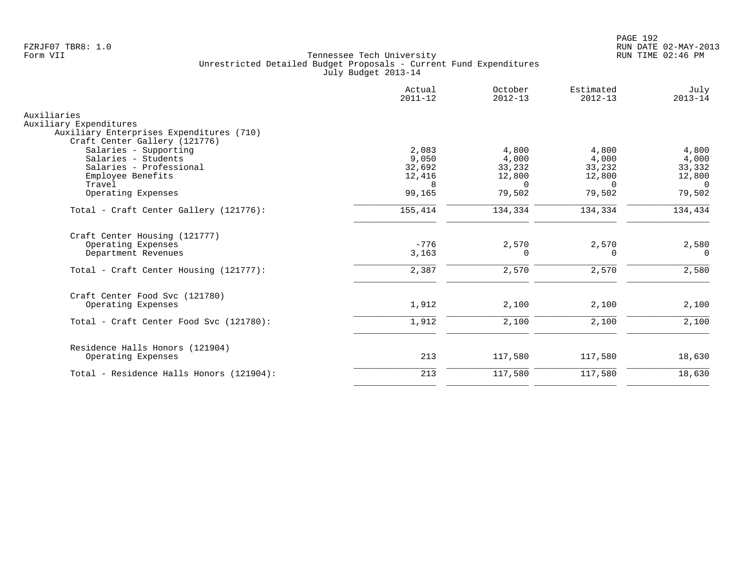FZRJF07 TBR8: 1.0
Form VII

Tennessee Tech University
Unrestricted Detailed Budget Proposals - Current Fund Expenditures
July Budget 2013-14

| | Actual 2011-12 | October 2012-13 | Estimated 2012-13 | July 2013-14 |
|---|---|---|---|---|
| Auxiliaries | | | | |
| Auxiliary Expenditures | | | | |
| Auxiliary Enterprises Expenditures (710) | | | | |
| Craft Center Gallery (121776) | | | | |
| Salaries - Supporting | 2,083 | 4,800 | 4,800 | 4,800 |
| Salaries - Students | 9,050 | 4,000 | 4,000 | 4,000 |
| Salaries - Professional | 32,692 | 33,232 | 33,232 | 33,332 |
| Employee Benefits | 12,416 | 12,800 | 12,800 | 12,800 |
| Travel | 8 | 0 | 0 | 0 |
| Operating Expenses | 99,165 | 79,502 | 79,502 | 79,502 |
| Total - Craft Center Gallery (121776): | 155,414 | 134,334 | 134,334 | 134,434 |
| Craft Center Housing (121777) | | | | |
| Operating Expenses | -776 | 2,570 | 2,570 | 2,580 |
| Department Revenues | 3,163 | 0 | 0 | 0 |
| Total - Craft Center Housing (121777): | 2,387 | 2,570 | 2,570 | 2,580 |
| Craft Center Food Svc (121780) | | | | |
| Operating Expenses | 1,912 | 2,100 | 2,100 | 2,100 |
| Total - Craft Center Food Svc (121780): | 1,912 | 2,100 | 2,100 | 2,100 |
| Residence Halls Honors (121904) | | | | |
| Operating Expenses | 213 | 117,580 | 117,580 | 18,630 |
| Total - Residence Halls Honors (121904): | 213 | 117,580 | 117,580 | 18,630 |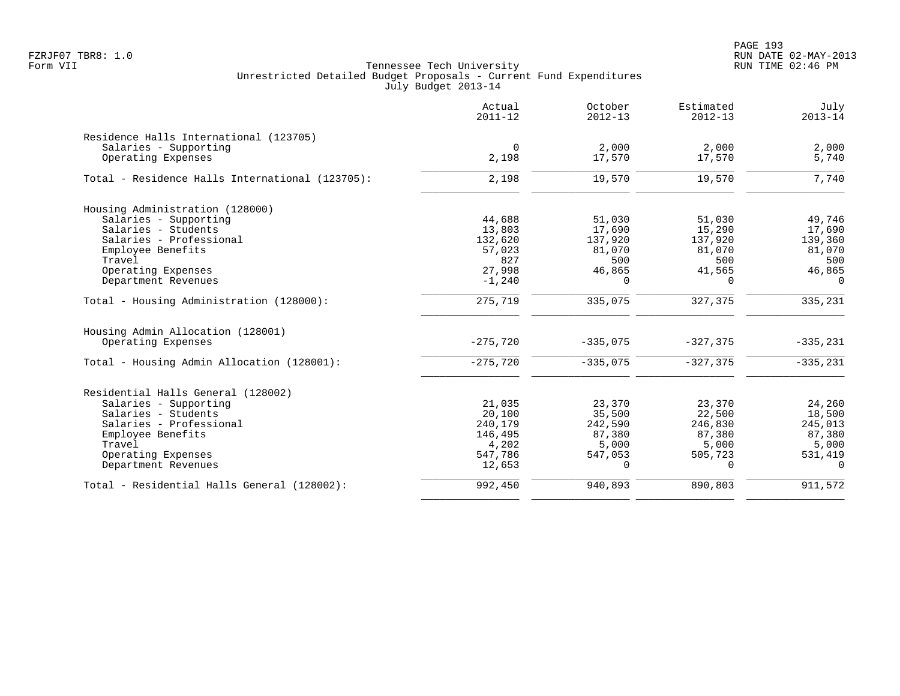Tennessee Tech University
Unrestricted Detailed Budget Proposals - Current Fund Expenditures
July Budget 2013-14

| | Actual 2011-12 | October 2012-13 | Estimated 2012-13 | July 2013-14 |
|---|---|---|---|---|
| Residence Halls International (123705) | | | | |
| Salaries - Supporting | 0 | 2,000 | 2,000 | 2,000 |
| Operating Expenses | 2,198 | 17,570 | 17,570 | 5,740 |
| Total - Residence Halls International (123705): | 2,198 | 19,570 | 19,570 | 7,740 |
| Housing Administration (128000) | | | | |
| Salaries - Supporting | 44,688 | 51,030 | 51,030 | 49,746 |
| Salaries - Students | 13,803 | 17,690 | 15,290 | 17,690 |
| Salaries - Professional | 132,620 | 137,920 | 137,920 | 139,360 |
| Employee Benefits | 57,023 | 81,070 | 81,070 | 81,070 |
| Travel | 827 | 500 | 500 | 500 |
| Operating Expenses | 27,998 | 46,865 | 41,565 | 46,865 |
| Department Revenues | -1,240 | 0 | 0 | 0 |
| Total - Housing Administration (128000): | 275,719 | 335,075 | 327,375 | 335,231 |
| Housing Admin Allocation (128001) | | | | |
| Operating Expenses | -275,720 | -335,075 | -327,375 | -335,231 |
| Total - Housing Admin Allocation (128001): | -275,720 | -335,075 | -327,375 | -335,231 |
| Residential Halls General (128002) | | | | |
| Salaries - Supporting | 21,035 | 23,370 | 23,370 | 24,260 |
| Salaries - Students | 20,100 | 35,500 | 22,500 | 18,500 |
| Salaries - Professional | 240,179 | 242,590 | 246,830 | 245,013 |
| Employee Benefits | 146,495 | 87,380 | 87,380 | 87,380 |
| Travel | 4,202 | 5,000 | 5,000 | 5,000 |
| Operating Expenses | 547,786 | 547,053 | 505,723 | 531,419 |
| Department Revenues | 12,653 | 0 | 0 | 0 |
| Total - Residential Halls General (128002): | 992,450 | 940,893 | 890,803 | 911,572 |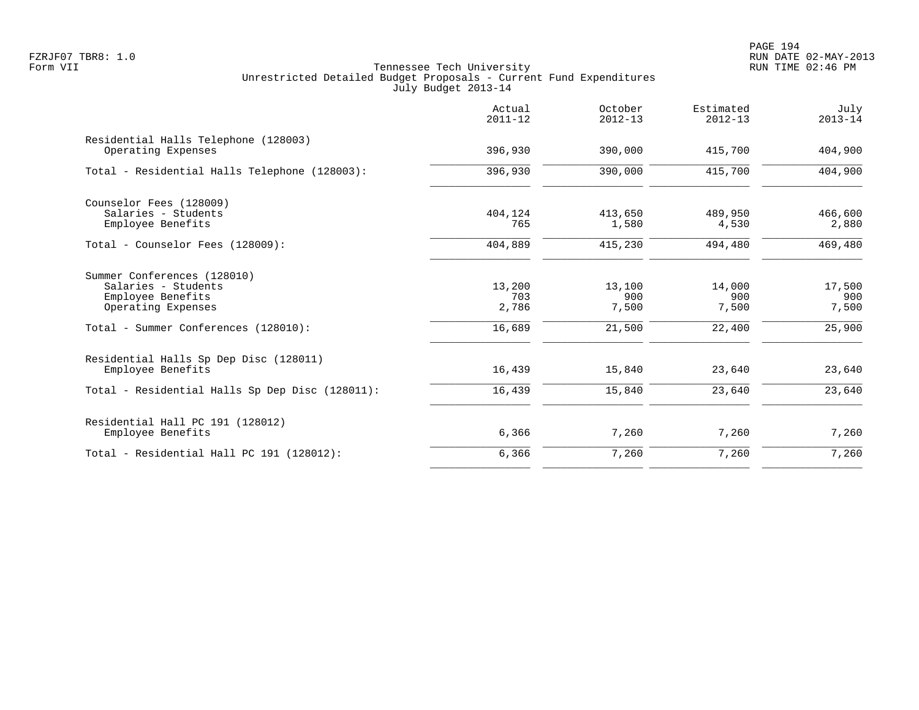Tennessee Tech University
Unrestricted Detailed Budget Proposals - Current Fund Expenditures
July Budget 2013-14

| | Actual 2011-12 | October 2012-13 | Estimated 2012-13 | July 2013-14 |
|---|---|---|---|---|
| Residential Halls Telephone (128003) | | | | |
| Operating Expenses | 396,930 | 390,000 | 415,700 | 404,900 |
| Total - Residential Halls Telephone (128003): | 396,930 | 390,000 | 415,700 | 404,900 |
| Counselor Fees (128009) | | | | |
| Salaries - Students | 404,124 | 413,650 | 489,950 | 466,600 |
| Employee Benefits | 765 | 1,580 | 4,530 | 2,880 |
| Total - Counselor Fees (128009): | 404,889 | 415,230 | 494,480 | 469,480 |
| Summer Conferences (128010) | | | | |
| Salaries - Students | 13,200 | 13,100 | 14,000 | 17,500 |
| Employee Benefits | 703 | 900 | 900 | 900 |
| Operating Expenses | 2,786 | 7,500 | 7,500 | 7,500 |
| Total - Summer Conferences (128010): | 16,689 | 21,500 | 22,400 | 25,900 |
| Residential Halls Sp Dep Disc (128011) | | | | |
| Employee Benefits | 16,439 | 15,840 | 23,640 | 23,640 |
| Total - Residential Halls Sp Dep Disc (128011): | 16,439 | 15,840 | 23,640 | 23,640 |
| Residential Hall PC 191 (128012) | | | | |
| Employee Benefits | 6,366 | 7,260 | 7,260 | 7,260 |
| Total - Residential Hall PC 191 (128012): | 6,366 | 7,260 | 7,260 | 7,260 |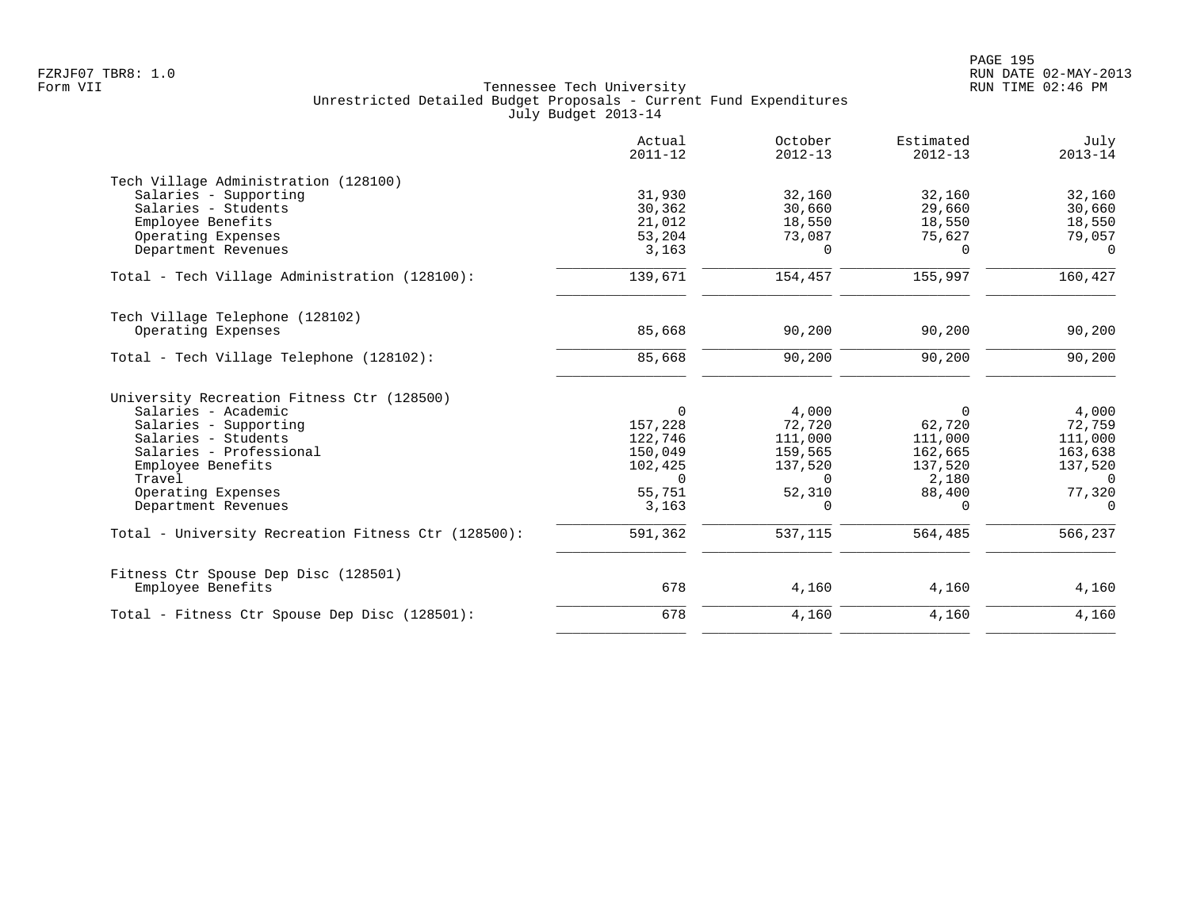Tennessee Tech University
Unrestricted Detailed Budget Proposals - Current Fund Expenditures
July Budget 2013-14

| | Actual 2011-12 | October 2012-13 | Estimated 2012-13 | July 2013-14 |
|---|---|---|---|---|
| **Tech Village Administration (128100)** | | | | |
| Salaries - Supporting | 31,930 | 32,160 | 32,160 | 32,160 |
| Salaries - Students | 30,362 | 30,660 | 29,660 | 30,660 |
| Employee Benefits | 21,012 | 18,550 | 18,550 | 18,550 |
| Operating Expenses | 53,204 | 73,087 | 75,627 | 79,057 |
| Department Revenues | 3,163 | 0 | 0 | 0 |
| Total - Tech Village Administration (128100): | 139,671 | 154,457 | 155,997 | 160,427 |
| **Tech Village Telephone (128102)** | | | | |
| Operating Expenses | 85,668 | 90,200 | 90,200 | 90,200 |
| Total - Tech Village Telephone (128102): | 85,668 | 90,200 | 90,200 | 90,200 |
| **University Recreation Fitness Ctr (128500)** | | | | |
| Salaries - Academic | 0 | 4,000 | 0 | 4,000 |
| Salaries - Supporting | 157,228 | 72,720 | 62,720 | 72,759 |
| Salaries - Students | 122,746 | 111,000 | 111,000 | 111,000 |
| Salaries - Professional | 150,049 | 159,565 | 162,665 | 163,638 |
| Employee Benefits | 102,425 | 137,520 | 137,520 | 137,520 |
| Travel | 0 | 0 | 2,180 | 0 |
| Operating Expenses | 55,751 | 52,310 | 88,400 | 77,320 |
| Department Revenues | 3,163 | 0 | 0 | 0 |
| Total - University Recreation Fitness Ctr (128500): | 591,362 | 537,115 | 564,485 | 566,237 |
| **Fitness Ctr Spouse Dep Disc (128501)** | | | | |
| Employee Benefits | 678 | 4,160 | 4,160 | 4,160 |
| Total - Fitness Ctr Spouse Dep Disc (128501): | 678 | 4,160 | 4,160 | 4,160 |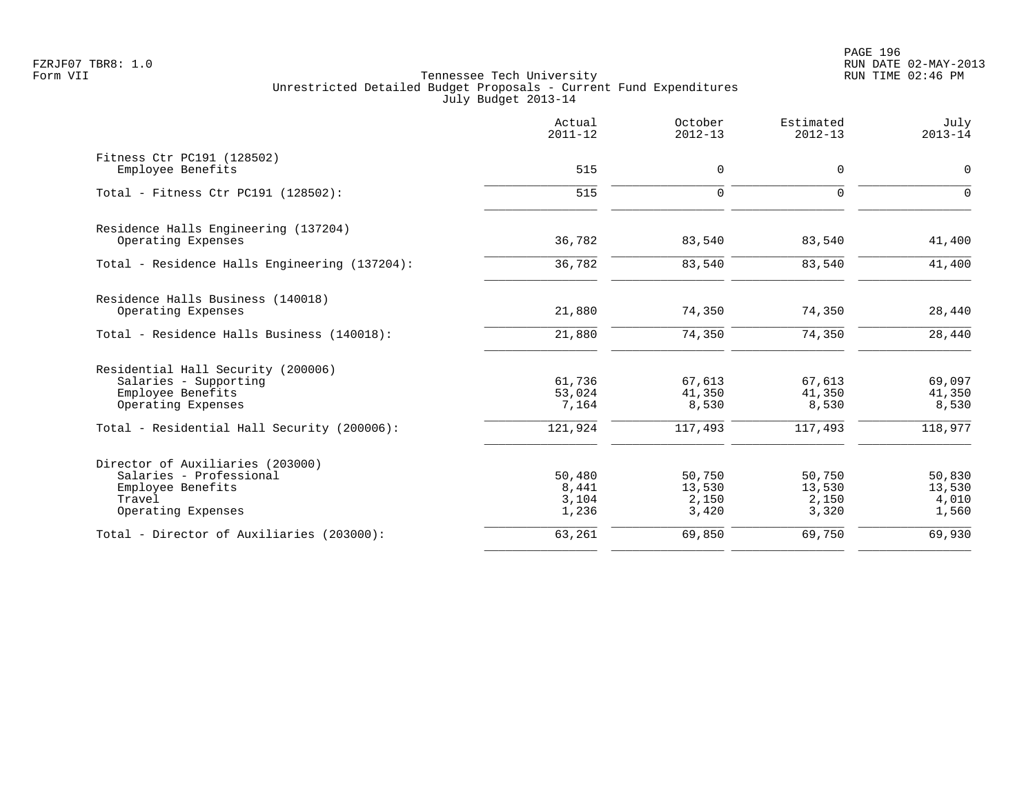Tennessee Tech University
Unrestricted Detailed Budget Proposals - Current Fund Expenditures
July Budget 2013-14

| | Actual 2011-12 | October 2012-13 | Estimated 2012-13 | July 2013-14 |
|---|---|---|---|---|
| **Fitness Ctr PC191 (128502)** | | | | |
| Employee Benefits | 515 | 0 | 0 | 0 |
| Total - Fitness Ctr PC191 (128502): | 515 | 0 | 0 | 0 |
| **Residence Halls Engineering (137204)** | | | | |
| Operating Expenses | 36,782 | 83,540 | 83,540 | 41,400 |
| Total - Residence Halls Engineering (137204): | 36,782 | 83,540 | 83,540 | 41,400 |
| **Residence Halls Business (140018)** | | | | |
| Operating Expenses | 21,880 | 74,350 | 74,350 | 28,440 |
| Total - Residence Halls Business (140018): | 21,880 | 74,350 | 74,350 | 28,440 |
| **Residential Hall Security (200006)** | | | | |
| Salaries - Supporting | 61,736 | 67,613 | 67,613 | 69,097 |
| Employee Benefits | 53,024 | 41,350 | 41,350 | 41,350 |
| Operating Expenses | 7,164 | 8,530 | 8,530 | 8,530 |
| Total - Residential Hall Security (200006): | 121,924 | 117,493 | 117,493 | 118,977 |
| **Director of Auxiliaries (203000)** | | | | |
| Salaries - Professional | 50,480 | 50,750 | 50,750 | 50,830 |
| Employee Benefits | 8,441 | 13,530 | 13,530 | 13,530 |
| Travel | 3,104 | 2,150 | 2,150 | 4,010 |
| Operating Expenses | 1,236 | 3,420 | 3,320 | 1,560 |
| Total - Director of Auxiliaries (203000): | 63,261 | 69,850 | 69,750 | 69,930 |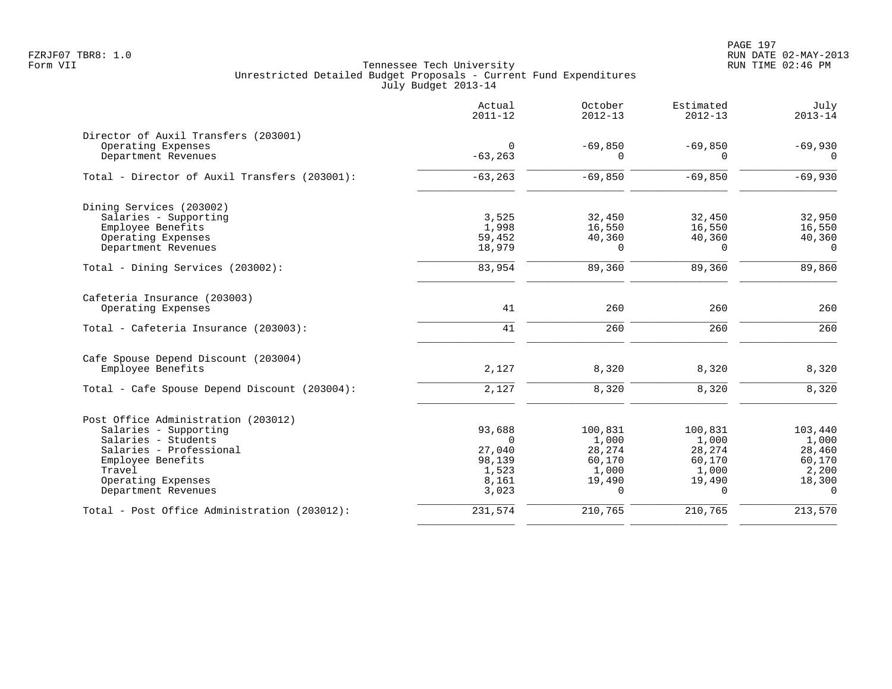Tennessee Tech University
Unrestricted Detailed Budget Proposals - Current Fund Expenditures
July Budget 2013-14

| | Actual 2011-12 | October 2012-13 | Estimated 2012-13 | July 2013-14 |
|---|---|---|---|---|
| **Director of Auxil Transfers (203001)** | | | | |
| Operating Expenses | 0 | -69,850 | -69,850 | -69,930 |
| Department Revenues | -63,263 | 0 | 0 | 0 |
| Total - Director of Auxil Transfers (203001): | -63,263 | -69,850 | -69,850 | -69,930 |
| **Dining Services (203002)** | | | | |
| Salaries - Supporting | 3,525 | 32,450 | 32,450 | 32,950 |
| Employee Benefits | 1,998 | 16,550 | 16,550 | 16,550 |
| Operating Expenses | 59,452 | 40,360 | 40,360 | 40,360 |
| Department Revenues | 18,979 | 0 | 0 | 0 |
| Total - Dining Services (203002): | 83,954 | 89,360 | 89,360 | 89,860 |
| **Cafeteria Insurance (203003)** | | | | |
| Operating Expenses | 41 | 260 | 260 | 260 |
| Total - Cafeteria Insurance (203003): | 41 | 260 | 260 | 260 |
| **Cafe Spouse Depend Discount (203004)** | | | | |
| Employee Benefits | 2,127 | 8,320 | 8,320 | 8,320 |
| Total - Cafe Spouse Depend Discount (203004): | 2,127 | 8,320 | 8,320 | 8,320 |
| **Post Office Administration (203012)** | | | | |
| Salaries - Supporting | 93,688 | 100,831 | 100,831 | 103,440 |
| Salaries - Students | 0 | 1,000 | 1,000 | 1,000 |
| Salaries - Professional | 27,040 | 28,274 | 28,274 | 28,460 |
| Employee Benefits | 98,139 | 60,170 | 60,170 | 60,170 |
| Travel | 1,523 | 1,000 | 1,000 | 2,200 |
| Operating Expenses | 8,161 | 19,490 | 19,490 | 18,300 |
| Department Revenues | 3,023 | 0 | 0 | 0 |
| Total - Post Office Administration (203012): | 231,574 | 210,765 | 210,765 | 213,570 |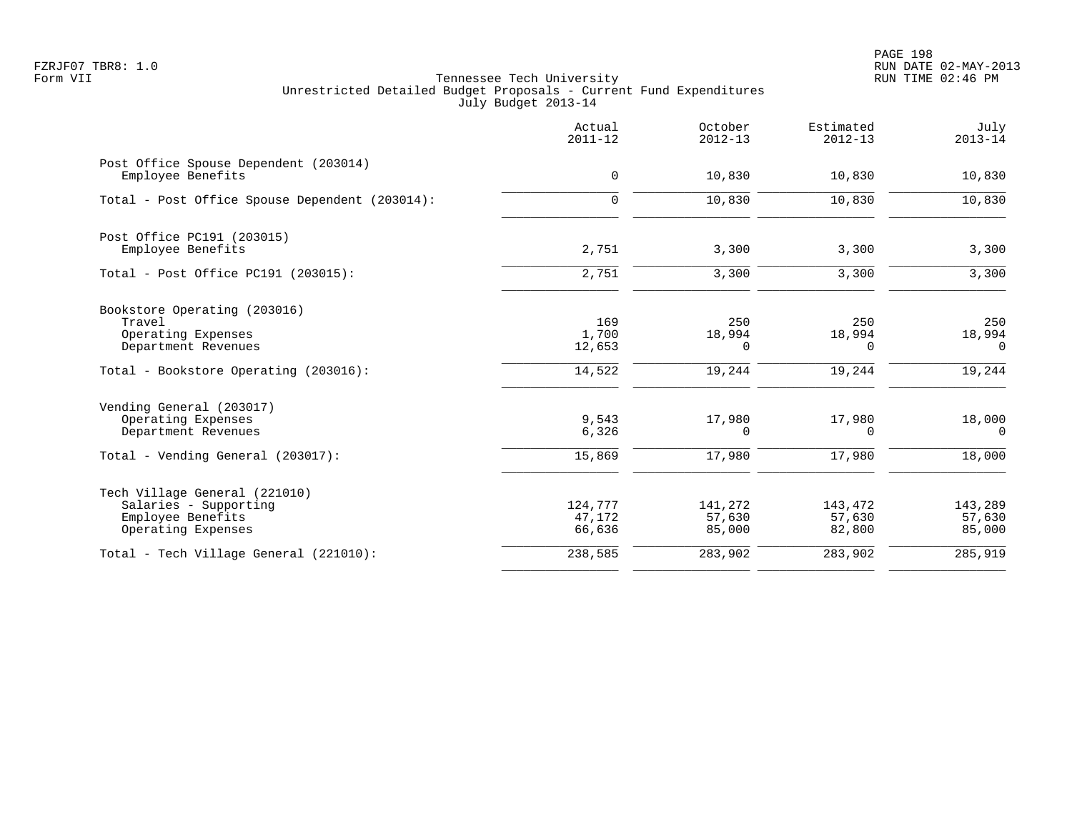FZRJF07 TBR8: 1.0
Form VII

# Tennessee Tech University
## Unrestricted Detailed Budget Proposals - Current Fund Expenditures
### July Budget 2013-14

| | Actual 2011-12 | October 2012-13 | Estimated 2012-13 | July 2013-14 |
|---|---|---|---|---|
| **Post Office Spouse Dependent (203014)** | | | | |
| Employee Benefits | 0 | 10,830 | 10,830 | 10,830 |
| Total - Post Office Spouse Dependent (203014): | 0 | 10,830 | 10,830 | 10,830 |
| **Post Office PC191 (203015)** | | | | |
| Employee Benefits | 2,751 | 3,300 | 3,300 | 3,300 |
| Total - Post Office PC191 (203015): | 2,751 | 3,300 | 3,300 | 3,300 |
| **Bookstore Operating (203016)** | | | | |
| Travel | 169 | 250 | 250 | 250 |
| Operating Expenses | 1,700 | 18,994 | 18,994 | 18,994 |
| Department Revenues | 12,653 | 0 | 0 | 0 |
| Total - Bookstore Operating (203016): | 14,522 | 19,244 | 19,244 | 19,244 |
| **Vending General (203017)** | | | | |
| Operating Expenses | 9,543 | 17,980 | 17,980 | 18,000 |
| Department Revenues | 6,326 | 0 | 0 | 0 |
| Total - Vending General (203017): | 15,869 | 17,980 | 17,980 | 18,000 |
| **Tech Village General (221010)** | | | | |
| Salaries - Supporting | 124,777 | 141,272 | 143,472 | 143,289 |
| Employee Benefits | 47,172 | 57,630 | 57,630 | 57,630 |
| Operating Expenses | 66,636 | 85,000 | 82,800 | 85,000 |
| Total - Tech Village General (221010): | 238,585 | 283,902 | 283,902 | 285,919 |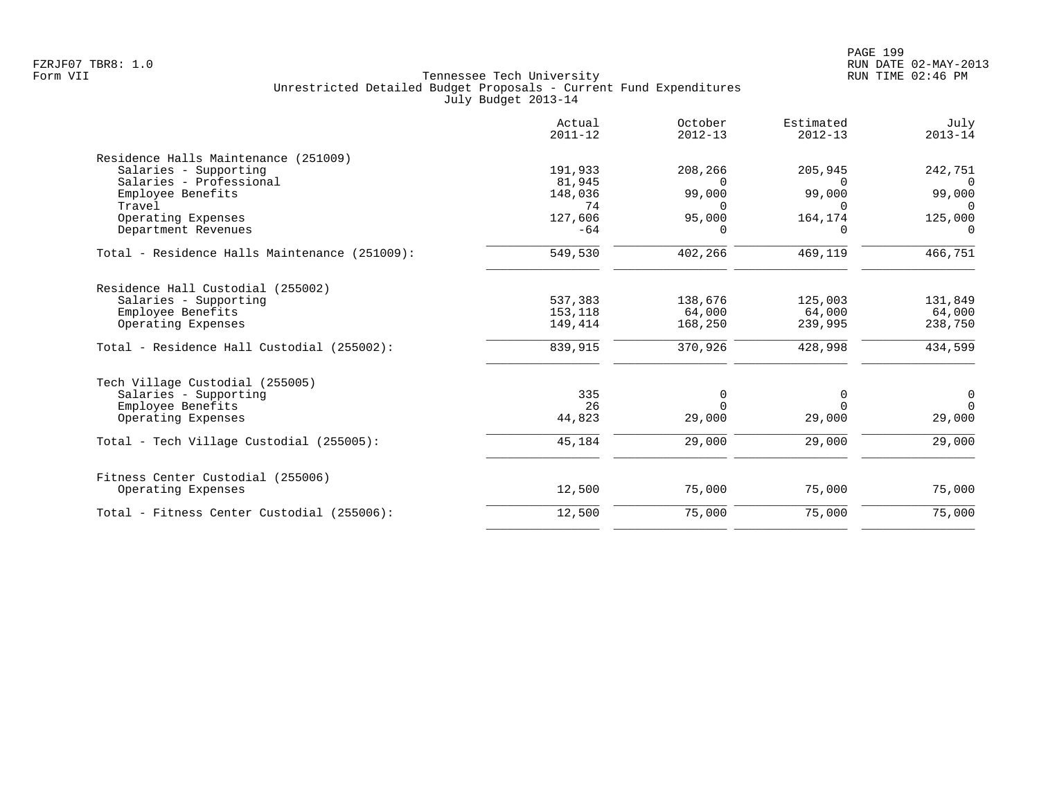FZRJF07 TBR8: 1.0
Form VII

Tennessee Tech University
Unrestricted Detailed Budget Proposals - Current Fund Expenditures
July Budget 2013-14

| | Actual 2011-12 | October 2012-13 | Estimated 2012-13 | July 2013-14 |
|---|---|---|---|---|
| Residence Halls Maintenance (251009) | | | | |
| Salaries - Supporting | 191,933 | 208,266 | 205,945 | 242,751 |
| Salaries - Professional | 81,945 | 0 | 0 | 0 |
| Employee Benefits | 148,036 | 99,000 | 99,000 | 99,000 |
| Travel | 74 | 0 | 0 | 0 |
| Operating Expenses | 127,606 | 95,000 | 164,174 | 125,000 |
| Department Revenues | -64 | 0 | 0 | 0 |
| Total - Residence Halls Maintenance (251009): | 549,530 | 402,266 | 469,119 | 466,751 |
| Residence Hall Custodial (255002) | | | | |
| Salaries - Supporting | 537,383 | 138,676 | 125,003 | 131,849 |
| Employee Benefits | 153,118 | 64,000 | 64,000 | 64,000 |
| Operating Expenses | 149,414 | 168,250 | 239,995 | 238,750 |
| Total - Residence Hall Custodial (255002): | 839,915 | 370,926 | 428,998 | 434,599 |
| Tech Village Custodial (255005) | | | | |
| Salaries - Supporting | 335 | 0 | 0 | 0 |
| Employee Benefits | 26 | 0 | 0 | 0 |
| Operating Expenses | 44,823 | 29,000 | 29,000 | 29,000 |
| Total - Tech Village Custodial (255005): | 45,184 | 29,000 | 29,000 | 29,000 |
| Fitness Center Custodial (255006) | | | | |
| Operating Expenses | 12,500 | 75,000 | 75,000 | 75,000 |
| Total - Fitness Center Custodial (255006): | 12,500 | 75,000 | 75,000 | 75,000 |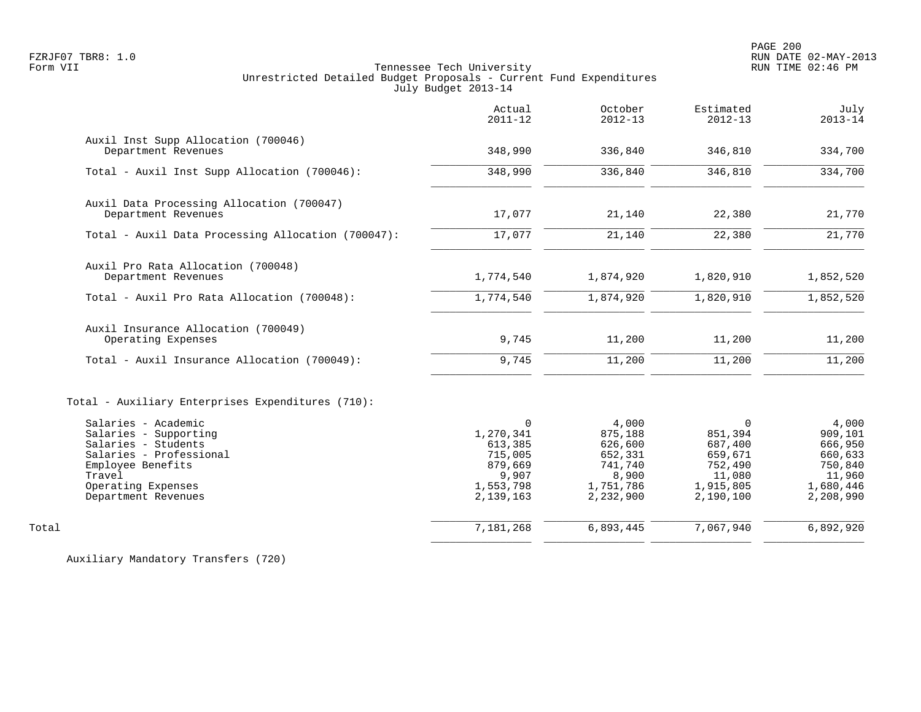FZRJF07 TBR8: 1.0
Form VII

Tennessee Tech University
Unrestricted Detailed Budget Proposals - Current Fund Expenditures
July Budget 2013-14

| | Actual 2011-12 | October 2012-13 | Estimated 2012-13 | July 2013-14 |
|---|---|---|---|---|
| Auxil Inst Supp Allocation (700046) | | | | |
| Department Revenues | 348,990 | 336,840 | 346,810 | 334,700 |
| Total - Auxil Inst Supp Allocation (700046): | 348,990 | 336,840 | 346,810 | 334,700 |
| Auxil Data Processing Allocation (700047) | | | | |
| Department Revenues | 17,077 | 21,140 | 22,380 | 21,770 |
| Total - Auxil Data Processing Allocation (700047): | 17,077 | 21,140 | 22,380 | 21,770 |
| Auxil Pro Rata Allocation (700048) | | | | |
| Department Revenues | 1,774,540 | 1,874,920 | 1,820,910 | 1,852,520 |
| Total - Auxil Pro Rata Allocation (700048): | 1,774,540 | 1,874,920 | 1,820,910 | 1,852,520 |
| Auxil Insurance Allocation (700049) | | | | |
| Operating Expenses | 9,745 | 11,200 | 11,200 | 11,200 |
| Total - Auxil Insurance Allocation (700049): | 9,745 | 11,200 | 11,200 | 11,200 |
| Total - Auxiliary Enterprises Expenditures (710): | | | | |
| Salaries - Academic | 0 | 4,000 | 0 | 4,000 |
| Salaries - Supporting | 1,270,341 | 875,188 | 851,394 | 909,101 |
| Salaries - Students | 613,385 | 626,600 | 687,400 | 666,950 |
| Salaries - Professional | 715,005 | 652,331 | 659,671 | 660,633 |
| Employee Benefits | 879,669 | 741,740 | 752,490 | 750,840 |
| Travel | 9,907 | 8,900 | 11,080 | 11,960 |
| Operating Expenses | 1,553,798 | 1,751,786 | 1,915,805 | 1,680,446 |
| Department Revenues | 2,139,163 | 2,232,900 | 2,190,100 | 2,208,990 |
| Total | 7,181,268 | 6,893,445 | 7,067,940 | 6,892,920 |

Auxiliary Mandatory Transfers (720)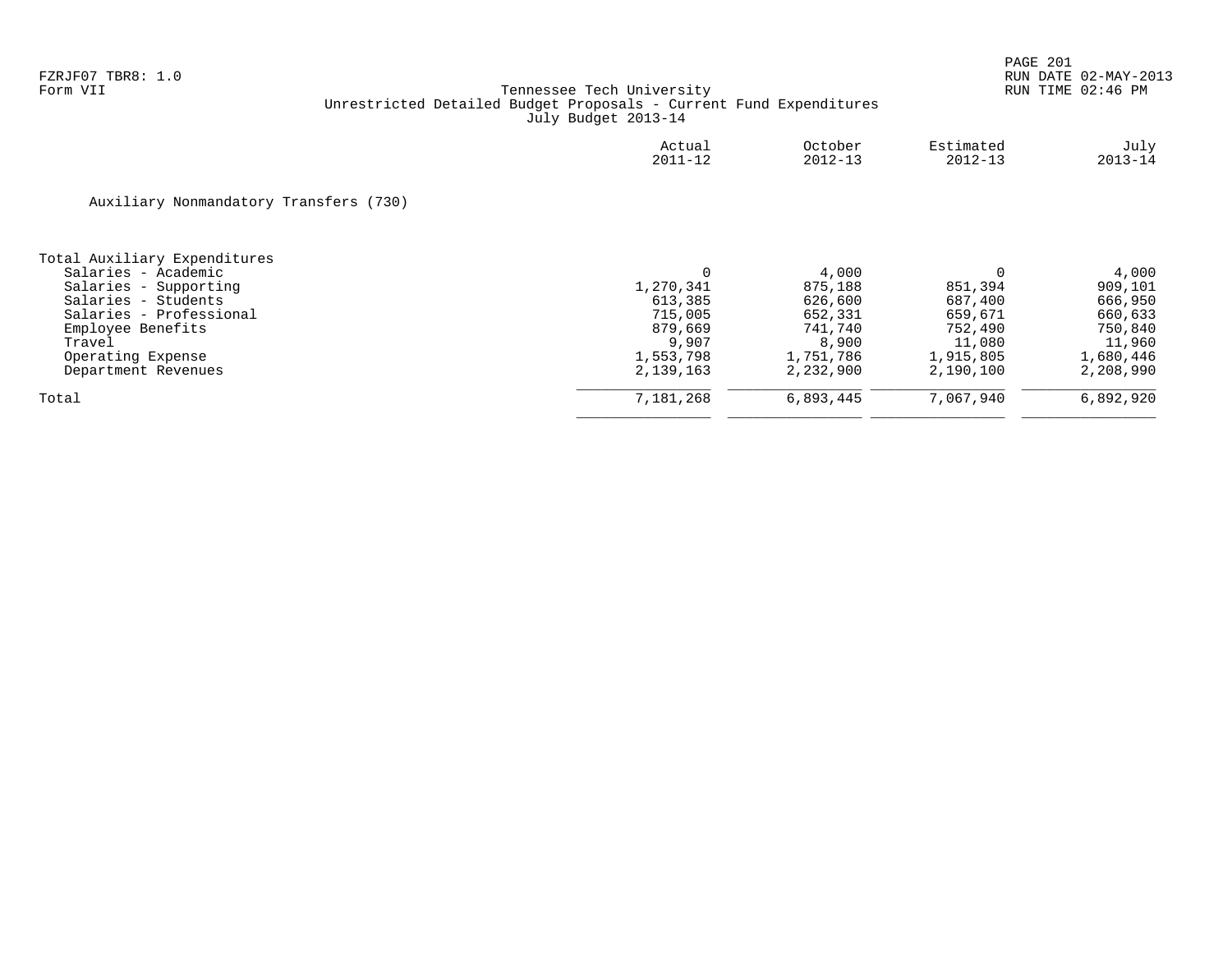FZRJF07 TBR8: 1.0
Form VII

# Tennessee Tech University
## Unrestricted Detailed Budget Proposals - Current Fund Expenditures
### July Budget 2013-14

Auxiliary Nonmandatory Transfers (730)

| | Actual 2011-12 | October 2012-13 | Estimated 2012-13 | July 2013-14 |
|---|---|---|---|---|
| Total Auxiliary Expenditures | | | | |
| Salaries - Academic | 0 | 4,000 | 0 | 4,000 |
| Salaries - Supporting | 1,270,341 | 875,188 | 851,394 | 909,101 |
| Salaries - Students | 613,385 | 626,600 | 687,400 | 666,950 |
| Salaries - Professional | 715,005 | 652,331 | 659,671 | 660,633 |
| Employee Benefits | 879,669 | 741,740 | 752,490 | 750,840 |
| Travel | 9,907 | 8,900 | 11,080 | 11,960 |
| Operating Expense | 1,553,798 | 1,751,786 | 1,915,805 | 1,680,446 |
| Department Revenues | 2,139,163 | 2,232,900 | 2,190,100 | 2,208,990 |
| Total | 7,181,268 | 6,893,445 | 7,067,940 | 6,892,920 |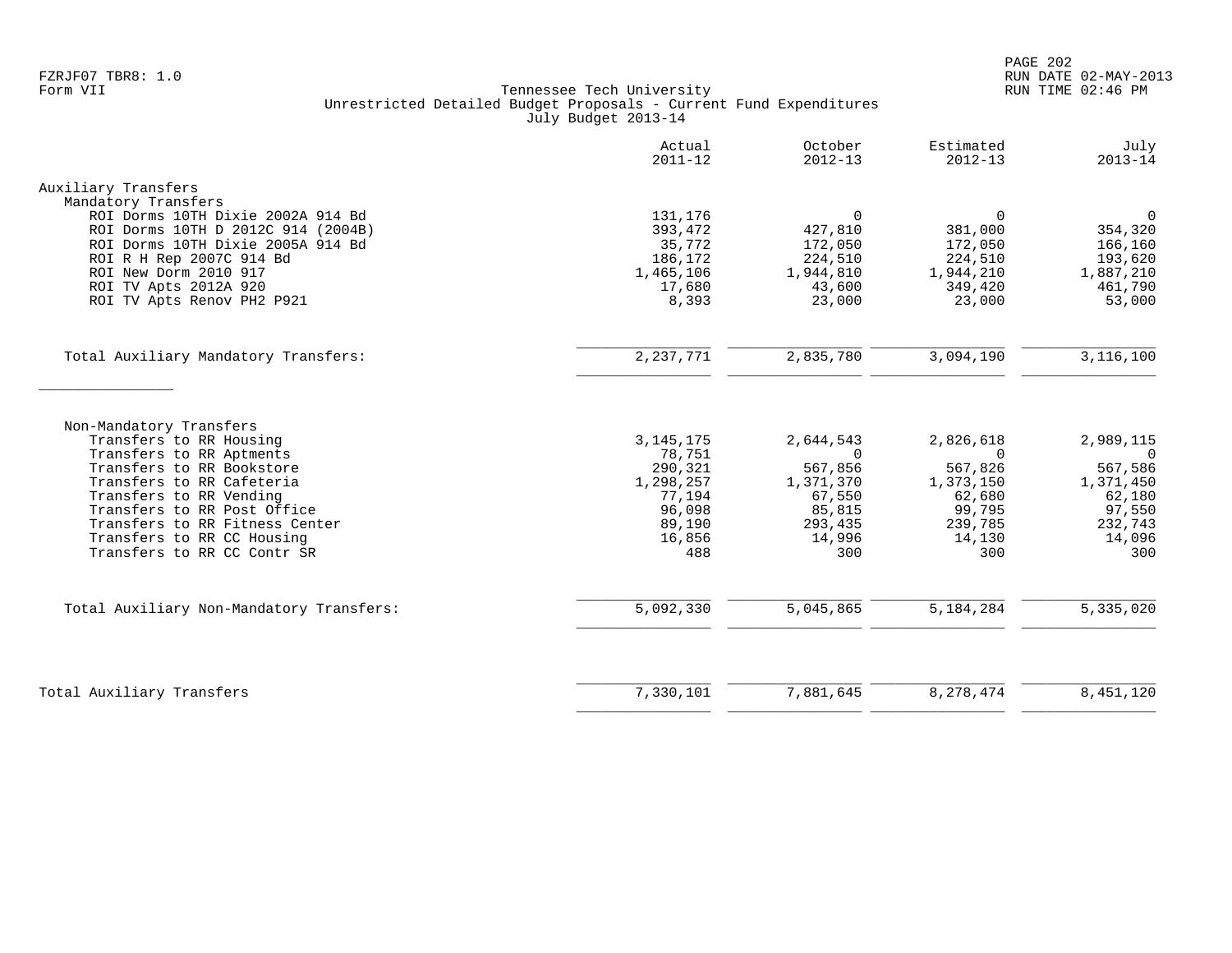FZRJF07 TBR8: 1.0
Form VII

Tennessee Tech University
Unrestricted Detailed Budget Proposals - Current Fund Expenditures
July Budget 2013-14

| | Actual 2011-12 | October 2012-13 | Estimated 2012-13 | July 2013-14 |
|---|---|---|---|---|
| **Auxiliary Transfers** | | | | |
| Mandatory Transfers | | | | |
| ROI Dorms 10TH Dixie 2002A 914 Bd | 131,176 | 0 | 0 | 0 |
| ROI Dorms 10TH D 2012C 914 (2004B) | 393,472 | 427,810 | 381,000 | 354,320 |
| ROI Dorms 10TH Dixie 2005A 914 Bd | 35,772 | 172,050 | 172,050 | 166,160 |
| ROI R H Rep 2007C 914 Bd | 186,172 | 224,510 | 224,510 | 193,620 |
| ROI New Dorm 2010 917 | 1,465,106 | 1,944,810 | 1,944,210 | 1,887,210 |
| ROI TV Apts 2012A 920 | 17,680 | 43,600 | 349,420 | 461,790 |
| ROI TV Apts Renov PH2 P921 | 8,393 | 23,000 | 23,000 | 53,000 |
| Total Auxiliary Mandatory Transfers: | 2,237,771 | 2,835,780 | 3,094,190 | 3,116,100 |
| Non-Mandatory Transfers | | | | |
| Transfers to RR Housing | 3,145,175 | 2,644,543 | 2,826,618 | 2,989,115 |
| Transfers to RR Aptments | 78,751 | 0 | 0 | 0 |
| Transfers to RR Bookstore | 290,321 | 567,856 | 567,826 | 567,586 |
| Transfers to RR Cafeteria | 1,298,257 | 1,371,370 | 1,373,150 | 1,371,450 |
| Transfers to RR Vending | 77,194 | 67,550 | 62,680 | 62,180 |
| Transfers to RR Post Office | 96,098 | 85,815 | 99,795 | 97,550 |
| Transfers to RR Fitness Center | 89,190 | 293,435 | 239,785 | 232,743 |
| Transfers to RR CC Housing | 16,856 | 14,996 | 14,130 | 14,096 |
| Transfers to RR CC Contr SR | 488 | 300 | 300 | 300 |
| Total Auxiliary Non-Mandatory Transfers: | 5,092,330 | 5,045,865 | 5,184,284 | 5,335,020 |
| **Total Auxiliary Transfers** | 7,330,101 | 7,881,645 | 8,278,474 | 8,451,120 |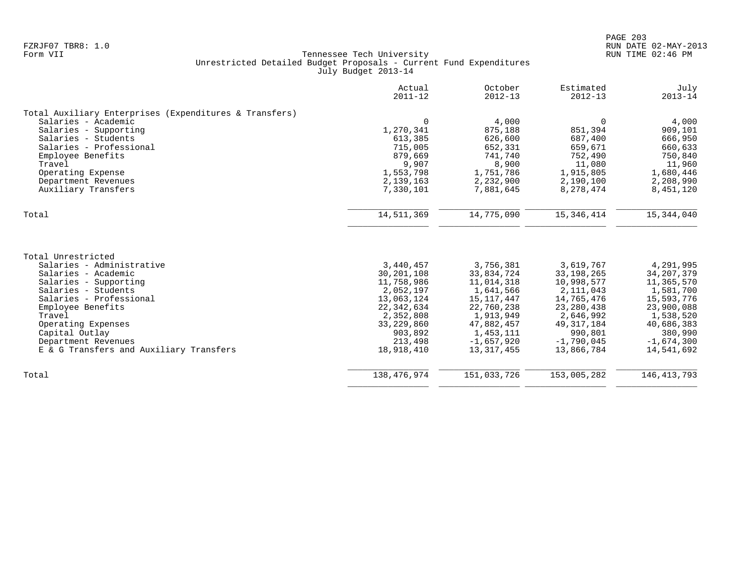FZRJF07 TBR8: 1.0
Form VII

Tennessee Tech University
Unrestricted Detailed Budget Proposals - Current Fund Expenditures
July Budget 2013-14

| | Actual 2011-12 | October 2012-13 | Estimated 2012-13 | July 2013-14 |
|---|---|---|---|---|
| **Total Auxiliary Enterprises (Expenditures & Transfers)** | | | | |
| Salaries - Academic | 0 | 4,000 | 0 | 4,000 |
| Salaries - Supporting | 1,270,341 | 875,188 | 851,394 | 909,101 |
| Salaries - Students | 613,385 | 626,600 | 687,400 | 666,950 |
| Salaries - Professional | 715,005 | 652,331 | 659,671 | 660,633 |
| Employee Benefits | 879,669 | 741,740 | 752,490 | 750,840 |
| Travel | 9,907 | 8,900 | 11,080 | 11,960 |
| Operating Expense | 1,553,798 | 1,751,786 | 1,915,805 | 1,680,446 |
| Department Revenues | 2,139,163 | 2,232,900 | 2,190,100 | 2,208,990 |
| Auxiliary Transfers | 7,330,101 | 7,881,645 | 8,278,474 | 8,451,120 |
| Total | 14,511,369 | 14,775,090 | 15,346,414 | 15,344,040 |
| **Total Unrestricted** | | | | |
| Salaries - Administrative | 3,440,457 | 3,756,381 | 3,619,767 | 4,291,995 |
| Salaries - Academic | 30,201,108 | 33,834,724 | 33,198,265 | 34,207,379 |
| Salaries - Supporting | 11,758,986 | 11,014,318 | 10,998,577 | 11,365,570 |
| Salaries - Students | 2,052,197 | 1,641,566 | 2,111,043 | 1,581,700 |
| Salaries - Professional | 13,063,124 | 15,117,447 | 14,765,476 | 15,593,776 |
| Employee Benefits | 22,342,634 | 22,760,238 | 23,280,438 | 23,900,088 |
| Travel | 2,352,808 | 1,913,949 | 2,646,992 | 1,538,520 |
| Operating Expenses | 33,229,860 | 47,882,457 | 49,317,184 | 40,686,383 |
| Capital Outlay | 903,892 | 1,453,111 | 990,801 | 380,990 |
| Department Revenues | 213,498 | -1,657,920 | -1,790,045 | -1,674,300 |
| E & G Transfers and Auxiliary Transfers | 18,918,410 | 13,317,455 | 13,866,784 | 14,541,692 |
| Total | 138,476,974 | 151,033,726 | 153,005,282 | 146,413,793 |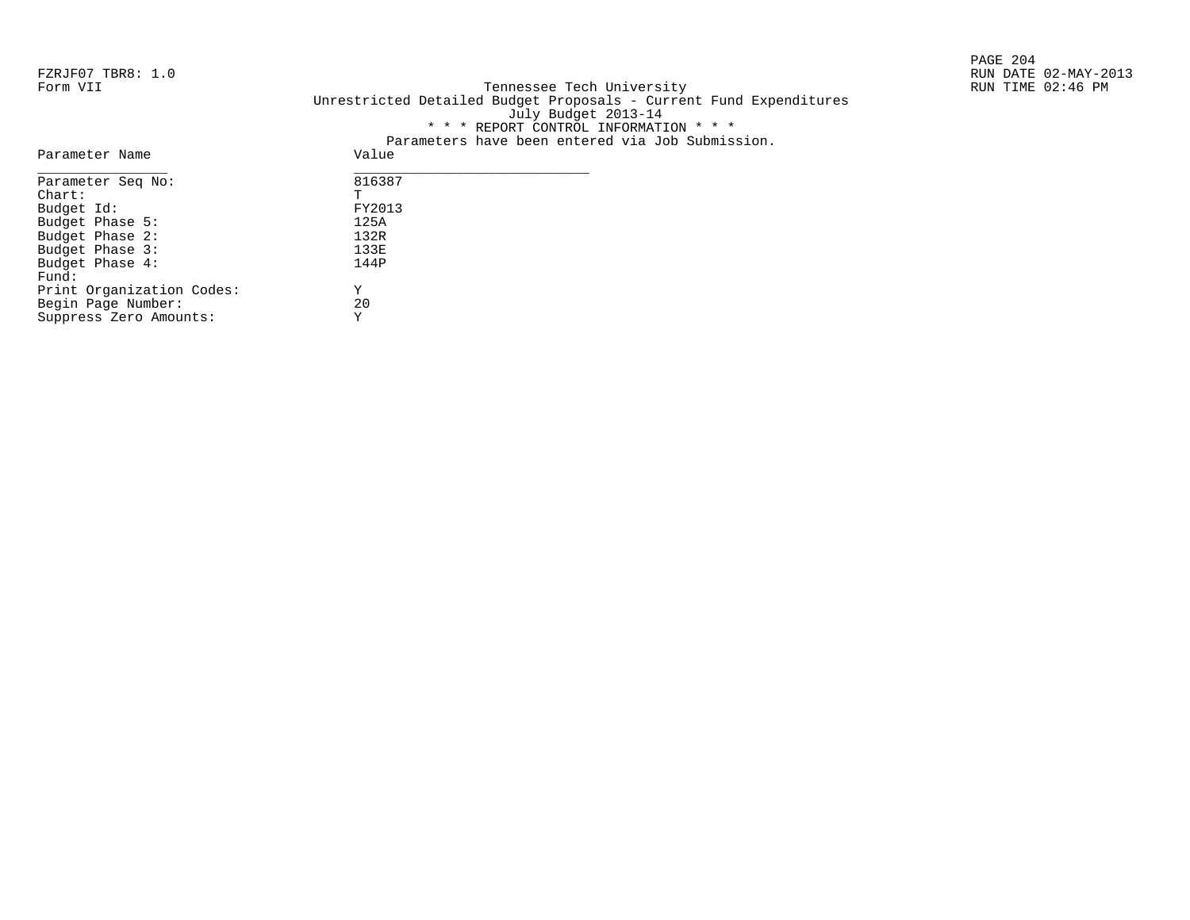FZRJF07 TBR8: 1.0
Form VII

Tennessee Tech University
Unrestricted Detailed Budget Proposals - Current Fund Expenditures
July Budget 2013-14

RUN DATE 02-MAY-2013
RUN TIME 02:46 PM

\* \* \* REPORT CONTROL INFORMATION \* \* \*

Parameters have been entered via Job Submission.

| Parameter Name | Value |
|---|---|
| Parameter Seq No: | 816387 |
| Chart: | T |
| Budget Id: | FY2013 |
| Budget Phase 5: | 125A |
| Budget Phase 2: | 132R |
| Budget Phase 3: | 133E |
| Budget Phase 4: | 144P |
| Fund: | |
| Print Organization Codes: | Y |
| Begin Page Number: | 20 |
| Suppress Zero Amounts: | Y |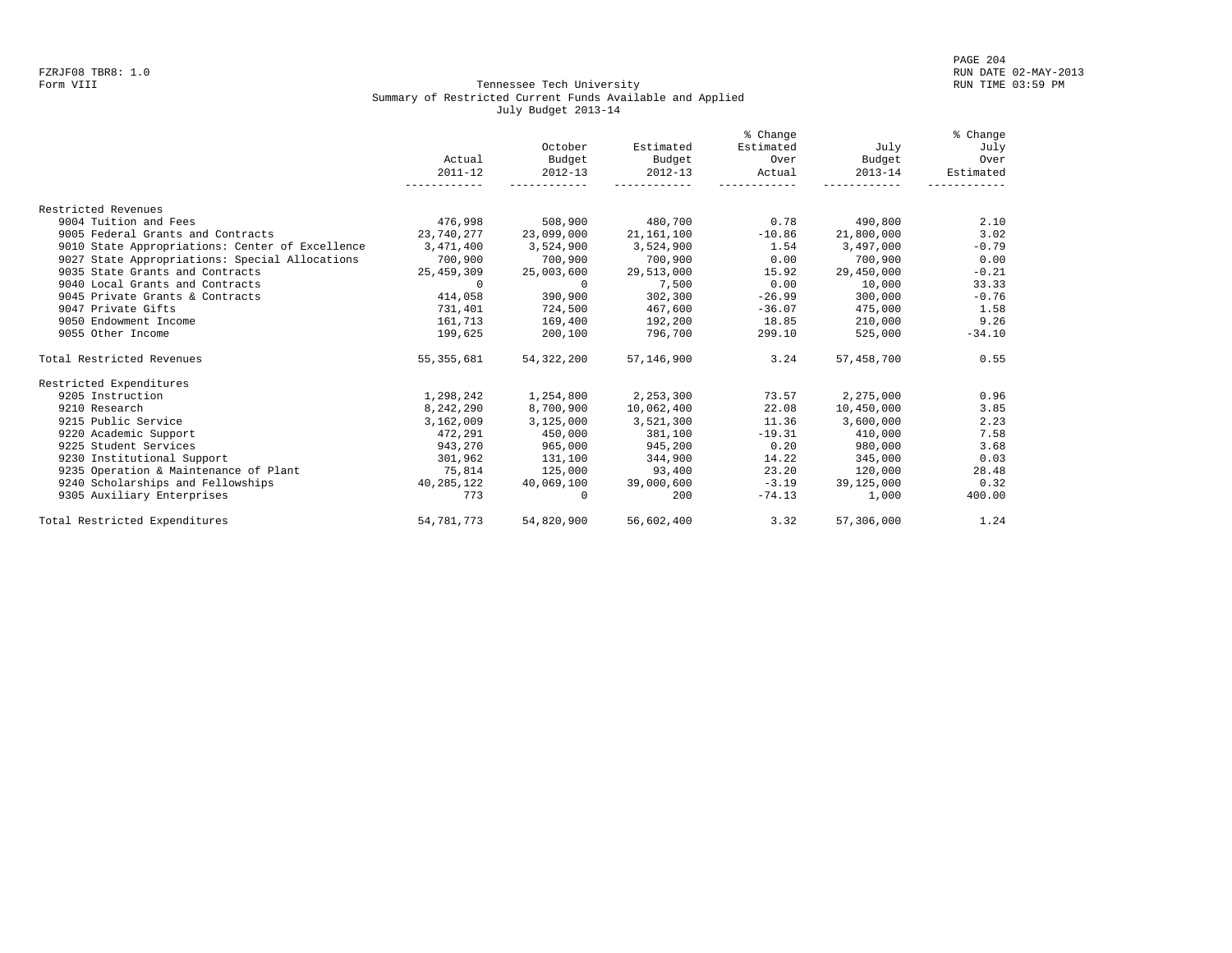Form VIII

# Tennessee Tech University
## Summary of Restricted Current Funds Available and Applied
### July Budget 2013-14

| | Actual 2011-12 | October Budget 2012-13 | Estimated Budget 2012-13 | % Change Estimated Over Actual | July Budget 2013-14 | % Change July Over Estimated |
|---|---|---|---|---|---|---|
| **Restricted Revenues** | | | | | | |
| 9004 Tuition and Fees | 476,998 | 508,900 | 480,700 | 0.78 | 490,800 | 2.10 |
| 9005 Federal Grants and Contracts | 23,740,277 | 23,099,000 | 21,161,100 | -10.86 | 21,800,000 | 3.02 |
| 9010 State Appropriations: Center of Excellence | 3,471,400 | 3,524,900 | 3,524,900 | 1.54 | 3,497,000 | -0.79 |
| 9027 State Appropriations: Special Allocations | 700,900 | 700,900 | 700,900 | 0.00 | 700,900 | 0.00 |
| 9035 State Grants and Contracts | 25,459,309 | 25,003,600 | 29,513,000 | 15.92 | 29,450,000 | -0.21 |
| 9040 Local Grants and Contracts | 0 | 0 | 7,500 | 0.00 | 10,000 | 33.33 |
| 9045 Private Grants & Contracts | 414,058 | 390,900 | 302,300 | -26.99 | 300,000 | -0.76 |
| 9047 Private Gifts | 731,401 | 724,500 | 467,600 | -36.07 | 475,000 | 1.58 |
| 9050 Endowment Income | 161,713 | 169,400 | 192,200 | 18.85 | 210,000 | 9.26 |
| 9055 Other Income | 199,625 | 200,100 | 796,700 | 299.10 | 525,000 | -34.10 |
| **Total Restricted Revenues** | 55,355,681 | 54,322,200 | 57,146,900 | 3.24 | 57,458,700 | 0.55 |
| **Restricted Expenditures** | | | | | | |
| 9205 Instruction | 1,298,242 | 1,254,800 | 2,253,300 | 73.57 | 2,275,000 | 0.96 |
| 9210 Research | 8,242,290 | 8,700,900 | 10,062,400 | 22.08 | 10,450,000 | 3.85 |
| 9215 Public Service | 3,162,009 | 3,125,000 | 3,521,300 | 11.36 | 3,600,000 | 2.23 |
| 9220 Academic Support | 472,291 | 450,000 | 381,100 | -19.31 | 410,000 | 7.58 |
| 9225 Student Services | 943,270 | 965,000 | 945,200 | 0.20 | 980,000 | 3.68 |
| 9230 Institutional Support | 301,962 | 131,100 | 344,900 | 14.22 | 345,000 | 0.03 |
| 9235 Operation & Maintenance of Plant | 75,814 | 125,000 | 93,400 | 23.20 | 120,000 | 28.48 |
| 9240 Scholarships and Fellowships | 40,285,122 | 40,069,100 | 39,000,600 | -3.19 | 39,125,000 | 0.32 |
| 9305 Auxiliary Enterprises | 773 | 0 | 200 | -74.13 | 1,000 | 400.00 |
| **Total Restricted Expenditures** | 54,781,773 | 54,820,900 | 56,602,400 | 3.32 | 57,306,000 | 1.24 |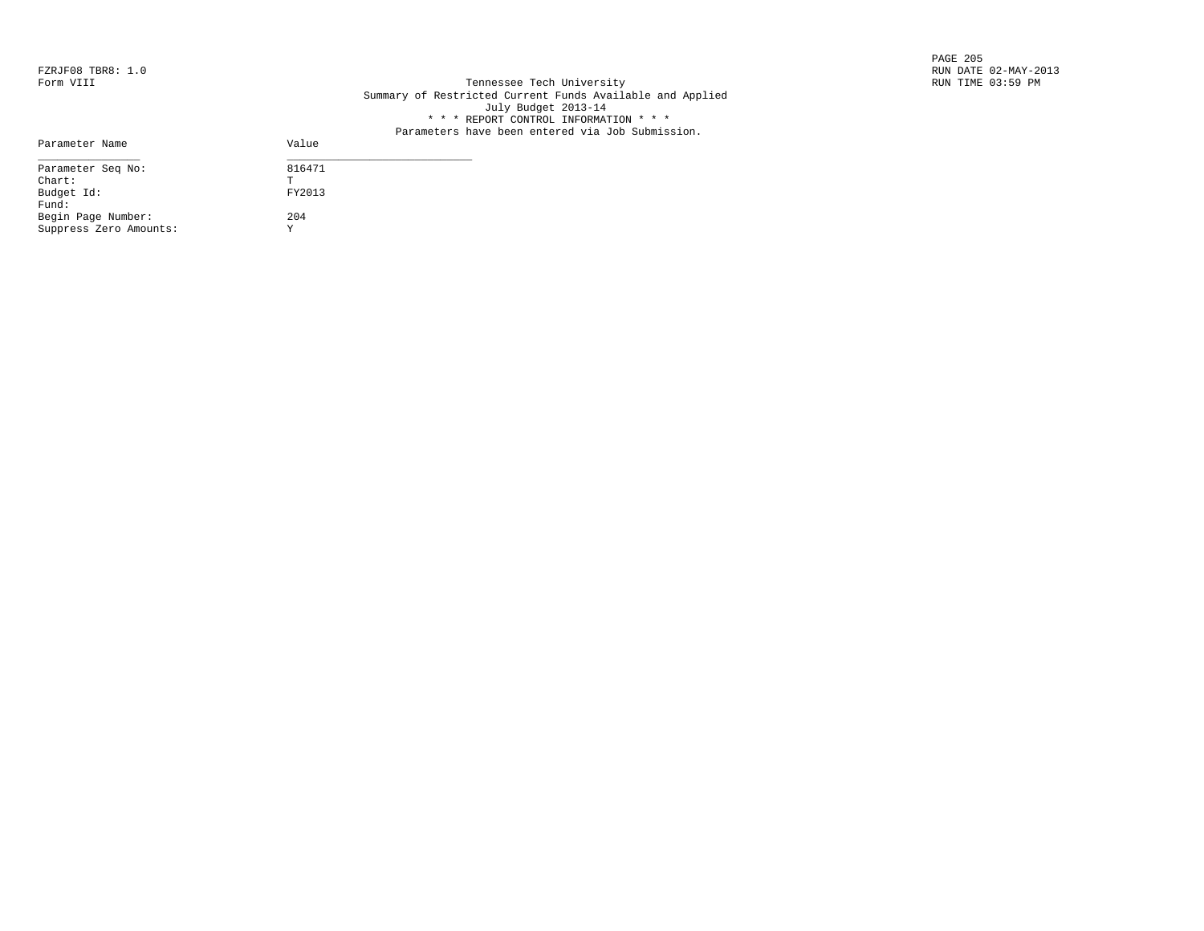FZRJF08 TBR8: 1.0
Form VIII

Tennessee Tech University
Summary of Restricted Current Funds Available and Applied
July Budget 2013-14
\* \* \* REPORT CONTROL INFORMATION \* \* \*
Parameters have been entered via Job Submission.

RUN DATE 02-MAY-2013
RUN TIME 03:59 PM

| Parameter Name | Value |
|---|---|
| Parameter Seq No: | 816471 |
| Chart: | T |
| Budget Id: | FY2013 |
| Fund: | |
| Begin Page Number: | 204 |
| Suppress Zero Amounts: | Y |